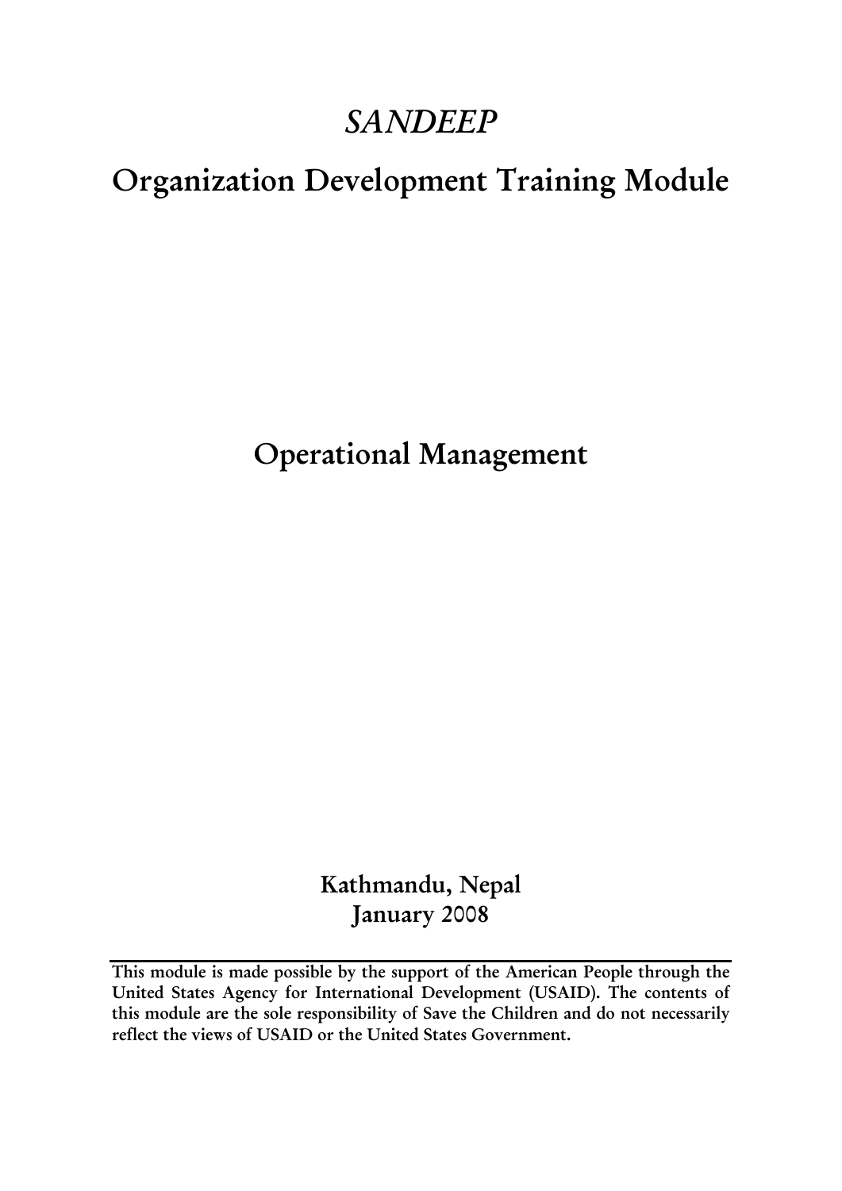# *SANDEEP*

# Organization Development Training Module

## Operational Management

**Kathmandu, Nepal**
**January 2008**

---

**This module is made possible by the support of the American People through the United States Agency for International Development (USAID). The contents of this module are the sole responsibility of Save the Children and do not necessarily reflect the views of USAID or the United States Government.**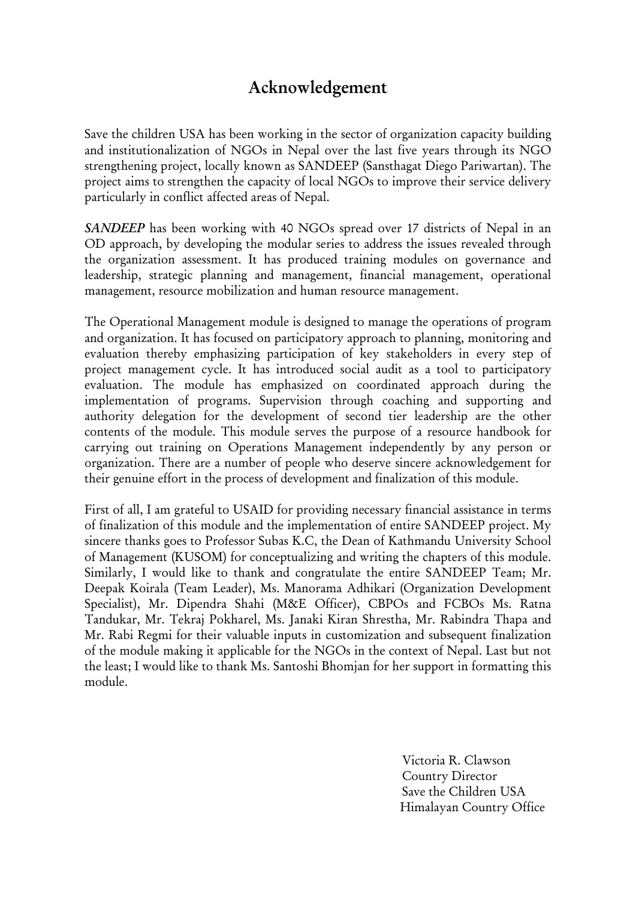# Acknowledgement

Save the children USA has been working in the sector of organization capacity building and institutionalization of NGOs in Nepal over the last five years through its NGO strengthening project, locally known as SANDEEP (Sansthagat Diego Pariwartan). The project aims to strengthen the capacity of local NGOs to improve their service delivery particularly in conflict affected areas of Nepal.

***SANDEEP*** has been working with 40 NGOs spread over 17 districts of Nepal in an OD approach, by developing the modular series to address the issues revealed through the organization assessment. It has produced training modules on governance and leadership, strategic planning and management, financial management, operational management, resource mobilization and human resource management.

The Operational Management module is designed to manage the operations of program and organization. It has focused on participatory approach to planning, monitoring and evaluation thereby emphasizing participation of key stakeholders in every step of project management cycle. It has introduced social audit as a tool to participatory evaluation. The module has emphasized on coordinated approach during the implementation of programs. Supervision through coaching and supporting and authority delegation for the development of second tier leadership are the other contents of the module. This module serves the purpose of a resource handbook for carrying out training on Operations Management independently by any person or organization. There are a number of people who deserve sincere acknowledgement for their genuine effort in the process of development and finalization of this module.

First of all, I am grateful to USAID for providing necessary financial assistance in terms of finalization of this module and the implementation of entire SANDEEP project. My sincere thanks goes to Professor Subas K.C, the Dean of Kathmandu University School of Management (KUSOM) for conceptualizing and writing the chapters of this module. Similarly, I would like to thank and congratulate the entire SANDEEP Team; Mr. Deepak Koirala (Team Leader), Ms. Manorama Adhikari (Organization Development Specialist), Mr. Dipendra Shahi (M&E Officer), CBPOs and FCBOs Ms. Ratna Tandukar, Mr. Tekraj Pokharel, Ms. Janaki Kiran Shrestha, Mr. Rabindra Thapa and Mr. Rabi Regmi for their valuable inputs in customization and subsequent finalization of the module making it applicable for the NGOs in the context of Nepal. Last but not the least; I would like to thank Ms. Santoshi Bhomjan for her support in formatting this module.

Victoria R. Clawson
Country Director
Save the Children USA
Himalayan Country Office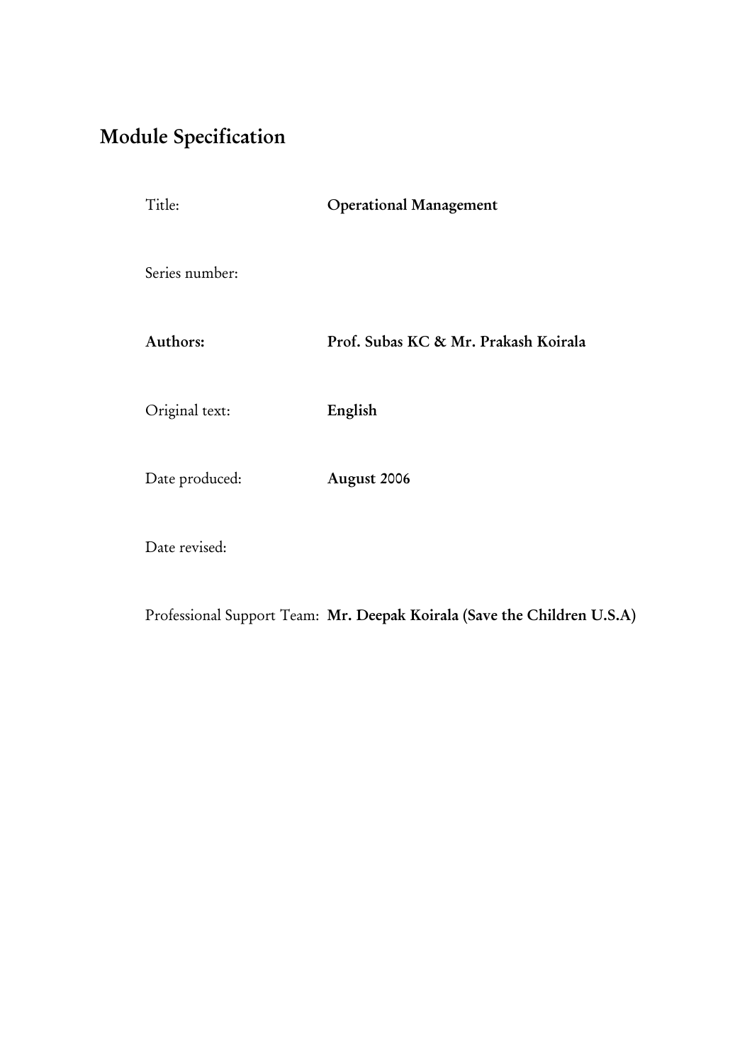# Module Specification

| | |
|---|---|
| Title: | **Operational Management** |
| Series number: | |
| **Authors:** | **Prof. Subas KC & Mr. Prakash Koirala** |
| Original text: | **English** |
| Date produced: | **August 2006** |
| Date revised: | |
| Professional Support Team: | **Mr. Deepak Koirala (Save the Children U.S.A)** |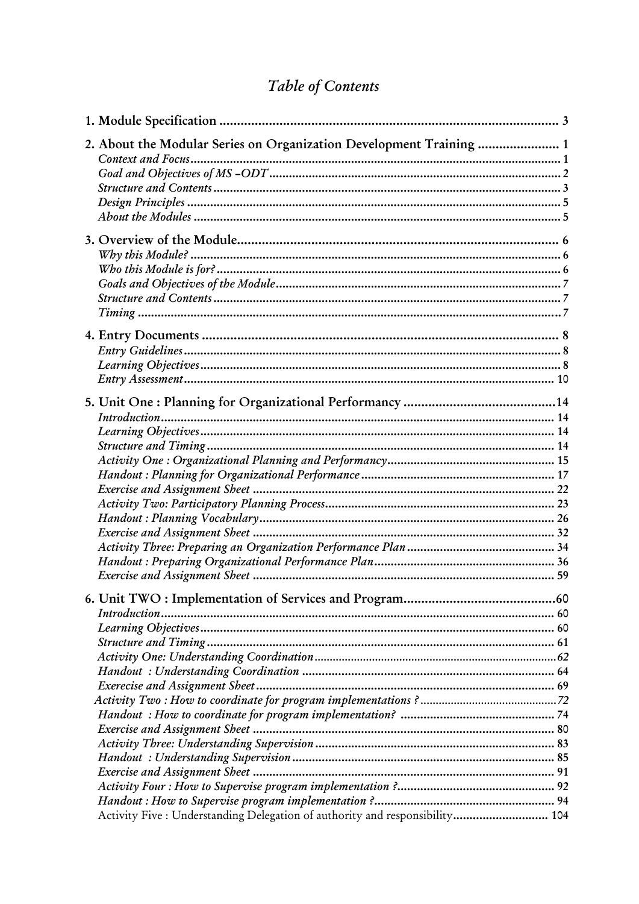# *Table of Contents*

**1. Module Specification** ................................................................................................ 3

**2. About the Modular Series on Organization Development Training** ...................... 1

*Context and Focus* ............................................................................................................ 1
*Goal and Objectives of MS –ODT* ........................................................................................ 2
*Structure and Contents* ........................................................................................................ 3
*Design Principles* ................................................................................................................ 5
*About the Modules* .............................................................................................................. 5

**3. Overview of the Module** ........................................................................................... 6

*Why this Module?* ............................................................................................................... 6
*Who this Module is for?* ....................................................................................................... 6
*Goals and Objectives of the Module* ...................................................................................... 7
*Structure and Contents* ........................................................................................................ 7
*Timing* ................................................................................................................................. 7

**4. Entry Documents** ..................................................................................................... 8

*Entry Guidelines* ................................................................................................................. 8
*Learning Objectives* ............................................................................................................ 8
*Entry Assessment* ............................................................................................................... 10

**5. Unit One : Planning for Organizational Performancy** ..........................................14

*Introduction* ...................................................................................................................... 14
*Learning Objectives* .......................................................................................................... 14
*Structure and Timing* ........................................................................................................ 14
*Activity One : Organizational Planning and Performancy* .................................................. 15
*Handout : Planning for Organizational Performance* .......................................................... 17
*Exercise and Assignment Sheet* .......................................................................................... 22
*Activity Two: Participatory Planning Process* ..................................................................... 23
*Handout : Planning Vocabulary* ......................................................................................... 26
*Exercise and Assignment Sheet* .......................................................................................... 32
*Activity Three: Preparing an Organization Performance Plan* ............................................ 34
*Handout : Preparing Organizational Performance Plan* ...................................................... 36
*Exercise and Assignment Sheet* .......................................................................................... 59

**6. Unit TWO : Implementation of Services and Program** ...........................................60

*Introduction* ...................................................................................................................... 60
*Learning Objectives* .......................................................................................................... 60
*Structure and Timing* ........................................................................................................ 61
*Activity One: Understanding Coordination* ........................................................................... 62
*Handout : Understanding Coordination* ............................................................................ 64
*Exerecise and Assignment Sheet* ......................................................................................... 69
*Activity Two : How to coordinate for program implementations ?* .......................................... 72
*Handout : How to coordinate for program implementation?* .............................................. 74
*Exercise and Assignment Sheet* .......................................................................................... 80
*Activity Three: Understanding Supervision* ........................................................................ 83
*Handout : Understanding Supervision* ............................................................................... 85
*Exercise and Assignment Sheet* .......................................................................................... 91
*Activity Four : How to Supervise program implementation ?* .............................................. 92
*Handout : How to Supervise program implementation ?* ..................................................... 94
Activity Five : Understanding Delegation of authority and responsibility ............................ 104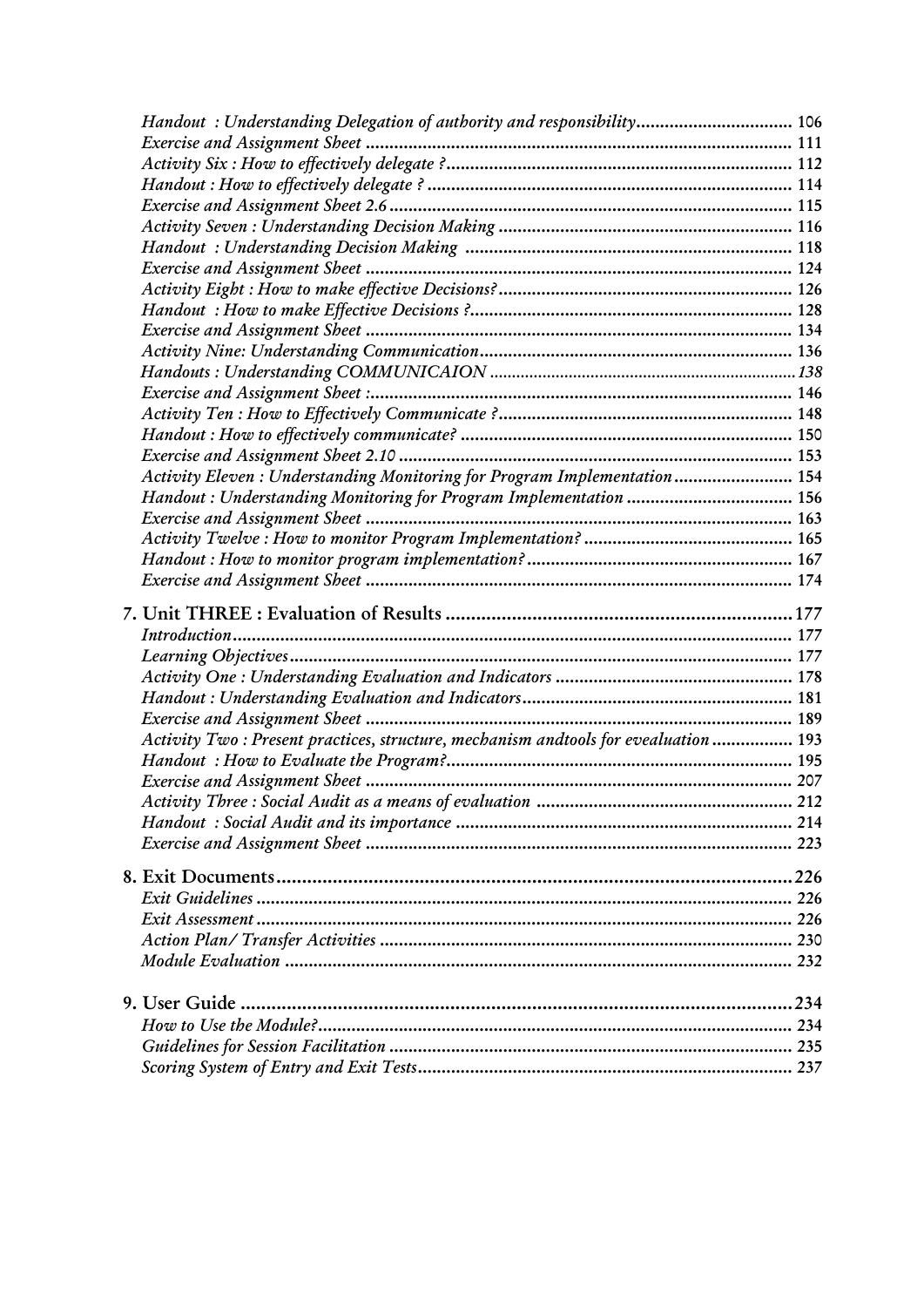*Handout : Understanding Delegation of authority and responsibility* ................................ 106
*Exercise and Assignment Sheet* ........................................................................................ 111
*Activity Six : How to effectively delegate ?* ....................................................................... 112
*Handout : How to effectively delegate ?* ........................................................................... 114
*Exercise and Assignment Sheet 2.6* ................................................................................... 115
*Activity Seven : Understanding Decision Making* ............................................................. 116
*Handout : Understanding Decision Making* ...................................................................... 118
*Exercise and Assignment Sheet* ........................................................................................ 124
*Activity Eight : How to make effective Decisions?* ............................................................. 126
*Handout : How to make Effective Decisions ?* ................................................................... 128
*Exercise and Assignment Sheet* ........................................................................................ 134
*Activity Nine: Understanding Communication* ................................................................. 136
*Handouts : Understanding COMMUNICAION* ................................................................... 138
*Exercise and Assignment Sheet :* ....................................................................................... 146
*Activity Ten : How to Effectively Communicate ?* ............................................................. 148
*Handout : How to effectively communicate?* ..................................................................... 150
*Exercise and Assignment Sheet 2.10* ................................................................................. 153
*Activity Eleven : Understanding Monitoring for Program Implementation* ........................ 154
*Handout : Understanding Monitoring for Program Implementation* .................................. 156
*Exercise and Assignment Sheet* ........................................................................................ 163
*Activity Twelve : How to monitor Program Implementation?* ........................................... 165
*Handout : How to monitor program implementation?* ....................................................... 167
*Exercise and Assignment Sheet* ........................................................................................ 174

**7. Unit THREE : Evaluation of Results** .................................................................... 177
*Introduction* ...................................................................................................................... 177
*Learning Objectives* .......................................................................................................... 177
*Activity One : Understanding Evaluation and Indicators* ................................................. 178
*Handout : Understanding Evaluation and Indicators* ........................................................ 181
*Exercise and Assignment Sheet* ........................................................................................ 189
*Activity Two : Present practices, structure, mechanism andtools for evealuation* ................. 193
*Handout : How to Evaluate the Program?* ......................................................................... 195
*Exercise and Assignment Sheet* ........................................................................................ 207
*Activity Three : Social Audit as a means of evaluation* ..................................................... 212
*Handout : Social Audit and its importance* ...................................................................... 214
*Exercise and Assignment Sheet* ........................................................................................ 223

**8. Exit Documents** ...................................................................................................... 226
*Exit Guidelines* ................................................................................................................. 226
*Exit Assessment* ................................................................................................................ 226
*Action Plan/ Transfer Activities* ........................................................................................ 230
*Module Evaluation* ........................................................................................................... 232

**9. User Guide** ............................................................................................................. 234
*How to Use the Module?* .................................................................................................. 234
*Guidelines for Session Facilitation* .................................................................................... 235
*Scoring System of Entry and Exit Tests* ............................................................................. 237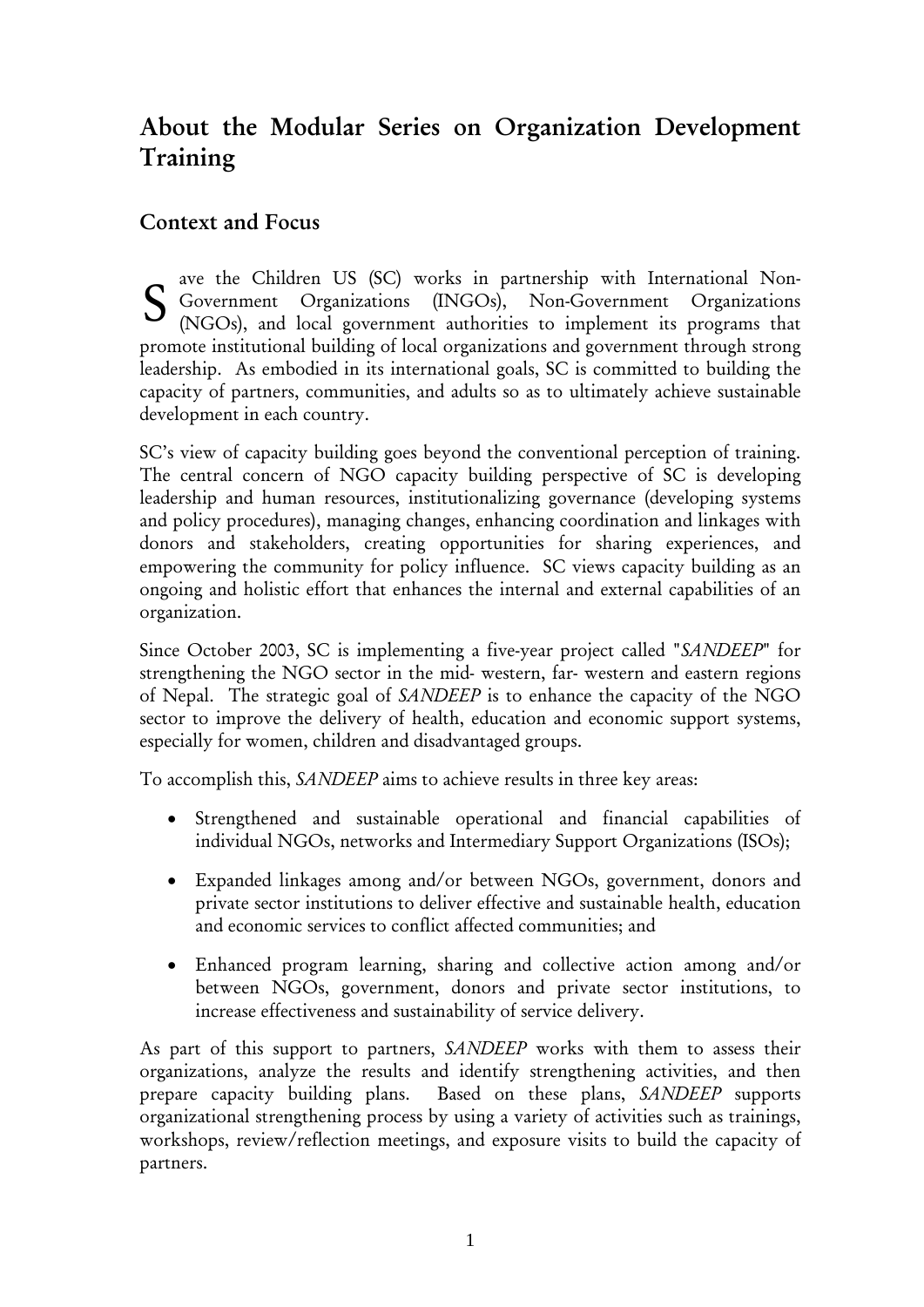# About the Modular Series on Organization Development Training

## Context and Focus

Save the Children US (SC) works in partnership with International Non-Government Organizations (INGOs), Non-Government Organizations (NGOs), and local government authorities to implement its programs that promote institutional building of local organizations and government through strong leadership. As embodied in its international goals, SC is committed to building the capacity of partners, communities, and adults so as to ultimately achieve sustainable development in each country.

SC's view of capacity building goes beyond the conventional perception of training. The central concern of NGO capacity building perspective of SC is developing leadership and human resources, institutionalizing governance (developing systems and policy procedures), managing changes, enhancing coordination and linkages with donors and stakeholders, creating opportunities for sharing experiences, and empowering the community for policy influence. SC views capacity building as an ongoing and holistic effort that enhances the internal and external capabilities of an organization.

Since October 2003, SC is implementing a five-year project called "*SANDEEP*" for strengthening the NGO sector in the mid- western, far- western and eastern regions of Nepal. The strategic goal of *SANDEEP* is to enhance the capacity of the NGO sector to improve the delivery of health, education and economic support systems, especially for women, children and disadvantaged groups.

To accomplish this, *SANDEEP* aims to achieve results in three key areas:

- Strengthened and sustainable operational and financial capabilities of individual NGOs, networks and Intermediary Support Organizations (ISOs);
- Expanded linkages among and/or between NGOs, government, donors and private sector institutions to deliver effective and sustainable health, education and economic services to conflict affected communities; and
- Enhanced program learning, sharing and collective action among and/or between NGOs, government, donors and private sector institutions, to increase effectiveness and sustainability of service delivery.

As part of this support to partners, *SANDEEP* works with them to assess their organizations, analyze the results and identify strengthening activities, and then prepare capacity building plans. Based on these plans, *SANDEEP* supports organizational strengthening process by using a variety of activities such as trainings, workshops, review/reflection meetings, and exposure visits to build the capacity of partners.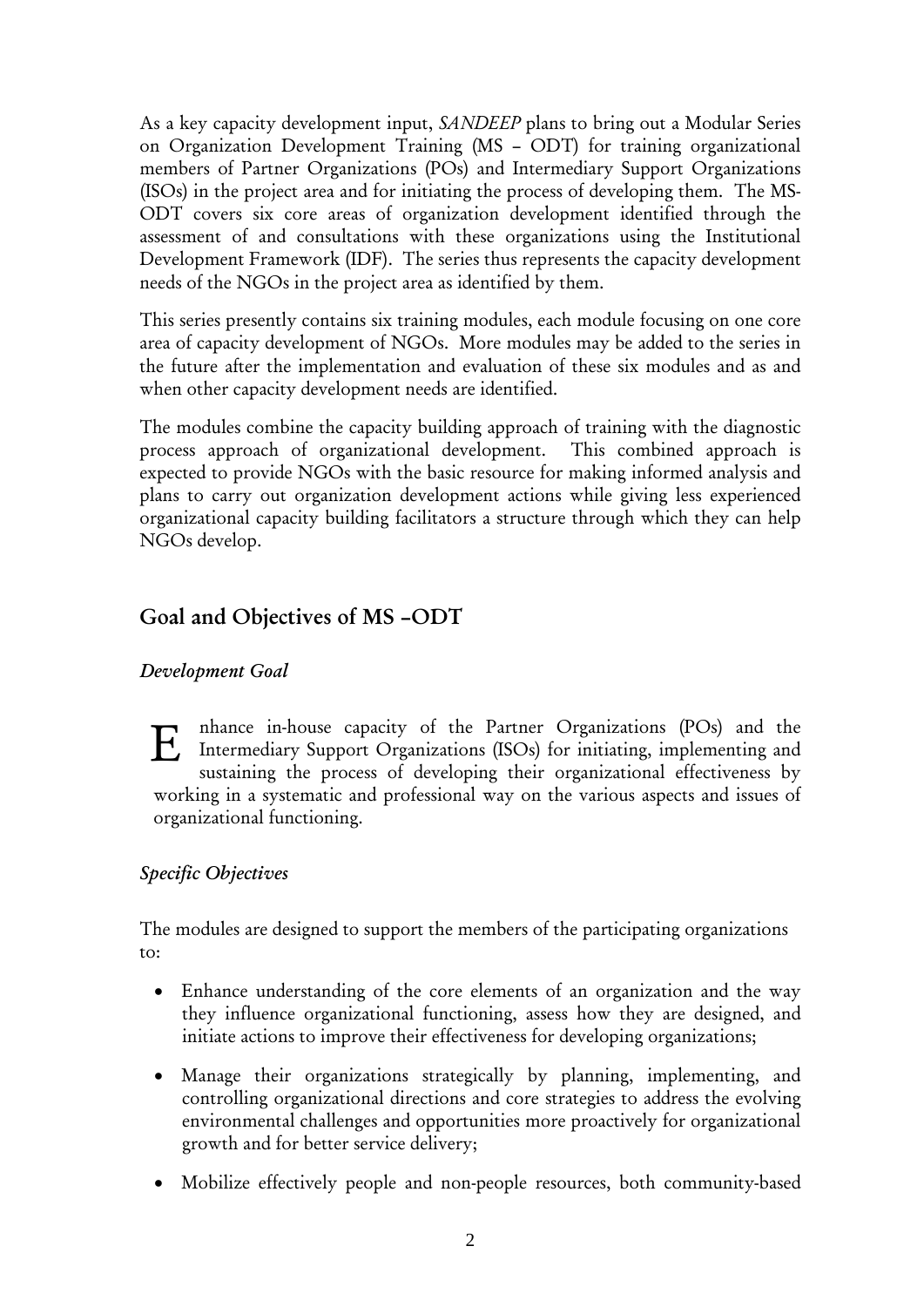As a key capacity development input, *SANDEEP* plans to bring out a Modular Series on Organization Development Training (MS – ODT) for training organizational members of Partner Organizations (POs) and Intermediary Support Organizations (ISOs) in the project area and for initiating the process of developing them. The MS-ODT covers six core areas of organization development identified through the assessment of and consultations with these organizations using the Institutional Development Framework (IDF). The series thus represents the capacity development needs of the NGOs in the project area as identified by them.

This series presently contains six training modules, each module focusing on one core area of capacity development of NGOs. More modules may be added to the series in the future after the implementation and evaluation of these six modules and as and when other capacity development needs are identified.

The modules combine the capacity building approach of training with the diagnostic process approach of organizational development. This combined approach is expected to provide NGOs with the basic resource for making informed analysis and plans to carry out organization development actions while giving less experienced organizational capacity building facilitators a structure through which they can help NGOs develop.

## Goal and Objectives of MS –ODT

### *Development Goal*

Enhance in-house capacity of the Partner Organizations (POs) and the Intermediary Support Organizations (ISOs) for initiating, implementing and sustaining the process of developing their organizational effectiveness by working in a systematic and professional way on the various aspects and issues of organizational functioning.

### *Specific Objectives*

The modules are designed to support the members of the participating organizations to:

- Enhance understanding of the core elements of an organization and the way they influence organizational functioning, assess how they are designed, and initiate actions to improve their effectiveness for developing organizations;
- Manage their organizations strategically by planning, implementing, and controlling organizational directions and core strategies to address the evolving environmental challenges and opportunities more proactively for organizational growth and for better service delivery;
- Mobilize effectively people and non-people resources, both community-based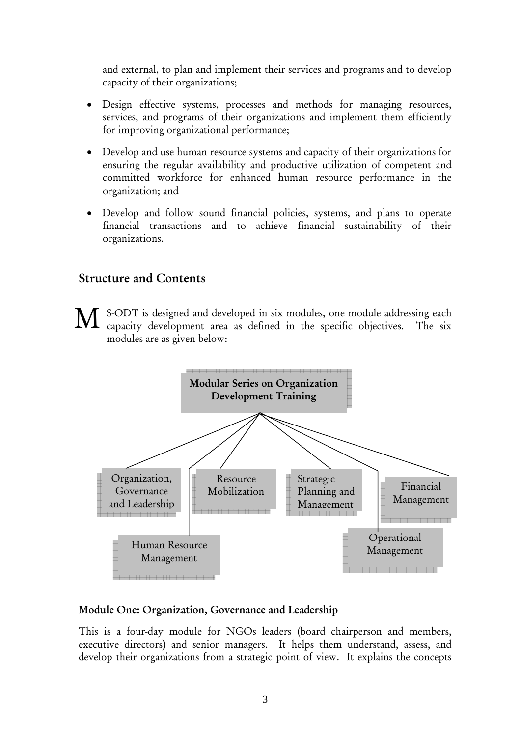and external, to plan and implement their services and programs and to develop capacity of their organizations;

- Design effective systems, processes and methods for managing resources, services, and programs of their organizations and implement them efficiently for improving organizational performance;
- Develop and use human resource systems and capacity of their organizations for ensuring the regular availability and productive utilization of competent and committed workforce for enhanced human resource performance in the organization; and
- Develop and follow sound financial policies, systems, and plans to operate financial transactions and to achieve financial sustainability of their organizations.

## Structure and Contents

MS-ODT is designed and developed in six modules, one module addressing each capacity development area as defined in the specific objectives. The six modules are as given below:

**Modular Series on Organization Development Training**

- Organization, Governance and Leadership
- Human Resource Management
- Resource Mobilization
- Strategic Planning and Management
- Operational Management
- Financial Management

### Module One: Organization, Governance and Leadership

This is a four-day module for NGOs leaders (board chairperson and members, executive directors) and senior managers. It helps them understand, assess, and develop their organizations from a strategic point of view. It explains the concepts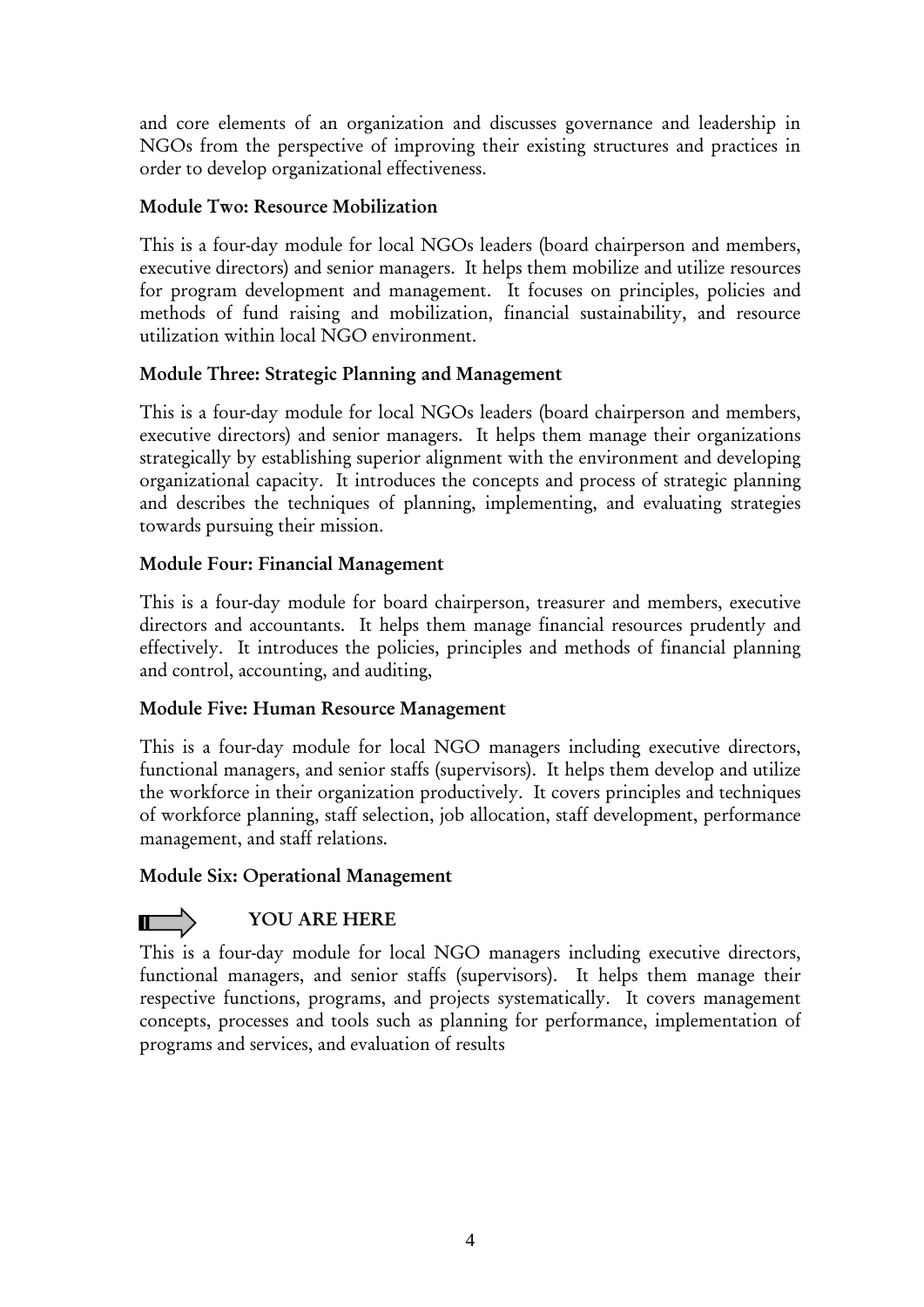and core elements of an organization and discusses governance and leadership in NGOs from the perspective of improving their existing structures and practices in order to develop organizational effectiveness.

**Module Two: Resource Mobilization**

This is a four-day module for local NGOs leaders (board chairperson and members, executive directors) and senior managers. It helps them mobilize and utilize resources for program development and management. It focuses on principles, policies and methods of fund raising and mobilization, financial sustainability, and resource utilization within local NGO environment.

**Module Three: Strategic Planning and Management**

This is a four-day module for local NGOs leaders (board chairperson and members, executive directors) and senior managers. It helps them manage their organizations strategically by establishing superior alignment with the environment and developing organizational capacity. It introduces the concepts and process of strategic planning and describes the techniques of planning, implementing, and evaluating strategies towards pursuing their mission.

**Module Four: Financial Management**

This is a four-day module for board chairperson, treasurer and members, executive directors and accountants. It helps them manage financial resources prudently and effectively. It introduces the policies, principles and methods of financial planning and control, accounting, and auditing,

**Module Five: Human Resource Management**

This is a four-day module for local NGO managers including executive directors, functional managers, and senior staffs (supervisors). It helps them develop and utilize the workforce in their organization productively. It covers principles and techniques of workforce planning, staff selection, job allocation, staff development, performance management, and staff relations.

**Module Six: Operational Management**

**YOU ARE HERE**

This is a four-day module for local NGO managers including executive directors, functional managers, and senior staffs (supervisors). It helps them manage their respective functions, programs, and projects systematically. It covers management concepts, processes and tools such as planning for performance, implementation of programs and services, and evaluation of results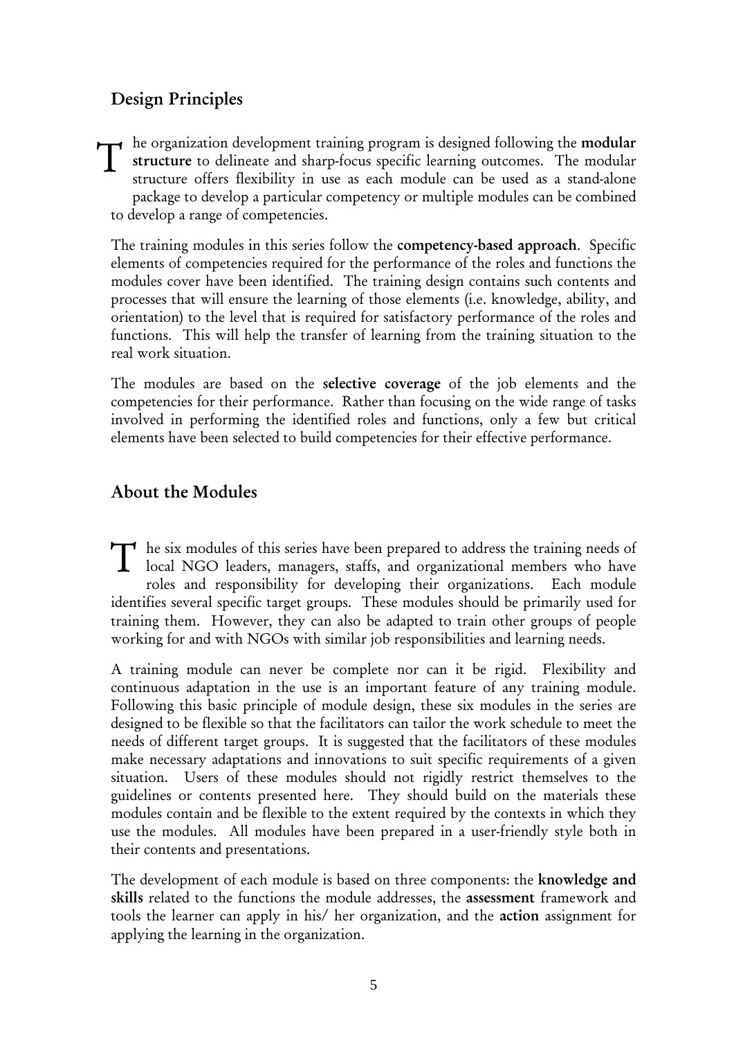## Design Principles

The organization development training program is designed following the **modular structure** to delineate and sharp-focus specific learning outcomes. The modular structure offers flexibility in use as each module can be used as a stand-alone package to develop a particular competency or multiple modules can be combined to develop a range of competencies.

The training modules in this series follow the **competency-based approach**. Specific elements of competencies required for the performance of the roles and functions the modules cover have been identified. The training design contains such contents and processes that will ensure the learning of those elements (i.e. knowledge, ability, and orientation) to the level that is required for satisfactory performance of the roles and functions. This will help the transfer of learning from the training situation to the real work situation.

The modules are based on the **selective coverage** of the job elements and the competencies for their performance. Rather than focusing on the wide range of tasks involved in performing the identified roles and functions, only a few but critical elements have been selected to build competencies for their effective performance.

## About the Modules

The six modules of this series have been prepared to address the training needs of local NGO leaders, managers, staffs, and organizational members who have roles and responsibility for developing their organizations. Each module identifies several specific target groups. These modules should be primarily used for training them. However, they can also be adapted to train other groups of people working for and with NGOs with similar job responsibilities and learning needs.

A training module can never be complete nor can it be rigid. Flexibility and continuous adaptation in the use is an important feature of any training module. Following this basic principle of module design, these six modules in the series are designed to be flexible so that the facilitators can tailor the work schedule to meet the needs of different target groups. It is suggested that the facilitators of these modules make necessary adaptations and innovations to suit specific requirements of a given situation. Users of these modules should not rigidly restrict themselves to the guidelines or contents presented here. They should build on the materials these modules contain and be flexible to the extent required by the contexts in which they use the modules. All modules have been prepared in a user-friendly style both in their contents and presentations.

The development of each module is based on three components: the **knowledge and skills** related to the functions the module addresses, the **assessment** framework and tools the learner can apply in his/ her organization, and the **action** assignment for applying the learning in the organization.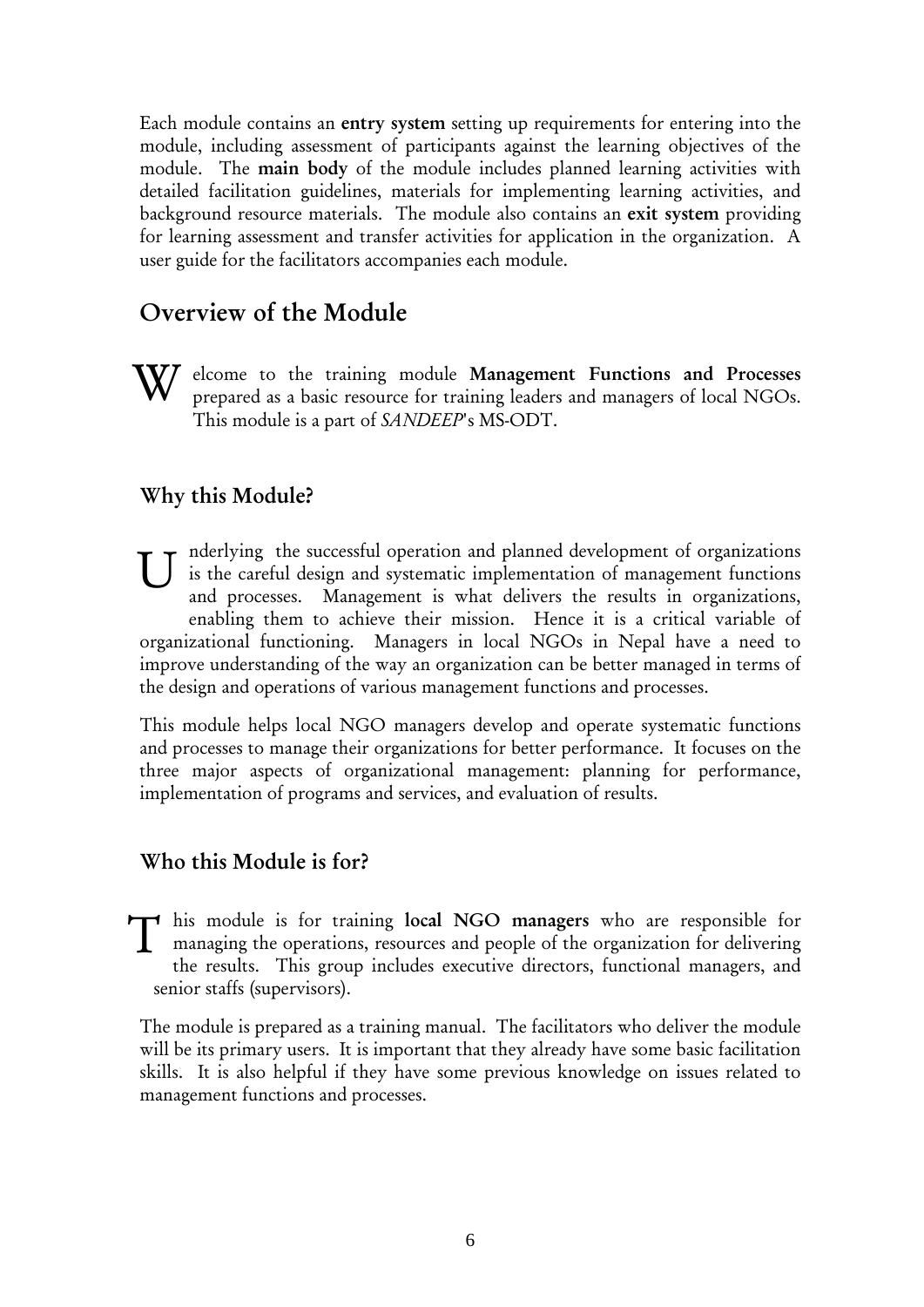Each module contains an **entry system** setting up requirements for entering into the module, including assessment of participants against the learning objectives of the module. The **main body** of the module includes planned learning activities with detailed facilitation guidelines, materials for implementing learning activities, and background resource materials. The module also contains an **exit system** providing for learning assessment and transfer activities for application in the organization. A user guide for the facilitators accompanies each module.

## Overview of the Module

Welcome to the training module **Management Functions and Processes** prepared as a basic resource for training leaders and managers of local NGOs. This module is a part of *SANDEEP*'s MS-ODT.

### Why this Module?

Underlying the successful operation and planned development of organizations is the careful design and systematic implementation of management functions and processes. Management is what delivers the results in organizations, enabling them to achieve their mission. Hence it is a critical variable of organizational functioning. Managers in local NGOs in Nepal have a need to improve understanding of the way an organization can be better managed in terms of the design and operations of various management functions and processes.

This module helps local NGO managers develop and operate systematic functions and processes to manage their organizations for better performance. It focuses on the three major aspects of organizational management: planning for performance, implementation of programs and services, and evaluation of results.

### Who this Module is for?

This module is for training **local NGO managers** who are responsible for managing the operations, resources and people of the organization for delivering the results. This group includes executive directors, functional managers, and senior staffs (supervisors).

The module is prepared as a training manual. The facilitators who deliver the module will be its primary users. It is important that they already have some basic facilitation skills. It is also helpful if they have some previous knowledge on issues related to management functions and processes.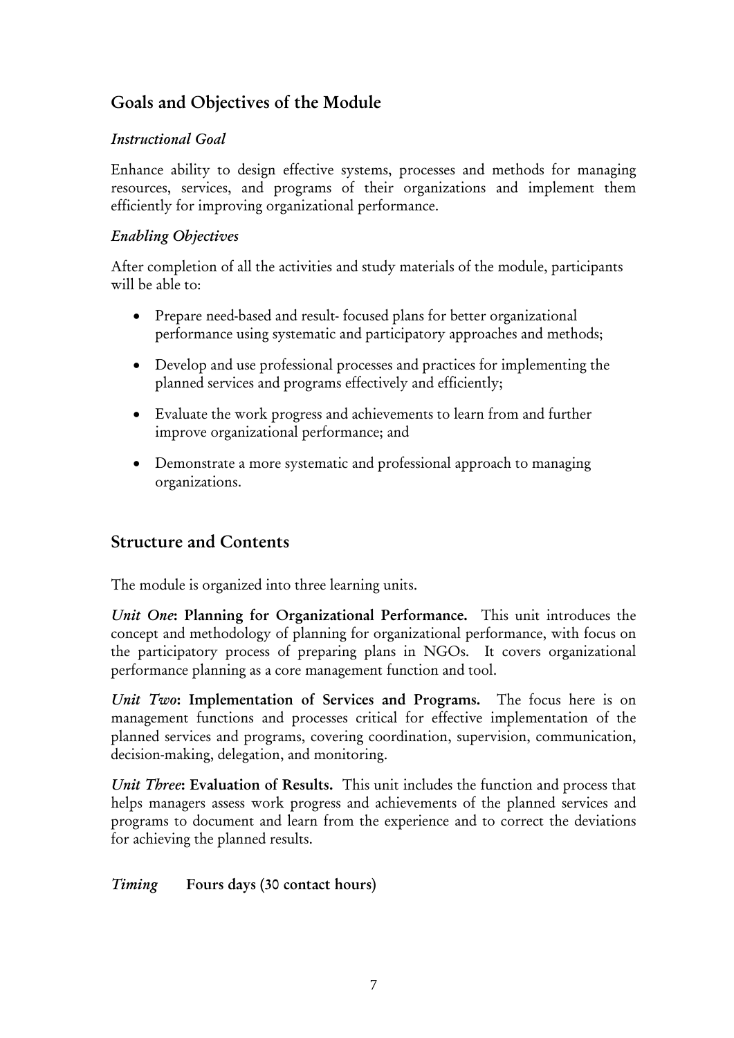## Goals and Objectives of the Module

### *Instructional Goal*

Enhance ability to design effective systems, processes and methods for managing resources, services, and programs of their organizations and implement them efficiently for improving organizational performance.

### *Enabling Objectives*

After completion of all the activities and study materials of the module, participants will be able to:

- Prepare need-based and result- focused plans for better organizational performance using systematic and participatory approaches and methods;
- Develop and use professional processes and practices for implementing the planned services and programs effectively and efficiently;
- Evaluate the work progress and achievements to learn from and further improve organizational performance; and
- Demonstrate a more systematic and professional approach to managing organizations.

## Structure and Contents

The module is organized into three learning units.

*Unit One*: **Planning for Organizational Performance.** This unit introduces the concept and methodology of planning for organizational performance, with focus on the participatory process of preparing plans in NGOs. It covers organizational performance planning as a core management function and tool.

*Unit Two*: **Implementation of Services and Programs.** The focus here is on management functions and processes critical for effective implementation of the planned services and programs, covering coordination, supervision, communication, decision-making, delegation, and monitoring.

*Unit Three*: **Evaluation of Results.** This unit includes the function and process that helps managers assess work progress and achievements of the planned services and programs to document and learn from the experience and to correct the deviations for achieving the planned results.

*Timing* **Fours days (30 contact hours)**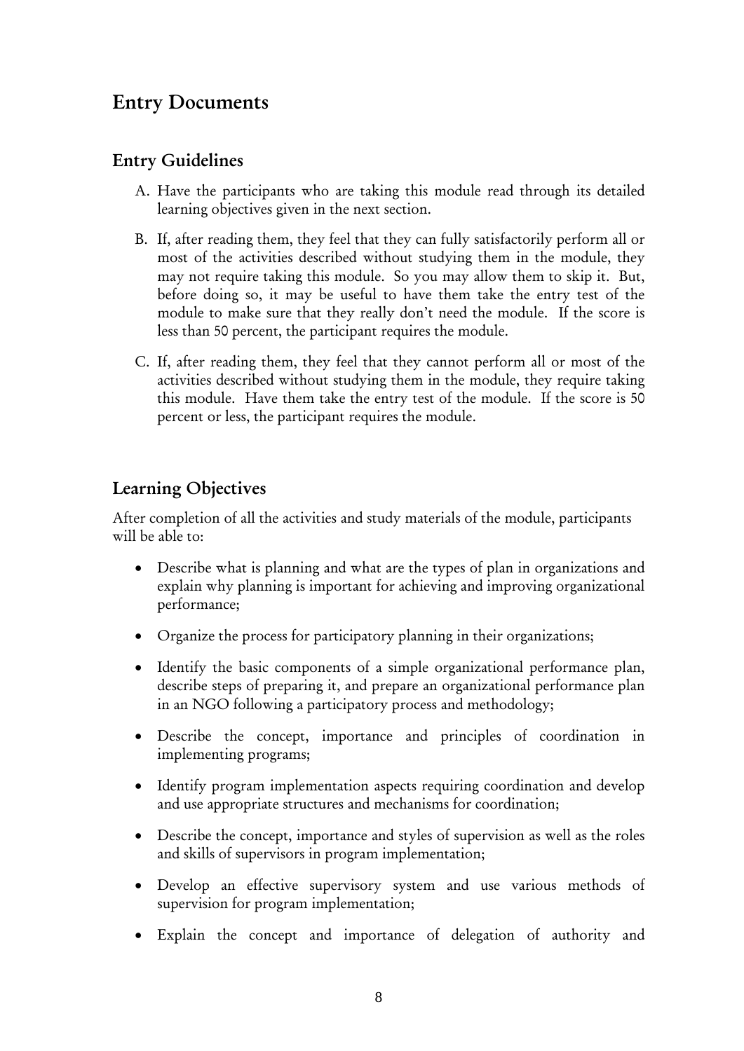## Entry Documents

### Entry Guidelines

A. Have the participants who are taking this module read through its detailed learning objectives given in the next section.

B. If, after reading them, they feel that they can fully satisfactorily perform all or most of the activities described without studying them in the module, they may not require taking this module. So you may allow them to skip it. But, before doing so, it may be useful to have them take the entry test of the module to make sure that they really don't need the module. If the score is less than 50 percent, the participant requires the module.

C. If, after reading them, they feel that they cannot perform all or most of the activities described without studying them in the module, they require taking this module. Have them take the entry test of the module. If the score is 50 percent or less, the participant requires the module.

### Learning Objectives

After completion of all the activities and study materials of the module, participants will be able to:

- Describe what is planning and what are the types of plan in organizations and explain why planning is important for achieving and improving organizational performance;
- Organize the process for participatory planning in their organizations;
- Identify the basic components of a simple organizational performance plan, describe steps of preparing it, and prepare an organizational performance plan in an NGO following a participatory process and methodology;
- Describe the concept, importance and principles of coordination in implementing programs;
- Identify program implementation aspects requiring coordination and develop and use appropriate structures and mechanisms for coordination;
- Describe the concept, importance and styles of supervision as well as the roles and skills of supervisors in program implementation;
- Develop an effective supervisory system and use various methods of supervision for program implementation;
- Explain the concept and importance of delegation of authority and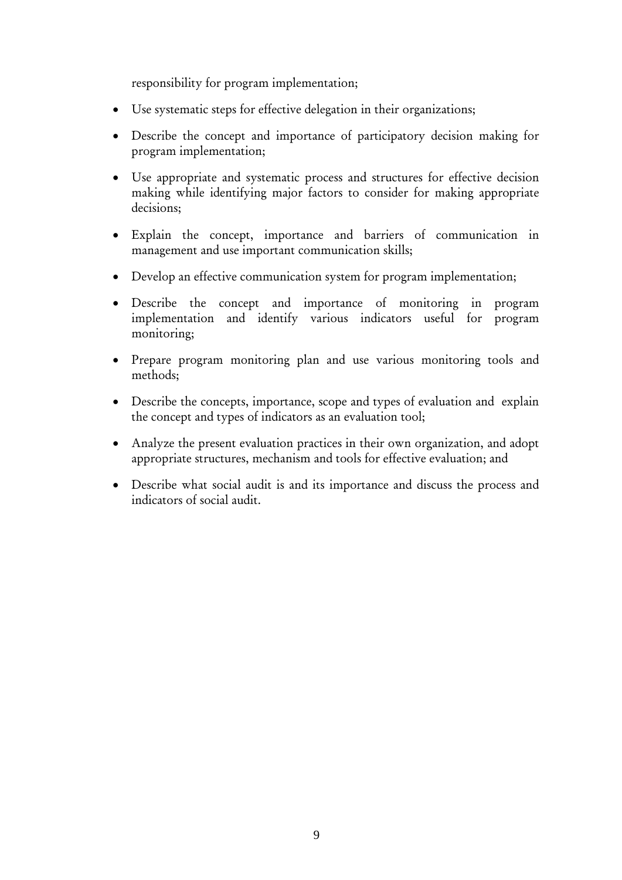responsibility for program implementation;

- Use systematic steps for effective delegation in their organizations;
- Describe the concept and importance of participatory decision making for program implementation;
- Use appropriate and systematic process and structures for effective decision making while identifying major factors to consider for making appropriate decisions;
- Explain the concept, importance and barriers of communication in management and use important communication skills;
- Develop an effective communication system for program implementation;
- Describe the concept and importance of monitoring in program implementation and identify various indicators useful for program monitoring;
- Prepare program monitoring plan and use various monitoring tools and methods;
- Describe the concepts, importance, scope and types of evaluation and explain the concept and types of indicators as an evaluation tool;
- Analyze the present evaluation practices in their own organization, and adopt appropriate structures, mechanism and tools for effective evaluation; and
- Describe what social audit is and its importance and discuss the process and indicators of social audit.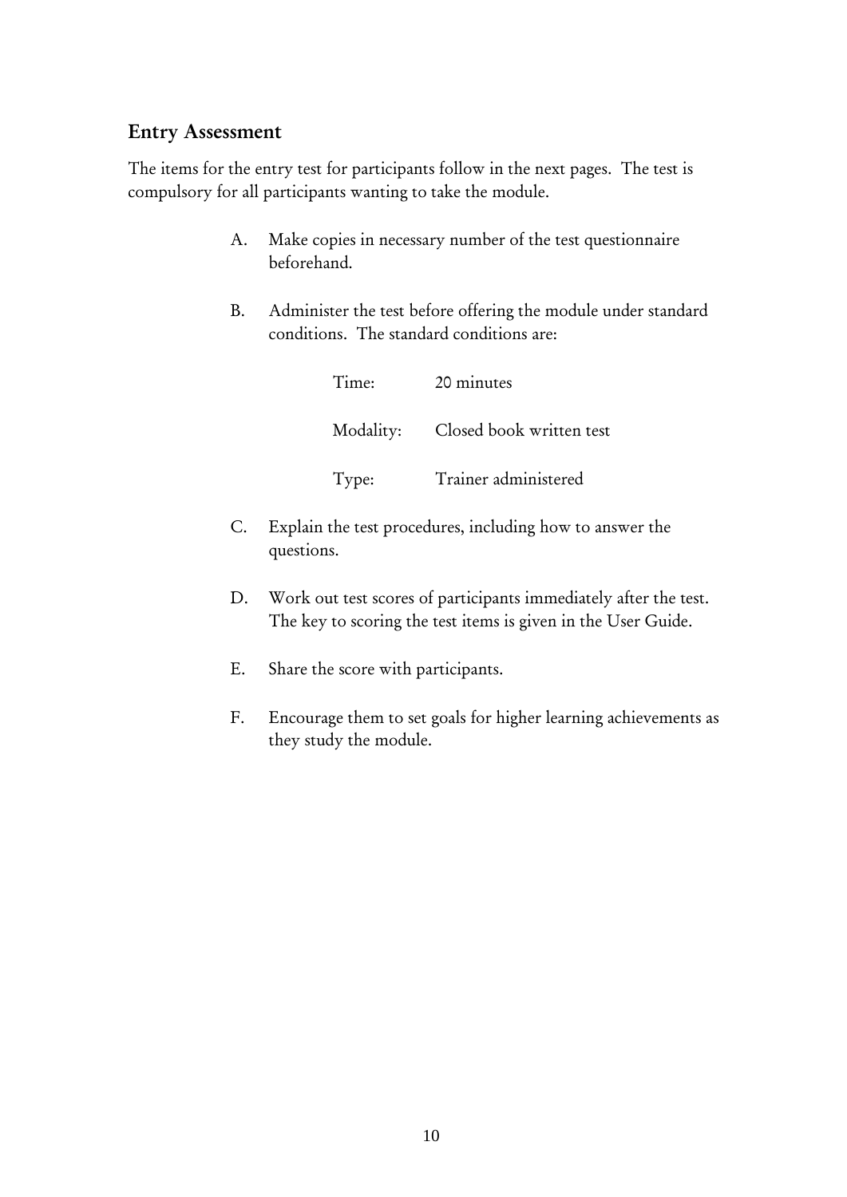## Entry Assessment

The items for the entry test for participants follow in the next pages. The test is compulsory for all participants wanting to take the module.

A. Make copies in necessary number of the test questionnaire beforehand.

B. Administer the test before offering the module under standard conditions. The standard conditions are:

| | |
|---|---|
| Time: | 20 minutes |
| Modality: | Closed book written test |
| Type: | Trainer administered |

C. Explain the test procedures, including how to answer the questions.

D. Work out test scores of participants immediately after the test. The key to scoring the test items is given in the User Guide.

E. Share the score with participants.

F. Encourage them to set goals for higher learning achievements as they study the module.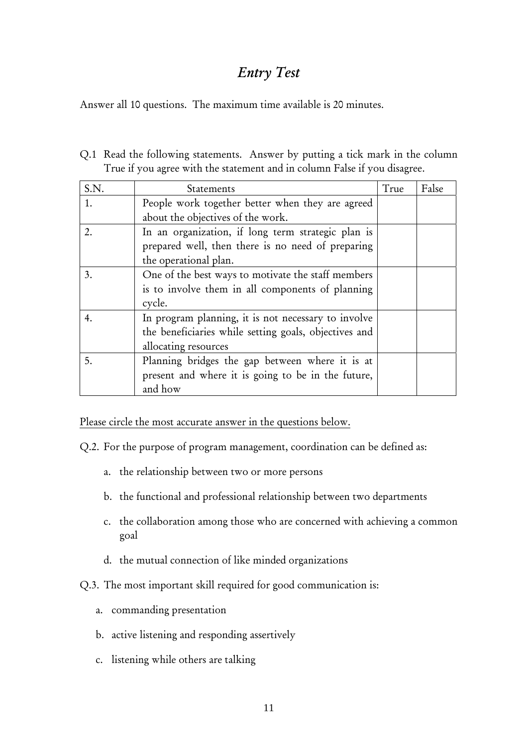# *Entry Test*

Answer all 10 questions. The maximum time available is 20 minutes.

Q.1 Read the following statements. Answer by putting a tick mark in the column True if you agree with the statement and in column False if you disagree.

| S.N. | Statements | True | False |
|---|---|---|---|
| 1. | People work together better when they are agreed about the objectives of the work. | | |
| 2. | In an organization, if long term strategic plan is prepared well, then there is no need of preparing the operational plan. | | |
| 3. | One of the best ways to motivate the staff members is to involve them in all components of planning cycle. | | |
| 4. | In program planning, it is not necessary to involve the beneficiaries while setting goals, objectives and allocating resources | | |
| 5. | Planning bridges the gap between where it is at present and where it is going to be in the future, and how | | |

<u>Please circle the most accurate answer in the questions below.</u>

Q.2. For the purpose of program management, coordination can be defined as:

a. the relationship between two or more persons

b. the functional and professional relationship between two departments

c. the collaboration among those who are concerned with achieving a common goal

d. the mutual connection of like minded organizations

Q.3. The most important skill required for good communication is:

a. commanding presentation

b. active listening and responding assertively

c. listening while others are talking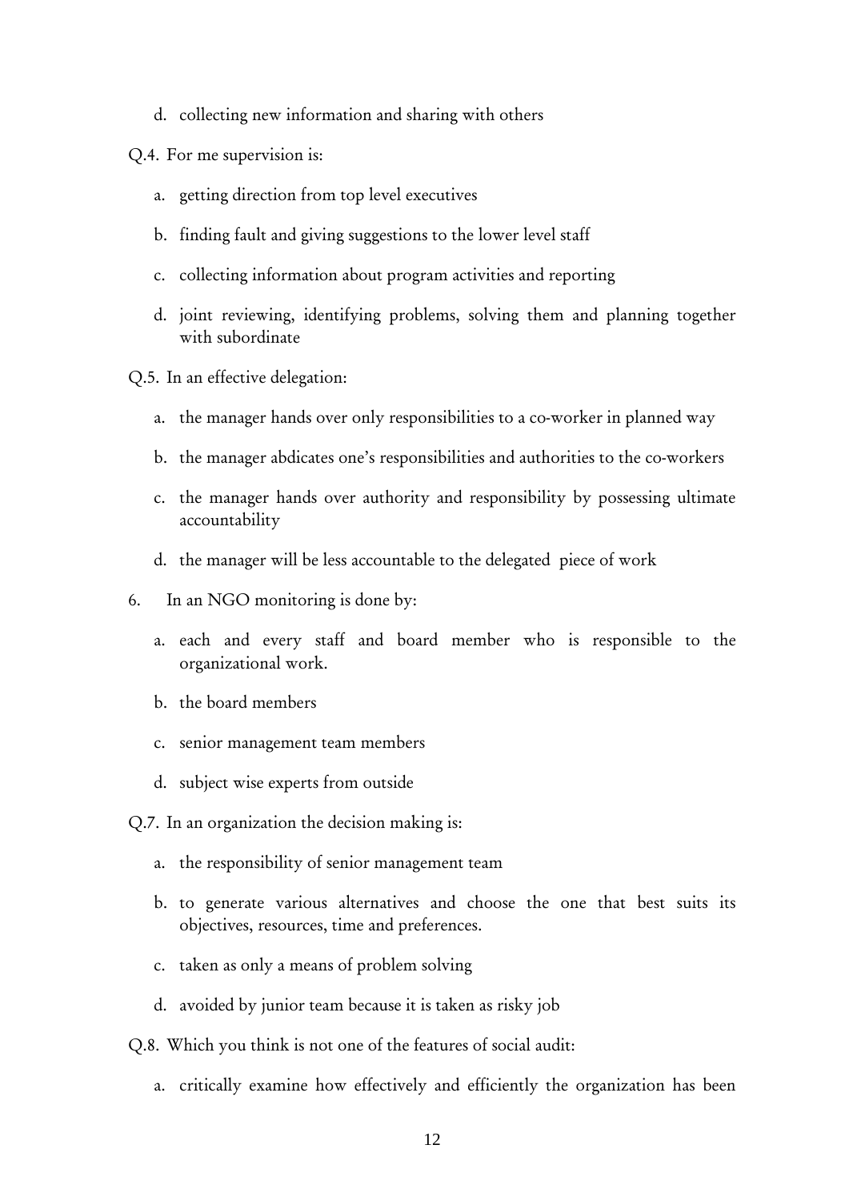d. collecting new information and sharing with others

Q.4. For me supervision is:

a. getting direction from top level executives

b. finding fault and giving suggestions to the lower level staff

c. collecting information about program activities and reporting

d. joint reviewing, identifying problems, solving them and planning together with subordinate

Q.5. In an effective delegation:

a. the manager hands over only responsibilities to a co-worker in planned way

b. the manager abdicates one's responsibilities and authorities to the co-workers

c. the manager hands over authority and responsibility by possessing ultimate accountability

d. the manager will be less accountable to the delegated piece of work

6. In an NGO monitoring is done by:

a. each and every staff and board member who is responsible to the organizational work.

b. the board members

c. senior management team members

d. subject wise experts from outside

Q.7. In an organization the decision making is:

a. the responsibility of senior management team

b. to generate various alternatives and choose the one that best suits its objectives, resources, time and preferences.

c. taken as only a means of problem solving

d. avoided by junior team because it is taken as risky job

Q.8. Which you think is not one of the features of social audit:

a. critically examine how effectively and efficiently the organization has been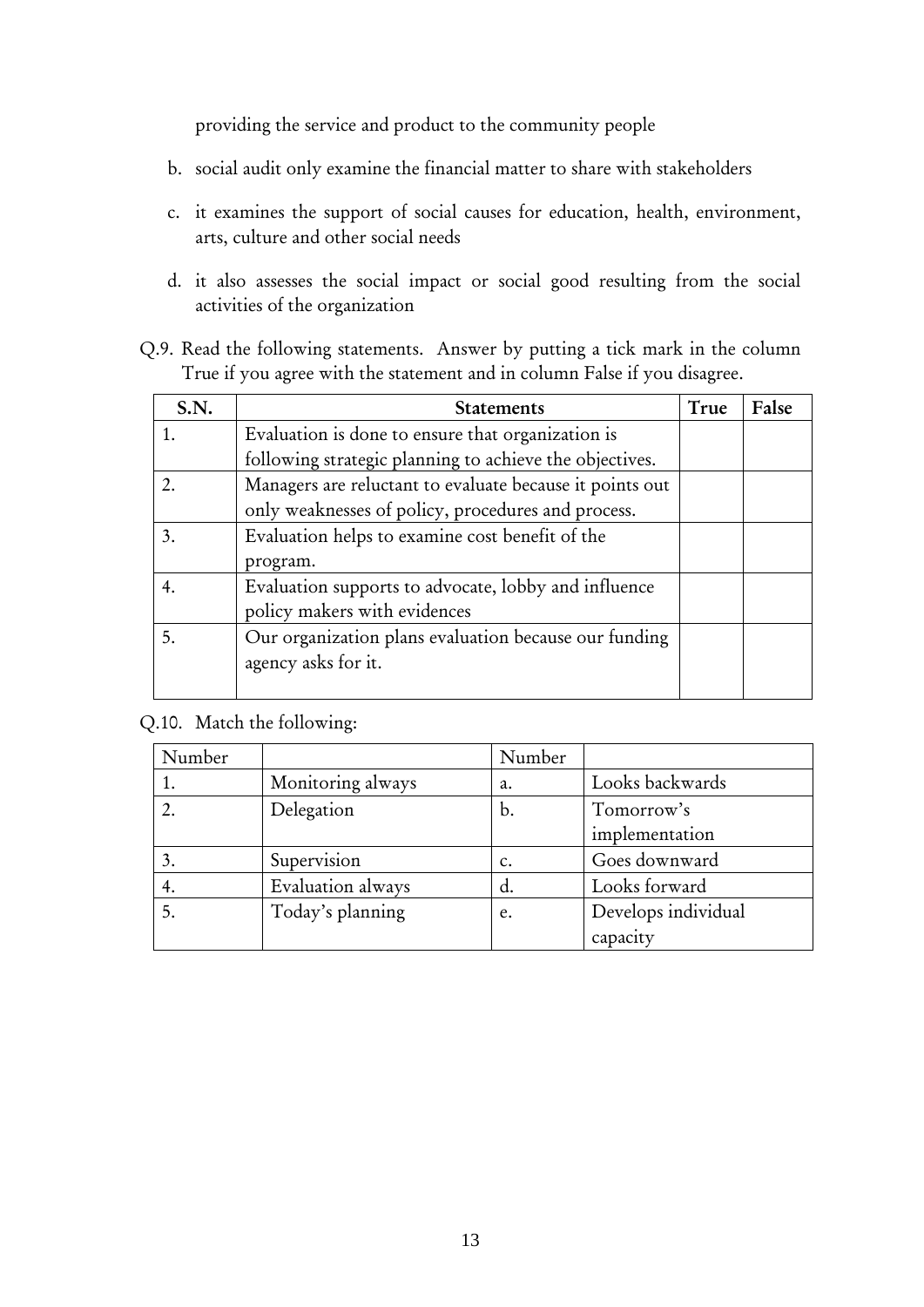providing the service and product to the community people

b. social audit only examine the financial matter to share with stakeholders

c. it examines the support of social causes for education, health, environment, arts, culture and other social needs

d. it also assesses the social impact or social good resulting from the social activities of the organization

Q.9. Read the following statements. Answer by putting a tick mark in the column True if you agree with the statement and in column False if you disagree.

| S.N. | Statements | True | False |
|---|---|---|---|
| 1. | Evaluation is done to ensure that organization is following strategic planning to achieve the objectives. | | |
| 2. | Managers are reluctant to evaluate because it points out only weaknesses of policy, procedures and process. | | |
| 3. | Evaluation helps to examine cost benefit of the program. | | |
| 4. | Evaluation supports to advocate, lobby and influence policy makers with evidences | | |
| 5. | Our organization plans evaluation because our funding agency asks for it. | | |

Q.10. Match the following:

| Number | | Number | |
|---|---|---|---|
| 1. | Monitoring always | a. | Looks backwards |
| 2. | Delegation | b. | Tomorrow's implementation |
| 3. | Supervision | c. | Goes downward |
| 4. | Evaluation always | d. | Looks forward |
| 5. | Today's planning | e. | Develops individual capacity |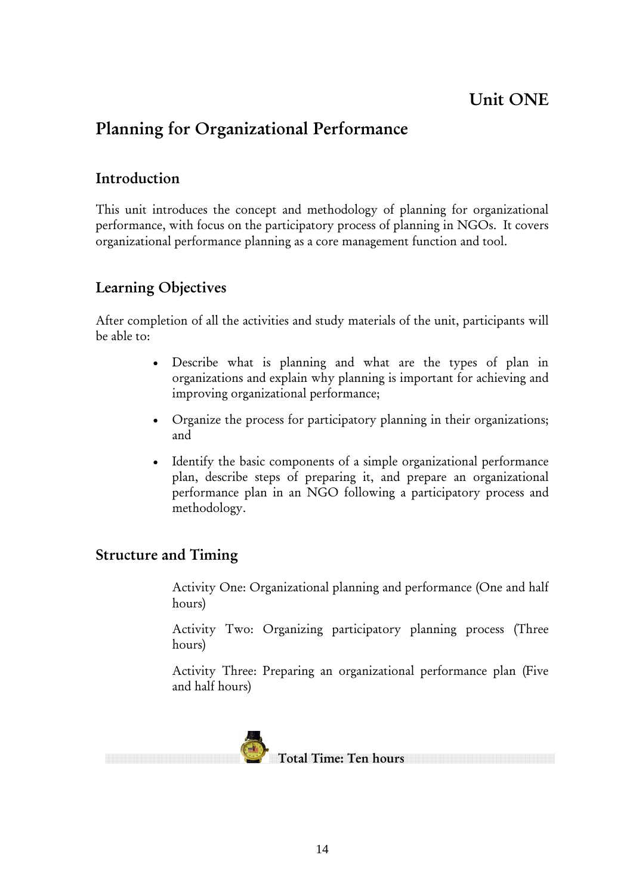# Unit ONE

## Planning for Organizational Performance

### Introduction

This unit introduces the concept and methodology of planning for organizational performance, with focus on the participatory process of planning in NGOs. It covers organizational performance planning as a core management function and tool.

### Learning Objectives

After completion of all the activities and study materials of the unit, participants will be able to:

- Describe what is planning and what are the types of plan in organizations and explain why planning is important for achieving and improving organizational performance;
- Organize the process for participatory planning in their organizations; and
- Identify the basic components of a simple organizational performance plan, describe steps of preparing it, and prepare an organizational performance plan in an NGO following a participatory process and methodology.

### Structure and Timing

Activity One: Organizational planning and performance (One and half hours)

Activity Two: Organizing participatory planning process (Three hours)

Activity Three: Preparing an organizational performance plan (Five and half hours)

**Total Time: Ten hours**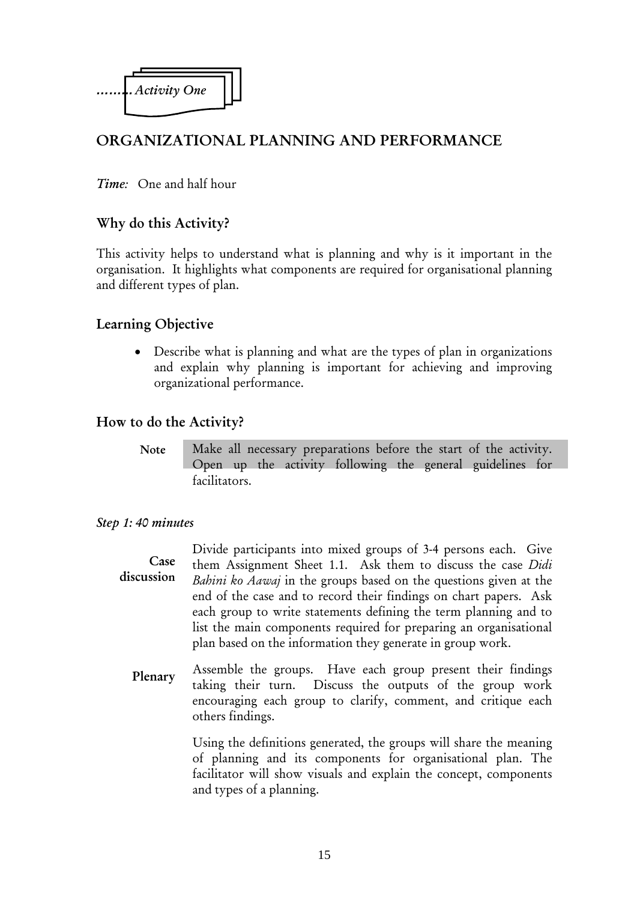*.........Activity One*

## ORGANIZATIONAL PLANNING AND PERFORMANCE

***Time:*** One and half hour

### Why do this Activity?

This activity helps to understand what is planning and why is it important in the organisation. It highlights what components are required for organisational planning and different types of plan.

### Learning Objective

- Describe what is planning and what are the types of plan in organizations and explain why planning is important for achieving and improving organizational performance.

### How to do the Activity?

**Note** Make all necessary preparations before the start of the activity. Open up the activity following the general guidelines for facilitators.

*Step 1: 40 minutes*

**Case discussion** Divide participants into mixed groups of 3-4 persons each. Give them Assignment Sheet 1.1. Ask them to discuss the case *Didi Bahini ko Aawaj* in the groups based on the questions given at the end of the case and to record their findings on chart papers. Ask each group to write statements defining the term planning and to list the main components required for preparing an organisational plan based on the information they generate in group work.

**Plenary** Assemble the groups. Have each group present their findings taking their turn. Discuss the outputs of the group work encouraging each group to clarify, comment, and critique each others findings.

Using the definitions generated, the groups will share the meaning of planning and its components for organisational plan. The facilitator will show visuals and explain the concept, components and types of a planning.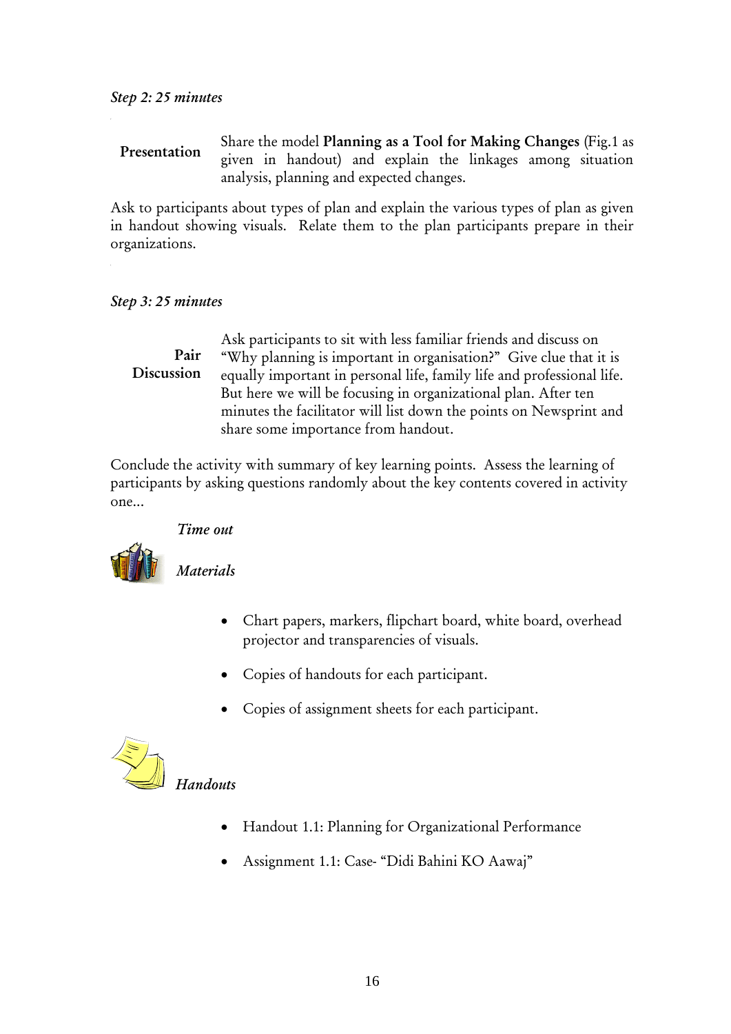*Step 2: 25 minutes*

**Presentation**

Share the model **Planning as a Tool for Making Changes** (Fig.1 as given in handout) and explain the linkages among situation analysis, planning and expected changes.

Ask to participants about types of plan and explain the various types of plan as given in handout showing visuals. Relate them to the plan participants prepare in their organizations.

*Step 3: 25 minutes*

**Pair Discussion**

Ask participants to sit with less familiar friends and discuss on "Why planning is important in organisation?" Give clue that it is equally important in personal life, family life and professional life. But here we will be focusing in organizational plan. After ten minutes the facilitator will list down the points on Newsprint and share some importance from handout.

Conclude the activity with summary of key learning points. Assess the learning of participants by asking questions randomly about the key contents covered in activity one...

*Time out*

*Materials*

- Chart papers, markers, flipchart board, white board, overhead projector and transparencies of visuals.
- Copies of handouts for each participant.
- Copies of assignment sheets for each participant.

*Handouts*

- Handout 1.1: Planning for Organizational Performance
- Assignment 1.1: Case- "Didi Bahini KO Aawaj"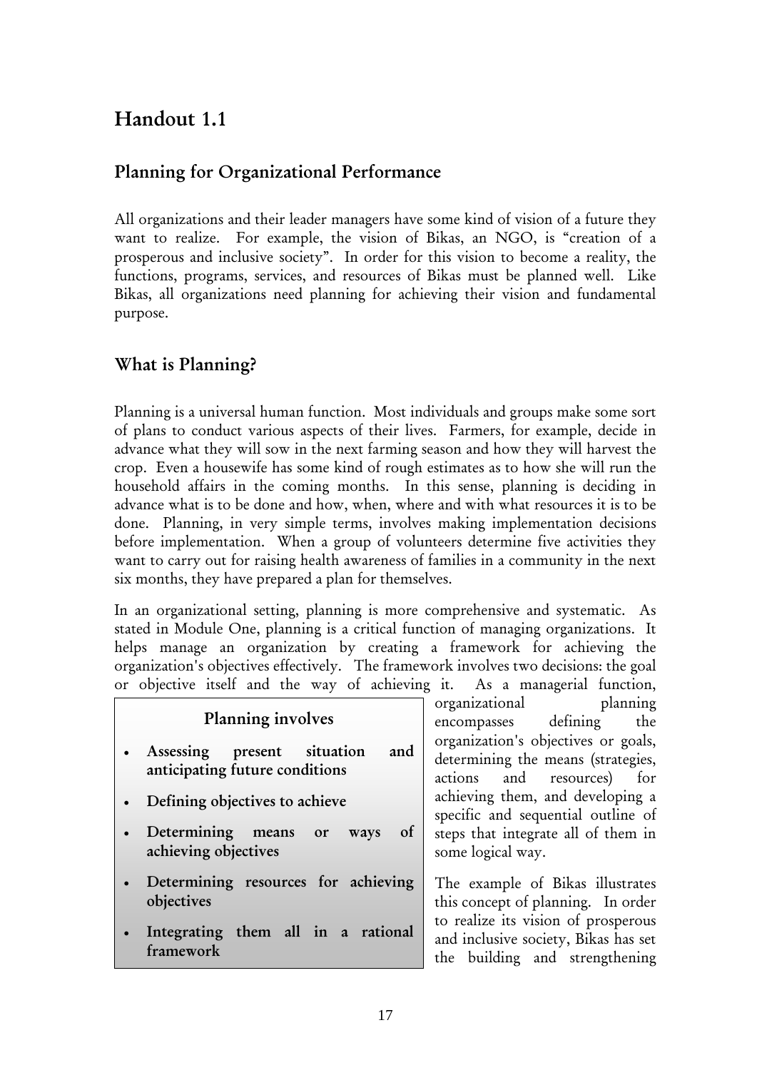# Handout 1.1

## Planning for Organizational Performance

All organizations and their leader managers have some kind of vision of a future they want to realize. For example, the vision of Bikas, an NGO, is "creation of a prosperous and inclusive society". In order for this vision to become a reality, the functions, programs, services, and resources of Bikas must be planned well. Like Bikas, all organizations need planning for achieving their vision and fundamental purpose.

## What is Planning?

Planning is a universal human function. Most individuals and groups make some sort of plans to conduct various aspects of their lives. Farmers, for example, decide in advance what they will sow in the next farming season and how they will harvest the crop. Even a housewife has some kind of rough estimates as to how she will run the household affairs in the coming months. In this sense, planning is deciding in advance what is to be done and how, when, where and with what resources it is to be done. Planning, in very simple terms, involves making implementation decisions before implementation. When a group of volunteers determine five activities they want to carry out for raising health awareness of families in a community in the next six months, they have prepared a plan for themselves.

In an organizational setting, planning is more comprehensive and systematic. As stated in Module One, planning is a critical function of managing organizations. It helps manage an organization by creating a framework for achieving the organization's objectives effectively. The framework involves two decisions: the goal or objective itself and the way of achieving it. As a managerial function, organizational planning encompasses defining the organization's objectives or goals, determining the means (strategies, actions and resources) for achieving them, and developing a specific and sequential outline of steps that integrate all of them in some logical way.

> **Planning involves**
>
> - **Assessing present situation and anticipating future conditions**
> - **Defining objectives to achieve**
> - **Determining means or ways of achieving objectives**
> - **Determining resources for achieving objectives**
> - **Integrating them all in a rational framework**

The example of Bikas illustrates this concept of planning. In order to realize its vision of prosperous and inclusive society, Bikas has set the building and strengthening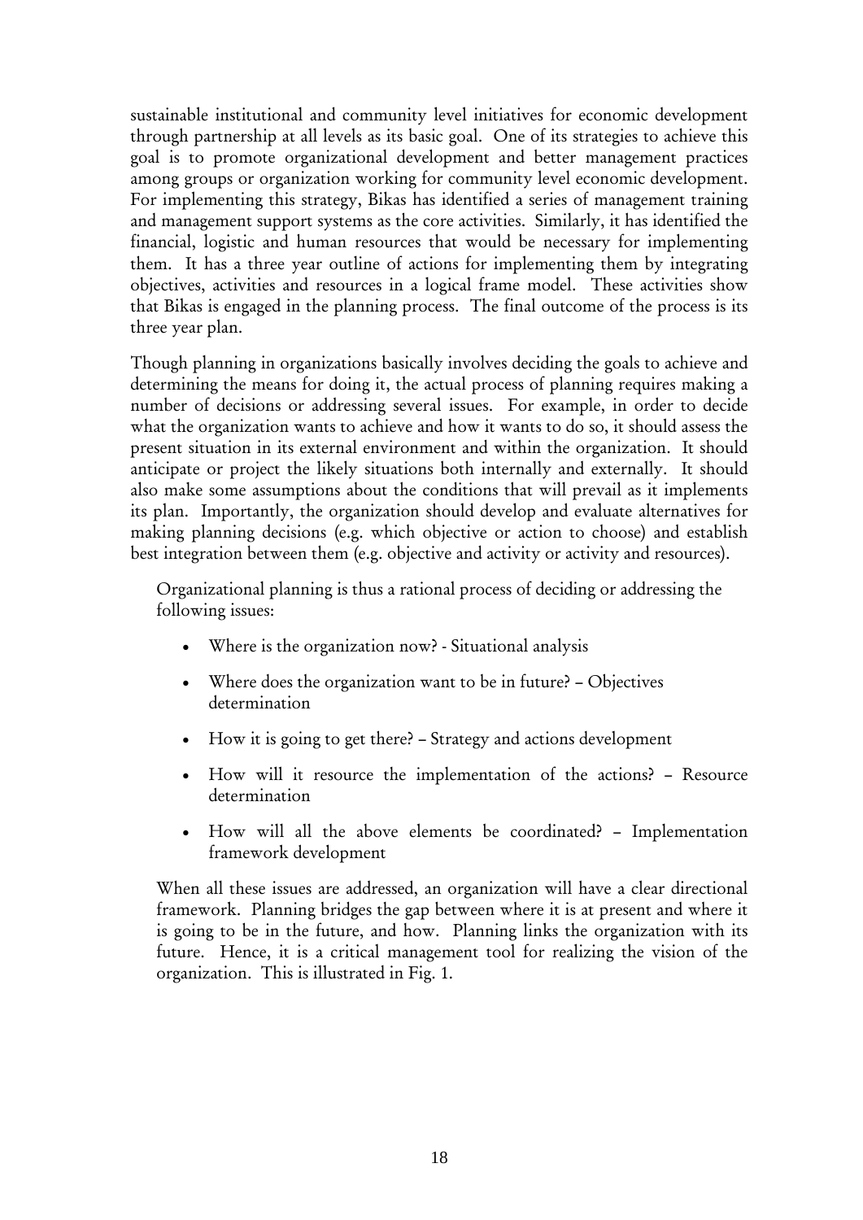sustainable institutional and community level initiatives for economic development through partnership at all levels as its basic goal. One of its strategies to achieve this goal is to promote organizational development and better management practices among groups or organization working for community level economic development. For implementing this strategy, Bikas has identified a series of management training and management support systems as the core activities. Similarly, it has identified the financial, logistic and human resources that would be necessary for implementing them. It has a three year outline of actions for implementing them by integrating objectives, activities and resources in a logical frame model. These activities show that Bikas is engaged in the planning process. The final outcome of the process is its three year plan.

Though planning in organizations basically involves deciding the goals to achieve and determining the means for doing it, the actual process of planning requires making a number of decisions or addressing several issues. For example, in order to decide what the organization wants to achieve and how it wants to do so, it should assess the present situation in its external environment and within the organization. It should anticipate or project the likely situations both internally and externally. It should also make some assumptions about the conditions that will prevail as it implements its plan. Importantly, the organization should develop and evaluate alternatives for making planning decisions (e.g. which objective or action to choose) and establish best integration between them (e.g. objective and activity or activity and resources).

Organizational planning is thus a rational process of deciding or addressing the following issues:

- Where is the organization now? - Situational analysis
- Where does the organization want to be in future? – Objectives determination
- How it is going to get there? – Strategy and actions development
- How will it resource the implementation of the actions? – Resource determination
- How will all the above elements be coordinated? – Implementation framework development

When all these issues are addressed, an organization will have a clear directional framework. Planning bridges the gap between where it is at present and where it is going to be in the future, and how. Planning links the organization with its future. Hence, it is a critical management tool for realizing the vision of the organization. This is illustrated in Fig. 1.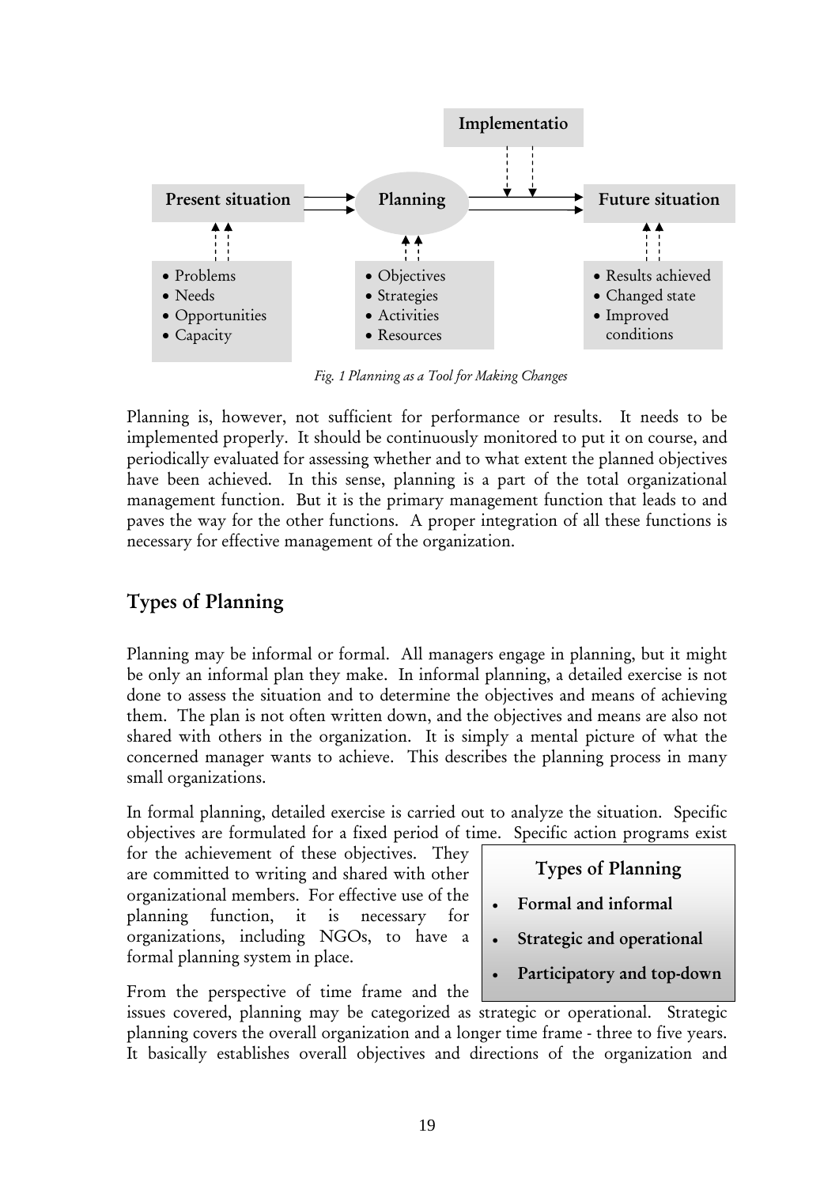Implementatio

Present situation → Planning → Future situation

- Problems
- Needs
- Opportunities
- Capacity

- Objectives
- Strategies
- Activities
- Resources

- Results achieved
- Changed state
- Improved conditions

*Fig. 1 Planning as a Tool for Making Changes*

Planning is, however, not sufficient for performance or results. It needs to be implemented properly. It should be continuously monitored to put it on course, and periodically evaluated for assessing whether and to what extent the planned objectives have been achieved. In this sense, planning is a part of the total organizational management function. But it is the primary management function that leads to and paves the way for the other functions. A proper integration of all these functions is necessary for effective management of the organization.

## Types of Planning

Planning may be informal or formal. All managers engage in planning, but it might be only an informal plan they make. In informal planning, a detailed exercise is not done to assess the situation and to determine the objectives and means of achieving them. The plan is not often written down, and the objectives and means are also not shared with others in the organization. It is simply a mental picture of what the concerned manager wants to achieve. This describes the planning process in many small organizations.

In formal planning, detailed exercise is carried out to analyze the situation. Specific objectives are formulated for a fixed period of time. Specific action programs exist for the achievement of these objectives. They are committed to writing and shared with other organizational members. For effective use of the planning function, it is necessary for organizations, including NGOs, to have a formal planning system in place.

> **Types of Planning**
>
> - **Formal and informal**
> - **Strategic and operational**
> - **Participatory and top-down**

From the perspective of time frame and the issues covered, planning may be categorized as strategic or operational. Strategic planning covers the overall organization and a longer time frame - three to five years. It basically establishes overall objectives and directions of the organization and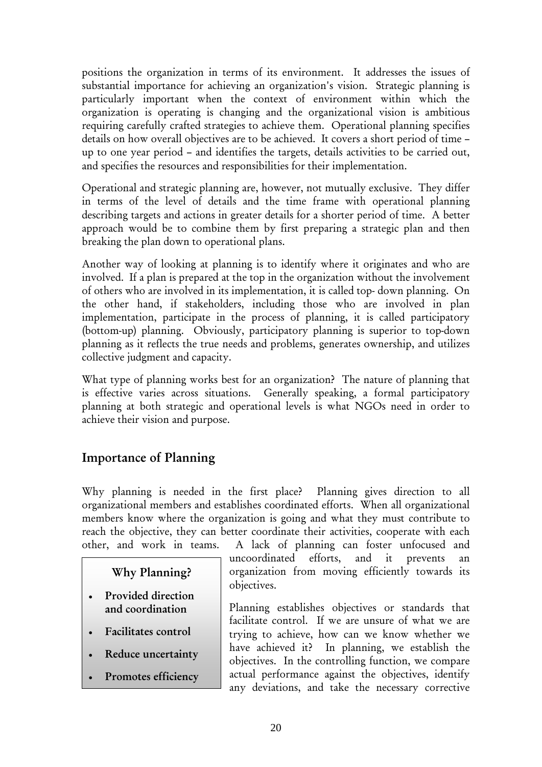positions the organization in terms of its environment. It addresses the issues of substantial importance for achieving an organization's vision. Strategic planning is particularly important when the context of environment within which the organization is operating is changing and the organizational vision is ambitious requiring carefully crafted strategies to achieve them. Operational planning specifies details on how overall objectives are to be achieved. It covers a short period of time – up to one year period – and identifies the targets, details activities to be carried out, and specifies the resources and responsibilities for their implementation.

Operational and strategic planning are, however, not mutually exclusive. They differ in terms of the level of details and the time frame with operational planning describing targets and actions in greater details for a shorter period of time. A better approach would be to combine them by first preparing a strategic plan and then breaking the plan down to operational plans.

Another way of looking at planning is to identify where it originates and who are involved. If a plan is prepared at the top in the organization without the involvement of others who are involved in its implementation, it is called top- down planning. On the other hand, if stakeholders, including those who are involved in plan implementation, participate in the process of planning, it is called participatory (bottom-up) planning. Obviously, participatory planning is superior to top-down planning as it reflects the true needs and problems, generates ownership, and utilizes collective judgment and capacity.

What type of planning works best for an organization? The nature of planning that is effective varies across situations. Generally speaking, a formal participatory planning at both strategic and operational levels is what NGOs need in order to achieve their vision and purpose.

## Importance of Planning

Why planning is needed in the first place? Planning gives direction to all organizational members and establishes coordinated efforts. When all organizational members know where the organization is going and what they must contribute to reach the objective, they can better coordinate their activities, cooperate with each other, and work in teams. A lack of planning can foster unfocused and uncoordinated efforts, and it prevents an organization from moving efficiently towards its objectives.

> **Why Planning?**
>
> - **Provided direction and coordination**
> - **Facilitates control**
> - **Reduce uncertainty**
> - **Promotes efficiency**

Planning establishes objectives or standards that facilitate control. If we are unsure of what we are trying to achieve, how can we know whether we have achieved it? In planning, we establish the objectives. In the controlling function, we compare actual performance against the objectives, identify any deviations, and take the necessary corrective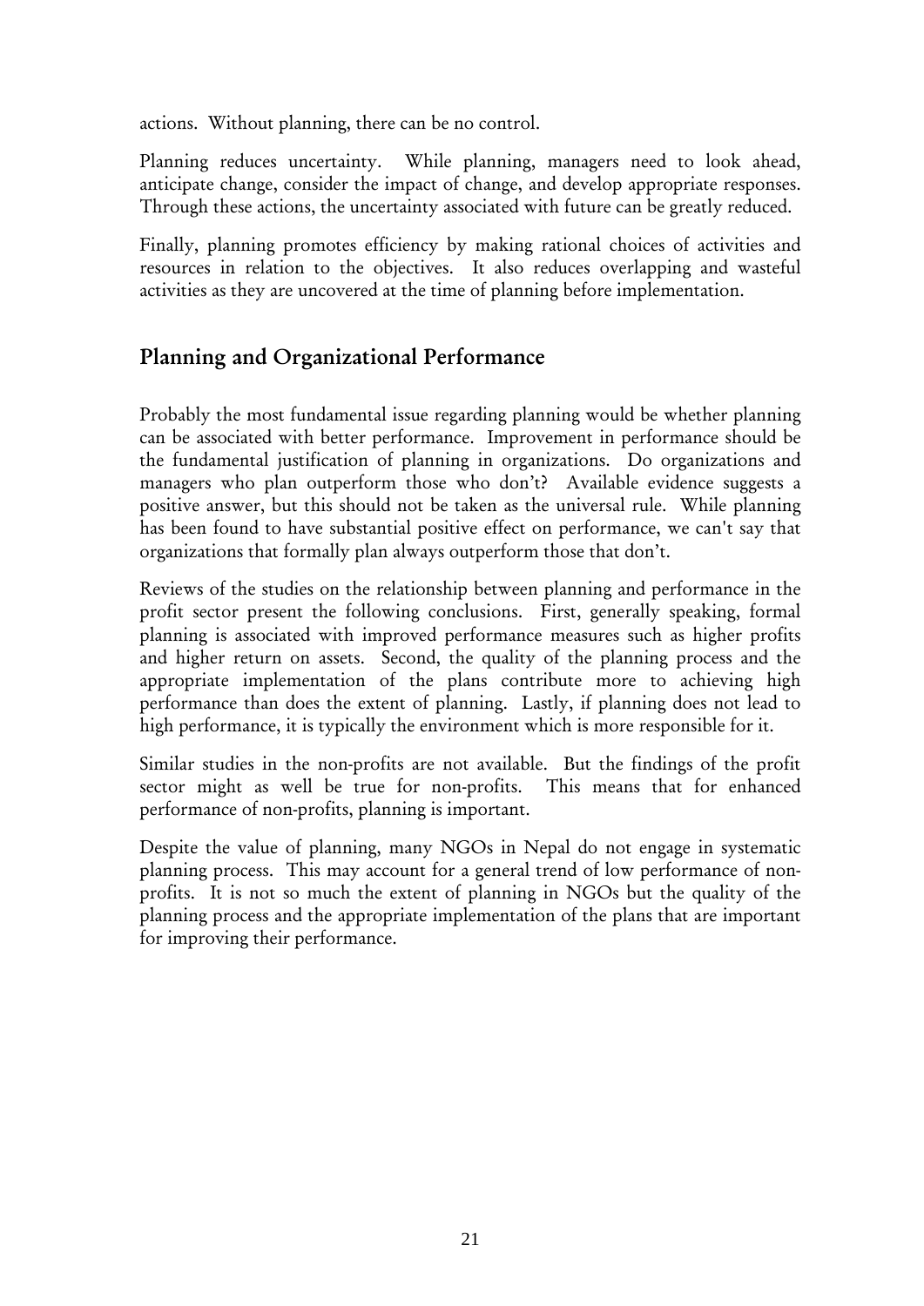actions. Without planning, there can be no control.

Planning reduces uncertainty. While planning, managers need to look ahead, anticipate change, consider the impact of change, and develop appropriate responses. Through these actions, the uncertainty associated with future can be greatly reduced.

Finally, planning promotes efficiency by making rational choices of activities and resources in relation to the objectives. It also reduces overlapping and wasteful activities as they are uncovered at the time of planning before implementation.

## Planning and Organizational Performance

Probably the most fundamental issue regarding planning would be whether planning can be associated with better performance. Improvement in performance should be the fundamental justification of planning in organizations. Do organizations and managers who plan outperform those who don't? Available evidence suggests a positive answer, but this should not be taken as the universal rule. While planning has been found to have substantial positive effect on performance, we can't say that organizations that formally plan always outperform those that don't.

Reviews of the studies on the relationship between planning and performance in the profit sector present the following conclusions. First, generally speaking, formal planning is associated with improved performance measures such as higher profits and higher return on assets. Second, the quality of the planning process and the appropriate implementation of the plans contribute more to achieving high performance than does the extent of planning. Lastly, if planning does not lead to high performance, it is typically the environment which is more responsible for it.

Similar studies in the non-profits are not available. But the findings of the profit sector might as well be true for non-profits. This means that for enhanced performance of non-profits, planning is important.

Despite the value of planning, many NGOs in Nepal do not engage in systematic planning process. This may account for a general trend of low performance of non-profits. It is not so much the extent of planning in NGOs but the quality of the planning process and the appropriate implementation of the plans that are important for improving their performance.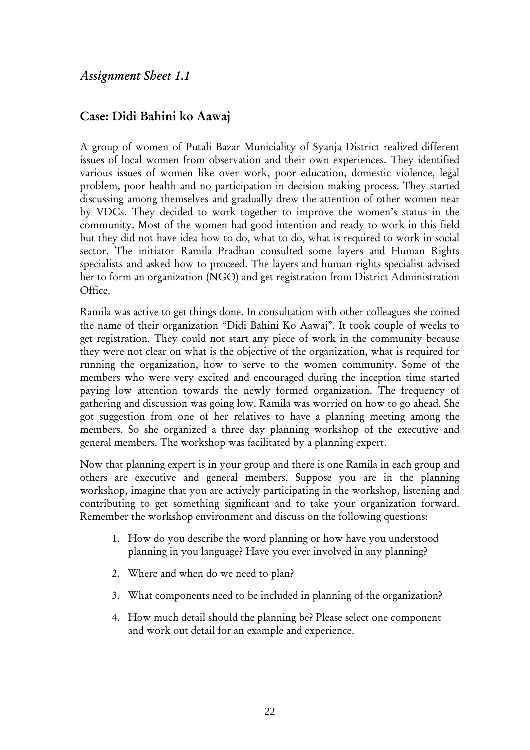*Assignment Sheet 1.1*

## Case: Didi Bahini ko Aawaj

A group of women of Putali Bazar Municiality of Syanja District realized different issues of local women from observation and their own experiences. They identified various issues of women like over work, poor education, domestic violence, legal problem, poor health and no participation in decision making process. They started discussing among themselves and gradually drew the attention of other women near by VDCs. They decided to work together to improve the women's status in the community. Most of the women had good intention and ready to work in this field but they did not have idea how to do, what to do, what is required to work in social sector. The initiator Ramila Pradhan consulted some layers and Human Rights specialists and asked how to proceed. The layers and human rights specialist advised her to form an organization (NGO) and get registration from District Administration Office.

Ramila was active to get things done. In consultation with other colleagues she coined the name of their organization "Didi Bahini Ko Aawaj". It took couple of weeks to get registration. They could not start any piece of work in the community because they were not clear on what is the objective of the organization, what is required for running the organization, how to serve to the women community. Some of the members who were very excited and encouraged during the inception time started paying low attention towards the newly formed organization. The frequency of gathering and discussion was going low. Ramila was worried on how to go ahead. She got suggestion from one of her relatives to have a planning meeting among the members. So she organized a three day planning workshop of the executive and general members. The workshop was facilitated by a planning expert.

Now that planning expert is in your group and there is one Ramila in each group and others are executive and general members. Suppose you are in the planning workshop, imagine that you are actively participating in the workshop, listening and contributing to get something significant and to take your organization forward. Remember the workshop environment and discuss on the following questions:

1. How do you describe the word planning or how have you understood planning in you language? Have you ever involved in any planning?
2. Where and when do we need to plan?
3. What components need to be included in planning of the organization?
4. How much detail should the planning be? Please select one component and work out detail for an example and experience.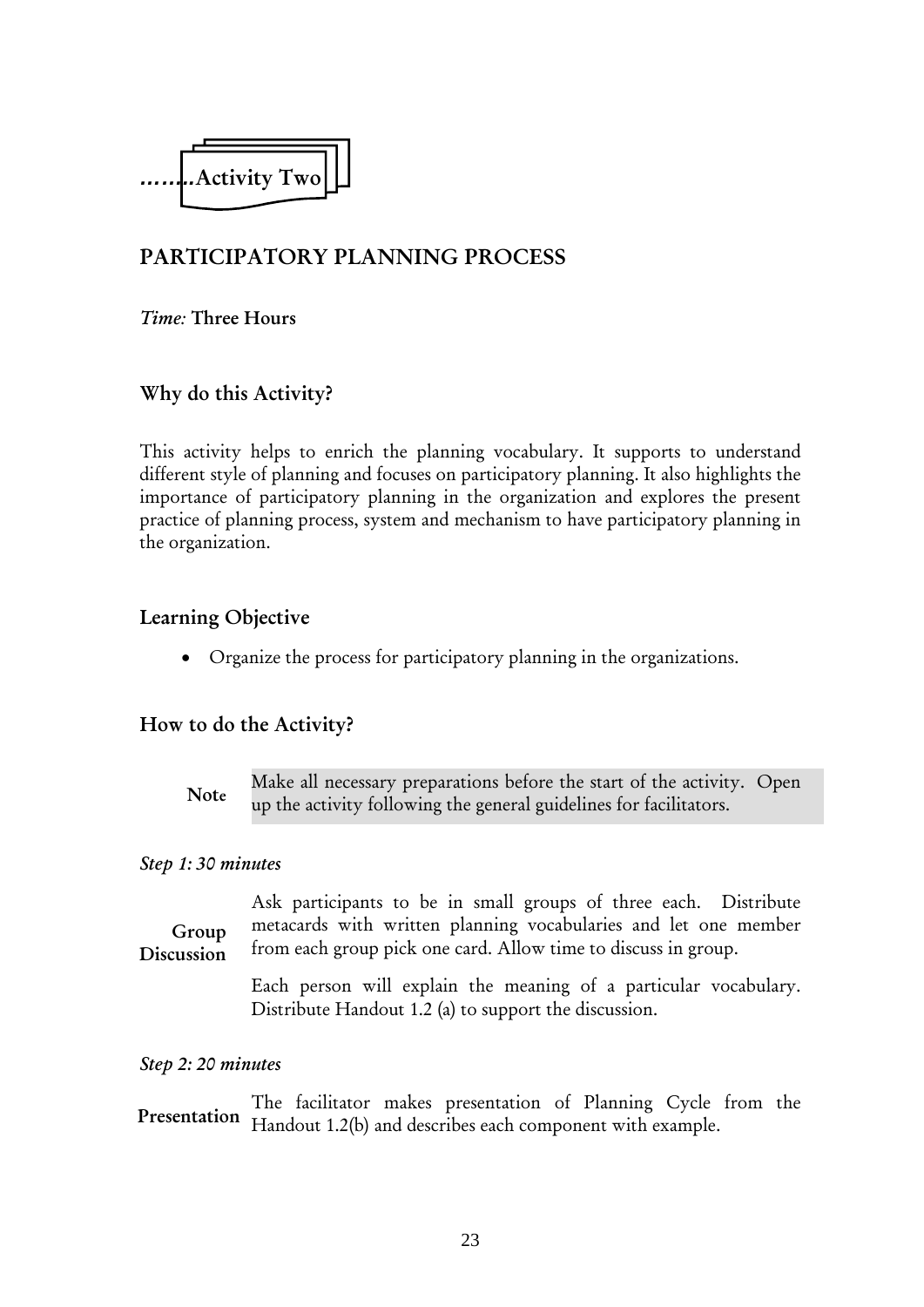........Activity Two

## PARTICIPATORY PLANNING PROCESS

*Time:* **Three Hours**

### Why do this Activity?

This activity helps to enrich the planning vocabulary. It supports to understand different style of planning and focuses on participatory planning. It also highlights the importance of participatory planning in the organization and explores the present practice of planning process, system and mechanism to have participatory planning in the organization.

### Learning Objective

- Organize the process for participatory planning in the organizations.

### How to do the Activity?

**Note** Make all necessary preparations before the start of the activity. Open up the activity following the general guidelines for facilitators.

*Step 1: 30 minutes*

**Group Discussion**

Ask participants to be in small groups of three each. Distribute metacards with written planning vocabularies and let one member from each group pick one card. Allow time to discuss in group.

Each person will explain the meaning of a particular vocabulary. Distribute Handout 1.2 (a) to support the discussion.

*Step 2: 20 minutes*

**Presentation** The facilitator makes presentation of Planning Cycle from the Handout 1.2(b) and describes each component with example.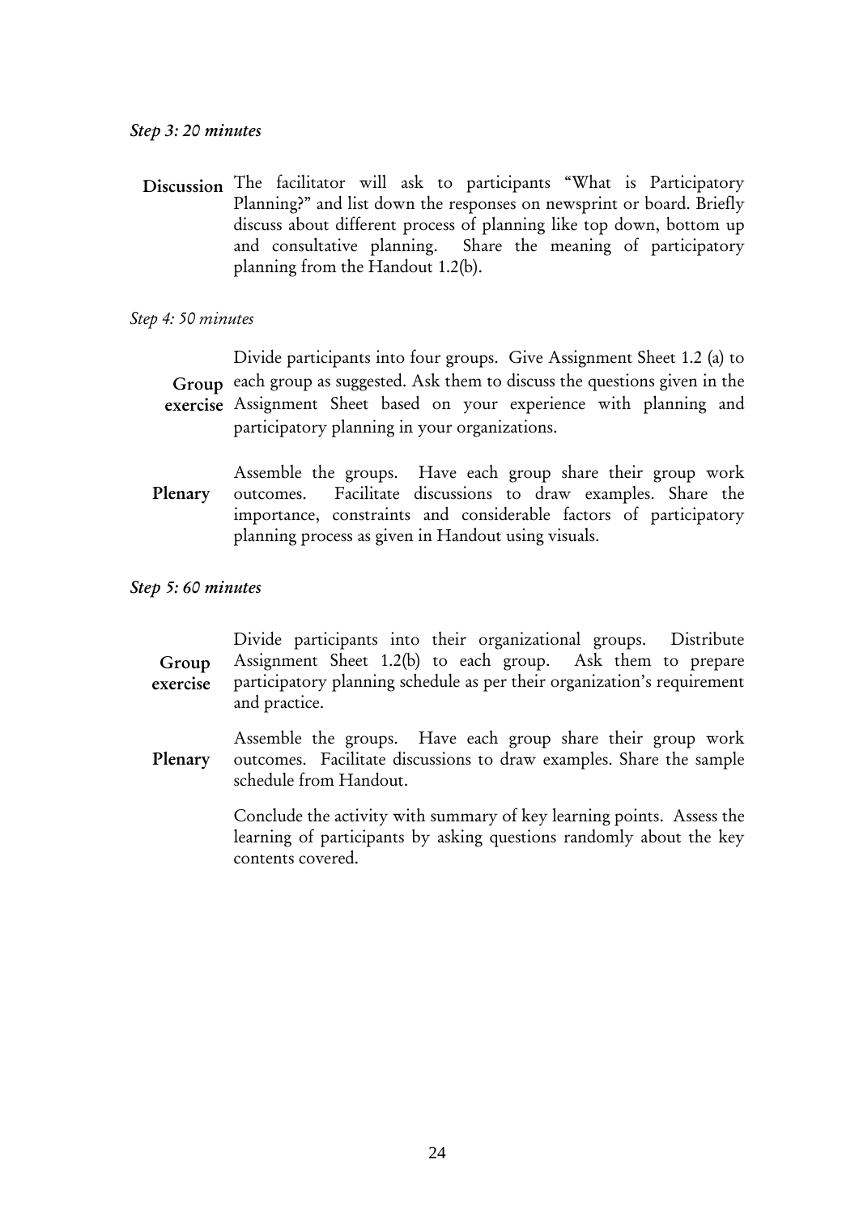*Step 3: 20 minutes*

**Discussion** The facilitator will ask to participants "What is Participatory Planning?" and list down the responses on newsprint or board. Briefly discuss about different process of planning like top down, bottom up and consultative planning. Share the meaning of participatory planning from the Handout 1.2(b).

*Step 4: 50 minutes*

**Group exercise** Divide participants into four groups. Give Assignment Sheet 1.2 (a) to each group as suggested. Ask them to discuss the questions given in the Assignment Sheet based on your experience with planning and participatory planning in your organizations.

**Plenary** Assemble the groups. Have each group share their group work outcomes. Facilitate discussions to draw examples. Share the importance, constraints and considerable factors of participatory planning process as given in Handout using visuals.

*Step 5: 60 minutes*

**Group exercise** Divide participants into their organizational groups. Distribute Assignment Sheet 1.2(b) to each group. Ask them to prepare participatory planning schedule as per their organization's requirement and practice.

**Plenary** Assemble the groups. Have each group share their group work outcomes. Facilitate discussions to draw examples. Share the sample schedule from Handout.

Conclude the activity with summary of key learning points. Assess the learning of participants by asking questions randomly about the key contents covered.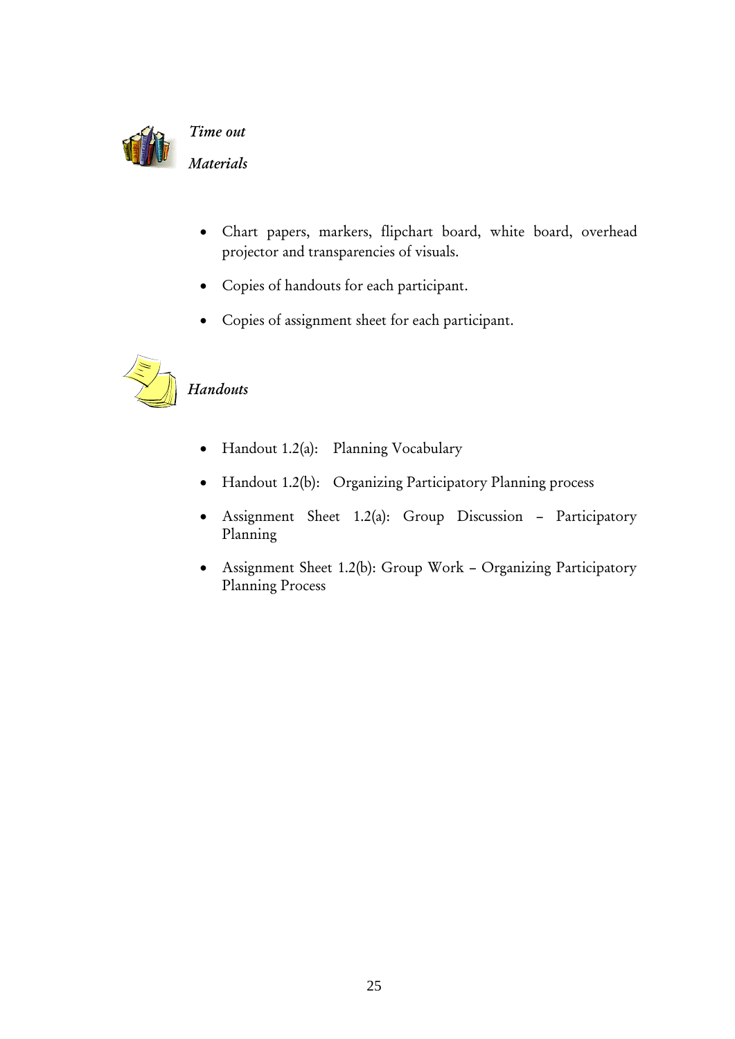*Time out*

*Materials*

- Chart papers, markers, flipchart board, white board, overhead projector and transparencies of visuals.
- Copies of handouts for each participant.
- Copies of assignment sheet for each participant.

*Handouts*

- Handout 1.2(a): Planning Vocabulary
- Handout 1.2(b): Organizing Participatory Planning process
- Assignment Sheet 1.2(a): Group Discussion – Participatory Planning
- Assignment Sheet 1.2(b): Group Work – Organizing Participatory Planning Process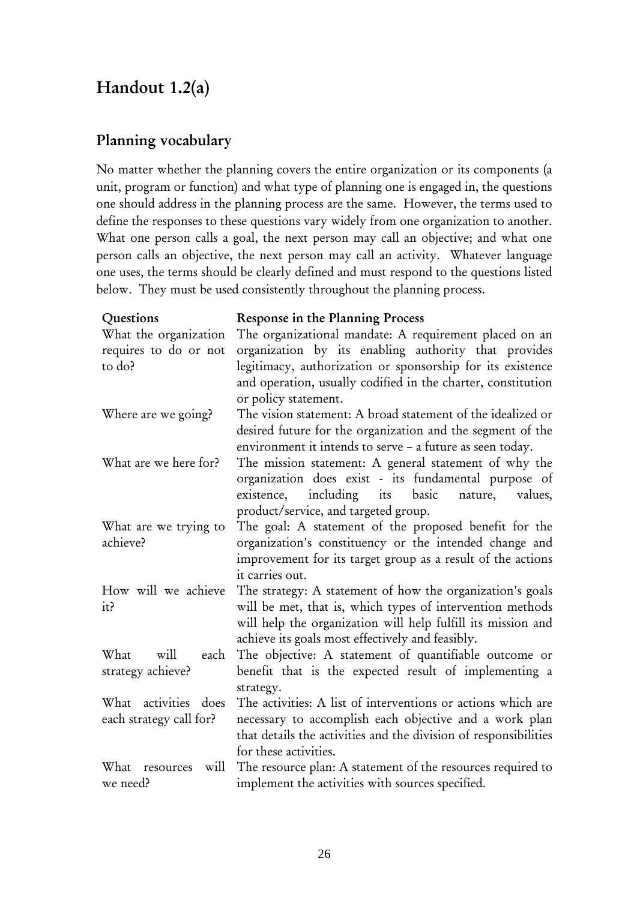## Handout 1.2(a)

### Planning vocabulary

No matter whether the planning covers the entire organization or its components (a unit, program or function) and what type of planning one is engaged in, the questions one should address in the planning process are the same. However, the terms used to define the responses to these questions vary widely from one organization to another. What one person calls a goal, the next person may call an objective; and what one person calls an objective, the next person may call an activity. Whatever language one uses, the terms should be clearly defined and must respond to the questions listed below. They must be used consistently throughout the planning process.

| Questions | Response in the Planning Process |
|---|---|
| What the organization requires to do or not to do? | The organizational mandate: A requirement placed on an organization by its enabling authority that provides legitimacy, authorization or sponsorship for its existence and operation, usually codified in the charter, constitution or policy statement. |
| Where are we going? | The vision statement: A broad statement of the idealized or desired future for the organization and the segment of the environment it intends to serve – a future as seen today. |
| What are we here for? | The mission statement: A general statement of why the organization does exist - its fundamental purpose of existence, including its basic nature, values, product/service, and targeted group. |
| What are we trying to achieve? | The goal: A statement of the proposed benefit for the organization's constituency or the intended change and improvement for its target group as a result of the actions it carries out. |
| How will we achieve it? | The strategy: A statement of how the organization's goals will be met, that is, which types of intervention methods will help the organization will help fulfill its mission and achieve its goals most effectively and feasibly. |
| What will each strategy achieve? | The objective: A statement of quantifiable outcome or benefit that is the expected result of implementing a strategy. |
| What activities does each strategy call for? | The activities: A list of interventions or actions which are necessary to accomplish each objective and a work plan that details the activities and the division of responsibilities for these activities. |
| What resources will we need? | The resource plan: A statement of the resources required to implement the activities with sources specified. |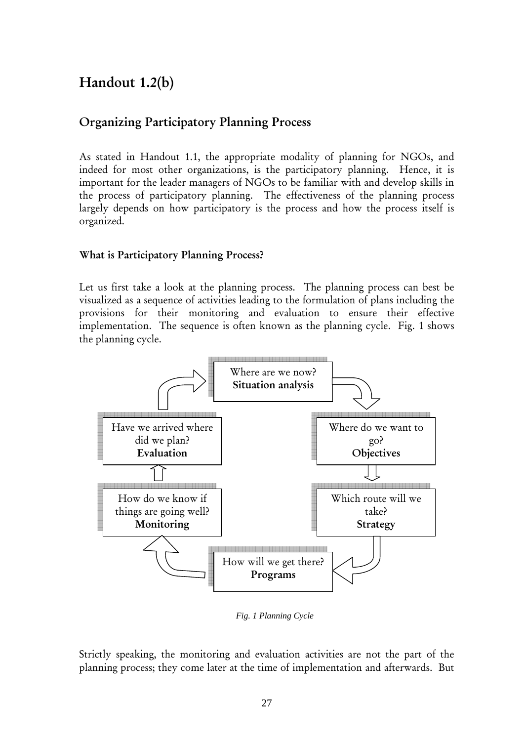# Handout 1.2(b)

## Organizing Participatory Planning Process

As stated in Handout 1.1, the appropriate modality of planning for NGOs, and indeed for most other organizations, is the participatory planning. Hence, it is important for the leader managers of NGOs to be familiar with and develop skills in the process of participatory planning. The effectiveness of the planning process largely depends on how participatory is the process and how the process itself is organized.

### What is Participatory Planning Process?

Let us first take a look at the planning process. The planning process can best be visualized as a sequence of activities leading to the formulation of plans including the provisions for their monitoring and evaluation to ensure their effective implementation. The sequence is often known as the planning cycle. Fig. 1 shows the planning cycle.

Where are we now?
**Situation analysis**

Where do we want to go?
**Objectives**

Which route will we take?
**Strategy**

How will we get there?
**Programs**

How do we know if things are going well?
**Monitoring**

Have we arrived where did we plan?
**Evaluation**

*Fig. 1 Planning Cycle*

Strictly speaking, the monitoring and evaluation activities are not the part of the planning process; they come later at the time of implementation and afterwards. But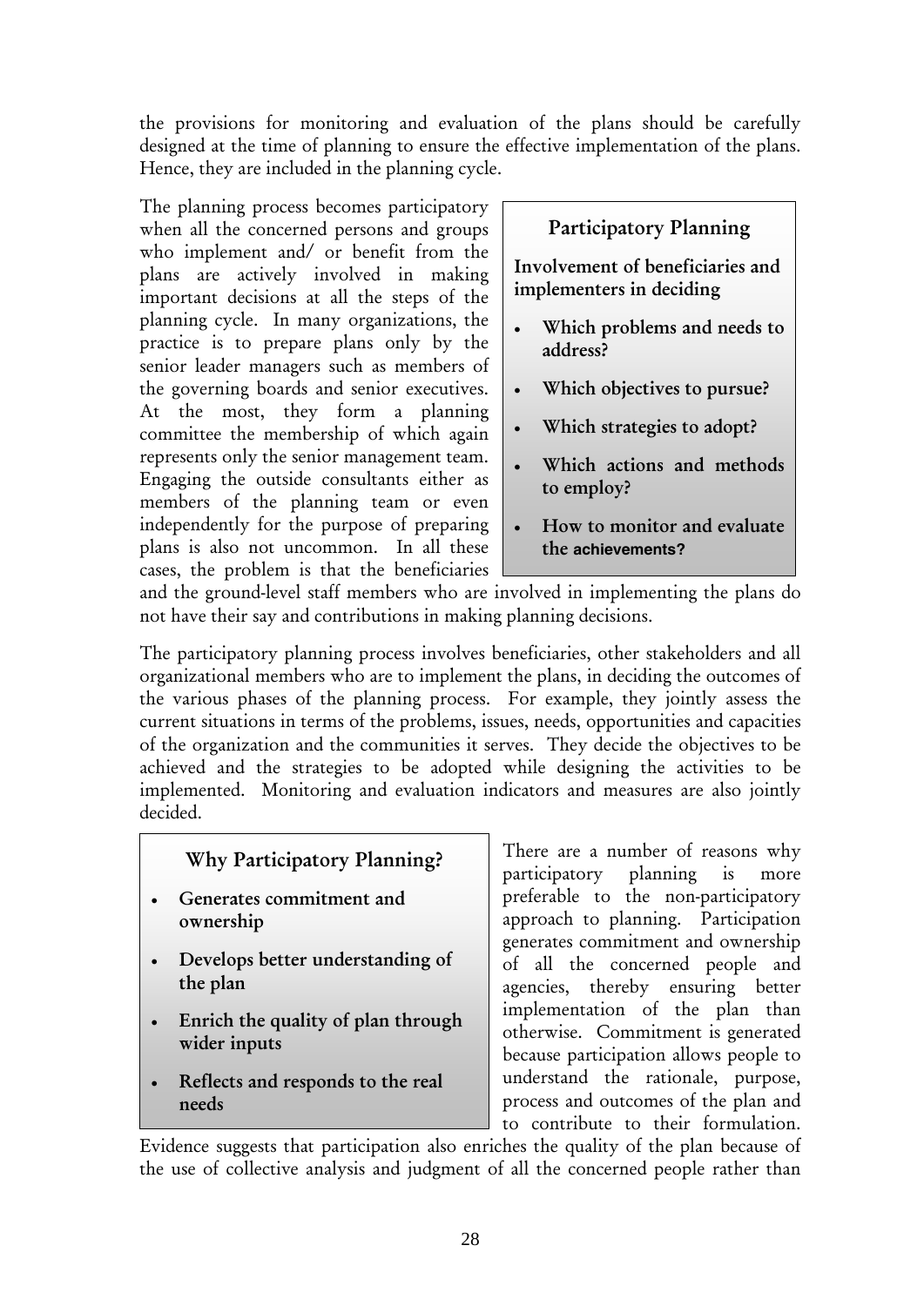the provisions for monitoring and evaluation of the plans should be carefully designed at the time of planning to ensure the effective implementation of the plans. Hence, they are included in the planning cycle.

The planning process becomes participatory when all the concerned persons and groups who implement and/ or benefit from the plans are actively involved in making important decisions at all the steps of the planning cycle. In many organizations, the practice is to prepare plans only by the senior leader managers such as members of the governing boards and senior executives. At the most, they form a planning committee the membership of which again represents only the senior management team. Engaging the outside consultants either as members of the planning team or even independently for the purpose of preparing plans is also not uncommon. In all these cases, the problem is that the beneficiaries and the ground-level staff members who are involved in implementing the plans do not have their say and contributions in making planning decisions.

> **Participatory Planning**
>
> **Involvement of beneficiaries and implementers in deciding**
>
> - **Which problems and needs to address?**
> - **Which objectives to pursue?**
> - **Which strategies to adopt?**
> - **Which actions and methods to employ?**
> - **How to monitor and evaluate the achievements?**

The participatory planning process involves beneficiaries, other stakeholders and all organizational members who are to implement the plans, in deciding the outcomes of the various phases of the planning process. For example, they jointly assess the current situations in terms of the problems, issues, needs, opportunities and capacities of the organization and the communities it serves. They decide the objectives to be achieved and the strategies to be adopted while designing the activities to be implemented. Monitoring and evaluation indicators and measures are also jointly decided.

> **Why Participatory Planning?**
>
> - **Generates commitment and ownership**
> - **Develops better understanding of the plan**
> - **Enrich the quality of plan through wider inputs**
> - **Reflects and responds to the real needs**

There are a number of reasons why participatory planning is more preferable to the non-participatory approach to planning. Participation generates commitment and ownership of all the concerned people and agencies, thereby ensuring better implementation of the plan than otherwise. Commitment is generated because participation allows people to understand the rationale, purpose, process and outcomes of the plan and to contribute to their formulation. Evidence suggests that participation also enriches the quality of the plan because of the use of collective analysis and judgment of all the concerned people rather than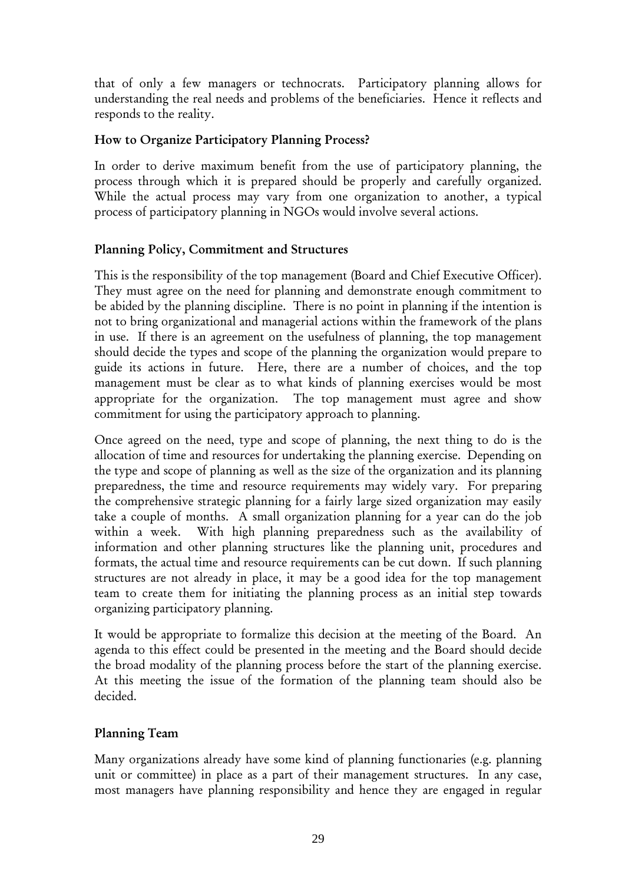that of only a few managers or technocrats. Participatory planning allows for understanding the real needs and problems of the beneficiaries. Hence it reflects and responds to the reality.

### How to Organize Participatory Planning Process?

In order to derive maximum benefit from the use of participatory planning, the process through which it is prepared should be properly and carefully organized. While the actual process may vary from one organization to another, a typical process of participatory planning in NGOs would involve several actions.

### Planning Policy, Commitment and Structures

This is the responsibility of the top management (Board and Chief Executive Officer). They must agree on the need for planning and demonstrate enough commitment to be abided by the planning discipline. There is no point in planning if the intention is not to bring organizational and managerial actions within the framework of the plans in use. If there is an agreement on the usefulness of planning, the top management should decide the types and scope of the planning the organization would prepare to guide its actions in future. Here, there are a number of choices, and the top management must be clear as to what kinds of planning exercises would be most appropriate for the organization. The top management must agree and show commitment for using the participatory approach to planning.

Once agreed on the need, type and scope of planning, the next thing to do is the allocation of time and resources for undertaking the planning exercise. Depending on the type and scope of planning as well as the size of the organization and its planning preparedness, the time and resource requirements may widely vary. For preparing the comprehensive strategic planning for a fairly large sized organization may easily take a couple of months. A small organization planning for a year can do the job within a week. With high planning preparedness such as the availability of information and other planning structures like the planning unit, procedures and formats, the actual time and resource requirements can be cut down. If such planning structures are not already in place, it may be a good idea for the top management team to create them for initiating the planning process as an initial step towards organizing participatory planning.

It would be appropriate to formalize this decision at the meeting of the Board. An agenda to this effect could be presented in the meeting and the Board should decide the broad modality of the planning process before the start of the planning exercise. At this meeting the issue of the formation of the planning team should also be decided.

### Planning Team

Many organizations already have some kind of planning functionaries (e.g. planning unit or committee) in place as a part of their management structures. In any case, most managers have planning responsibility and hence they are engaged in regular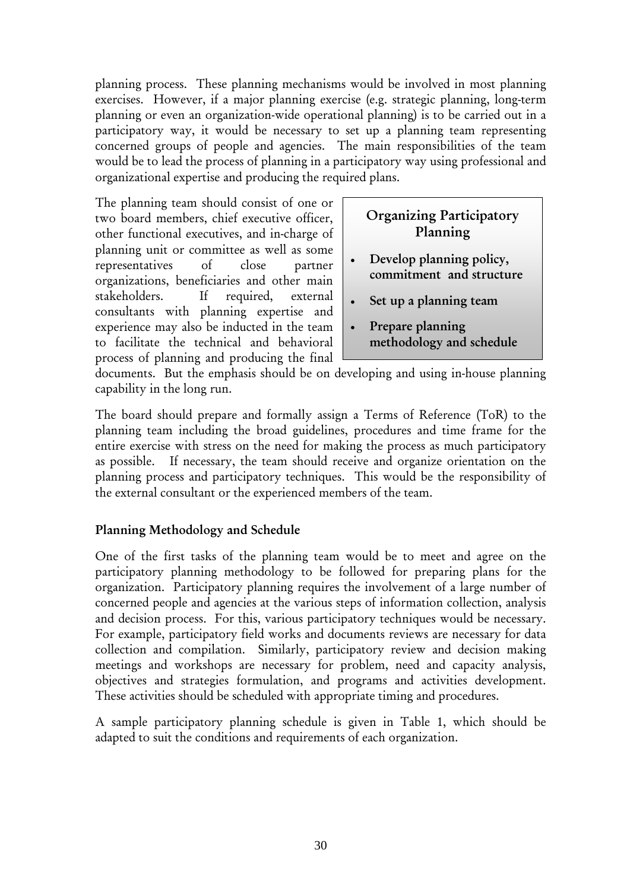planning process. These planning mechanisms would be involved in most planning exercises. However, if a major planning exercise (e.g. strategic planning, long-term planning or even an organization-wide operational planning) is to be carried out in a participatory way, it would be necessary to set up a planning team representing concerned groups of people and agencies. The main responsibilities of the team would be to lead the process of planning in a participatory way using professional and organizational expertise and producing the required plans.

> **Organizing Participatory Planning**
>
> - **Develop planning policy, commitment and structure**
> - **Set up a planning team**
> - **Prepare planning methodology and schedule**

The planning team should consist of one or two board members, chief executive officer, other functional executives, and in-charge of planning unit or committee as well as some representatives of close partner organizations, beneficiaries and other main stakeholders. If required, external consultants with planning expertise and experience may also be inducted in the team to facilitate the technical and behavioral process of planning and producing the final documents. But the emphasis should be on developing and using in-house planning capability in the long run.

The board should prepare and formally assign a Terms of Reference (ToR) to the planning team including the broad guidelines, procedures and time frame for the entire exercise with stress on the need for making the process as much participatory as possible. If necessary, the team should receive and organize orientation on the planning process and participatory techniques. This would be the responsibility of the external consultant or the experienced members of the team.

### Planning Methodology and Schedule

One of the first tasks of the planning team would be to meet and agree on the participatory planning methodology to be followed for preparing plans for the organization. Participatory planning requires the involvement of a large number of concerned people and agencies at the various steps of information collection, analysis and decision process. For this, various participatory techniques would be necessary. For example, participatory field works and documents reviews are necessary for data collection and compilation. Similarly, participatory review and decision making meetings and workshops are necessary for problem, need and capacity analysis, objectives and strategies formulation, and programs and activities development. These activities should be scheduled with appropriate timing and procedures.

A sample participatory planning schedule is given in Table 1, which should be adapted to suit the conditions and requirements of each organization.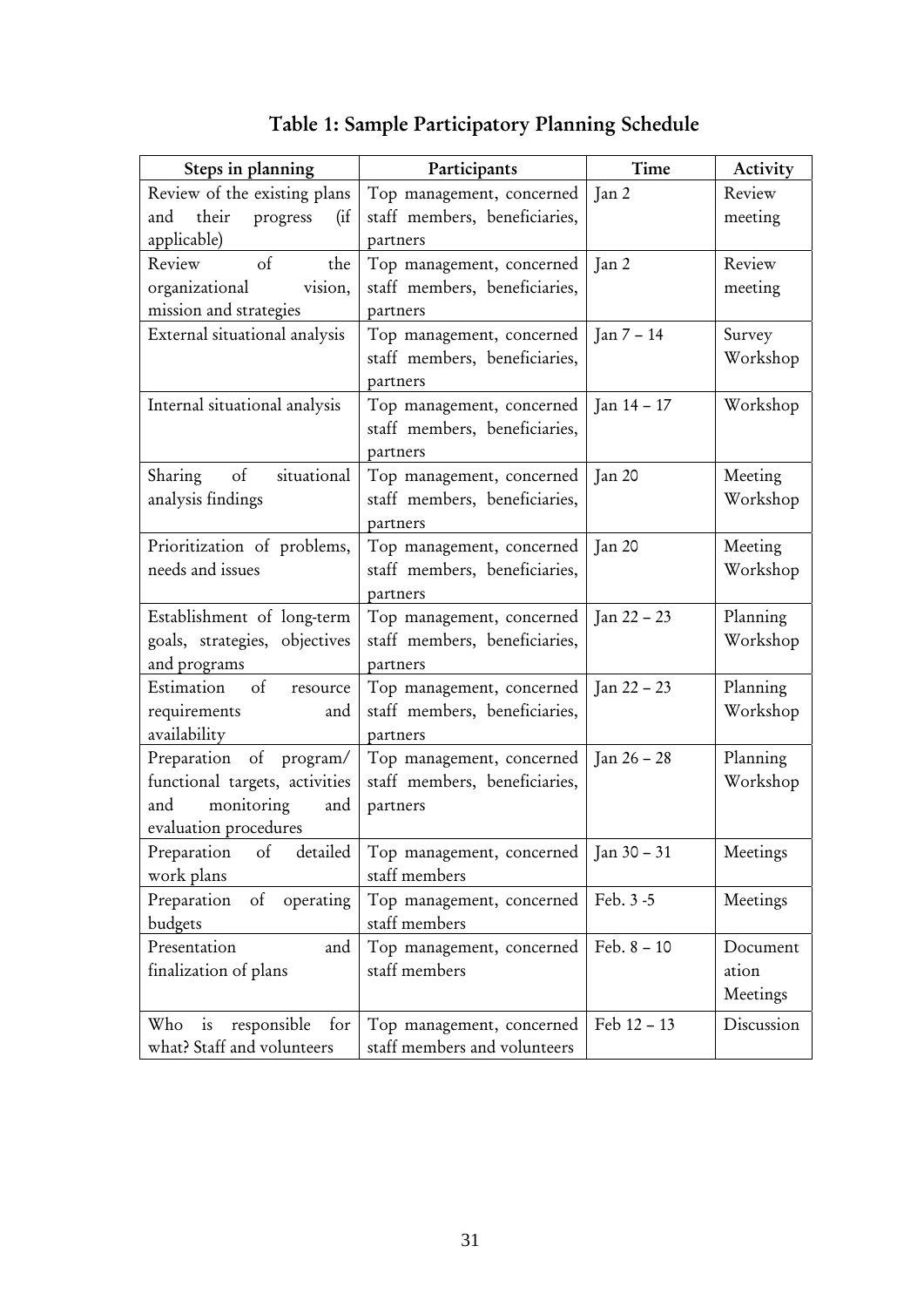**Table 1: Sample Participatory Planning Schedule**

| Steps in planning | Participants | Time | Activity |
|---|---|---|---|
| Review of the existing plans and their progress (if applicable) | Top management, concerned staff members, beneficiaries, partners | Jan 2 | Review meeting |
| Review of the organizational vision, mission and strategies | Top management, concerned staff members, beneficiaries, partners | Jan 2 | Review meeting |
| External situational analysis | Top management, concerned staff members, beneficiaries, partners | Jan 7 – 14 | Survey Workshop |
| Internal situational analysis | Top management, concerned staff members, beneficiaries, partners | Jan 14 – 17 | Workshop |
| Sharing of situational analysis findings | Top management, concerned staff members, beneficiaries, partners | Jan 20 | Meeting Workshop |
| Prioritization of problems, needs and issues | Top management, concerned staff members, beneficiaries, partners | Jan 20 | Meeting Workshop |
| Establishment of long-term goals, strategies, objectives and programs | Top management, concerned staff members, beneficiaries, partners | Jan 22 – 23 | Planning Workshop |
| Estimation of resource requirements and availability | Top management, concerned staff members, beneficiaries, partners | Jan 22 – 23 | Planning Workshop |
| Preparation of program/ functional targets, activities and monitoring and evaluation procedures | Top management, concerned staff members, beneficiaries, partners | Jan 26 – 28 | Planning Workshop |
| Preparation of detailed work plans | Top management, concerned staff members | Jan 30 – 31 | Meetings |
| Preparation of operating budgets | Top management, concerned staff members | Feb. 3 -5 | Meetings |
| Presentation and finalization of plans | Top management, concerned staff members | Feb. 8 – 10 | Documentation Meetings |
| Who is responsible for what? Staff and volunteers | Top management, concerned staff members and volunteers | Feb 12 – 13 | Discussion |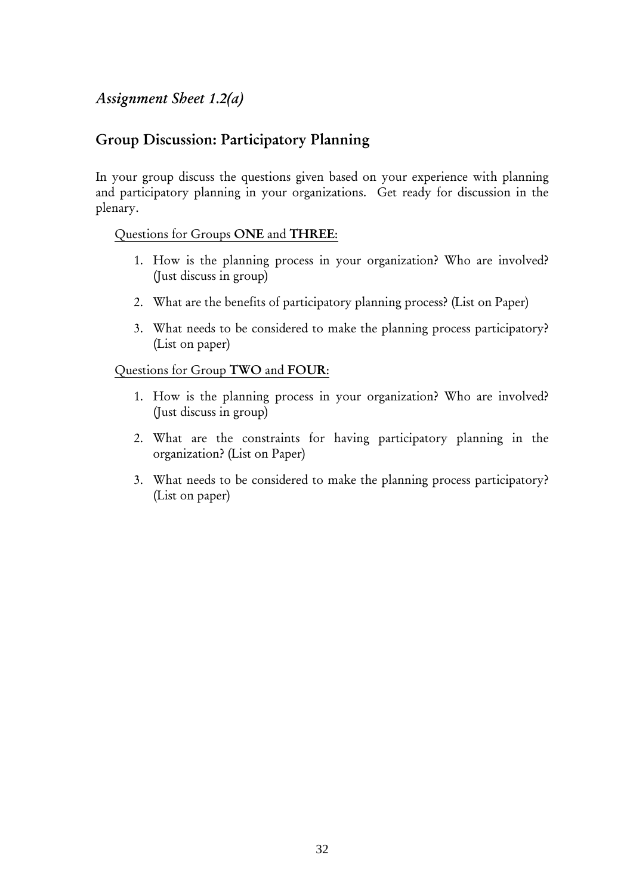*Assignment Sheet 1.2(a)*

## Group Discussion: Participatory Planning

In your group discuss the questions given based on your experience with planning and participatory planning in your organizations. Get ready for discussion in the plenary.

Questions for Groups **ONE** and **THREE**:

1. How is the planning process in your organization? Who are involved? (Just discuss in group)
2. What are the benefits of participatory planning process? (List on Paper)
3. What needs to be considered to make the planning process participatory? (List on paper)

Questions for Group **TWO** and **FOUR**:

1. How is the planning process in your organization? Who are involved? (Just discuss in group)
2. What are the constraints for having participatory planning in the organization? (List on Paper)
3. What needs to be considered to make the planning process participatory? (List on paper)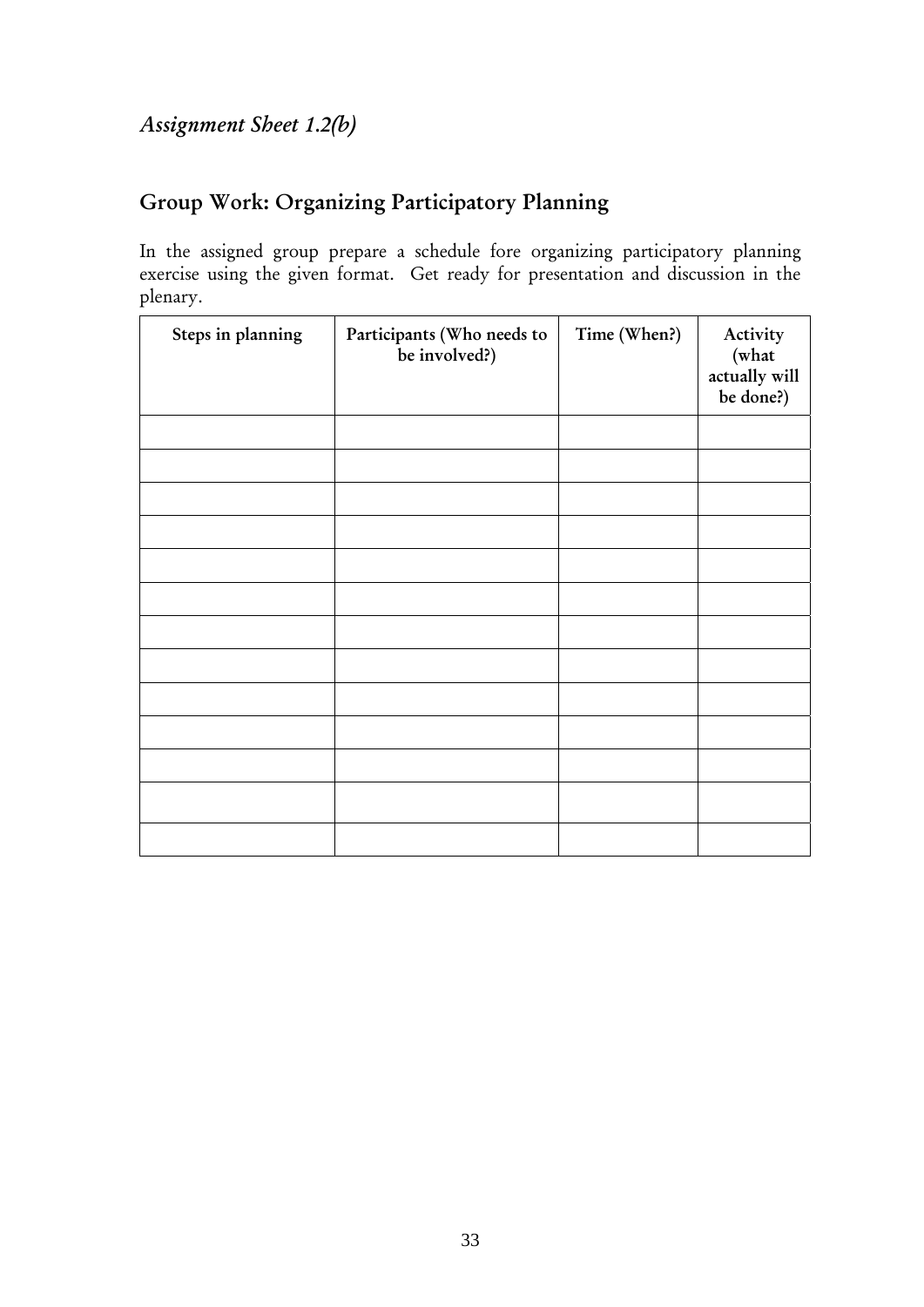*Assignment Sheet 1.2(b)*

## Group Work: Organizing Participatory Planning

In the assigned group prepare a schedule fore organizing participatory planning exercise using the given format. Get ready for presentation and discussion in the plenary.

| Steps in planning | Participants (Who needs to be involved?) | Time (When?) | Activity (what actually will be done?) |
|---|---|---|---|
| | | | |
| | | | |
| | | | |
| | | | |
| | | | |
| | | | |
| | | | |
| | | | |
| | | | |
| | | | |
| | | | |
| | | | |
| | | | |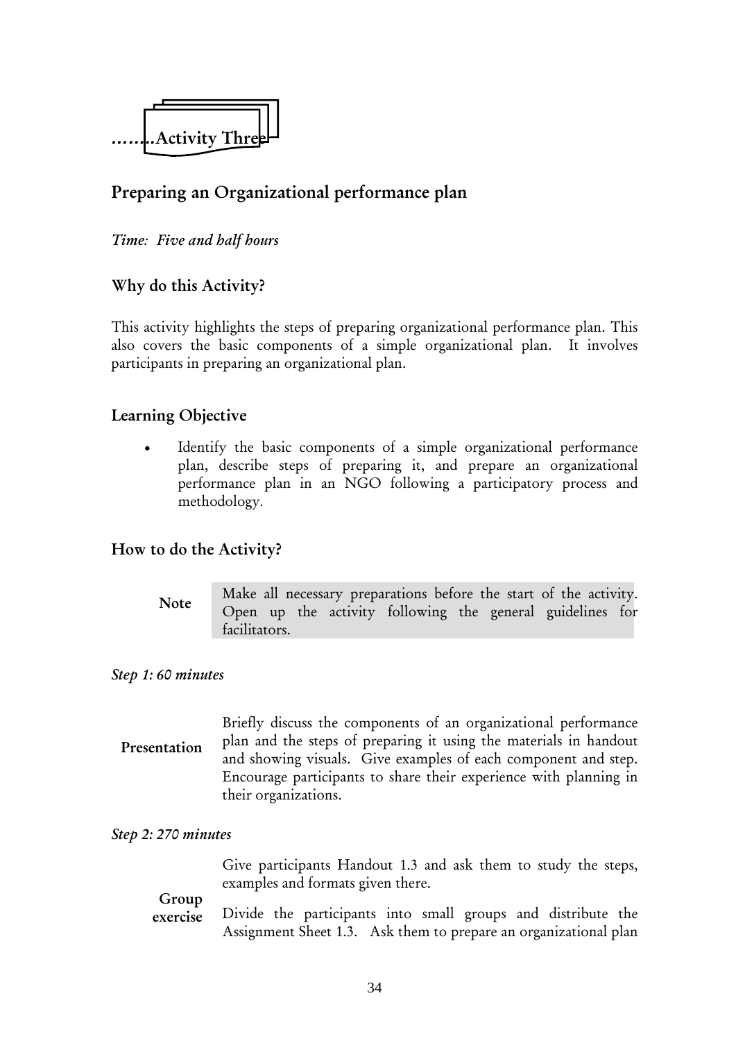# ........Activity Three

## Preparing an Organizational performance plan

*Time: Five and half hours*

### Why do this Activity?

This activity highlights the steps of preparing organizational performance plan. This also covers the basic components of a simple organizational plan. It involves participants in preparing an organizational plan.

### Learning Objective

- Identify the basic components of a simple organizational performance plan, describe steps of preparing it, and prepare an organizational performance plan in an NGO following a participatory process and methodology.

### How to do the Activity?

**Note** Make all necessary preparations before the start of the activity. Open up the activity following the general guidelines for facilitators.

*Step 1: 60 minutes*

**Presentation** Briefly discuss the components of an organizational performance plan and the steps of preparing it using the materials in handout and showing visuals. Give examples of each component and step. Encourage participants to share their experience with planning in their organizations.

*Step 2: 270 minutes*

**Group exercise** Give participants Handout 1.3 and ask them to study the steps, examples and formats given there.

Divide the participants into small groups and distribute the Assignment Sheet 1.3. Ask them to prepare an organizational plan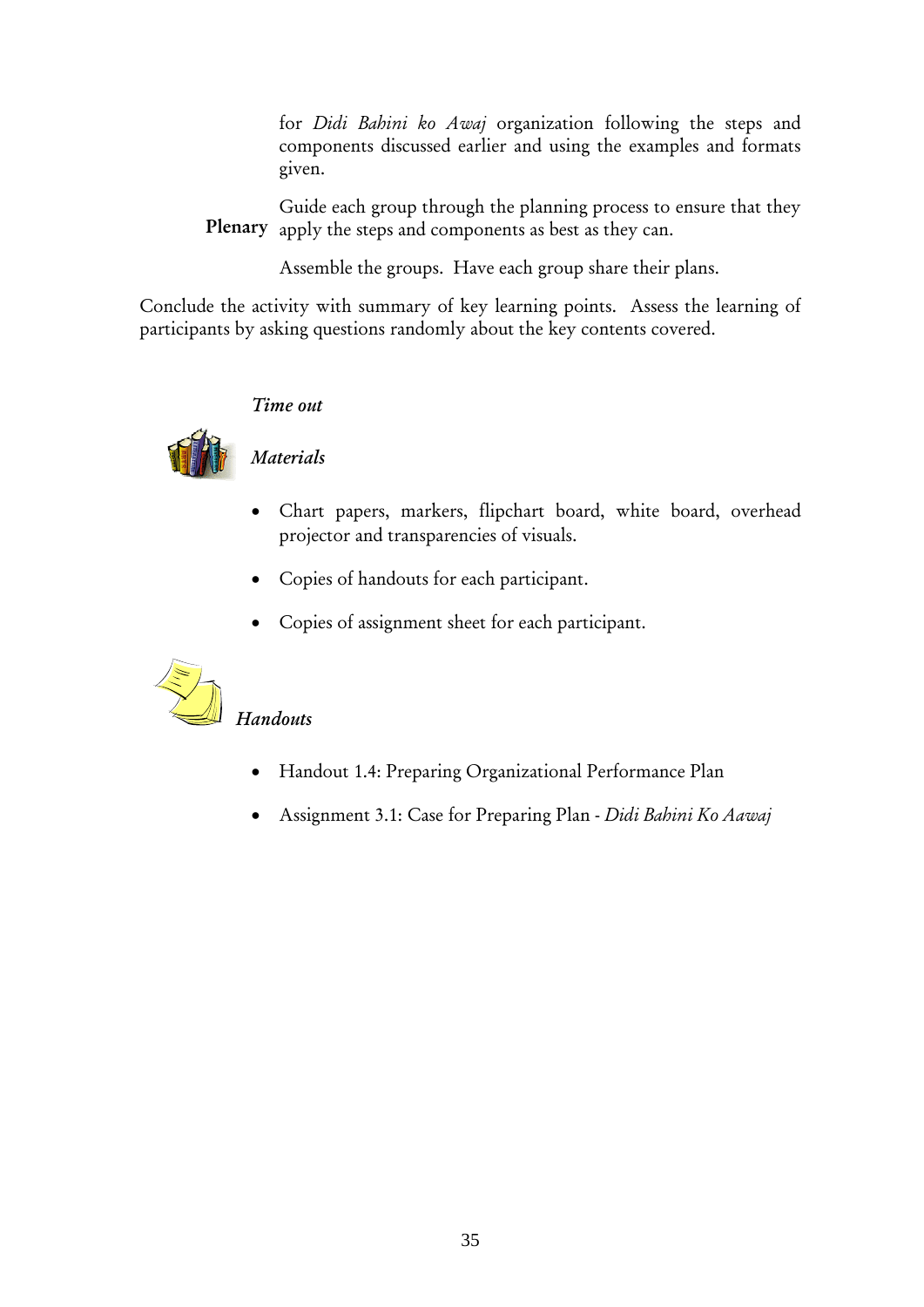for *Didi Bahini ko Awaj* organization following the steps and components discussed earlier and using the examples and formats given.

**Plenary**

Guide each group through the planning process to ensure that they apply the steps and components as best as they can.

Assemble the groups. Have each group share their plans.

Conclude the activity with summary of key learning points. Assess the learning of participants by asking questions randomly about the key contents covered.

*Time out*

*Materials*

- Chart papers, markers, flipchart board, white board, overhead projector and transparencies of visuals.
- Copies of handouts for each participant.
- Copies of assignment sheet for each participant.

*Handouts*

- Handout 1.4: Preparing Organizational Performance Plan
- Assignment 3.1: Case for Preparing Plan - *Didi Bahini Ko Aawaj*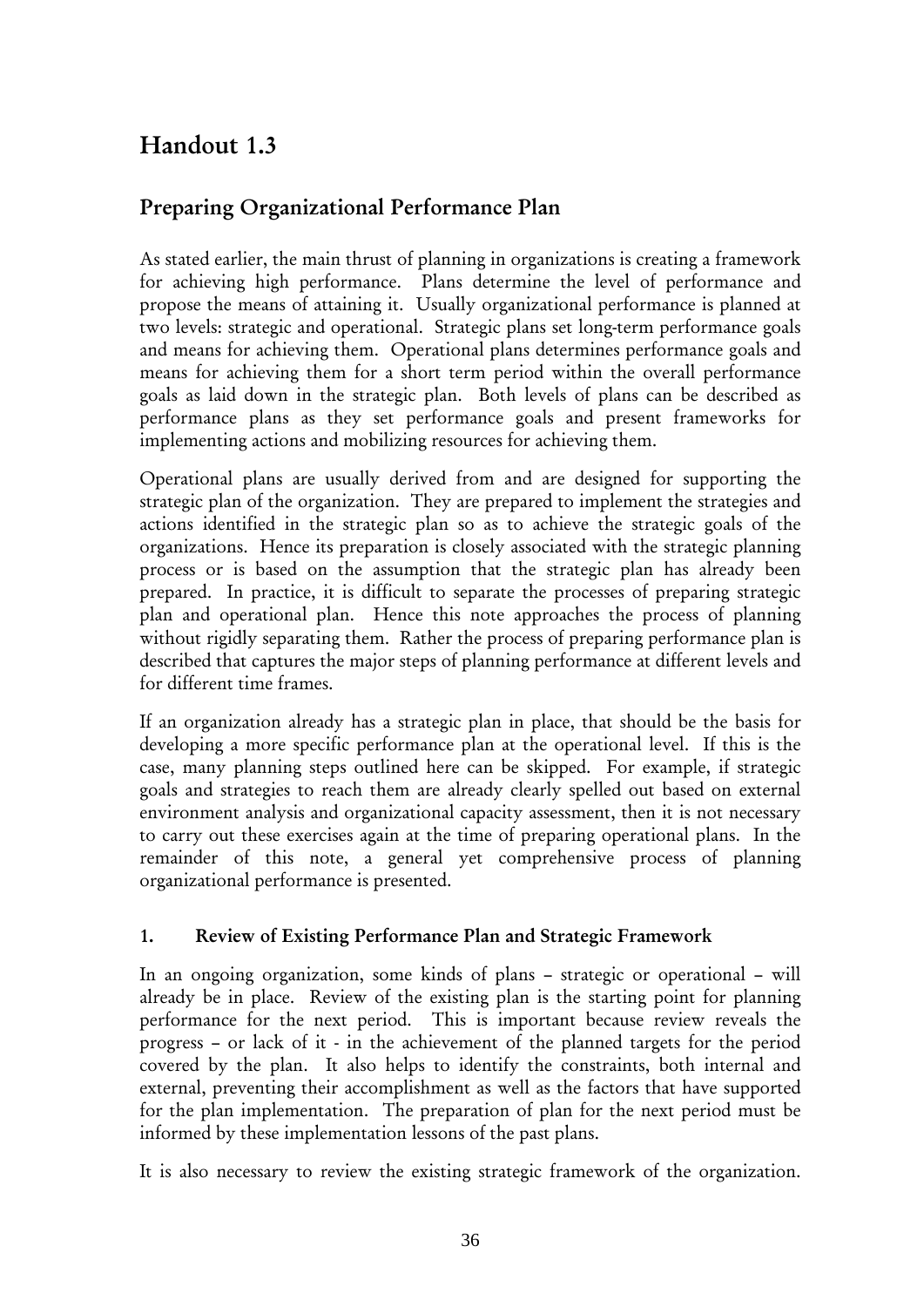# Handout 1.3

## Preparing Organizational Performance Plan

As stated earlier, the main thrust of planning in organizations is creating a framework for achieving high performance. Plans determine the level of performance and propose the means of attaining it. Usually organizational performance is planned at two levels: strategic and operational. Strategic plans set long-term performance goals and means for achieving them. Operational plans determines performance goals and means for achieving them for a short term period within the overall performance goals as laid down in the strategic plan. Both levels of plans can be described as performance plans as they set performance goals and present frameworks for implementing actions and mobilizing resources for achieving them.

Operational plans are usually derived from and are designed for supporting the strategic plan of the organization. They are prepared to implement the strategies and actions identified in the strategic plan so as to achieve the strategic goals of the organizations. Hence its preparation is closely associated with the strategic planning process or is based on the assumption that the strategic plan has already been prepared. In practice, it is difficult to separate the processes of preparing strategic plan and operational plan. Hence this note approaches the process of planning without rigidly separating them. Rather the process of preparing performance plan is described that captures the major steps of planning performance at different levels and for different time frames.

If an organization already has a strategic plan in place, that should be the basis for developing a more specific performance plan at the operational level. If this is the case, many planning steps outlined here can be skipped. For example, if strategic goals and strategies to reach them are already clearly spelled out based on external environment analysis and organizational capacity assessment, then it is not necessary to carry out these exercises again at the time of preparing operational plans. In the remainder of this note, a general yet comprehensive process of planning organizational performance is presented.

### 1. Review of Existing Performance Plan and Strategic Framework

In an ongoing organization, some kinds of plans – strategic or operational – will already be in place. Review of the existing plan is the starting point for planning performance for the next period. This is important because review reveals the progress – or lack of it - in the achievement of the planned targets for the period covered by the plan. It also helps to identify the constraints, both internal and external, preventing their accomplishment as well as the factors that have supported for the plan implementation. The preparation of plan for the next period must be informed by these implementation lessons of the past plans.

It is also necessary to review the existing strategic framework of the organization.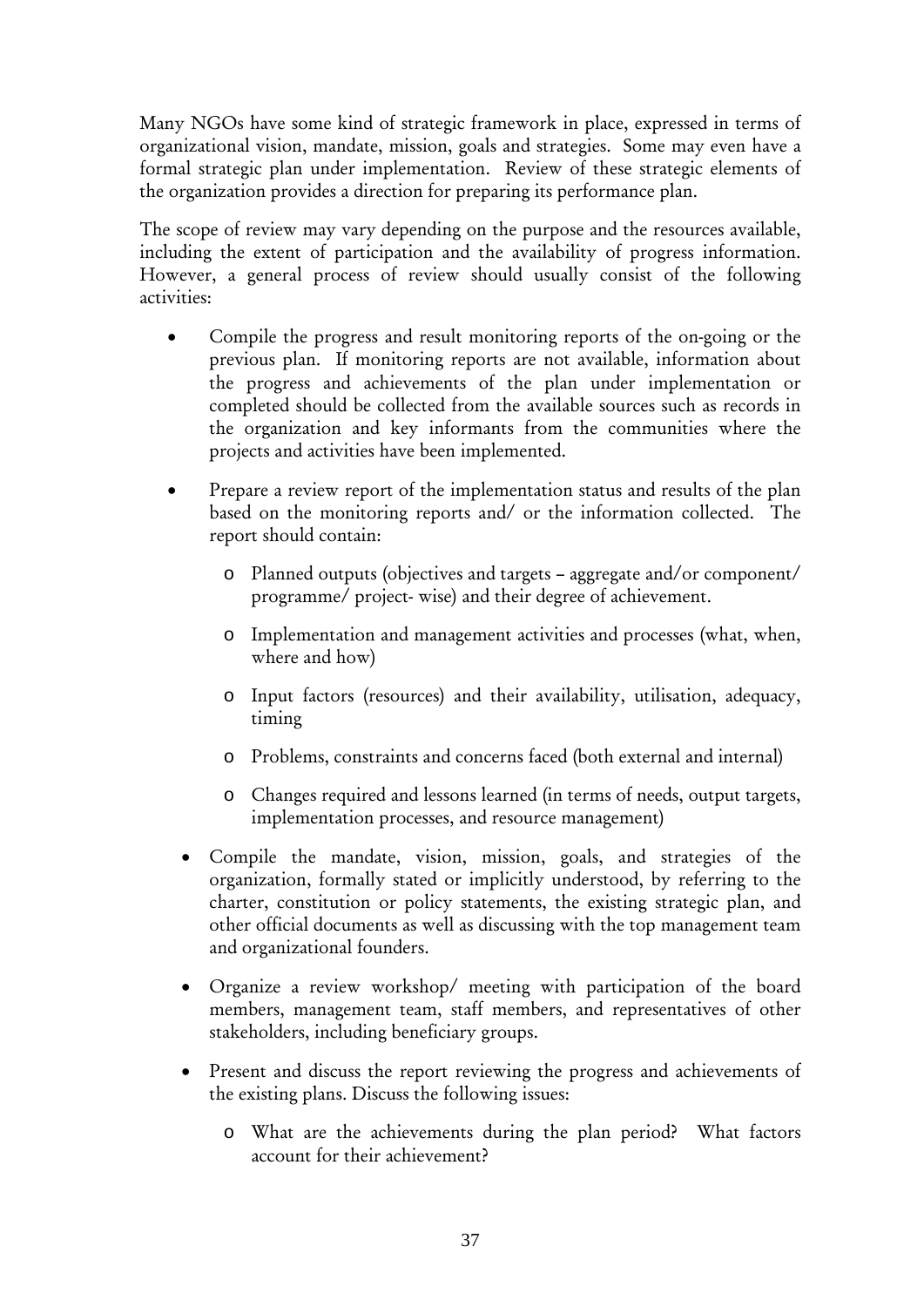Many NGOs have some kind of strategic framework in place, expressed in terms of organizational vision, mandate, mission, goals and strategies. Some may even have a formal strategic plan under implementation. Review of these strategic elements of the organization provides a direction for preparing its performance plan.

The scope of review may vary depending on the purpose and the resources available, including the extent of participation and the availability of progress information. However, a general process of review should usually consist of the following activities:

- Compile the progress and result monitoring reports of the on-going or the previous plan. If monitoring reports are not available, information about the progress and achievements of the plan under implementation or completed should be collected from the available sources such as records in the organization and key informants from the communities where the projects and activities have been implemented.
- Prepare a review report of the implementation status and results of the plan based on the monitoring reports and/ or the information collected. The report should contain:
  - Planned outputs (objectives and targets – aggregate and/or component/ programme/ project- wise) and their degree of achievement.
  - Implementation and management activities and processes (what, when, where and how)
  - Input factors (resources) and their availability, utilisation, adequacy, timing
  - Problems, constraints and concerns faced (both external and internal)
  - Changes required and lessons learned (in terms of needs, output targets, implementation processes, and resource management)
- Compile the mandate, vision, mission, goals, and strategies of the organization, formally stated or implicitly understood, by referring to the charter, constitution or policy statements, the existing strategic plan, and other official documents as well as discussing with the top management team and organizational founders.
- Organize a review workshop/ meeting with participation of the board members, management team, staff members, and representatives of other stakeholders, including beneficiary groups.
- Present and discuss the report reviewing the progress and achievements of the existing plans. Discuss the following issues:
  - What are the achievements during the plan period? What factors account for their achievement?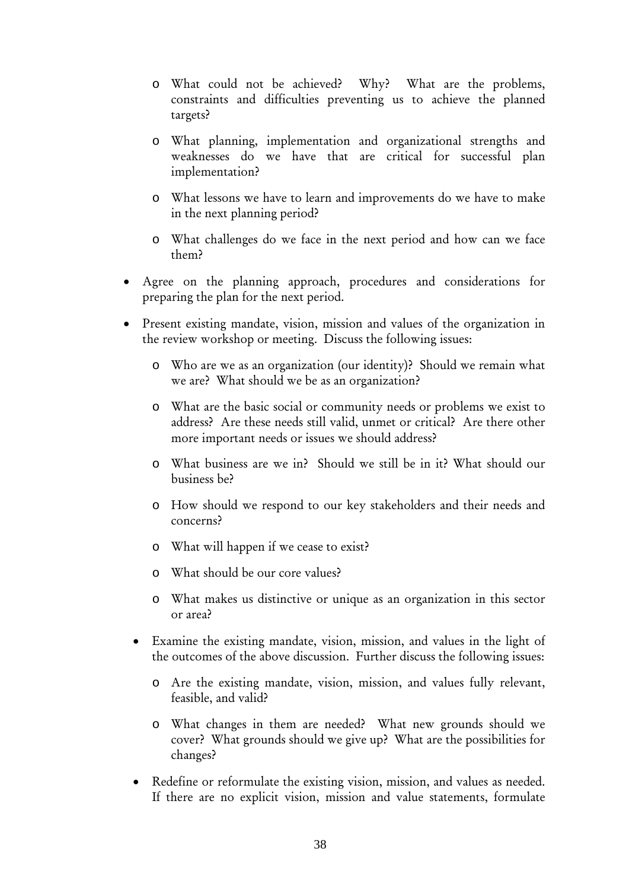- What could not be achieved? Why? What are the problems, constraints and difficulties preventing us to achieve the planned targets?
  - What planning, implementation and organizational strengths and weaknesses do we have that are critical for successful plan implementation?
  - What lessons we have to learn and improvements do we have to make in the next planning period?
  - What challenges do we face in the next period and how can we face them?
- Agree on the planning approach, procedures and considerations for preparing the plan for the next period.
- Present existing mandate, vision, mission and values of the organization in the review workshop or meeting. Discuss the following issues:
  - Who are we as an organization (our identity)? Should we remain what we are? What should we be as an organization?
  - What are the basic social or community needs or problems we exist to address? Are these needs still valid, unmet or critical? Are there other more important needs or issues we should address?
  - What business are we in? Should we still be in it? What should our business be?
  - How should we respond to our key stakeholders and their needs and concerns?
  - What will happen if we cease to exist?
  - What should be our core values?
  - What makes us distinctive or unique as an organization in this sector or area?
- Examine the existing mandate, vision, mission, and values in the light of the outcomes of the above discussion. Further discuss the following issues:
  - Are the existing mandate, vision, mission, and values fully relevant, feasible, and valid?
  - What changes in them are needed? What new grounds should we cover? What grounds should we give up? What are the possibilities for changes?
- Redefine or reformulate the existing vision, mission, and values as needed. If there are no explicit vision, mission and value statements, formulate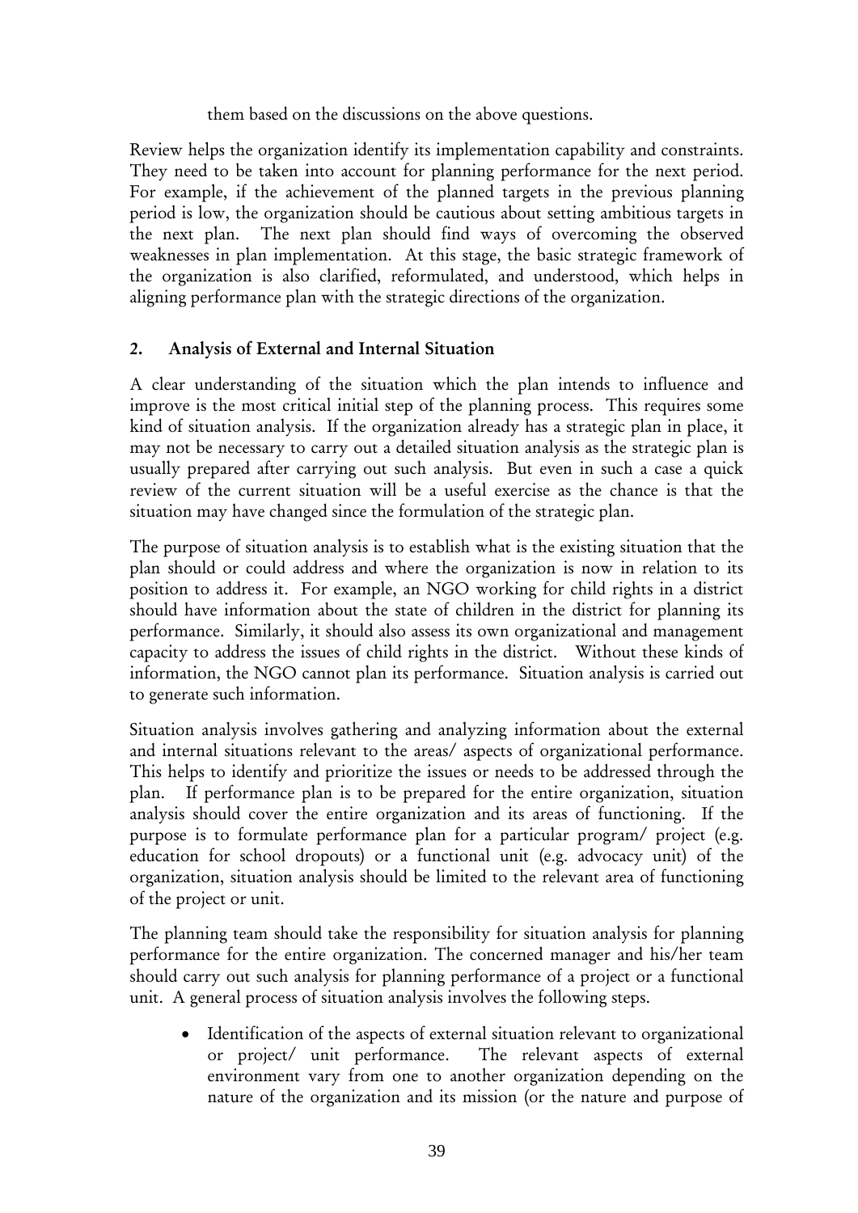them based on the discussions on the above questions.

Review helps the organization identify its implementation capability and constraints. They need to be taken into account for planning performance for the next period. For example, if the achievement of the planned targets in the previous planning period is low, the organization should be cautious about setting ambitious targets in the next plan. The next plan should find ways of overcoming the observed weaknesses in plan implementation. At this stage, the basic strategic framework of the organization is also clarified, reformulated, and understood, which helps in aligning performance plan with the strategic directions of the organization.

## 2. Analysis of External and Internal Situation

A clear understanding of the situation which the plan intends to influence and improve is the most critical initial step of the planning process. This requires some kind of situation analysis. If the organization already has a strategic plan in place, it may not be necessary to carry out a detailed situation analysis as the strategic plan is usually prepared after carrying out such analysis. But even in such a case a quick review of the current situation will be a useful exercise as the chance is that the situation may have changed since the formulation of the strategic plan.

The purpose of situation analysis is to establish what is the existing situation that the plan should or could address and where the organization is now in relation to its position to address it. For example, an NGO working for child rights in a district should have information about the state of children in the district for planning its performance. Similarly, it should also assess its own organizational and management capacity to address the issues of child rights in the district. Without these kinds of information, the NGO cannot plan its performance. Situation analysis is carried out to generate such information.

Situation analysis involves gathering and analyzing information about the external and internal situations relevant to the areas/ aspects of organizational performance. This helps to identify and prioritize the issues or needs to be addressed through the plan. If performance plan is to be prepared for the entire organization, situation analysis should cover the entire organization and its areas of functioning. If the purpose is to formulate performance plan for a particular program/ project (e.g. education for school dropouts) or a functional unit (e.g. advocacy unit) of the organization, situation analysis should be limited to the relevant area of functioning of the project or unit.

The planning team should take the responsibility for situation analysis for planning performance for the entire organization. The concerned manager and his/her team should carry out such analysis for planning performance of a project or a functional unit. A general process of situation analysis involves the following steps.

- Identification of the aspects of external situation relevant to organizational or project/ unit performance. The relevant aspects of external environment vary from one to another organization depending on the nature of the organization and its mission (or the nature and purpose of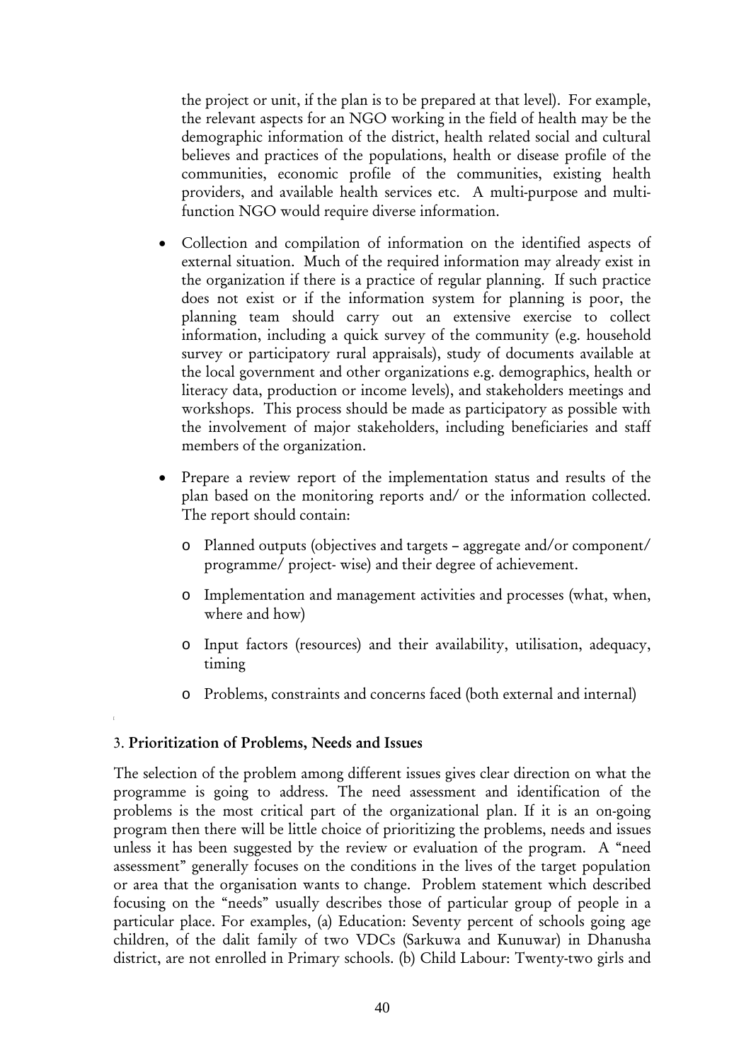the project or unit, if the plan is to be prepared at that level). For example, the relevant aspects for an NGO working in the field of health may be the demographic information of the district, health related social and cultural believes and practices of the populations, health or disease profile of the communities, economic profile of the communities, existing health providers, and available health services etc. A multi-purpose and multi-function NGO would require diverse information.

- Collection and compilation of information on the identified aspects of external situation. Much of the required information may already exist in the organization if there is a practice of regular planning. If such practice does not exist or if the information system for planning is poor, the planning team should carry out an extensive exercise to collect information, including a quick survey of the community (e.g. household survey or participatory rural appraisals), study of documents available at the local government and other organizations e.g. demographics, health or literacy data, production or income levels), and stakeholders meetings and workshops. This process should be made as participatory as possible with the involvement of major stakeholders, including beneficiaries and staff members of the organization.
- Prepare a review report of the implementation status and results of the plan based on the monitoring reports and/ or the information collected. The report should contain:
    - Planned outputs (objectives and targets – aggregate and/or component/ programme/ project- wise) and their degree of achievement.
    - Implementation and management activities and processes (what, when, where and how)
    - Input factors (resources) and their availability, utilisation, adequacy, timing
    - Problems, constraints and concerns faced (both external and internal)

### 3. Prioritization of Problems, Needs and Issues

The selection of the problem among different issues gives clear direction on what the programme is going to address. The need assessment and identification of the problems is the most critical part of the organizational plan. If it is an on-going program then there will be little choice of prioritizing the problems, needs and issues unless it has been suggested by the review or evaluation of the program. A "need assessment" generally focuses on the conditions in the lives of the target population or area that the organisation wants to change. Problem statement which described focusing on the "needs" usually describes those of particular group of people in a particular place. For examples, (a) Education: Seventy percent of schools going age children, of the dalit family of two VDCs (Sarkuwa and Kunuwar) in Dhanusha district, are not enrolled in Primary schools. (b) Child Labour: Twenty-two girls and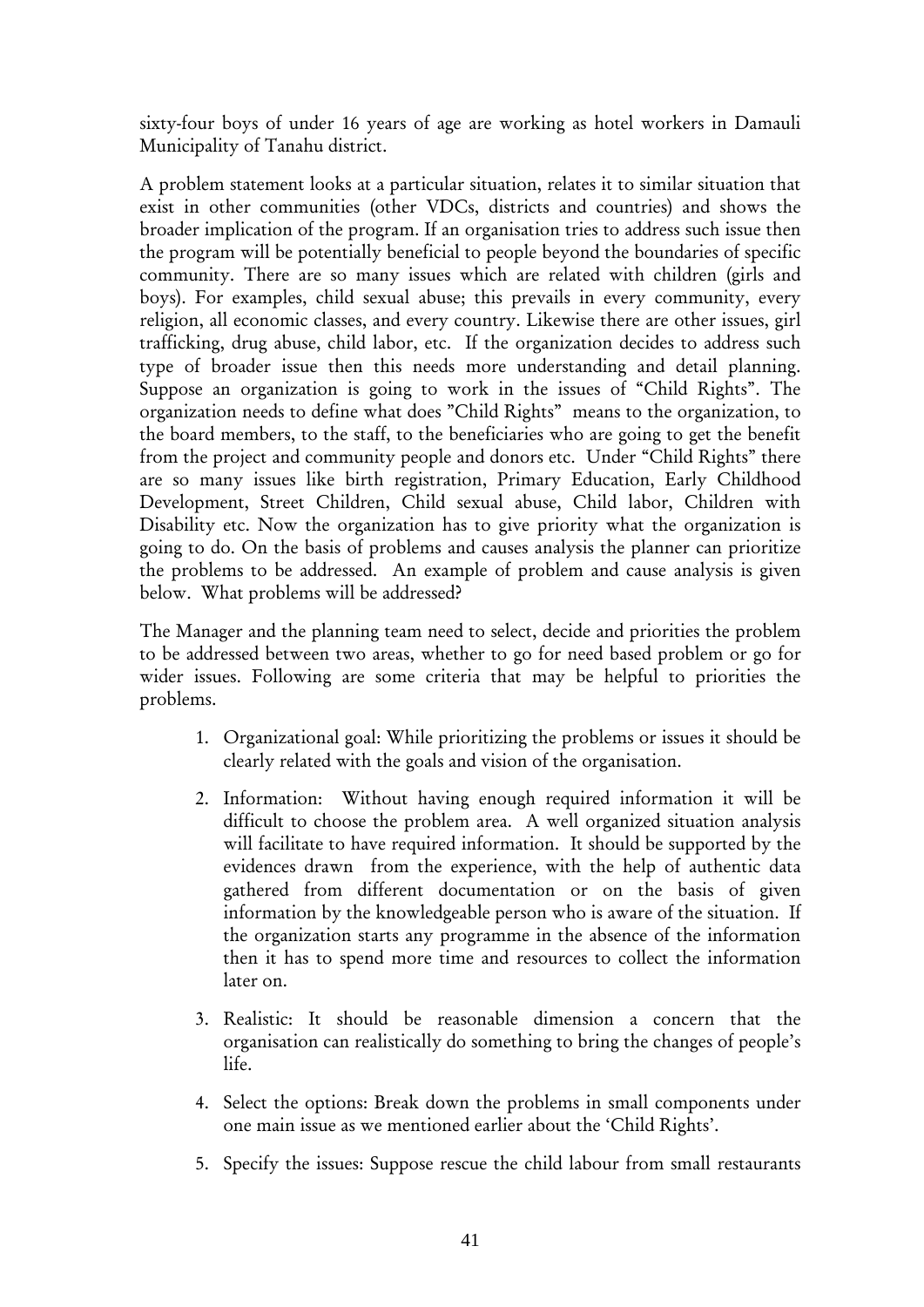sixty-four boys of under 16 years of age are working as hotel workers in Damauli Municipality of Tanahu district.

A problem statement looks at a particular situation, relates it to similar situation that exist in other communities (other VDCs, districts and countries) and shows the broader implication of the program. If an organisation tries to address such issue then the program will be potentially beneficial to people beyond the boundaries of specific community. There are so many issues which are related with children (girls and boys). For examples, child sexual abuse; this prevails in every community, every religion, all economic classes, and every country. Likewise there are other issues, girl trafficking, drug abuse, child labor, etc. If the organization decides to address such type of broader issue then this needs more understanding and detail planning. Suppose an organization is going to work in the issues of "Child Rights". The organization needs to define what does "Child Rights" means to the organization, to the board members, to the staff, to the beneficiaries who are going to get the benefit from the project and community people and donors etc. Under "Child Rights" there are so many issues like birth registration, Primary Education, Early Childhood Development, Street Children, Child sexual abuse, Child labor, Children with Disability etc. Now the organization has to give priority what the organization is going to do. On the basis of problems and causes analysis the planner can prioritize the problems to be addressed. An example of problem and cause analysis is given below. What problems will be addressed?

The Manager and the planning team need to select, decide and priorities the problem to be addressed between two areas, whether to go for need based problem or go for wider issues. Following are some criteria that may be helpful to priorities the problems.

1. Organizational goal: While prioritizing the problems or issues it should be clearly related with the goals and vision of the organisation.

2. Information: Without having enough required information it will be difficult to choose the problem area. A well organized situation analysis will facilitate to have required information. It should be supported by the evidences drawn from the experience, with the help of authentic data gathered from different documentation or on the basis of given information by the knowledgeable person who is aware of the situation. If the organization starts any programme in the absence of the information then it has to spend more time and resources to collect the information later on.

3. Realistic: It should be reasonable dimension a concern that the organisation can realistically do something to bring the changes of people's life.

4. Select the options: Break down the problems in small components under one main issue as we mentioned earlier about the 'Child Rights'.

5. Specify the issues: Suppose rescue the child labour from small restaurants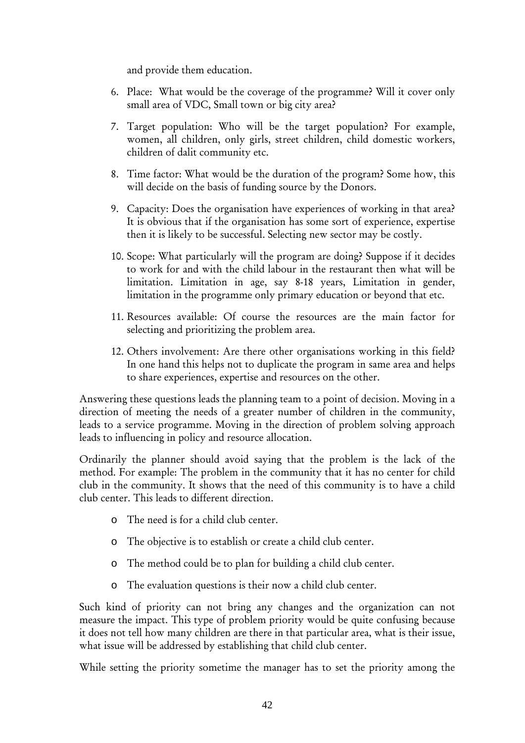and provide them education.

6. Place: What would be the coverage of the programme? Will it cover only small area of VDC, Small town or big city area?

7. Target population: Who will be the target population? For example, women, all children, only girls, street children, child domestic workers, children of dalit community etc.

8. Time factor: What would be the duration of the program? Some how, this will decide on the basis of funding source by the Donors.

9. Capacity: Does the organisation have experiences of working in that area? It is obvious that if the organisation has some sort of experience, expertise then it is likely to be successful. Selecting new sector may be costly.

10. Scope: What particularly will the program are doing? Suppose if it decides to work for and with the child labour in the restaurant then what will be limitation. Limitation in age, say 8-18 years, Limitation in gender, limitation in the programme only primary education or beyond that etc.

11. Resources available: Of course the resources are the main factor for selecting and prioritizing the problem area.

12. Others involvement: Are there other organisations working in this field? In one hand this helps not to duplicate the program in same area and helps to share experiences, expertise and resources on the other.

Answering these questions leads the planning team to a point of decision. Moving in a direction of meeting the needs of a greater number of children in the community, leads to a service programme. Moving in the direction of problem solving approach leads to influencing in policy and resource allocation.

Ordinarily the planner should avoid saying that the problem is the lack of the method. For example: The problem in the community that it has no center for child club in the community. It shows that the need of this community is to have a child club center. This leads to different direction.

- The need is for a child club center.
- The objective is to establish or create a child club center.
- The method could be to plan for building a child club center.
- The evaluation questions is their now a child club center.

Such kind of priority can not bring any changes and the organization can not measure the impact. This type of problem priority would be quite confusing because it does not tell how many children are there in that particular area, what is their issue, what issue will be addressed by establishing that child club center.

While setting the priority sometime the manager has to set the priority among the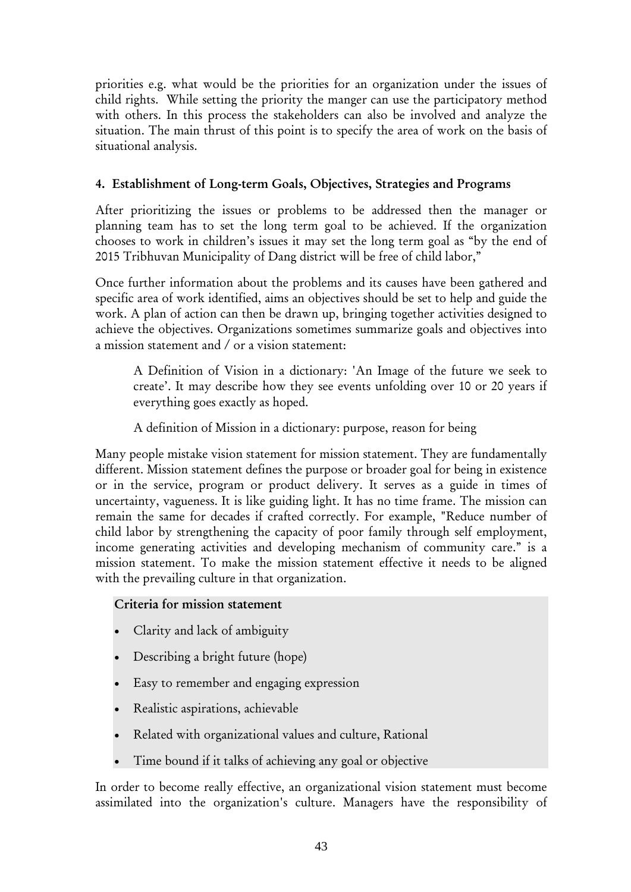priorities e.g. what would be the priorities for an organization under the issues of child rights. While setting the priority the manger can use the participatory method with others. In this process the stakeholders can also be involved and analyze the situation. The main thrust of this point is to specify the area of work on the basis of situational analysis.

#### 4. Establishment of Long-term Goals, Objectives, Strategies and Programs

After prioritizing the issues or problems to be addressed then the manager or planning team has to set the long term goal to be achieved. If the organization chooses to work in children's issues it may set the long term goal as "by the end of 2015 Tribhuvan Municipality of Dang district will be free of child labor,"

Once further information about the problems and its causes have been gathered and specific area of work identified, aims an objectives should be set to help and guide the work. A plan of action can then be drawn up, bringing together activities designed to achieve the objectives. Organizations sometimes summarize goals and objectives into a mission statement and / or a vision statement:

> A Definition of Vision in a dictionary: 'An Image of the future we seek to create'. It may describe how they see events unfolding over 10 or 20 years if everything goes exactly as hoped.
>
> A definition of Mission in a dictionary: purpose, reason for being

Many people mistake vision statement for mission statement. They are fundamentally different. Mission statement defines the purpose or broader goal for being in existence or in the service, program or product delivery. It serves as a guide in times of uncertainty, vagueness. It is like guiding light. It has no time frame. The mission can remain the same for decades if crafted correctly. For example, "Reduce number of child labor by strengthening the capacity of poor family through self employment, income generating activities and developing mechanism of community care." is a mission statement. To make the mission statement effective it needs to be aligned with the prevailing culture in that organization.

**Criteria for mission statement**

- Clarity and lack of ambiguity
- Describing a bright future (hope)
- Easy to remember and engaging expression
- Realistic aspirations, achievable
- Related with organizational values and culture, Rational
- Time bound if it talks of achieving any goal or objective

In order to become really effective, an organizational vision statement must become assimilated into the organization's culture. Managers have the responsibility of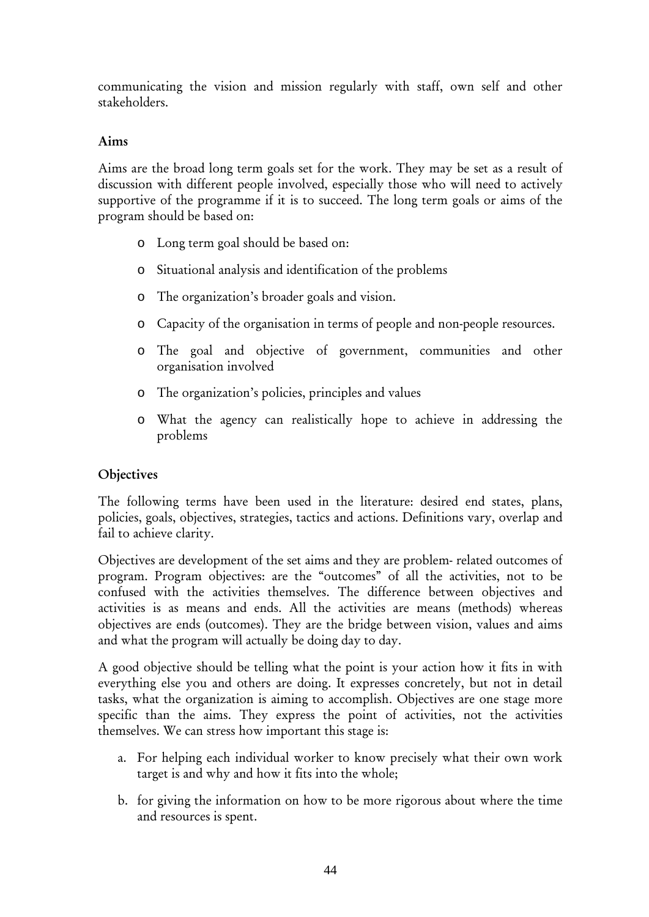communicating the vision and mission regularly with staff, own self and other stakeholders.

### Aims

Aims are the broad long term goals set for the work. They may be set as a result of discussion with different people involved, especially those who will need to actively supportive of the programme if it is to succeed. The long term goals or aims of the program should be based on:

- Long term goal should be based on:
- Situational analysis and identification of the problems
- The organization's broader goals and vision.
- Capacity of the organisation in terms of people and non-people resources.
- The goal and objective of government, communities and other organisation involved
- The organization's policies, principles and values
- What the agency can realistically hope to achieve in addressing the problems

### Objectives

The following terms have been used in the literature: desired end states, plans, policies, goals, objectives, strategies, tactics and actions. Definitions vary, overlap and fail to achieve clarity.

Objectives are development of the set aims and they are problem- related outcomes of program. Program objectives: are the "outcomes" of all the activities, not to be confused with the activities themselves. The difference between objectives and activities is as means and ends. All the activities are means (methods) whereas objectives are ends (outcomes). They are the bridge between vision, values and aims and what the program will actually be doing day to day.

A good objective should be telling what the point is your action how it fits in with everything else you and others are doing. It expresses concretely, but not in detail tasks, what the organization is aiming to accomplish. Objectives are one stage more specific than the aims. They express the point of activities, not the activities themselves. We can stress how important this stage is:

a. For helping each individual worker to know precisely what their own work target is and why and how it fits into the whole;
b. for giving the information on how to be more rigorous about where the time and resources is spent.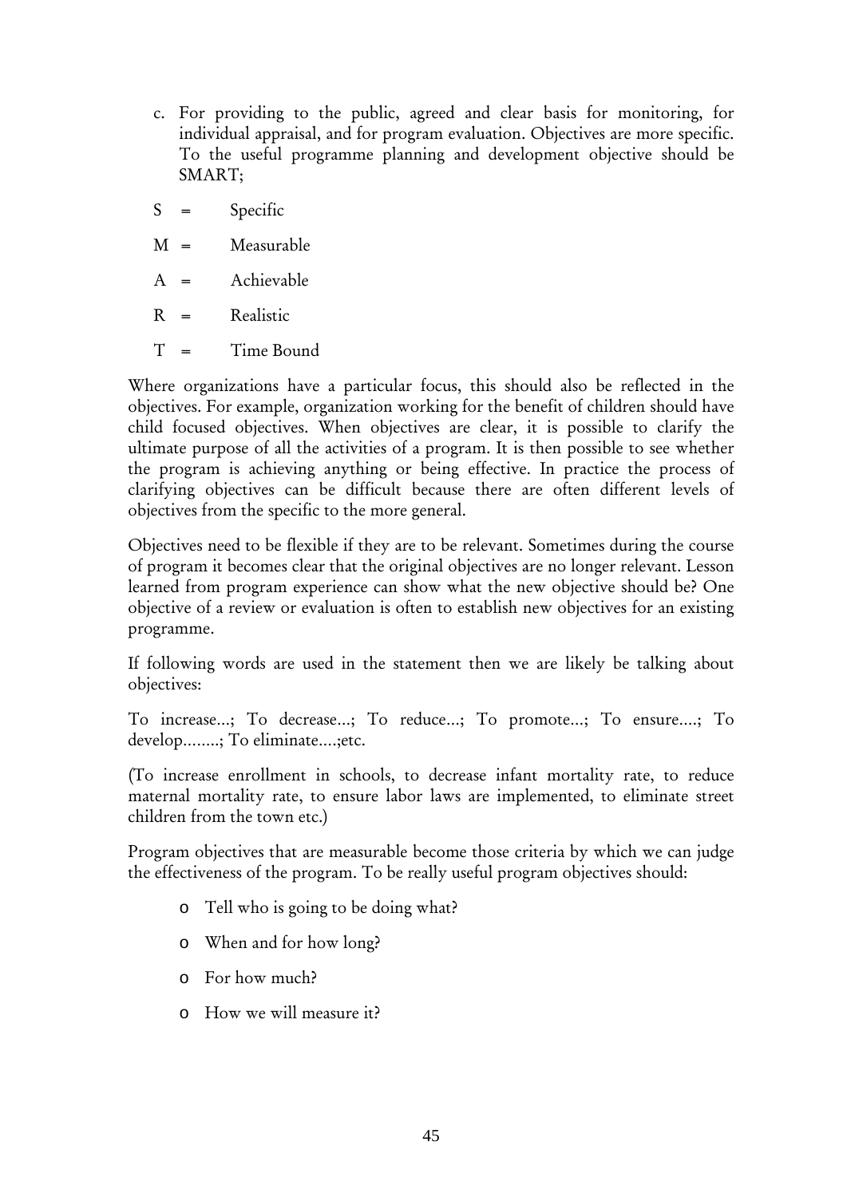c. For providing to the public, agreed and clear basis for monitoring, for individual appraisal, and for program evaluation. Objectives are more specific. To the useful programme planning and development objective should be SMART;

S = Specific

M = Measurable

A = Achievable

R = Realistic

T = Time Bound

Where organizations have a particular focus, this should also be reflected in the objectives. For example, organization working for the benefit of children should have child focused objectives. When objectives are clear, it is possible to clarify the ultimate purpose of all the activities of a program. It is then possible to see whether the program is achieving anything or being effective. In practice the process of clarifying objectives can be difficult because there are often different levels of objectives from the specific to the more general.

Objectives need to be flexible if they are to be relevant. Sometimes during the course of program it becomes clear that the original objectives are no longer relevant. Lesson learned from program experience can show what the new objective should be? One objective of a review or evaluation is often to establish new objectives for an existing programme.

If following words are used in the statement then we are likely be talking about objectives:

To increase...; To decrease...; To reduce...; To promote...; To ensure....; To develop........; To eliminate....;etc.

(To increase enrollment in schools, to decrease infant mortality rate, to reduce maternal mortality rate, to ensure labor laws are implemented, to eliminate street children from the town etc.)

Program objectives that are measurable become those criteria by which we can judge the effectiveness of the program. To be really useful program objectives should:

- Tell who is going to be doing what?
- When and for how long?
- For how much?
- How we will measure it?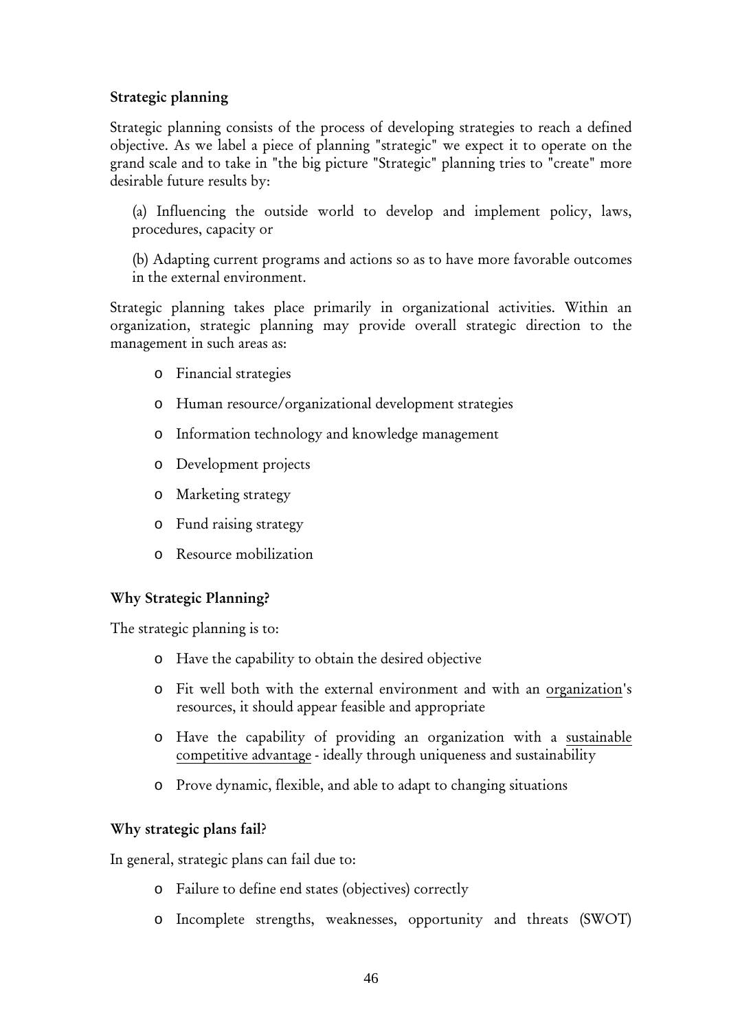### Strategic planning

Strategic planning consists of the process of developing strategies to reach a defined objective. As we label a piece of planning "strategic" we expect it to operate on the grand scale and to take in "the big picture "Strategic" planning tries to "create" more desirable future results by:

(a) Influencing the outside world to develop and implement policy, laws, procedures, capacity or

(b) Adapting current programs and actions so as to have more favorable outcomes in the external environment.

Strategic planning takes place primarily in organizational activities. Within an organization, strategic planning may provide overall strategic direction to the management in such areas as:

- Financial strategies
- Human resource/organizational development strategies
- Information technology and knowledge management
- Development projects
- Marketing strategy
- Fund raising strategy
- Resource mobilization

### Why Strategic Planning?

The strategic planning is to:

- Have the capability to obtain the desired objective
- Fit well both with the external environment and with an organization's resources, it should appear feasible and appropriate
- Have the capability of providing an organization with a sustainable competitive advantage - ideally through uniqueness and sustainability
- Prove dynamic, flexible, and able to adapt to changing situations

### Why strategic plans fail?

In general, strategic plans can fail due to:

- Failure to define end states (objectives) correctly
- Incomplete strengths, weaknesses, opportunity and threats (SWOT)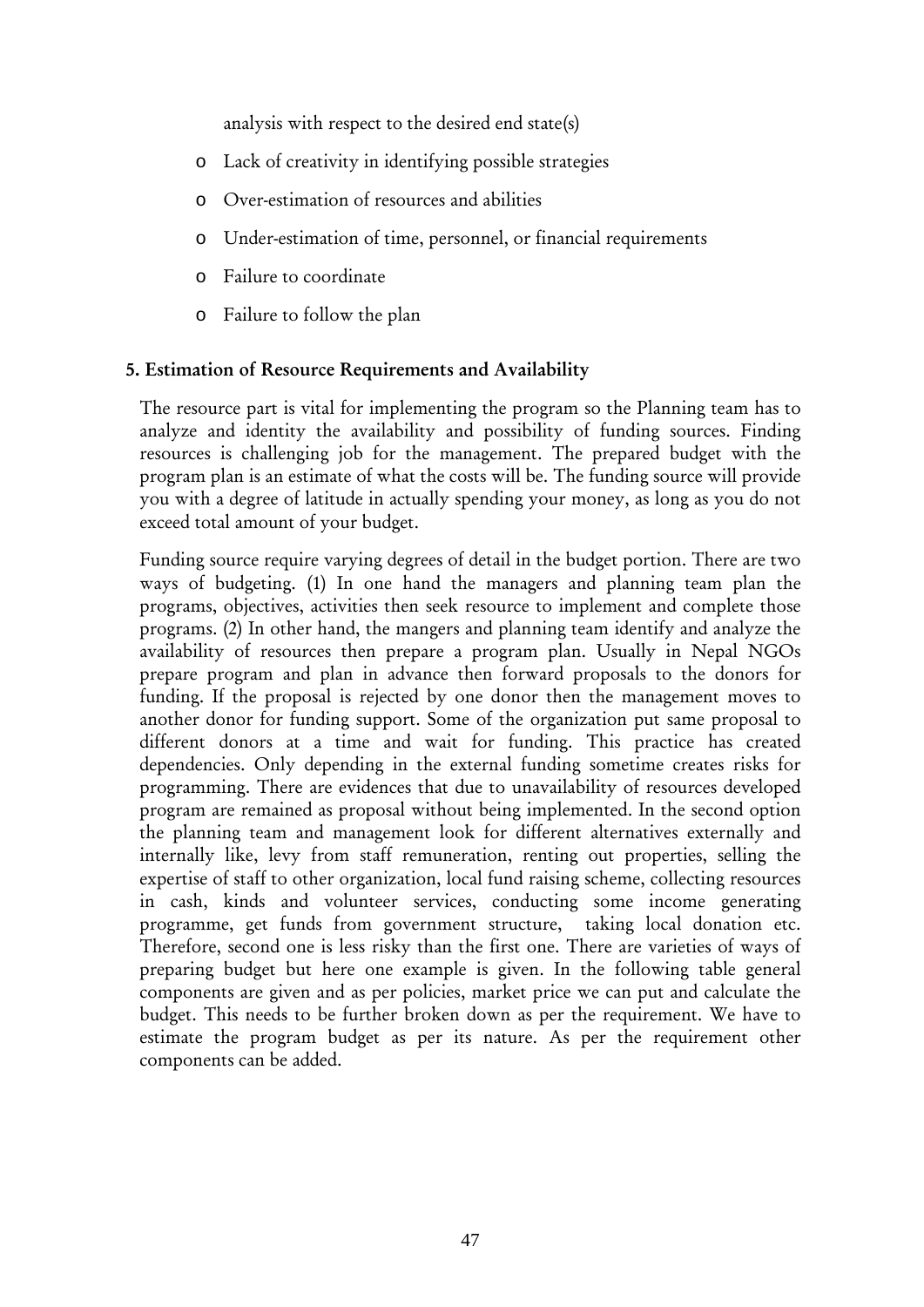analysis with respect to the desired end state(s)

- Lack of creativity in identifying possible strategies
- Over-estimation of resources and abilities
- Under-estimation of time, personnel, or financial requirements
- Failure to coordinate
- Failure to follow the plan

**5. Estimation of Resource Requirements and Availability**

The resource part is vital for implementing the program so the Planning team has to analyze and identity the availability and possibility of funding sources. Finding resources is challenging job for the management. The prepared budget with the program plan is an estimate of what the costs will be. The funding source will provide you with a degree of latitude in actually spending your money, as long as you do not exceed total amount of your budget.

Funding source require varying degrees of detail in the budget portion. There are two ways of budgeting. (1) In one hand the managers and planning team plan the programs, objectives, activities then seek resource to implement and complete those programs. (2) In other hand, the mangers and planning team identify and analyze the availability of resources then prepare a program plan. Usually in Nepal NGOs prepare program and plan in advance then forward proposals to the donors for funding. If the proposal is rejected by one donor then the management moves to another donor for funding support. Some of the organization put same proposal to different donors at a time and wait for funding. This practice has created dependencies. Only depending in the external funding sometime creates risks for programming. There are evidences that due to unavailability of resources developed program are remained as proposal without being implemented. In the second option the planning team and management look for different alternatives externally and internally like, levy from staff remuneration, renting out properties, selling the expertise of staff to other organization, local fund raising scheme, collecting resources in cash, kinds and volunteer services, conducting some income generating programme, get funds from government structure, taking local donation etc. Therefore, second one is less risky than the first one. There are varieties of ways of preparing budget but here one example is given. In the following table general components are given and as per policies, market price we can put and calculate the budget. This needs to be further broken down as per the requirement. We have to estimate the program budget as per its nature. As per the requirement other components can be added.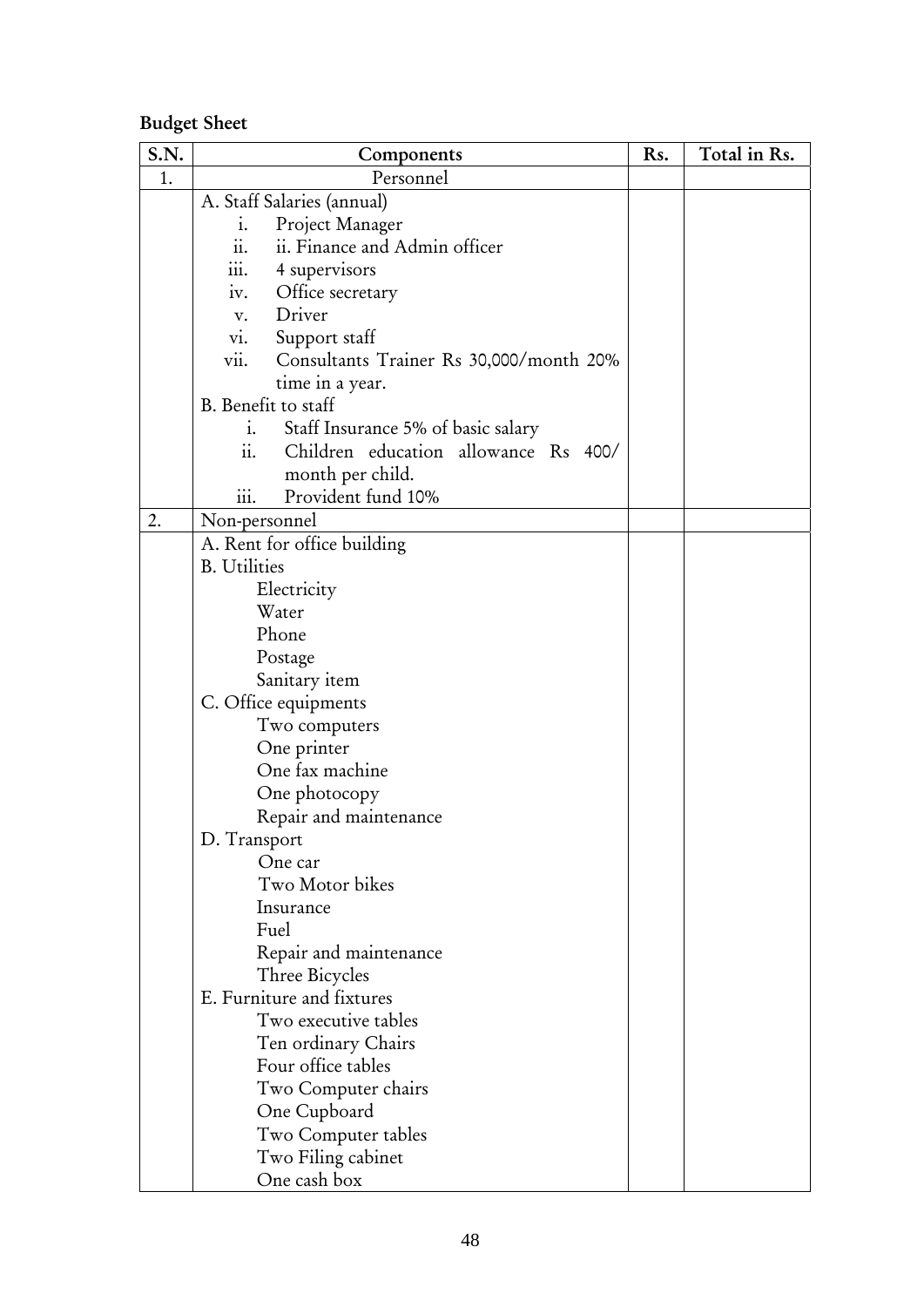**Budget Sheet**

| S.N. | Components | Rs. | Total in Rs. |
|---|---|---|---|
| 1. | Personnel | | |
| | A. Staff Salaries (annual)<br>i. Project Manager<br>ii. ii. Finance and Admin officer<br>iii. 4 supervisors<br>iv. Office secretary<br>v. Driver<br>vi. Support staff<br>vii. Consultants Trainer Rs 30,000/month 20% time in a year.<br>B. Benefit to staff<br>i. Staff Insurance 5% of basic salary<br>ii. Children education allowance Rs 400/ month per child.<br>iii. Provident fund 10% | | |
| 2. | Non-personnel | | |
| | A. Rent for office building<br>B. Utilities<br>Electricity<br>Water<br>Phone<br>Postage<br>Sanitary item<br>C. Office equipments<br>Two computers<br>One printer<br>One fax machine<br>One photocopy<br>Repair and maintenance<br>D. Transport<br>One car<br>Two Motor bikes<br>Insurance<br>Fuel<br>Repair and maintenance<br>Three Bicycles<br>E. Furniture and fixtures<br>Two executive tables<br>Ten ordinary Chairs<br>Four office tables<br>Two Computer chairs<br>One Cupboard<br>Two Computer tables<br>Two Filing cabinet<br>One cash box | | |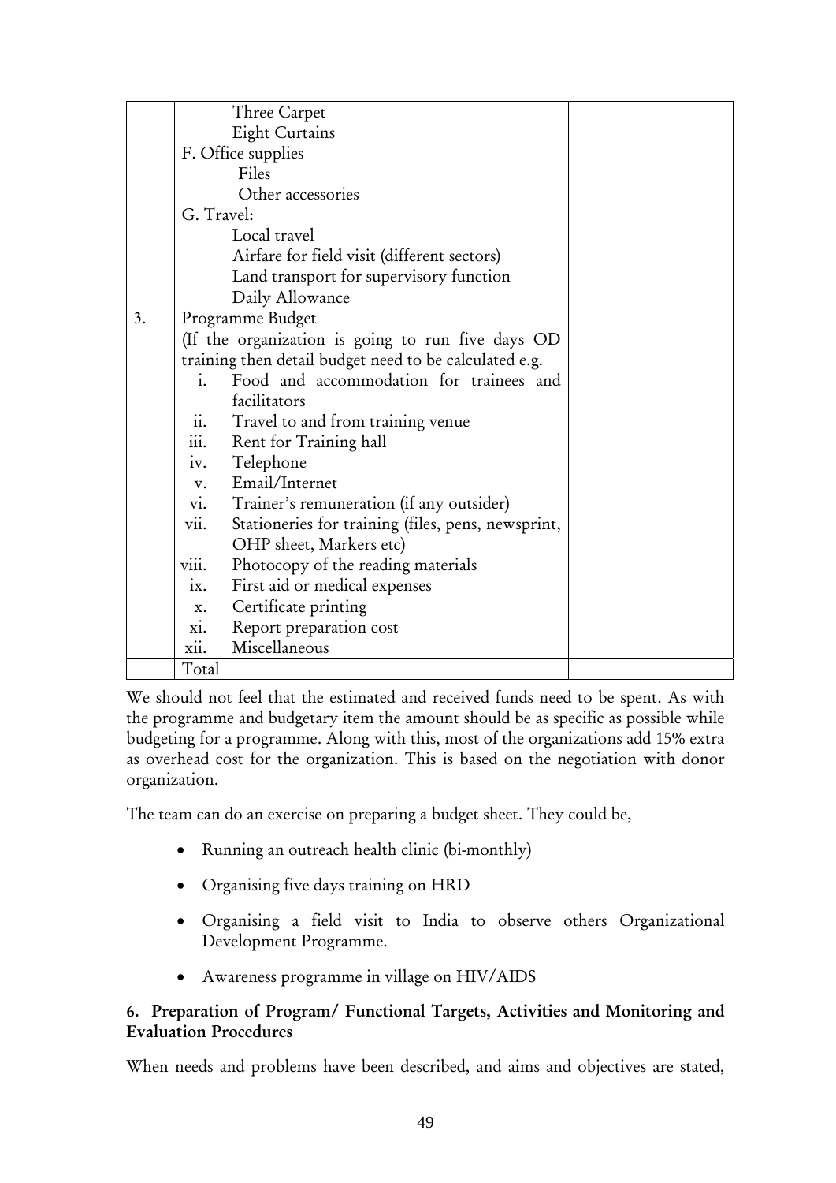|  |  |  |  |
|---|---|---|---|
|  | Three Carpet<br>Eight Curtains<br>F. Office supplies<br>Files<br>Other accessories<br>G. Travel:<br>Local travel<br>Airfare for field visit (different sectors)<br>Land transport for supervisory function<br>Daily Allowance |  |  |
| 3. | Programme Budget<br>(If the organization is going to run five days OD training then detail budget need to be calculated e.g.<br>i. Food and accommodation for trainees and facilitators<br>ii. Travel to and from training venue<br>iii. Rent for Training hall<br>iv. Telephone<br>v. Email/Internet<br>vi. Trainer's remuneration (if any outsider)<br>vii. Stationeries for training (files, pens, newsprint, OHP sheet, Markers etc)<br>viii. Photocopy of the reading materials<br>ix. First aid or medical expenses<br>x. Certificate printing<br>xi. Report preparation cost<br>xii. Miscellaneous |  |  |
|  | Total |  |  |

We should not feel that the estimated and received funds need to be spent. As with the programme and budgetary item the amount should be as specific as possible while budgeting for a programme. Along with this, most of the organizations add 15% extra as overhead cost for the organization. This is based on the negotiation with donor organization.

The team can do an exercise on preparing a budget sheet. They could be,

- Running an outreach health clinic (bi-monthly)
- Organising five days training on HRD
- Organising a field visit to India to observe others Organizational Development Programme.
- Awareness programme in village on HIV/AIDS

### 6. Preparation of Program/ Functional Targets, Activities and Monitoring and Evaluation Procedures

When needs and problems have been described, and aims and objectives are stated,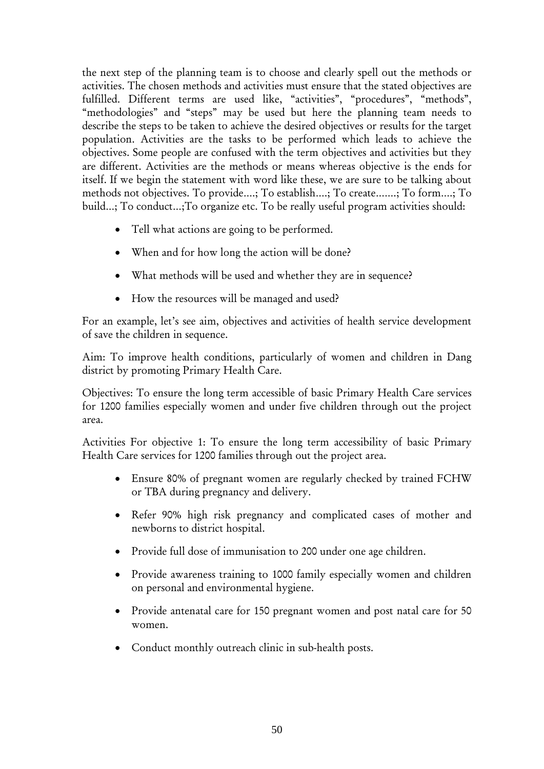the next step of the planning team is to choose and clearly spell out the methods or activities. The chosen methods and activities must ensure that the stated objectives are fulfilled. Different terms are used like, "activities", "procedures", "methods", "methodologies" and "steps" may be used but here the planning team needs to describe the steps to be taken to achieve the desired objectives or results for the target population. Activities are the tasks to be performed which leads to achieve the objectives. Some people are confused with the term objectives and activities but they are different. Activities are the methods or means whereas objective is the ends for itself. If we begin the statement with word like these, we are sure to be talking about methods not objectives. To provide....; To establish....; To create.......; To form....; To build...; To conduct...;To organize etc. To be really useful program activities should:

- Tell what actions are going to be performed.
- When and for how long the action will be done?
- What methods will be used and whether they are in sequence?
- How the resources will be managed and used?

For an example, let's see aim, objectives and activities of health service development of save the children in sequence.

Aim: To improve health conditions, particularly of women and children in Dang district by promoting Primary Health Care.

Objectives: To ensure the long term accessible of basic Primary Health Care services for 1200 families especially women and under five children through out the project area.

Activities For objective 1: To ensure the long term accessibility of basic Primary Health Care services for 1200 families through out the project area.

- Ensure 80% of pregnant women are regularly checked by trained FCHW or TBA during pregnancy and delivery.
- Refer 90% high risk pregnancy and complicated cases of mother and newborns to district hospital.
- Provide full dose of immunisation to 200 under one age children.
- Provide awareness training to 1000 family especially women and children on personal and environmental hygiene.
- Provide antenatal care for 150 pregnant women and post natal care for 50 women.
- Conduct monthly outreach clinic in sub-health posts.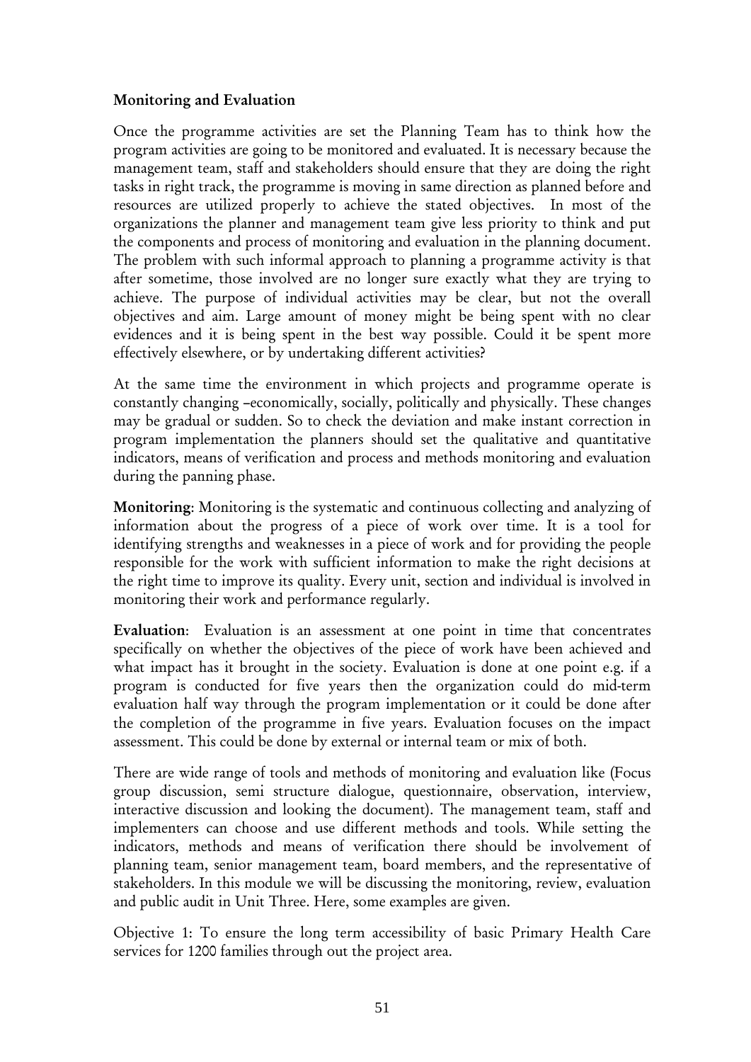**Monitoring and Evaluation**

Once the programme activities are set the Planning Team has to think how the program activities are going to be monitored and evaluated. It is necessary because the management team, staff and stakeholders should ensure that they are doing the right tasks in right track, the programme is moving in same direction as planned before and resources are utilized properly to achieve the stated objectives. In most of the organizations the planner and management team give less priority to think and put the components and process of monitoring and evaluation in the planning document. The problem with such informal approach to planning a programme activity is that after sometime, those involved are no longer sure exactly what they are trying to achieve. The purpose of individual activities may be clear, but not the overall objectives and aim. Large amount of money might be being spent with no clear evidences and it is being spent in the best way possible. Could it be spent more effectively elsewhere, or by undertaking different activities?

At the same time the environment in which projects and programme operate is constantly changing –economically, socially, politically and physically. These changes may be gradual or sudden. So to check the deviation and make instant correction in program implementation the planners should set the qualitative and quantitative indicators, means of verification and process and methods monitoring and evaluation during the panning phase.

**Monitoring**: Monitoring is the systematic and continuous collecting and analyzing of information about the progress of a piece of work over time. It is a tool for identifying strengths and weaknesses in a piece of work and for providing the people responsible for the work with sufficient information to make the right decisions at the right time to improve its quality. Every unit, section and individual is involved in monitoring their work and performance regularly.

**Evaluation**: Evaluation is an assessment at one point in time that concentrates specifically on whether the objectives of the piece of work have been achieved and what impact has it brought in the society. Evaluation is done at one point e.g. if a program is conducted for five years then the organization could do mid-term evaluation half way through the program implementation or it could be done after the completion of the programme in five years. Evaluation focuses on the impact assessment. This could be done by external or internal team or mix of both.

There are wide range of tools and methods of monitoring and evaluation like (Focus group discussion, semi structure dialogue, questionnaire, observation, interview, interactive discussion and looking the document). The management team, staff and implementers can choose and use different methods and tools. While setting the indicators, methods and means of verification there should be involvement of planning team, senior management team, board members, and the representative of stakeholders. In this module we will be discussing the monitoring, review, evaluation and public audit in Unit Three. Here, some examples are given.

Objective 1: To ensure the long term accessibility of basic Primary Health Care services for 1200 families through out the project area.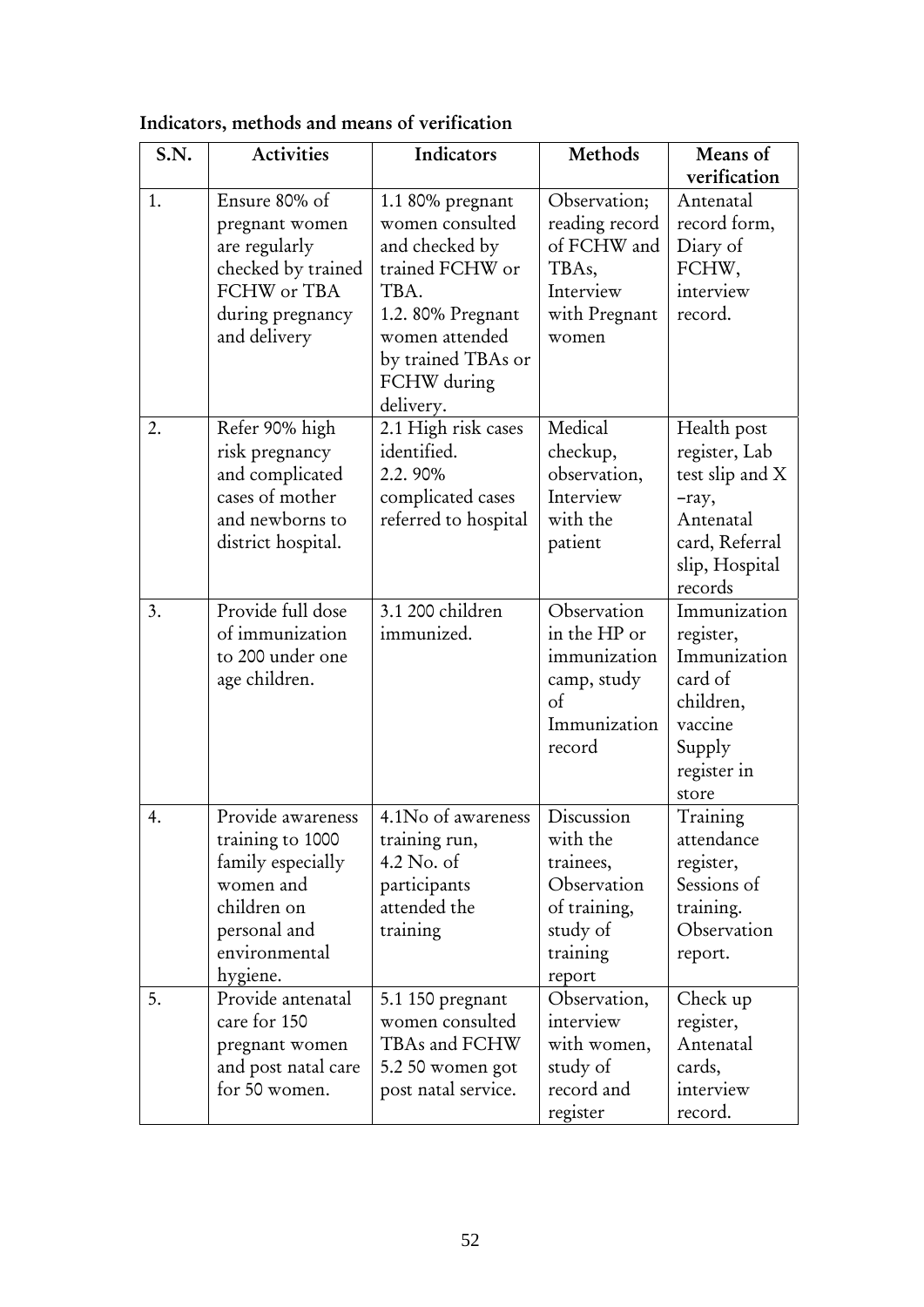**Indicators, methods and means of verification**

| S.N. | Activities | Indicators | Methods | Means of verification |
|---|---|---|---|---|
| 1. | Ensure 80% of pregnant women are regularly checked by trained FCHW or TBA during pregnancy and delivery | 1.1 80% pregnant women consulted and checked by trained FCHW or TBA. 1.2. 80% Pregnant women attended by trained TBAs or FCHW during delivery. | Observation; reading record of FCHW and TBAs, Interview with Pregnant women | Antenatal record form, Diary of FCHW, interview record. |
| 2. | Refer 90% high risk pregnancy and complicated cases of mother and newborns to district hospital. | 2.1 High risk cases identified. 2.2. 90% complicated cases referred to hospital | Medical checkup, observation, Interview with the patient | Health post register, Lab test slip and X –ray, Antenatal card, Referral slip, Hospital records |
| 3. | Provide full dose of immunization to 200 under one age children. | 3.1 200 children immunized. | Observation in the HP or immunization camp, study of Immunization record | Immunization register, Immunization card of children, vaccine Supply register in store |
| 4. | Provide awareness training to 1000 family especially women and children on personal and environmental hygiene. | 4.1No of awareness training run, 4.2 No. of participants attended the training | Discussion with the trainees, Observation of training, study of training report | Training attendance register, Sessions of training. Observation report. |
| 5. | Provide antenatal care for 150 pregnant women and post natal care for 50 women. | 5.1 150 pregnant women consulted TBAs and FCHW 5.2 50 women got post natal service. | Observation, interview with women, study of record and register | Check up register, Antenatal cards, interview record. |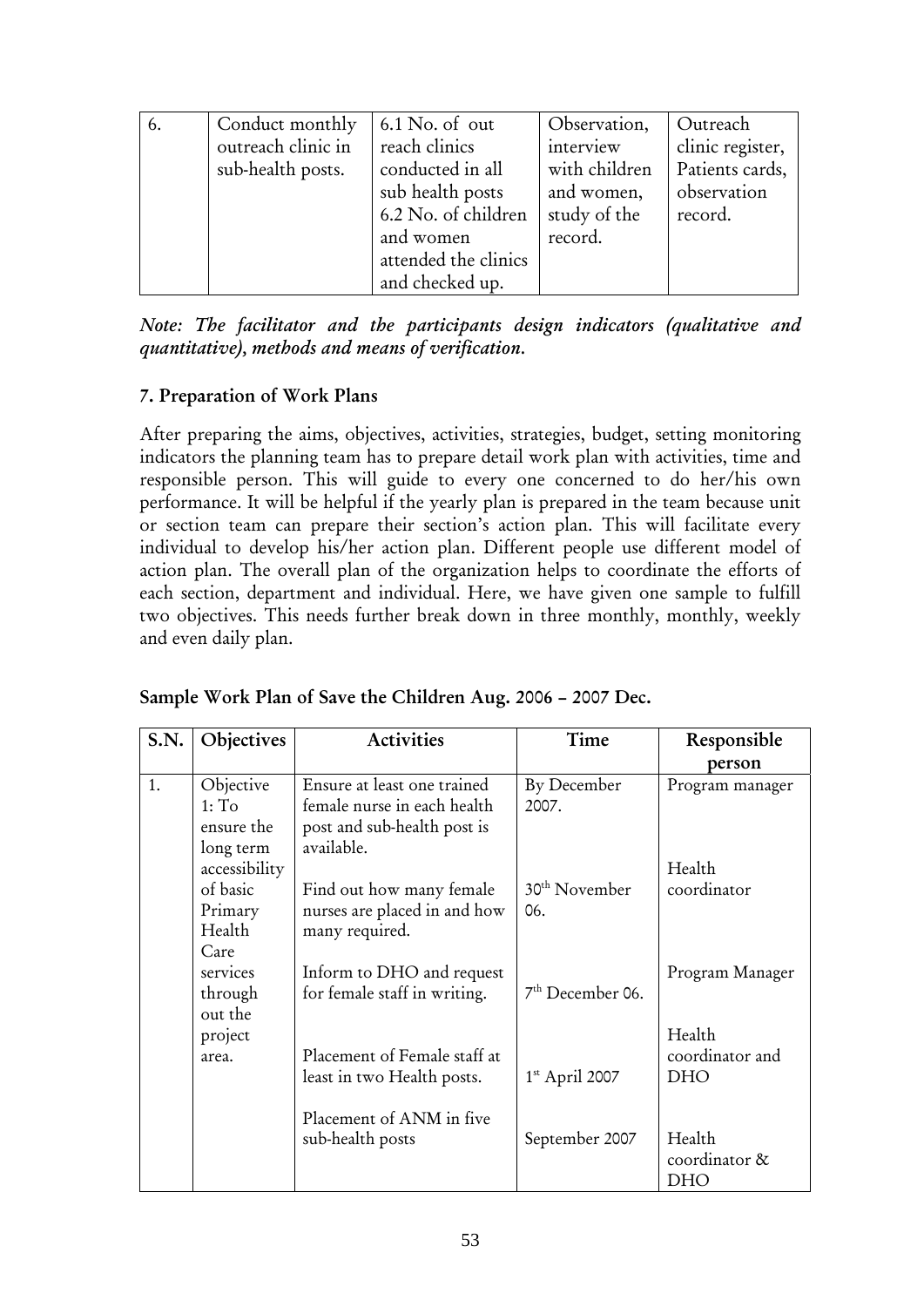| 6. | Conduct monthly outreach clinic in sub-health posts. | 6.1 No. of out reach clinics conducted in all sub health posts<br>6.2 No. of children and women attended the clinics and checked up. | Observation, interview with children and women, study of the record. | Outreach clinic register, Patients cards, observation record. |
|---|---|---|---|---|

*Note: The facilitator and the participants design indicators (qualitative and quantitative), methods and means of verification.*

### 7. Preparation of Work Plans

After preparing the aims, objectives, activities, strategies, budget, setting monitoring indicators the planning team has to prepare detail work plan with activities, time and responsible person. This will guide to every one concerned to do her/his own performance. It will be helpful if the yearly plan is prepared in the team because unit or section team can prepare their section's action plan. This will facilitate every individual to develop his/her action plan. Different people use different model of action plan. The overall plan of the organization helps to coordinate the efforts of each section, department and individual. Here, we have given one sample to fulfill two objectives. This needs further break down in three monthly, monthly, weekly and even daily plan.

**Sample Work Plan of Save the Children Aug. 2006 – 2007 Dec.**

| S.N. | Objectives | Activities | Time | Responsible person |
|---|---|---|---|---|
| 1. | Objective 1: To ensure the long term accessibility of basic Primary Health Care services through out the project area. | Ensure at least one trained female nurse in each health post and sub-health post is available. | By December 2007. | Program manager |
| | | Find out how many female nurses are placed in and how many required. | 30th November 06. | Health coordinator |
| | | Inform to DHO and request for female staff in writing. | 7th December 06. | Program Manager |
| | | Placement of Female staff at least in two Health posts. | 1st April 2007 | Health coordinator and DHO |
| | | Placement of ANM in five sub-health posts | September 2007 | Health coordinator & DHO |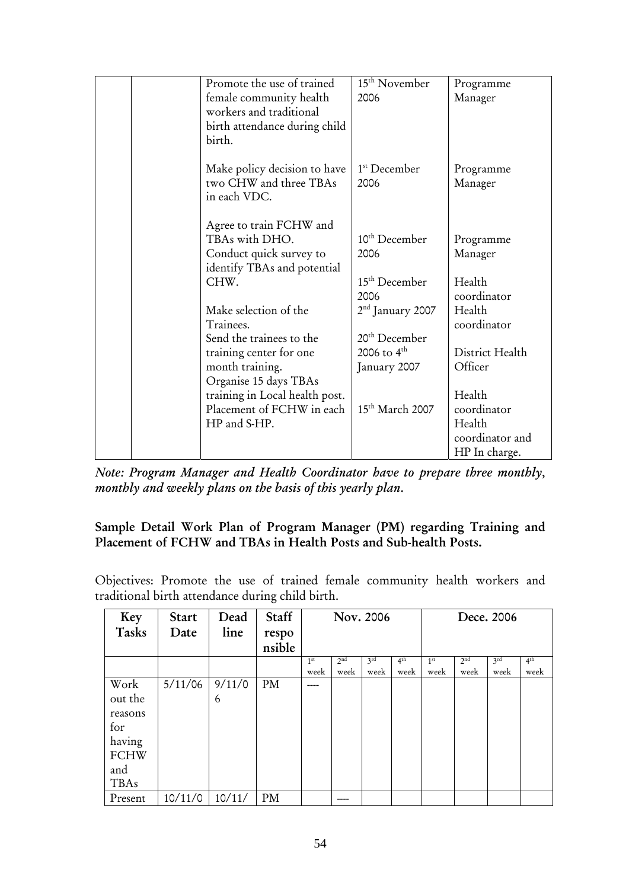| | | Activity | Date | Responsible |
|---|---|---|---|---|
| | | Promote the use of trained female community health workers and traditional birth attendance during child birth. | 15th November 2006 | Programme Manager |
| | | Make policy decision to have two CHW and three TBAs in each VDC. | 1st December 2006 | Programme Manager |
| | | Agree to train FCHW and TBAs with DHO. | 10th December 2006 | Programme Manager |
| | | Conduct quick survey to identify TBAs and potential CHW. | 15th December 2006 | Health coordinator |
| | | Make selection of the Trainees. | 2nd January 2007 | Health coordinator |
| | | Send the trainees to the training center for one month training. | 20th December 2006 to 4th January 2007 | District Health Officer |
| | | Organise 15 days TBAs training in Local health post. | | Health coordinator |
| | | Placement of FCHW in each HP and S-HP. | 15th March 2007 | Health coordinator and HP In charge. |

*Note: Program Manager and Health Coordinator have to prepare three monthly, monthly and weekly plans on the basis of this yearly plan.*

**Sample Detail Work Plan of Program Manager (PM) regarding Training and Placement of FCHW and TBAs in Health Posts and Sub-health Posts.**

Objectives: Promote the use of trained female community health workers and traditional birth attendance during child birth.

| Key Tasks | Start Date | Dead line | Staff responsible | Nov. 2006 | | | | Dece. 2006 | | | |
|---|---|---|---|---|---|---|---|---|---|---|---|
| | | | | 1st week | 2nd week | 3rd week | 4th week | 1st week | 2nd week | 3rd week | 4th week |
| Work out the reasons for having FCHW and TBAs | 5/11/06 | 9/11/06 | PM | ---- | | | | | | | |
| Present | 10/11/0 | 10/11/ | PM | | ---- | | | | | | |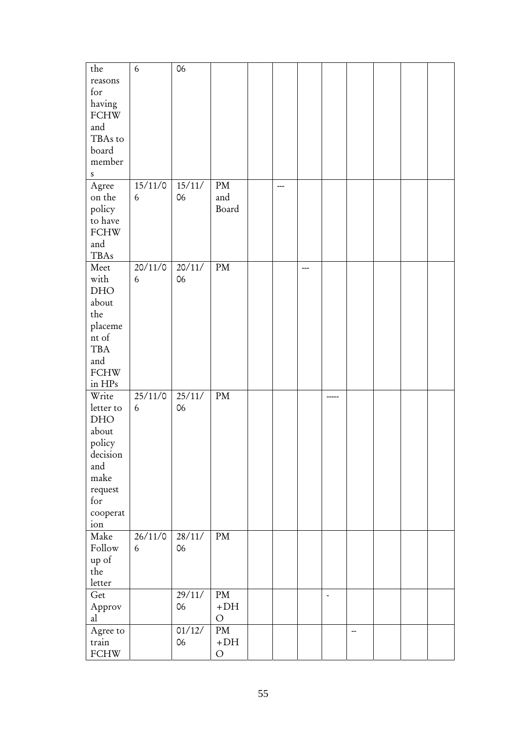| the reasons for having FCHW and TBAs to board members | 6 | 06 | | | | | | | | | |
|---|---|---|---|---|---|---|---|---|---|---|---|
| Agree on the policy to have FCHW and TBAs | 15/11/06 | 15/11/06 | PM and Board | | --- | | | | | | |
| Meet with DHO about the placement of TBA and FCHW in HPs | 20/11/06 | 20/11/06 | PM | | | --- | | | | | |
| Write letter to DHO about policy decision and make request for cooperation | 25/11/06 | 25/11/06 | PM | | | | ----- | | | | |
| Make Follow up of the letter | 26/11/06 | 28/11/06 | PM | | | | | | | | |
| Get Approval | | 29/11/06 | PM +DHO | | | | - | | | | |
| Agree to train FCHW | | 01/12/06 | PM +DHO | | | | | -- | | | |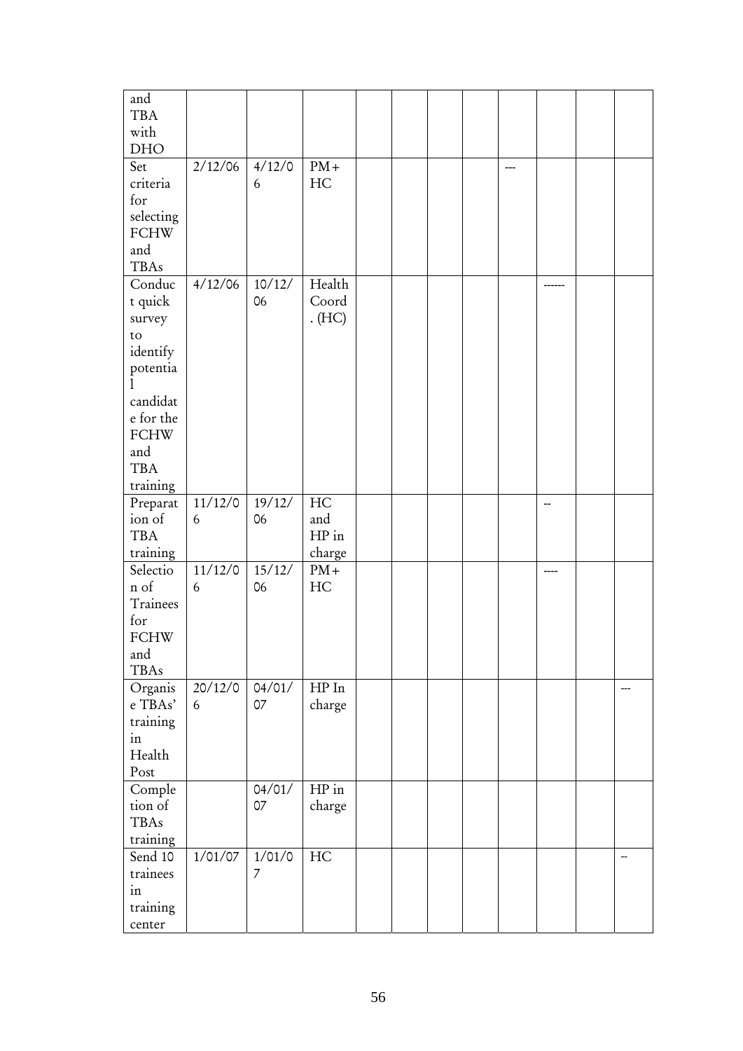| | | | | | | | | | | | |
|---|---|---|---|---|---|---|---|---|---|---|---|
| and TBA with DHO | | | | | | | | | | | |
| Set criteria for selecting FCHW and TBAs | 2/12/06 | 4/12/06 | PM+ HC | | | | | --- | | | |
| Conduct quick survey to identify potential candidate for the FCHW and TBA training | 4/12/06 | 10/12/06 | Health Coord. (HC) | | | | | | ------ | | |
| Preparation of TBA training | 11/12/06 | 19/12/06 | HC and HP in charge | | | | | | -- | | |
| Selection of Trainees for FCHW and TBAs | 11/12/06 | 15/12/06 | PM+ HC | | | | | | ---- | | |
| Organise TBAs' training in Health Post | 20/12/06 | 04/01/07 | HP In charge | | | | | | | | --- |
| Completion of TBAs training | | 04/01/07 | HP in charge | | | | | | | | |
| Send 10 trainees in training center | 1/01/07 | 1/01/07 | HC | | | | | | | | -- |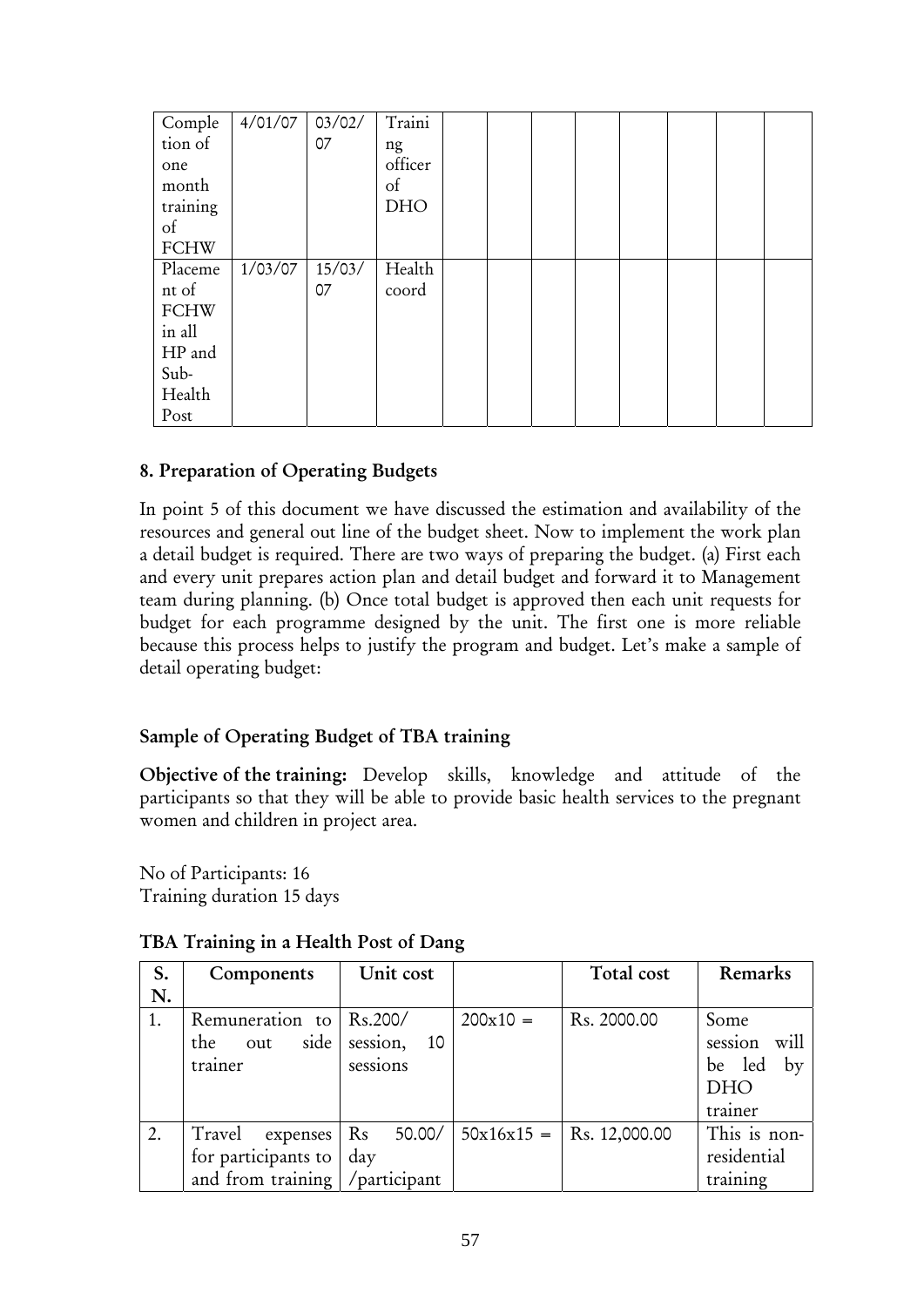| | | | | | | | | | | | |
|---|---|---|---|---|---|---|---|---|---|---|---|
| Completion of one month training of FCHW | 4/01/07 | 03/02/07 | Training officer of DHO | | | | | | | | |
| Placement of FCHW in all HP and Sub-Health Post | 1/03/07 | 15/03/07 | Health coord | | | | | | | | |

## 8. Preparation of Operating Budgets

In point 5 of this document we have discussed the estimation and availability of the resources and general out line of the budget sheet. Now to implement the work plan a detail budget is required. There are two ways of preparing the budget. (a) First each and every unit prepares action plan and detail budget and forward it to Management team during planning. (b) Once total budget is approved then each unit requests for budget for each programme designed by the unit. The first one is more reliable because this process helps to justify the program and budget. Let's make a sample of detail operating budget:

### Sample of Operating Budget of TBA training

**Objective of the training:** Develop skills, knowledge and attitude of the participants so that they will be able to provide basic health services to the pregnant women and children in project area.

No of Participants: 16
Training duration 15 days

### TBA Training in a Health Post of Dang

| S. N. | Components | Unit cost | | Total cost | Remarks |
|---|---|---|---|---|---|
| 1. | Remuneration to the out side trainer | Rs.200/ session, 10 sessions | 200x10 = | Rs. 2000.00 | Some session will be led by DHO trainer |
| 2. | Travel expenses for participants to and from training | Rs 50.00/ day /participant | 50x16x15 = | Rs. 12,000.00 | This is non-residential training |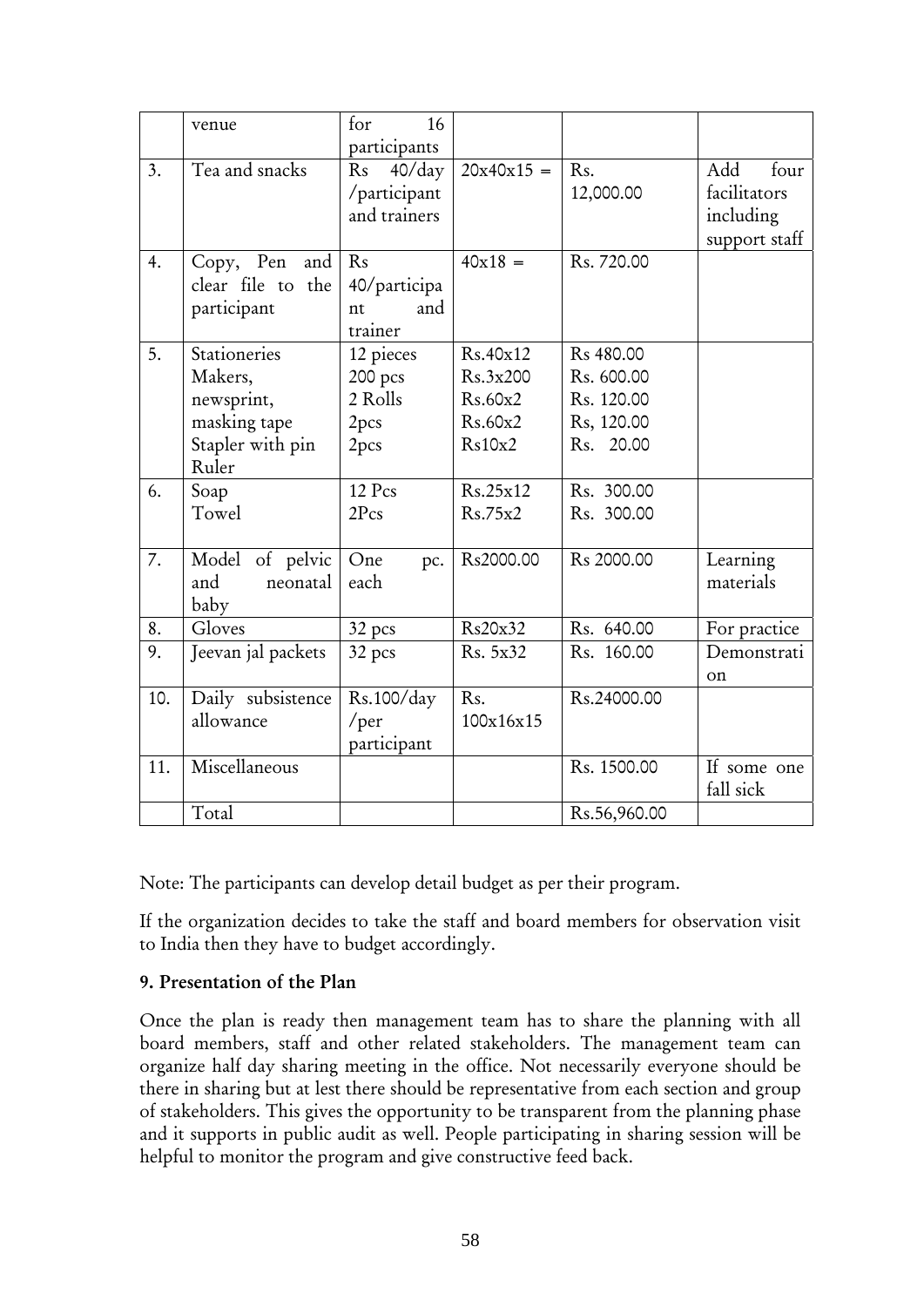|  | venue | for 16 participants |  |  |  |
|---|---|---|---|---|---|
| 3. | Tea and snacks | Rs 40/day /participant and trainers | 20x40x15 = | Rs. 12,000.00 | Add four facilitators including support staff |
| 4. | Copy, Pen and clear file to the participant | Rs 40/participant and trainer | 40x18 = | Rs. 720.00 |  |
| 5. | Stationeries<br>Makers,<br>newsprint,<br>masking tape<br>Stapler with pin<br>Ruler | 12 pieces<br>200 pcs<br>2 Rolls<br>2pcs<br>2pcs | Rs.40x12<br>Rs.3x200<br>Rs.60x2<br>Rs.60x2<br>Rs10x2 | Rs 480.00<br>Rs. 600.00<br>Rs. 120.00<br>Rs, 120.00<br>Rs. 20.00 |  |
| 6. | Soap<br>Towel | 12 Pcs<br>2Pcs | Rs.25x12<br>Rs.75x2 | Rs. 300.00<br>Rs. 300.00 |  |
| 7. | Model of pelvic and neonatal baby | One pc. each | Rs2000.00 | Rs 2000.00 | Learning materials |
| 8. | Gloves | 32 pcs | Rs20x32 | Rs. 640.00 | For practice |
| 9. | Jeevan jal packets | 32 pcs | Rs. 5x32 | Rs. 160.00 | Demonstration |
| 10. | Daily subsistence allowance | Rs.100/day /per participant | Rs. 100x16x15 | Rs.24000.00 |  |
| 11. | Miscellaneous |  |  | Rs. 1500.00 | If some one fall sick |
|  | Total |  |  | Rs.56,960.00 |  |

Note: The participants can develop detail budget as per their program.

If the organization decides to take the staff and board members for observation visit to India then they have to budget accordingly.

### 9. Presentation of the Plan

Once the plan is ready then management team has to share the planning with all board members, staff and other related stakeholders. The management team can organize half day sharing meeting in the office. Not necessarily everyone should be there in sharing but at lest there should be representative from each section and group of stakeholders. This gives the opportunity to be transparent from the planning phase and it supports in public audit as well. People participating in sharing session will be helpful to monitor the program and give constructive feed back.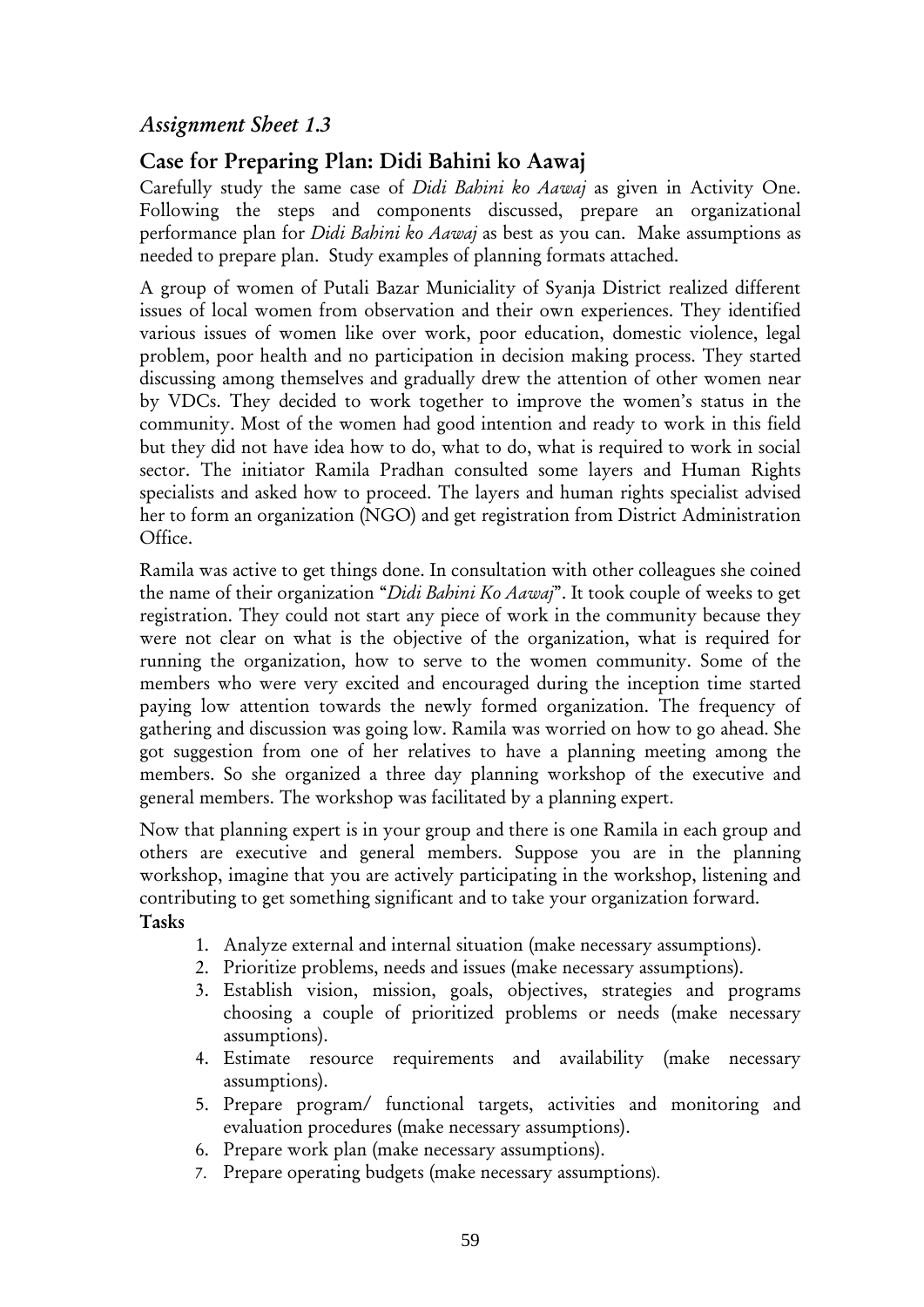## *Assignment Sheet 1.3*

## Case for Preparing Plan: Didi Bahini ko Aawaj

Carefully study the same case of *Didi Bahini ko Aawaj* as given in Activity One. Following the steps and components discussed, prepare an organizational performance plan for *Didi Bahini ko Aawaj* as best as you can. Make assumptions as needed to prepare plan. Study examples of planning formats attached.

A group of women of Putali Bazar Municiality of Syanja District realized different issues of local women from observation and their own experiences. They identified various issues of women like over work, poor education, domestic violence, legal problem, poor health and no participation in decision making process. They started discussing among themselves and gradually drew the attention of other women near by VDCs. They decided to work together to improve the women's status in the community. Most of the women had good intention and ready to work in this field but they did not have idea how to do, what to do, what is required to work in social sector. The initiator Ramila Pradhan consulted some layers and Human Rights specialists and asked how to proceed. The layers and human rights specialist advised her to form an organization (NGO) and get registration from District Administration Office.

Ramila was active to get things done. In consultation with other colleagues she coined the name of their organization "*Didi Bahini Ko Aawaj*". It took couple of weeks to get registration. They could not start any piece of work in the community because they were not clear on what is the objective of the organization, what is required for running the organization, how to serve to the women community. Some of the members who were very excited and encouraged during the inception time started paying low attention towards the newly formed organization. The frequency of gathering and discussion was going low. Ramila was worried on how to go ahead. She got suggestion from one of her relatives to have a planning meeting among the members. So she organized a three day planning workshop of the executive and general members. The workshop was facilitated by a planning expert.

Now that planning expert is in your group and there is one Ramila in each group and others are executive and general members. Suppose you are in the planning workshop, imagine that you are actively participating in the workshop, listening and contributing to get something significant and to take your organization forward.

**Tasks**

1. Analyze external and internal situation (make necessary assumptions).
2. Prioritize problems, needs and issues (make necessary assumptions).
3. Establish vision, mission, goals, objectives, strategies and programs choosing a couple of prioritized problems or needs (make necessary assumptions).
4. Estimate resource requirements and availability (make necessary assumptions).
5. Prepare program/ functional targets, activities and monitoring and evaluation procedures (make necessary assumptions).
6. Prepare work plan (make necessary assumptions).
7. Prepare operating budgets (make necessary assumptions).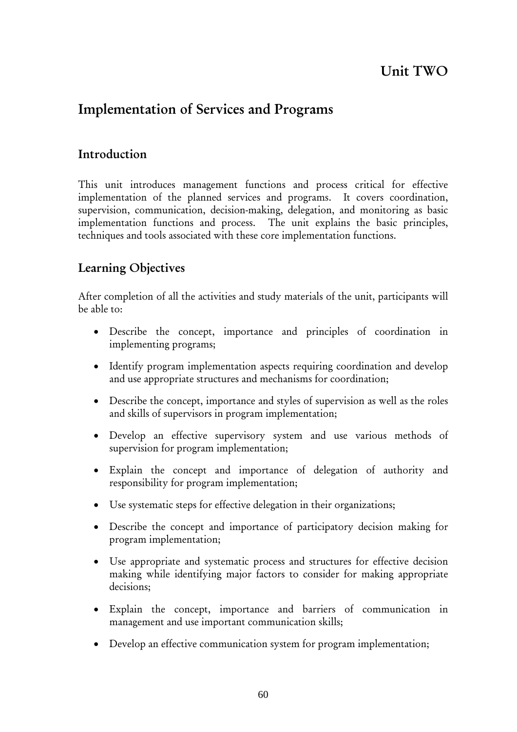# Unit TWO

## Implementation of Services and Programs

### Introduction

This unit introduces management functions and process critical for effective implementation of the planned services and programs. It covers coordination, supervision, communication, decision-making, delegation, and monitoring as basic implementation functions and process. The unit explains the basic principles, techniques and tools associated with these core implementation functions.

### Learning Objectives

After completion of all the activities and study materials of the unit, participants will be able to:

- Describe the concept, importance and principles of coordination in implementing programs;
- Identify program implementation aspects requiring coordination and develop and use appropriate structures and mechanisms for coordination;
- Describe the concept, importance and styles of supervision as well as the roles and skills of supervisors in program implementation;
- Develop an effective supervisory system and use various methods of supervision for program implementation;
- Explain the concept and importance of delegation of authority and responsibility for program implementation;
- Use systematic steps for effective delegation in their organizations;
- Describe the concept and importance of participatory decision making for program implementation;
- Use appropriate and systematic process and structures for effective decision making while identifying major factors to consider for making appropriate decisions;
- Explain the concept, importance and barriers of communication in management and use important communication skills;
- Develop an effective communication system for program implementation;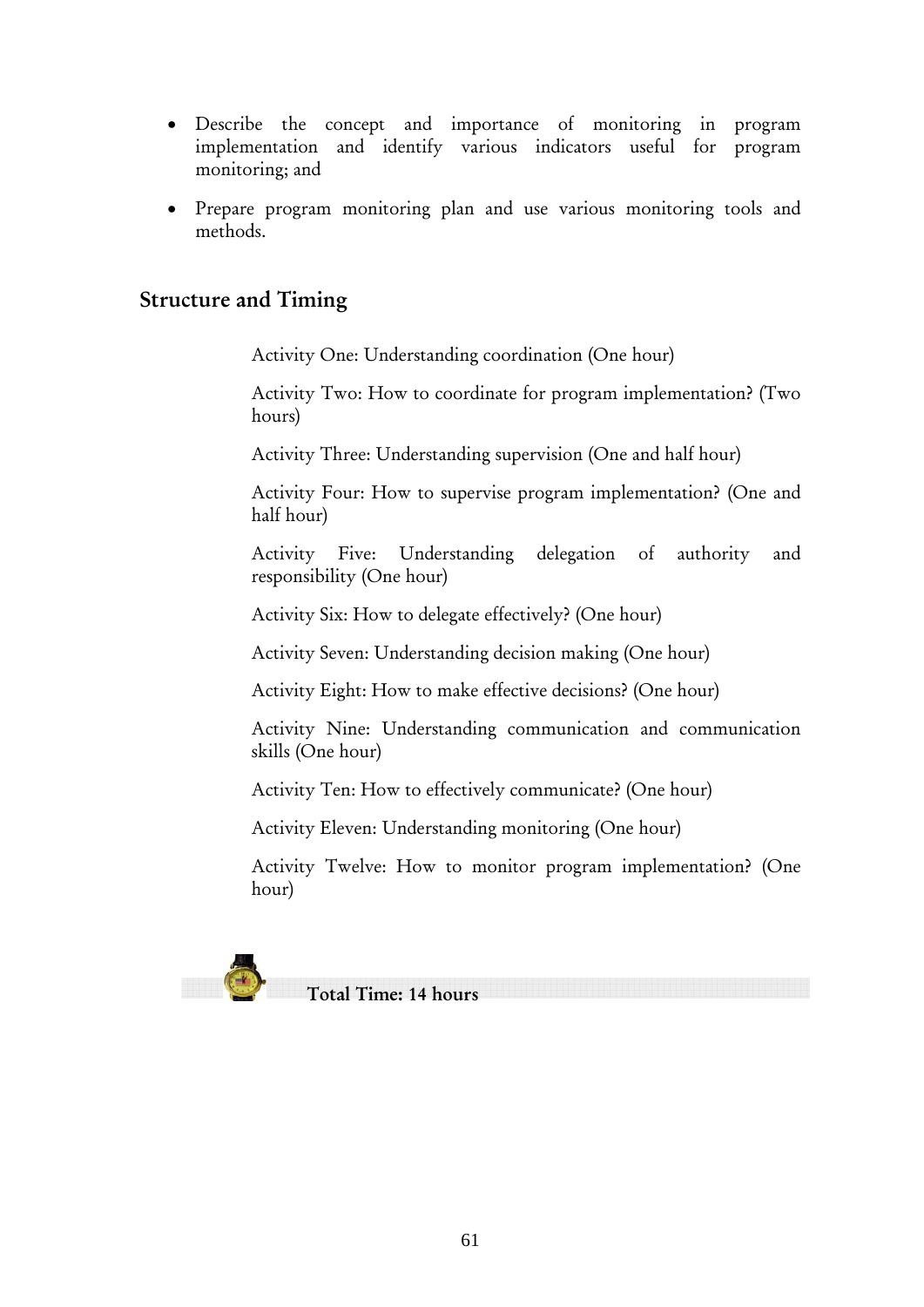- Describe the concept and importance of monitoring in program implementation and identify various indicators useful for program monitoring; and
- Prepare program monitoring plan and use various monitoring tools and methods.

## Structure and Timing

Activity One: Understanding coordination (One hour)

Activity Two: How to coordinate for program implementation? (Two hours)

Activity Three: Understanding supervision (One and half hour)

Activity Four: How to supervise program implementation? (One and half hour)

Activity Five: Understanding delegation of authority and responsibility (One hour)

Activity Six: How to delegate effectively? (One hour)

Activity Seven: Understanding decision making (One hour)

Activity Eight: How to make effective decisions? (One hour)

Activity Nine: Understanding communication and communication skills (One hour)

Activity Ten: How to effectively communicate? (One hour)

Activity Eleven: Understanding monitoring (One hour)

Activity Twelve: How to monitor program implementation? (One hour)

**Total Time: 14 hours**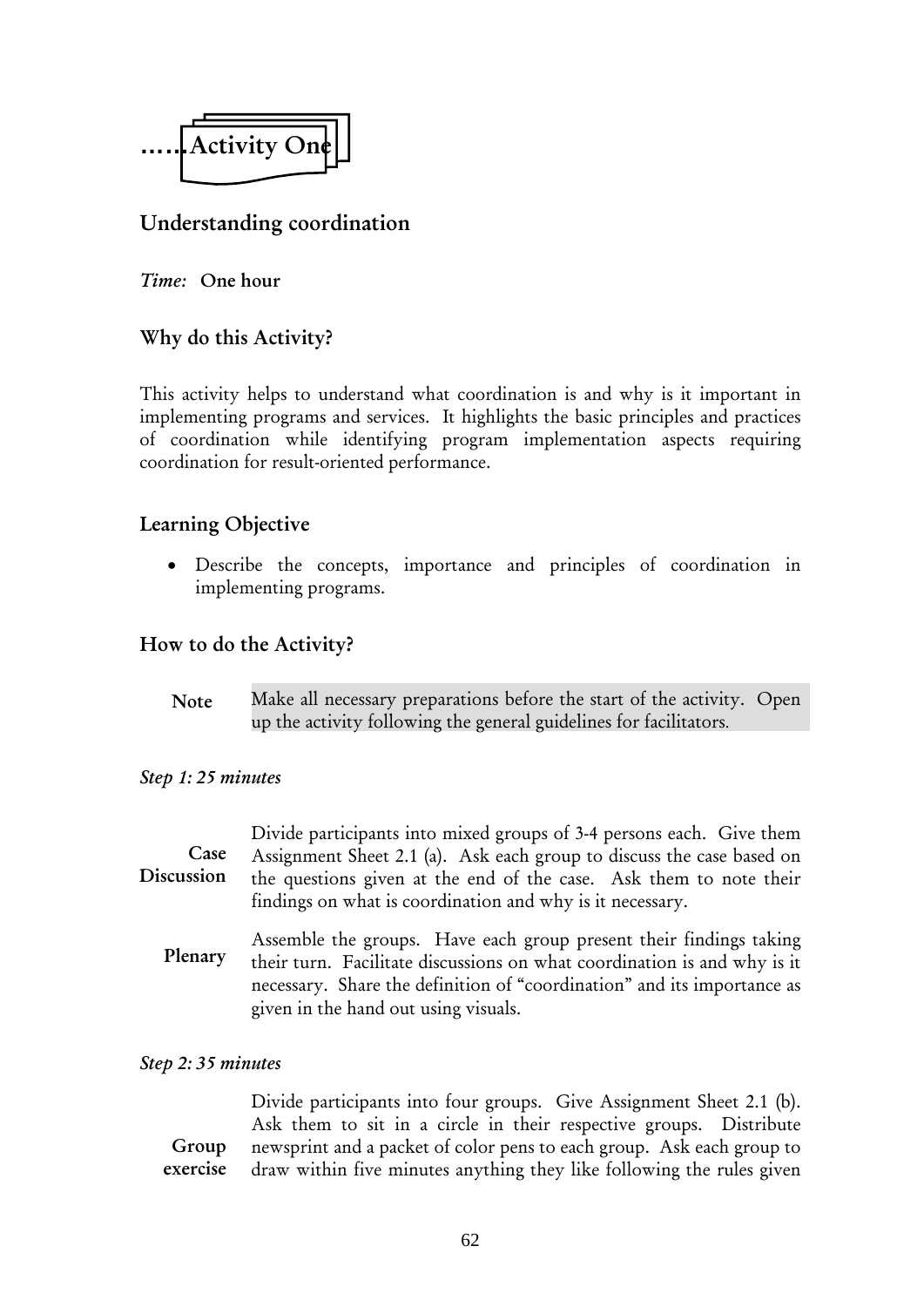# ……Activity One

## Understanding coordination

*Time:* **One hour**

### Why do this Activity?

This activity helps to understand what coordination is and why is it important in implementing programs and services. It highlights the basic principles and practices of coordination while identifying program implementation aspects requiring coordination for result-oriented performance.

### Learning Objective

- Describe the concepts, importance and principles of coordination in implementing programs.

### How to do the Activity?

**Note** Make all necessary preparations before the start of the activity. Open up the activity following the general guidelines for facilitators.

*Step 1: 25 minutes*

**Case Discussion** Divide participants into mixed groups of 3-4 persons each. Give them Assignment Sheet 2.1 (a). Ask each group to discuss the case based on the questions given at the end of the case. Ask them to note their findings on what is coordination and why is it necessary.

**Plenary** Assemble the groups. Have each group present their findings taking their turn. Facilitate discussions on what coordination is and why is it necessary. Share the definition of "coordination" and its importance as given in the hand out using visuals.

*Step 2: 35 minutes*

**Group exercise** Divide participants into four groups. Give Assignment Sheet 2.1 (b). Ask them to sit in a circle in their respective groups. Distribute newsprint and a packet of color pens to each group. Ask each group to draw within five minutes anything they like following the rules given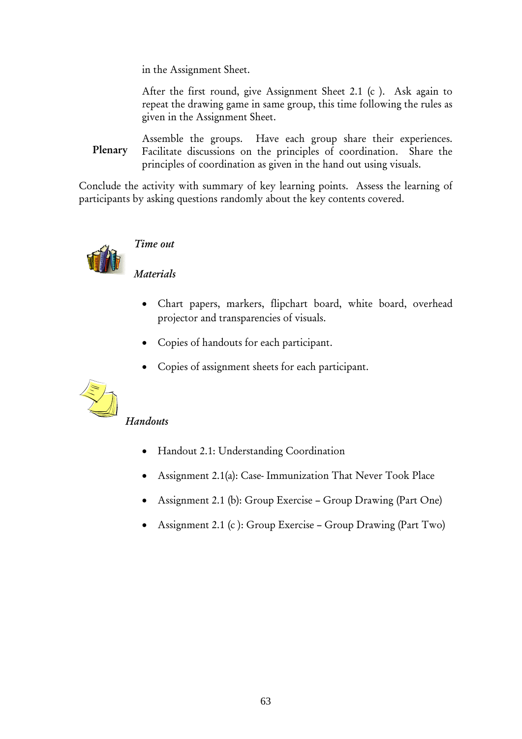in the Assignment Sheet.

After the first round, give Assignment Sheet 2.1 (c ). Ask again to repeat the drawing game in same group, this time following the rules as given in the Assignment Sheet.

**Plenary** Assemble the groups. Have each group share their experiences. Facilitate discussions on the principles of coordination. Share the principles of coordination as given in the hand out using visuals.

Conclude the activity with summary of key learning points. Assess the learning of participants by asking questions randomly about the key contents covered.

*Time out*

*Materials*

- Chart papers, markers, flipchart board, white board, overhead projector and transparencies of visuals.
- Copies of handouts for each participant.
- Copies of assignment sheets for each participant.

*Handouts*

- Handout 2.1: Understanding Coordination
- Assignment 2.1(a): Case- Immunization That Never Took Place
- Assignment 2.1 (b): Group Exercise – Group Drawing (Part One)
- Assignment 2.1 (c ): Group Exercise – Group Drawing (Part Two)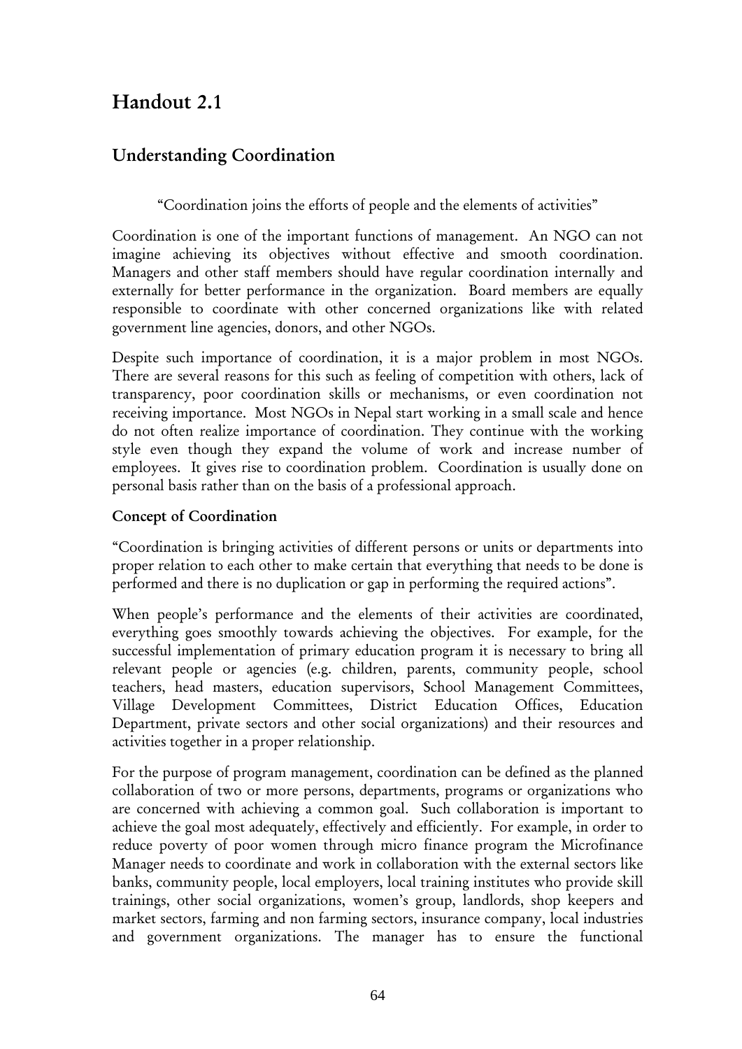# Handout 2.1

## Understanding Coordination

"Coordination joins the efforts of people and the elements of activities"

Coordination is one of the important functions of management. An NGO can not imagine achieving its objectives without effective and smooth coordination. Managers and other staff members should have regular coordination internally and externally for better performance in the organization. Board members are equally responsible to coordinate with other concerned organizations like with related government line agencies, donors, and other NGOs.

Despite such importance of coordination, it is a major problem in most NGOs. There are several reasons for this such as feeling of competition with others, lack of transparency, poor coordination skills or mechanisms, or even coordination not receiving importance. Most NGOs in Nepal start working in a small scale and hence do not often realize importance of coordination. They continue with the working style even though they expand the volume of work and increase number of employees. It gives rise to coordination problem. Coordination is usually done on personal basis rather than on the basis of a professional approach.

### Concept of Coordination

"Coordination is bringing activities of different persons or units or departments into proper relation to each other to make certain that everything that needs to be done is performed and there is no duplication or gap in performing the required actions".

When people's performance and the elements of their activities are coordinated, everything goes smoothly towards achieving the objectives. For example, for the successful implementation of primary education program it is necessary to bring all relevant people or agencies (e.g. children, parents, community people, school teachers, head masters, education supervisors, School Management Committees, Village Development Committees, District Education Offices, Education Department, private sectors and other social organizations) and their resources and activities together in a proper relationship.

For the purpose of program management, coordination can be defined as the planned collaboration of two or more persons, departments, programs or organizations who are concerned with achieving a common goal. Such collaboration is important to achieve the goal most adequately, effectively and efficiently. For example, in order to reduce poverty of poor women through micro finance program the Microfinance Manager needs to coordinate and work in collaboration with the external sectors like banks, community people, local employers, local training institutes who provide skill trainings, other social organizations, women's group, landlords, shop keepers and market sectors, farming and non farming sectors, insurance company, local industries and government organizations. The manager has to ensure the functional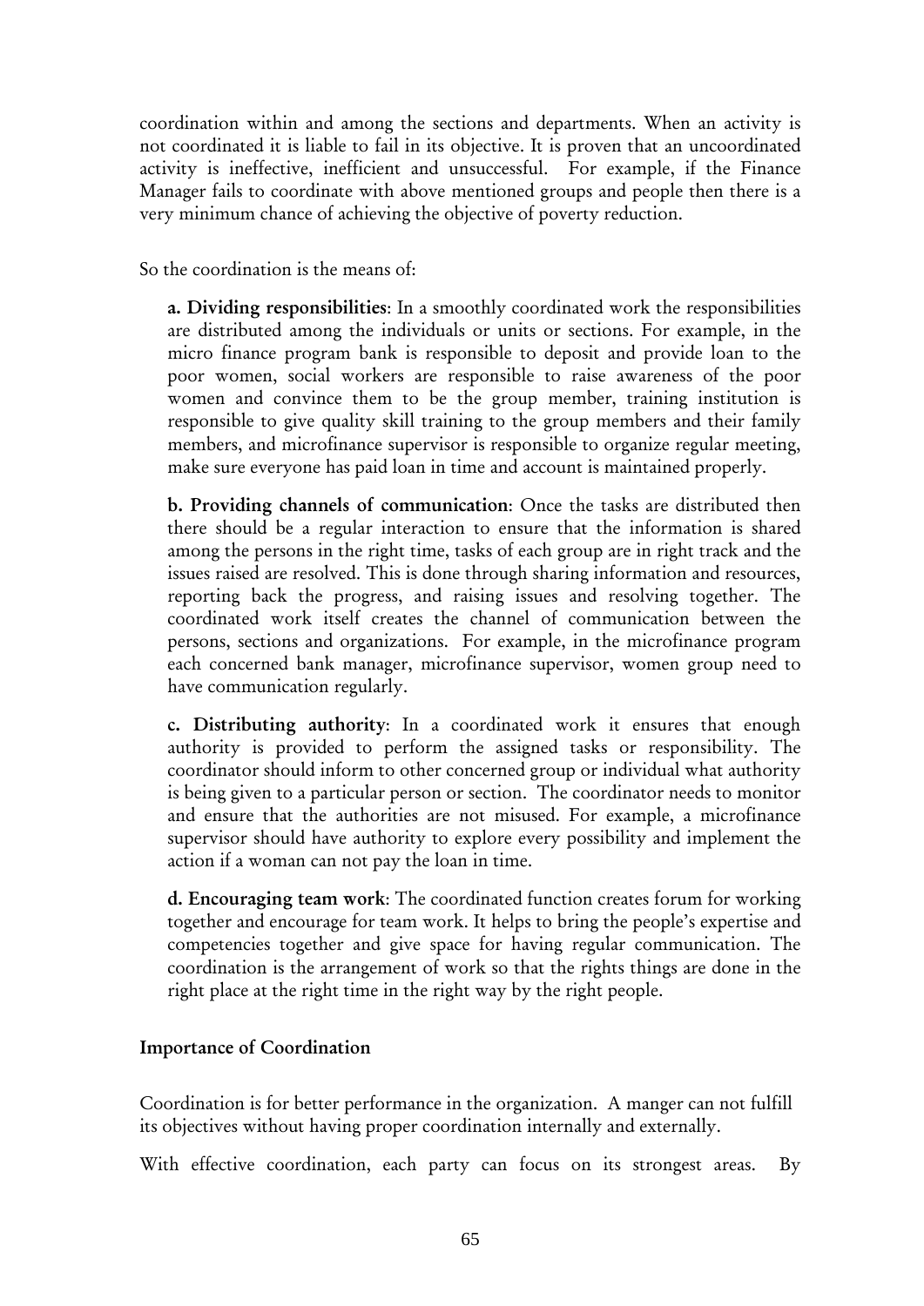coordination within and among the sections and departments. When an activity is not coordinated it is liable to fail in its objective. It is proven that an uncoordinated activity is ineffective, inefficient and unsuccessful. For example, if the Finance Manager fails to coordinate with above mentioned groups and people then there is a very minimum chance of achieving the objective of poverty reduction.

So the coordination is the means of:

**a. Dividing responsibilities**: In a smoothly coordinated work the responsibilities are distributed among the individuals or units or sections. For example, in the micro finance program bank is responsible to deposit and provide loan to the poor women, social workers are responsible to raise awareness of the poor women and convince them to be the group member, training institution is responsible to give quality skill training to the group members and their family members, and microfinance supervisor is responsible to organize regular meeting, make sure everyone has paid loan in time and account is maintained properly.

**b. Providing channels of communication**: Once the tasks are distributed then there should be a regular interaction to ensure that the information is shared among the persons in the right time, tasks of each group are in right track and the issues raised are resolved. This is done through sharing information and resources, reporting back the progress, and raising issues and resolving together. The coordinated work itself creates the channel of communication between the persons, sections and organizations. For example, in the microfinance program each concerned bank manager, microfinance supervisor, women group need to have communication regularly.

**c. Distributing authority**: In a coordinated work it ensures that enough authority is provided to perform the assigned tasks or responsibility. The coordinator should inform to other concerned group or individual what authority is being given to a particular person or section. The coordinator needs to monitor and ensure that the authorities are not misused. For example, a microfinance supervisor should have authority to explore every possibility and implement the action if a woman can not pay the loan in time.

**d. Encouraging team work**: The coordinated function creates forum for working together and encourage for team work. It helps to bring the people's expertise and competencies together and give space for having regular communication. The coordination is the arrangement of work so that the rights things are done in the right place at the right time in the right way by the right people.

### Importance of Coordination

Coordination is for better performance in the organization. A manger can not fulfill its objectives without having proper coordination internally and externally.

With effective coordination, each party can focus on its strongest areas. By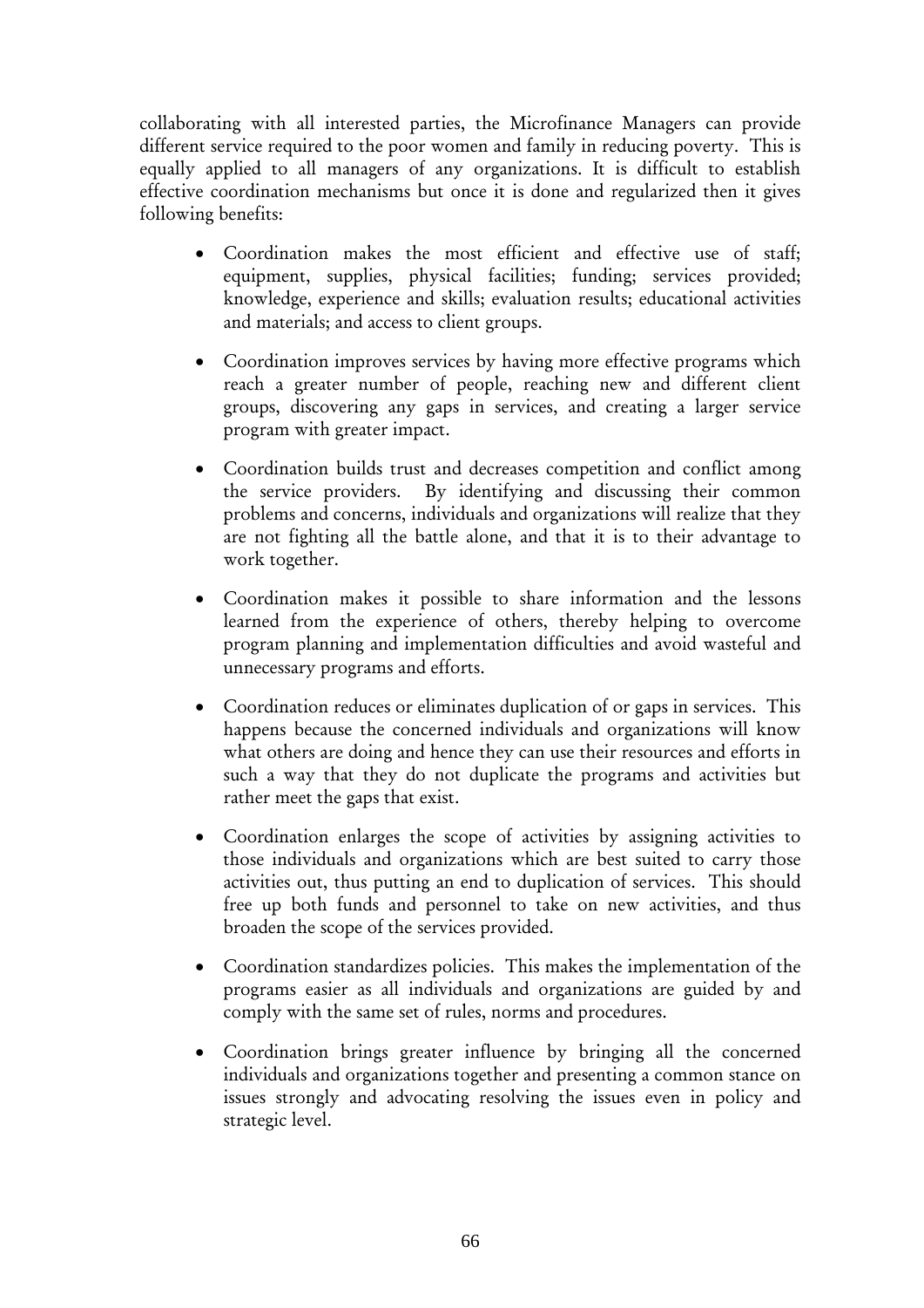collaborating with all interested parties, the Microfinance Managers can provide different service required to the poor women and family in reducing poverty. This is equally applied to all managers of any organizations. It is difficult to establish effective coordination mechanisms but once it is done and regularized then it gives following benefits:

- Coordination makes the most efficient and effective use of staff; equipment, supplies, physical facilities; funding; services provided; knowledge, experience and skills; evaluation results; educational activities and materials; and access to client groups.

- Coordination improves services by having more effective programs which reach a greater number of people, reaching new and different client groups, discovering any gaps in services, and creating a larger service program with greater impact.

- Coordination builds trust and decreases competition and conflict among the service providers. By identifying and discussing their common problems and concerns, individuals and organizations will realize that they are not fighting all the battle alone, and that it is to their advantage to work together.

- Coordination makes it possible to share information and the lessons learned from the experience of others, thereby helping to overcome program planning and implementation difficulties and avoid wasteful and unnecessary programs and efforts.

- Coordination reduces or eliminates duplication of or gaps in services. This happens because the concerned individuals and organizations will know what others are doing and hence they can use their resources and efforts in such a way that they do not duplicate the programs and activities but rather meet the gaps that exist.

- Coordination enlarges the scope of activities by assigning activities to those individuals and organizations which are best suited to carry those activities out, thus putting an end to duplication of services. This should free up both funds and personnel to take on new activities, and thus broaden the scope of the services provided.

- Coordination standardizes policies. This makes the implementation of the programs easier as all individuals and organizations are guided by and comply with the same set of rules, norms and procedures.

- Coordination brings greater influence by bringing all the concerned individuals and organizations together and presenting a common stance on issues strongly and advocating resolving the issues even in policy and strategic level.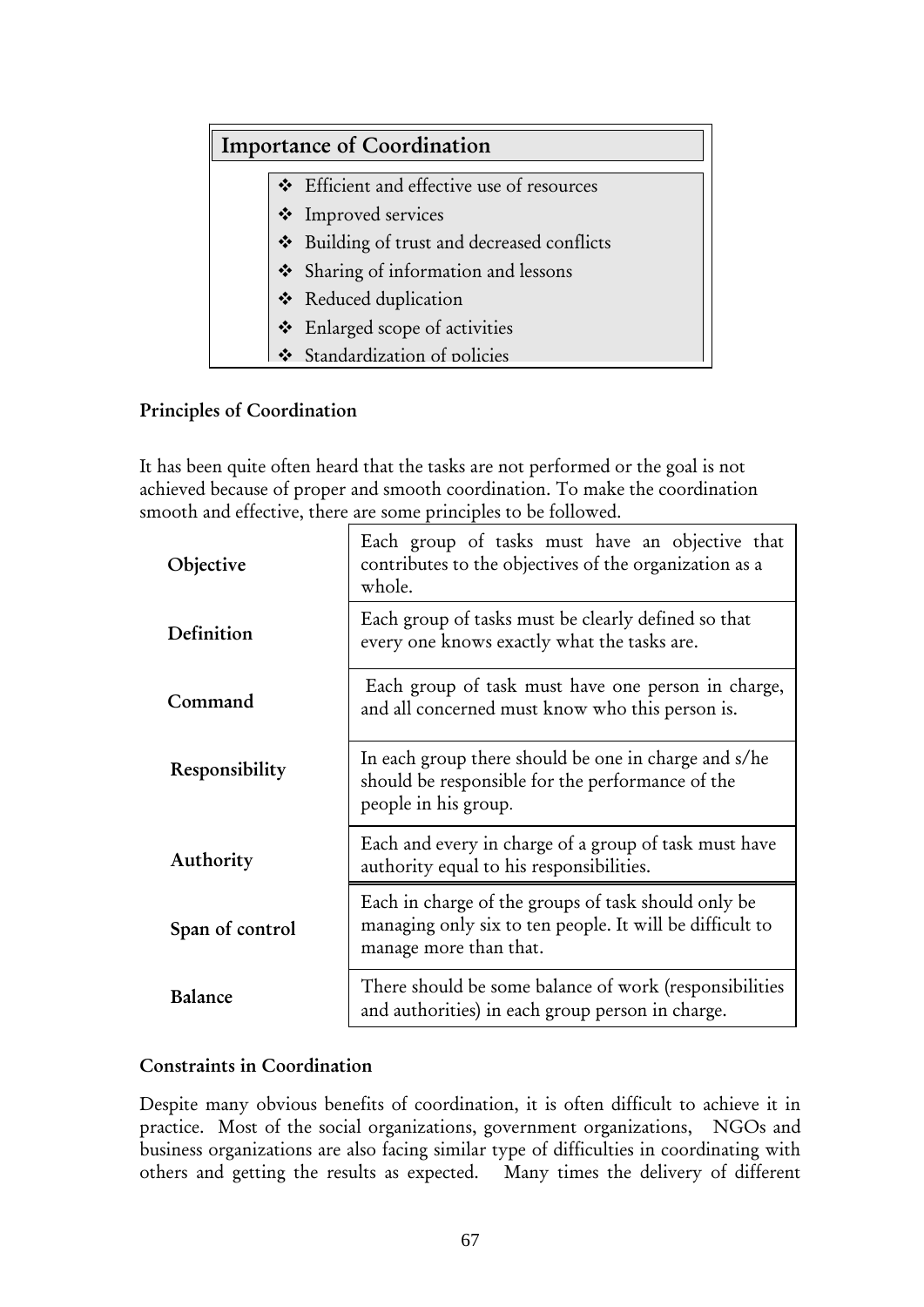## Importance of Coordination

- Efficient and effective use of resources
- Improved services
- Building of trust and decreased conflicts
- Sharing of information and lessons
- Reduced duplication
- Enlarged scope of activities
- Standardization of policies

### Principles of Coordination

It has been quite often heard that the tasks are not performed or the goal is not achieved because of proper and smooth coordination. To make the coordination smooth and effective, there are some principles to be followed.

| | |
|---|---|
| **Objective** | Each group of tasks must have an objective that contributes to the objectives of the organization as a whole. |
| **Definition** | Each group of tasks must be clearly defined so that every one knows exactly what the tasks are. |
| **Command** | Each group of task must have one person in charge, and all concerned must know who this person is. |
| **Responsibility** | In each group there should be one in charge and s/he should be responsible for the performance of the people in his group. |
| **Authority** | Each and every in charge of a group of task must have authority equal to his responsibilities. |
| **Span of control** | Each in charge of the groups of task should only be managing only six to ten people. It will be difficult to manage more than that. |
| **Balance** | There should be some balance of work (responsibilities and authorities) in each group person in charge. |

### Constraints in Coordination

Despite many obvious benefits of coordination, it is often difficult to achieve it in practice. Most of the social organizations, government organizations, NGOs and business organizations are also facing similar type of difficulties in coordinating with others and getting the results as expected. Many times the delivery of different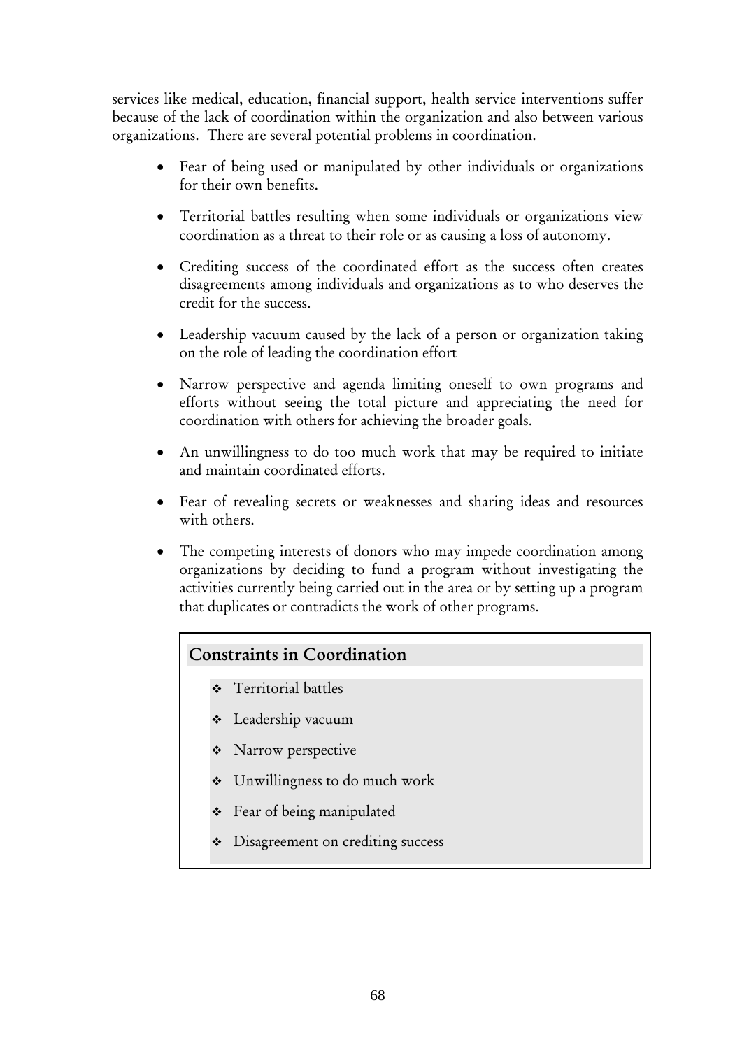services like medical, education, financial support, health service interventions suffer because of the lack of coordination within the organization and also between various organizations. There are several potential problems in coordination.

- Fear of being used or manipulated by other individuals or organizations for their own benefits.
- Territorial battles resulting when some individuals or organizations view coordination as a threat to their role or as causing a loss of autonomy.
- Crediting success of the coordinated effort as the success often creates disagreements among individuals and organizations as to who deserves the credit for the success.
- Leadership vacuum caused by the lack of a person or organization taking on the role of leading the coordination effort
- Narrow perspective and agenda limiting oneself to own programs and efforts without seeing the total picture and appreciating the need for coordination with others for achieving the broader goals.
- An unwillingness to do too much work that may be required to initiate and maintain coordinated efforts.
- Fear of revealing secrets or weaknesses and sharing ideas and resources with others.
- The competing interests of donors who may impede coordination among organizations by deciding to fund a program without investigating the activities currently being carried out in the area or by setting up a program that duplicates or contradicts the work of other programs.

### Constraints in Coordination

- Territorial battles
- Leadership vacuum
- Narrow perspective
- Unwillingness to do much work
- Fear of being manipulated
- Disagreement on crediting success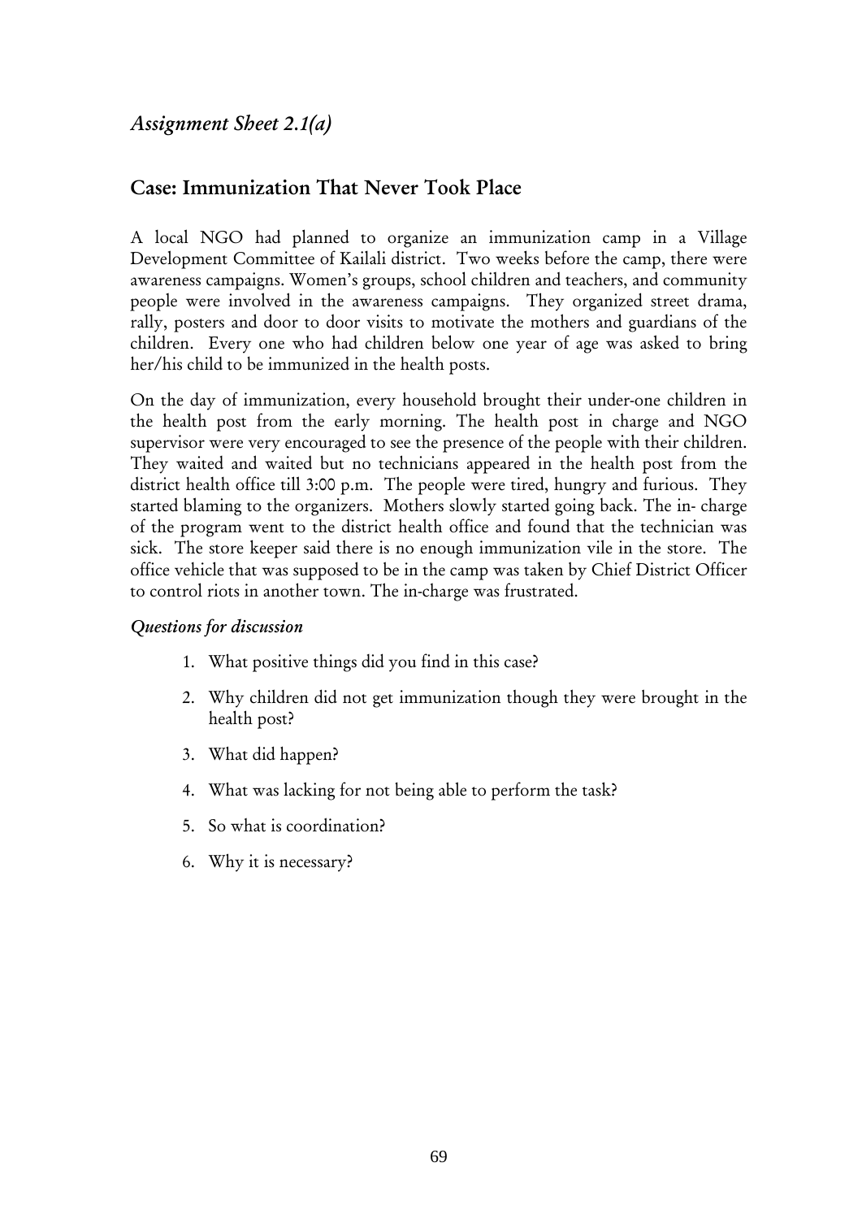*Assignment Sheet 2.1(a)*

## Case: Immunization That Never Took Place

A local NGO had planned to organize an immunization camp in a Village Development Committee of Kailali district. Two weeks before the camp, there were awareness campaigns. Women's groups, school children and teachers, and community people were involved in the awareness campaigns. They organized street drama, rally, posters and door to door visits to motivate the mothers and guardians of the children. Every one who had children below one year of age was asked to bring her/his child to be immunized in the health posts.

On the day of immunization, every household brought their under-one children in the health post from the early morning. The health post in charge and NGO supervisor were very encouraged to see the presence of the people with their children. They waited and waited but no technicians appeared in the health post from the district health office till 3:00 p.m. The people were tired, hungry and furious. They started blaming to the organizers. Mothers slowly started going back. The in- charge of the program went to the district health office and found that the technician was sick. The store keeper said there is no enough immunization vile in the store. The office vehicle that was supposed to be in the camp was taken by Chief District Officer to control riots in another town. The in-charge was frustrated.

*Questions for discussion*

1. What positive things did you find in this case?
2. Why children did not get immunization though they were brought in the health post?
3. What did happen?
4. What was lacking for not being able to perform the task?
5. So what is coordination?
6. Why it is necessary?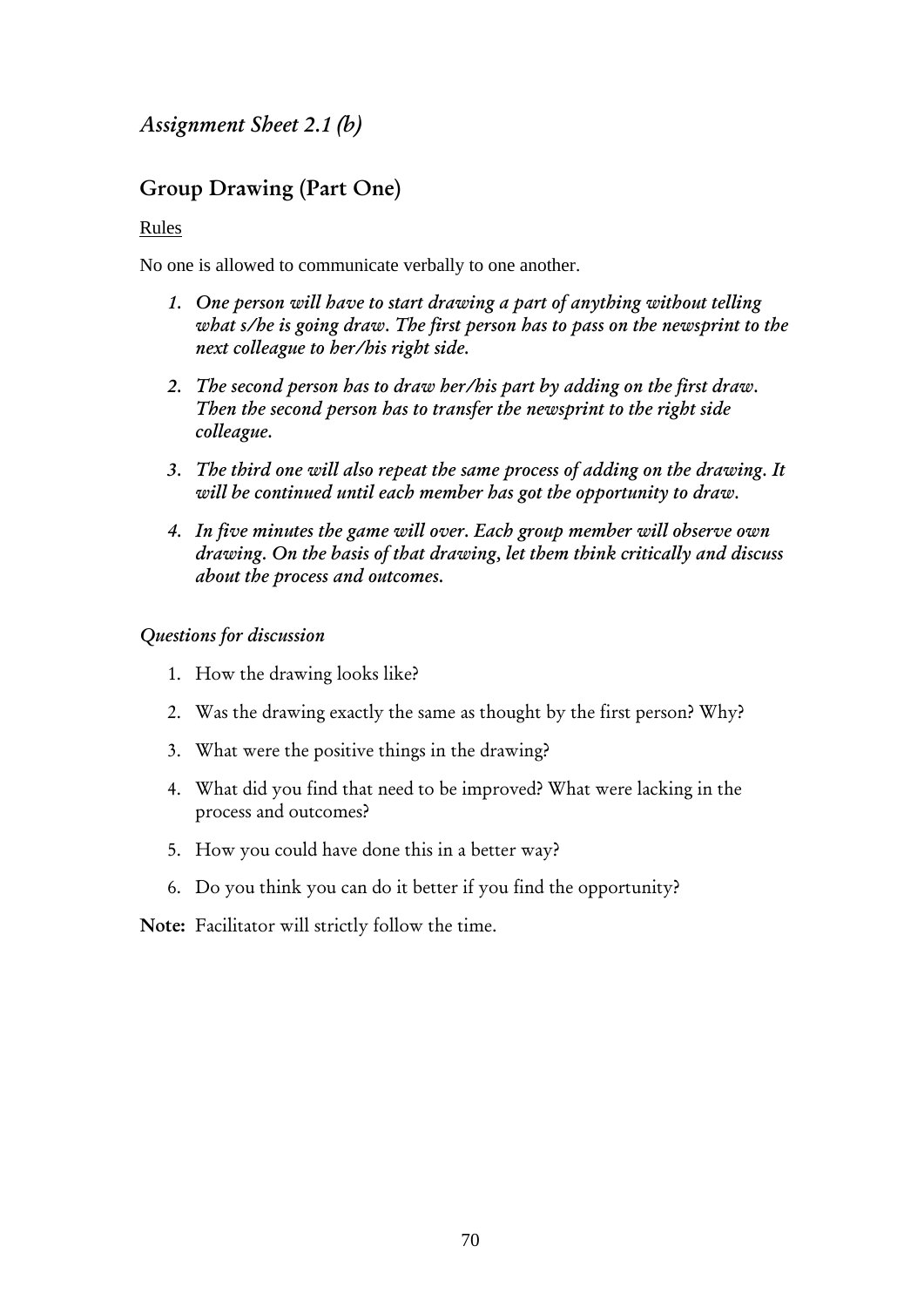*Assignment Sheet 2.1 (b)*

## Group Drawing (Part One)

Rules

No one is allowed to communicate verbally to one another.

1. *One person will have to start drawing a part of anything without telling what s/he is going draw. The first person has to pass on the newsprint to the next colleague to her/his right side.*
2. *The second person has to draw her/his part by adding on the first draw. Then the second person has to transfer the newsprint to the right side colleague.*
3. *The third one will also repeat the same process of adding on the drawing. It will be continued until each member has got the opportunity to draw.*
4. *In five minutes the game will over. Each group member will observe own drawing. On the basis of that drawing, let them think critically and discuss about the process and outcomes.*

*Questions for discussion*

1. How the drawing looks like?
2. Was the drawing exactly the same as thought by the first person? Why?
3. What were the positive things in the drawing?
4. What did you find that need to be improved? What were lacking in the process and outcomes?
5. How you could have done this in a better way?
6. Do you think you can do it better if you find the opportunity?

**Note:** Facilitator will strictly follow the time.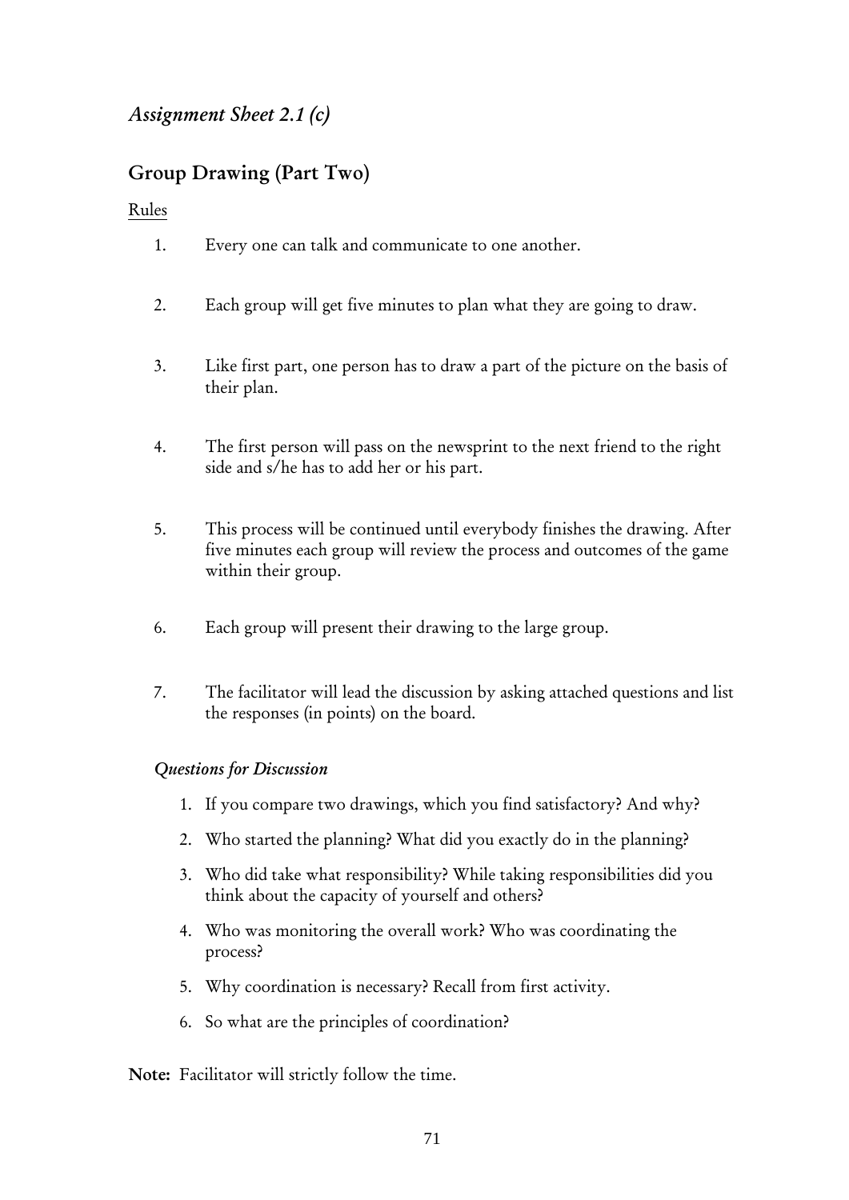*Assignment Sheet 2.1 (c)*

## Group Drawing (Part Two)

Rules

1. Every one can talk and communicate to one another.
2. Each group will get five minutes to plan what they are going to draw.
3. Like first part, one person has to draw a part of the picture on the basis of their plan.
4. The first person will pass on the newsprint to the next friend to the right side and s/he has to add her or his part.
5. This process will be continued until everybody finishes the drawing. After five minutes each group will review the process and outcomes of the game within their group.
6. Each group will present their drawing to the large group.
7. The facilitator will lead the discussion by asking attached questions and list the responses (in points) on the board.

*Questions for Discussion*

1. If you compare two drawings, which you find satisfactory? And why?
2. Who started the planning? What did you exactly do in the planning?
3. Who did take what responsibility? While taking responsibilities did you think about the capacity of yourself and others?
4. Who was monitoring the overall work? Who was coordinating the process?
5. Why coordination is necessary? Recall from first activity.
6. So what are the principles of coordination?

**Note:** Facilitator will strictly follow the time.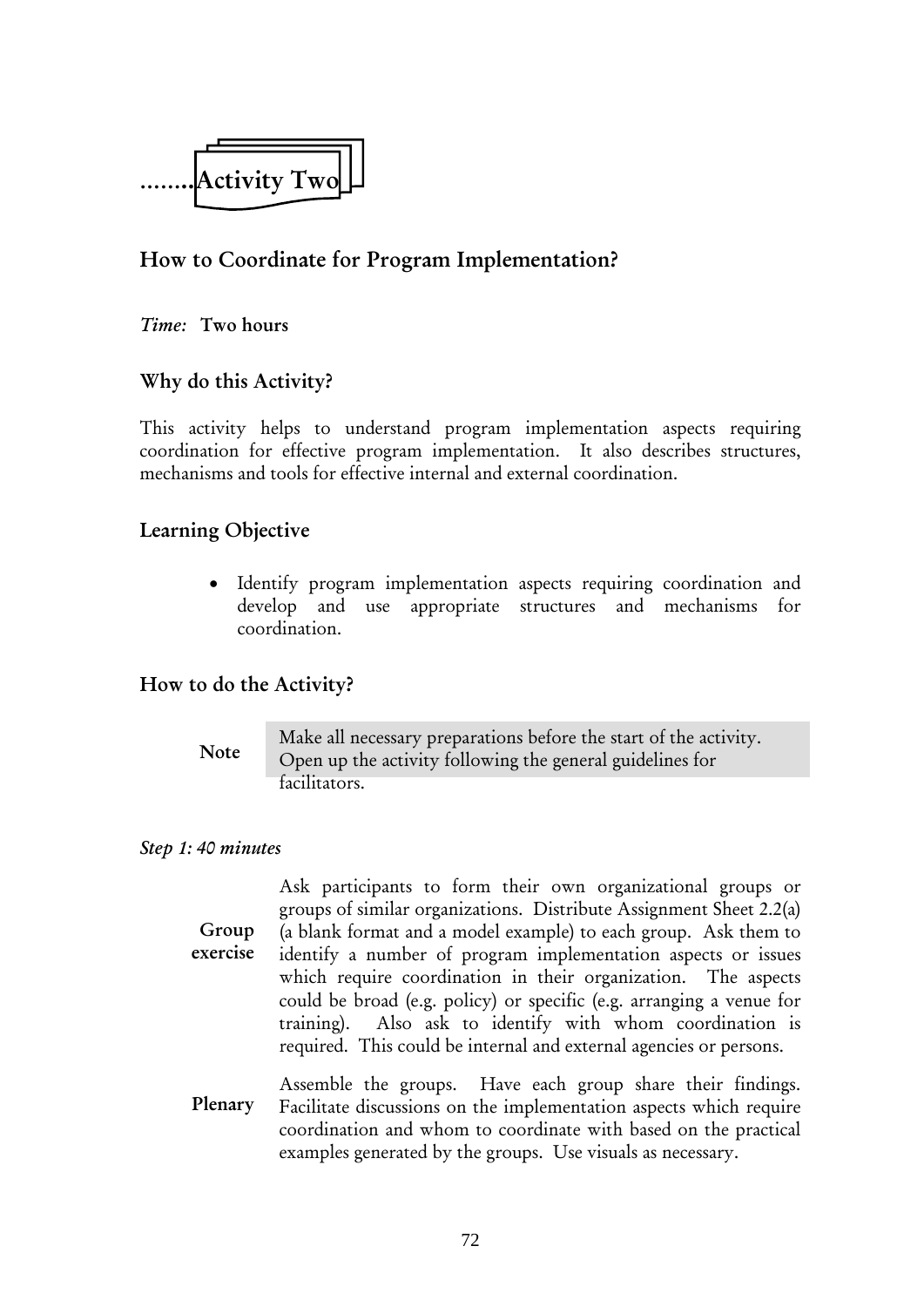........Activity Two

## How to Coordinate for Program Implementation?

*Time:* **Two hours**

### Why do this Activity?

This activity helps to understand program implementation aspects requiring coordination for effective program implementation. It also describes structures, mechanisms and tools for effective internal and external coordination.

### Learning Objective

- Identify program implementation aspects requiring coordination and develop and use appropriate structures and mechanisms for coordination.

### How to do the Activity?

| **Note** | Make all necessary preparations before the start of the activity. Open up the activity following the general guidelines for facilitators. |
|---|---|

*Step 1: 40 minutes*

**Group exercise**

Ask participants to form their own organizational groups or groups of similar organizations. Distribute Assignment Sheet 2.2(a) (a blank format and a model example) to each group. Ask them to identify a number of program implementation aspects or issues which require coordination in their organization. The aspects could be broad (e.g. policy) or specific (e.g. arranging a venue for training). Also ask to identify with whom coordination is required. This could be internal and external agencies or persons.

**Plenary**

Assemble the groups. Have each group share their findings. Facilitate discussions on the implementation aspects which require coordination and whom to coordinate with based on the practical examples generated by the groups. Use visuals as necessary.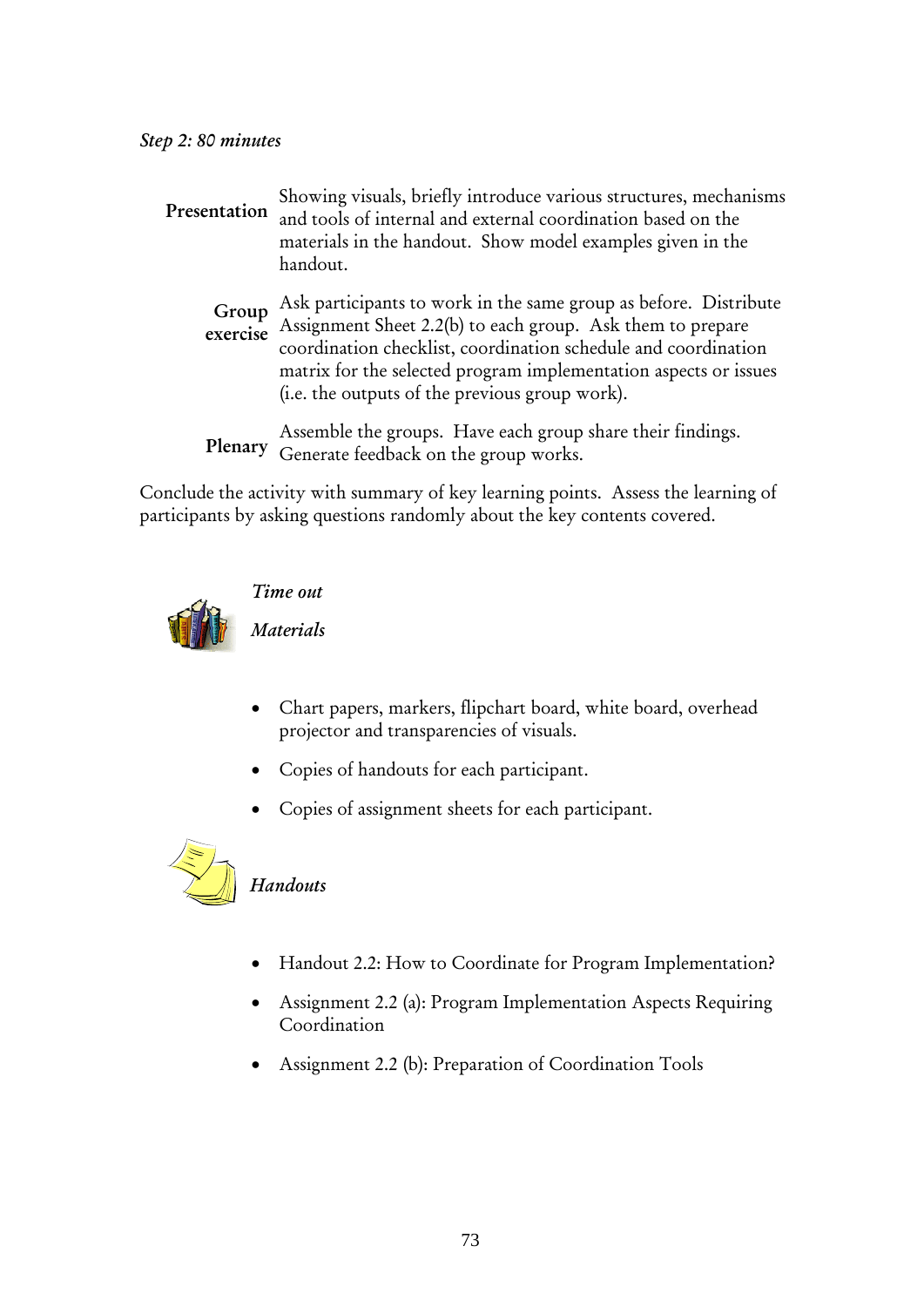*Step 2: 80 minutes*

| | |
|---|---|
| **Presentation** | Showing visuals, briefly introduce various structures, mechanisms and tools of internal and external coordination based on the materials in the handout. Show model examples given in the handout. |
| **Group exercise** | Ask participants to work in the same group as before. Distribute Assignment Sheet 2.2(b) to each group. Ask them to prepare coordination checklist, coordination schedule and coordination matrix for the selected program implementation aspects or issues (i.e. the outputs of the previous group work). |
| **Plenary** | Assemble the groups. Have each group share their findings. Generate feedback on the group works. |

Conclude the activity with summary of key learning points. Assess the learning of participants by asking questions randomly about the key contents covered.

*Time out*

*Materials*

- Chart papers, markers, flipchart board, white board, overhead projector and transparencies of visuals.
- Copies of handouts for each participant.
- Copies of assignment sheets for each participant.

*Handouts*

- Handout 2.2: How to Coordinate for Program Implementation?
- Assignment 2.2 (a): Program Implementation Aspects Requiring Coordination
- Assignment 2.2 (b): Preparation of Coordination Tools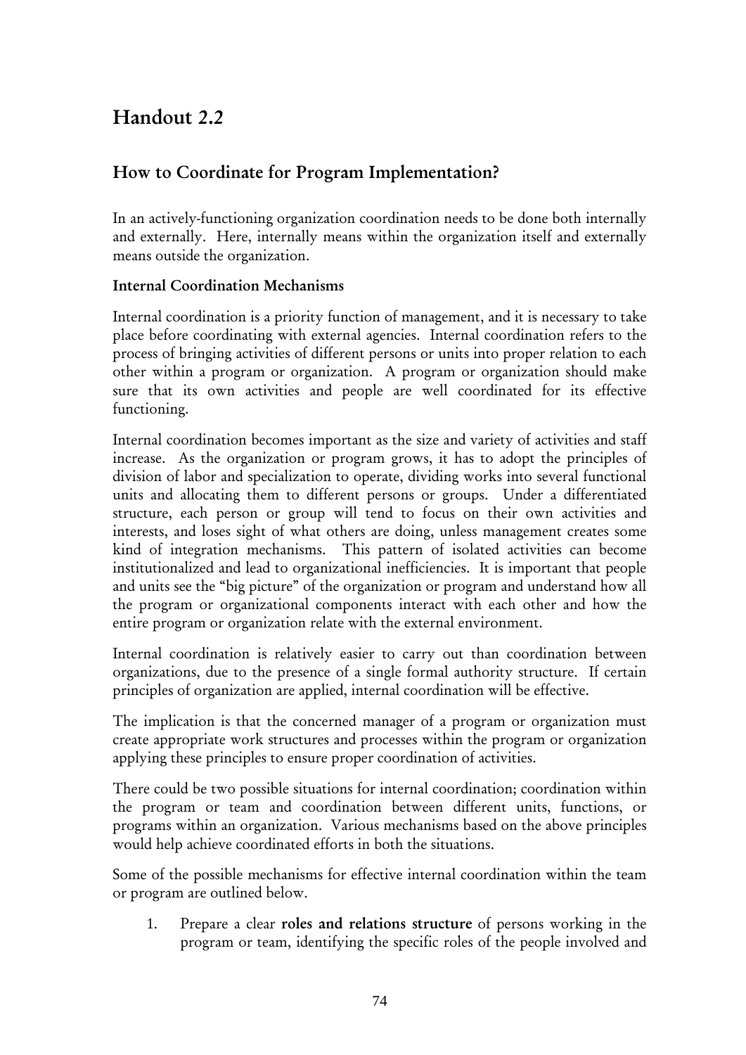# Handout 2.2

## How to Coordinate for Program Implementation?

In an actively-functioning organization coordination needs to be done both internally and externally. Here, internally means within the organization itself and externally means outside the organization.

### Internal Coordination Mechanisms

Internal coordination is a priority function of management, and it is necessary to take place before coordinating with external agencies. Internal coordination refers to the process of bringing activities of different persons or units into proper relation to each other within a program or organization. A program or organization should make sure that its own activities and people are well coordinated for its effective functioning.

Internal coordination becomes important as the size and variety of activities and staff increase. As the organization or program grows, it has to adopt the principles of division of labor and specialization to operate, dividing works into several functional units and allocating them to different persons or groups. Under a differentiated structure, each person or group will tend to focus on their own activities and interests, and loses sight of what others are doing, unless management creates some kind of integration mechanisms. This pattern of isolated activities can become institutionalized and lead to organizational inefficiencies. It is important that people and units see the "big picture" of the organization or program and understand how all the program or organizational components interact with each other and how the entire program or organization relate with the external environment.

Internal coordination is relatively easier to carry out than coordination between organizations, due to the presence of a single formal authority structure. If certain principles of organization are applied, internal coordination will be effective.

The implication is that the concerned manager of a program or organization must create appropriate work structures and processes within the program or organization applying these principles to ensure proper coordination of activities.

There could be two possible situations for internal coordination; coordination within the program or team and coordination between different units, functions, or programs within an organization. Various mechanisms based on the above principles would help achieve coordinated efforts in both the situations.

Some of the possible mechanisms for effective internal coordination within the team or program are outlined below.

1. Prepare a clear **roles and relations structure** of persons working in the program or team, identifying the specific roles of the people involved and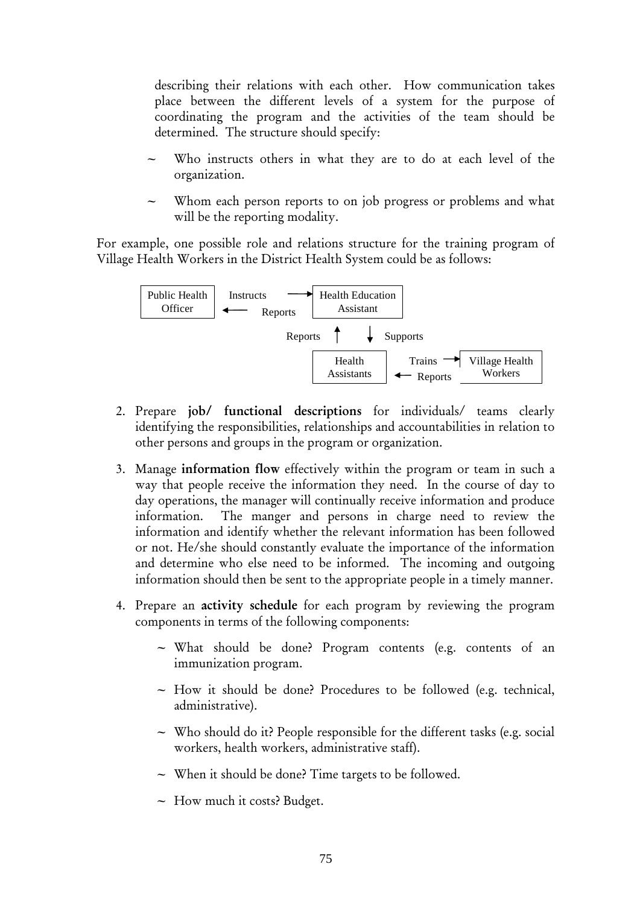describing their relations with each other. How communication takes place between the different levels of a system for the purpose of coordinating the program and the activities of the team should be determined. The structure should specify:

- Who instructs others in what they are to do at each level of the organization.
- Whom each person reports to on job progress or problems and what will be the reporting modality.

For example, one possible role and relations structure for the training program of Village Health Workers in the District Health System could be as follows:

```
Public Health Officer  --Instructs-->  Health Education Assistant
Public Health Officer  <--Reports--    Health Education Assistant

Health Education Assistant  --Supports-->  Health Assistants
Health Education Assistant  <--Reports--   Health Assistants

Health Assistants  --Trains-->   Village Health Workers
Health Assistants  <--Reports--  Village Health Workers
```

2. Prepare **job/ functional descriptions** for individuals/ teams clearly identifying the responsibilities, relationships and accountabilities in relation to other persons and groups in the program or organization.

3. Manage **information flow** effectively within the program or team in such a way that people receive the information they need. In the course of day to day operations, the manager will continually receive information and produce information. The manger and persons in charge need to review the information and identify whether the relevant information has been followed or not. He/she should constantly evaluate the importance of the information and determine who else need to be informed. The incoming and outgoing information should then be sent to the appropriate people in a timely manner.

4. Prepare an **activity schedule** for each program by reviewing the program components in terms of the following components:

   - What should be done? Program contents (e.g. contents of an immunization program.
   - How it should be done? Procedures to be followed (e.g. technical, administrative).
   - Who should do it? People responsible for the different tasks (e.g. social workers, health workers, administrative staff).
   - When it should be done? Time targets to be followed.
   - How much it costs? Budget.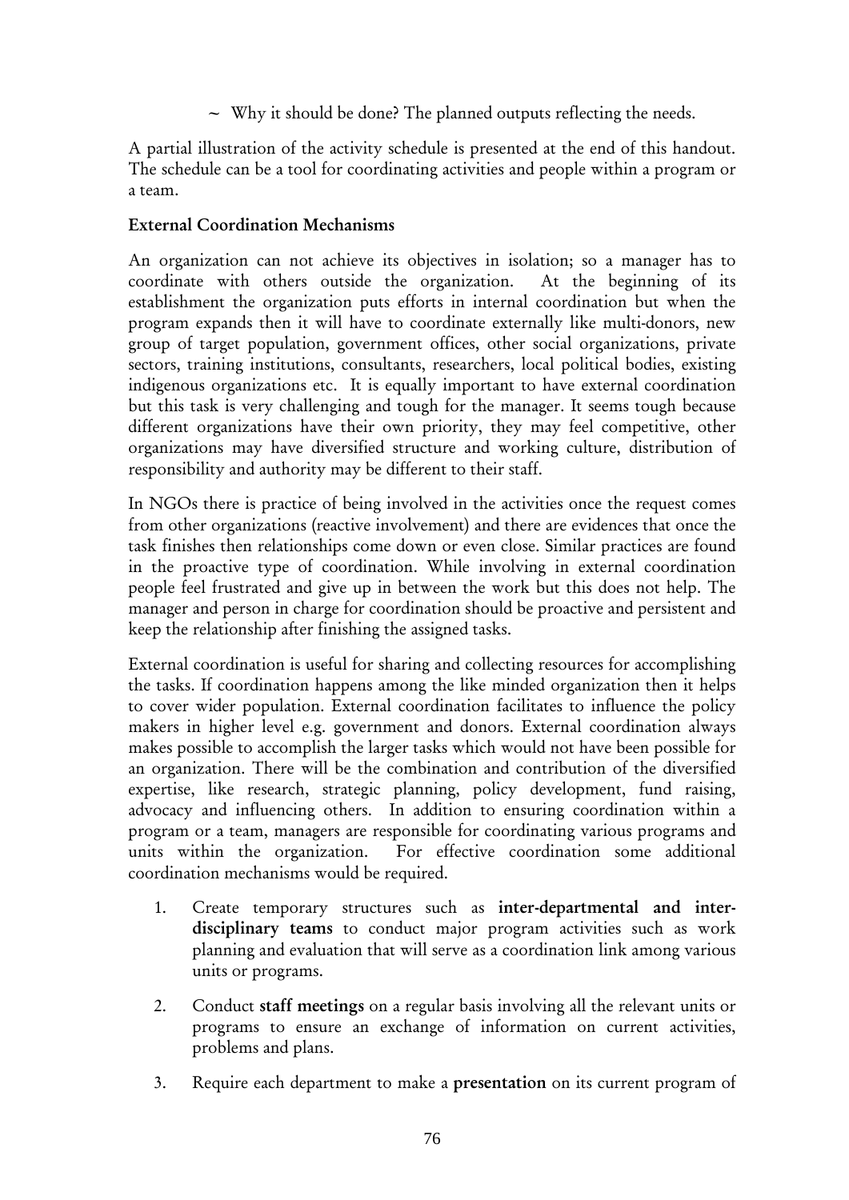- ~ Why it should be done? The planned outputs reflecting the needs.

A partial illustration of the activity schedule is presented at the end of this handout. The schedule can be a tool for coordinating activities and people within a program or a team.

**External Coordination Mechanisms**

An organization can not achieve its objectives in isolation; so a manager has to coordinate with others outside the organization. At the beginning of its establishment the organization puts efforts in internal coordination but when the program expands then it will have to coordinate externally like multi-donors, new group of target population, government offices, other social organizations, private sectors, training institutions, consultants, researchers, local political bodies, existing indigenous organizations etc. It is equally important to have external coordination but this task is very challenging and tough for the manager. It seems tough because different organizations have their own priority, they may feel competitive, other organizations may have diversified structure and working culture, distribution of responsibility and authority may be different to their staff.

In NGOs there is practice of being involved in the activities once the request comes from other organizations (reactive involvement) and there are evidences that once the task finishes then relationships come down or even close. Similar practices are found in the proactive type of coordination. While involving in external coordination people feel frustrated and give up in between the work but this does not help. The manager and person in charge for coordination should be proactive and persistent and keep the relationship after finishing the assigned tasks.

External coordination is useful for sharing and collecting resources for accomplishing the tasks. If coordination happens among the like minded organization then it helps to cover wider population. External coordination facilitates to influence the policy makers in higher level e.g. government and donors. External coordination always makes possible to accomplish the larger tasks which would not have been possible for an organization. There will be the combination and contribution of the diversified expertise, like research, strategic planning, policy development, fund raising, advocacy and influencing others. In addition to ensuring coordination within a program or a team, managers are responsible for coordinating various programs and units within the organization. For effective coordination some additional coordination mechanisms would be required.

1. Create temporary structures such as **inter-departmental and inter-disciplinary teams** to conduct major program activities such as work planning and evaluation that will serve as a coordination link among various units or programs.

2. Conduct **staff meetings** on a regular basis involving all the relevant units or programs to ensure an exchange of information on current activities, problems and plans.

3. Require each department to make a **presentation** on its current program of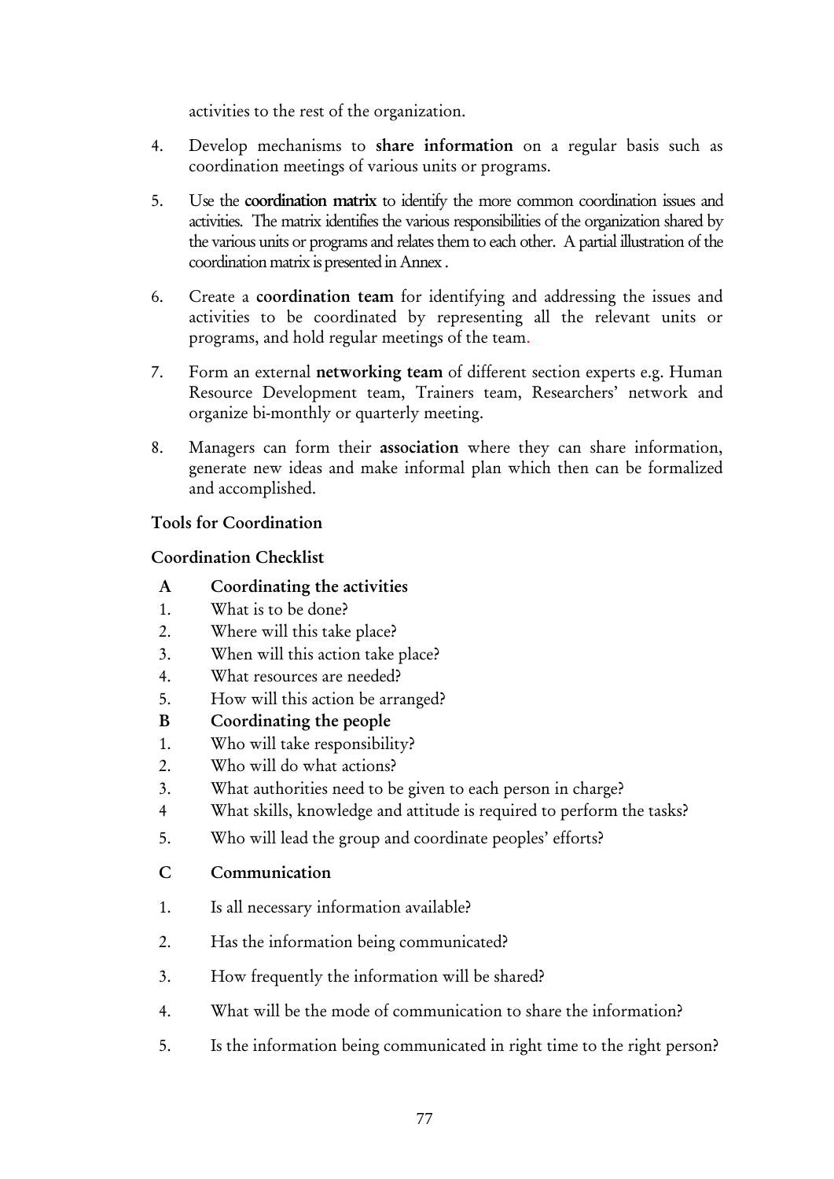activities to the rest of the organization.

4. Develop mechanisms to **share information** on a regular basis such as coordination meetings of various units or programs.

5. Use the **coordination matrix** to identify the more common coordination issues and activities. The matrix identifies the various responsibilities of the organization shared by the various units or programs and relates them to each other. A partial illustration of the coordination matrix is presented in Annex .

6. Create a **coordination team** for identifying and addressing the issues and activities to be coordinated by representing all the relevant units or programs, and hold regular meetings of the team.

7. Form an external **networking team** of different section experts e.g. Human Resource Development team, Trainers team, Researchers' network and organize bi-monthly or quarterly meeting.

8. Managers can form their **association** where they can share information, generate new ideas and make informal plan which then can be formalized and accomplished.

### Tools for Coordination

#### Coordination Checklist

**A Coordinating the activities**

1. What is to be done?
2. Where will this take place?
3. When will this action take place?
4. What resources are needed?
5. How will this action be arranged?

**B Coordinating the people**

1. Who will take responsibility?
2. Who will do what actions?
3. What authorities need to be given to each person in charge?
4. What skills, knowledge and attitude is required to perform the tasks?
5. Who will lead the group and coordinate peoples' efforts?

**C Communication**

1. Is all necessary information available?
2. Has the information being communicated?
3. How frequently the information will be shared?
4. What will be the mode of communication to share the information?
5. Is the information being communicated in right time to the right person?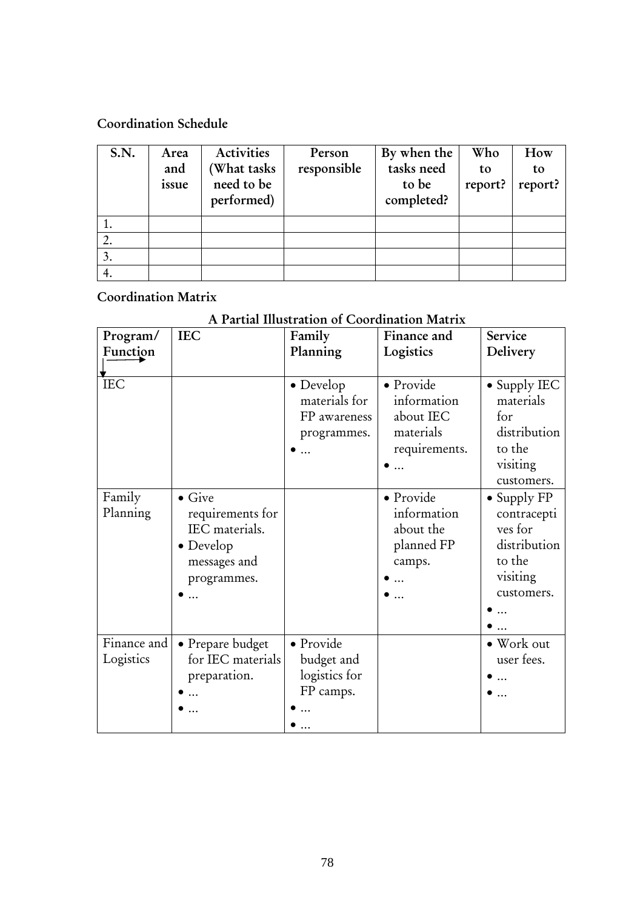**Coordination Schedule**

| S.N. | Area and issue | Activities (What tasks need to be performed) | Person responsible | By when the tasks need to be completed? | Who to report? | How to report? |
|---|---|---|---|---|---|---|
| 1. | | | | | | |
| 2. | | | | | | |
| 3. | | | | | | |
| 4. | | | | | | |

**Coordination Matrix**

**A Partial Illustration of Coordination Matrix**

| Program/ Function | IEC | Family Planning | Finance and Logistics | Service Delivery |
|---|---|---|---|---|
| IEC | | • Develop materials for FP awareness programmes.<br>• … | • Provide information about IEC materials requirements.<br>• … | • Supply IEC materials for distribution to the visiting customers. |
| Family Planning | • Give requirements for IEC materials.<br>• Develop messages and programmes.<br>• … | | • Provide information about the planned FP camps.<br>• …<br>• … | • Supply FP contraceptives for distribution to the visiting customers.<br>• …<br>• … |
| Finance and Logistics | • Prepare budget for IEC materials preparation.<br>• …<br>• … | • Provide budget and logistics for FP camps.<br>• …<br>• … | | • Work out user fees.<br>• …<br>• … |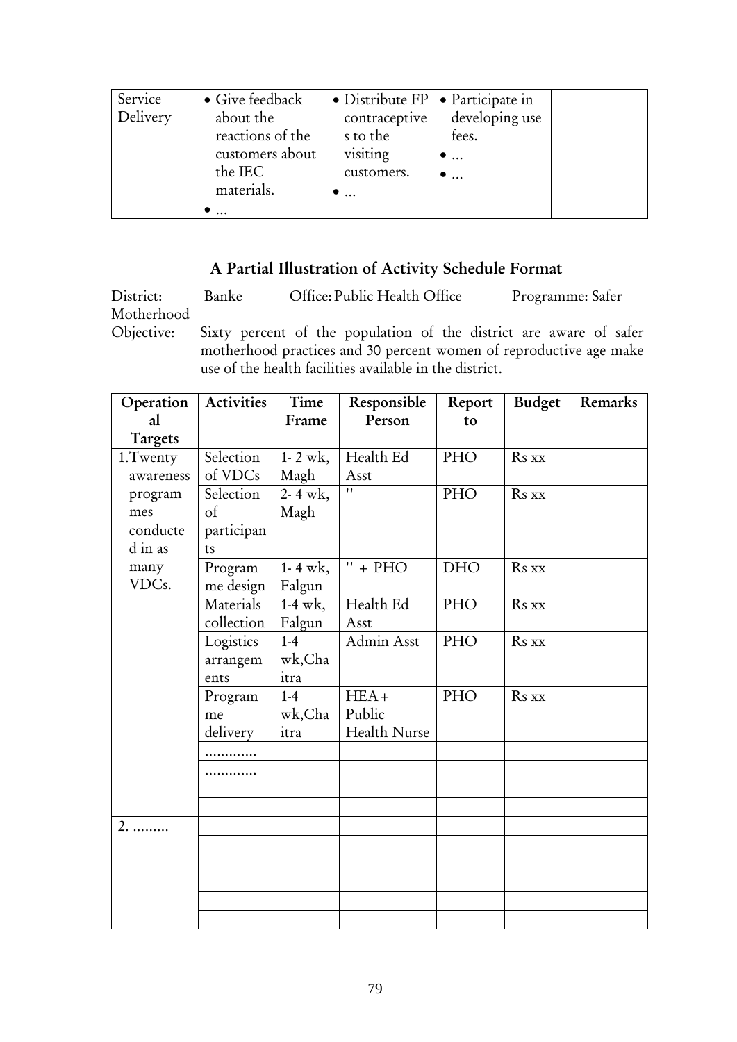| Service Delivery | • Give feedback about the reactions of the customers about the IEC materials.<br>• … | • Distribute FP contraceptives to the visiting customers.<br>• … | • Participate in developing use fees.<br>• …<br>• … | |
|---|---|---|---|---|

## A Partial Illustration of Activity Schedule Format

District: Banke  Office: Public Health Office  Programme: Safer Motherhood

Objective: Sixty percent of the population of the district are aware of safer motherhood practices and 30 percent women of reproductive age make use of the health facilities available in the district.

| Operational Targets | Activities | Time Frame | Responsible Person | Report to | Budget | Remarks |
|---|---|---|---|---|---|---|
| 1.Twenty awareness programmes conducted in as many VDCs. | Selection of VDCs | 1- 2 wk, Magh | Health Ed Asst | PHO | Rs xx | |
| | Selection of participants | 2- 4 wk, Magh | " | PHO | Rs xx | |
| | Programme design | 1- 4 wk, Falgun | " + PHO | DHO | Rs xx | |
| | Materials collection | 1-4 wk, Falgun | Health Ed Asst | PHO | Rs xx | |
| | Logistics arrangements | 1-4 wk,Chaitra | Admin Asst | PHO | Rs xx | |
| | Programme delivery | 1-4 wk,Chaitra | HEA+ Public Health Nurse | PHO | Rs xx | |
| | ............ | | | | | |
| | ............ | | | | | |
| | | | | | | |
| | | | | | | |
| 2. ......... | | | | | | |
| | | | | | | |
| | | | | | | |
| | | | | | | |
| | | | | | | |
| | | | | | | |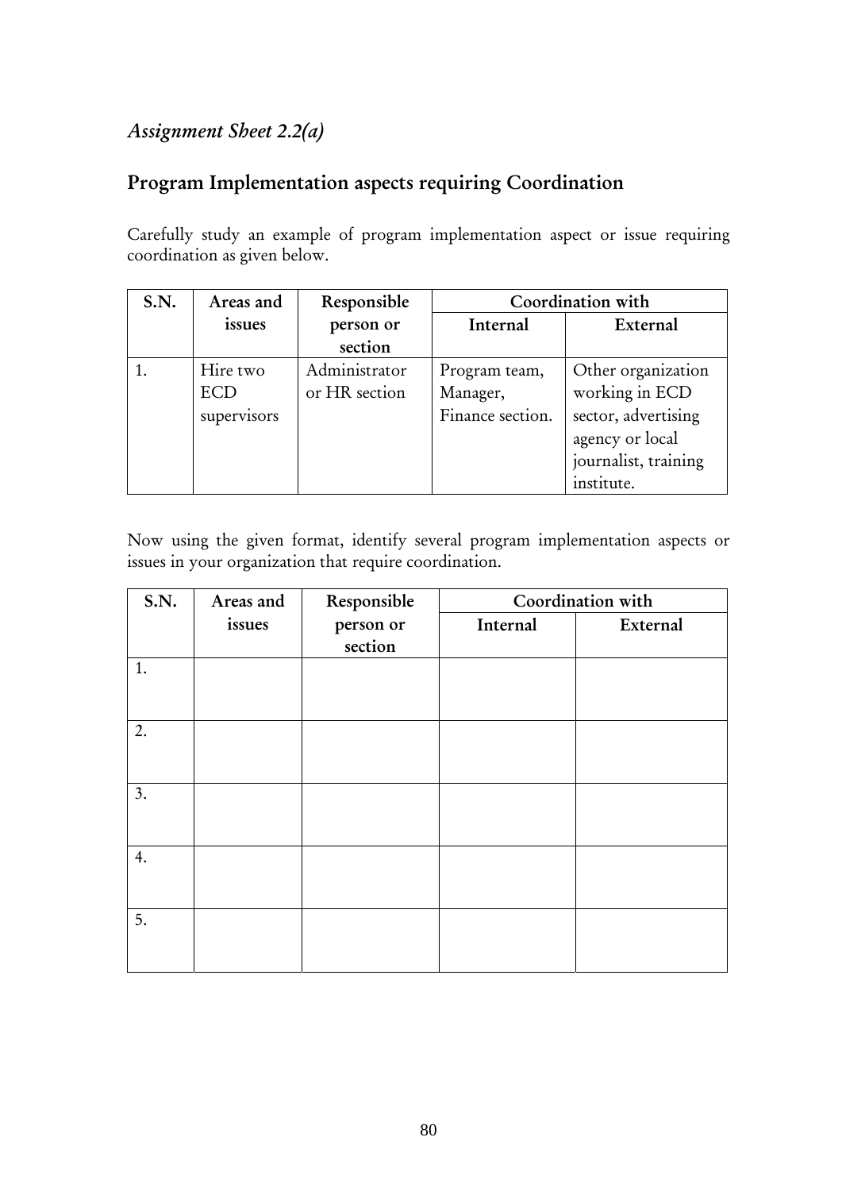*Assignment Sheet 2.2(a)*

## Program Implementation aspects requiring Coordination

Carefully study an example of program implementation aspect or issue requiring coordination as given below.

| S.N. | Areas and issues | Responsible person or section | Coordination with | |
|---|---|---|---|---|
| | | | Internal | External |
| 1. | Hire two ECD supervisors | Administrator or HR section | Program team, Manager, Finance section. | Other organization working in ECD sector, advertising agency or local journalist, training institute. |

Now using the given format, identify several program implementation aspects or issues in your organization that require coordination.

| S.N. | Areas and issues | Responsible person or section | Coordination with | |
|---|---|---|---|---|
| | | | Internal | External |
| 1. | | | | |
| 2. | | | | |
| 3. | | | | |
| 4. | | | | |
| 5. | | | | |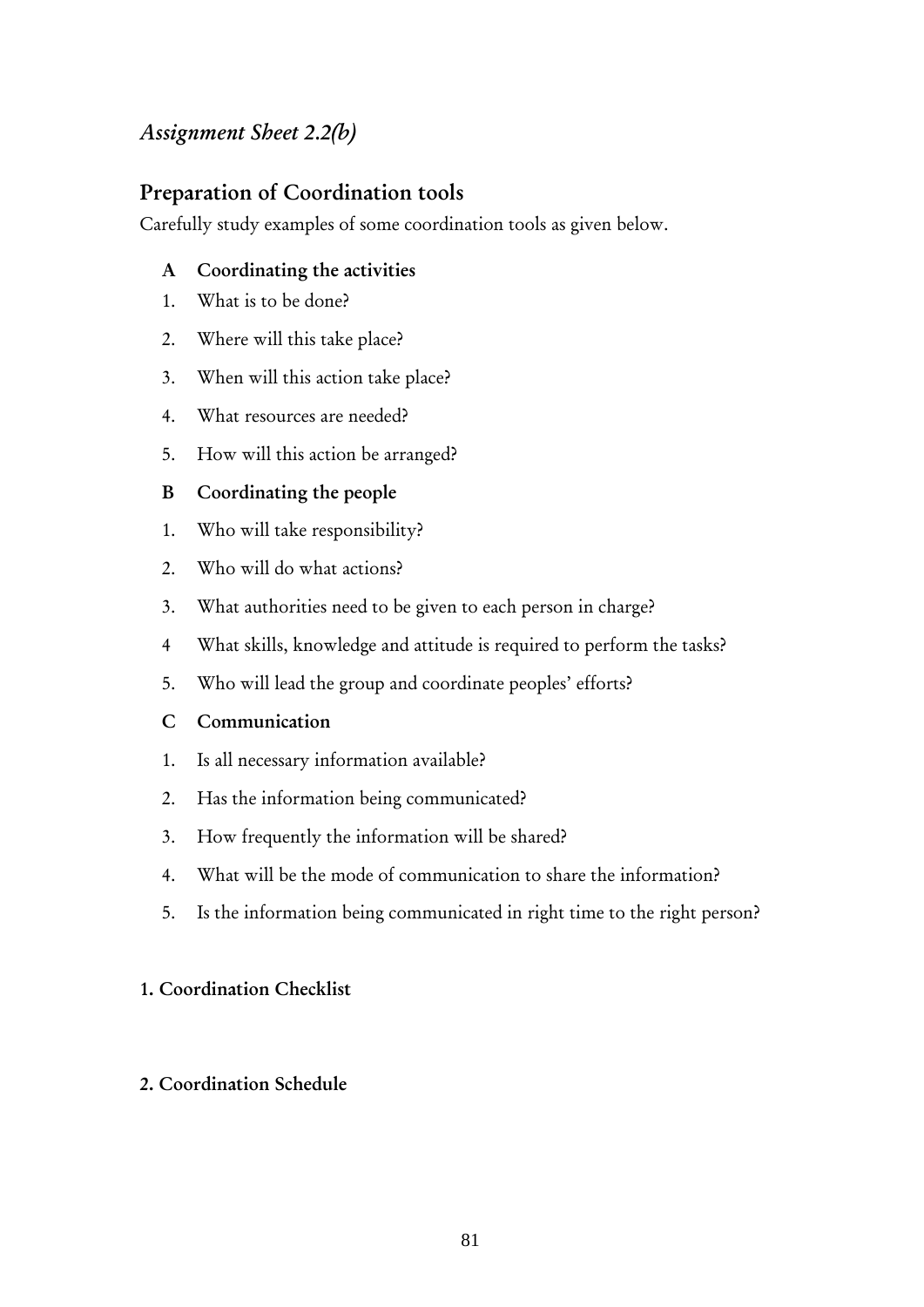*Assignment Sheet 2.2(b)*

## Preparation of Coordination tools

Carefully study examples of some coordination tools as given below.

**A Coordinating the activities**

1. What is to be done?
2. Where will this take place?
3. When will this action take place?
4. What resources are needed?
5. How will this action be arranged?

**B Coordinating the people**

1. Who will take responsibility?
2. Who will do what actions?
3. What authorities need to be given to each person in charge?
4. What skills, knowledge and attitude is required to perform the tasks?
5. Who will lead the group and coordinate peoples' efforts?

**C Communication**

1. Is all necessary information available?
2. Has the information being communicated?
3. How frequently the information will be shared?
4. What will be the mode of communication to share the information?
5. Is the information being communicated in right time to the right person?

**1. Coordination Checklist**

**2. Coordination Schedule**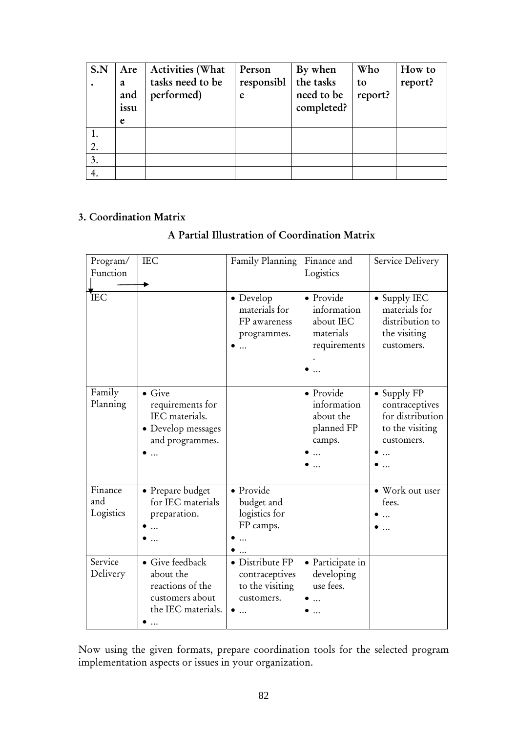| S.N. | Area and issue | Activities (What tasks need to be performed) | Person responsible | By when the tasks need to be completed? | Who to report? | How to report? |
|---|---|---|---|---|---|---|
| 1. | | | | | | |
| 2. | | | | | | |
| 3. | | | | | | |
| 4. | | | | | | |

### 3. Coordination Matrix

**A Partial Illustration of Coordination Matrix**

| Program/ Function ↓ → | IEC | Family Planning | Finance and Logistics | Service Delivery |
|---|---|---|---|---|
| IEC | | • Develop materials for FP awareness programmes.<br>• … | • Provide information about IEC materials requirements.<br>• … | • Supply IEC materials for distribution to the visiting customers. |
| Family Planning | • Give requirements for IEC materials.<br>• Develop messages and programmes.<br>• … | | • Provide information about the planned FP camps.<br>• …<br>• … | • Supply FP contraceptives for distribution to the visiting customers.<br>• …<br>• … |
| Finance and Logistics | • Prepare budget for IEC materials preparation.<br>• …<br>• … | • Provide budget and logistics for FP camps.<br>• …<br>• … | | • Work out user fees.<br>• …<br>• … |
| Service Delivery | • Give feedback about the reactions of the customers about the IEC materials.<br>• … | • Distribute FP contraceptives to the visiting customers.<br>• … | • Participate in developing use fees.<br>• …<br>• … | |

Now using the given formats, prepare coordination tools for the selected program implementation aspects or issues in your organization.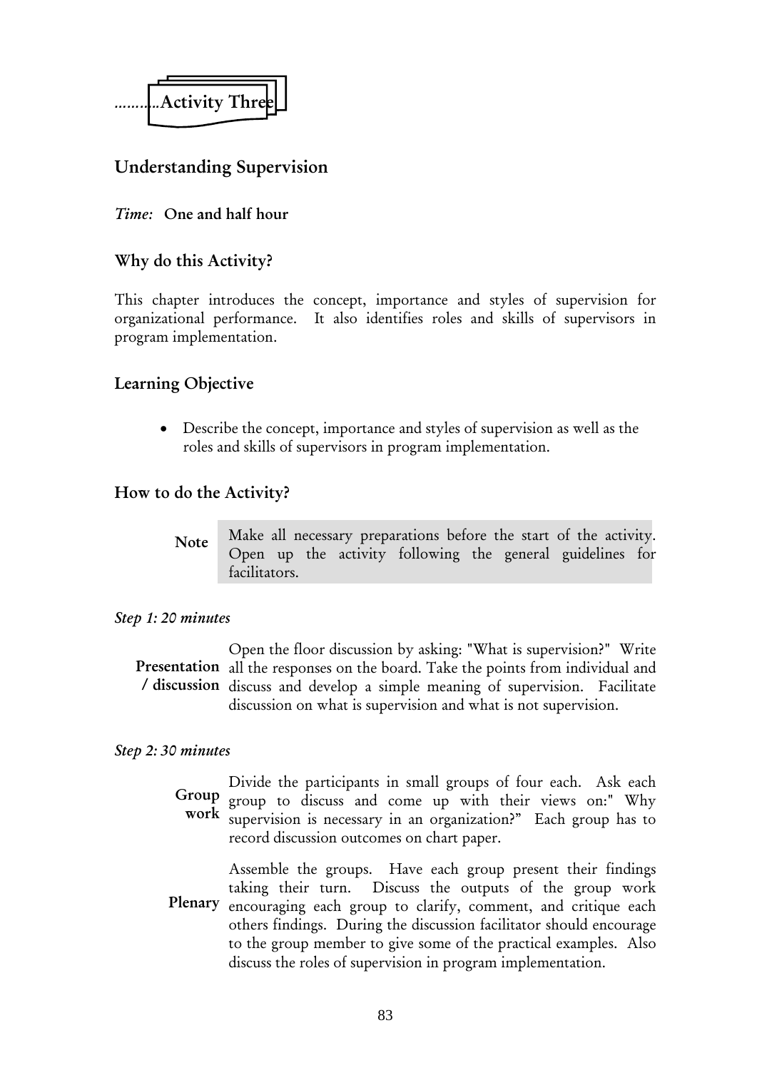..........Activity Three

## Understanding Supervision

*Time:* **One and half hour**

### Why do this Activity?

This chapter introduces the concept, importance and styles of supervision for organizational performance. It also identifies roles and skills of supervisors in program implementation.

### Learning Objective

- Describe the concept, importance and styles of supervision as well as the roles and skills of supervisors in program implementation.

### How to do the Activity?

**Note** Make all necessary preparations before the start of the activity. Open up the activity following the general guidelines for facilitators.

*Step 1: 20 minutes*

**Presentation / discussion** Open the floor discussion by asking: "What is supervision?" Write all the responses on the board. Take the points from individual and discuss and develop a simple meaning of supervision. Facilitate discussion on what is supervision and what is not supervision.

*Step 2: 30 minutes*

**Group work** Divide the participants in small groups of four each. Ask each group to discuss and come up with their views on:" Why supervision is necessary in an organization?" Each group has to record discussion outcomes on chart paper.

**Plenary** Assemble the groups. Have each group present their findings taking their turn. Discuss the outputs of the group work encouraging each group to clarify, comment, and critique each others findings. During the discussion facilitator should encourage to the group member to give some of the practical examples. Also discuss the roles of supervision in program implementation.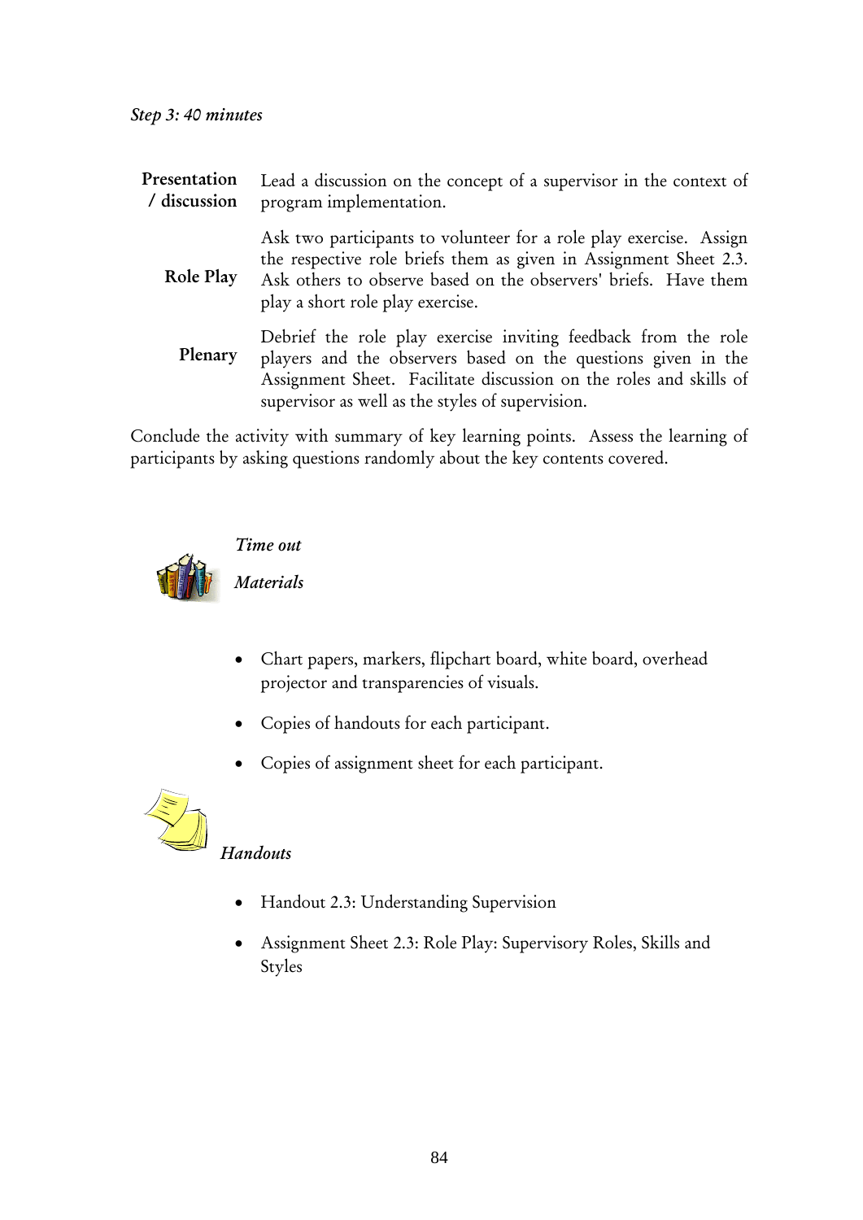*Step 3: 40 minutes*

| | |
|---|---|
| **Presentation / discussion** | Lead a discussion on the concept of a supervisor in the context of program implementation. |
| **Role Play** | Ask two participants to volunteer for a role play exercise. Assign the respective role briefs them as given in Assignment Sheet 2.3. Ask others to observe based on the observers' briefs. Have them play a short role play exercise. |
| **Plenary** | Debrief the role play exercise inviting feedback from the role players and the observers based on the questions given in the Assignment Sheet. Facilitate discussion on the roles and skills of supervisor as well as the styles of supervision. |

Conclude the activity with summary of key learning points. Assess the learning of participants by asking questions randomly about the key contents covered.

*Time out*

*Materials*

- Chart papers, markers, flipchart board, white board, overhead projector and transparencies of visuals.
- Copies of handouts for each participant.
- Copies of assignment sheet for each participant.

*Handouts*

- Handout 2.3: Understanding Supervision
- Assignment Sheet 2.3: Role Play: Supervisory Roles, Skills and Styles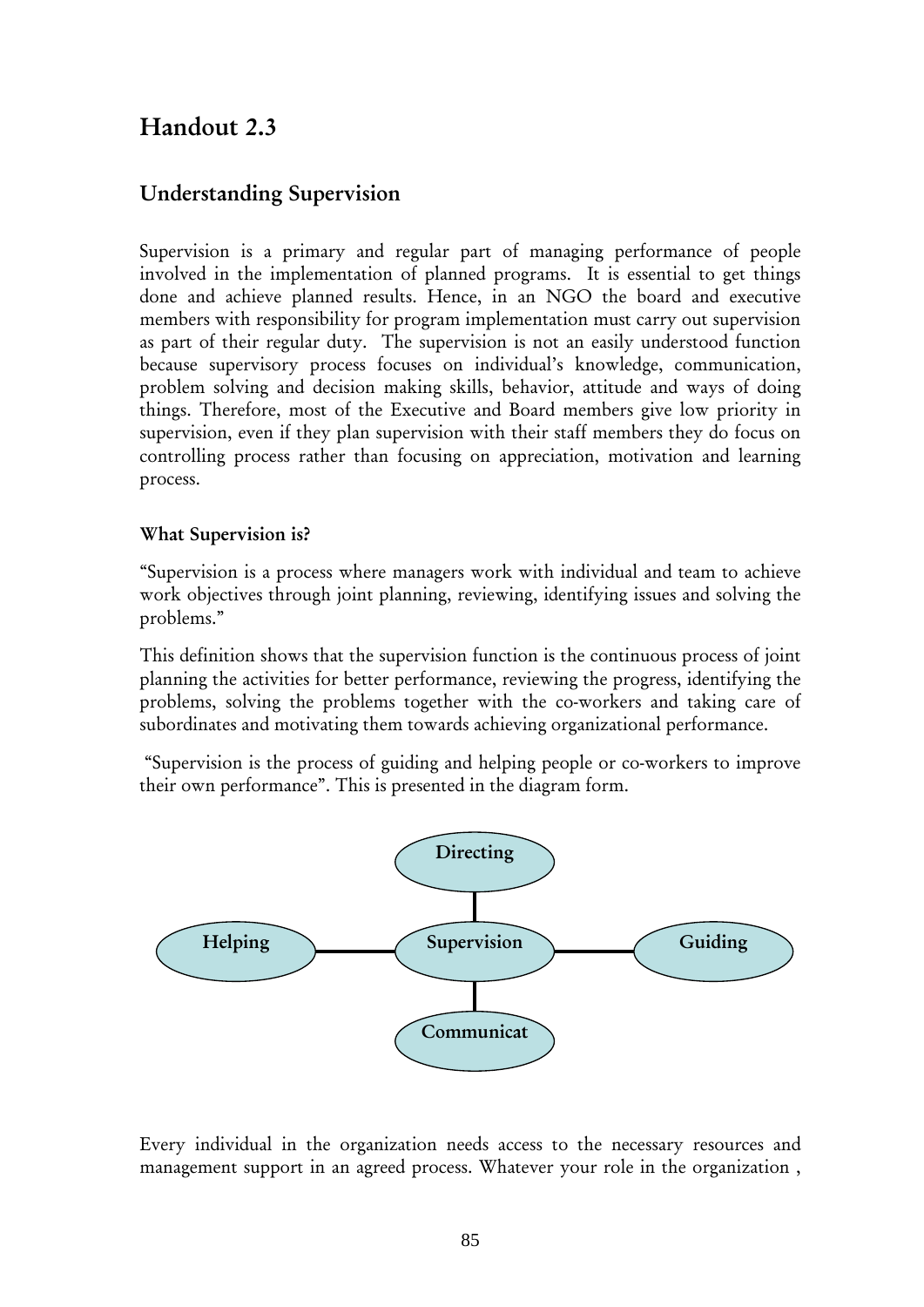# Handout 2.3

## Understanding Supervision

Supervision is a primary and regular part of managing performance of people involved in the implementation of planned programs. It is essential to get things done and achieve planned results. Hence, in an NGO the board and executive members with responsibility for program implementation must carry out supervision as part of their regular duty. The supervision is not an easily understood function because supervisory process focuses on individual's knowledge, communication, problem solving and decision making skills, behavior, attitude and ways of doing things. Therefore, most of the Executive and Board members give low priority in supervision, even if they plan supervision with their staff members they do focus on controlling process rather than focusing on appreciation, motivation and learning process.

### What Supervision is?

"Supervision is a process where managers work with individual and team to achieve work objectives through joint planning, reviewing, identifying issues and solving the problems."

This definition shows that the supervision function is the continuous process of joint planning the activities for better performance, reviewing the progress, identifying the problems, solving the problems together with the co-workers and taking care of subordinates and motivating them towards achieving organizational performance.

"Supervision is the process of guiding and helping people or co-workers to improve their own performance". This is presented in the diagram form.

Directing

Helping — Supervision — Guiding

Communicat

Every individual in the organization needs access to the necessary resources and management support in an agreed process. Whatever your role in the organization ,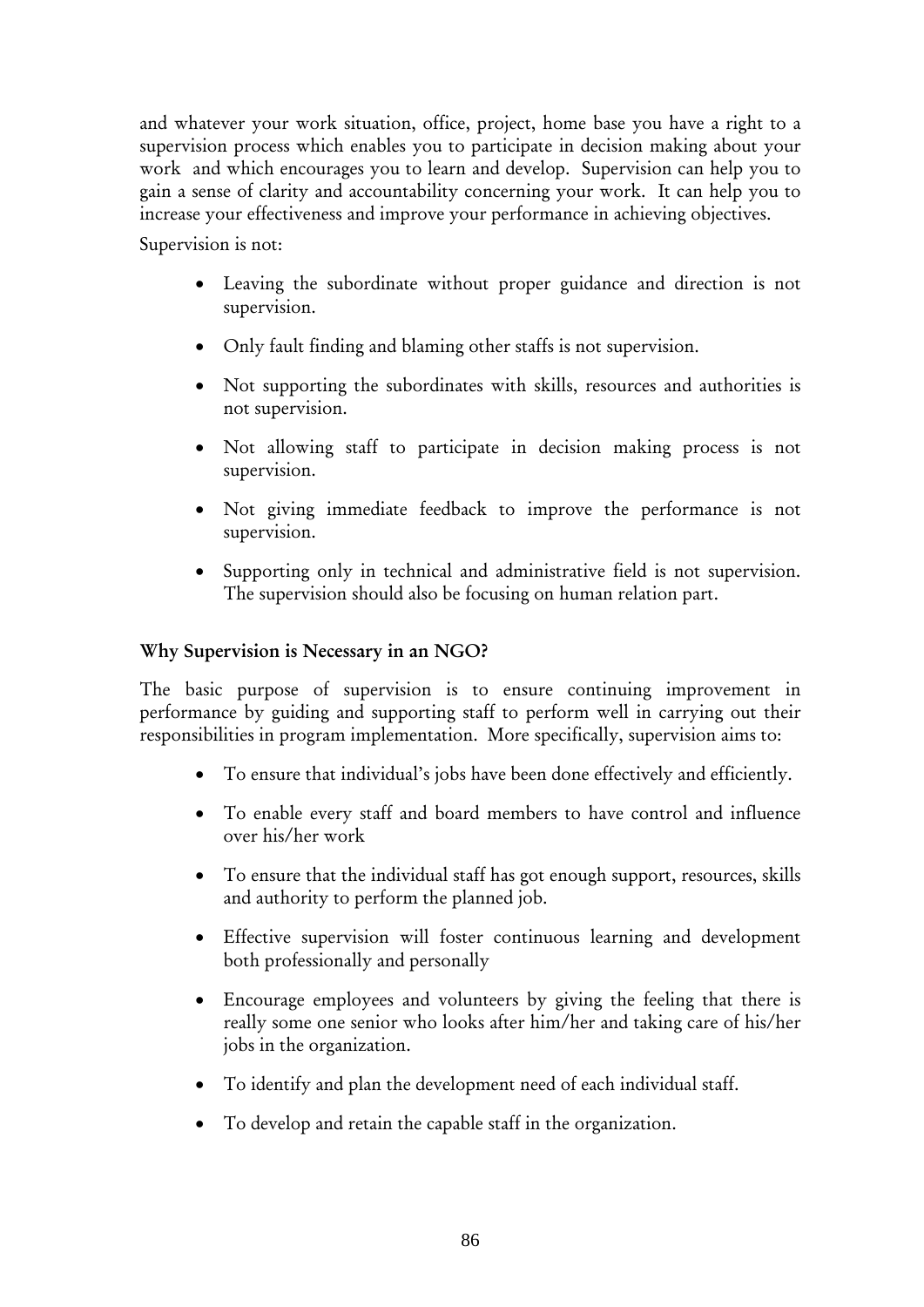and whatever your work situation, office, project, home base you have a right to a supervision process which enables you to participate in decision making about your work and which encourages you to learn and develop. Supervision can help you to gain a sense of clarity and accountability concerning your work. It can help you to increase your effectiveness and improve your performance in achieving objectives.

Supervision is not:

- Leaving the subordinate without proper guidance and direction is not supervision.
- Only fault finding and blaming other staffs is not supervision.
- Not supporting the subordinates with skills, resources and authorities is not supervision.
- Not allowing staff to participate in decision making process is not supervision.
- Not giving immediate feedback to improve the performance is not supervision.
- Supporting only in technical and administrative field is not supervision. The supervision should also be focusing on human relation part.

**Why Supervision is Necessary in an NGO?**

The basic purpose of supervision is to ensure continuing improvement in performance by guiding and supporting staff to perform well in carrying out their responsibilities in program implementation. More specifically, supervision aims to:

- To ensure that individual's jobs have been done effectively and efficiently.
- To enable every staff and board members to have control and influence over his/her work
- To ensure that the individual staff has got enough support, resources, skills and authority to perform the planned job.
- Effective supervision will foster continuous learning and development both professionally and personally
- Encourage employees and volunteers by giving the feeling that there is really some one senior who looks after him/her and taking care of his/her jobs in the organization.
- To identify and plan the development need of each individual staff.
- To develop and retain the capable staff in the organization.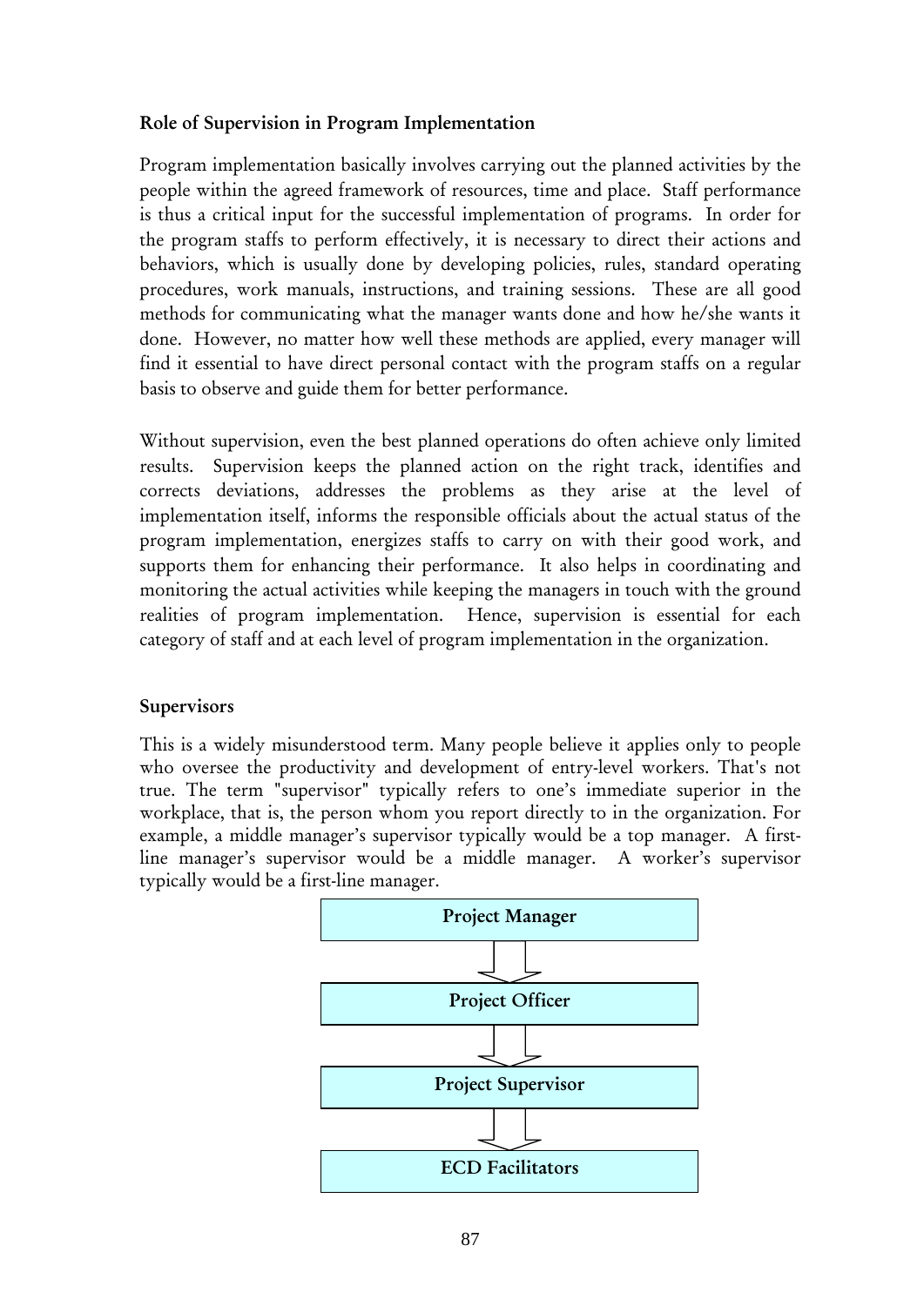### Role of Supervision in Program Implementation

Program implementation basically involves carrying out the planned activities by the people within the agreed framework of resources, time and place. Staff performance is thus a critical input for the successful implementation of programs. In order for the program staffs to perform effectively, it is necessary to direct their actions and behaviors, which is usually done by developing policies, rules, standard operating procedures, work manuals, instructions, and training sessions. These are all good methods for communicating what the manager wants done and how he/she wants it done. However, no matter how well these methods are applied, every manager will find it essential to have direct personal contact with the program staffs on a regular basis to observe and guide them for better performance.

Without supervision, even the best planned operations do often achieve only limited results. Supervision keeps the planned action on the right track, identifies and corrects deviations, addresses the problems as they arise at the level of implementation itself, informs the responsible officials about the actual status of the program implementation, energizes staffs to carry on with their good work, and supports them for enhancing their performance. It also helps in coordinating and monitoring the actual activities while keeping the managers in touch with the ground realities of program implementation. Hence, supervision is essential for each category of staff and at each level of program implementation in the organization.

### Supervisors

This is a widely misunderstood term. Many people believe it applies only to people who oversee the productivity and development of entry-level workers. That's not true. The term "supervisor" typically refers to one's immediate superior in the workplace, that is, the person whom you report directly to in the organization. For example, a middle manager's supervisor typically would be a top manager. A first-line manager's supervisor would be a middle manager. A worker's supervisor typically would be a first-line manager.

**Project Manager**
↓
**Project Officer**
↓
**Project Supervisor**
↓
**ECD Facilitators**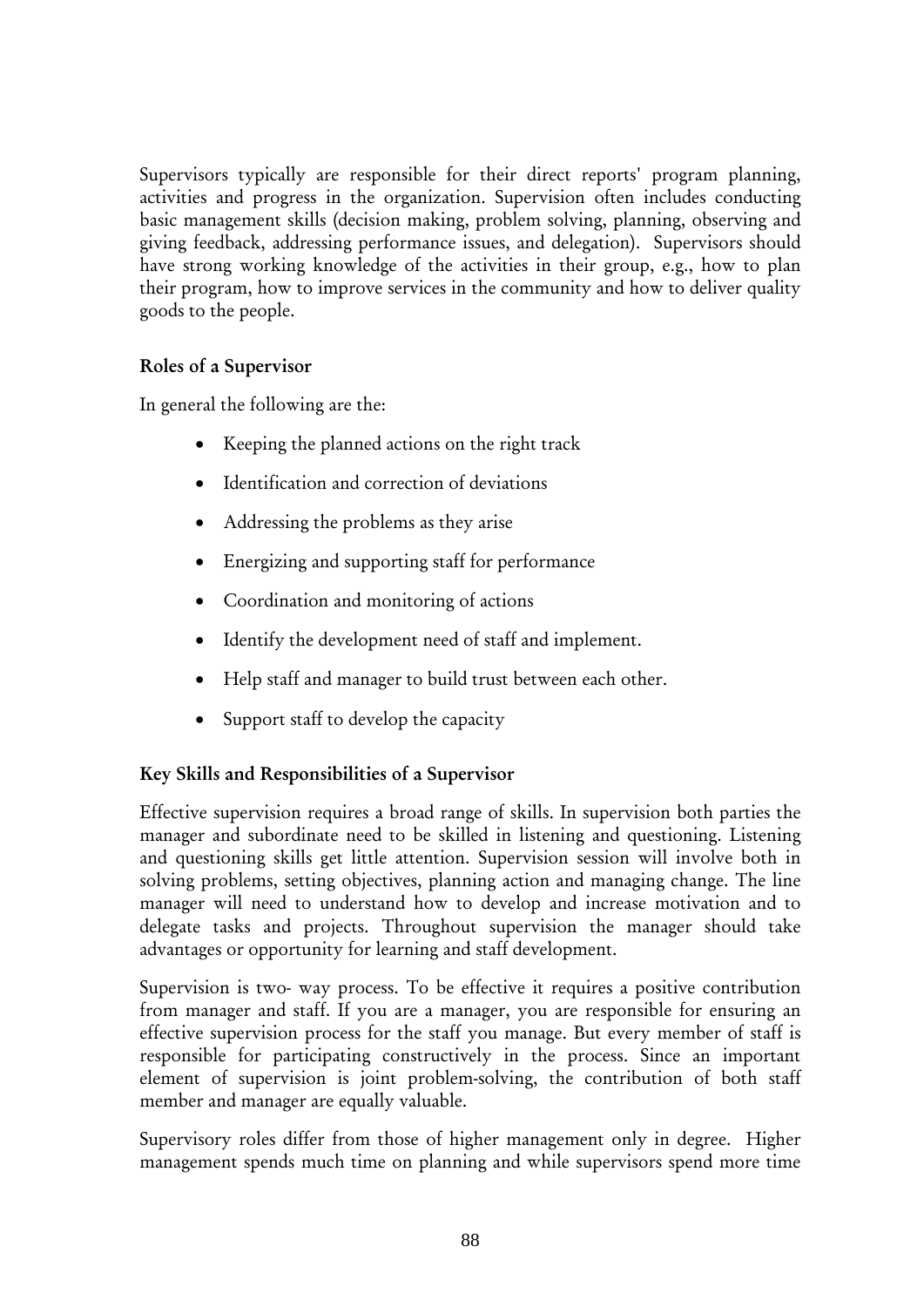Supervisors typically are responsible for their direct reports' program planning, activities and progress in the organization. Supervision often includes conducting basic management skills (decision making, problem solving, planning, observing and giving feedback, addressing performance issues, and delegation). Supervisors should have strong working knowledge of the activities in their group, e.g., how to plan their program, how to improve services in the community and how to deliver quality goods to the people.

### Roles of a Supervisor

In general the following are the:

- Keeping the planned actions on the right track
- Identification and correction of deviations
- Addressing the problems as they arise
- Energizing and supporting staff for performance
- Coordination and monitoring of actions
- Identify the development need of staff and implement.
- Help staff and manager to build trust between each other.
- Support staff to develop the capacity

### Key Skills and Responsibilities of a Supervisor

Effective supervision requires a broad range of skills. In supervision both parties the manager and subordinate need to be skilled in listening and questioning. Listening and questioning skills get little attention. Supervision session will involve both in solving problems, setting objectives, planning action and managing change. The line manager will need to understand how to develop and increase motivation and to delegate tasks and projects. Throughout supervision the manager should take advantages or opportunity for learning and staff development.

Supervision is two- way process. To be effective it requires a positive contribution from manager and staff. If you are a manager, you are responsible for ensuring an effective supervision process for the staff you manage. But every member of staff is responsible for participating constructively in the process. Since an important element of supervision is joint problem-solving, the contribution of both staff member and manager are equally valuable.

Supervisory roles differ from those of higher management only in degree. Higher management spends much time on planning and while supervisors spend more time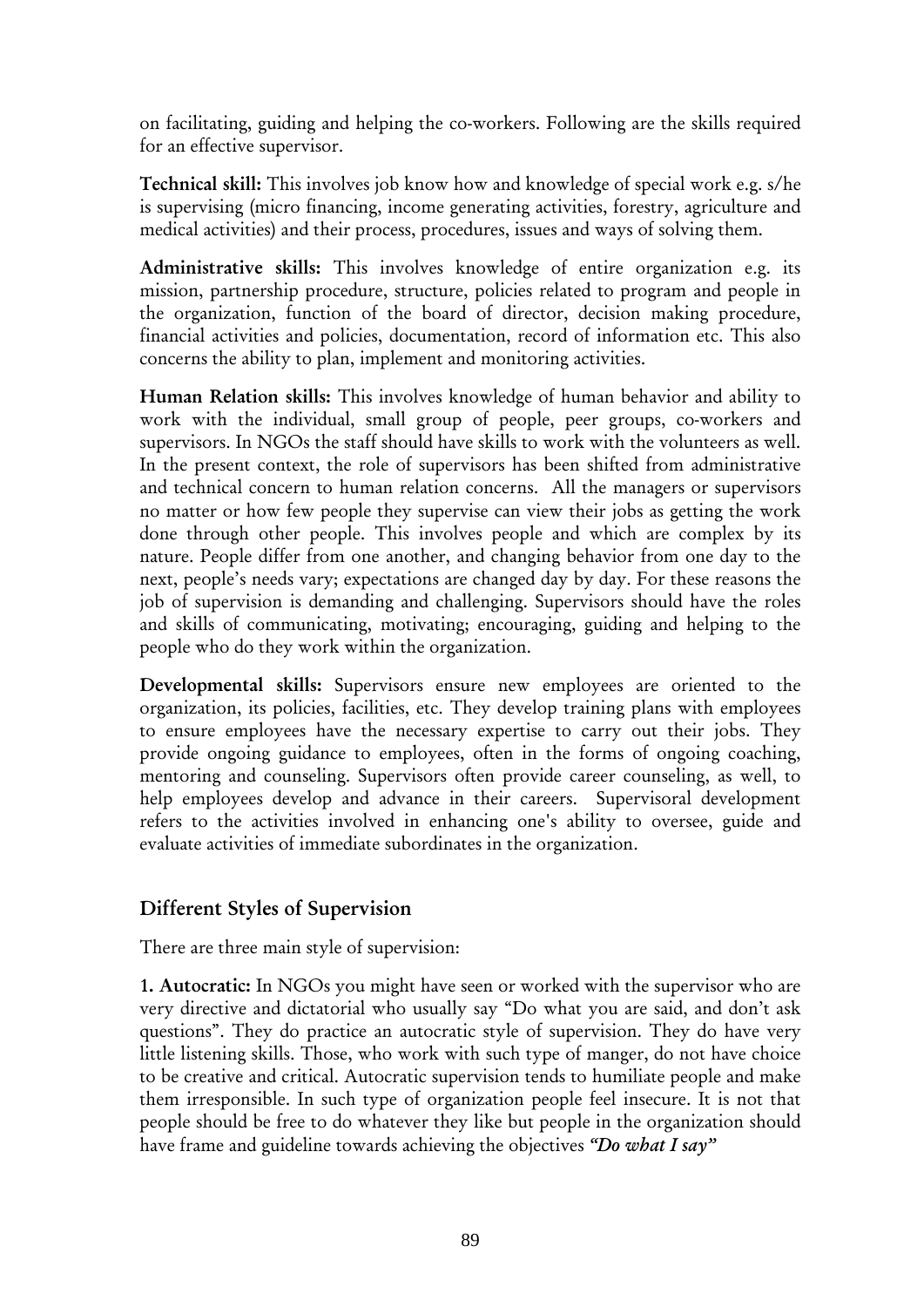on facilitating, guiding and helping the co-workers. Following are the skills required for an effective supervisor.

**Technical skill:** This involves job know how and knowledge of special work e.g. s/he is supervising (micro financing, income generating activities, forestry, agriculture and medical activities) and their process, procedures, issues and ways of solving them.

**Administrative skills:** This involves knowledge of entire organization e.g. its mission, partnership procedure, structure, policies related to program and people in the organization, function of the board of director, decision making procedure, financial activities and policies, documentation, record of information etc. This also concerns the ability to plan, implement and monitoring activities.

**Human Relation skills:** This involves knowledge of human behavior and ability to work with the individual, small group of people, peer groups, co-workers and supervisors. In NGOs the staff should have skills to work with the volunteers as well. In the present context, the role of supervisors has been shifted from administrative and technical concern to human relation concerns. All the managers or supervisors no matter or how few people they supervise can view their jobs as getting the work done through other people. This involves people and which are complex by its nature. People differ from one another, and changing behavior from one day to the next, people's needs vary; expectations are changed day by day. For these reasons the job of supervision is demanding and challenging. Supervisors should have the roles and skills of communicating, motivating; encouraging, guiding and helping to the people who do they work within the organization.

**Developmental skills:** Supervisors ensure new employees are oriented to the organization, its policies, facilities, etc. They develop training plans with employees to ensure employees have the necessary expertise to carry out their jobs. They provide ongoing guidance to employees, often in the forms of ongoing coaching, mentoring and counseling. Supervisors often provide career counseling, as well, to help employees develop and advance in their careers. Supervisoral development refers to the activities involved in enhancing one's ability to oversee, guide and evaluate activities of immediate subordinates in the organization.

## Different Styles of Supervision

There are three main style of supervision:

**1. Autocratic:** In NGOs you might have seen or worked with the supervisor who are very directive and dictatorial who usually say "Do what you are said, and don't ask questions". They do practice an autocratic style of supervision. They do have very little listening skills. Those, who work with such type of manger, do not have choice to be creative and critical. Autocratic supervision tends to humiliate people and make them irresponsible. In such type of organization people feel insecure. It is not that people should be free to do whatever they like but people in the organization should have frame and guideline towards achieving the objectives ***"Do what I say"***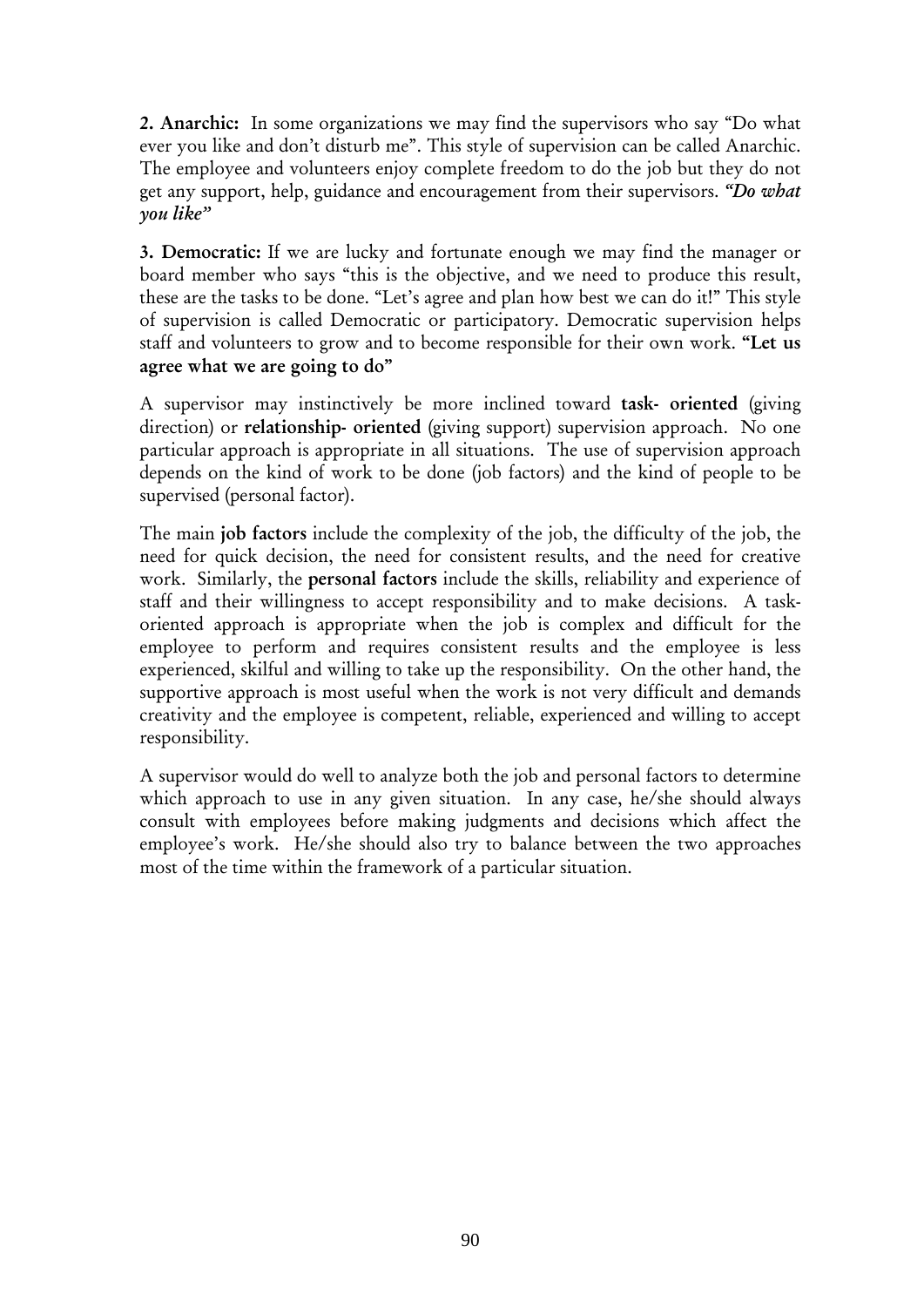**2. Anarchic:** In some organizations we may find the supervisors who say "Do what ever you like and don't disturb me". This style of supervision can be called Anarchic. The employee and volunteers enjoy complete freedom to do the job but they do not get any support, help, guidance and encouragement from their supervisors. ***"Do what you like"***

**3. Democratic:** If we are lucky and fortunate enough we may find the manager or board member who says "this is the objective, and we need to produce this result, these are the tasks to be done. "Let's agree and plan how best we can do it!" This style of supervision is called Democratic or participatory. Democratic supervision helps staff and volunteers to grow and to become responsible for their own work. **"Let us agree what we are going to do"**

A supervisor may instinctively be more inclined toward **task- oriented** (giving direction) or **relationship- oriented** (giving support) supervision approach. No one particular approach is appropriate in all situations. The use of supervision approach depends on the kind of work to be done (job factors) and the kind of people to be supervised (personal factor).

The main **job factors** include the complexity of the job, the difficulty of the job, the need for quick decision, the need for consistent results, and the need for creative work. Similarly, the **personal factors** include the skills, reliability and experience of staff and their willingness to accept responsibility and to make decisions. A task-oriented approach is appropriate when the job is complex and difficult for the employee to perform and requires consistent results and the employee is less experienced, skilful and willing to take up the responsibility. On the other hand, the supportive approach is most useful when the work is not very difficult and demands creativity and the employee is competent, reliable, experienced and willing to accept responsibility.

A supervisor would do well to analyze both the job and personal factors to determine which approach to use in any given situation. In any case, he/she should always consult with employees before making judgments and decisions which affect the employee's work. He/she should also try to balance between the two approaches most of the time within the framework of a particular situation.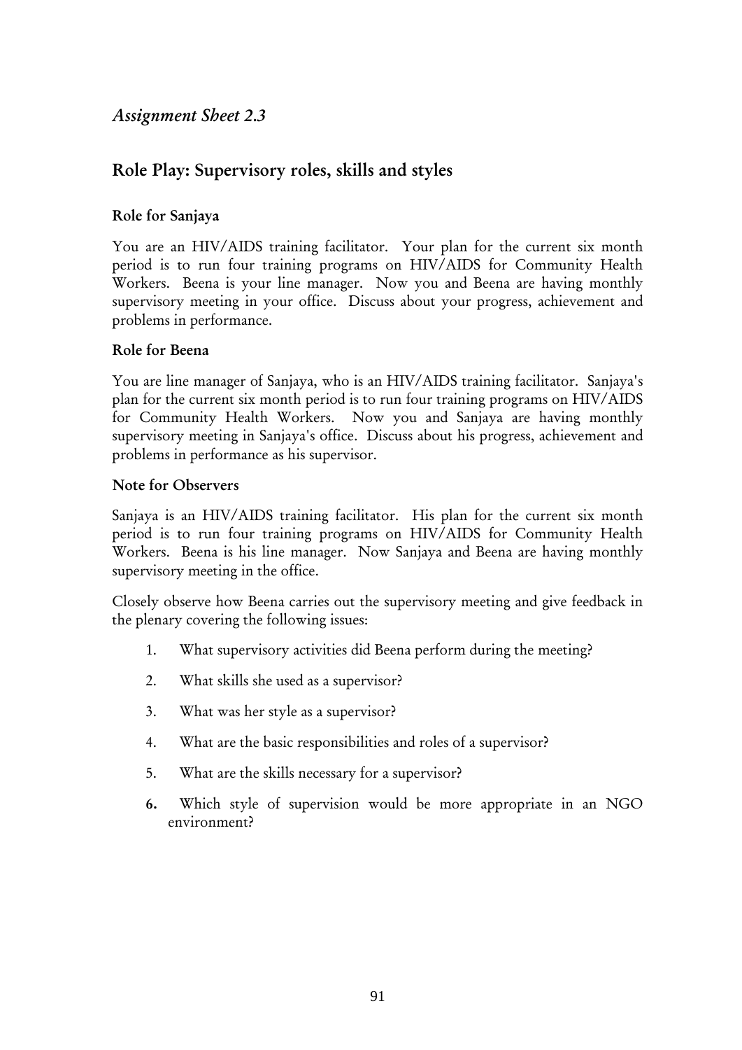*Assignment Sheet 2.3*

## Role Play: Supervisory roles, skills and styles

### Role for Sanjaya

You are an HIV/AIDS training facilitator. Your plan for the current six month period is to run four training programs on HIV/AIDS for Community Health Workers. Beena is your line manager. Now you and Beena are having monthly supervisory meeting in your office. Discuss about your progress, achievement and problems in performance.

### Role for Beena

You are line manager of Sanjaya, who is an HIV/AIDS training facilitator. Sanjaya's plan for the current six month period is to run four training programs on HIV/AIDS for Community Health Workers. Now you and Sanjaya are having monthly supervisory meeting in Sanjaya's office. Discuss about his progress, achievement and problems in performance as his supervisor.

### Note for Observers

Sanjaya is an HIV/AIDS training facilitator. His plan for the current six month period is to run four training programs on HIV/AIDS for Community Health Workers. Beena is his line manager. Now Sanjaya and Beena are having monthly supervisory meeting in the office.

Closely observe how Beena carries out the supervisory meeting and give feedback in the plenary covering the following issues:

1. What supervisory activities did Beena perform during the meeting?
2. What skills she used as a supervisor?
3. What was her style as a supervisor?
4. What are the basic responsibilities and roles of a supervisor?
5. What are the skills necessary for a supervisor?
6. Which style of supervision would be more appropriate in an NGO environment?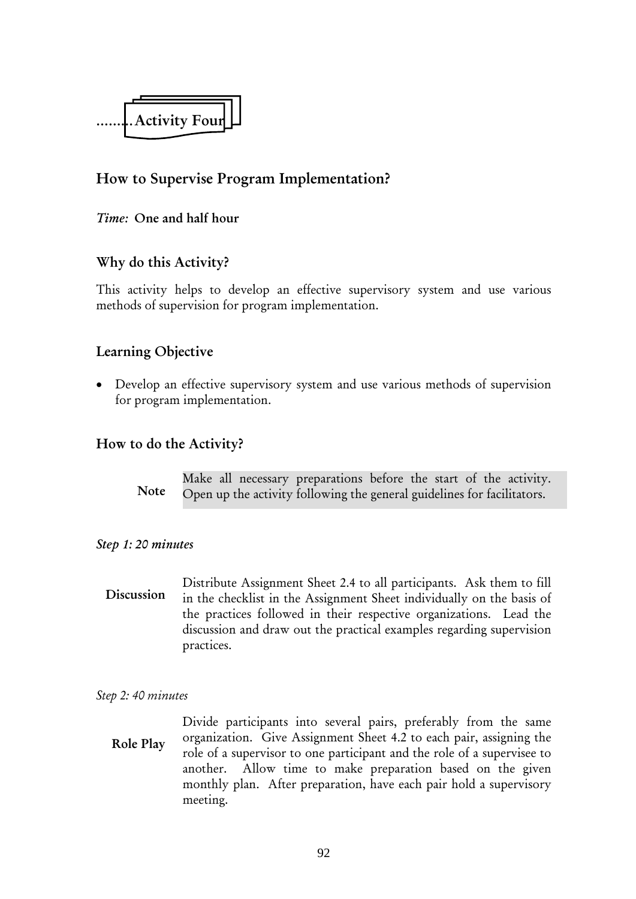# ........Activity Four

## How to Supervise Program Implementation?

*Time:* **One and half hour**

### Why do this Activity?

This activity helps to develop an effective supervisory system and use various methods of supervision for program implementation.

### Learning Objective

- Develop an effective supervisory system and use various methods of supervision for program implementation.

### How to do the Activity?

**Note** — Make all necessary preparations before the start of the activity. Open up the activity following the general guidelines for facilitators.

*Step 1: 20 minutes*

**Discussion** — Distribute Assignment Sheet 2.4 to all participants. Ask them to fill in the checklist in the Assignment Sheet individually on the basis of the practices followed in their respective organizations. Lead the discussion and draw out the practical examples regarding supervision practices.

*Step 2: 40 minutes*

**Role Play** — Divide participants into several pairs, preferably from the same organization. Give Assignment Sheet 4.2 to each pair, assigning the role of a supervisor to one participant and the role of a supervisee to another. Allow time to make preparation based on the given monthly plan. After preparation, have each pair hold a supervisory meeting.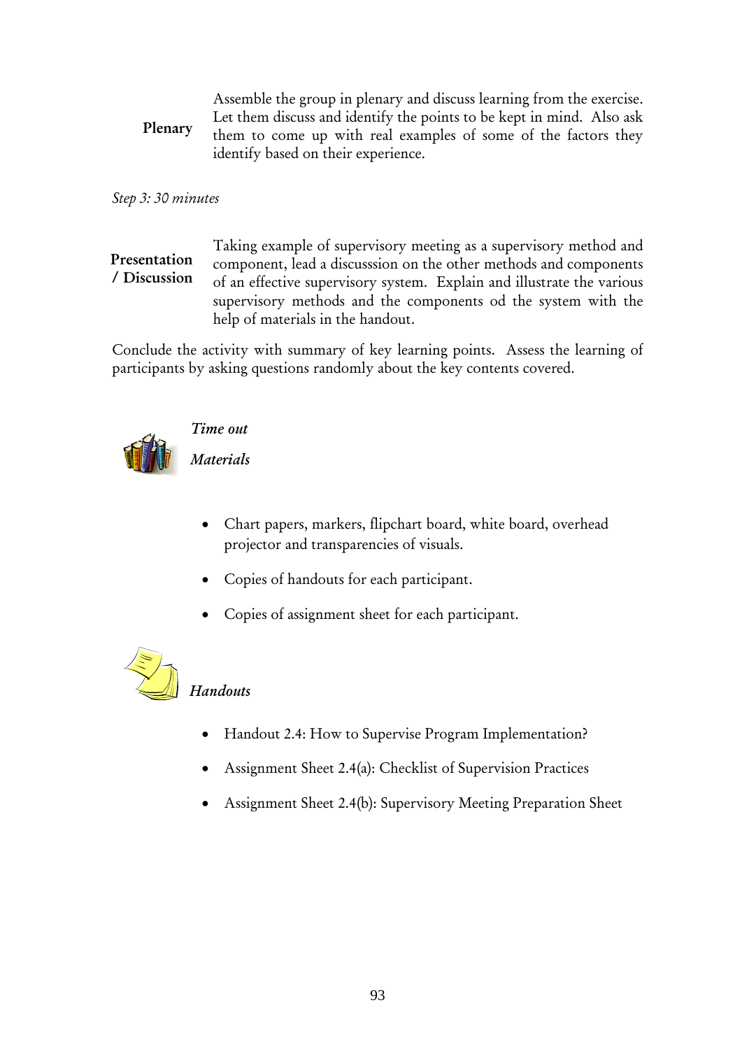**Plenary**

Assemble the group in plenary and discuss learning from the exercise. Let them discuss and identify the points to be kept in mind. Also ask them to come up with real examples of some of the factors they identify based on their experience.

*Step 3: 30 minutes*

**Presentation / Discussion**

Taking example of supervisory meeting as a supervisory method and component, lead a discusssion on the other methods and components of an effective supervisory system. Explain and illustrate the various supervisory methods and the components od the system with the help of materials in the handout.

Conclude the activity with summary of key learning points. Assess the learning of participants by asking questions randomly about the key contents covered.

*Time out*

*Materials*

- Chart papers, markers, flipchart board, white board, overhead projector and transparencies of visuals.
- Copies of handouts for each participant.
- Copies of assignment sheet for each participant.

*Handouts*

- Handout 2.4: How to Supervise Program Implementation?
- Assignment Sheet 2.4(a): Checklist of Supervision Practices
- Assignment Sheet 2.4(b): Supervisory Meeting Preparation Sheet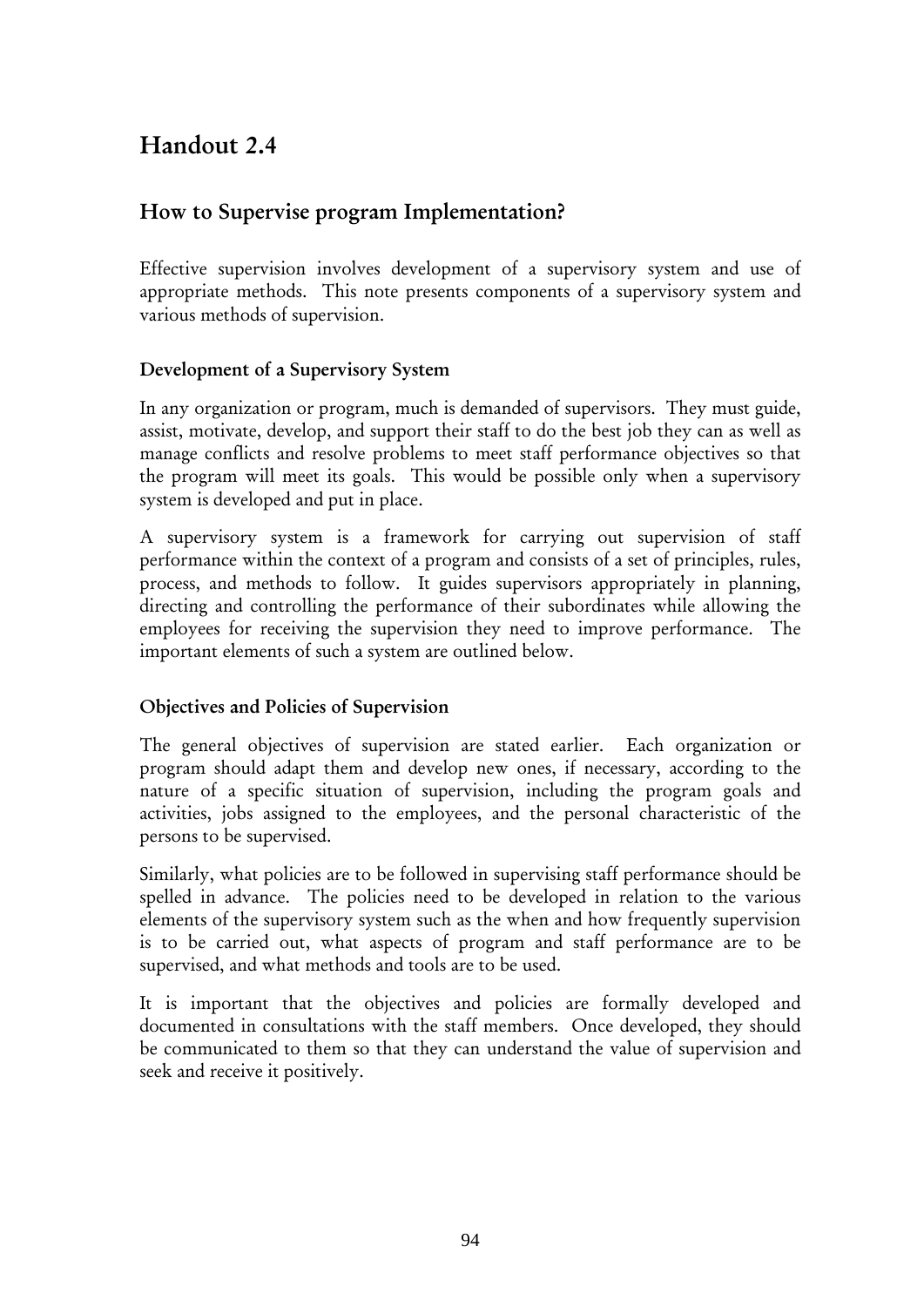# Handout 2.4

## How to Supervise program Implementation?

Effective supervision involves development of a supervisory system and use of appropriate methods. This note presents components of a supervisory system and various methods of supervision.

### Development of a Supervisory System

In any organization or program, much is demanded of supervisors. They must guide, assist, motivate, develop, and support their staff to do the best job they can as well as manage conflicts and resolve problems to meet staff performance objectives so that the program will meet its goals. This would be possible only when a supervisory system is developed and put in place.

A supervisory system is a framework for carrying out supervision of staff performance within the context of a program and consists of a set of principles, rules, process, and methods to follow. It guides supervisors appropriately in planning, directing and controlling the performance of their subordinates while allowing the employees for receiving the supervision they need to improve performance. The important elements of such a system are outlined below.

### Objectives and Policies of Supervision

The general objectives of supervision are stated earlier. Each organization or program should adapt them and develop new ones, if necessary, according to the nature of a specific situation of supervision, including the program goals and activities, jobs assigned to the employees, and the personal characteristic of the persons to be supervised.

Similarly, what policies are to be followed in supervising staff performance should be spelled in advance. The policies need to be developed in relation to the various elements of the supervisory system such as the when and how frequently supervision is to be carried out, what aspects of program and staff performance are to be supervised, and what methods and tools are to be used.

It is important that the objectives and policies are formally developed and documented in consultations with the staff members. Once developed, they should be communicated to them so that they can understand the value of supervision and seek and receive it positively.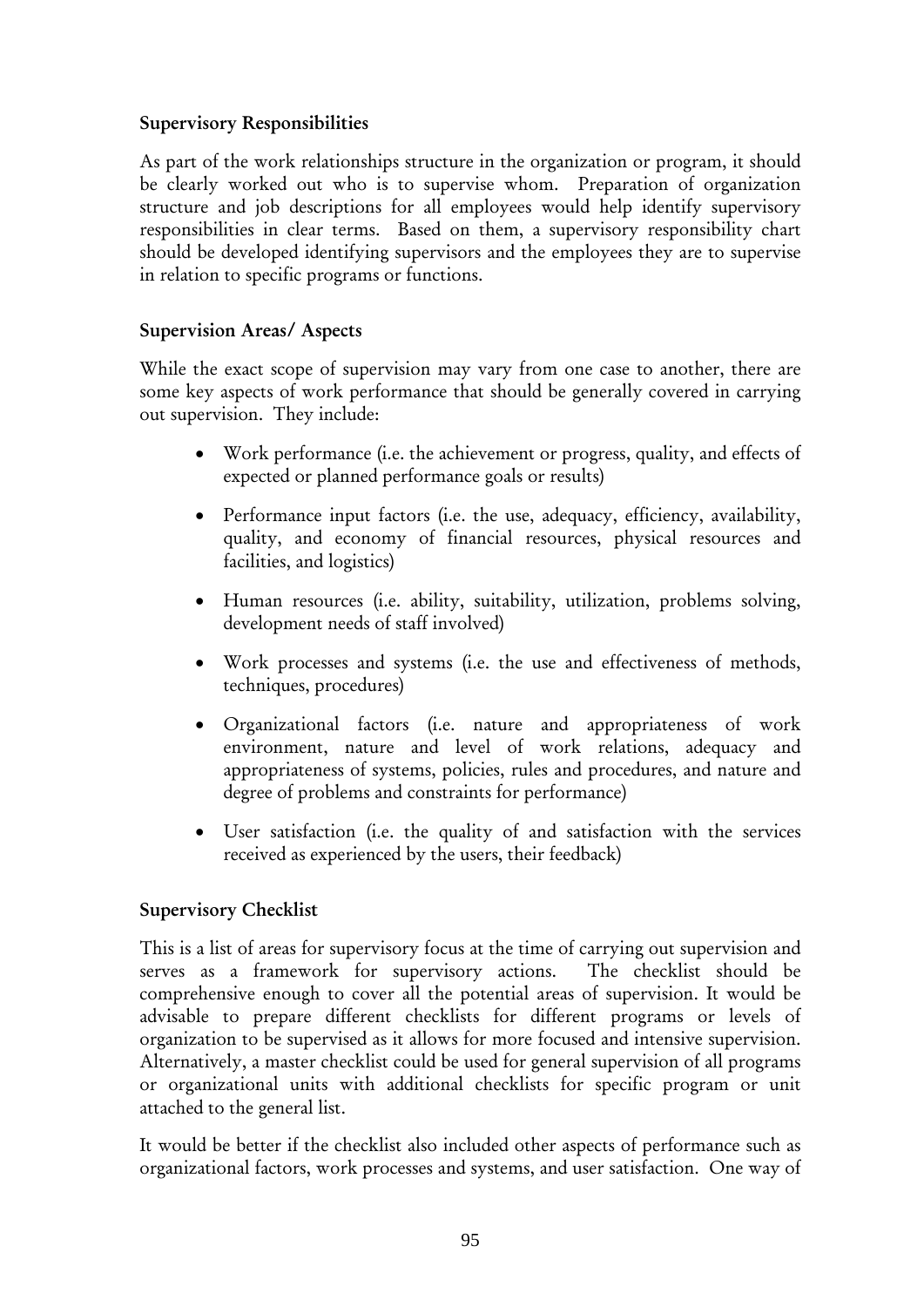### Supervisory Responsibilities

As part of the work relationships structure in the organization or program, it should be clearly worked out who is to supervise whom. Preparation of organization structure and job descriptions for all employees would help identify supervisory responsibilities in clear terms. Based on them, a supervisory responsibility chart should be developed identifying supervisors and the employees they are to supervise in relation to specific programs or functions.

### Supervision Areas/ Aspects

While the exact scope of supervision may vary from one case to another, there are some key aspects of work performance that should be generally covered in carrying out supervision. They include:

- Work performance (i.e. the achievement or progress, quality, and effects of expected or planned performance goals or results)
- Performance input factors (i.e. the use, adequacy, efficiency, availability, quality, and economy of financial resources, physical resources and facilities, and logistics)
- Human resources (i.e. ability, suitability, utilization, problems solving, development needs of staff involved)
- Work processes and systems (i.e. the use and effectiveness of methods, techniques, procedures)
- Organizational factors (i.e. nature and appropriateness of work environment, nature and level of work relations, adequacy and appropriateness of systems, policies, rules and procedures, and nature and degree of problems and constraints for performance)
- User satisfaction (i.e. the quality of and satisfaction with the services received as experienced by the users, their feedback)

### Supervisory Checklist

This is a list of areas for supervisory focus at the time of carrying out supervision and serves as a framework for supervisory actions. The checklist should be comprehensive enough to cover all the potential areas of supervision. It would be advisable to prepare different checklists for different programs or levels of organization to be supervised as it allows for more focused and intensive supervision. Alternatively, a master checklist could be used for general supervision of all programs or organizational units with additional checklists for specific program or unit attached to the general list.

It would be better if the checklist also included other aspects of performance such as organizational factors, work processes and systems, and user satisfaction. One way of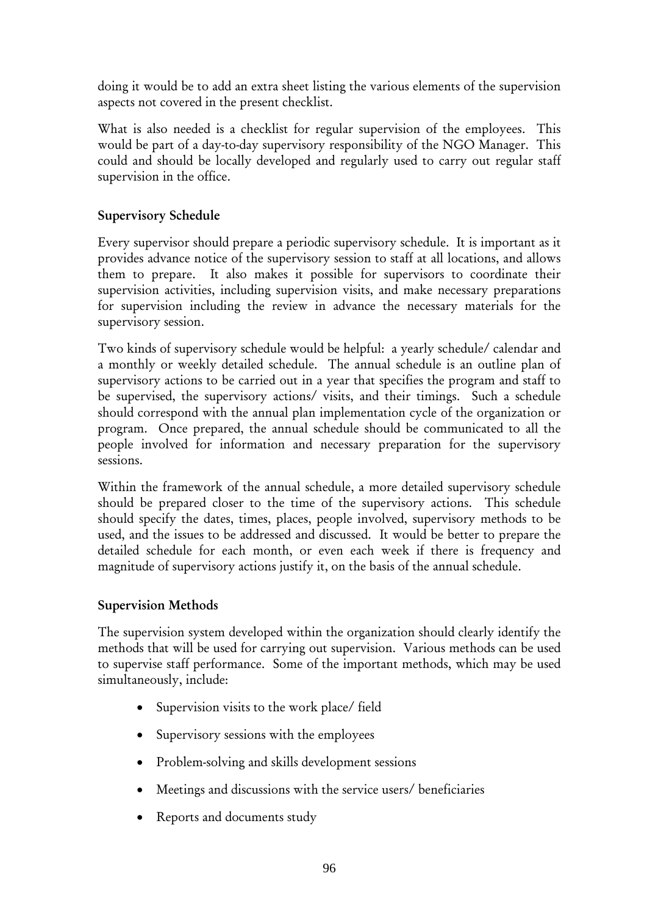doing it would be to add an extra sheet listing the various elements of the supervision aspects not covered in the present checklist.

What is also needed is a checklist for regular supervision of the employees. This would be part of a day-to-day supervisory responsibility of the NGO Manager. This could and should be locally developed and regularly used to carry out regular staff supervision in the office.

### Supervisory Schedule

Every supervisor should prepare a periodic supervisory schedule. It is important as it provides advance notice of the supervisory session to staff at all locations, and allows them to prepare. It also makes it possible for supervisors to coordinate their supervision activities, including supervision visits, and make necessary preparations for supervision including the review in advance the necessary materials for the supervisory session.

Two kinds of supervisory schedule would be helpful: a yearly schedule/ calendar and a monthly or weekly detailed schedule. The annual schedule is an outline plan of supervisory actions to be carried out in a year that specifies the program and staff to be supervised, the supervisory actions/ visits, and their timings. Such a schedule should correspond with the annual plan implementation cycle of the organization or program. Once prepared, the annual schedule should be communicated to all the people involved for information and necessary preparation for the supervisory sessions.

Within the framework of the annual schedule, a more detailed supervisory schedule should be prepared closer to the time of the supervisory actions. This schedule should specify the dates, times, places, people involved, supervisory methods to be used, and the issues to be addressed and discussed. It would be better to prepare the detailed schedule for each month, or even each week if there is frequency and magnitude of supervisory actions justify it, on the basis of the annual schedule.

### Supervision Methods

The supervision system developed within the organization should clearly identify the methods that will be used for carrying out supervision. Various methods can be used to supervise staff performance. Some of the important methods, which may be used simultaneously, include:

- Supervision visits to the work place/ field
- Supervisory sessions with the employees
- Problem-solving and skills development sessions
- Meetings and discussions with the service users/ beneficiaries
- Reports and documents study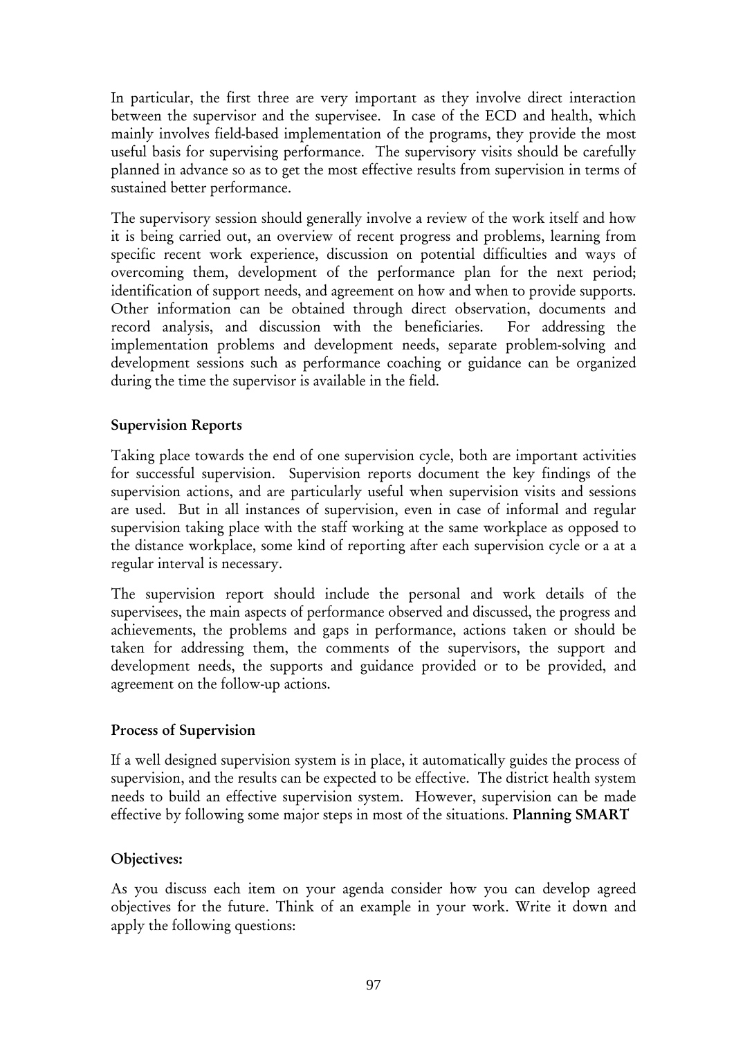In particular, the first three are very important as they involve direct interaction between the supervisor and the supervisee. In case of the ECD and health, which mainly involves field-based implementation of the programs, they provide the most useful basis for supervising performance. The supervisory visits should be carefully planned in advance so as to get the most effective results from supervision in terms of sustained better performance.

The supervisory session should generally involve a review of the work itself and how it is being carried out, an overview of recent progress and problems, learning from specific recent work experience, discussion on potential difficulties and ways of overcoming them, development of the performance plan for the next period; identification of support needs, and agreement on how and when to provide supports. Other information can be obtained through direct observation, documents and record analysis, and discussion with the beneficiaries. For addressing the implementation problems and development needs, separate problem-solving and development sessions such as performance coaching or guidance can be organized during the time the supervisor is available in the field.

### Supervision Reports

Taking place towards the end of one supervision cycle, both are important activities for successful supervision. Supervision reports document the key findings of the supervision actions, and are particularly useful when supervision visits and sessions are used. But in all instances of supervision, even in case of informal and regular supervision taking place with the staff working at the same workplace as opposed to the distance workplace, some kind of reporting after each supervision cycle or a at a regular interval is necessary.

The supervision report should include the personal and work details of the supervisees, the main aspects of performance observed and discussed, the progress and achievements, the problems and gaps in performance, actions taken or should be taken for addressing them, the comments of the supervisors, the support and development needs, the supports and guidance provided or to be provided, and agreement on the follow-up actions.

### Process of Supervision

If a well designed supervision system is in place, it automatically guides the process of supervision, and the results can be expected to be effective. The district health system needs to build an effective supervision system. However, supervision can be made effective by following some major steps in most of the situations. **Planning SMART**

### Objectives:

As you discuss each item on your agenda consider how you can develop agreed objectives for the future. Think of an example in your work. Write it down and apply the following questions: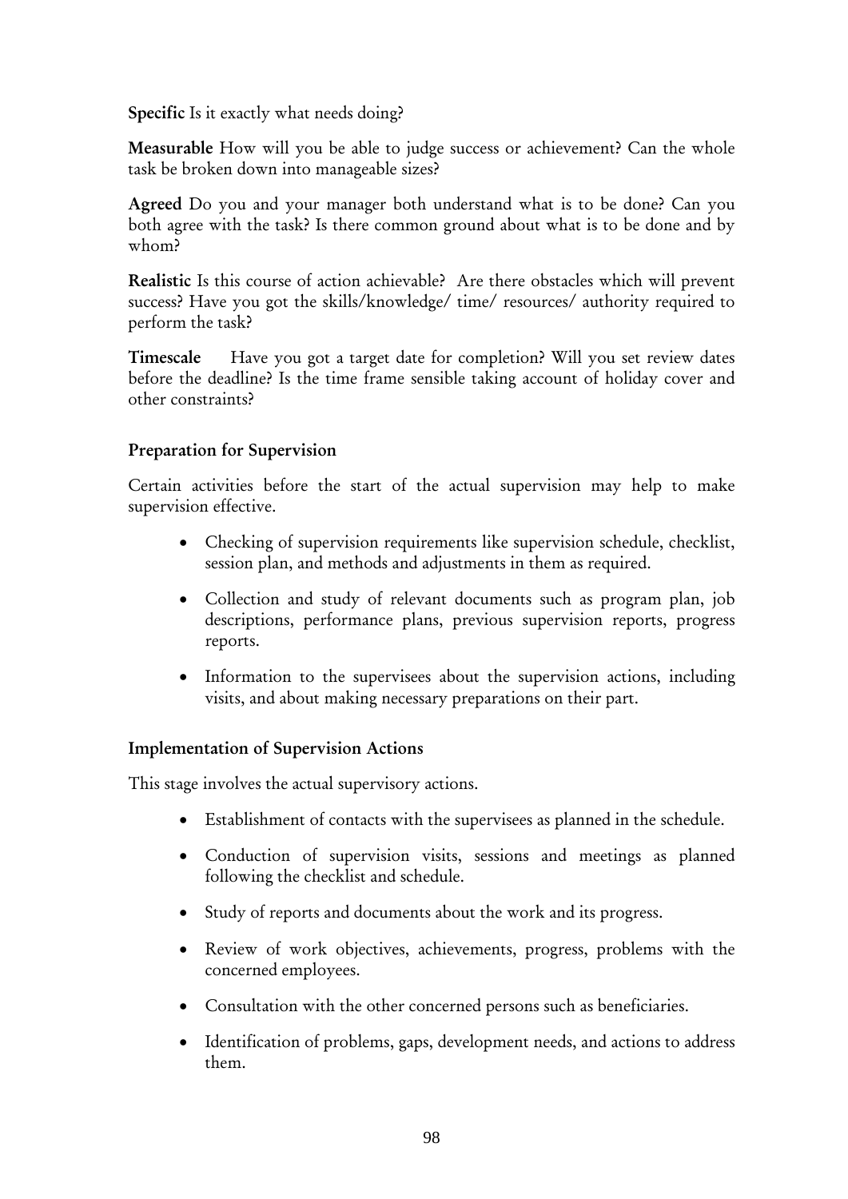**Specific** Is it exactly what needs doing?

**Measurable** How will you be able to judge success or achievement? Can the whole task be broken down into manageable sizes?

**Agreed** Do you and your manager both understand what is to be done? Can you both agree with the task? Is there common ground about what is to be done and by whom?

**Realistic** Is this course of action achievable? Are there obstacles which will prevent success? Have you got the skills/knowledge/ time/ resources/ authority required to perform the task?

**Timescale** Have you got a target date for completion? Will you set review dates before the deadline? Is the time frame sensible taking account of holiday cover and other constraints?

### Preparation for Supervision

Certain activities before the start of the actual supervision may help to make supervision effective.

- Checking of supervision requirements like supervision schedule, checklist, session plan, and methods and adjustments in them as required.
- Collection and study of relevant documents such as program plan, job descriptions, performance plans, previous supervision reports, progress reports.
- Information to the supervisees about the supervision actions, including visits, and about making necessary preparations on their part.

### Implementation of Supervision Actions

This stage involves the actual supervisory actions.

- Establishment of contacts with the supervisees as planned in the schedule.
- Conduction of supervision visits, sessions and meetings as planned following the checklist and schedule.
- Study of reports and documents about the work and its progress.
- Review of work objectives, achievements, progress, problems with the concerned employees.
- Consultation with the other concerned persons such as beneficiaries.
- Identification of problems, gaps, development needs, and actions to address them.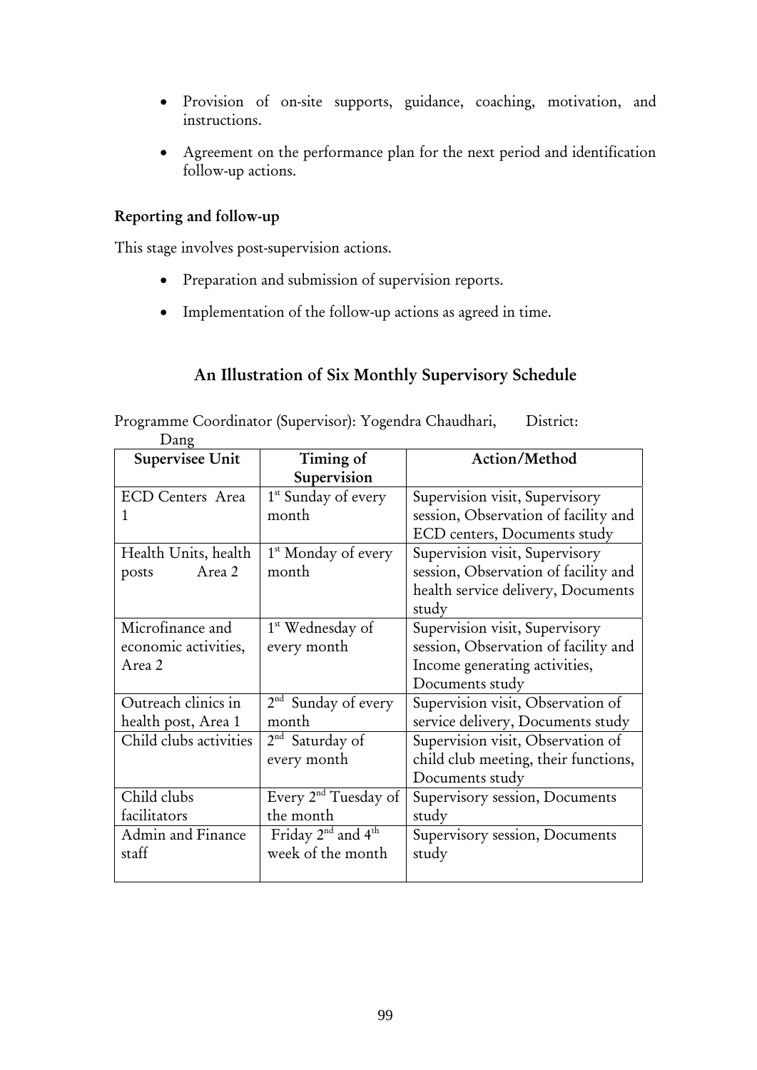- Provision of on-site supports, guidance, coaching, motivation, and instructions.
- Agreement on the performance plan for the next period and identification follow-up actions.

**Reporting and follow-up**

This stage involves post-supervision actions.

- Preparation and submission of supervision reports.
- Implementation of the follow-up actions as agreed in time.

## An Illustration of Six Monthly Supervisory Schedule

Programme Coordinator (Supervisor): Yogendra Chaudhari, District: Dang

| Supervisee Unit | Timing of Supervision | Action/Method |
|---|---|---|
| ECD Centers Area 1 | 1st Sunday of every month | Supervision visit, Supervisory session, Observation of facility and ECD centers, Documents study |
| Health Units, health posts Area 2 | 1st Monday of every month | Supervision visit, Supervisory session, Observation of facility and health service delivery, Documents study |
| Microfinance and economic activities, Area 2 | 1st Wednesday of every month | Supervision visit, Supervisory session, Observation of facility and Income generating activities, Documents study |
| Outreach clinics in health post, Area 1 | 2nd Sunday of every month | Supervision visit, Observation of service delivery, Documents study |
| Child clubs activities | 2nd Saturday of every month | Supervision visit, Observation of child club meeting, their functions, Documents study |
| Child clubs facilitators | Every 2nd Tuesday of the month | Supervisory session, Documents study |
| Admin and Finance staff | Friday 2nd and 4th week of the month | Supervisory session, Documents study |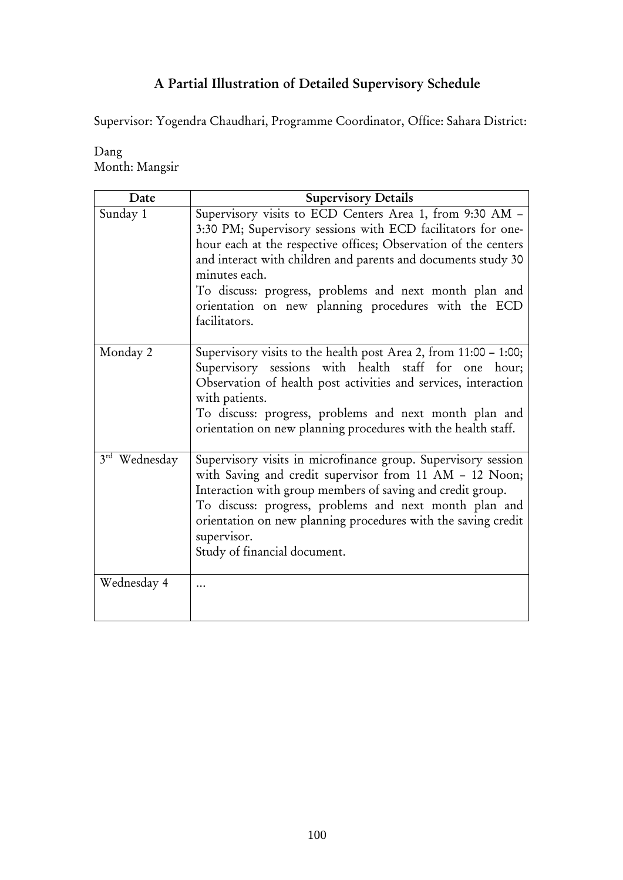## A Partial Illustration of Detailed Supervisory Schedule

Supervisor: Yogendra Chaudhari, Programme Coordinator, Office: Sahara District:

Dang
Month: Mangsir

| Date | Supervisory Details |
|---|---|
| Sunday 1 | Supervisory visits to ECD Centers Area 1, from 9:30 AM – 3:30 PM; Supervisory sessions with ECD facilitators for one-hour each at the respective offices; Observation of the centers and interact with children and parents and documents study 30 minutes each.<br>To discuss: progress, problems and next month plan and orientation on new planning procedures with the ECD facilitators. |
| Monday 2 | Supervisory visits to the health post Area 2, from 11:00 – 1:00; Supervisory sessions with health staff for one hour; Observation of health post activities and services, interaction with patients.<br>To discuss: progress, problems and next month plan and orientation on new planning procedures with the health staff. |
| 3rd Wednesday | Supervisory visits in microfinance group. Supervisory session with Saving and credit supervisor from 11 AM – 12 Noon; Interaction with group members of saving and credit group.<br>To discuss: progress, problems and next month plan and orientation on new planning procedures with the saving credit supervisor.<br>Study of financial document. |
| Wednesday 4 | … |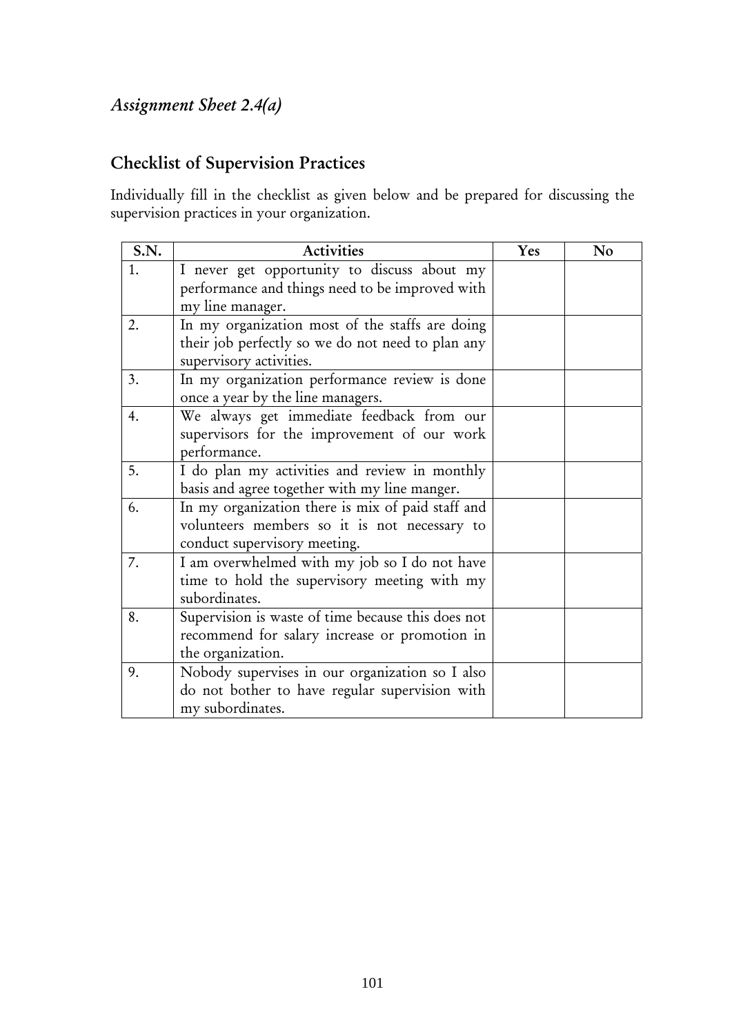*Assignment Sheet 2.4(a)*

## Checklist of Supervision Practices

Individually fill in the checklist as given below and be prepared for discussing the supervision practices in your organization.

| S.N. | Activities | Yes | No |
|---|---|---|---|
| 1. | I never get opportunity to discuss about my performance and things need to be improved with my line manager. | | |
| 2. | In my organization most of the staffs are doing their job perfectly so we do not need to plan any supervisory activities. | | |
| 3. | In my organization performance review is done once a year by the line managers. | | |
| 4. | We always get immediate feedback from our supervisors for the improvement of our work performance. | | |
| 5. | I do plan my activities and review in monthly basis and agree together with my line manger. | | |
| 6. | In my organization there is mix of paid staff and volunteers members so it is not necessary to conduct supervisory meeting. | | |
| 7. | I am overwhelmed with my job so I do not have time to hold the supervisory meeting with my subordinates. | | |
| 8. | Supervision is waste of time because this does not recommend for salary increase or promotion in the organization. | | |
| 9. | Nobody supervises in our organization so I also do not bother to have regular supervision with my subordinates. | | |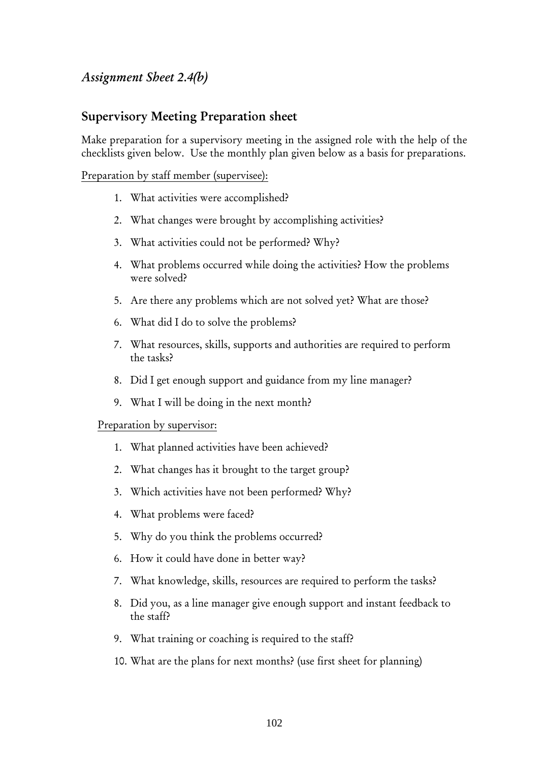*Assignment Sheet 2.4(b)*

## Supervisory Meeting Preparation sheet

Make preparation for a supervisory meeting in the assigned role with the help of the checklists given below. Use the monthly plan given below as a basis for preparations.

Preparation by staff member (supervisee):

1. What activities were accomplished?
2. What changes were brought by accomplishing activities?
3. What activities could not be performed? Why?
4. What problems occurred while doing the activities? How the problems were solved?
5. Are there any problems which are not solved yet? What are those?
6. What did I do to solve the problems?
7. What resources, skills, supports and authorities are required to perform the tasks?
8. Did I get enough support and guidance from my line manager?
9. What I will be doing in the next month?

Preparation by supervisor:

1. What planned activities have been achieved?
2. What changes has it brought to the target group?
3. Which activities have not been performed? Why?
4. What problems were faced?
5. Why do you think the problems occurred?
6. How it could have done in better way?
7. What knowledge, skills, resources are required to perform the tasks?
8. Did you, as a line manager give enough support and instant feedback to the staff?
9. What training or coaching is required to the staff?
10. What are the plans for next months? (use first sheet for planning)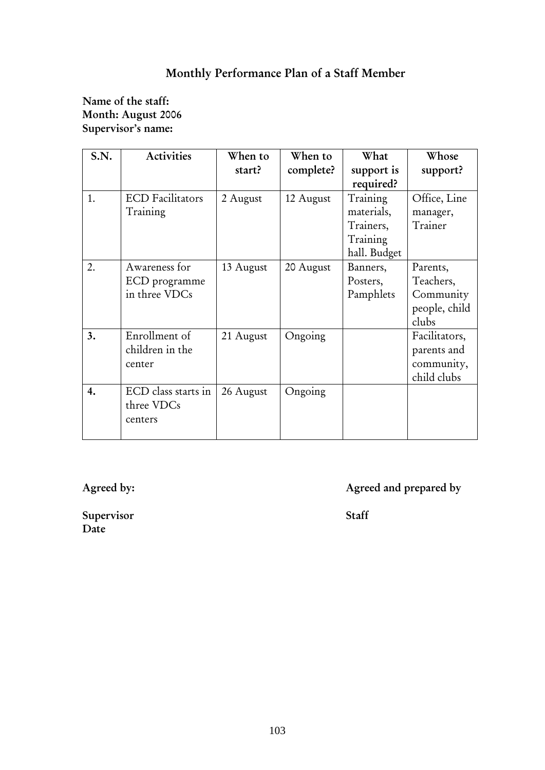## Monthly Performance Plan of a Staff Member

**Name of the staff:**
**Month: August 2006**
**Supervisor's name:**

| S.N. | Activities | When to start? | When to complete? | What support is required? | Whose support? |
|---|---|---|---|---|---|
| 1. | ECD Facilitators Training | 2 August | 12 August | Training materials, Trainers, Training hall. Budget | Office, Line manager, Trainer |
| 2. | Awareness for ECD programme in three VDCs | 13 August | 20 August | Banners, Posters, Pamphlets | Parents, Teachers, Community people, child clubs |
| **3.** | Enrollment of children in the center | 21 August | Ongoing | | Facilitators, parents and community, child clubs |
| **4.** | ECD class starts in three VDCs centers | 26 August | Ongoing | | |

**Agreed by:**

**Supervisor**
**Date**

**Agreed and prepared by**

**Staff**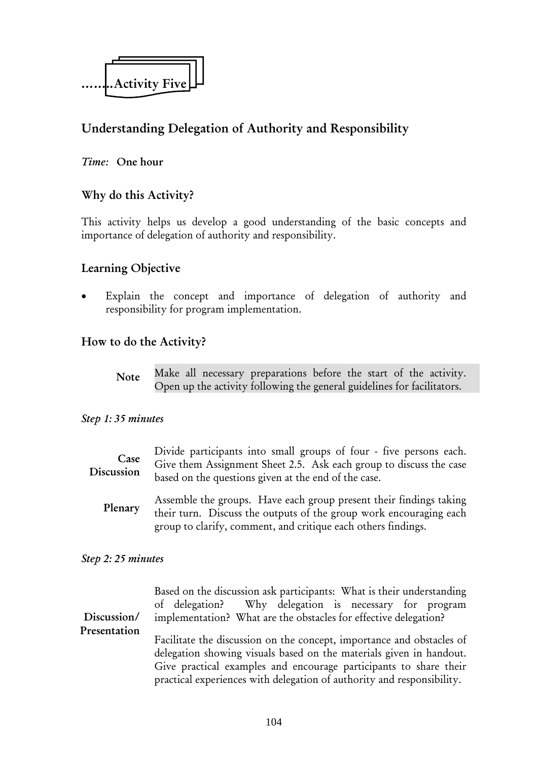**……..Activity Five**

## Understanding Delegation of Authority and Responsibility

*Time:* **One hour**

### Why do this Activity?

This activity helps us develop a good understanding of the basic concepts and importance of delegation of authority and responsibility.

### Learning Objective

- Explain the concept and importance of delegation of authority and responsibility for program implementation.

### How to do the Activity?

**Note** Make all necessary preparations before the start of the activity. Open up the activity following the general guidelines for facilitators.

*Step 1: 35 minutes*

**Case Discussion**

Divide participants into small groups of four - five persons each. Give them Assignment Sheet 2.5. Ask each group to discuss the case based on the questions given at the end of the case.

**Plenary**

Assemble the groups. Have each group present their findings taking their turn. Discuss the outputs of the group work encouraging each group to clarify, comment, and critique each others findings.

*Step 2: 25 minutes*

**Discussion/ Presentation**

Based on the discussion ask participants: What is their understanding of delegation? Why delegation is necessary for program implementation? What are the obstacles for effective delegation?

Facilitate the discussion on the concept, importance and obstacles of delegation showing visuals based on the materials given in handout. Give practical examples and encourage participants to share their practical experiences with delegation of authority and responsibility.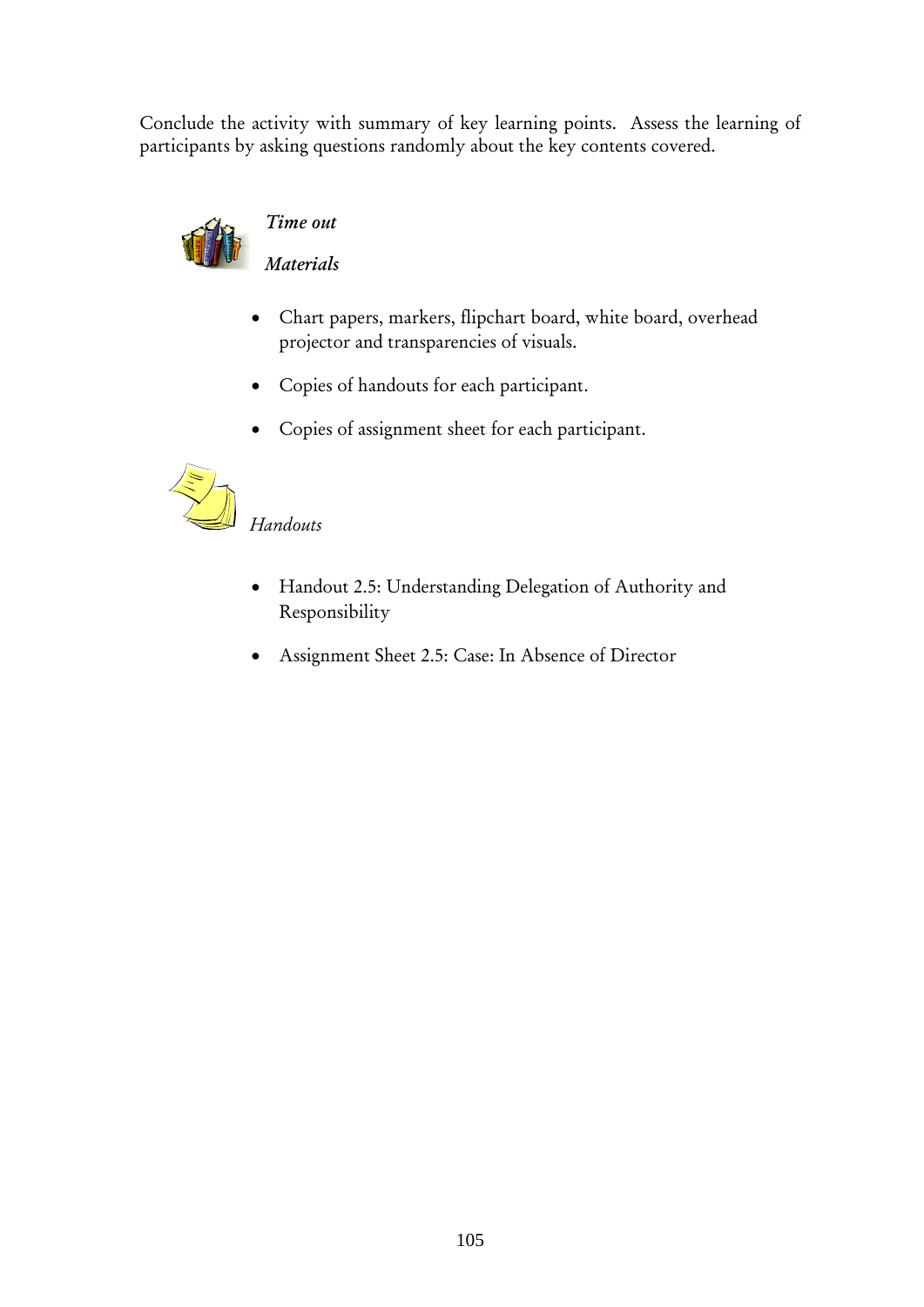Conclude the activity with summary of key learning points. Assess the learning of participants by asking questions randomly about the key contents covered.

*Time out*

*Materials*

- Chart papers, markers, flipchart board, white board, overhead projector and transparencies of visuals.
- Copies of handouts for each participant.
- Copies of assignment sheet for each participant.

*Handouts*

- Handout 2.5: Understanding Delegation of Authority and Responsibility
- Assignment Sheet 2.5: Case: In Absence of Director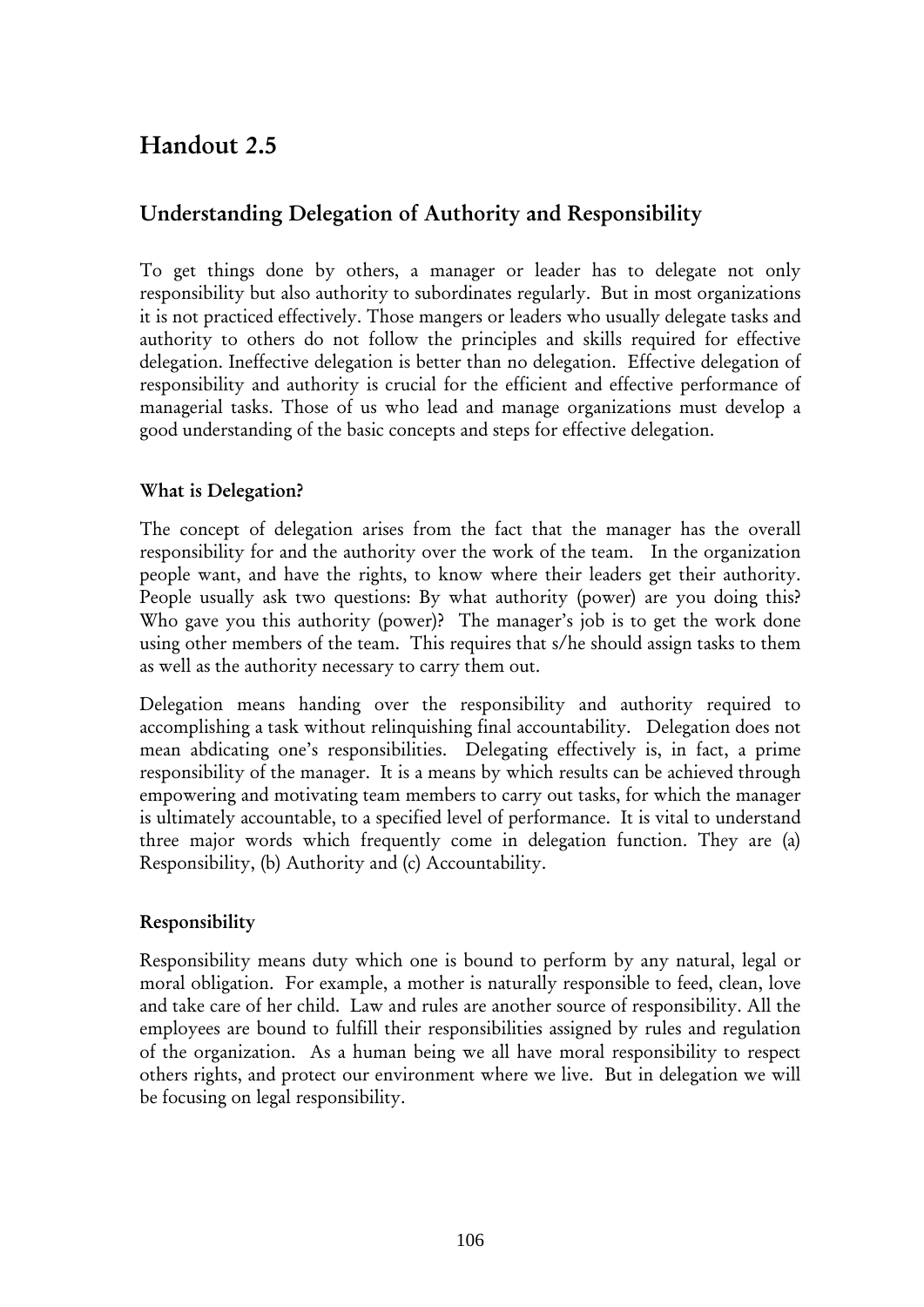# Handout 2.5

## Understanding Delegation of Authority and Responsibility

To get things done by others, a manager or leader has to delegate not only responsibility but also authority to subordinates regularly. But in most organizations it is not practiced effectively. Those mangers or leaders who usually delegate tasks and authority to others do not follow the principles and skills required for effective delegation. Ineffective delegation is better than no delegation. Effective delegation of responsibility and authority is crucial for the efficient and effective performance of managerial tasks. Those of us who lead and manage organizations must develop a good understanding of the basic concepts and steps for effective delegation.

### What is Delegation?

The concept of delegation arises from the fact that the manager has the overall responsibility for and the authority over the work of the team. In the organization people want, and have the rights, to know where their leaders get their authority. People usually ask two questions: By what authority (power) are you doing this? Who gave you this authority (power)? The manager's job is to get the work done using other members of the team. This requires that s/he should assign tasks to them as well as the authority necessary to carry them out.

Delegation means handing over the responsibility and authority required to accomplishing a task without relinquishing final accountability. Delegation does not mean abdicating one's responsibilities. Delegating effectively is, in fact, a prime responsibility of the manager. It is a means by which results can be achieved through empowering and motivating team members to carry out tasks, for which the manager is ultimately accountable, to a specified level of performance. It is vital to understand three major words which frequently come in delegation function. They are (a) Responsibility, (b) Authority and (c) Accountability.

### Responsibility

Responsibility means duty which one is bound to perform by any natural, legal or moral obligation. For example, a mother is naturally responsible to feed, clean, love and take care of her child. Law and rules are another source of responsibility. All the employees are bound to fulfill their responsibilities assigned by rules and regulation of the organization. As a human being we all have moral responsibility to respect others rights, and protect our environment where we live. But in delegation we will be focusing on legal responsibility.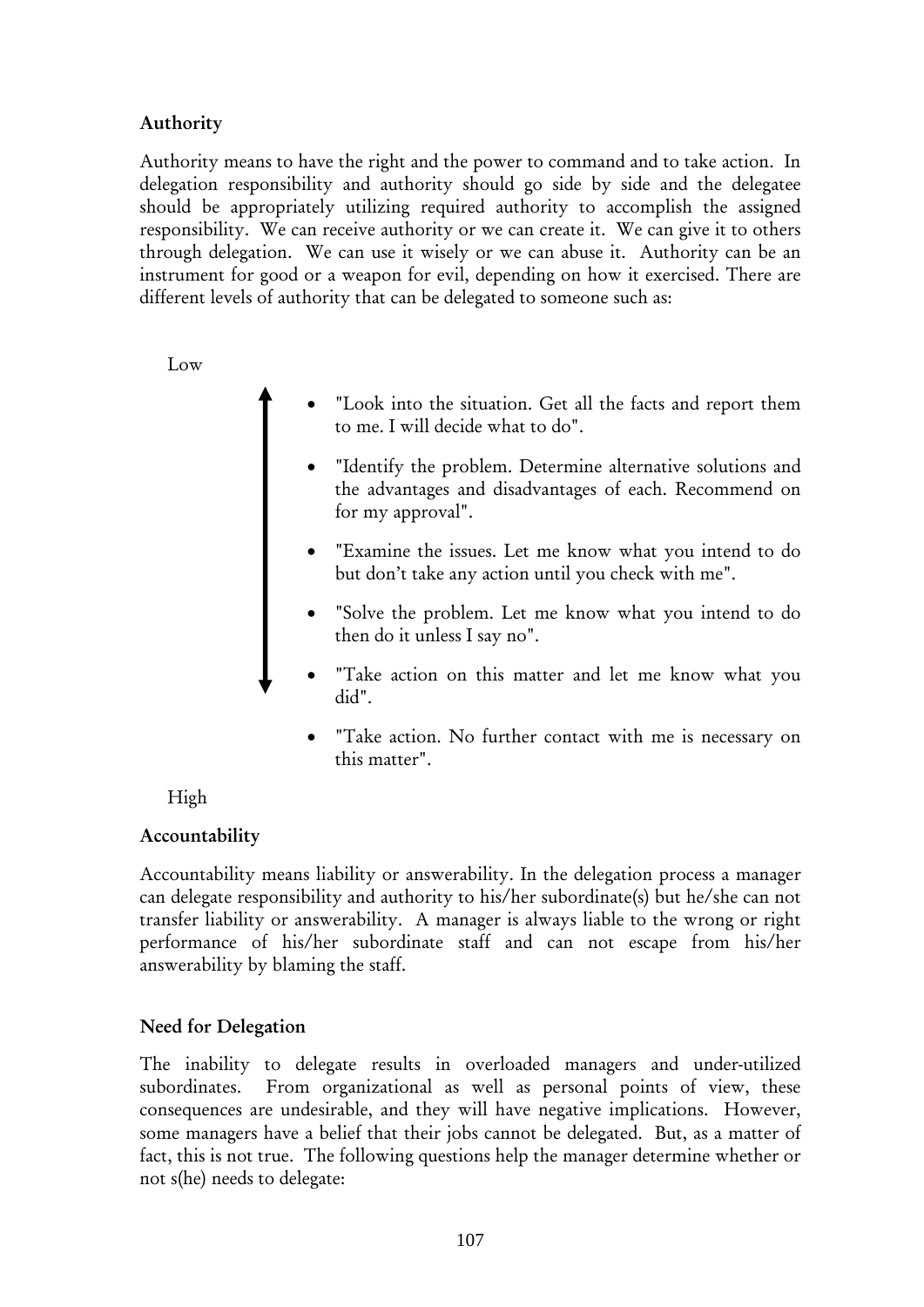## Authority

Authority means to have the right and the power to command and to take action. In delegation responsibility and authority should go side by side and the delegatee should be appropriately utilizing required authority to accomplish the assigned responsibility. We can receive authority or we can create it. We can give it to others through delegation. We can use it wisely or we can abuse it. Authority can be an instrument for good or a weapon for evil, depending on how it exercised. There are different levels of authority that can be delegated to someone such as:

Low

- "Look into the situation. Get all the facts and report them to me. I will decide what to do".
- "Identify the problem. Determine alternative solutions and the advantages and disadvantages of each. Recommend on for my approval".
- "Examine the issues. Let me know what you intend to do but don't take any action until you check with me".
- "Solve the problem. Let me know what you intend to do then do it unless I say no".
- "Take action on this matter and let me know what you did".
- "Take action. No further contact with me is necessary on this matter".

High

## Accountability

Accountability means liability or answerability. In the delegation process a manager can delegate responsibility and authority to his/her subordinate(s) but he/she can not transfer liability or answerability. A manager is always liable to the wrong or right performance of his/her subordinate staff and can not escape from his/her answerability by blaming the staff.

## Need for Delegation

The inability to delegate results in overloaded managers and under-utilized subordinates. From organizational as well as personal points of view, these consequences are undesirable, and they will have negative implications. However, some managers have a belief that their jobs cannot be delegated. But, as a matter of fact, this is not true. The following questions help the manager determine whether or not s(he) needs to delegate: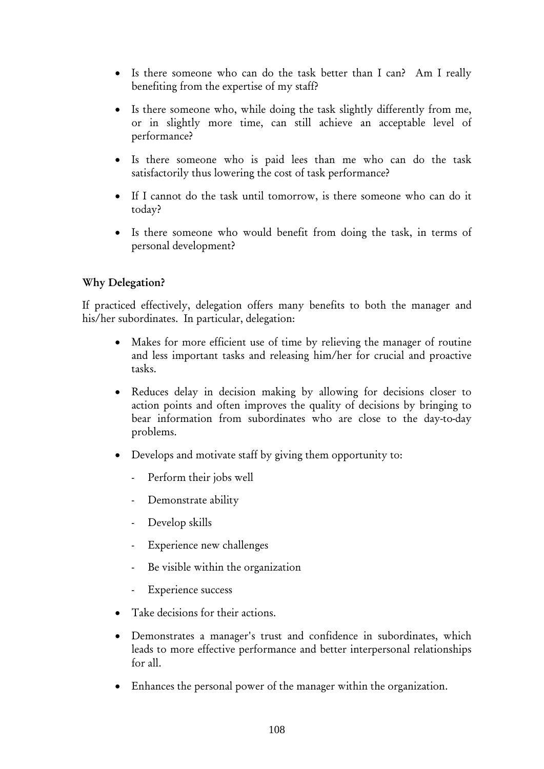- Is there someone who can do the task better than I can? Am I really benefiting from the expertise of my staff?

- Is there someone who, while doing the task slightly differently from me, or in slightly more time, can still achieve an acceptable level of performance?

- Is there someone who is paid lees than me who can do the task satisfactorily thus lowering the cost of task performance?

- If I cannot do the task until tomorrow, is there someone who can do it today?

- Is there someone who would benefit from doing the task, in terms of personal development?

**Why Delegation?**

If practiced effectively, delegation offers many benefits to both the manager and his/her subordinates. In particular, delegation:

- Makes for more efficient use of time by relieving the manager of routine and less important tasks and releasing him/her for crucial and proactive tasks.

- Reduces delay in decision making by allowing for decisions closer to action points and often improves the quality of decisions by bringing to bear information from subordinates who are close to the day-to-day problems.

- Develops and motivate staff by giving them opportunity to:
  - Perform their jobs well
  - Demonstrate ability
  - Develop skills
  - Experience new challenges
  - Be visible within the organization
  - Experience success

- Take decisions for their actions.

- Demonstrates a manager's trust and confidence in subordinates, which leads to more effective performance and better interpersonal relationships for all.

- Enhances the personal power of the manager within the organization.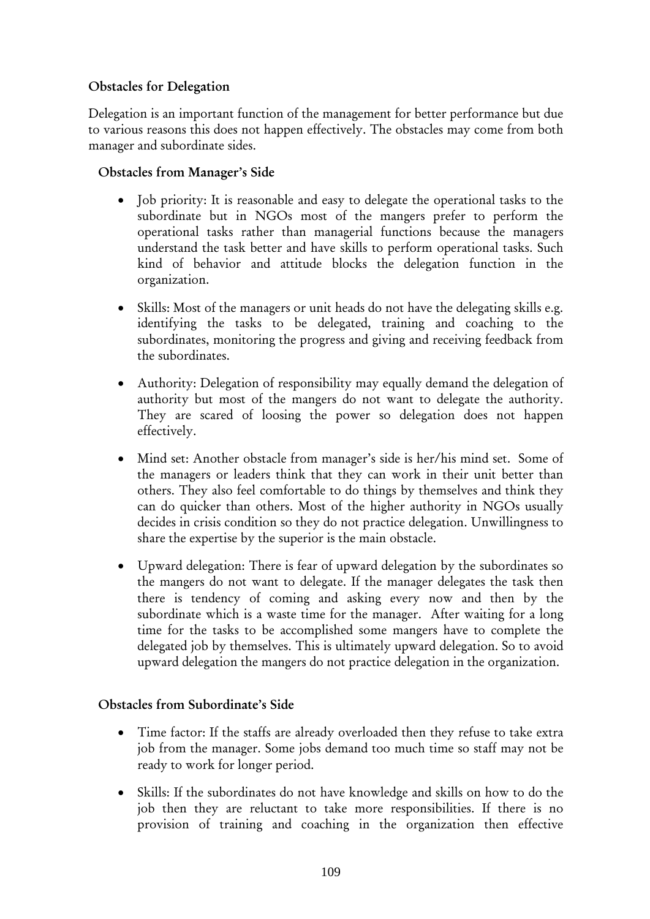### Obstacles for Delegation

Delegation is an important function of the management for better performance but due to various reasons this does not happen effectively. The obstacles may come from both manager and subordinate sides.

#### Obstacles from Manager's Side

- Job priority: It is reasonable and easy to delegate the operational tasks to the subordinate but in NGOs most of the mangers prefer to perform the operational tasks rather than managerial functions because the managers understand the task better and have skills to perform operational tasks. Such kind of behavior and attitude blocks the delegation function in the organization.

- Skills: Most of the managers or unit heads do not have the delegating skills e.g. identifying the tasks to be delegated, training and coaching to the subordinates, monitoring the progress and giving and receiving feedback from the subordinates.

- Authority: Delegation of responsibility may equally demand the delegation of authority but most of the mangers do not want to delegate the authority. They are scared of loosing the power so delegation does not happen effectively.

- Mind set: Another obstacle from manager's side is her/his mind set. Some of the managers or leaders think that they can work in their unit better than others. They also feel comfortable to do things by themselves and think they can do quicker than others. Most of the higher authority in NGOs usually decides in crisis condition so they do not practice delegation. Unwillingness to share the expertise by the superior is the main obstacle.

- Upward delegation: There is fear of upward delegation by the subordinates so the mangers do not want to delegate. If the manager delegates the task then there is tendency of coming and asking every now and then by the subordinate which is a waste time for the manager. After waiting for a long time for the tasks to be accomplished some mangers have to complete the delegated job by themselves. This is ultimately upward delegation. So to avoid upward delegation the mangers do not practice delegation in the organization.

#### Obstacles from Subordinate's Side

- Time factor: If the staffs are already overloaded then they refuse to take extra job from the manager. Some jobs demand too much time so staff may not be ready to work for longer period.

- Skills: If the subordinates do not have knowledge and skills on how to do the job then they are reluctant to take more responsibilities. If there is no provision of training and coaching in the organization then effective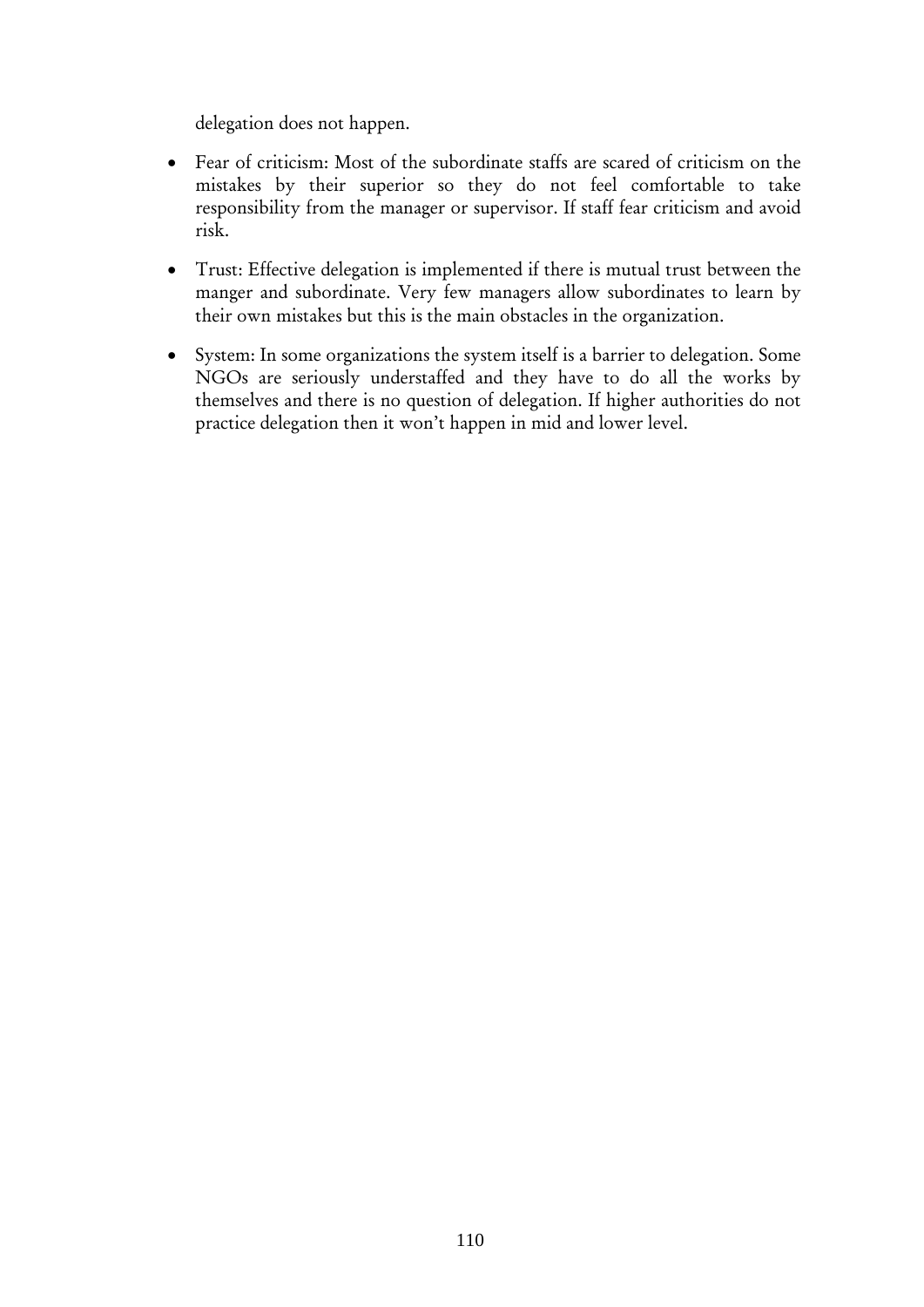delegation does not happen.

- Fear of criticism: Most of the subordinate staffs are scared of criticism on the mistakes by their superior so they do not feel comfortable to take responsibility from the manager or supervisor. If staff fear criticism and avoid risk.
- Trust: Effective delegation is implemented if there is mutual trust between the manger and subordinate. Very few managers allow subordinates to learn by their own mistakes but this is the main obstacles in the organization.
- System: In some organizations the system itself is a barrier to delegation. Some NGOs are seriously understaffed and they have to do all the works by themselves and there is no question of delegation. If higher authorities do not practice delegation then it won't happen in mid and lower level.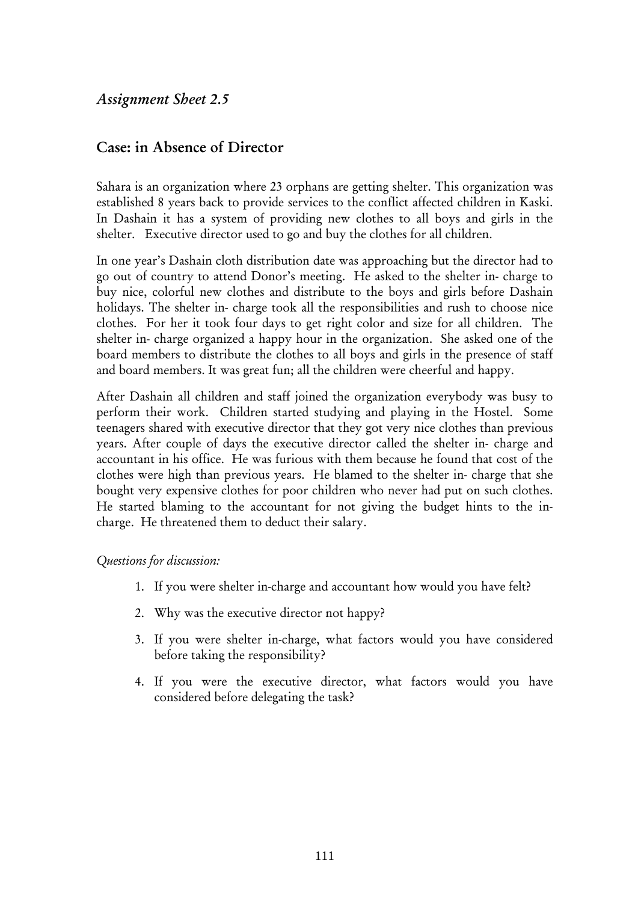*Assignment Sheet 2.5*

## Case: in Absence of Director

Sahara is an organization where 23 orphans are getting shelter. This organization was established 8 years back to provide services to the conflict affected children in Kaski. In Dashain it has a system of providing new clothes to all boys and girls in the shelter. Executive director used to go and buy the clothes for all children.

In one year's Dashain cloth distribution date was approaching but the director had to go out of country to attend Donor's meeting. He asked to the shelter in- charge to buy nice, colorful new clothes and distribute to the boys and girls before Dashain holidays. The shelter in- charge took all the responsibilities and rush to choose nice clothes. For her it took four days to get right color and size for all children. The shelter in- charge organized a happy hour in the organization. She asked one of the board members to distribute the clothes to all boys and girls in the presence of staff and board members. It was great fun; all the children were cheerful and happy.

After Dashain all children and staff joined the organization everybody was busy to perform their work. Children started studying and playing in the Hostel. Some teenagers shared with executive director that they got very nice clothes than previous years. After couple of days the executive director called the shelter in- charge and accountant in his office. He was furious with them because he found that cost of the clothes were high than previous years. He blamed to the shelter in- charge that she bought very expensive clothes for poor children who never had put on such clothes. He started blaming to the accountant for not giving the budget hints to the in-charge. He threatened them to deduct their salary.

*Questions for discussion:*

1. If you were shelter in-charge and accountant how would you have felt?
2. Why was the executive director not happy?
3. If you were shelter in-charge, what factors would you have considered before taking the responsibility?
4. If you were the executive director, what factors would you have considered before delegating the task?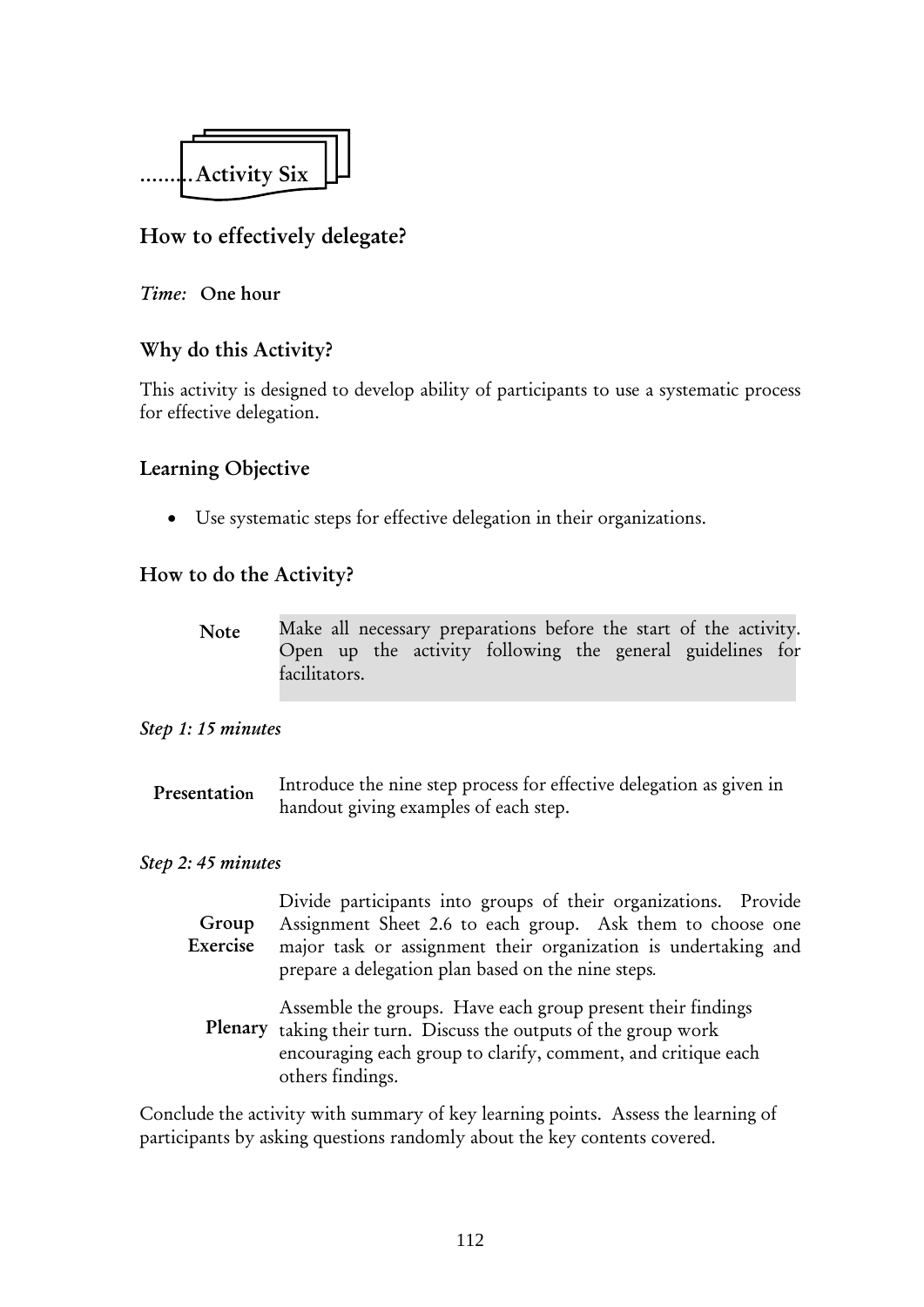# ………Activity Six

## How to effectively delegate?

*Time:* **One hour**

### Why do this Activity?

This activity is designed to develop ability of participants to use a systematic process for effective delegation.

### Learning Objective

- Use systematic steps for effective delegation in their organizations.

### How to do the Activity?

**Note** Make all necessary preparations before the start of the activity. Open up the activity following the general guidelines for facilitators.

*Step 1: 15 minutes*

**Presentation** Introduce the nine step process for effective delegation as given in handout giving examples of each step.

*Step 2: 45 minutes*

**Group Exercise** Divide participants into groups of their organizations. Provide Assignment Sheet 2.6 to each group. Ask them to choose one major task or assignment their organization is undertaking and prepare a delegation plan based on the nine steps.

**Plenary** Assemble the groups. Have each group present their findings taking their turn. Discuss the outputs of the group work encouraging each group to clarify, comment, and critique each others findings.

Conclude the activity with summary of key learning points. Assess the learning of participants by asking questions randomly about the key contents covered.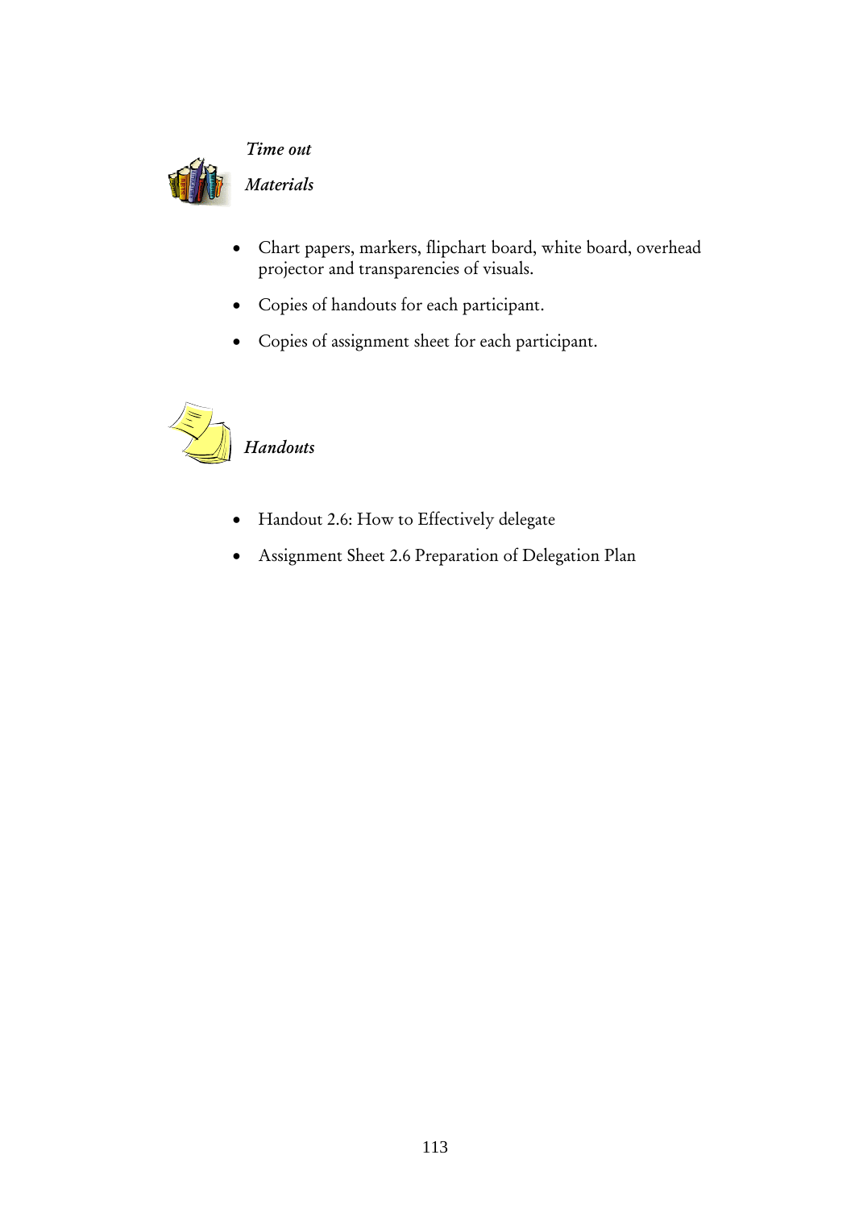*Time out*

*Materials*

- Chart papers, markers, flipchart board, white board, overhead projector and transparencies of visuals.
- Copies of handouts for each participant.
- Copies of assignment sheet for each participant.

*Handouts*

- Handout 2.6: How to Effectively delegate
- Assignment Sheet 2.6 Preparation of Delegation Plan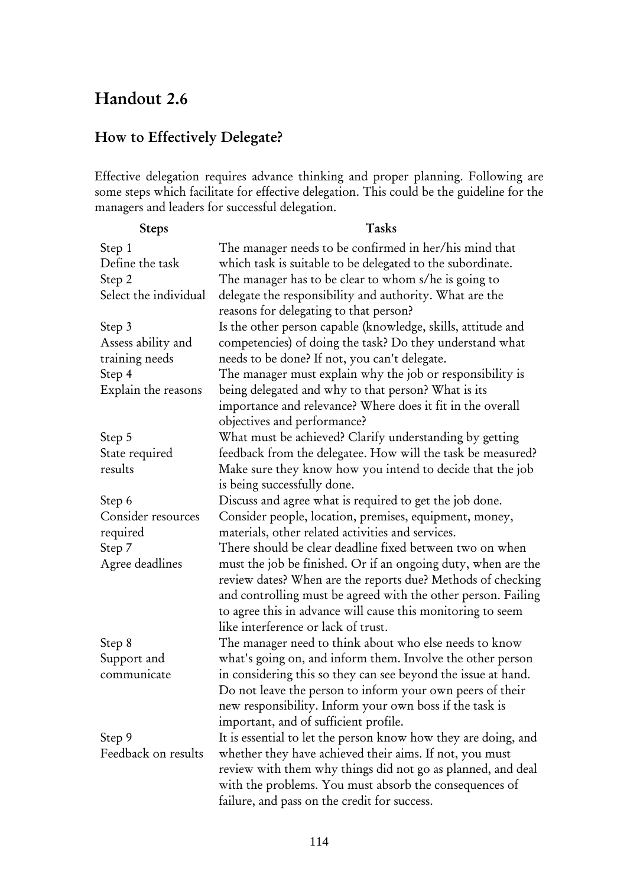# Handout 2.6

## How to Effectively Delegate?

Effective delegation requires advance thinking and proper planning. Following are some steps which facilitate for effective delegation. This could be the guideline for the managers and leaders for successful delegation.

| Steps | Tasks |
|---|---|
| Step 1<br>Define the task | The manager needs to be confirmed in her/his mind that which task is suitable to be delegated to the subordinate. |
| Step 2<br>Select the individual | The manager has to be clear to whom s/he is going to delegate the responsibility and authority. What are the reasons for delegating to that person? |
| Step 3<br>Assess ability and training needs | Is the other person capable (knowledge, skills, attitude and competencies) of doing the task? Do they understand what needs to be done? If not, you can't delegate. |
| Step 4<br>Explain the reasons | The manager must explain why the job or responsibility is being delegated and why to that person? What is its importance and relevance? Where does it fit in the overall objectives and performance? |
| Step 5<br>State required results | What must be achieved? Clarify understanding by getting feedback from the delegatee. How will the task be measured? Make sure they know how you intend to decide that the job is being successfully done. |
| Step 6<br>Consider resources required | Discuss and agree what is required to get the job done. Consider people, location, premises, equipment, money, materials, other related activities and services. |
| Step 7<br>Agree deadlines | There should be clear deadline fixed between two on when must the job be finished. Or if an ongoing duty, when are the review dates? When are the reports due? Methods of checking and controlling must be agreed with the other person. Failing to agree this in advance will cause this monitoring to seem like interference or lack of trust. |
| Step 8<br>Support and communicate | The manager need to think about who else needs to know what's going on, and inform them. Involve the other person in considering this so they can see beyond the issue at hand. Do not leave the person to inform your own peers of their new responsibility. Inform your own boss if the task is important, and of sufficient profile. |
| Step 9<br>Feedback on results | It is essential to let the person know how they are doing, and whether they have achieved their aims. If not, you must review with them why things did not go as planned, and deal with the problems. You must absorb the consequences of failure, and pass on the credit for success. |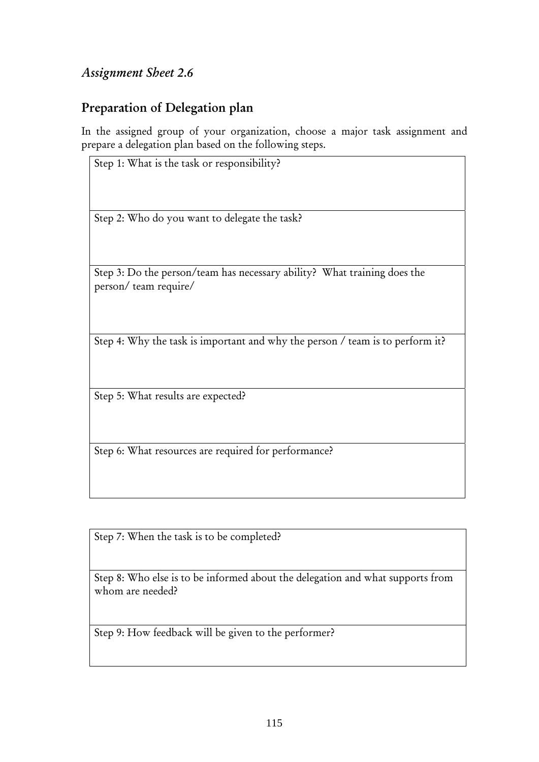*Assignment Sheet 2.6*

## Preparation of Delegation plan

In the assigned group of your organization, choose a major task assignment and prepare a delegation plan based on the following steps.

| Step 1: What is the task or responsibility? |
|---|
| Step 2: Who do you want to delegate the task? |
| Step 3: Do the person/team has necessary ability? What training does the person/ team require/ |
| Step 4: Why the task is important and why the person / team is to perform it? |
| Step 5: What results are expected? |
| Step 6: What resources are required for performance? |

| Step 7: When the task is to be completed? |
|---|
| Step 8: Who else is to be informed about the delegation and what supports from whom are needed? |
| Step 9: How feedback will be given to the performer? |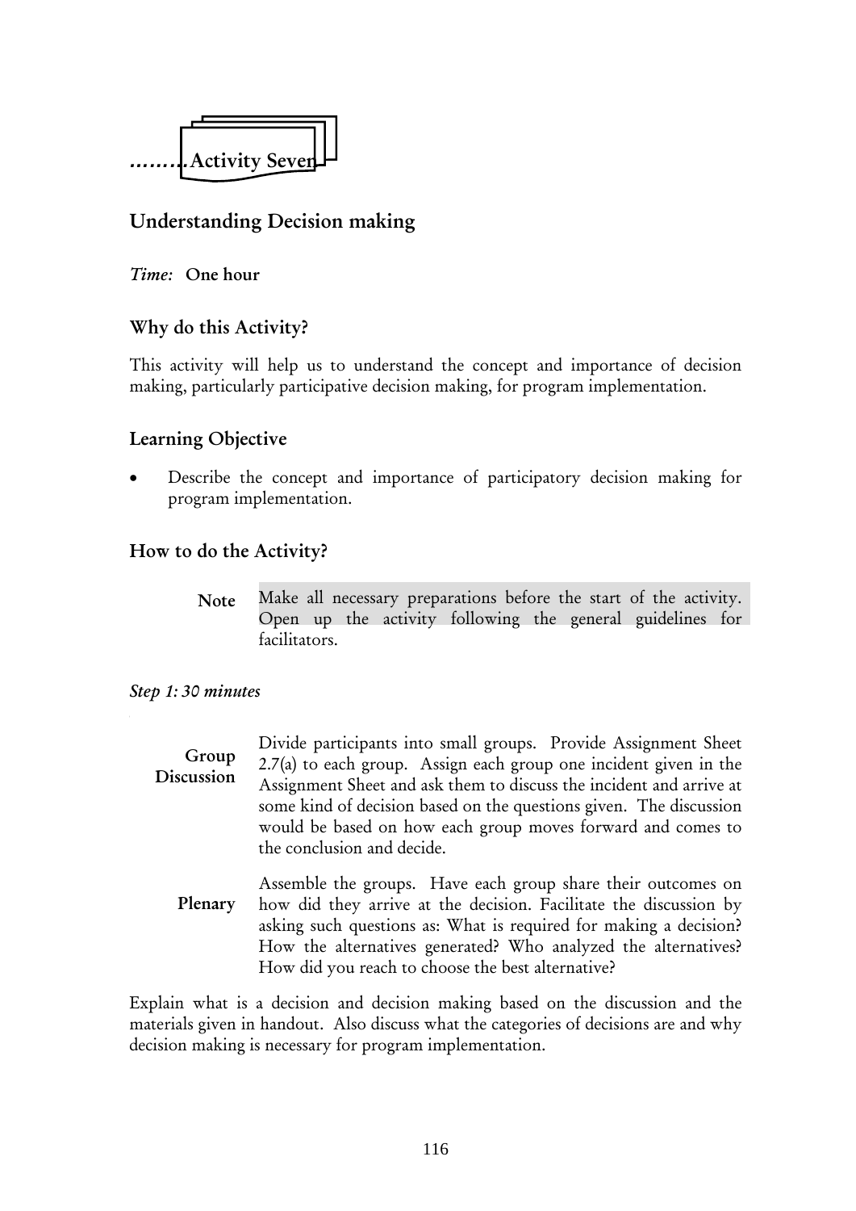……..Activity Seven

## Understanding Decision making

*Time:* **One hour**

### Why do this Activity?

This activity will help us to understand the concept and importance of decision making, particularly participative decision making, for program implementation.

### Learning Objective

- Describe the concept and importance of participatory decision making for program implementation.

### How to do the Activity?

**Note** Make all necessary preparations before the start of the activity. Open up the activity following the general guidelines for facilitators.

*Step 1: 30 minutes*

**Group Discussion** Divide participants into small groups. Provide Assignment Sheet 2.7(a) to each group. Assign each group one incident given in the Assignment Sheet and ask them to discuss the incident and arrive at some kind of decision based on the questions given. The discussion would be based on how each group moves forward and comes to the conclusion and decide.

**Plenary** Assemble the groups. Have each group share their outcomes on how did they arrive at the decision. Facilitate the discussion by asking such questions as: What is required for making a decision? How the alternatives generated? Who analyzed the alternatives? How did you reach to choose the best alternative?

Explain what is a decision and decision making based on the discussion and the materials given in handout. Also discuss what the categories of decisions are and why decision making is necessary for program implementation.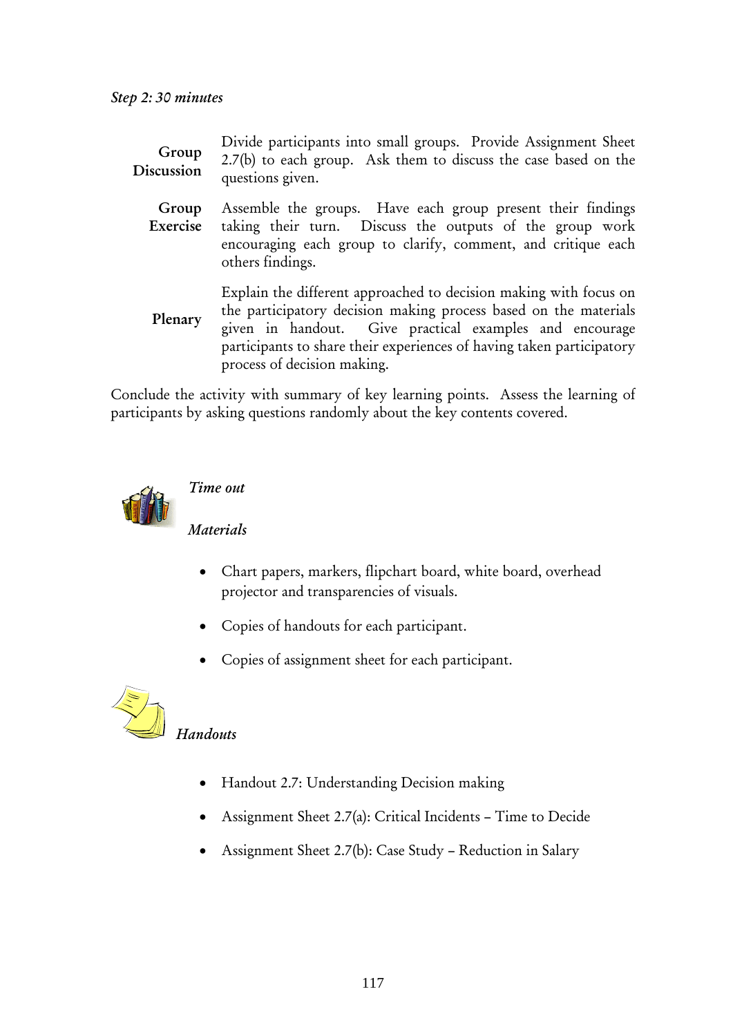*Step 2: 30 minutes*

| | |
|---|---|
| **Group Discussion** | Divide participants into small groups. Provide Assignment Sheet 2.7(b) to each group. Ask them to discuss the case based on the questions given. |
| **Group Exercise** | Assemble the groups. Have each group present their findings taking their turn. Discuss the outputs of the group work encouraging each group to clarify, comment, and critique each others findings. |
| **Plenary** | Explain the different approached to decision making with focus on the participatory decision making process based on the materials given in handout. Give practical examples and encourage participants to share their experiences of having taken participatory process of decision making. |

Conclude the activity with summary of key learning points. Assess the learning of participants by asking questions randomly about the key contents covered.

*Time out*

*Materials*

- Chart papers, markers, flipchart board, white board, overhead projector and transparencies of visuals.
- Copies of handouts for each participant.
- Copies of assignment sheet for each participant.

*Handouts*

- Handout 2.7: Understanding Decision making
- Assignment Sheet 2.7(a): Critical Incidents – Time to Decide
- Assignment Sheet 2.7(b): Case Study – Reduction in Salary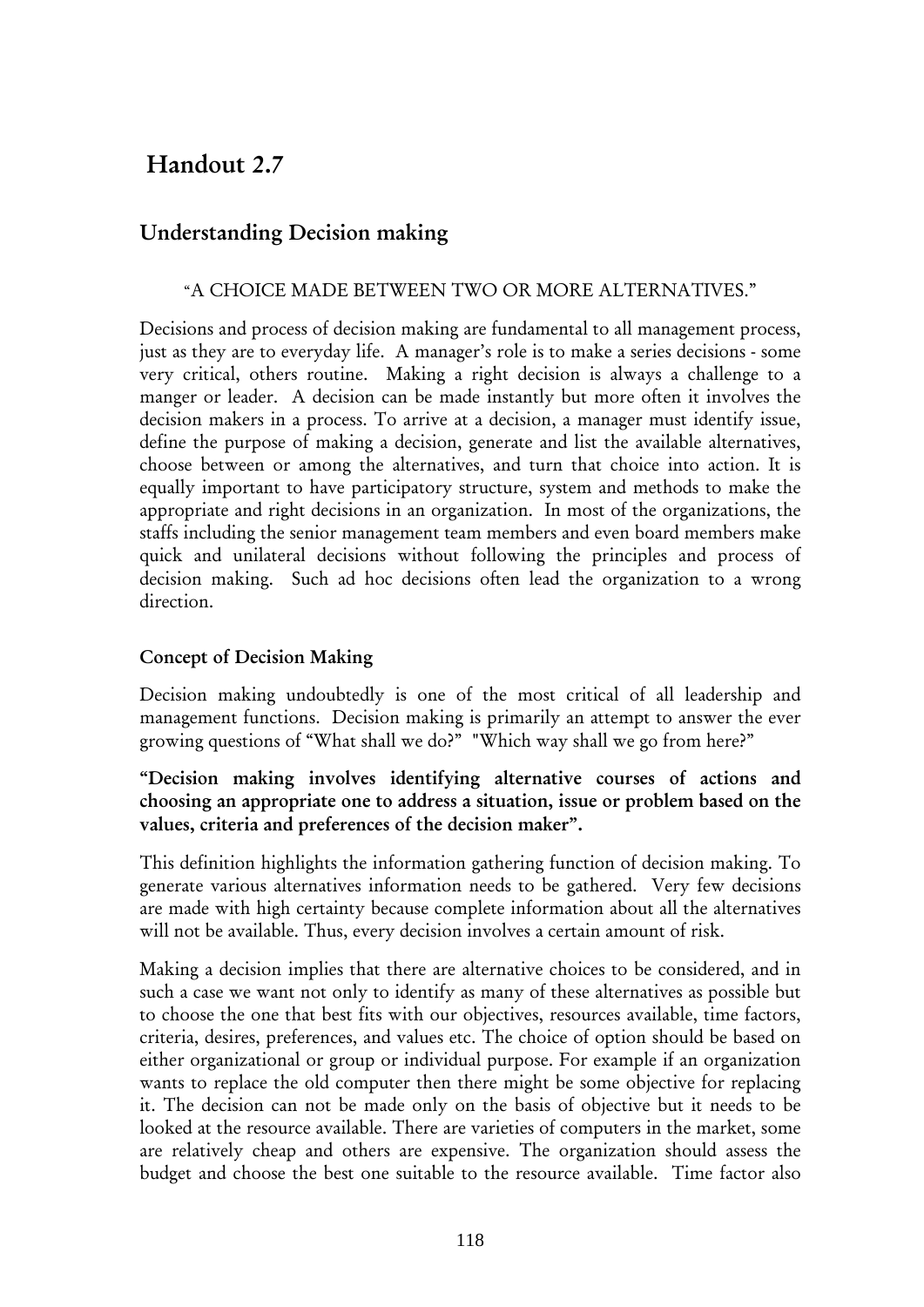# Handout 2.7

## Understanding Decision making

"A CHOICE MADE BETWEEN TWO OR MORE ALTERNATIVES."

Decisions and process of decision making are fundamental to all management process, just as they are to everyday life. A manager's role is to make a series decisions - some very critical, others routine. Making a right decision is always a challenge to a manger or leader. A decision can be made instantly but more often it involves the decision makers in a process. To arrive at a decision, a manager must identify issue, define the purpose of making a decision, generate and list the available alternatives, choose between or among the alternatives, and turn that choice into action. It is equally important to have participatory structure, system and methods to make the appropriate and right decisions in an organization. In most of the organizations, the staffs including the senior management team members and even board members make quick and unilateral decisions without following the principles and process of decision making. Such ad hoc decisions often lead the organization to a wrong direction.

### Concept of Decision Making

Decision making undoubtedly is one of the most critical of all leadership and management functions. Decision making is primarily an attempt to answer the ever growing questions of "What shall we do?" "Which way shall we go from here?"

**"Decision making involves identifying alternative courses of actions and choosing an appropriate one to address a situation, issue or problem based on the values, criteria and preferences of the decision maker".**

This definition highlights the information gathering function of decision making. To generate various alternatives information needs to be gathered. Very few decisions are made with high certainty because complete information about all the alternatives will not be available. Thus, every decision involves a certain amount of risk.

Making a decision implies that there are alternative choices to be considered, and in such a case we want not only to identify as many of these alternatives as possible but to choose the one that best fits with our objectives, resources available, time factors, criteria, desires, preferences, and values etc. The choice of option should be based on either organizational or group or individual purpose. For example if an organization wants to replace the old computer then there might be some objective for replacing it. The decision can not be made only on the basis of objective but it needs to be looked at the resource available. There are varieties of computers in the market, some are relatively cheap and others are expensive. The organization should assess the budget and choose the best one suitable to the resource available. Time factor also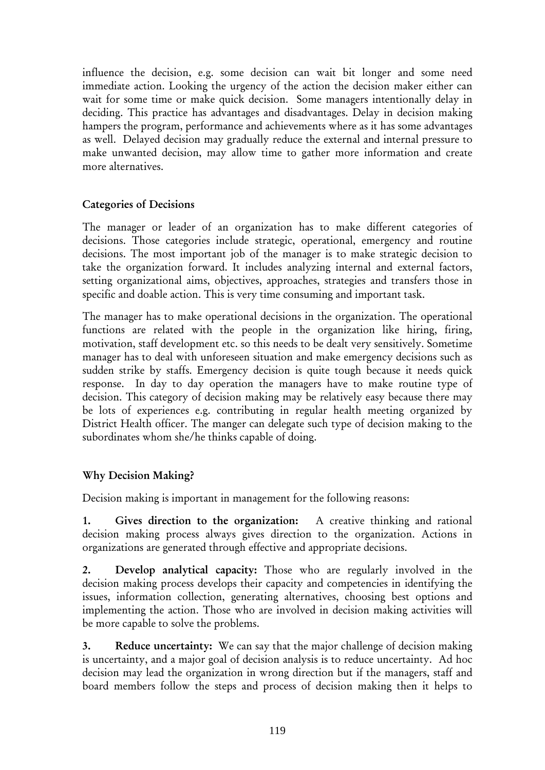influence the decision, e.g. some decision can wait bit longer and some need immediate action. Looking the urgency of the action the decision maker either can wait for some time or make quick decision. Some managers intentionally delay in deciding. This practice has advantages and disadvantages. Delay in decision making hampers the program, performance and achievements where as it has some advantages as well. Delayed decision may gradually reduce the external and internal pressure to make unwanted decision, may allow time to gather more information and create more alternatives.

### Categories of Decisions

The manager or leader of an organization has to make different categories of decisions. Those categories include strategic, operational, emergency and routine decisions. The most important job of the manager is to make strategic decision to take the organization forward. It includes analyzing internal and external factors, setting organizational aims, objectives, approaches, strategies and transfers those in specific and doable action. This is very time consuming and important task.

The manager has to make operational decisions in the organization. The operational functions are related with the people in the organization like hiring, firing, motivation, staff development etc. so this needs to be dealt very sensitively. Sometime manager has to deal with unforeseen situation and make emergency decisions such as sudden strike by staffs. Emergency decision is quite tough because it needs quick response. In day to day operation the managers have to make routine type of decision. This category of decision making may be relatively easy because there may be lots of experiences e.g. contributing in regular health meeting organized by District Health officer. The manger can delegate such type of decision making to the subordinates whom she/he thinks capable of doing.

### Why Decision Making?

Decision making is important in management for the following reasons:

1. **Gives direction to the organization:** A creative thinking and rational decision making process always gives direction to the organization. Actions in organizations are generated through effective and appropriate decisions.

2. **Develop analytical capacity:** Those who are regularly involved in the decision making process develops their capacity and competencies in identifying the issues, information collection, generating alternatives, choosing best options and implementing the action. Those who are involved in decision making activities will be more capable to solve the problems.

3. **Reduce uncertainty:** We can say that the major challenge of decision making is uncertainty, and a major goal of decision analysis is to reduce uncertainty. Ad hoc decision may lead the organization in wrong direction but if the managers, staff and board members follow the steps and process of decision making then it helps to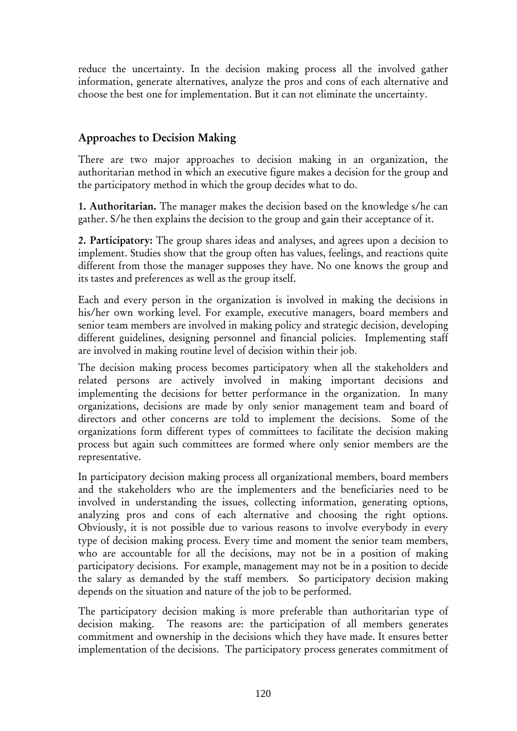reduce the uncertainty. In the decision making process all the involved gather information, generate alternatives, analyze the pros and cons of each alternative and choose the best one for implementation. But it can not eliminate the uncertainty.

## Approaches to Decision Making

There are two major approaches to decision making in an organization, the authoritarian method in which an executive figure makes a decision for the group and the participatory method in which the group decides what to do.

**1. Authoritarian.** The manager makes the decision based on the knowledge s/he can gather. S/he then explains the decision to the group and gain their acceptance of it.

**2. Participatory:** The group shares ideas and analyses, and agrees upon a decision to implement. Studies show that the group often has values, feelings, and reactions quite different from those the manager supposes they have. No one knows the group and its tastes and preferences as well as the group itself.

Each and every person in the organization is involved in making the decisions in his/her own working level. For example, executive managers, board members and senior team members are involved in making policy and strategic decision, developing different guidelines, designing personnel and financial policies. Implementing staff are involved in making routine level of decision within their job.

The decision making process becomes participatory when all the stakeholders and related persons are actively involved in making important decisions and implementing the decisions for better performance in the organization. In many organizations, decisions are made by only senior management team and board of directors and other concerns are told to implement the decisions. Some of the organizations form different types of committees to facilitate the decision making process but again such committees are formed where only senior members are the representative.

In participatory decision making process all organizational members, board members and the stakeholders who are the implementers and the beneficiaries need to be involved in understanding the issues, collecting information, generating options, analyzing pros and cons of each alternative and choosing the right options. Obviously, it is not possible due to various reasons to involve everybody in every type of decision making process. Every time and moment the senior team members, who are accountable for all the decisions, may not be in a position of making participatory decisions. For example, management may not be in a position to decide the salary as demanded by the staff members. So participatory decision making depends on the situation and nature of the job to be performed.

The participatory decision making is more preferable than authoritarian type of decision making. The reasons are: the participation of all members generates commitment and ownership in the decisions which they have made. It ensures better implementation of the decisions. The participatory process generates commitment of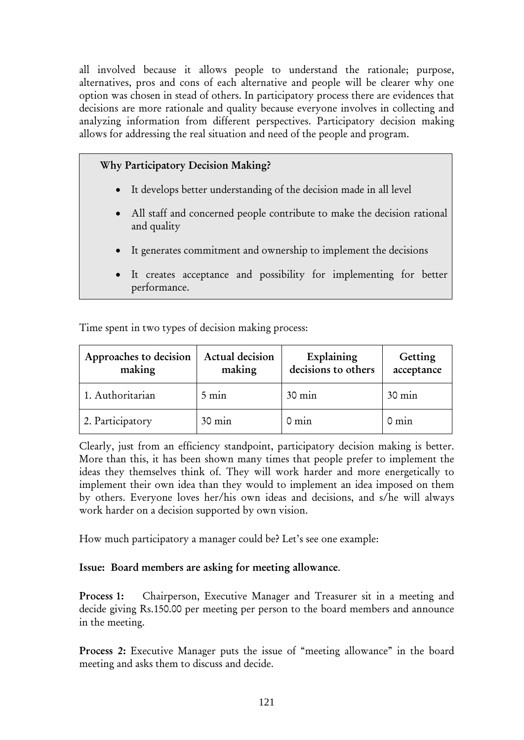all involved because it allows people to understand the rationale; purpose, alternatives, pros and cons of each alternative and people will be clearer why one option was chosen in stead of others. In participatory process there are evidences that decisions are more rationale and quality because everyone involves in collecting and analyzing information from different perspectives. Participatory decision making allows for addressing the real situation and need of the people and program.

**Why Participatory Decision Making?**

- It develops better understanding of the decision made in all level
- All staff and concerned people contribute to make the decision rational and quality
- It generates commitment and ownership to implement the decisions
- It creates acceptance and possibility for implementing for better performance.

Time spent in two types of decision making process:

| Approaches to decision making | Actual decision making | Explaining decisions to others | Getting acceptance |
|---|---|---|---|
| 1. Authoritarian | 5 min | 30 min | 30 min |
| 2. Participatory | 30 min | 0 min | 0 min |

Clearly, just from an efficiency standpoint, participatory decision making is better. More than this, it has been shown many times that people prefer to implement the ideas they themselves think of. They will work harder and more energetically to implement their own idea than they would to implement an idea imposed on them by others. Everyone loves her/his own ideas and decisions, and s/he will always work harder on a decision supported by own vision.

How much participatory a manager could be? Let's see one example:

**Issue: Board members are asking for meeting allowance**.

**Process 1:** Chairperson, Executive Manager and Treasurer sit in a meeting and decide giving Rs.150.00 per meeting per person to the board members and announce in the meeting.

**Process 2:** Executive Manager puts the issue of "meeting allowance" in the board meeting and asks them to discuss and decide.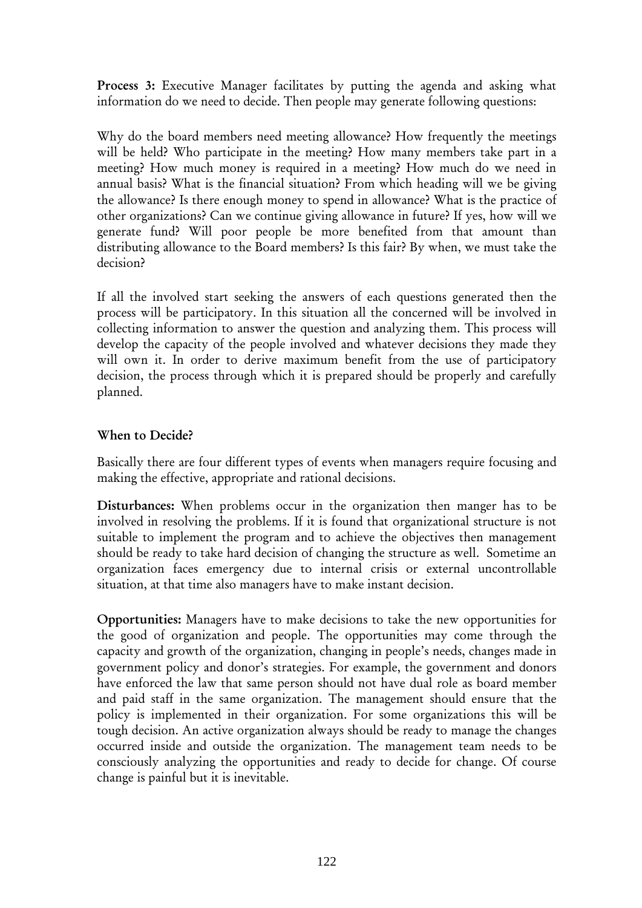**Process 3:** Executive Manager facilitates by putting the agenda and asking what information do we need to decide. Then people may generate following questions:

Why do the board members need meeting allowance? How frequently the meetings will be held? Who participate in the meeting? How many members take part in a meeting? How much money is required in a meeting? How much do we need in annual basis? What is the financial situation? From which heading will we be giving the allowance? Is there enough money to spend in allowance? What is the practice of other organizations? Can we continue giving allowance in future? If yes, how will we generate fund? Will poor people be more benefited from that amount than distributing allowance to the Board members? Is this fair? By when, we must take the decision?

If all the involved start seeking the answers of each questions generated then the process will be participatory. In this situation all the concerned will be involved in collecting information to answer the question and analyzing them. This process will develop the capacity of the people involved and whatever decisions they made they will own it. In order to derive maximum benefit from the use of participatory decision, the process through which it is prepared should be properly and carefully planned.

### When to Decide?

Basically there are four different types of events when managers require focusing and making the effective, appropriate and rational decisions.

**Disturbances:** When problems occur in the organization then manger has to be involved in resolving the problems. If it is found that organizational structure is not suitable to implement the program and to achieve the objectives then management should be ready to take hard decision of changing the structure as well. Sometime an organization faces emergency due to internal crisis or external uncontrollable situation, at that time also managers have to make instant decision.

**Opportunities:** Managers have to make decisions to take the new opportunities for the good of organization and people. The opportunities may come through the capacity and growth of the organization, changing in people's needs, changes made in government policy and donor's strategies. For example, the government and donors have enforced the law that same person should not have dual role as board member and paid staff in the same organization. The management should ensure that the policy is implemented in their organization. For some organizations this will be tough decision. An active organization always should be ready to manage the changes occurred inside and outside the organization. The management team needs to be consciously analyzing the opportunities and ready to decide for change. Of course change is painful but it is inevitable.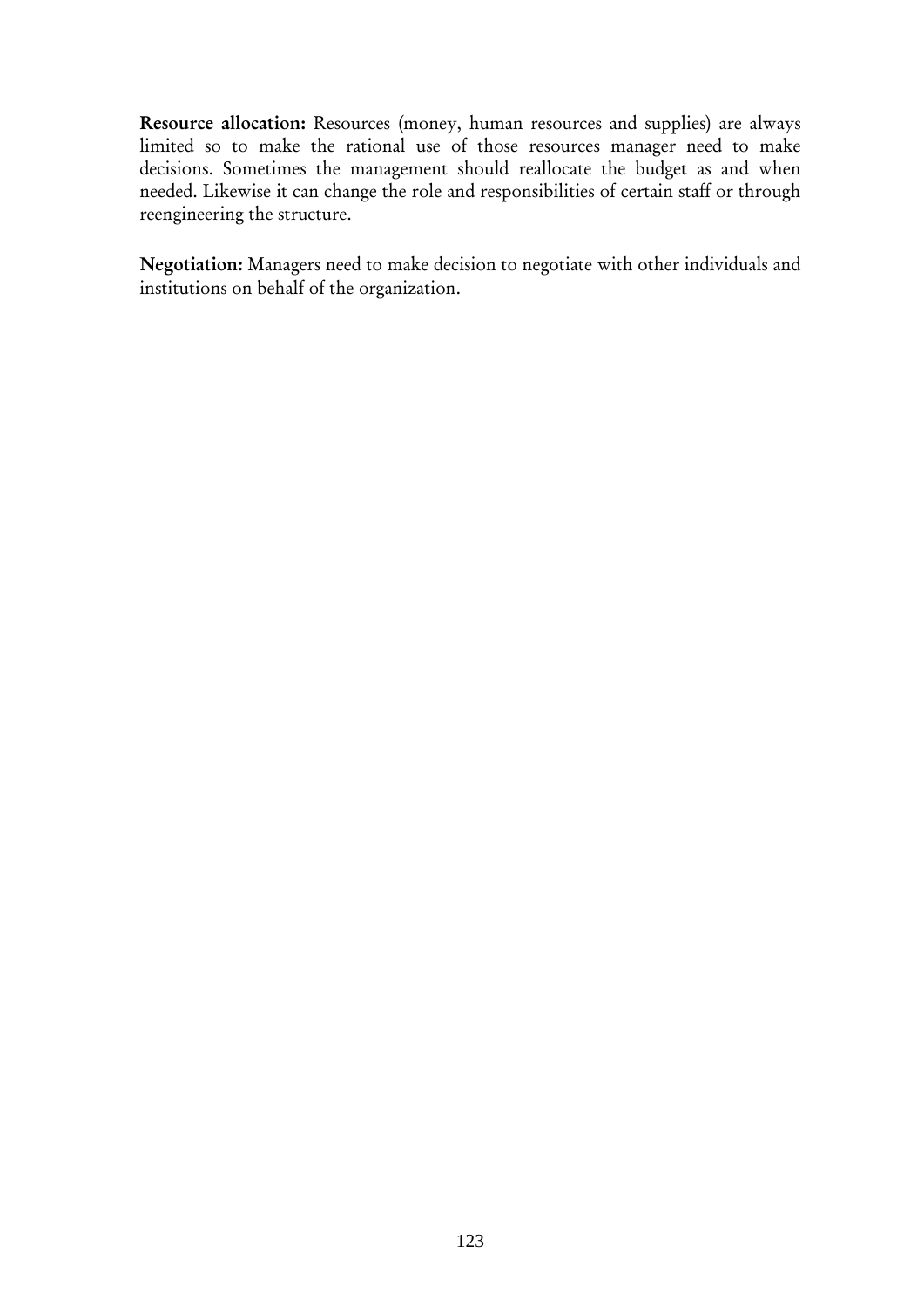**Resource allocation:** Resources (money, human resources and supplies) are always limited so to make the rational use of those resources manager need to make decisions. Sometimes the management should reallocate the budget as and when needed. Likewise it can change the role and responsibilities of certain staff or through reengineering the structure.

**Negotiation:** Managers need to make decision to negotiate with other individuals and institutions on behalf of the organization.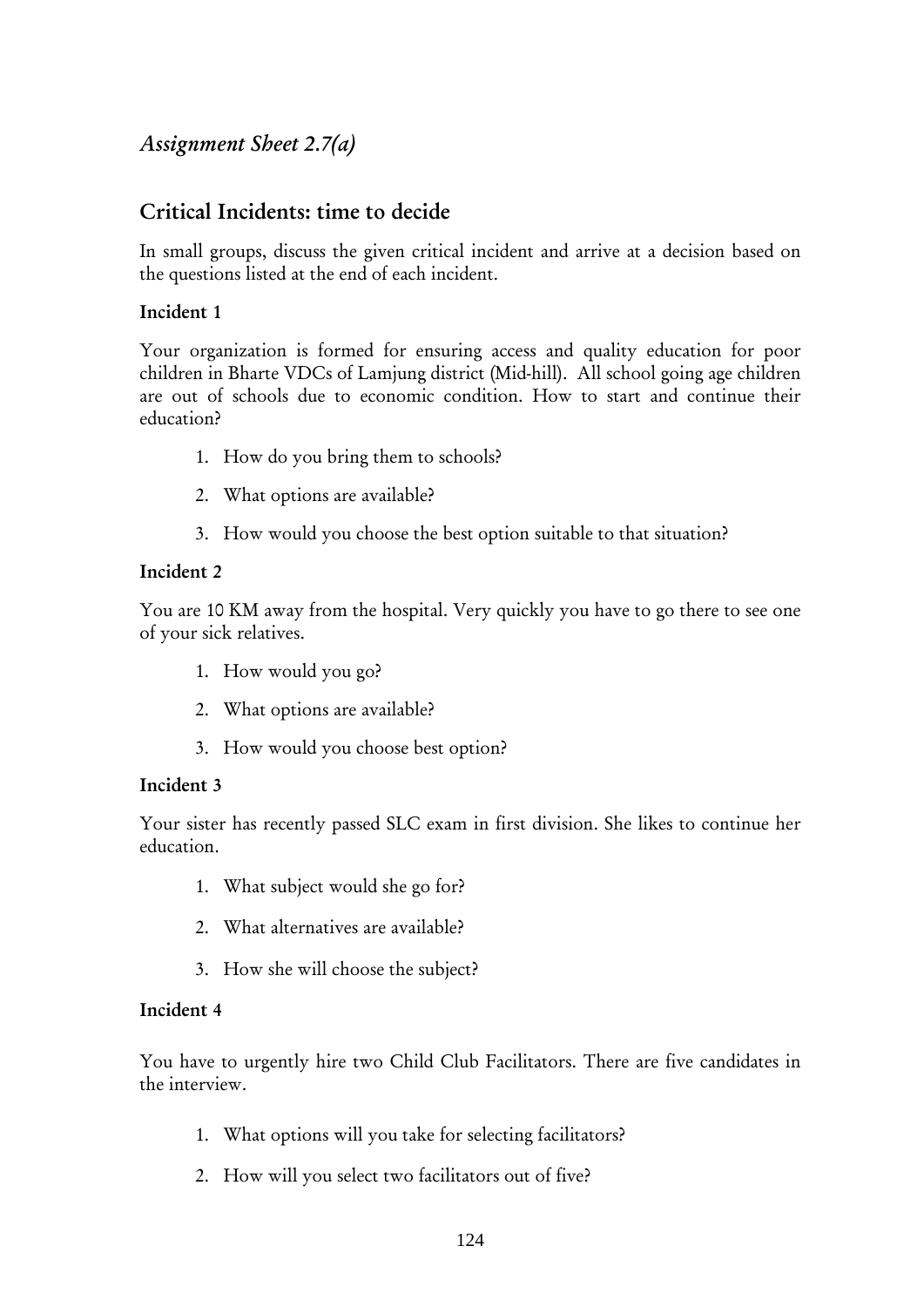## *Assignment Sheet 2.7(a)*

## Critical Incidents: time to decide

In small groups, discuss the given critical incident and arrive at a decision based on the questions listed at the end of each incident.

### Incident 1

Your organization is formed for ensuring access and quality education for poor children in Bharte VDCs of Lamjung district (Mid-hill). All school going age children are out of schools due to economic condition. How to start and continue their education?

1. How do you bring them to schools?
2. What options are available?
3. How would you choose the best option suitable to that situation?

### Incident 2

You are 10 KM away from the hospital. Very quickly you have to go there to see one of your sick relatives.

1. How would you go?
2. What options are available?
3. How would you choose best option?

### Incident 3

Your sister has recently passed SLC exam in first division. She likes to continue her education.

1. What subject would she go for?
2. What alternatives are available?
3. How she will choose the subject?

### Incident 4

You have to urgently hire two Child Club Facilitators. There are five candidates in the interview.

1. What options will you take for selecting facilitators?
2. How will you select two facilitators out of five?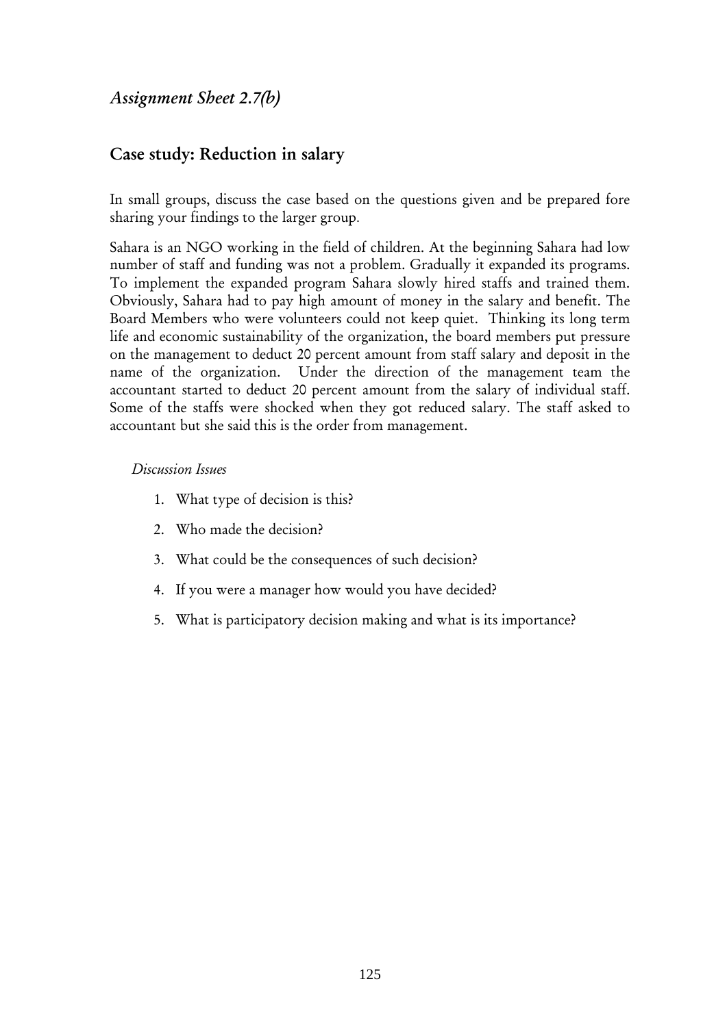*Assignment Sheet 2.7(b)*

## Case study: Reduction in salary

In small groups, discuss the case based on the questions given and be prepared fore sharing your findings to the larger group.

Sahara is an NGO working in the field of children. At the beginning Sahara had low number of staff and funding was not a problem. Gradually it expanded its programs. To implement the expanded program Sahara slowly hired staffs and trained them. Obviously, Sahara had to pay high amount of money in the salary and benefit. The Board Members who were volunteers could not keep quiet. Thinking its long term life and economic sustainability of the organization, the board members put pressure on the management to deduct 20 percent amount from staff salary and deposit in the name of the organization. Under the direction of the management team the accountant started to deduct 20 percent amount from the salary of individual staff. Some of the staffs were shocked when they got reduced salary. The staff asked to accountant but she said this is the order from management.

*Discussion Issues*

1. What type of decision is this?
2. Who made the decision?
3. What could be the consequences of such decision?
4. If you were a manager how would you have decided?
5. What is participatory decision making and what is its importance?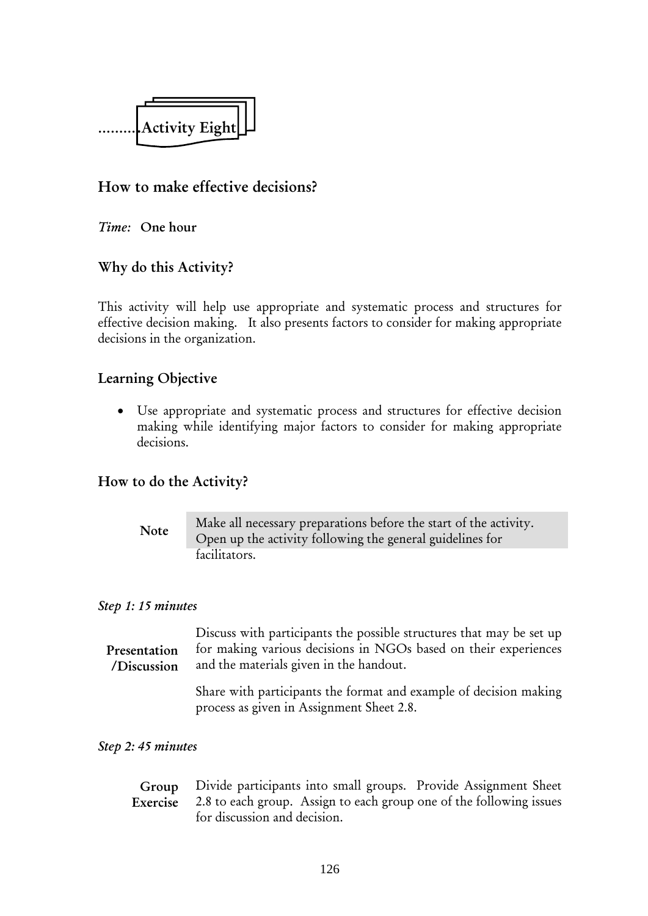..........Activity Eight

## How to make effective decisions?

*Time:* **One hour**

### Why do this Activity?

This activity will help use appropriate and systematic process and structures for effective decision making. It also presents factors to consider for making appropriate decisions in the organization.

### Learning Objective

- Use appropriate and systematic process and structures for effective decision making while identifying major factors to consider for making appropriate decisions.

### How to do the Activity?

| **Note** | Make all necessary preparations before the start of the activity. Open up the activity following the general guidelines for facilitators. |
|---|---|

*Step 1: 15 minutes*

**Presentation /Discussion**

Discuss with participants the possible structures that may be set up for making various decisions in NGOs based on their experiences and the materials given in the handout.

Share with participants the format and example of decision making process as given in Assignment Sheet 2.8.

*Step 2: 45 minutes*

**Group Exercise**

Divide participants into small groups. Provide Assignment Sheet 2.8 to each group. Assign to each group one of the following issues for discussion and decision.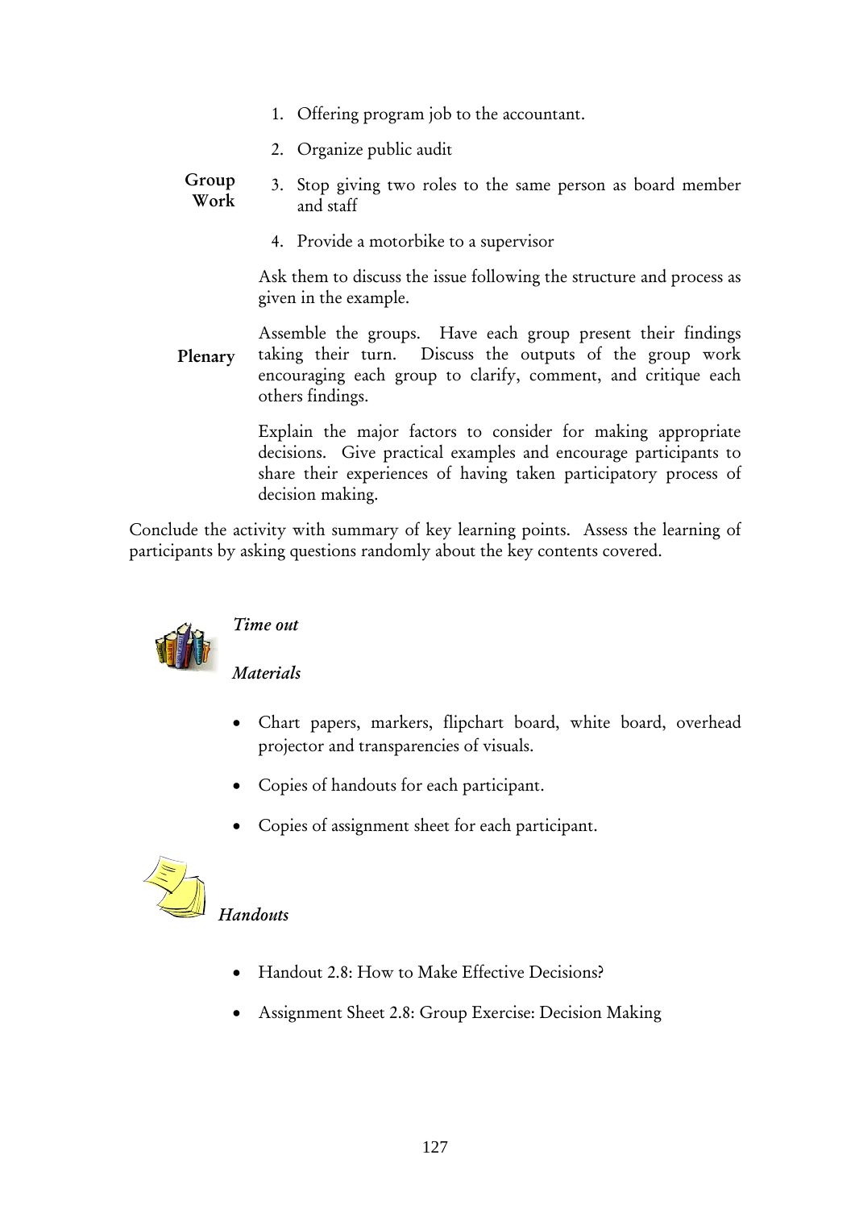**Group Work**

1. Offering program job to the accountant.
2. Organize public audit
3. Stop giving two roles to the same person as board member and staff
4. Provide a motorbike to a supervisor

Ask them to discuss the issue following the structure and process as given in the example.

**Plenary**

Assemble the groups. Have each group present their findings taking their turn. Discuss the outputs of the group work encouraging each group to clarify, comment, and critique each others findings.

Explain the major factors to consider for making appropriate decisions. Give practical examples and encourage participants to share their experiences of having taken participatory process of decision making.

Conclude the activity with summary of key learning points. Assess the learning of participants by asking questions randomly about the key contents covered.

*Time out*

*Materials*

- Chart papers, markers, flipchart board, white board, overhead projector and transparencies of visuals.
- Copies of handouts for each participant.
- Copies of assignment sheet for each participant.

*Handouts*

- Handout 2.8: How to Make Effective Decisions?
- Assignment Sheet 2.8: Group Exercise: Decision Making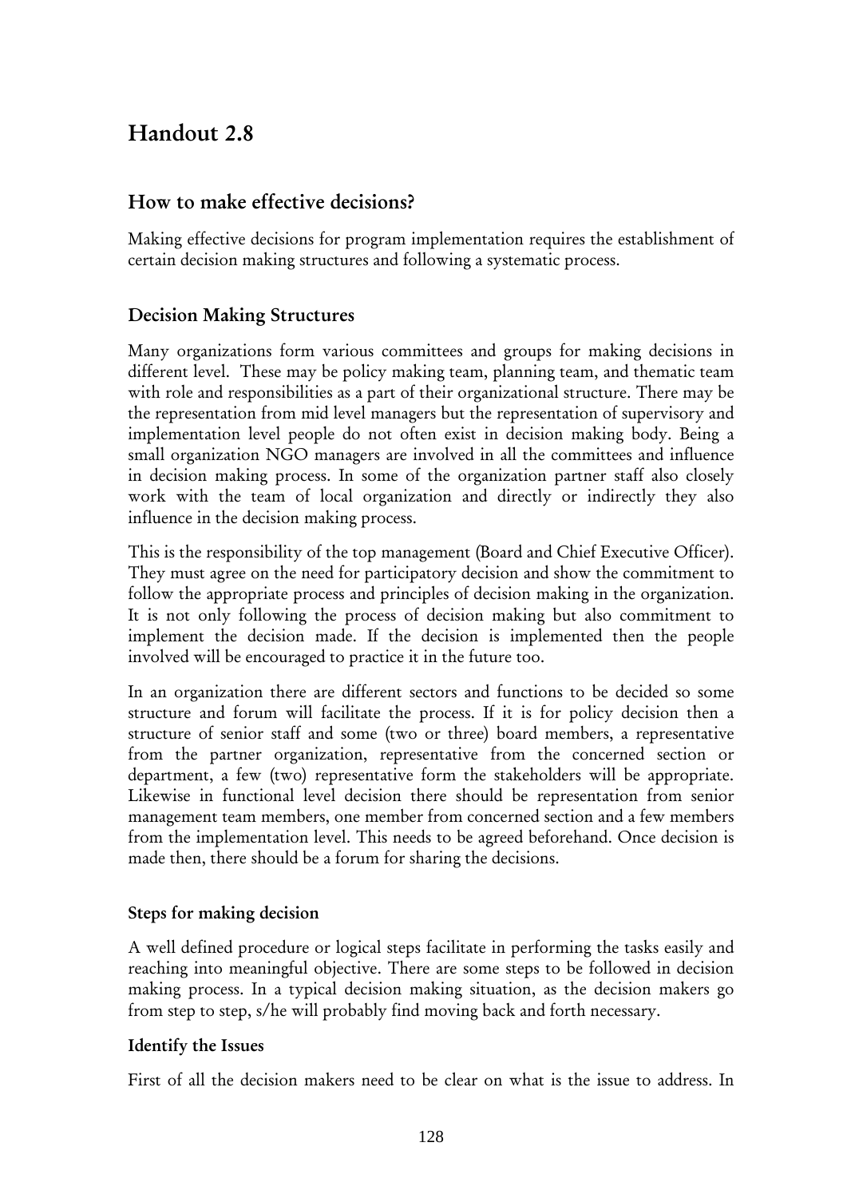# Handout 2.8

## How to make effective decisions?

Making effective decisions for program implementation requires the establishment of certain decision making structures and following a systematic process.

### Decision Making Structures

Many organizations form various committees and groups for making decisions in different level. These may be policy making team, planning team, and thematic team with role and responsibilities as a part of their organizational structure. There may be the representation from mid level managers but the representation of supervisory and implementation level people do not often exist in decision making body. Being a small organization NGO managers are involved in all the committees and influence in decision making process. In some of the organization partner staff also closely work with the team of local organization and directly or indirectly they also influence in the decision making process.

This is the responsibility of the top management (Board and Chief Executive Officer). They must agree on the need for participatory decision and show the commitment to follow the appropriate process and principles of decision making in the organization. It is not only following the process of decision making but also commitment to implement the decision made. If the decision is implemented then the people involved will be encouraged to practice it in the future too.

In an organization there are different sectors and functions to be decided so some structure and forum will facilitate the process. If it is for policy decision then a structure of senior staff and some (two or three) board members, a representative from the partner organization, representative from the concerned section or department, a few (two) representative form the stakeholders will be appropriate. Likewise in functional level decision there should be representation from senior management team members, one member from concerned section and a few members from the implementation level. This needs to be agreed beforehand. Once decision is made then, there should be a forum for sharing the decisions.

#### Steps for making decision

A well defined procedure or logical steps facilitate in performing the tasks easily and reaching into meaningful objective. There are some steps to be followed in decision making process. In a typical decision making situation, as the decision makers go from step to step, s/he will probably find moving back and forth necessary.

#### Identify the Issues

First of all the decision makers need to be clear on what is the issue to address. In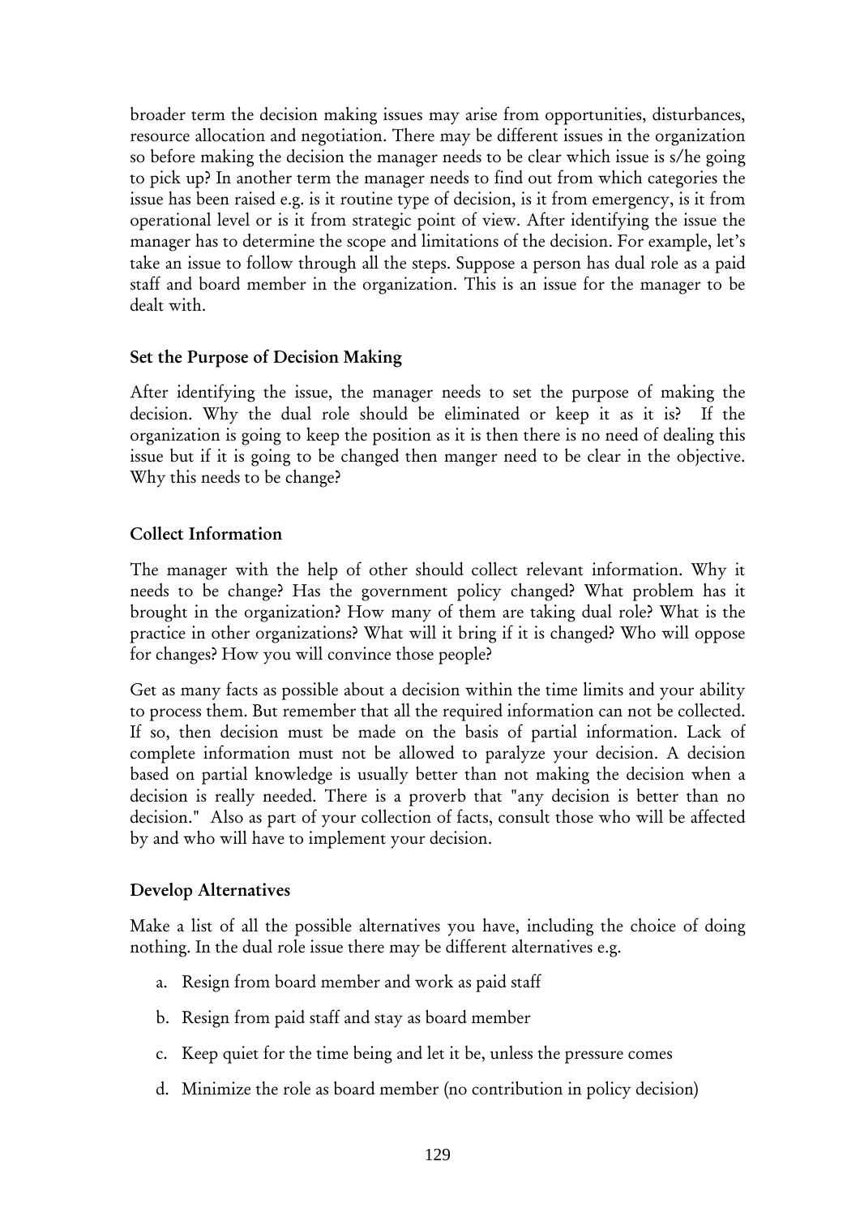broader term the decision making issues may arise from opportunities, disturbances, resource allocation and negotiation. There may be different issues in the organization so before making the decision the manager needs to be clear which issue is s/he going to pick up? In another term the manager needs to find out from which categories the issue has been raised e.g. is it routine type of decision, is it from emergency, is it from operational level or is it from strategic point of view. After identifying the issue the manager has to determine the scope and limitations of the decision. For example, let's take an issue to follow through all the steps. Suppose a person has dual role as a paid staff and board member in the organization. This is an issue for the manager to be dealt with.

### Set the Purpose of Decision Making

After identifying the issue, the manager needs to set the purpose of making the decision. Why the dual role should be eliminated or keep it as it is? If the organization is going to keep the position as it is then there is no need of dealing this issue but if it is going to be changed then manger need to be clear in the objective. Why this needs to be change?

### Collect Information

The manager with the help of other should collect relevant information. Why it needs to be change? Has the government policy changed? What problem has it brought in the organization? How many of them are taking dual role? What is the practice in other organizations? What will it bring if it is changed? Who will oppose for changes? How you will convince those people?

Get as many facts as possible about a decision within the time limits and your ability to process them. But remember that all the required information can not be collected. If so, then decision must be made on the basis of partial information. Lack of complete information must not be allowed to paralyze your decision. A decision based on partial knowledge is usually better than not making the decision when a decision is really needed. There is a proverb that "any decision is better than no decision." Also as part of your collection of facts, consult those who will be affected by and who will have to implement your decision.

### Develop Alternatives

Make a list of all the possible alternatives you have, including the choice of doing nothing. In the dual role issue there may be different alternatives e.g.

a. Resign from board member and work as paid staff
b. Resign from paid staff and stay as board member
c. Keep quiet for the time being and let it be, unless the pressure comes
d. Minimize the role as board member (no contribution in policy decision)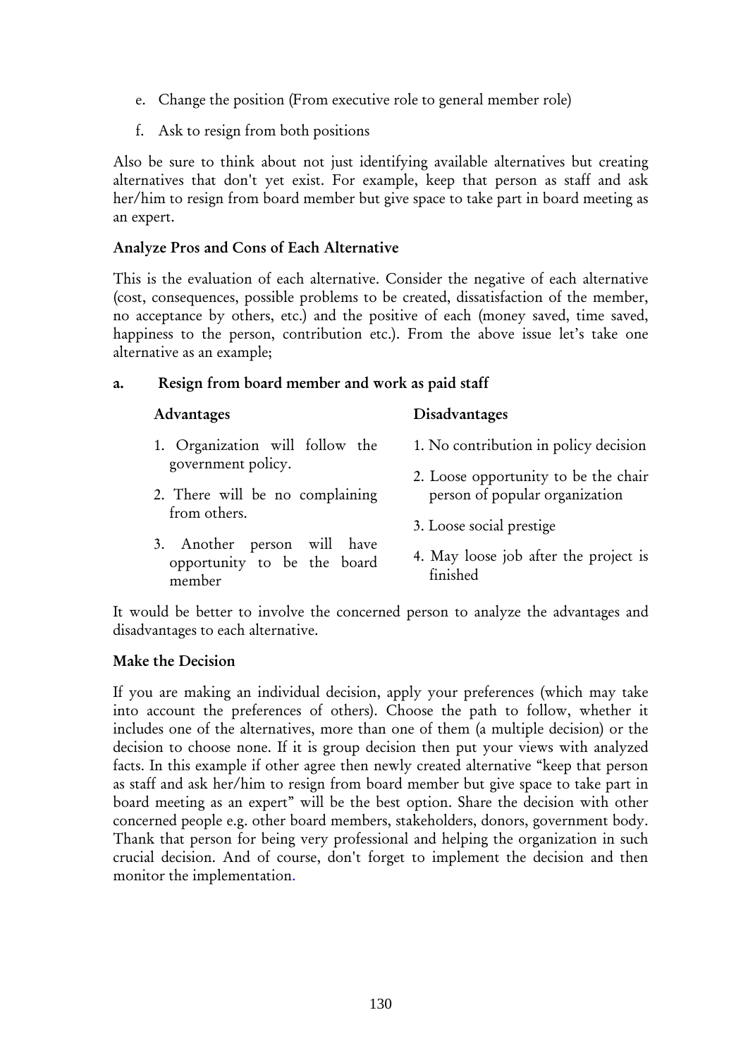e. Change the position (From executive role to general member role)

f. Ask to resign from both positions

Also be sure to think about not just identifying available alternatives but creating alternatives that don't yet exist. For example, keep that person as staff and ask her/him to resign from board member but give space to take part in board meeting as an expert.

**Analyze Pros and Cons of Each Alternative**

This is the evaluation of each alternative. Consider the negative of each alternative (cost, consequences, possible problems to be created, dissatisfaction of the member, no acceptance by others, etc.) and the positive of each (money saved, time saved, happiness to the person, contribution etc.). From the above issue let's take one alternative as an example;

**a. Resign from board member and work as paid staff**

| Advantages | Disadvantages |
|---|---|
| 1. Organization will follow the government policy. | 1. No contribution in policy decision |
| 2. There will be no complaining from others. | 2. Loose opportunity to be the chair person of popular organization |
| 3. Another person will have opportunity to be the board member | 3. Loose social prestige |
| | 4. May loose job after the project is finished |

It would be better to involve the concerned person to analyze the advantages and disadvantages to each alternative.

**Make the Decision**

If you are making an individual decision, apply your preferences (which may take into account the preferences of others). Choose the path to follow, whether it includes one of the alternatives, more than one of them (a multiple decision) or the decision to choose none. If it is group decision then put your views with analyzed facts. In this example if other agree then newly created alternative "keep that person as staff and ask her/him to resign from board member but give space to take part in board meeting as an expert" will be the best option. Share the decision with other concerned people e.g. other board members, stakeholders, donors, government body. Thank that person for being very professional and helping the organization in such crucial decision. And of course, don't forget to implement the decision and then monitor the implementation.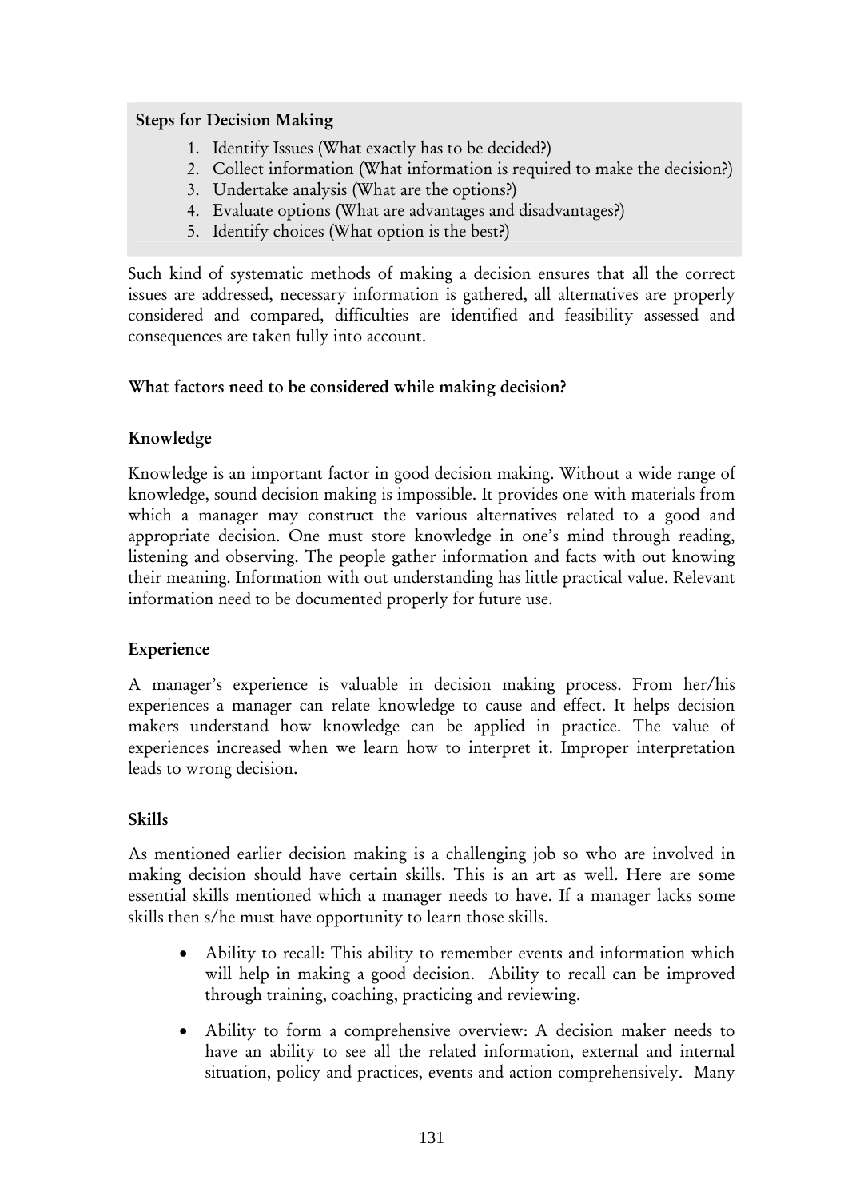**Steps for Decision Making**

1. Identify Issues (What exactly has to be decided?)
2. Collect information (What information is required to make the decision?)
3. Undertake analysis (What are the options?)
4. Evaluate options (What are advantages and disadvantages?)
5. Identify choices (What option is the best?)

Such kind of systematic methods of making a decision ensures that all the correct issues are addressed, necessary information is gathered, all alternatives are properly considered and compared, difficulties are identified and feasibility assessed and consequences are taken fully into account.

### What factors need to be considered while making decision?

#### Knowledge

Knowledge is an important factor in good decision making. Without a wide range of knowledge, sound decision making is impossible. It provides one with materials from which a manager may construct the various alternatives related to a good and appropriate decision. One must store knowledge in one's mind through reading, listening and observing. The people gather information and facts with out knowing their meaning. Information with out understanding has little practical value. Relevant information need to be documented properly for future use.

#### Experience

A manager's experience is valuable in decision making process. From her/his experiences a manager can relate knowledge to cause and effect. It helps decision makers understand how knowledge can be applied in practice. The value of experiences increased when we learn how to interpret it. Improper interpretation leads to wrong decision.

#### Skills

As mentioned earlier decision making is a challenging job so who are involved in making decision should have certain skills. This is an art as well. Here are some essential skills mentioned which a manager needs to have. If a manager lacks some skills then s/he must have opportunity to learn those skills.

- Ability to recall: This ability to remember events and information which will help in making a good decision. Ability to recall can be improved through training, coaching, practicing and reviewing.

- Ability to form a comprehensive overview: A decision maker needs to have an ability to see all the related information, external and internal situation, policy and practices, events and action comprehensively. Many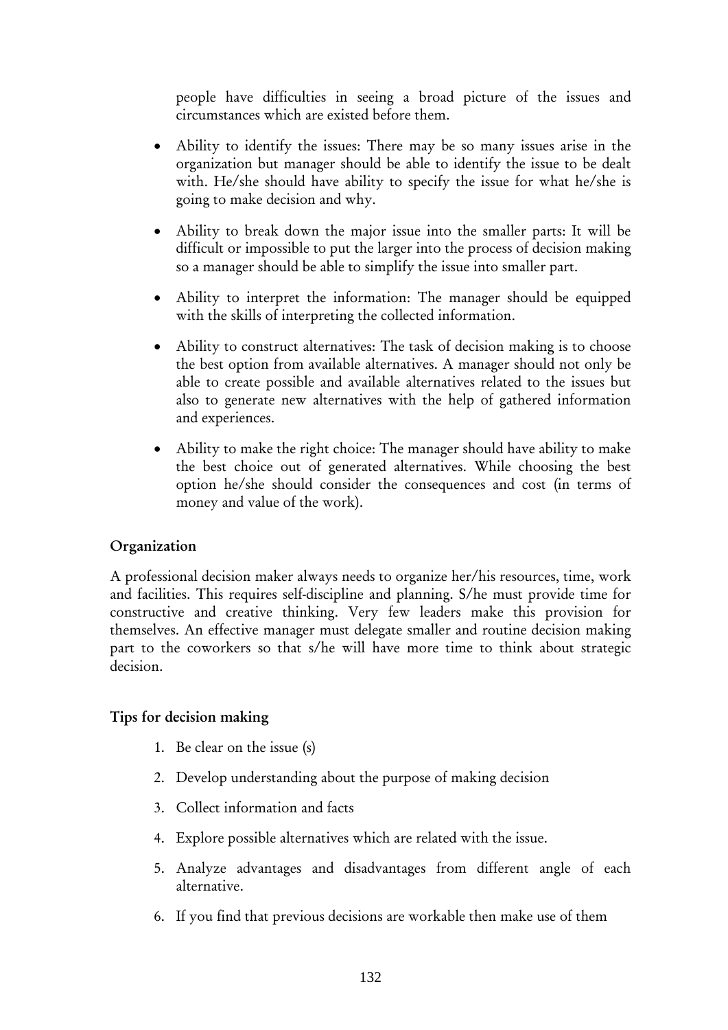people have difficulties in seeing a broad picture of the issues and circumstances which are existed before them.

- Ability to identify the issues: There may be so many issues arise in the organization but manager should be able to identify the issue to be dealt with. He/she should have ability to specify the issue for what he/she is going to make decision and why.
- Ability to break down the major issue into the smaller parts: It will be difficult or impossible to put the larger into the process of decision making so a manager should be able to simplify the issue into smaller part.
- Ability to interpret the information: The manager should be equipped with the skills of interpreting the collected information.
- Ability to construct alternatives: The task of decision making is to choose the best option from available alternatives. A manager should not only be able to create possible and available alternatives related to the issues but also to generate new alternatives with the help of gathered information and experiences.
- Ability to make the right choice: The manager should have ability to make the best choice out of generated alternatives. While choosing the best option he/she should consider the consequences and cost (in terms of money and value of the work).

**Organization**

A professional decision maker always needs to organize her/his resources, time, work and facilities. This requires self-discipline and planning. S/he must provide time for constructive and creative thinking. Very few leaders make this provision for themselves. An effective manager must delegate smaller and routine decision making part to the coworkers so that s/he will have more time to think about strategic decision.

**Tips for decision making**

1. Be clear on the issue (s)
2. Develop understanding about the purpose of making decision
3. Collect information and facts
4. Explore possible alternatives which are related with the issue.
5. Analyze advantages and disadvantages from different angle of each alternative.
6. If you find that previous decisions are workable then make use of them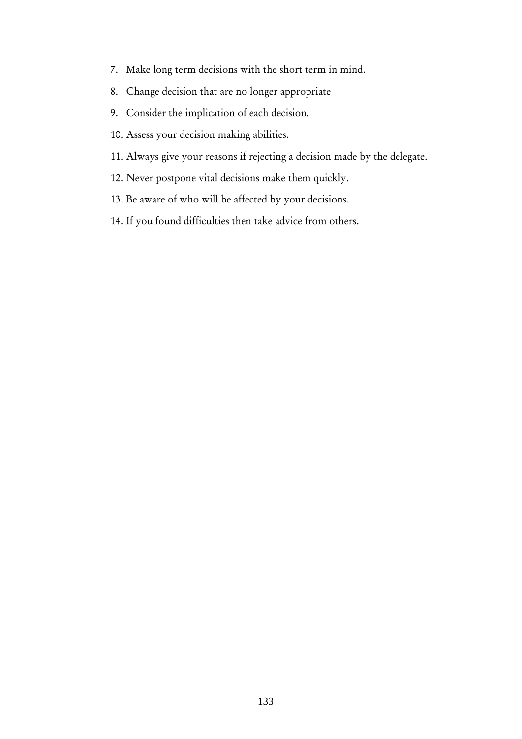7. Make long term decisions with the short term in mind.
8. Change decision that are no longer appropriate
9. Consider the implication of each decision.
10. Assess your decision making abilities.
11. Always give your reasons if rejecting a decision made by the delegate.
12. Never postpone vital decisions make them quickly.
13. Be aware of who will be affected by your decisions.
14. If you found difficulties then take advice from others.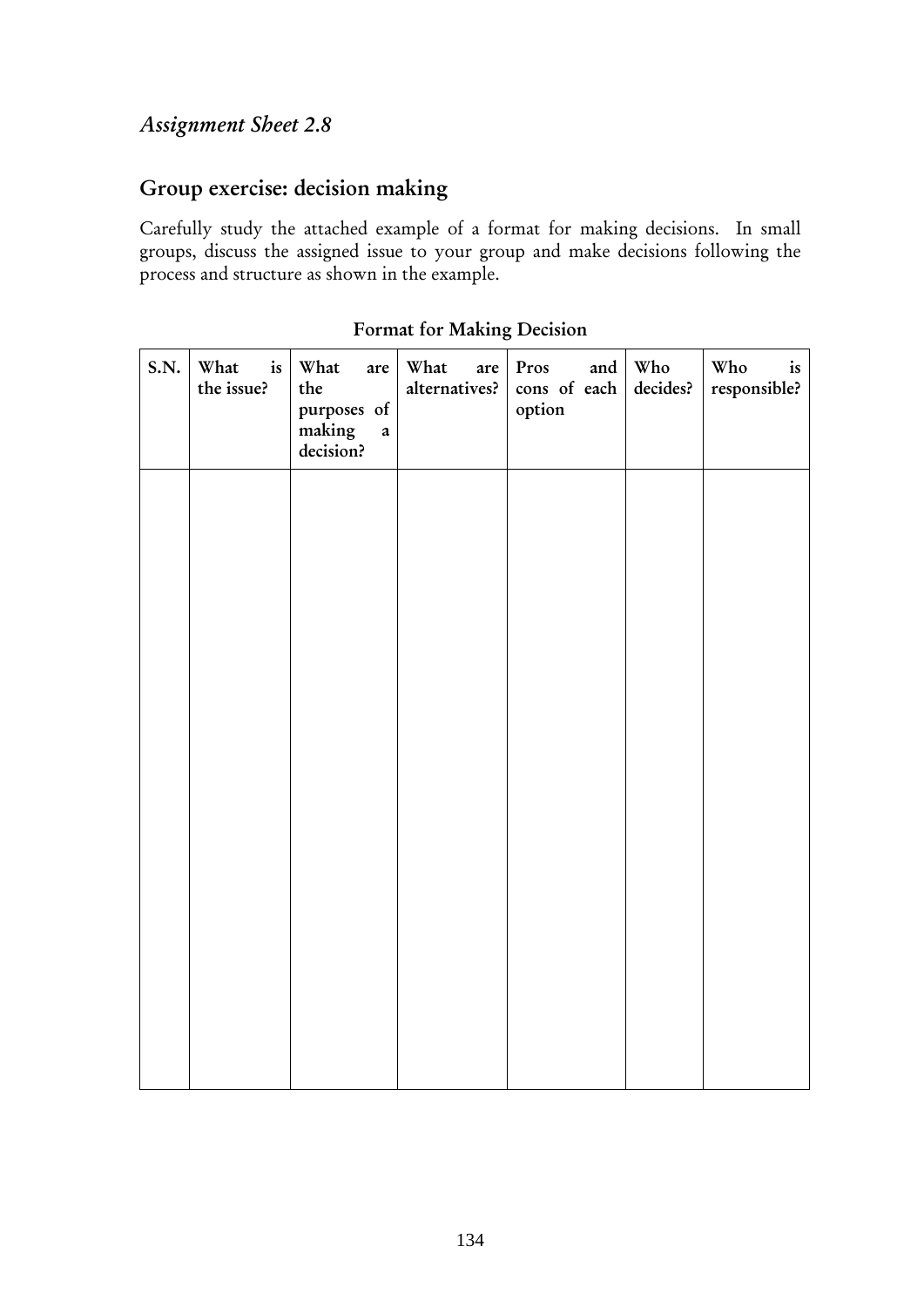*Assignment Sheet 2.8*

## Group exercise: decision making

Carefully study the attached example of a format for making decisions. In small groups, discuss the assigned issue to your group and make decisions following the process and structure as shown in the example.

**Format for Making Decision**

| S.N. | What is the issue? | What are the purposes of making a decision? | What are alternatives? | Pros and cons of each option | Who decides? | Who is responsible? |
|---|---|---|---|---|---|---|
| | | | | | | |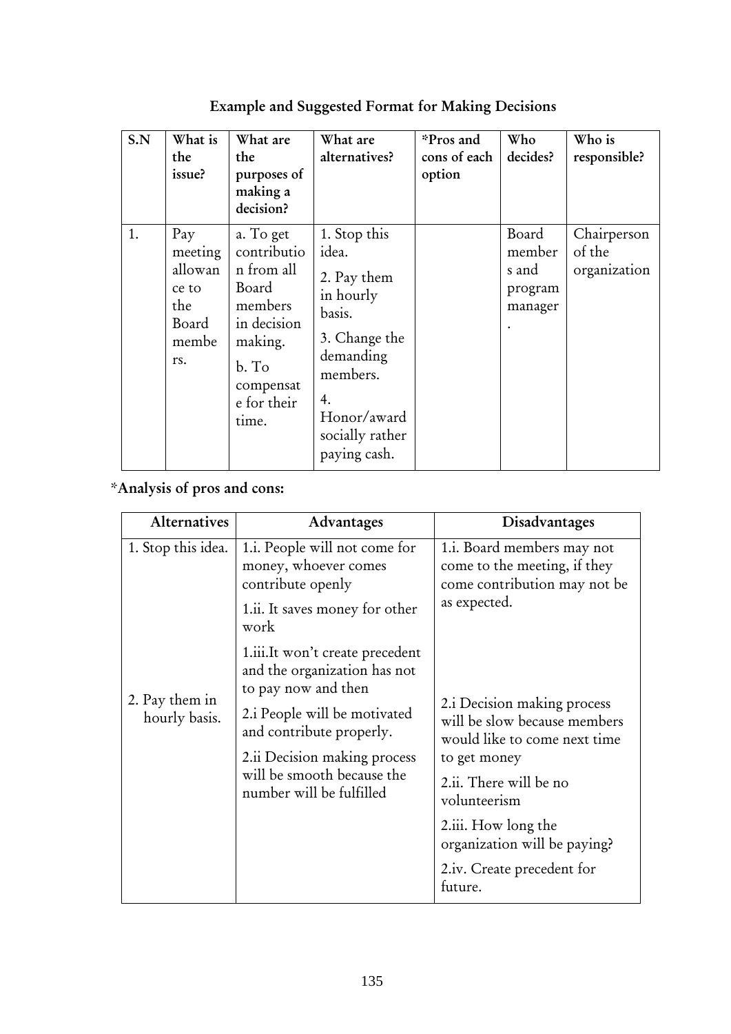## Example and Suggested Format for Making Decisions

| S.N | What is the issue? | What are the purposes of making a decision? | What are alternatives? | *Pros and cons of each option | Who decides? | Who is responsible? |
|---|---|---|---|---|---|---|
| 1. | Pay meeting allowance to the Board members. | a. To get contribution from all Board members in decision making.<br>b. To compensate for their time. | 1. Stop this idea.<br>2. Pay them in hourly basis.<br>3. Change the demanding members.<br>4. Honor/award socially rather paying cash. | | Board members and program manager. | Chairperson of the organization |

**\*Analysis of pros and cons:**

| Alternatives | Advantages | Disadvantages |
|---|---|---|
| 1. Stop this idea. | 1.i. People will not come for money, whoever comes contribute openly<br>1.ii. It saves money for other work<br>1.iii.It won't create precedent and the organization has not to pay now and then | 1.i. Board members may not come to the meeting, if they come contribution may not be as expected. |
| 2. Pay them in hourly basis. | 2.i People will be motivated and contribute properly.<br>2.ii Decision making process will be smooth because the number will be fulfilled | 2.i Decision making process will be slow because members would like to come next time to get money<br>2.ii. There will be no volunteerism<br>2.iii. How long the organization will be paying?<br>2.iv. Create precedent for future. |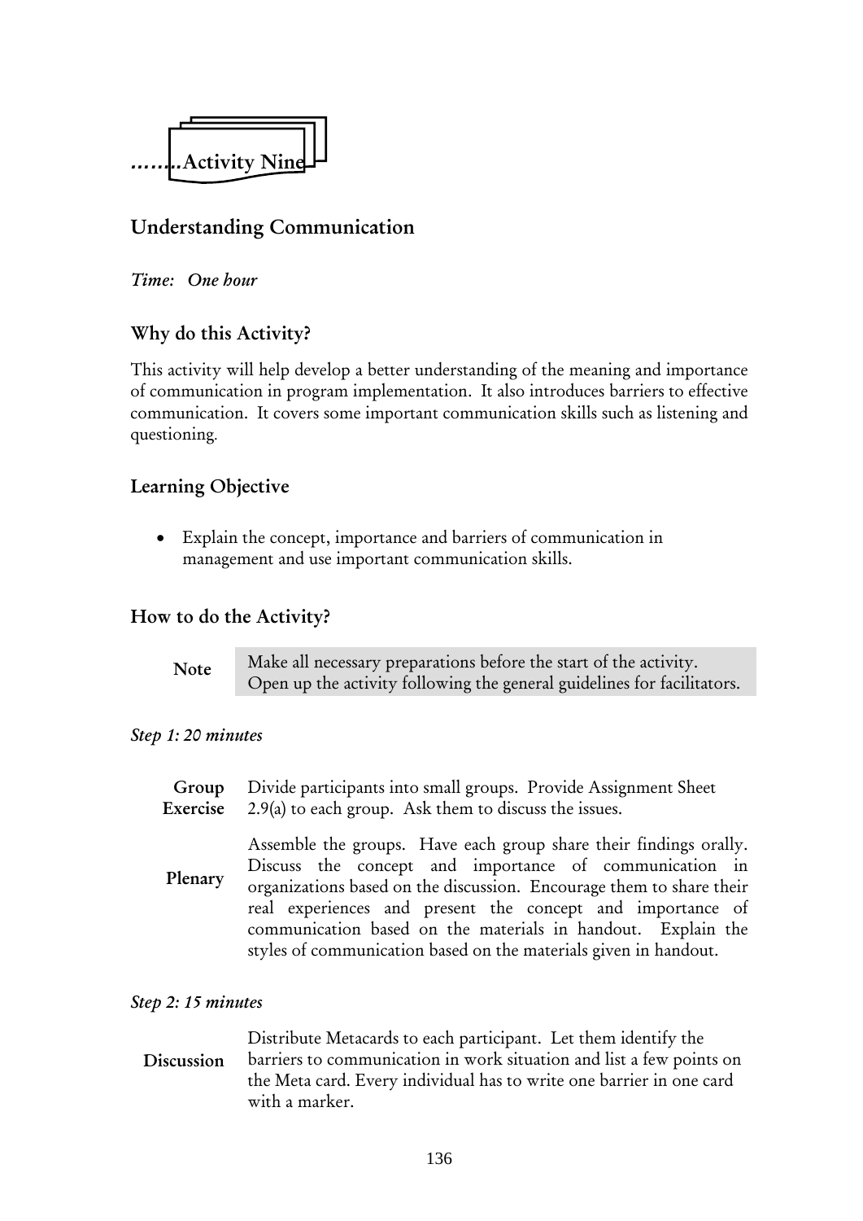# ……..Activity Nine

## Understanding Communication

*Time: One hour*

### Why do this Activity?

This activity will help develop a better understanding of the meaning and importance of communication in program implementation. It also introduces barriers to effective communication. It covers some important communication skills such as listening and questioning.

### Learning Objective

- Explain the concept, importance and barriers of communication in management and use important communication skills.

### How to do the Activity?

| **Note** | Make all necessary preparations before the start of the activity. Open up the activity following the general guidelines for facilitators. |
|---|---|

*Step 1: 20 minutes*

**Group Exercise** Divide participants into small groups. Provide Assignment Sheet 2.9(a) to each group. Ask them to discuss the issues.

**Plenary** Assemble the groups. Have each group share their findings orally. Discuss the concept and importance of communication in organizations based on the discussion. Encourage them to share their real experiences and present the concept and importance of communication based on the materials in handout. Explain the styles of communication based on the materials given in handout.

*Step 2: 15 minutes*

**Discussion** Distribute Metacards to each participant. Let them identify the barriers to communication in work situation and list a few points on the Meta card. Every individual has to write one barrier in one card with a marker.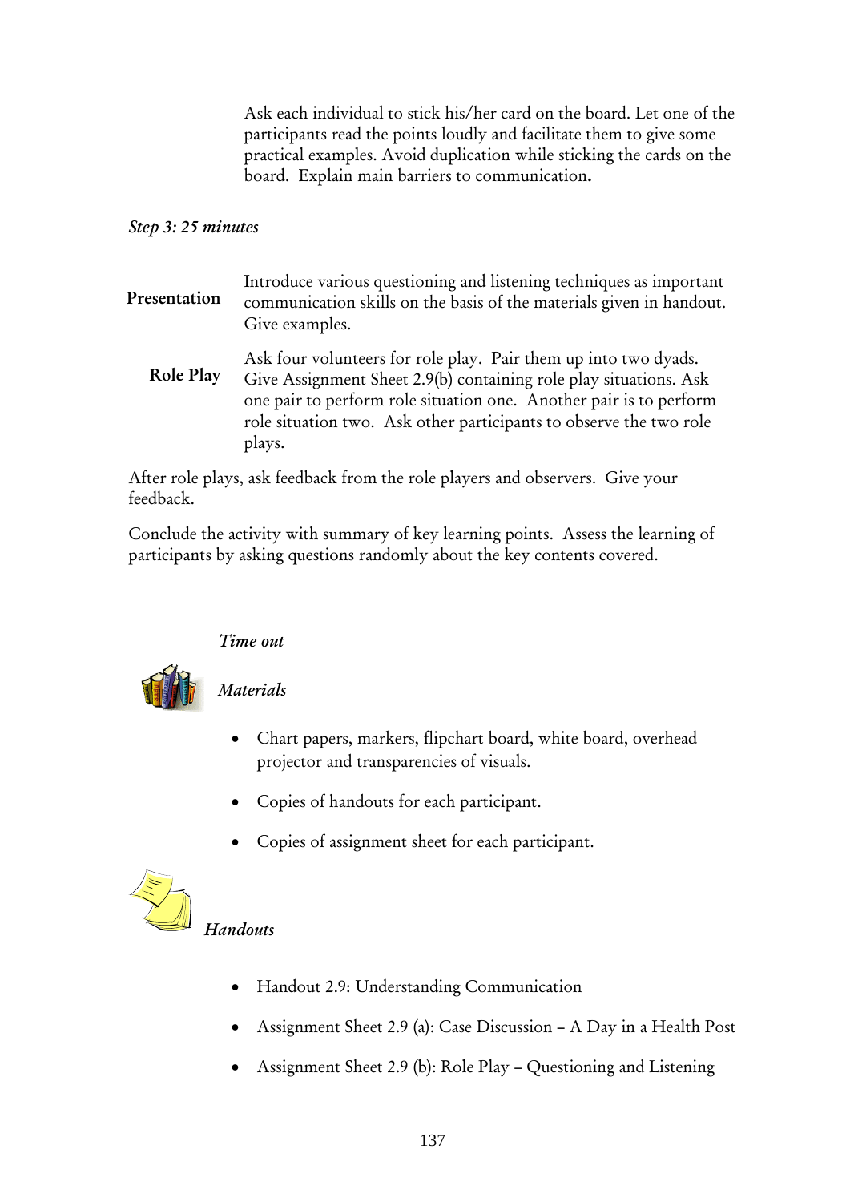Ask each individual to stick his/her card on the board. Let one of the participants read the points loudly and facilitate them to give some practical examples. Avoid duplication while sticking the cards on the board. Explain main barriers to communication**.**

*Step 3: 25 minutes*

**Presentation** Introduce various questioning and listening techniques as important communication skills on the basis of the materials given in handout. Give examples.

**Role Play** Ask four volunteers for role play. Pair them up into two dyads. Give Assignment Sheet 2.9(b) containing role play situations. Ask one pair to perform role situation one. Another pair is to perform role situation two. Ask other participants to observe the two role plays.

After role plays, ask feedback from the role players and observers. Give your feedback.

Conclude the activity with summary of key learning points. Assess the learning of participants by asking questions randomly about the key contents covered.

*Time out*

*Materials*

- Chart papers, markers, flipchart board, white board, overhead projector and transparencies of visuals.
- Copies of handouts for each participant.
- Copies of assignment sheet for each participant.

*Handouts*

- Handout 2.9: Understanding Communication
- Assignment Sheet 2.9 (a): Case Discussion – A Day in a Health Post
- Assignment Sheet 2.9 (b): Role Play – Questioning and Listening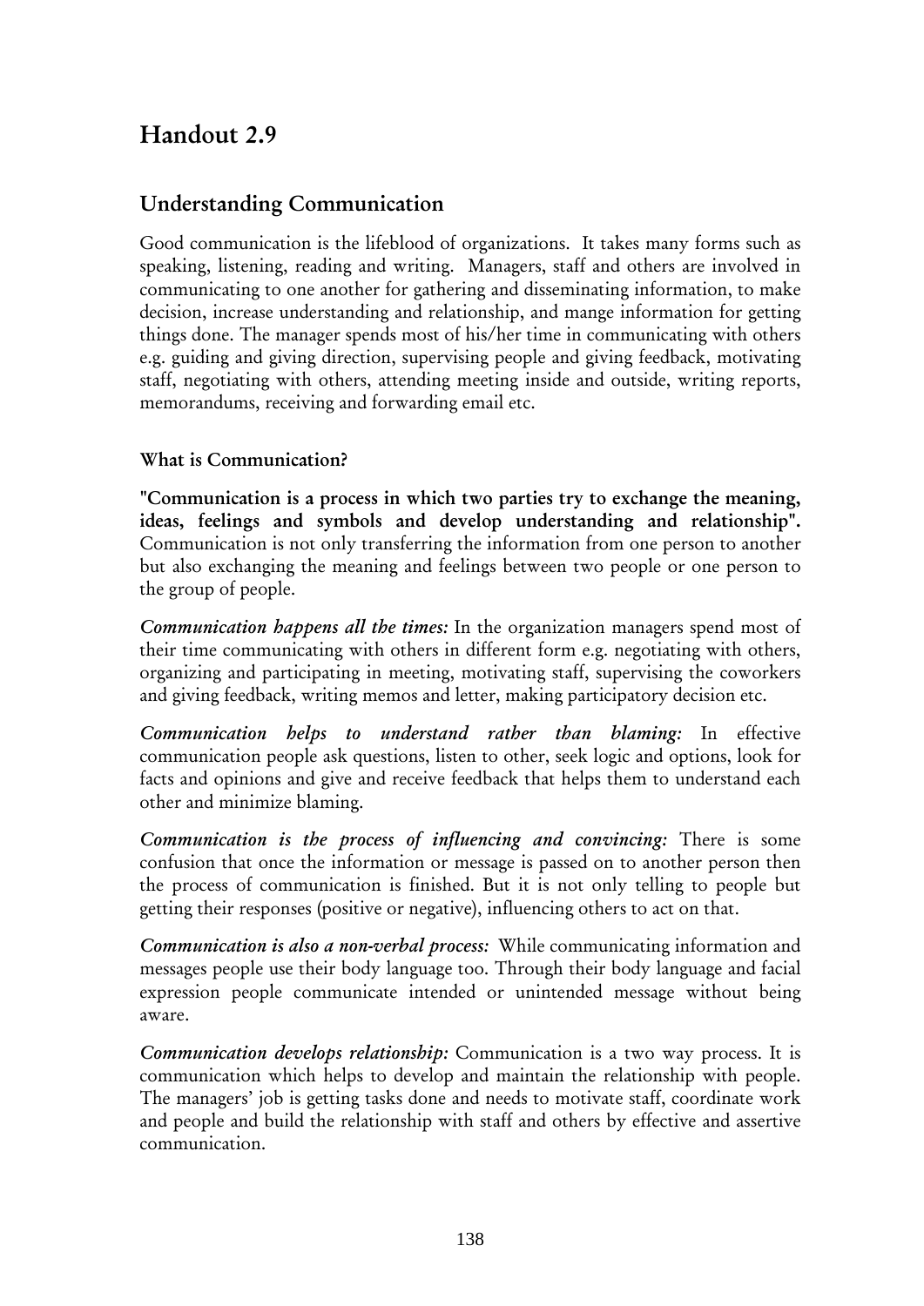# Handout 2.9

## Understanding Communication

Good communication is the lifeblood of organizations. It takes many forms such as speaking, listening, reading and writing. Managers, staff and others are involved in communicating to one another for gathering and disseminating information, to make decision, increase understanding and relationship, and mange information for getting things done. The manager spends most of his/her time in communicating with others e.g. guiding and giving direction, supervising people and giving feedback, motivating staff, negotiating with others, attending meeting inside and outside, writing reports, memorandums, receiving and forwarding email etc.

### What is Communication?

**"Communication is a process in which two parties try to exchange the meaning, ideas, feelings and symbols and develop understanding and relationship".** Communication is not only transferring the information from one person to another but also exchanging the meaning and feelings between two people or one person to the group of people.

***Communication happens all the times:*** In the organization managers spend most of their time communicating with others in different form e.g. negotiating with others, organizing and participating in meeting, motivating staff, supervising the coworkers and giving feedback, writing memos and letter, making participatory decision etc.

***Communication helps to understand rather than blaming:*** In effective communication people ask questions, listen to other, seek logic and options, look for facts and opinions and give and receive feedback that helps them to understand each other and minimize blaming.

***Communication is the process of influencing and convincing:*** There is some confusion that once the information or message is passed on to another person then the process of communication is finished. But it is not only telling to people but getting their responses (positive or negative), influencing others to act on that.

***Communication is also a non-verbal process:*** While communicating information and messages people use their body language too. Through their body language and facial expression people communicate intended or unintended message without being aware.

***Communication develops relationship:*** Communication is a two way process. It is communication which helps to develop and maintain the relationship with people. The managers' job is getting tasks done and needs to motivate staff, coordinate work and people and build the relationship with staff and others by effective and assertive communication.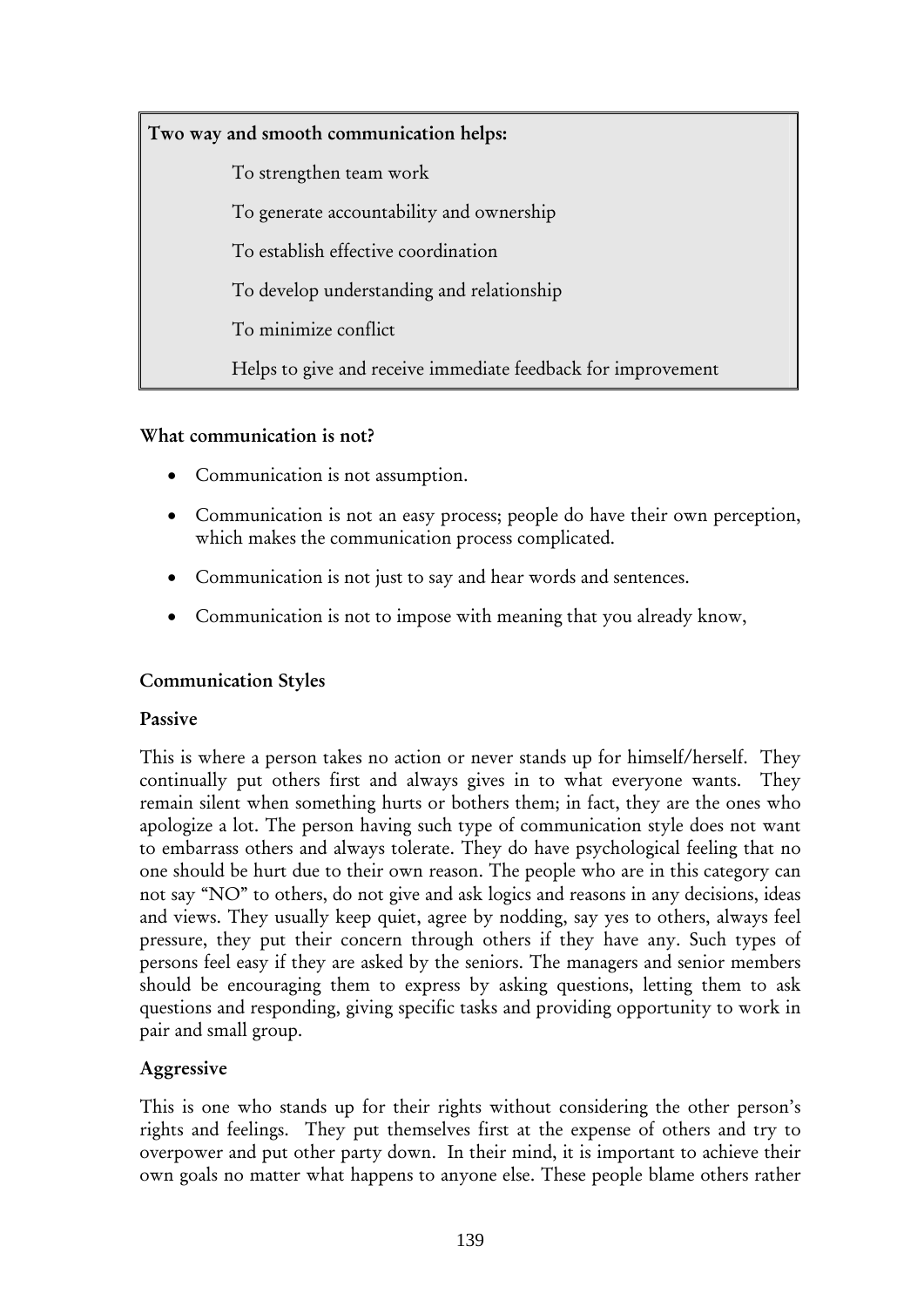**Two way and smooth communication helps:**

- To strengthen team work
- To generate accountability and ownership
- To establish effective coordination
- To develop understanding and relationship
- To minimize conflict
- Helps to give and receive immediate feedback for improvement

**What communication is not?**

- Communication is not assumption.
- Communication is not an easy process; people do have their own perception, which makes the communication process complicated.
- Communication is not just to say and hear words and sentences.
- Communication is not to impose with meaning that you already know,

**Communication Styles**

**Passive**

This is where a person takes no action or never stands up for himself/herself. They continually put others first and always gives in to what everyone wants. They remain silent when something hurts or bothers them; in fact, they are the ones who apologize a lot. The person having such type of communication style does not want to embarrass others and always tolerate. They do have psychological feeling that no one should be hurt due to their own reason. The people who are in this category can not say "NO" to others, do not give and ask logics and reasons in any decisions, ideas and views. They usually keep quiet, agree by nodding, say yes to others, always feel pressure, they put their concern through others if they have any. Such types of persons feel easy if they are asked by the seniors. The managers and senior members should be encouraging them to express by asking questions, letting them to ask questions and responding, giving specific tasks and providing opportunity to work in pair and small group.

**Aggressive**

This is one who stands up for their rights without considering the other person's rights and feelings. They put themselves first at the expense of others and try to overpower and put other party down. In their mind, it is important to achieve their own goals no matter what happens to anyone else. These people blame others rather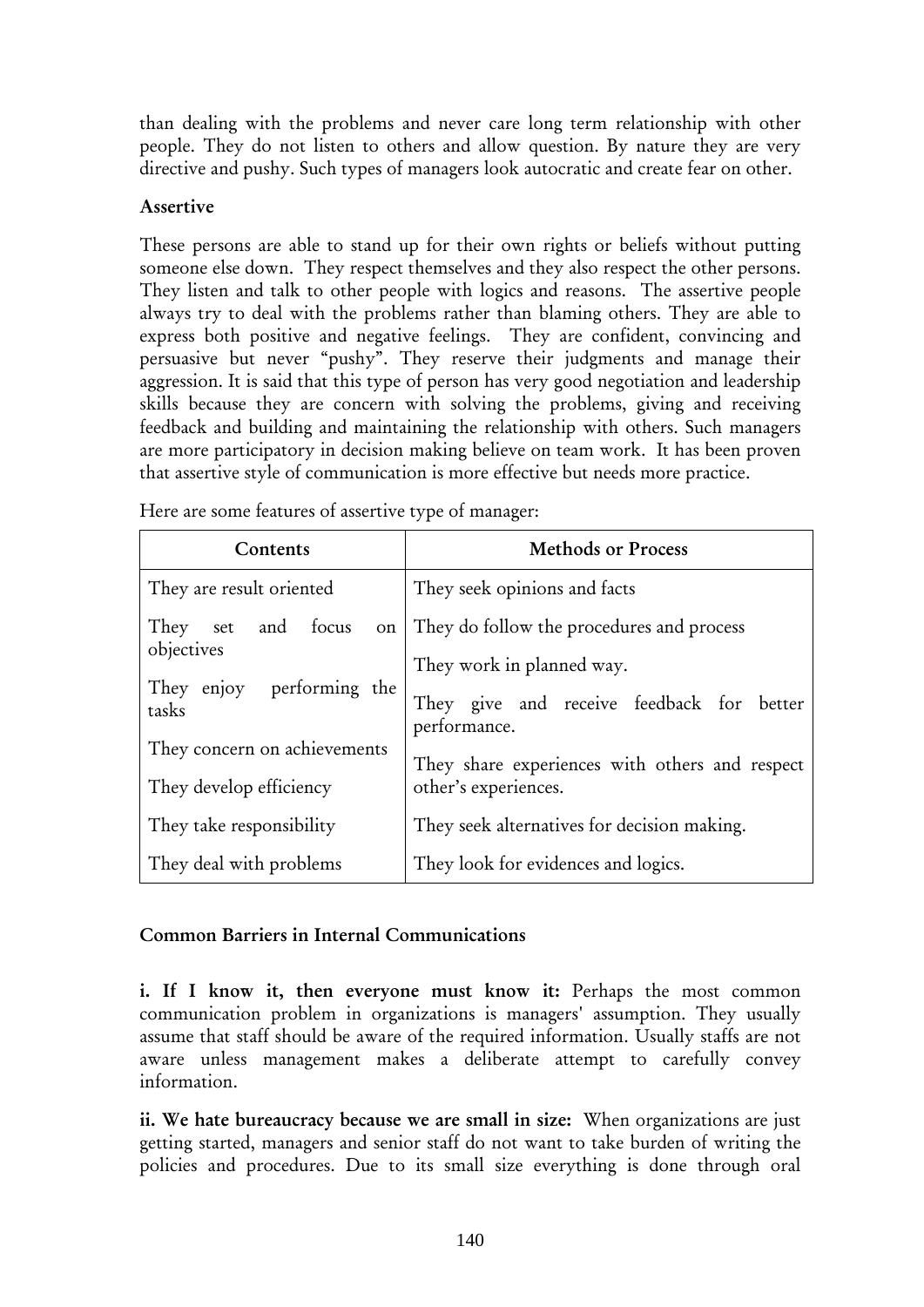than dealing with the problems and never care long term relationship with other people. They do not listen to others and allow question. By nature they are very directive and pushy. Such types of managers look autocratic and create fear on other.

**Assertive**

These persons are able to stand up for their own rights or beliefs without putting someone else down. They respect themselves and they also respect the other persons. They listen and talk to other people with logics and reasons. The assertive people always try to deal with the problems rather than blaming others. They are able to express both positive and negative feelings. They are confident, convincing and persuasive but never "pushy". They reserve their judgments and manage their aggression. It is said that this type of person has very good negotiation and leadership skills because they are concern with solving the problems, giving and receiving feedback and building and maintaining the relationship with others. Such managers are more participatory in decision making believe on team work. It has been proven that assertive style of communication is more effective but needs more practice.

Here are some features of assertive type of manager:

| Contents | Methods or Process |
|---|---|
| They are result oriented | They seek opinions and facts |
| They set and focus on objectives | They do follow the procedures and process<br>They work in planned way. |
| They enjoy performing the tasks | They give and receive feedback for better performance. |
| They concern on achievements<br>They develop efficiency | They share experiences with others and respect other's experiences. |
| They take responsibility | They seek alternatives for decision making. |
| They deal with problems | They look for evidences and logics. |

**Common Barriers in Internal Communications**

**i. If I know it, then everyone must know it:** Perhaps the most common communication problem in organizations is managers' assumption. They usually assume that staff should be aware of the required information. Usually staffs are not aware unless management makes a deliberate attempt to carefully convey information.

**ii. We hate bureaucracy because we are small in size:** When organizations are just getting started, managers and senior staff do not want to take burden of writing the policies and procedures. Due to its small size everything is done through oral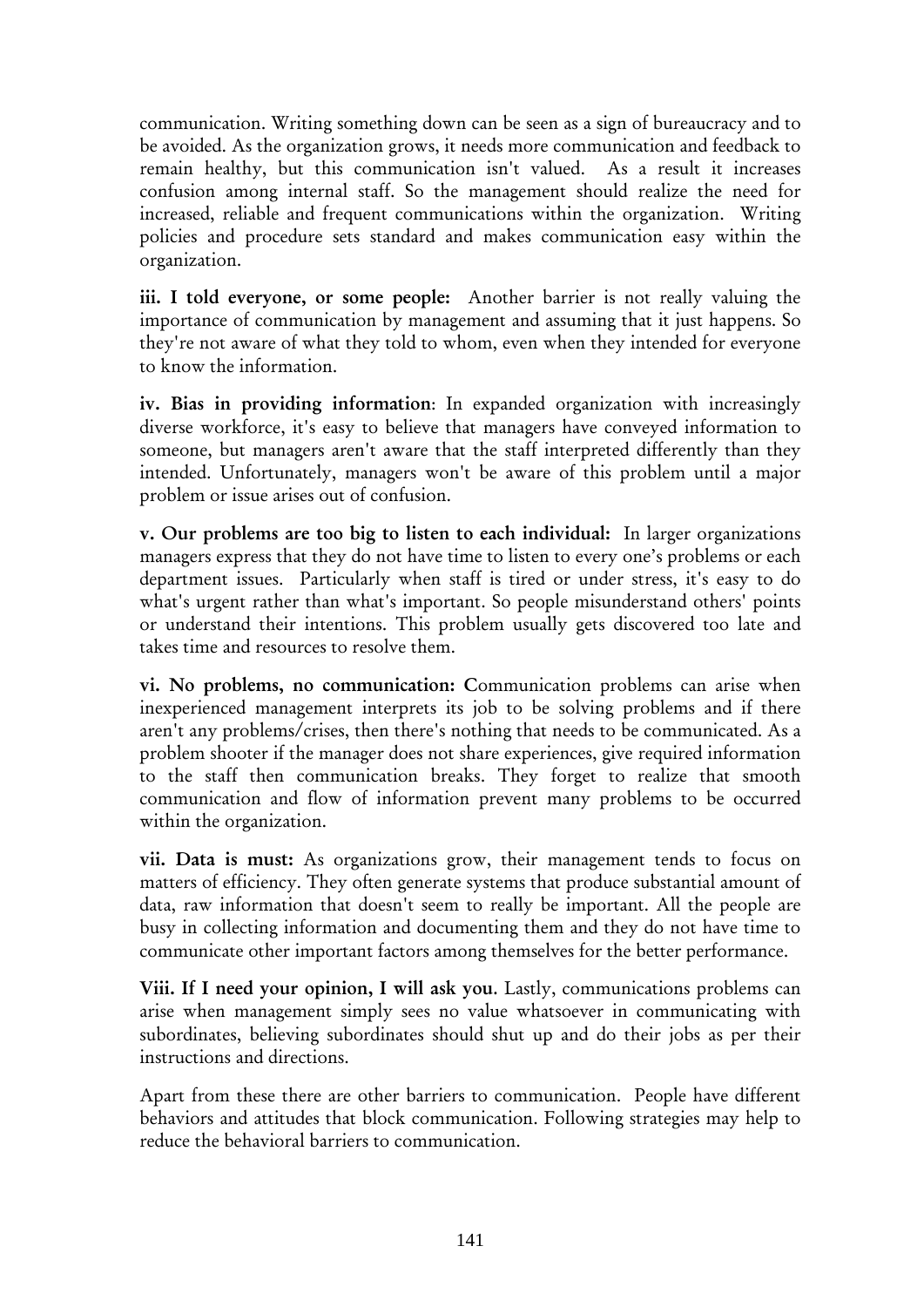communication. Writing something down can be seen as a sign of bureaucracy and to be avoided. As the organization grows, it needs more communication and feedback to remain healthy, but this communication isn't valued. As a result it increases confusion among internal staff. So the management should realize the need for increased, reliable and frequent communications within the organization. Writing policies and procedure sets standard and makes communication easy within the organization.

**iii. I told everyone, or some people:** Another barrier is not really valuing the importance of communication by management and assuming that it just happens. So they're not aware of what they told to whom, even when they intended for everyone to know the information.

**iv. Bias in providing information**: In expanded organization with increasingly diverse workforce, it's easy to believe that managers have conveyed information to someone, but managers aren't aware that the staff interpreted differently than they intended. Unfortunately, managers won't be aware of this problem until a major problem or issue arises out of confusion.

**v. Our problems are too big to listen to each individual:** In larger organizations managers express that they do not have time to listen to every one's problems or each department issues. Particularly when staff is tired or under stress, it's easy to do what's urgent rather than what's important. So people misunderstand others' points or understand their intentions. This problem usually gets discovered too late and takes time and resources to resolve them.

**vi. No problems, no communication:** Communication problems can arise when inexperienced management interprets its job to be solving problems and if there aren't any problems/crises, then there's nothing that needs to be communicated. As a problem shooter if the manager does not share experiences, give required information to the staff then communication breaks. They forget to realize that smooth communication and flow of information prevent many problems to be occurred within the organization.

**vii. Data is must:** As organizations grow, their management tends to focus on matters of efficiency. They often generate systems that produce substantial amount of data, raw information that doesn't seem to really be important. All the people are busy in collecting information and documenting them and they do not have time to communicate other important factors among themselves for the better performance.

**Viii. If I need your opinion, I will ask you.** Lastly, communications problems can arise when management simply sees no value whatsoever in communicating with subordinates, believing subordinates should shut up and do their jobs as per their instructions and directions.

Apart from these there are other barriers to communication. People have different behaviors and attitudes that block communication. Following strategies may help to reduce the behavioral barriers to communication.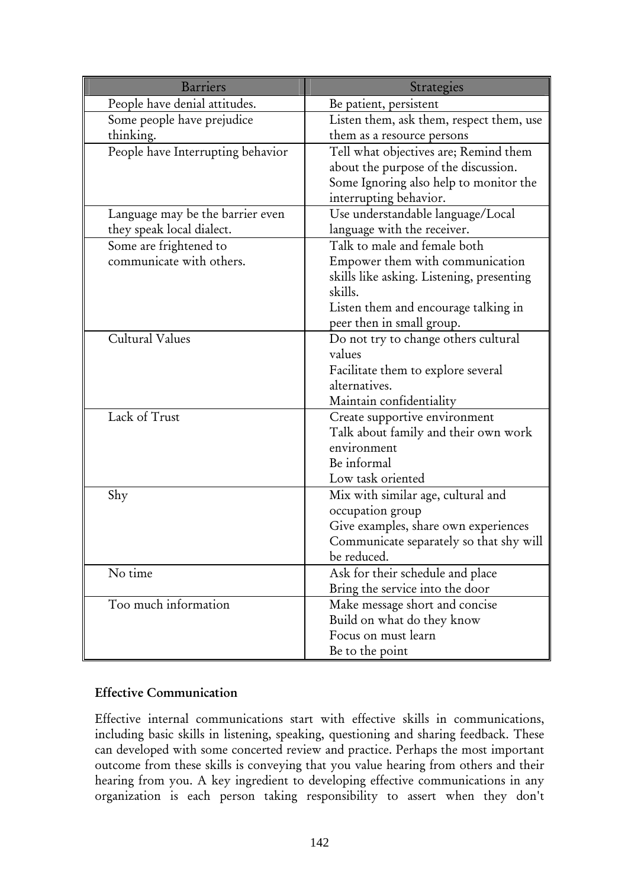| Barriers | Strategies |
|---|---|
| People have denial attitudes. | Be patient, persistent |
| Some people have prejudice thinking. | Listen them, ask them, respect them, use them as a resource persons |
| People have Interrupting behavior | Tell what objectives are; Remind them about the purpose of the discussion. Some Ignoring also help to monitor the interrupting behavior. |
| Language may be the barrier even they speak local dialect. | Use understandable language/Local language with the receiver. |
| Some are frightened to communicate with others. | Talk to male and female both<br>Empower them with communication skills like asking. Listening, presenting skills.<br>Listen them and encourage talking in peer then in small group. |
| Cultural Values | Do not try to change others cultural values<br>Facilitate them to explore several alternatives.<br>Maintain confidentiality |
| Lack of Trust | Create supportive environment<br>Talk about family and their own work environment<br>Be informal<br>Low task oriented |
| Shy | Mix with similar age, cultural and occupation group<br>Give examples, share own experiences<br>Communicate separately so that shy will be reduced. |
| No time | Ask for their schedule and place<br>Bring the service into the door |
| Too much information | Make message short and concise<br>Build on what do they know<br>Focus on must learn<br>Be to the point |

**Effective Communication**

Effective internal communications start with effective skills in communications, including basic skills in listening, speaking, questioning and sharing feedback. These can developed with some concerted review and practice. Perhaps the most important outcome from these skills is conveying that you value hearing from others and their hearing from you. A key ingredient to developing effective communications in any organization is each person taking responsibility to assert when they don't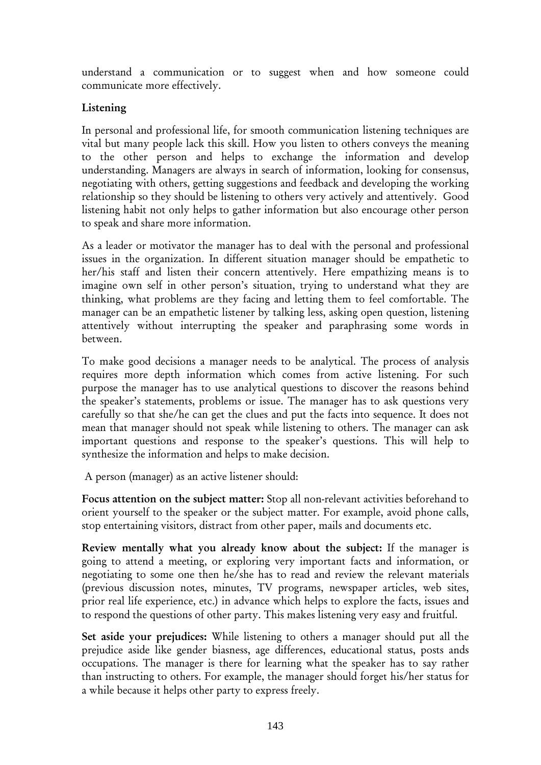understand a communication or to suggest when and how someone could communicate more effectively.

**Listening**

In personal and professional life, for smooth communication listening techniques are vital but many people lack this skill. How you listen to others conveys the meaning to the other person and helps to exchange the information and develop understanding. Managers are always in search of information, looking for consensus, negotiating with others, getting suggestions and feedback and developing the working relationship so they should be listening to others very actively and attentively. Good listening habit not only helps to gather information but also encourage other person to speak and share more information.

As a leader or motivator the manager has to deal with the personal and professional issues in the organization. In different situation manager should be empathetic to her/his staff and listen their concern attentively. Here empathizing means is to imagine own self in other person's situation, trying to understand what they are thinking, what problems are they facing and letting them to feel comfortable. The manager can be an empathetic listener by talking less, asking open question, listening attentively without interrupting the speaker and paraphrasing some words in between.

To make good decisions a manager needs to be analytical. The process of analysis requires more depth information which comes from active listening. For such purpose the manager has to use analytical questions to discover the reasons behind the speaker's statements, problems or issue. The manager has to ask questions very carefully so that she/he can get the clues and put the facts into sequence. It does not mean that manager should not speak while listening to others. The manager can ask important questions and response to the speaker's questions. This will help to synthesize the information and helps to make decision.

A person (manager) as an active listener should:

**Focus attention on the subject matter:** Stop all non-relevant activities beforehand to orient yourself to the speaker or the subject matter. For example, avoid phone calls, stop entertaining visitors, distract from other paper, mails and documents etc.

**Review mentally what you already know about the subject:** If the manager is going to attend a meeting, or exploring very important facts and information, or negotiating to some one then he/she has to read and review the relevant materials (previous discussion notes, minutes, TV programs, newspaper articles, web sites, prior real life experience, etc.) in advance which helps to explore the facts, issues and to respond the questions of other party. This makes listening very easy and fruitful.

**Set aside your prejudices:** While listening to others a manager should put all the prejudice aside like gender biasness, age differences, educational status, posts ands occupations. The manager is there for learning what the speaker has to say rather than instructing to others. For example, the manager should forget his/her status for a while because it helps other party to express freely.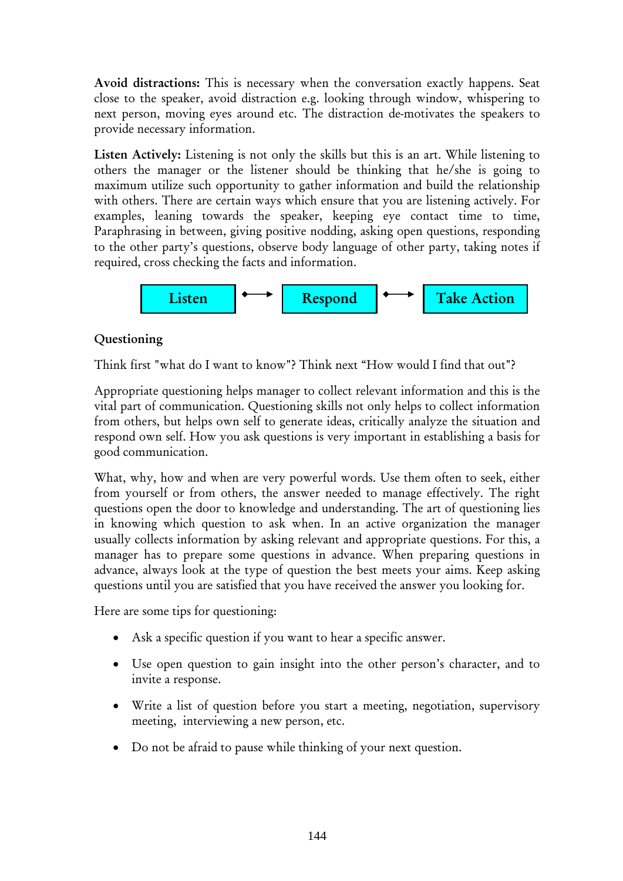**Avoid distractions:** This is necessary when the conversation exactly happens. Seat close to the speaker, avoid distraction e.g. looking through window, whispering to next person, moving eyes around etc. The distraction de-motivates the speakers to provide necessary information.

**Listen Actively:** Listening is not only the skills but this is an art. While listening to others the manager or the listener should be thinking that he/she is going to maximum utilize such opportunity to gather information and build the relationship with others. There are certain ways which ensure that you are listening actively. For examples, leaning towards the speaker, keeping eye contact time to time, Paraphrasing in between, giving positive nodding, asking open questions, responding to the other party's questions, observe body language of other party, taking notes if required, cross checking the facts and information.

**Listen** ⟷ **Respond** ⟷ **Take Action**

### Questioning

Think first "what do I want to know"? Think next "How would I find that out"?

Appropriate questioning helps manager to collect relevant information and this is the vital part of communication. Questioning skills not only helps to collect information from others, but helps own self to generate ideas, critically analyze the situation and respond own self. How you ask questions is very important in establishing a basis for good communication.

What, why, how and when are very powerful words. Use them often to seek, either from yourself or from others, the answer needed to manage effectively. The right questions open the door to knowledge and understanding. The art of questioning lies in knowing which question to ask when. In an active organization the manager usually collects information by asking relevant and appropriate questions. For this, a manager has to prepare some questions in advance. When preparing questions in advance, always look at the type of question the best meets your aims. Keep asking questions until you are satisfied that you have received the answer you looking for.

Here are some tips for questioning:

- Ask a specific question if you want to hear a specific answer.
- Use open question to gain insight into the other person's character, and to invite a response.
- Write a list of question before you start a meeting, negotiation, supervisory meeting, interviewing a new person, etc.
- Do not be afraid to pause while thinking of your next question.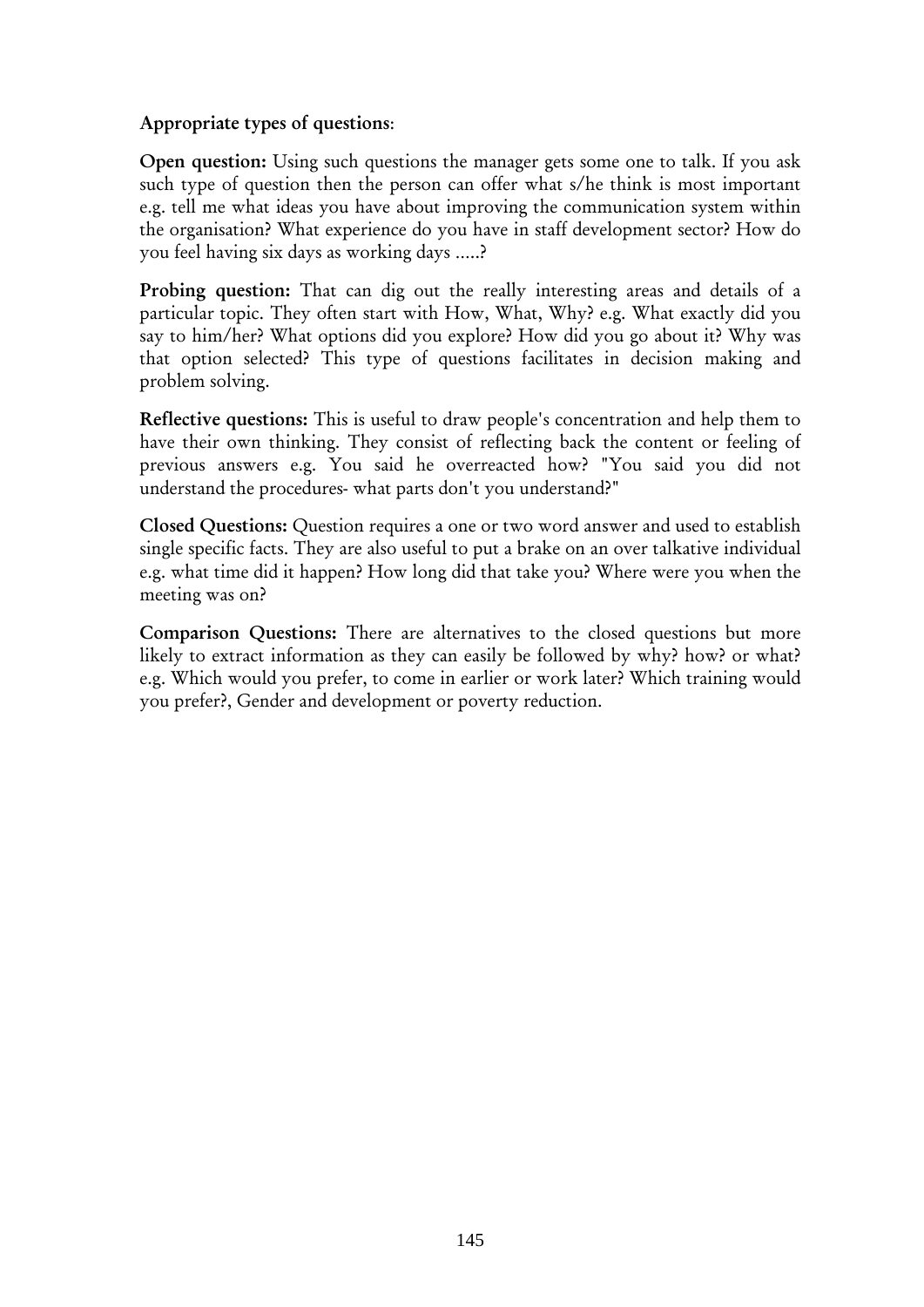**Appropriate types of questions**:

**Open question:** Using such questions the manager gets some one to talk. If you ask such type of question then the person can offer what s/he think is most important e.g. tell me what ideas you have about improving the communication system within the organisation? What experience do you have in staff development sector? How do you feel having six days as working days .....?

**Probing question:** That can dig out the really interesting areas and details of a particular topic. They often start with How, What, Why? e.g. What exactly did you say to him/her? What options did you explore? How did you go about it? Why was that option selected? This type of questions facilitates in decision making and problem solving.

**Reflective questions:** This is useful to draw people's concentration and help them to have their own thinking. They consist of reflecting back the content or feeling of previous answers e.g. You said he overreacted how? "You said you did not understand the procedures- what parts don't you understand?"

**Closed Questions:** Question requires a one or two word answer and used to establish single specific facts. They are also useful to put a brake on an over talkative individual e.g. what time did it happen? How long did that take you? Where were you when the meeting was on?

**Comparison Questions:** There are alternatives to the closed questions but more likely to extract information as they can easily be followed by why? how? or what? e.g. Which would you prefer, to come in earlier or work later? Which training would you prefer?, Gender and development or poverty reduction.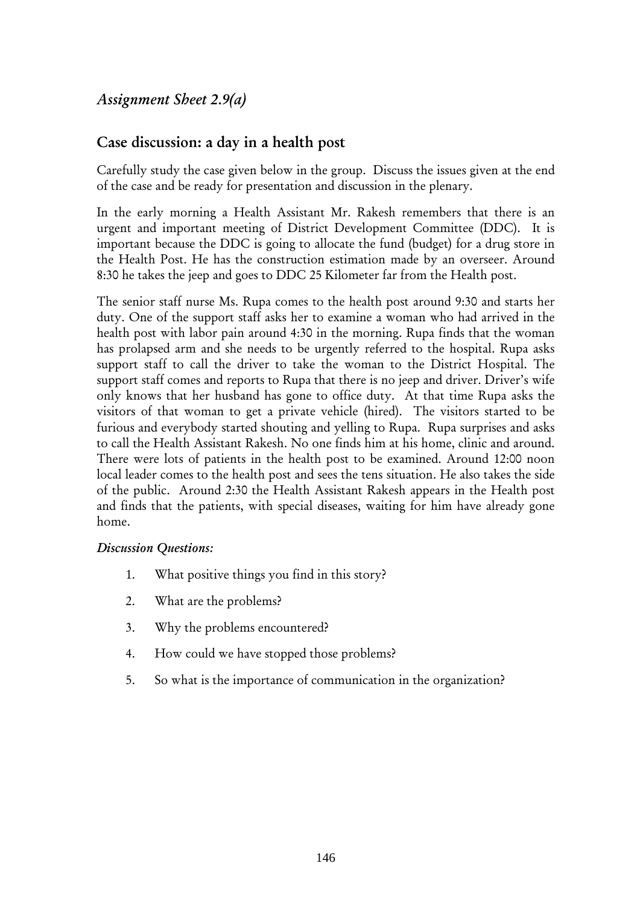## *Assignment Sheet 2.9(a)*

## Case discussion: a day in a health post

Carefully study the case given below in the group. Discuss the issues given at the end of the case and be ready for presentation and discussion in the plenary.

In the early morning a Health Assistant Mr. Rakesh remembers that there is an urgent and important meeting of District Development Committee (DDC). It is important because the DDC is going to allocate the fund (budget) for a drug store in the Health Post. He has the construction estimation made by an overseer. Around 8:30 he takes the jeep and goes to DDC 25 Kilometer far from the Health post.

The senior staff nurse Ms. Rupa comes to the health post around 9:30 and starts her duty. One of the support staff asks her to examine a woman who had arrived in the health post with labor pain around 4:30 in the morning. Rupa finds that the woman has prolapsed arm and she needs to be urgently referred to the hospital. Rupa asks support staff to call the driver to take the woman to the District Hospital. The support staff comes and reports to Rupa that there is no jeep and driver. Driver's wife only knows that her husband has gone to office duty. At that time Rupa asks the visitors of that woman to get a private vehicle (hired). The visitors started to be furious and everybody started shouting and yelling to Rupa. Rupa surprises and asks to call the Health Assistant Rakesh. No one finds him at his home, clinic and around. There were lots of patients in the health post to be examined. Around 12:00 noon local leader comes to the health post and sees the tens situation. He also takes the side of the public. Around 2:30 the Health Assistant Rakesh appears in the Health post and finds that the patients, with special diseases, waiting for him have already gone home.

*Discussion Questions:*

1. What positive things you find in this story?
2. What are the problems?
3. Why the problems encountered?
4. How could we have stopped those problems?
5. So what is the importance of communication in the organization?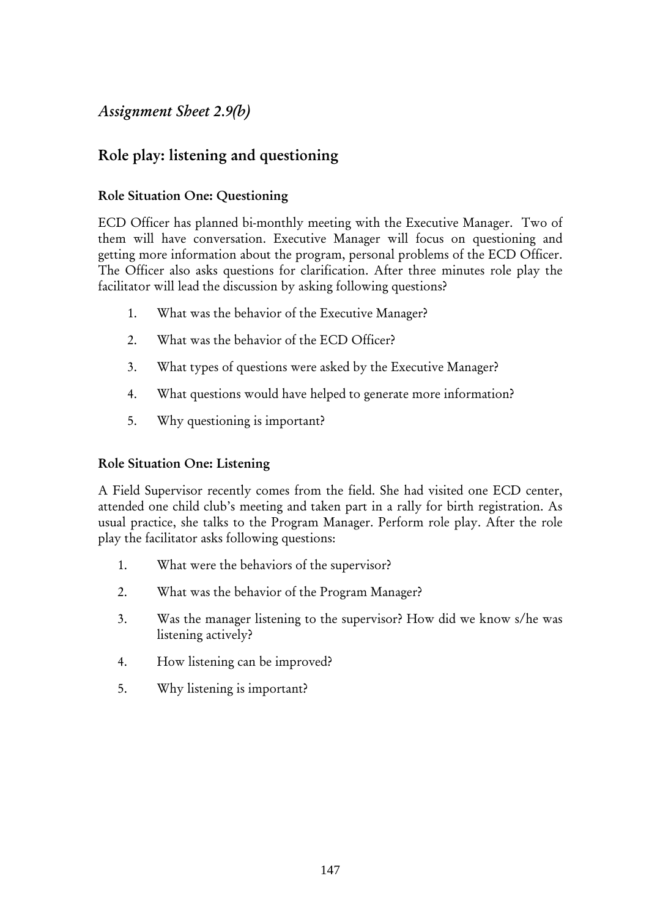*Assignment Sheet 2.9(b)*

## Role play: listening and questioning

### Role Situation One: Questioning

ECD Officer has planned bi-monthly meeting with the Executive Manager. Two of them will have conversation. Executive Manager will focus on questioning and getting more information about the program, personal problems of the ECD Officer. The Officer also asks questions for clarification. After three minutes role play the facilitator will lead the discussion by asking following questions?

1. What was the behavior of the Executive Manager?
2. What was the behavior of the ECD Officer?
3. What types of questions were asked by the Executive Manager?
4. What questions would have helped to generate more information?
5. Why questioning is important?

### Role Situation One: Listening

A Field Supervisor recently comes from the field. She had visited one ECD center, attended one child club's meeting and taken part in a rally for birth registration. As usual practice, she talks to the Program Manager. Perform role play. After the role play the facilitator asks following questions:

1. What were the behaviors of the supervisor?
2. What was the behavior of the Program Manager?
3. Was the manager listening to the supervisor? How did we know s/he was listening actively?
4. How listening can be improved?
5. Why listening is important?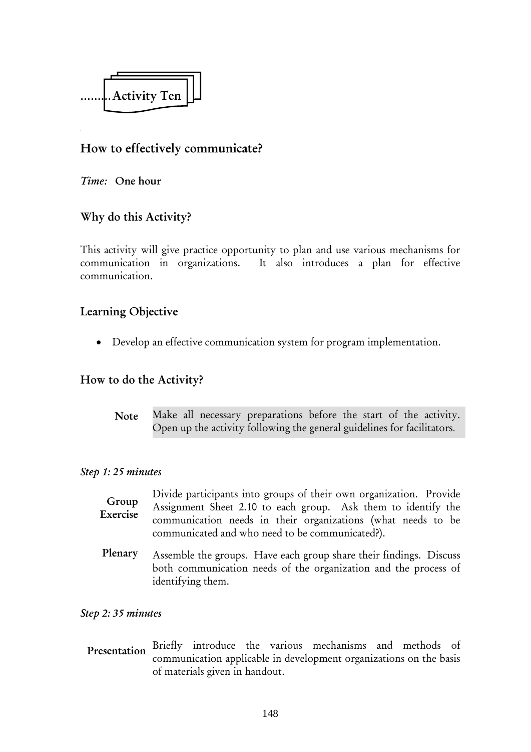.........Activity Ten

## How to effectively communicate?

*Time:* **One hour**

### Why do this Activity?

This activity will give practice opportunity to plan and use various mechanisms for communication in organizations. It also introduces a plan for effective communication.

### Learning Objective

- Develop an effective communication system for program implementation.

### How to do the Activity?

**Note** Make all necessary preparations before the start of the activity. Open up the activity following the general guidelines for facilitators.

*Step 1: 25 minutes*

**Group Exercise** Divide participants into groups of their own organization. Provide Assignment Sheet 2.10 to each group. Ask them to identify the communication needs in their organizations (what needs to be communicated and who need to be communicated?).

**Plenary** Assemble the groups. Have each group share their findings. Discuss both communication needs of the organization and the process of identifying them.

*Step 2: 35 minutes*

**Presentation** Briefly introduce the various mechanisms and methods of communication applicable in development organizations on the basis of materials given in handout.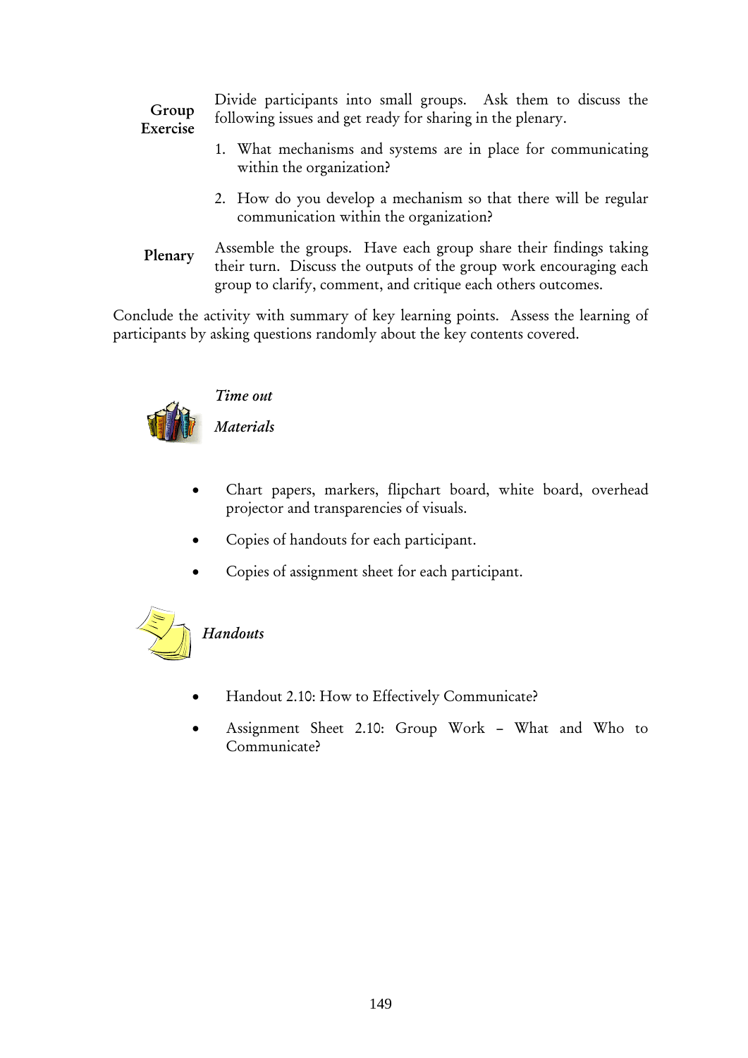**Group Exercise** Divide participants into small groups. Ask them to discuss the following issues and get ready for sharing in the plenary.

1. What mechanisms and systems are in place for communicating within the organization?
2. How do you develop a mechanism so that there will be regular communication within the organization?

**Plenary** Assemble the groups. Have each group share their findings taking their turn. Discuss the outputs of the group work encouraging each group to clarify, comment, and critique each others outcomes.

Conclude the activity with summary of key learning points. Assess the learning of participants by asking questions randomly about the key contents covered.

*Time out*

*Materials*

- Chart papers, markers, flipchart board, white board, overhead projector and transparencies of visuals.
- Copies of handouts for each participant.
- Copies of assignment sheet for each participant.

*Handouts*

- Handout 2.10: How to Effectively Communicate?
- Assignment Sheet 2.10: Group Work – What and Who to Communicate?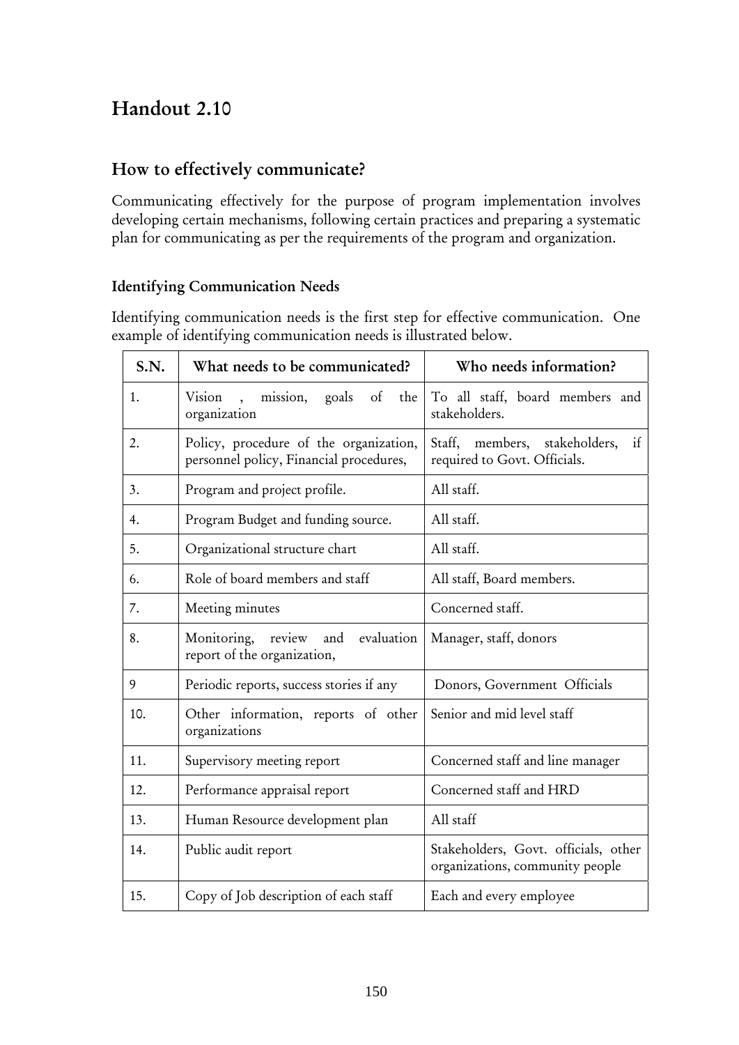# Handout 2.10

## How to effectively communicate?

Communicating effectively for the purpose of program implementation involves developing certain mechanisms, following certain practices and preparing a systematic plan for communicating as per the requirements of the program and organization.

### Identifying Communication Needs

Identifying communication needs is the first step for effective communication. One example of identifying communication needs is illustrated below.

| S.N. | What needs to be communicated? | Who needs information? |
|---|---|---|
| 1. | Vision , mission, goals of the organization | To all staff, board members and stakeholders. |
| 2. | Policy, procedure of the organization, personnel policy, Financial procedures, | Staff, members, stakeholders, if required to Govt. Officials. |
| 3. | Program and project profile. | All staff. |
| 4. | Program Budget and funding source. | All staff. |
| 5. | Organizational structure chart | All staff. |
| 6. | Role of board members and staff | All staff, Board members. |
| 7. | Meeting minutes | Concerned staff. |
| 8. | Monitoring, review and evaluation report of the organization, | Manager, staff, donors |
| 9 | Periodic reports, success stories if any | Donors, Government Officials |
| 10. | Other information, reports of other organizations | Senior and mid level staff |
| 11. | Supervisory meeting report | Concerned staff and line manager |
| 12. | Performance appraisal report | Concerned staff and HRD |
| 13. | Human Resource development plan | All staff |
| 14. | Public audit report | Stakeholders, Govt. officials, other organizations, community people |
| 15. | Copy of Job description of each staff | Each and every employee |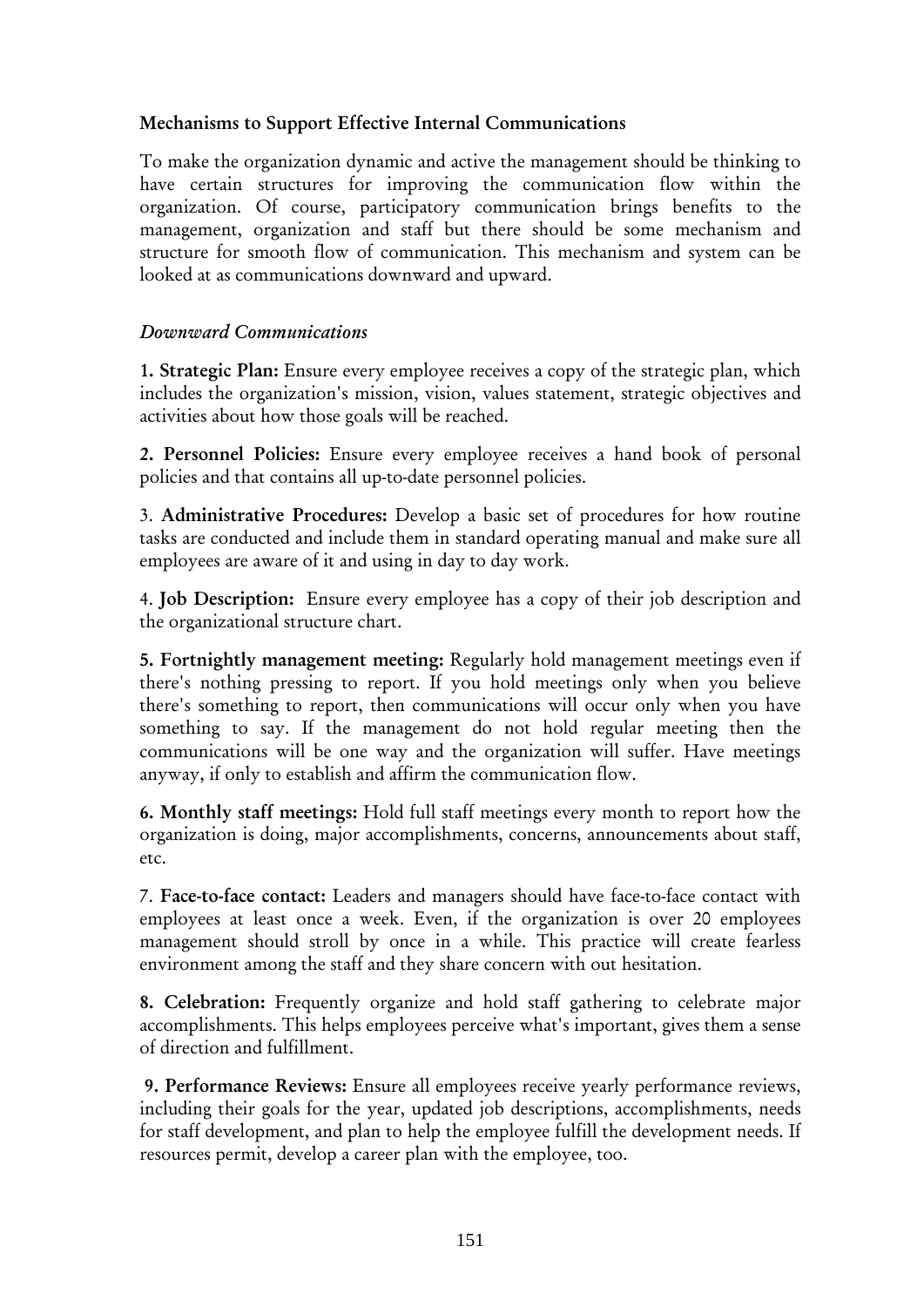### Mechanisms to Support Effective Internal Communications

To make the organization dynamic and active the management should be thinking to have certain structures for improving the communication flow within the organization. Of course, participatory communication brings benefits to the management, organization and staff but there should be some mechanism and structure for smooth flow of communication. This mechanism and system can be looked at as communications downward and upward.

#### *Downward Communications*

**1. Strategic Plan:** Ensure every employee receives a copy of the strategic plan, which includes the organization's mission, vision, values statement, strategic objectives and activities about how those goals will be reached.

**2. Personnel Policies:** Ensure every employee receives a hand book of personal policies and that contains all up-to-date personnel policies.

3. **Administrative Procedures:** Develop a basic set of procedures for how routine tasks are conducted and include them in standard operating manual and make sure all employees are aware of it and using in day to day work.

4. **Job Description:** Ensure every employee has a copy of their job description and the organizational structure chart.

**5. Fortnightly management meeting:** Regularly hold management meetings even if there's nothing pressing to report. If you hold meetings only when you believe there's something to report, then communications will occur only when you have something to say. If the management do not hold regular meeting then the communications will be one way and the organization will suffer. Have meetings anyway, if only to establish and affirm the communication flow.

**6. Monthly staff meetings:** Hold full staff meetings every month to report how the organization is doing, major accomplishments, concerns, announcements about staff, etc.

7. **Face-to-face contact:** Leaders and managers should have face-to-face contact with employees at least once a week. Even, if the organization is over 20 employees management should stroll by once in a while. This practice will create fearless environment among the staff and they share concern with out hesitation.

**8. Celebration:** Frequently organize and hold staff gathering to celebrate major accomplishments. This helps employees perceive what's important, gives them a sense of direction and fulfillment.

**9. Performance Reviews:** Ensure all employees receive yearly performance reviews, including their goals for the year, updated job descriptions, accomplishments, needs for staff development, and plan to help the employee fulfill the development needs. If resources permit, develop a career plan with the employee, too.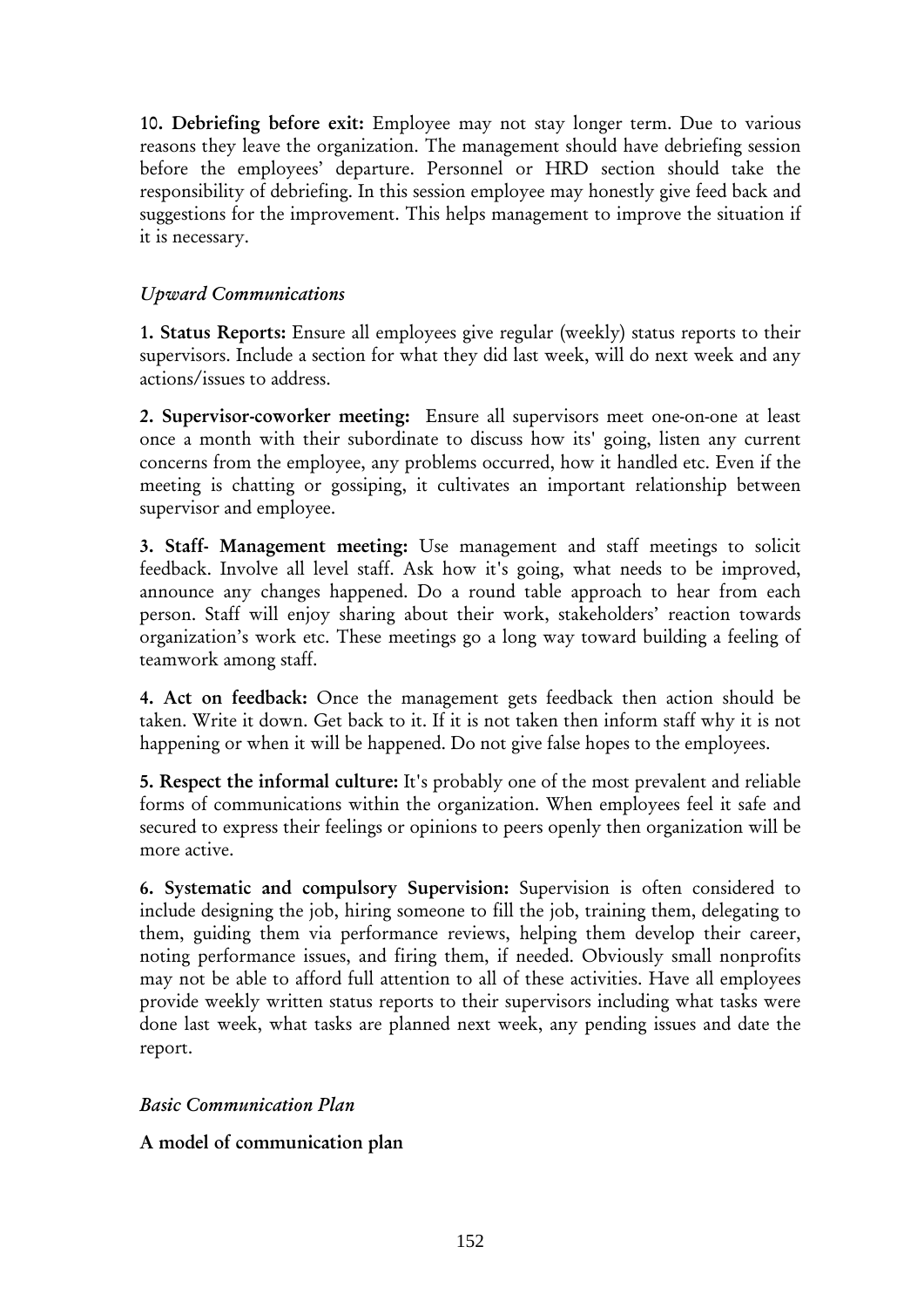**10. Debriefing before exit:** Employee may not stay longer term. Due to various reasons they leave the organization. The management should have debriefing session before the employees' departure. Personnel or HRD section should take the responsibility of debriefing. In this session employee may honestly give feed back and suggestions for the improvement. This helps management to improve the situation if it is necessary.

*Upward Communications*

**1. Status Reports:** Ensure all employees give regular (weekly) status reports to their supervisors. Include a section for what they did last week, will do next week and any actions/issues to address.

**2. Supervisor-coworker meeting:** Ensure all supervisors meet one-on-one at least once a month with their subordinate to discuss how its' going, listen any current concerns from the employee, any problems occurred, how it handled etc. Even if the meeting is chatting or gossiping, it cultivates an important relationship between supervisor and employee.

**3. Staff- Management meeting:** Use management and staff meetings to solicit feedback. Involve all level staff. Ask how it's going, what needs to be improved, announce any changes happened. Do a round table approach to hear from each person. Staff will enjoy sharing about their work, stakeholders' reaction towards organization's work etc. These meetings go a long way toward building a feeling of teamwork among staff.

**4. Act on feedback:** Once the management gets feedback then action should be taken. Write it down. Get back to it. If it is not taken then inform staff why it is not happening or when it will be happened. Do not give false hopes to the employees.

**5. Respect the informal culture:** It's probably one of the most prevalent and reliable forms of communications within the organization. When employees feel it safe and secured to express their feelings or opinions to peers openly then organization will be more active.

**6. Systematic and compulsory Supervision:** Supervision is often considered to include designing the job, hiring someone to fill the job, training them, delegating to them, guiding them via performance reviews, helping them develop their career, noting performance issues, and firing them, if needed. Obviously small nonprofits may not be able to afford full attention to all of these activities. Have all employees provide weekly written status reports to their supervisors including what tasks were done last week, what tasks are planned next week, any pending issues and date the report.

*Basic Communication Plan*

**A model of communication plan**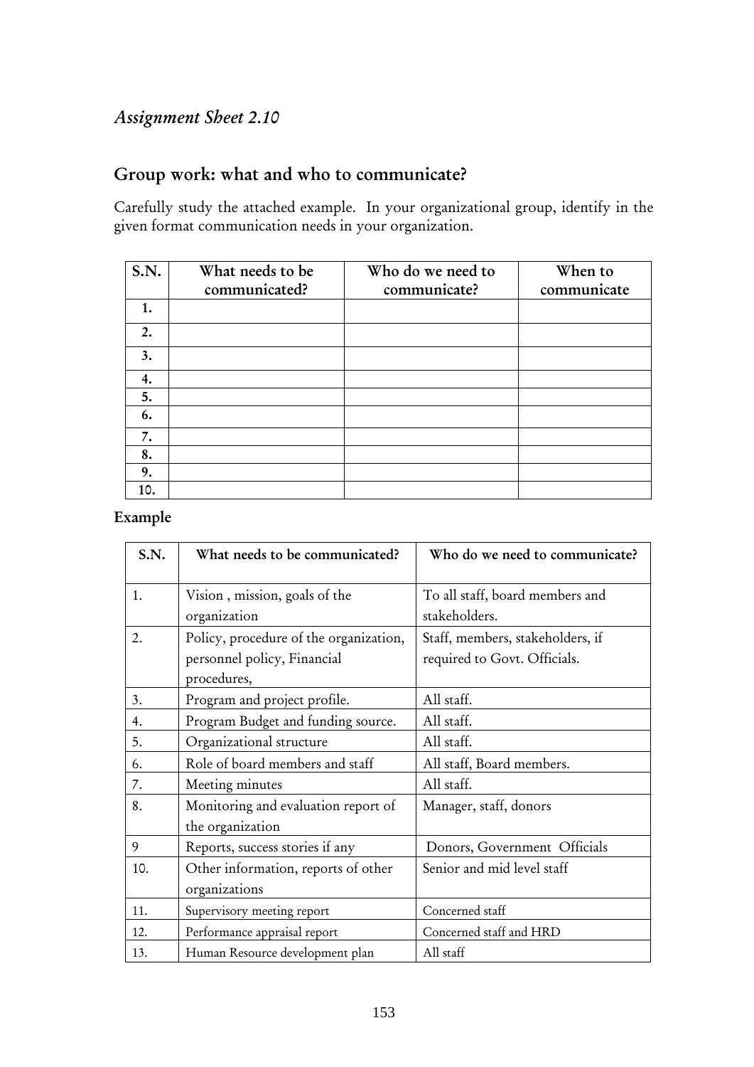*Assignment Sheet 2.10*

## Group work: what and who to communicate?

Carefully study the attached example. In your organizational group, identify in the given format communication needs in your organization.

| S.N. | What needs to be communicated? | Who do we need to communicate? | When to communicate |
|---|---|---|---|
| 1. | | | |
| 2. | | | |
| 3. | | | |
| 4. | | | |
| 5. | | | |
| 6. | | | |
| 7. | | | |
| 8. | | | |
| 9. | | | |
| 10. | | | |

**Example**

| S.N. | What needs to be communicated? | Who do we need to communicate? |
|---|---|---|
| 1. | Vision , mission, goals of the organization | To all staff, board members and stakeholders. |
| 2. | Policy, procedure of the organization, personnel policy, Financial procedures, | Staff, members, stakeholders, if required to Govt. Officials. |
| 3. | Program and project profile. | All staff. |
| 4. | Program Budget and funding source. | All staff. |
| 5. | Organizational structure | All staff. |
| 6. | Role of board members and staff | All staff, Board members. |
| 7. | Meeting minutes | All staff. |
| 8. | Monitoring and evaluation report of the organization | Manager, staff, donors |
| 9 | Reports, success stories if any | Donors, Government Officials |
| 10. | Other information, reports of other organizations | Senior and mid level staff |
| 11. | Supervisory meeting report | Concerned staff |
| 12. | Performance appraisal report | Concerned staff and HRD |
| 13. | Human Resource development plan | All staff |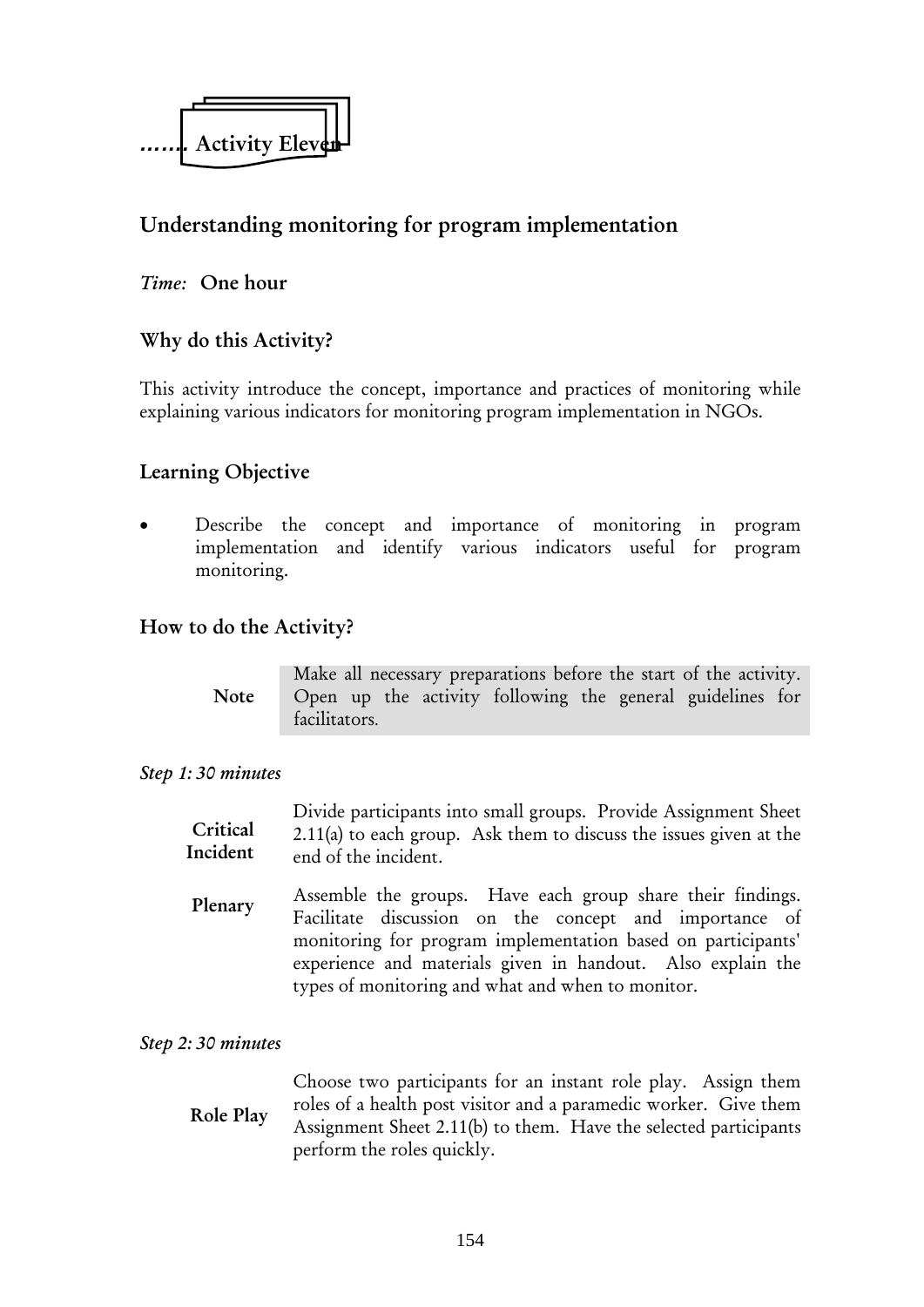# ……. Activity Eleven

## Understanding monitoring for program implementation

*Time:* **One hour**

### Why do this Activity?

This activity introduce the concept, importance and practices of monitoring while explaining various indicators for monitoring program implementation in NGOs.

### Learning Objective

- Describe the concept and importance of monitoring in program implementation and identify various indicators useful for program monitoring.

### How to do the Activity?

**Note** — Make all necessary preparations before the start of the activity. Open up the activity following the general guidelines for facilitators.

*Step 1: 30 minutes*

**Critical Incident** — Divide participants into small groups. Provide Assignment Sheet 2.11(a) to each group. Ask them to discuss the issues given at the end of the incident.

**Plenary** — Assemble the groups. Have each group share their findings. Facilitate discussion on the concept and importance of monitoring for program implementation based on participants' experience and materials given in handout. Also explain the types of monitoring and what and when to monitor.

*Step 2: 30 minutes*

**Role Play** — Choose two participants for an instant role play. Assign them roles of a health post visitor and a paramedic worker. Give them Assignment Sheet 2.11(b) to them. Have the selected participants perform the roles quickly.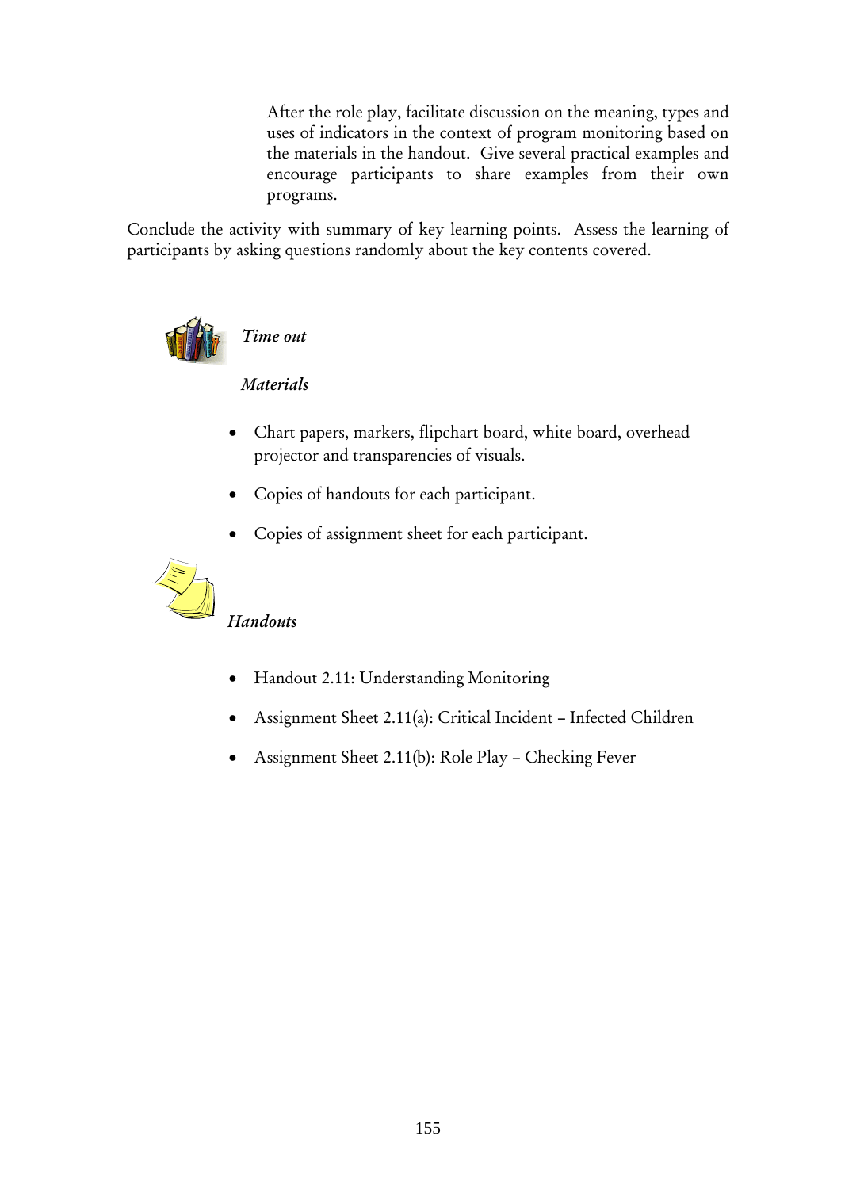After the role play, facilitate discussion on the meaning, types and uses of indicators in the context of program monitoring based on the materials in the handout. Give several practical examples and encourage participants to share examples from their own programs.

Conclude the activity with summary of key learning points. Assess the learning of participants by asking questions randomly about the key contents covered.

*Time out*

*Materials*

- Chart papers, markers, flipchart board, white board, overhead projector and transparencies of visuals.
- Copies of handouts for each participant.
- Copies of assignment sheet for each participant.

*Handouts*

- Handout 2.11: Understanding Monitoring
- Assignment Sheet 2.11(a): Critical Incident – Infected Children
- Assignment Sheet 2.11(b): Role Play – Checking Fever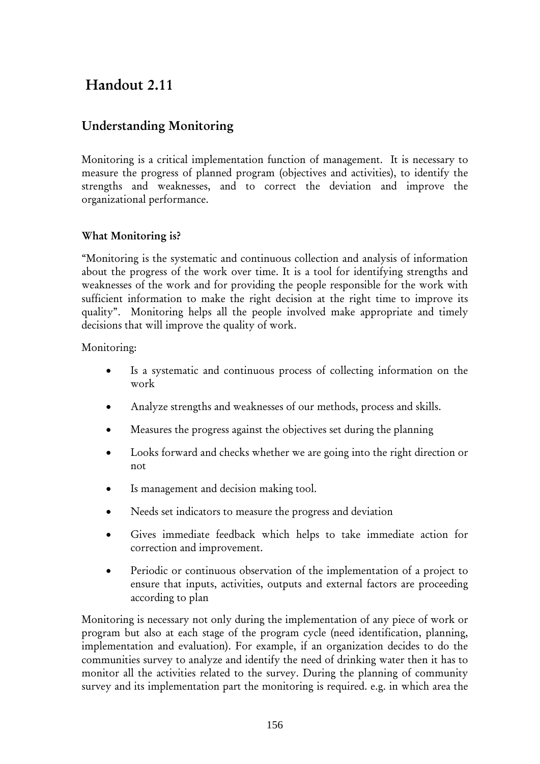# Handout 2.11

## Understanding Monitoring

Monitoring is a critical implementation function of management. It is necessary to measure the progress of planned program (objectives and activities), to identify the strengths and weaknesses, and to correct the deviation and improve the organizational performance.

### What Monitoring is?

"Monitoring is the systematic and continuous collection and analysis of information about the progress of the work over time. It is a tool for identifying strengths and weaknesses of the work and for providing the people responsible for the work with sufficient information to make the right decision at the right time to improve its quality". Monitoring helps all the people involved make appropriate and timely decisions that will improve the quality of work.

Monitoring:

- Is a systematic and continuous process of collecting information on the work
- Analyze strengths and weaknesses of our methods, process and skills.
- Measures the progress against the objectives set during the planning
- Looks forward and checks whether we are going into the right direction or not
- Is management and decision making tool.
- Needs set indicators to measure the progress and deviation
- Gives immediate feedback which helps to take immediate action for correction and improvement.
- Periodic or continuous observation of the implementation of a project to ensure that inputs, activities, outputs and external factors are proceeding according to plan

Monitoring is necessary not only during the implementation of any piece of work or program but also at each stage of the program cycle (need identification, planning, implementation and evaluation). For example, if an organization decides to do the communities survey to analyze and identify the need of drinking water then it has to monitor all the activities related to the survey. During the planning of community survey and its implementation part the monitoring is required. e.g. in which area the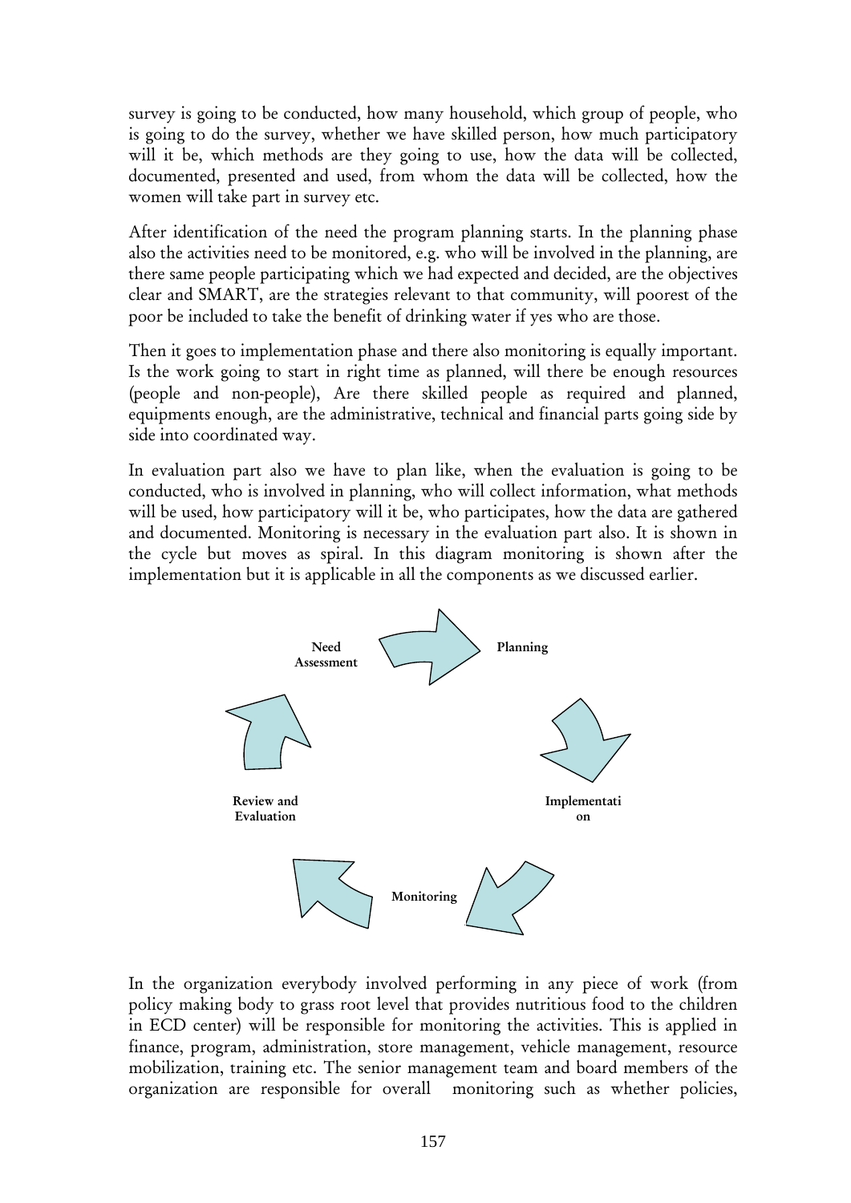survey is going to be conducted, how many household, which group of people, who is going to do the survey, whether we have skilled person, how much participatory will it be, which methods are they going to use, how the data will be collected, documented, presented and used, from whom the data will be collected, how the women will take part in survey etc.

After identification of the need the program planning starts. In the planning phase also the activities need to be monitored, e.g. who will be involved in the planning, are there same people participating which we had expected and decided, are the objectives clear and SMART, are the strategies relevant to that community, will poorest of the poor be included to take the benefit of drinking water if yes who are those.

Then it goes to implementation phase and there also monitoring is equally important. Is the work going to start in right time as planned, will there be enough resources (people and non-people), Are there skilled people as required and planned, equipments enough, are the administrative, technical and financial parts going side by side into coordinated way.

In evaluation part also we have to plan like, when the evaluation is going to be conducted, who is involved in planning, who will collect information, what methods will be used, how participatory will it be, who participates, how the data are gathered and documented. Monitoring is necessary in the evaluation part also. It is shown in the cycle but moves as spiral. In this diagram monitoring is shown after the implementation but it is applicable in all the components as we discussed earlier.

Need Assessment → Planning → Implementation → Monitoring → Review and Evaluation → Need Assessment

In the organization everybody involved performing in any piece of work (from policy making body to grass root level that provides nutritious food to the children in ECD center) will be responsible for monitoring the activities. This is applied in finance, program, administration, store management, vehicle management, resource mobilization, training etc. The senior management team and board members of the organization are responsible for overall monitoring such as whether policies,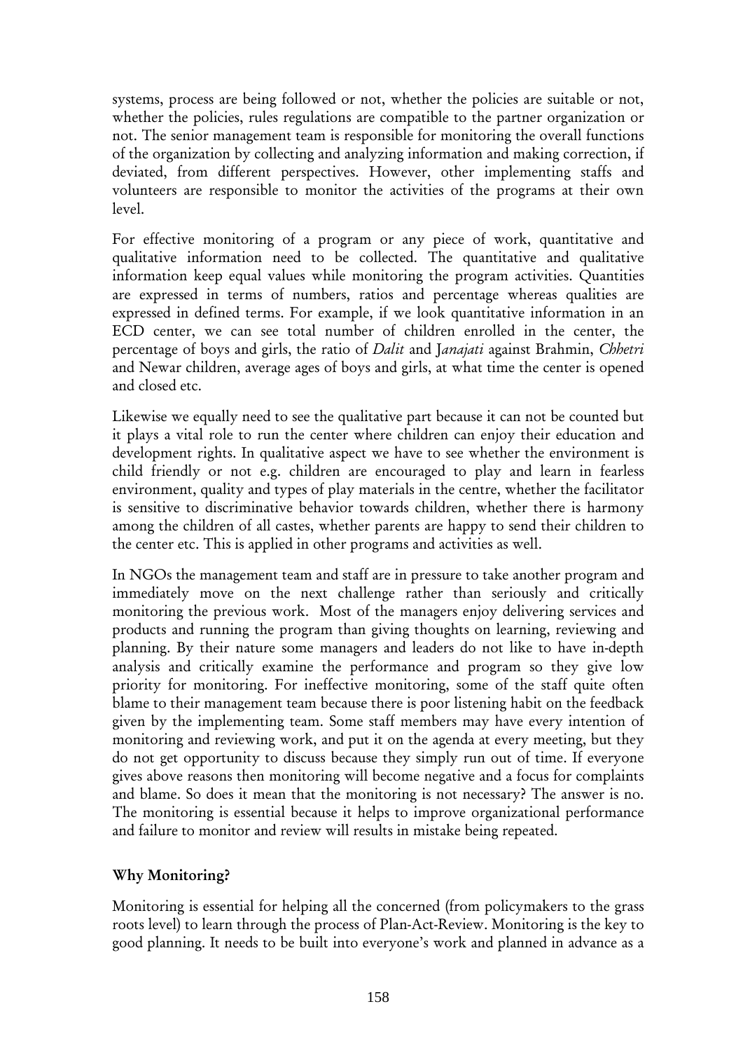systems, process are being followed or not, whether the policies are suitable or not, whether the policies, rules regulations are compatible to the partner organization or not. The senior management team is responsible for monitoring the overall functions of the organization by collecting and analyzing information and making correction, if deviated, from different perspectives. However, other implementing staffs and volunteers are responsible to monitor the activities of the programs at their own level.

For effective monitoring of a program or any piece of work, quantitative and qualitative information need to be collected. The quantitative and qualitative information keep equal values while monitoring the program activities. Quantities are expressed in terms of numbers, ratios and percentage whereas qualities are expressed in defined terms. For example, if we look quantitative information in an ECD center, we can see total number of children enrolled in the center, the percentage of boys and girls, the ratio of *Dalit* and J*anajati* against Brahmin, *Chhetri* and Newar children, average ages of boys and girls, at what time the center is opened and closed etc.

Likewise we equally need to see the qualitative part because it can not be counted but it plays a vital role to run the center where children can enjoy their education and development rights. In qualitative aspect we have to see whether the environment is child friendly or not e.g. children are encouraged to play and learn in fearless environment, quality and types of play materials in the centre, whether the facilitator is sensitive to discriminative behavior towards children, whether there is harmony among the children of all castes, whether parents are happy to send their children to the center etc. This is applied in other programs and activities as well.

In NGOs the management team and staff are in pressure to take another program and immediately move on the next challenge rather than seriously and critically monitoring the previous work. Most of the managers enjoy delivering services and products and running the program than giving thoughts on learning, reviewing and planning. By their nature some managers and leaders do not like to have in-depth analysis and critically examine the performance and program so they give low priority for monitoring. For ineffective monitoring, some of the staff quite often blame to their management team because there is poor listening habit on the feedback given by the implementing team. Some staff members may have every intention of monitoring and reviewing work, and put it on the agenda at every meeting, but they do not get opportunity to discuss because they simply run out of time. If everyone gives above reasons then monitoring will become negative and a focus for complaints and blame. So does it mean that the monitoring is not necessary? The answer is no. The monitoring is essential because it helps to improve organizational performance and failure to monitor and review will results in mistake being repeated.

**Why Monitoring?**

Monitoring is essential for helping all the concerned (from policymakers to the grass roots level) to learn through the process of Plan-Act-Review. Monitoring is the key to good planning. It needs to be built into everyone's work and planned in advance as a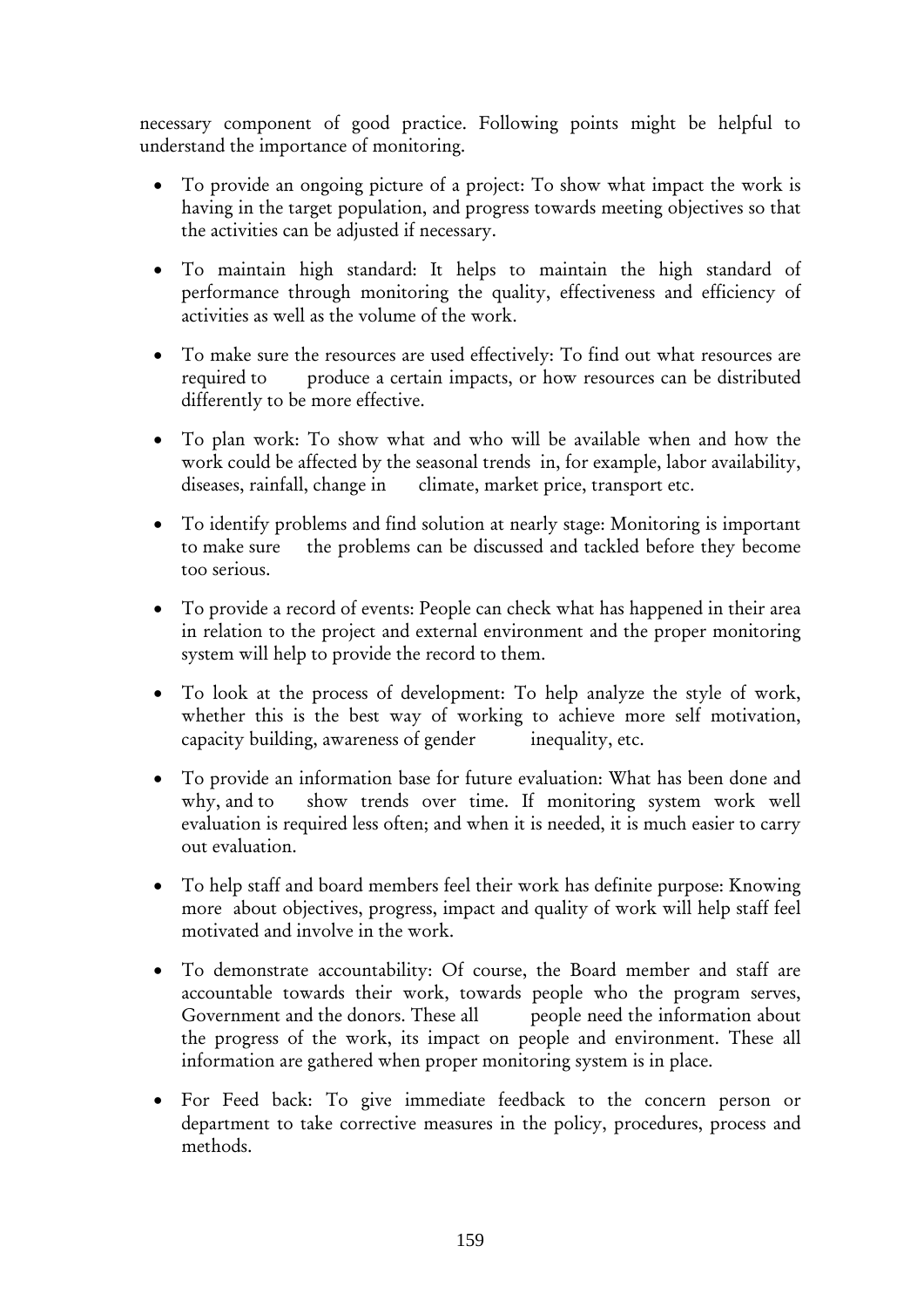necessary component of good practice. Following points might be helpful to understand the importance of monitoring.

- To provide an ongoing picture of a project: To show what impact the work is having in the target population, and progress towards meeting objectives so that the activities can be adjusted if necessary.

- To maintain high standard: It helps to maintain the high standard of performance through monitoring the quality, effectiveness and efficiency of activities as well as the volume of the work.

- To make sure the resources are used effectively: To find out what resources are required to produce a certain impacts, or how resources can be distributed differently to be more effective.

- To plan work: To show what and who will be available when and how the work could be affected by the seasonal trends in, for example, labor availability, diseases, rainfall, change in climate, market price, transport etc.

- To identify problems and find solution at nearly stage: Monitoring is important to make sure the problems can be discussed and tackled before they become too serious.

- To provide a record of events: People can check what has happened in their area in relation to the project and external environment and the proper monitoring system will help to provide the record to them.

- To look at the process of development: To help analyze the style of work, whether this is the best way of working to achieve more self motivation, capacity building, awareness of gender inequality, etc.

- To provide an information base for future evaluation: What has been done and why, and to show trends over time. If monitoring system work well evaluation is required less often; and when it is needed, it is much easier to carry out evaluation.

- To help staff and board members feel their work has definite purpose: Knowing more about objectives, progress, impact and quality of work will help staff feel motivated and involve in the work.

- To demonstrate accountability: Of course, the Board member and staff are accountable towards their work, towards people who the program serves, Government and the donors. These all people need the information about the progress of the work, its impact on people and environment. These all information are gathered when proper monitoring system is in place.

- For Feed back: To give immediate feedback to the concern person or department to take corrective measures in the policy, procedures, process and methods.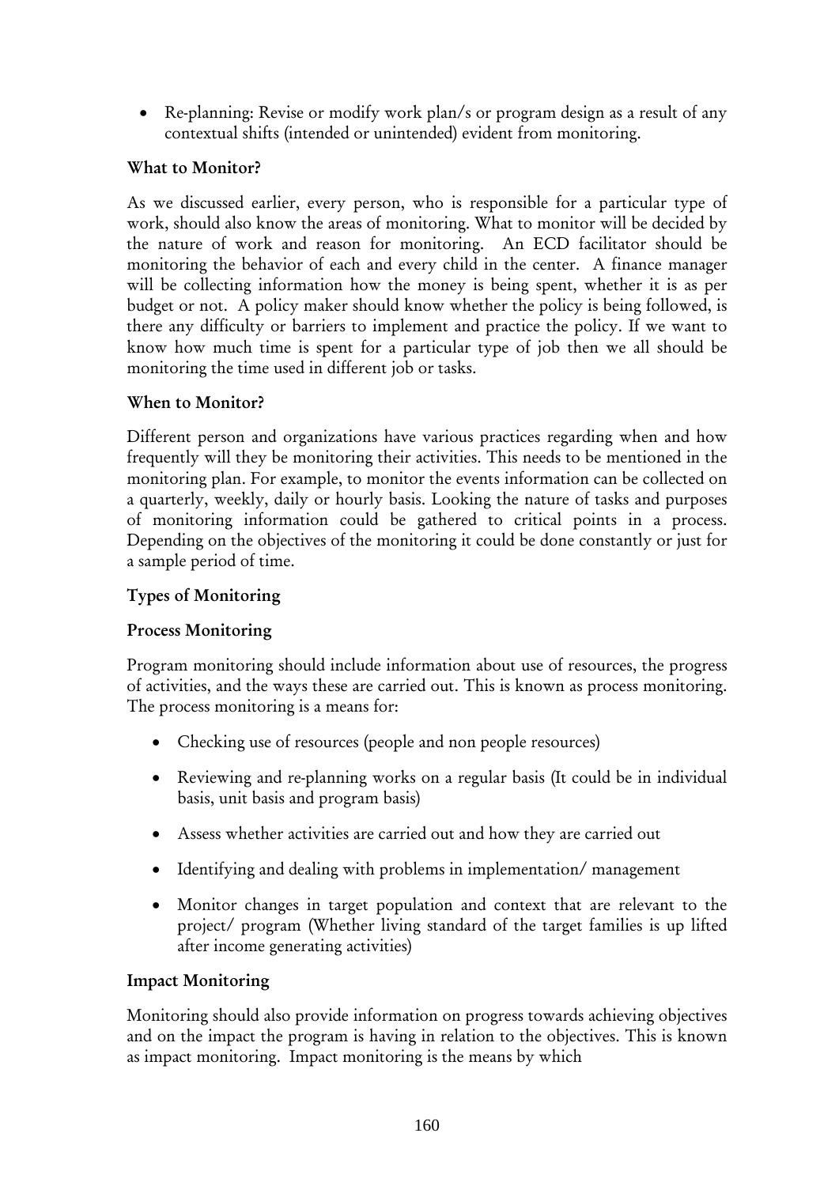- Re-planning: Revise or modify work plan/s or program design as a result of any contextual shifts (intended or unintended) evident from monitoring.

### What to Monitor?

As we discussed earlier, every person, who is responsible for a particular type of work, should also know the areas of monitoring. What to monitor will be decided by the nature of work and reason for monitoring. An ECD facilitator should be monitoring the behavior of each and every child in the center. A finance manager will be collecting information how the money is being spent, whether it is as per budget or not. A policy maker should know whether the policy is being followed, is there any difficulty or barriers to implement and practice the policy. If we want to know how much time is spent for a particular type of job then we all should be monitoring the time used in different job or tasks.

### When to Monitor?

Different person and organizations have various practices regarding when and how frequently will they be monitoring their activities. This needs to be mentioned in the monitoring plan. For example, to monitor the events information can be collected on a quarterly, weekly, daily or hourly basis. Looking the nature of tasks and purposes of monitoring information could be gathered to critical points in a process. Depending on the objectives of the monitoring it could be done constantly or just for a sample period of time.

### Types of Monitoring

### Process Monitoring

Program monitoring should include information about use of resources, the progress of activities, and the ways these are carried out. This is known as process monitoring. The process monitoring is a means for:

- Checking use of resources (people and non people resources)
- Reviewing and re-planning works on a regular basis (It could be in individual basis, unit basis and program basis)
- Assess whether activities are carried out and how they are carried out
- Identifying and dealing with problems in implementation/ management
- Monitor changes in target population and context that are relevant to the project/ program (Whether living standard of the target families is up lifted after income generating activities)

### Impact Monitoring

Monitoring should also provide information on progress towards achieving objectives and on the impact the program is having in relation to the objectives. This is known as impact monitoring. Impact monitoring is the means by which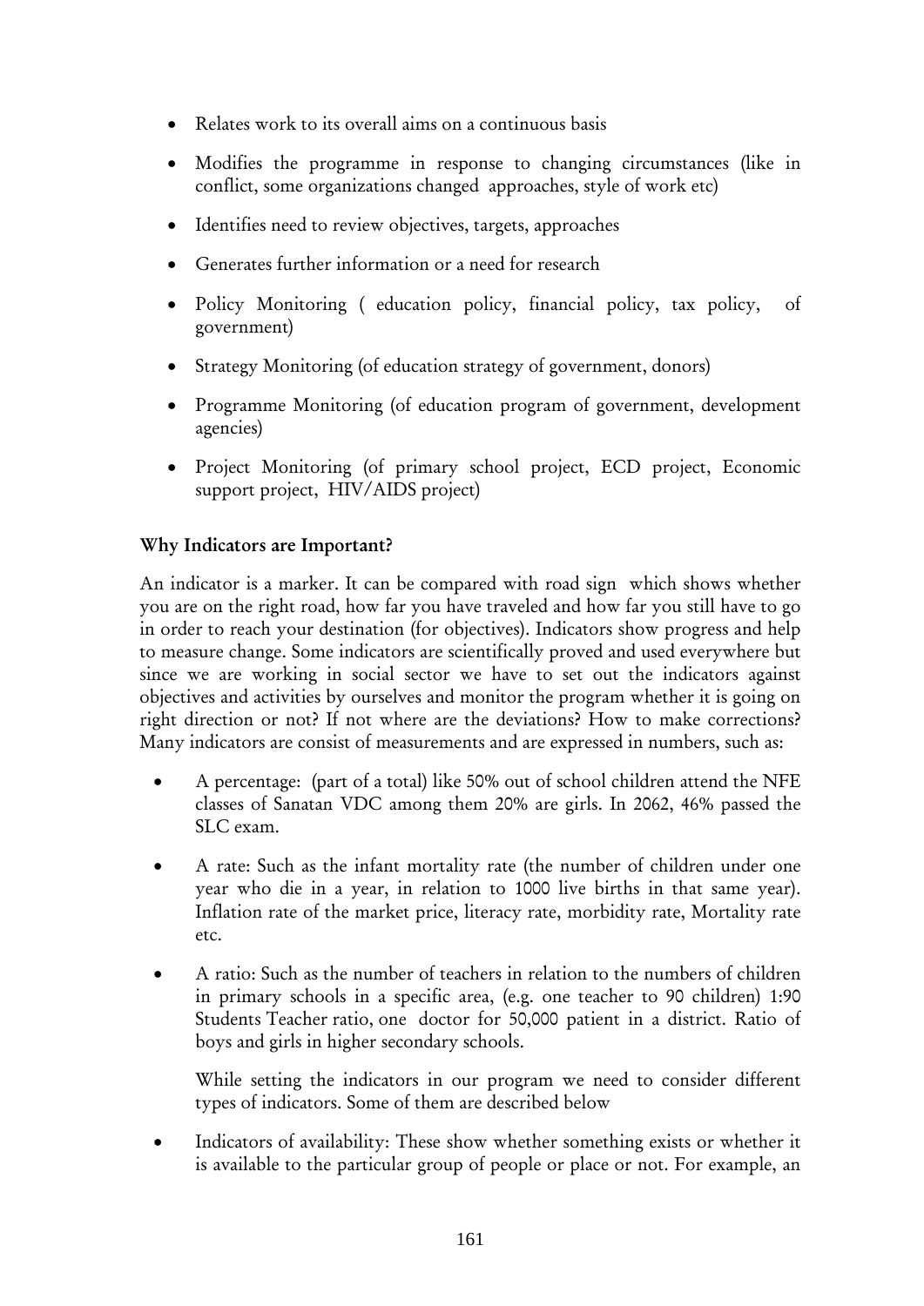- Relates work to its overall aims on a continuous basis
- Modifies the programme in response to changing circumstances (like in conflict, some organizations changed approaches, style of work etc)
- Identifies need to review objectives, targets, approaches
- Generates further information or a need for research
- Policy Monitoring ( education policy, financial policy, tax policy, of government)
- Strategy Monitoring (of education strategy of government, donors)
- Programme Monitoring (of education program of government, development agencies)
- Project Monitoring (of primary school project, ECD project, Economic support project, HIV/AIDS project)

**Why Indicators are Important?**

An indicator is a marker. It can be compared with road sign which shows whether you are on the right road, how far you have traveled and how far you still have to go in order to reach your destination (for objectives). Indicators show progress and help to measure change. Some indicators are scientifically proved and used everywhere but since we are working in social sector we have to set out the indicators against objectives and activities by ourselves and monitor the program whether it is going on right direction or not? If not where are the deviations? How to make corrections? Many indicators are consist of measurements and are expressed in numbers, such as:

- A percentage: (part of a total) like 50% out of school children attend the NFE classes of Sanatan VDC among them 20% are girls. In 2062, 46% passed the SLC exam.
- A rate: Such as the infant mortality rate (the number of children under one year who die in a year, in relation to 1000 live births in that same year). Inflation rate of the market price, literacy rate, morbidity rate, Mortality rate etc.
- A ratio: Such as the number of teachers in relation to the numbers of children in primary schools in a specific area, (e.g. one teacher to 90 children) 1:90 Students Teacher ratio, one doctor for 50,000 patient in a district. Ratio of boys and girls in higher secondary schools.

  While setting the indicators in our program we need to consider different types of indicators. Some of them are described below

- Indicators of availability: These show whether something exists or whether it is available to the particular group of people or place or not. For example, an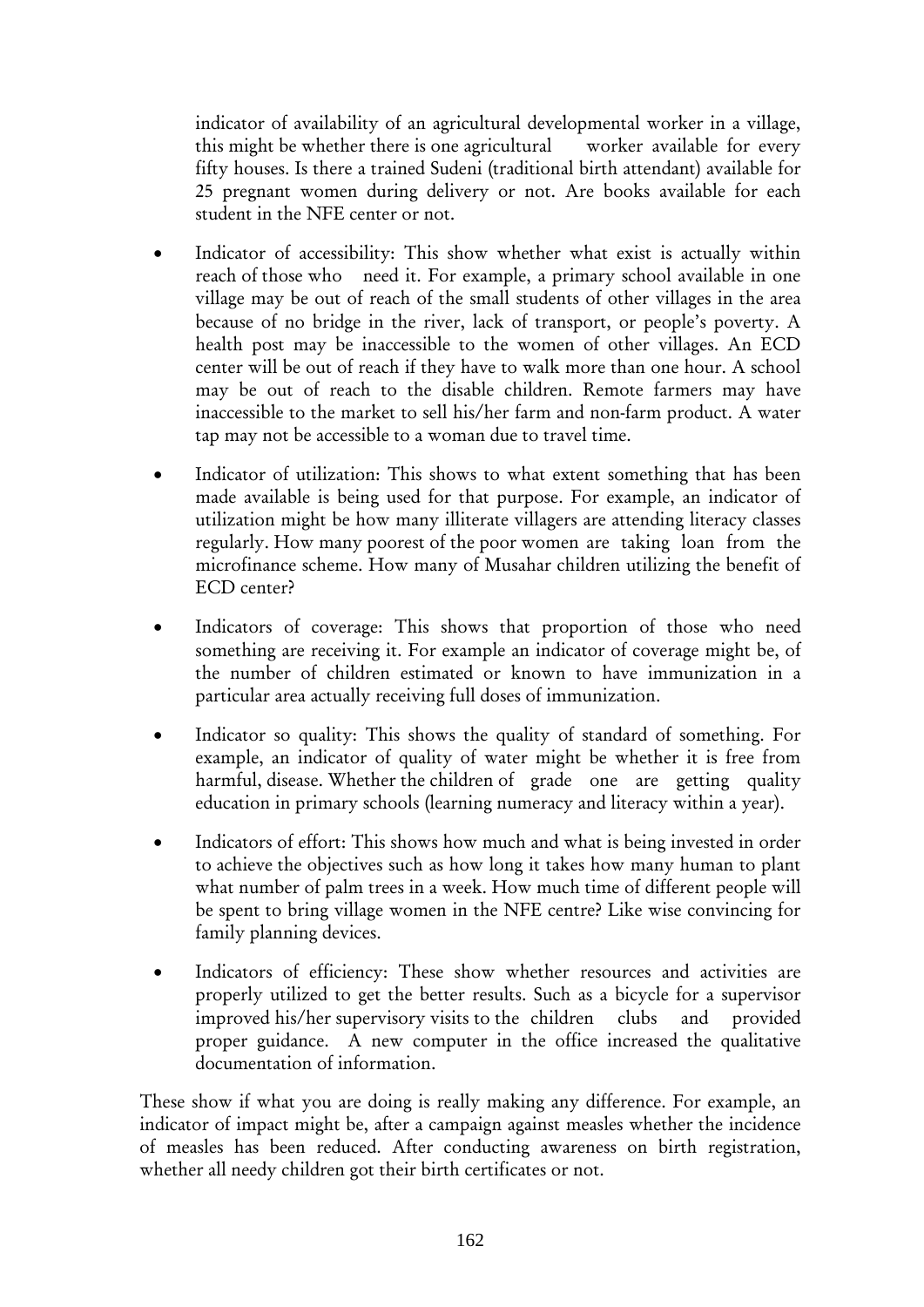indicator of availability of an agricultural developmental worker in a village, this might be whether there is one agricultural worker available for every fifty houses. Is there a trained Sudeni (traditional birth attendant) available for 25 pregnant women during delivery or not. Are books available for each student in the NFE center or not.

- Indicator of accessibility: This show whether what exist is actually within reach of those who need it. For example, a primary school available in one village may be out of reach of the small students of other villages in the area because of no bridge in the river, lack of transport, or people's poverty. A health post may be inaccessible to the women of other villages. An ECD center will be out of reach if they have to walk more than one hour. A school may be out of reach to the disable children. Remote farmers may have inaccessible to the market to sell his/her farm and non-farm product. A water tap may not be accessible to a woman due to travel time.

- Indicator of utilization: This shows to what extent something that has been made available is being used for that purpose. For example, an indicator of utilization might be how many illiterate villagers are attending literacy classes regularly. How many poorest of the poor women are taking loan from the microfinance scheme. How many of Musahar children utilizing the benefit of ECD center?

- Indicators of coverage: This shows that proportion of those who need something are receiving it. For example an indicator of coverage might be, of the number of children estimated or known to have immunization in a particular area actually receiving full doses of immunization.

- Indicator so quality: This shows the quality of standard of something. For example, an indicator of quality of water might be whether it is free from harmful, disease. Whether the children of grade one are getting quality education in primary schools (learning numeracy and literacy within a year).

- Indicators of effort: This shows how much and what is being invested in order to achieve the objectives such as how long it takes how many human to plant what number of palm trees in a week. How much time of different people will be spent to bring village women in the NFE centre? Like wise convincing for family planning devices.

- Indicators of efficiency: These show whether resources and activities are properly utilized to get the better results. Such as a bicycle for a supervisor improved his/her supervisory visits to the children clubs and provided proper guidance. A new computer in the office increased the qualitative documentation of information.

These show if what you are doing is really making any difference. For example, an indicator of impact might be, after a campaign against measles whether the incidence of measles has been reduced. After conducting awareness on birth registration, whether all needy children got their birth certificates or not.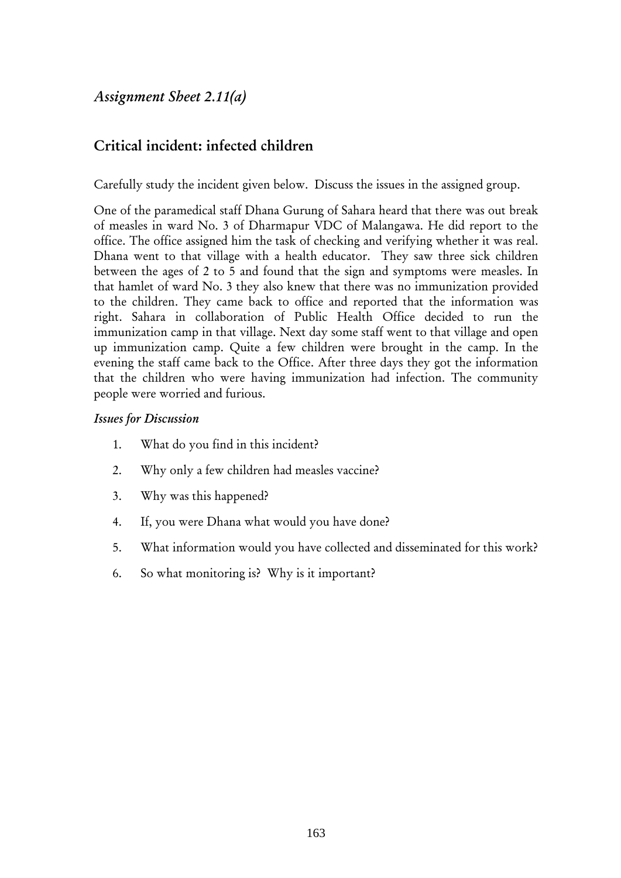## *Assignment Sheet 2.11(a)*

## Critical incident: infected children

Carefully study the incident given below. Discuss the issues in the assigned group.

One of the paramedical staff Dhana Gurung of Sahara heard that there was out break of measles in ward No. 3 of Dharmapur VDC of Malangawa. He did report to the office. The office assigned him the task of checking and verifying whether it was real. Dhana went to that village with a health educator. They saw three sick children between the ages of 2 to 5 and found that the sign and symptoms were measles. In that hamlet of ward No. 3 they also knew that there was no immunization provided to the children. They came back to office and reported that the information was right. Sahara in collaboration of Public Health Office decided to run the immunization camp in that village. Next day some staff went to that village and open up immunization camp. Quite a few children were brought in the camp. In the evening the staff came back to the Office. After three days they got the information that the children who were having immunization had infection. The community people were worried and furious.

*Issues for Discussion*

1. What do you find in this incident?
2. Why only a few children had measles vaccine?
3. Why was this happened?
4. If, you were Dhana what would you have done?
5. What information would you have collected and disseminated for this work?
6. So what monitoring is? Why is it important?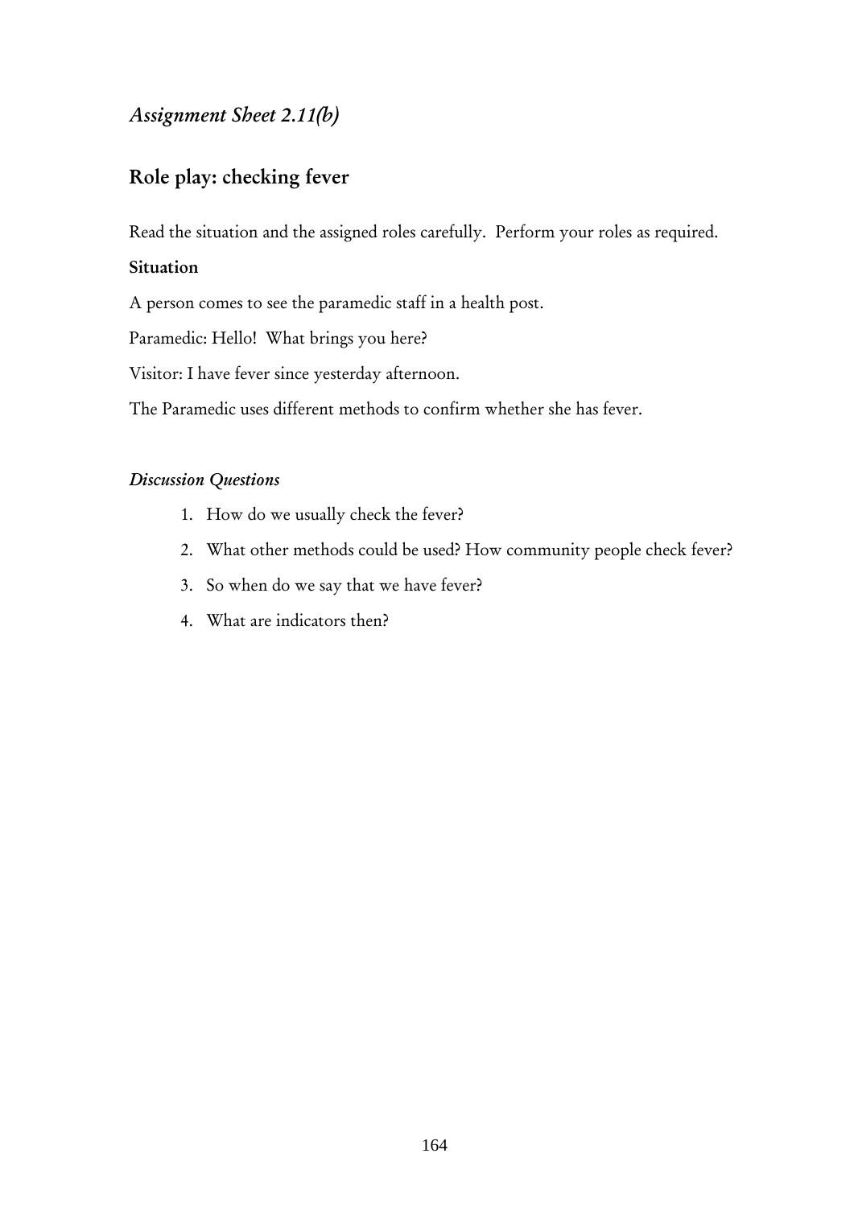## *Assignment Sheet 2.11(b)*

## Role play: checking fever

Read the situation and the assigned roles carefully. Perform your roles as required.

**Situation**

A person comes to see the paramedic staff in a health post.

Paramedic: Hello! What brings you here?

Visitor: I have fever since yesterday afternoon.

The Paramedic uses different methods to confirm whether she has fever.

***Discussion Questions***

1. How do we usually check the fever?
2. What other methods could be used? How community people check fever?
3. So when do we say that we have fever?
4. What are indicators then?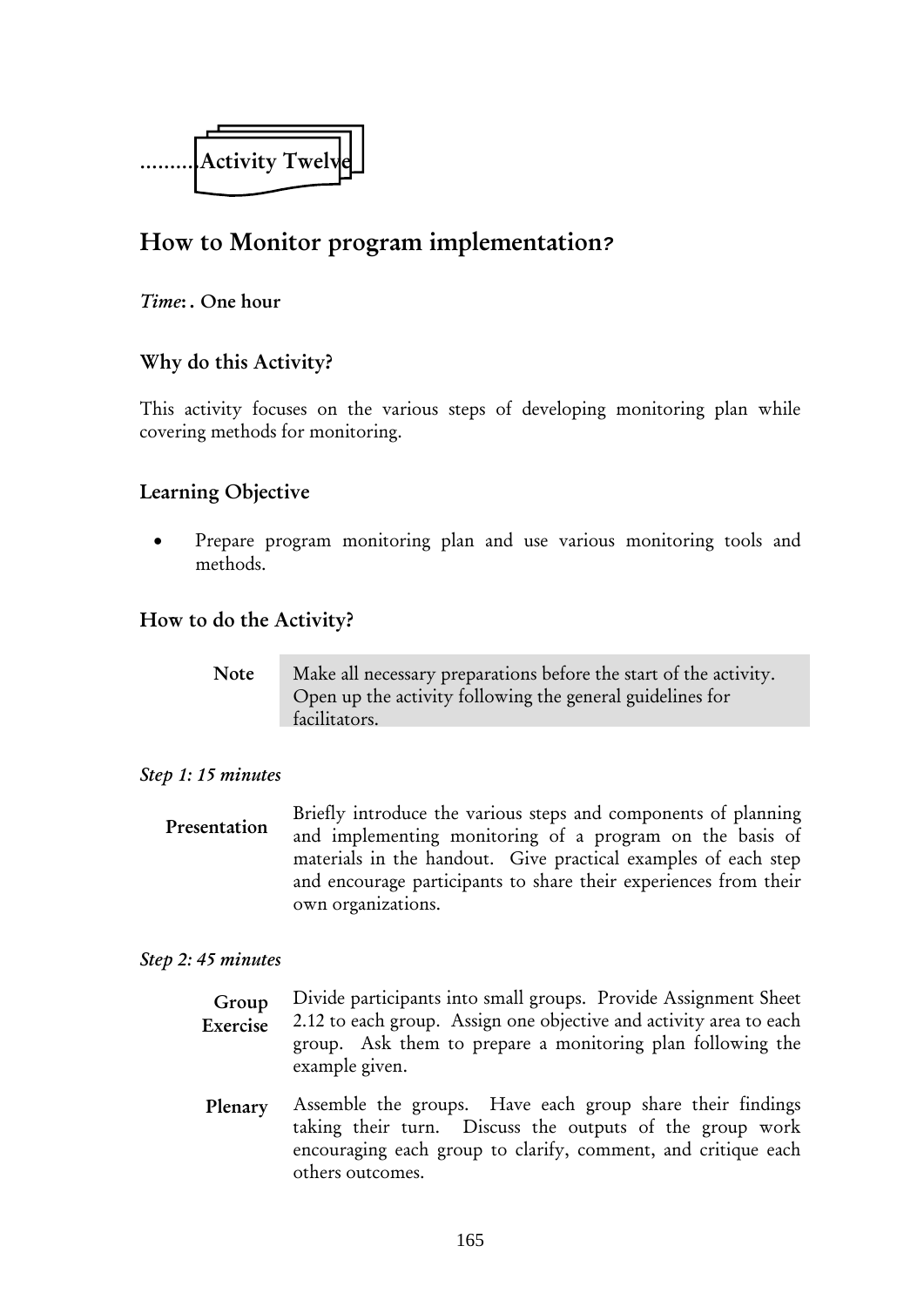.........Activity Twelve

# How to Monitor program implementation?

*Time*: . One hour

## Why do this Activity?

This activity focuses on the various steps of developing monitoring plan while covering methods for monitoring.

## Learning Objective

- Prepare program monitoring plan and use various monitoring tools and methods.

## How to do the Activity?

| Note | Make all necessary preparations before the start of the activity. Open up the activity following the general guidelines for facilitators. |
|---|---|

*Step 1: 15 minutes*

**Presentation** Briefly introduce the various steps and components of planning and implementing monitoring of a program on the basis of materials in the handout. Give practical examples of each step and encourage participants to share their experiences from their own organizations.

*Step 2: 45 minutes*

**Group Exercise** Divide participants into small groups. Provide Assignment Sheet 2.12 to each group. Assign one objective and activity area to each group. Ask them to prepare a monitoring plan following the example given.

**Plenary** Assemble the groups. Have each group share their findings taking their turn. Discuss the outputs of the group work encouraging each group to clarify, comment, and critique each others outcomes.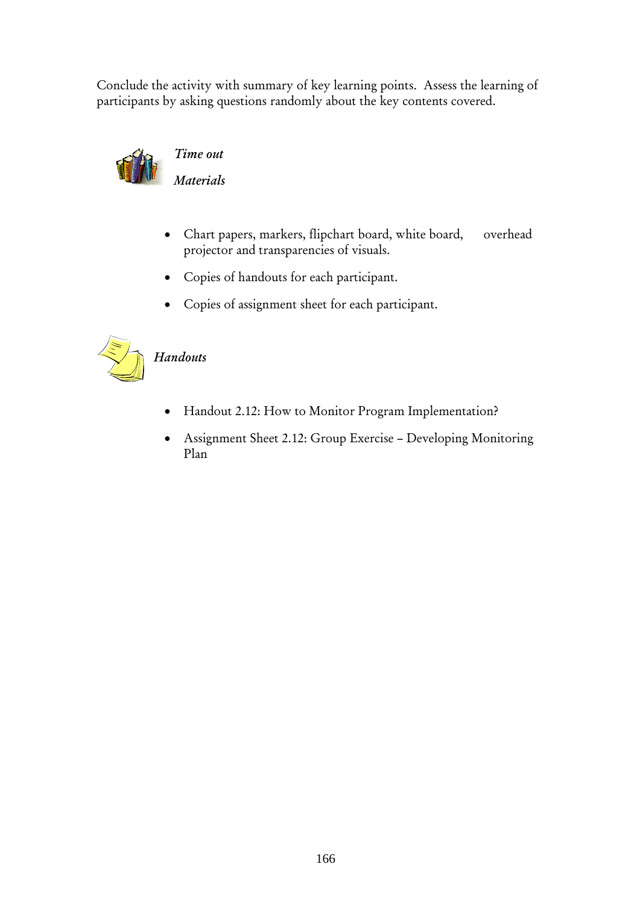Conclude the activity with summary of key learning points.  Assess the learning of participants by asking questions randomly about the key contents covered.

*Time out*

*Materials*

- Chart papers, markers, flipchart board, white board, overhead projector and transparencies of visuals.
- Copies of handouts for each participant.
- Copies of assignment sheet for each participant.

*Handouts*

- Handout 2.12: How to Monitor Program Implementation?
- Assignment Sheet 2.12: Group Exercise – Developing Monitoring Plan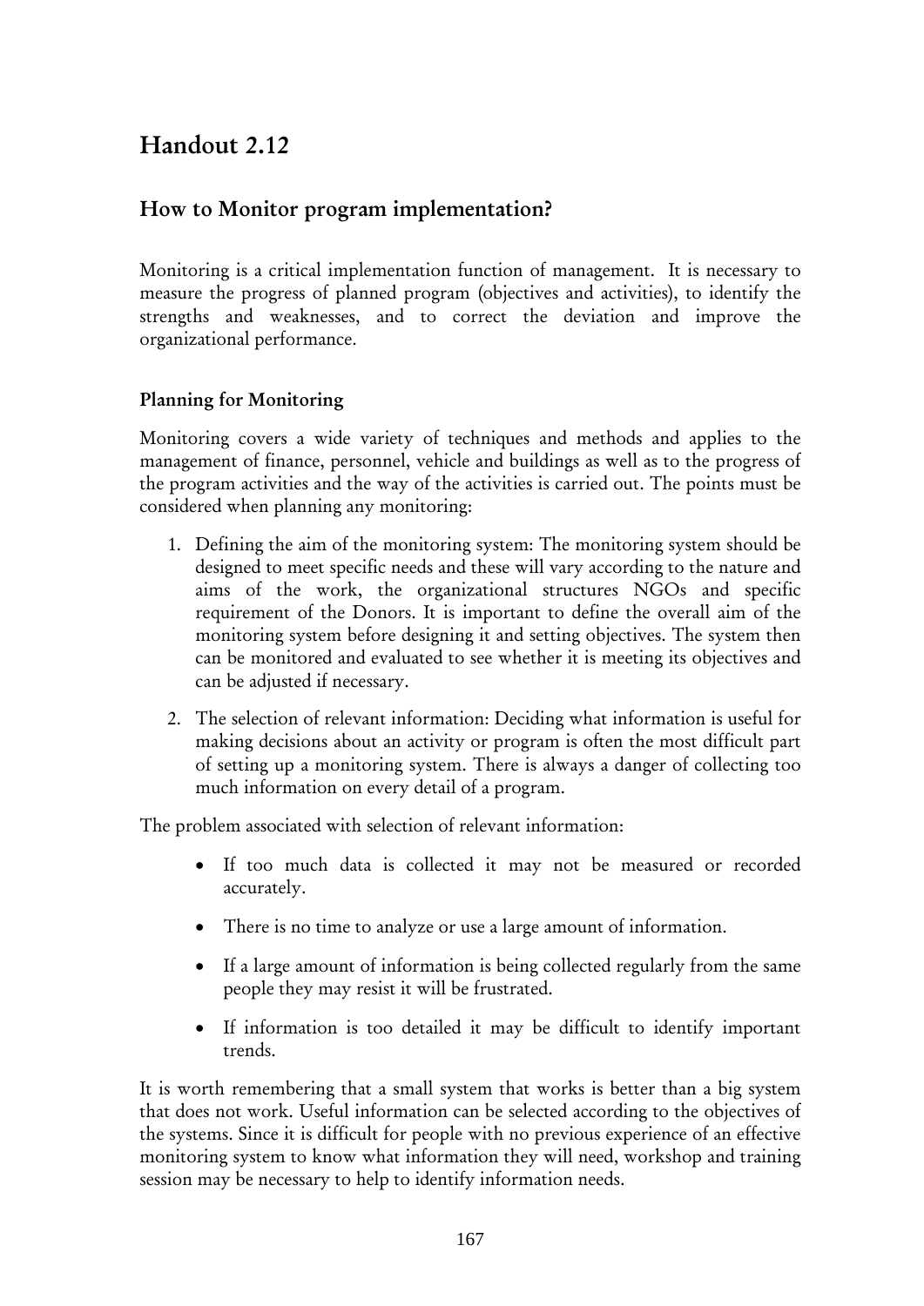# Handout 2.12

## How to Monitor program implementation?

Monitoring is a critical implementation function of management. It is necessary to measure the progress of planned program (objectives and activities), to identify the strengths and weaknesses, and to correct the deviation and improve the organizational performance.

### Planning for Monitoring

Monitoring covers a wide variety of techniques and methods and applies to the management of finance, personnel, vehicle and buildings as well as to the progress of the program activities and the way of the activities is carried out. The points must be considered when planning any monitoring:

1. Defining the aim of the monitoring system: The monitoring system should be designed to meet specific needs and these will vary according to the nature and aims of the work, the organizational structures NGOs and specific requirement of the Donors. It is important to define the overall aim of the monitoring system before designing it and setting objectives. The system then can be monitored and evaluated to see whether it is meeting its objectives and can be adjusted if necessary.

2. The selection of relevant information: Deciding what information is useful for making decisions about an activity or program is often the most difficult part of setting up a monitoring system. There is always a danger of collecting too much information on every detail of a program.

The problem associated with selection of relevant information:

- If too much data is collected it may not be measured or recorded accurately.
- There is no time to analyze or use a large amount of information.
- If a large amount of information is being collected regularly from the same people they may resist it will be frustrated.
- If information is too detailed it may be difficult to identify important trends.

It is worth remembering that a small system that works is better than a big system that does not work. Useful information can be selected according to the objectives of the systems. Since it is difficult for people with no previous experience of an effective monitoring system to know what information they will need, workshop and training session may be necessary to help to identify information needs.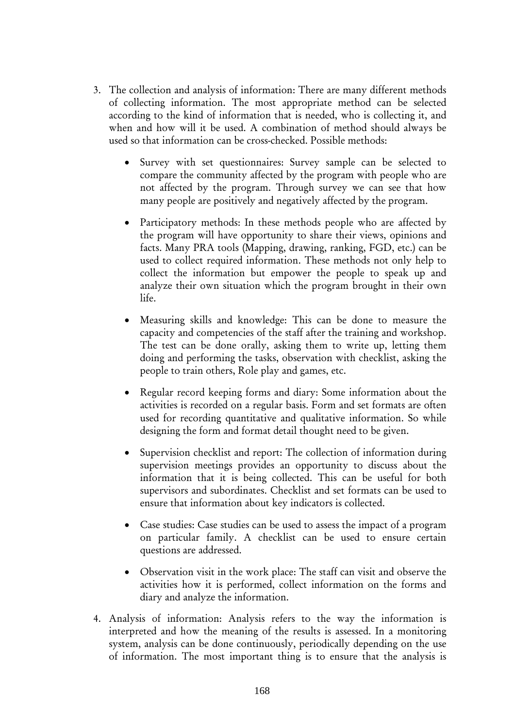3. The collection and analysis of information: There are many different methods of collecting information. The most appropriate method can be selected according to the kind of information that is needed, who is collecting it, and when and how will it be used. A combination of method should always be used so that information can be cross-checked. Possible methods:

    - Survey with set questionnaires: Survey sample can be selected to compare the community affected by the program with people who are not affected by the program. Through survey we can see that how many people are positively and negatively affected by the program.

    - Participatory methods: In these methods people who are affected by the program will have opportunity to share their views, opinions and facts. Many PRA tools (Mapping, drawing, ranking, FGD, etc.) can be used to collect required information. These methods not only help to collect the information but empower the people to speak up and analyze their own situation which the program brought in their own life.

    - Measuring skills and knowledge: This can be done to measure the capacity and competencies of the staff after the training and workshop. The test can be done orally, asking them to write up, letting them doing and performing the tasks, observation with checklist, asking the people to train others, Role play and games, etc.

    - Regular record keeping forms and diary: Some information about the activities is recorded on a regular basis. Form and set formats are often used for recording quantitative and qualitative information. So while designing the form and format detail thought need to be given.

    - Supervision checklist and report: The collection of information during supervision meetings provides an opportunity to discuss about the information that it is being collected. This can be useful for both supervisors and subordinates. Checklist and set formats can be used to ensure that information about key indicators is collected.

    - Case studies: Case studies can be used to assess the impact of a program on particular family. A checklist can be used to ensure certain questions are addressed.

    - Observation visit in the work place: The staff can visit and observe the activities how it is performed, collect information on the forms and diary and analyze the information.

4. Analysis of information: Analysis refers to the way the information is interpreted and how the meaning of the results is assessed. In a monitoring system, analysis can be done continuously, periodically depending on the use of information. The most important thing is to ensure that the analysis is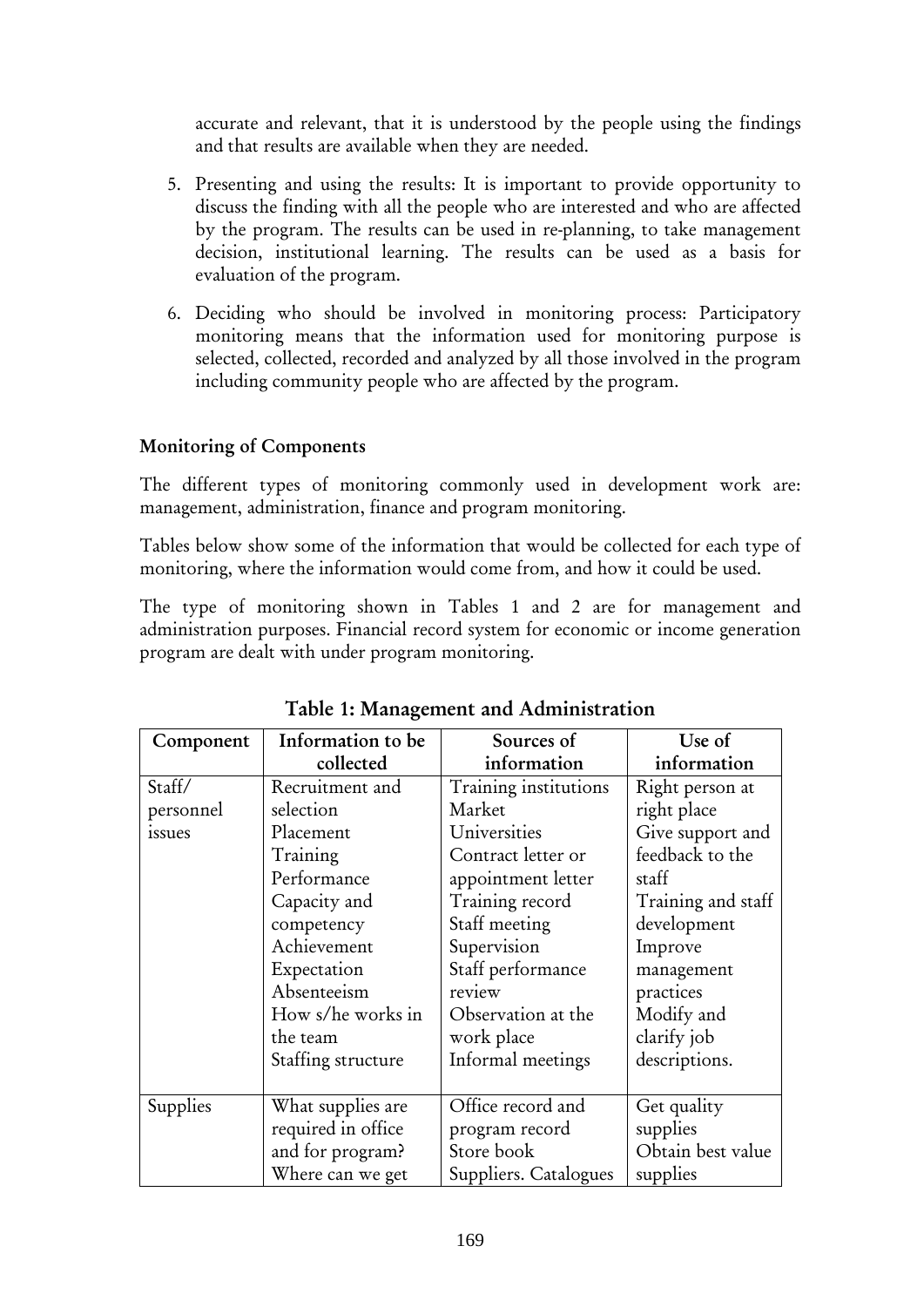accurate and relevant, that it is understood by the people using the findings and that results are available when they are needed.

5. Presenting and using the results: It is important to provide opportunity to discuss the finding with all the people who are interested and who are affected by the program. The results can be used in re-planning, to take management decision, institutional learning. The results can be used as a basis for evaluation of the program.

6. Deciding who should be involved in monitoring process: Participatory monitoring means that the information used for monitoring purpose is selected, collected, recorded and analyzed by all those involved in the program including community people who are affected by the program.

### Monitoring of Components

The different types of monitoring commonly used in development work are: management, administration, finance and program monitoring.

Tables below show some of the information that would be collected for each type of monitoring, where the information would come from, and how it could be used.

The type of monitoring shown in Tables 1 and 2 are for management and administration purposes. Financial record system for economic or income generation program are dealt with under program monitoring.

**Table 1: Management and Administration**

| Component | Information to be collected | Sources of information | Use of information |
|---|---|---|---|
| Staff/ personnel issues | Recruitment and selection<br>Placement<br>Training<br>Performance<br>Capacity and competency<br>Achievement<br>Expectation<br>Absenteeism<br>How s/he works in the team<br>Staffing structure | Training institutions<br>Market<br>Universities<br>Contract letter or appointment letter<br>Training record<br>Staff meeting<br>Supervision<br>Staff performance review<br>Observation at the work place<br>Informal meetings | Right person at right place<br>Give support and feedback to the staff<br>Training and staff development<br>Improve management practices<br>Modify and clarify job descriptions. |
| Supplies | What supplies are required in office and for program?<br>Where can we get | Office record and program record<br>Store book<br>Suppliers. Catalogues | Get quality supplies<br>Obtain best value supplies |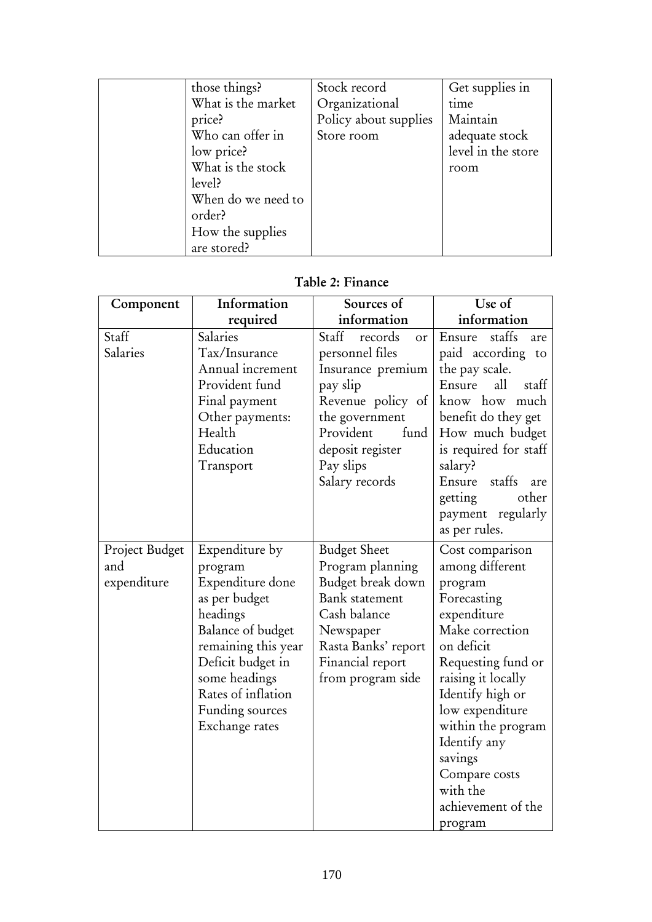| | | | |
|---|---|---|---|
| | those things?<br>What is the market price?<br>Who can offer in low price?<br>What is the stock level?<br>When do we need to order?<br>How the supplies are stored? | Stock record<br>Organizational Policy about supplies<br>Store room | Get supplies in time<br>Maintain adequate stock level in the store room |

**Table 2: Finance**

| Component | Information required | Sources of information | Use of information |
|---|---|---|---|
| Staff Salaries | Salaries<br>Tax/Insurance<br>Annual increment<br>Provident fund<br>Final payment<br>Other payments:<br>Health<br>Education<br>Transport | Staff records or personnel files<br>Insurance premium pay slip<br>Revenue policy of the government<br>Provident fund deposit register<br>Pay slips<br>Salary records | Ensure staffs are paid according to the pay scale.<br>Ensure all staff know how much benefit do they get<br>How much budget is required for staff salary?<br>Ensure staffs are getting other payment regularly as per rules. |
| Project Budget and expenditure | Expenditure by program<br>Expenditure done as per budget headings<br>Balance of budget remaining this year<br>Deficit budget in some headings<br>Rates of inflation<br>Funding sources<br>Exchange rates | Budget Sheet<br>Program planning<br>Budget break down<br>Bank statement<br>Cash balance<br>Newspaper<br>Rasta Banks' report<br>Financial report from program side | Cost comparison among different program<br>Forecasting expenditure<br>Make correction on deficit<br>Requesting fund or raising it locally<br>Identify high or low expenditure within the program<br>Identify any savings<br>Compare costs with the achievement of the program |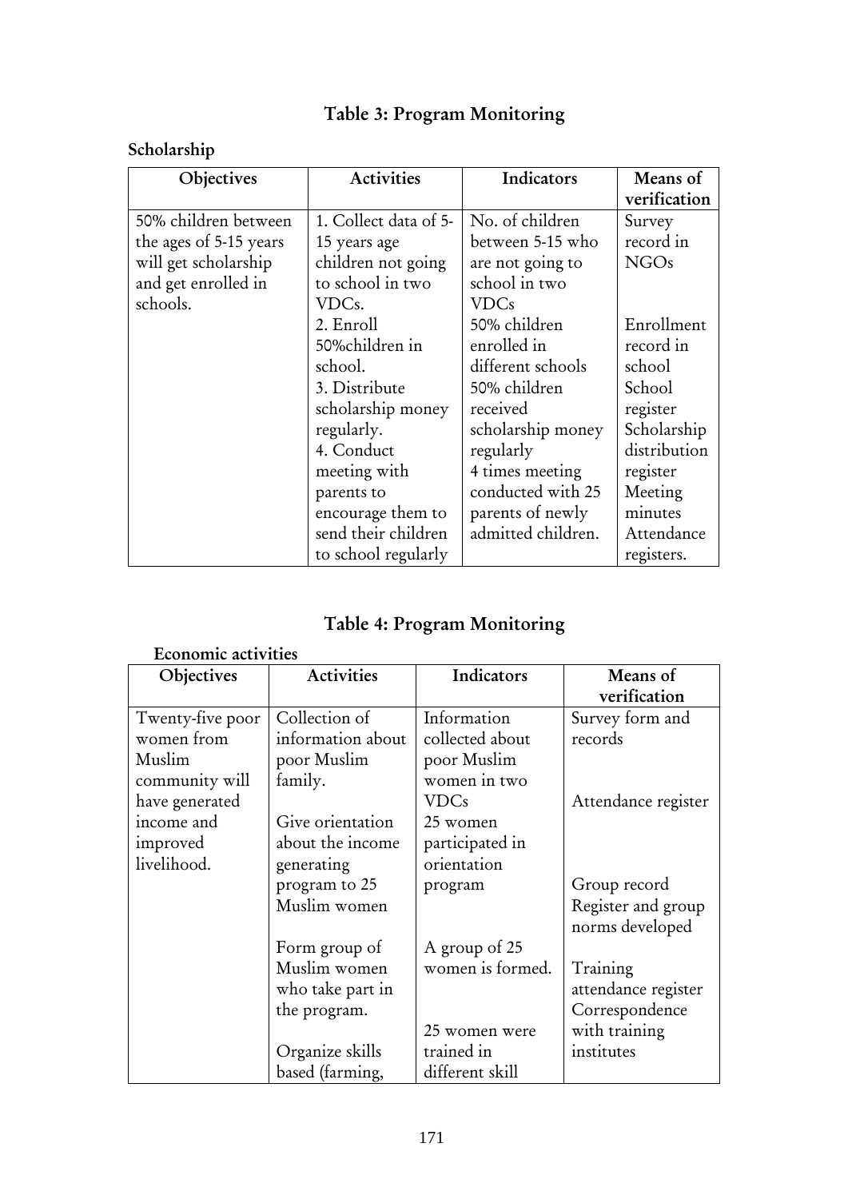## Table 3: Program Monitoring

**Scholarship**

| Objectives | Activities | Indicators | Means of verification |
|---|---|---|---|
| 50% children between the ages of 5-15 years will get scholarship and get enrolled in schools. | 1. Collect data of 5-15 years age children not going to school in two VDCs. | No. of children between 5-15 who are not going to school in two VDCs | Survey record in NGOs |
| | 2. Enroll 50%children in school. | 50% children enrolled in different schools | Enrollment record in school |
| | 3. Distribute scholarship money regularly. | 50% children received scholarship money regularly | School register Scholarship distribution register |
| | 4. Conduct meeting with parents to encourage them to send their children to school regularly | 4 times meeting conducted with 25 parents of newly admitted children. | Meeting minutes Attendance registers. |

## Table 4: Program Monitoring

**Economic activities**

| Objectives | Activities | Indicators | Means of verification |
|---|---|---|---|
| Twenty-five poor women from Muslim community will have generated income and improved livelihood. | Collection of information about poor Muslim family. | Information collected about poor Muslim women in two VDCs | Survey form and records |
| | Give orientation about the income generating program to 25 Muslim women | 25 women participated in orientation program | Attendance register |
| | Form group of Muslim women who take part in the program. | A group of 25 women is formed. | Group record Register and group norms developed |
| | Organize skills based (farming, | 25 women were trained in different skill | Training attendance register Correspondence with training institutes |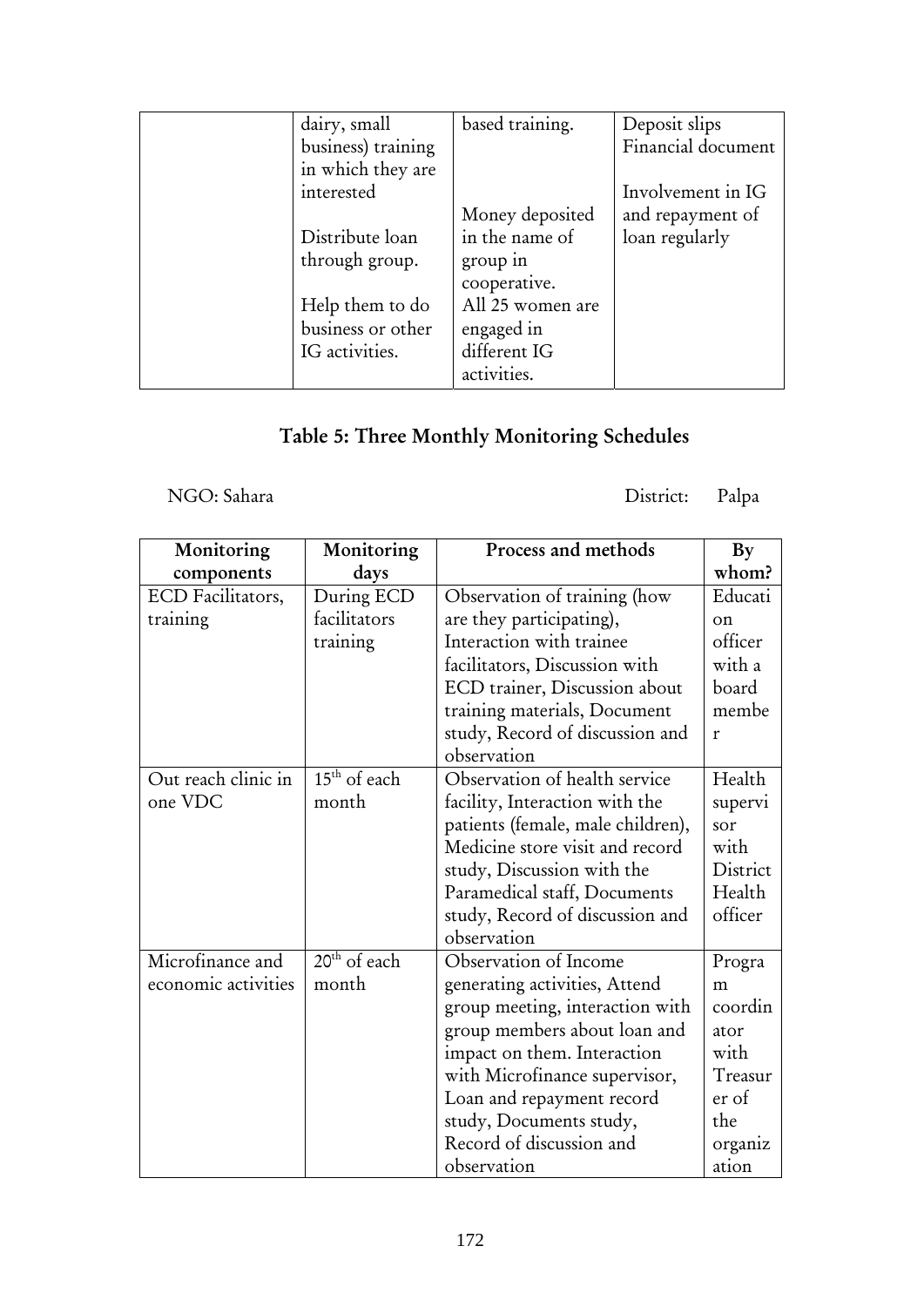| | dairy, small business) training in which they are interested<br><br>Distribute loan through group.<br><br>Help them to do business or other IG activities. | based training.<br><br>Money deposited in the name of group in cooperative.<br>All 25 women are engaged in different IG activities. | Deposit slips<br>Financial document<br><br>Involvement in IG and repayment of loan regularly |
|---|---|---|---|

## Table 5: Three Monthly Monitoring Schedules

NGO: Sahara District: Palpa

| Monitoring components | Monitoring days | Process and methods | By whom? |
|---|---|---|---|
| ECD Facilitators, training | During ECD facilitators training | Observation of training (how are they participating), Interaction with trainee facilitators, Discussion with ECD trainer, Discussion about training materials, Document study, Record of discussion and observation | Education officer with a board member |
| Out reach clinic in one VDC | 15th of each month | Observation of health service facility, Interaction with the patients (female, male children), Medicine store visit and record study, Discussion with the Paramedical staff, Documents study, Record of discussion and observation | Health supervisor with District Health officer |
| Microfinance and economic activities | 20th of each month | Observation of Income generating activities, Attend group meeting, interaction with group members about loan and impact on them. Interaction with Microfinance supervisor, Loan and repayment record study, Documents study, Record of discussion and observation | Program coordinator with Treasurer of the organization |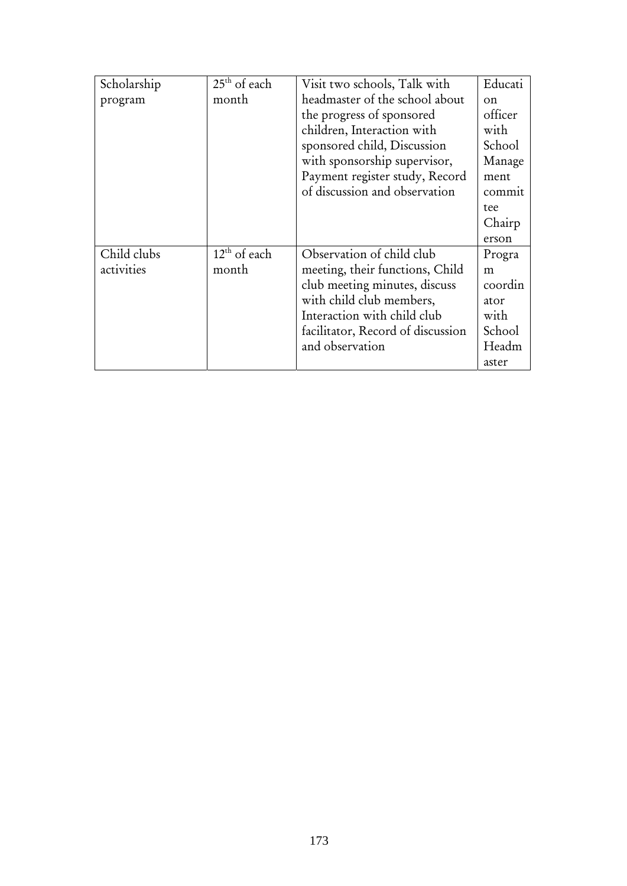| | | | |
|---|---|---|---|
| Scholarship program | 25th of each month | Visit two schools, Talk with headmaster of the school about the progress of sponsored children, Interaction with sponsored child, Discussion with sponsorship supervisor, Payment register study, Record of discussion and observation | Education officer with School Management committee Chairperson |
| Child clubs activities | 12th of each month | Observation of child club meeting, their functions, Child club meeting minutes, discuss with child club members, Interaction with child club facilitator, Record of discussion and observation | Program coordinator with School Headmaster |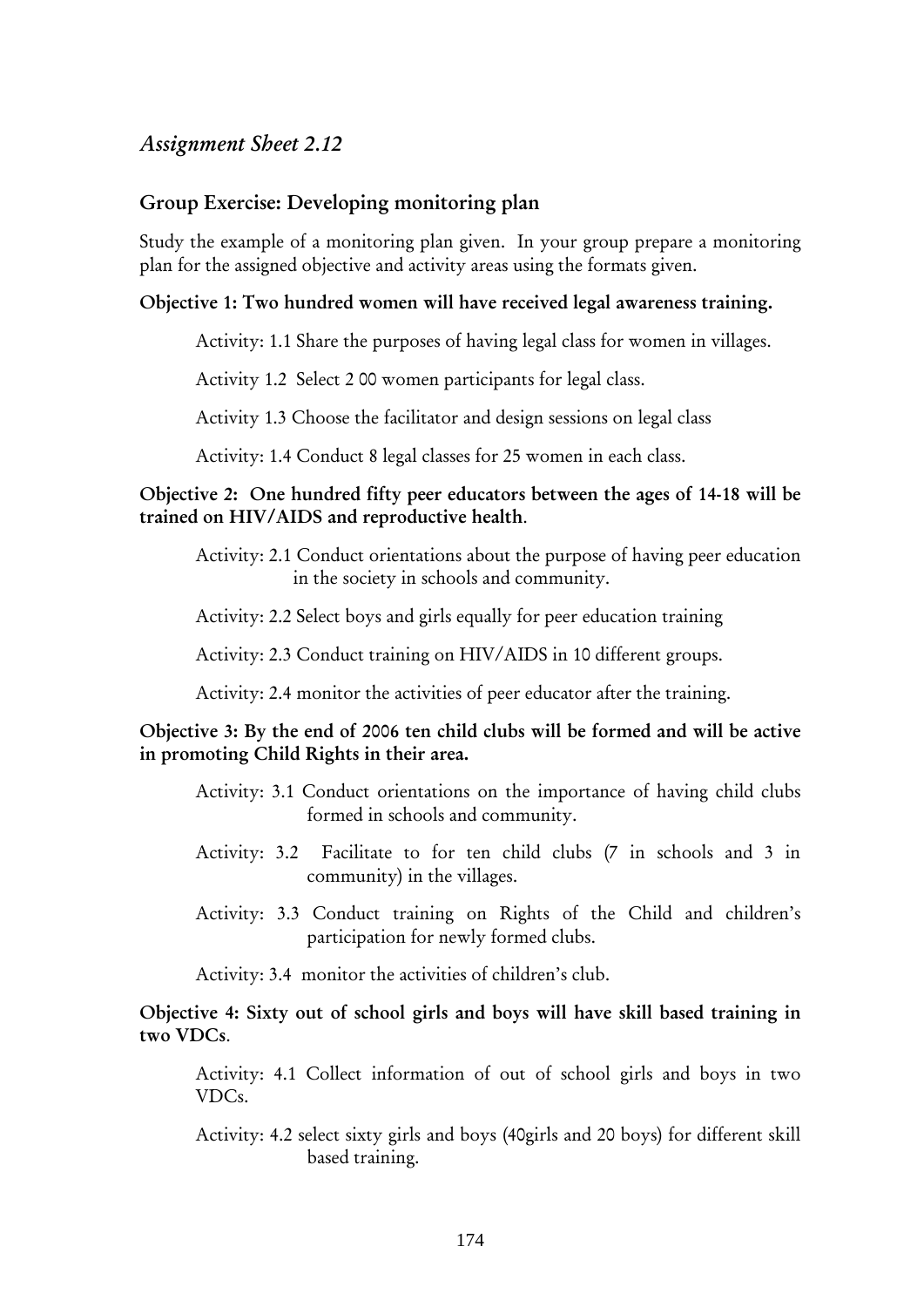*Assignment Sheet 2.12*

## Group Exercise: Developing monitoring plan

Study the example of a monitoring plan given. In your group prepare a monitoring plan for the assigned objective and activity areas using the formats given.

**Objective 1: Two hundred women will have received legal awareness training.**

Activity: 1.1 Share the purposes of having legal class for women in villages.

Activity 1.2 Select 2 00 women participants for legal class.

Activity 1.3 Choose the facilitator and design sessions on legal class

Activity: 1.4 Conduct 8 legal classes for 25 women in each class.

**Objective 2: One hundred fifty peer educators between the ages of 14-18 will be trained on HIV/AIDS and reproductive health**.

Activity: 2.1 Conduct orientations about the purpose of having peer education in the society in schools and community.

Activity: 2.2 Select boys and girls equally for peer education training

Activity: 2.3 Conduct training on HIV/AIDS in 10 different groups.

Activity: 2.4 monitor the activities of peer educator after the training.

**Objective 3: By the end of 2006 ten child clubs will be formed and will be active in promoting Child Rights in their area.**

Activity: 3.1 Conduct orientations on the importance of having child clubs formed in schools and community.

Activity: 3.2 Facilitate to for ten child clubs (7 in schools and 3 in community) in the villages.

Activity: 3.3 Conduct training on Rights of the Child and children's participation for newly formed clubs.

Activity: 3.4 monitor the activities of children's club.

**Objective 4: Sixty out of school girls and boys will have skill based training in two VDCs**.

Activity: 4.1 Collect information of out of school girls and boys in two VDCs.

Activity: 4.2 select sixty girls and boys (40girls and 20 boys) for different skill based training.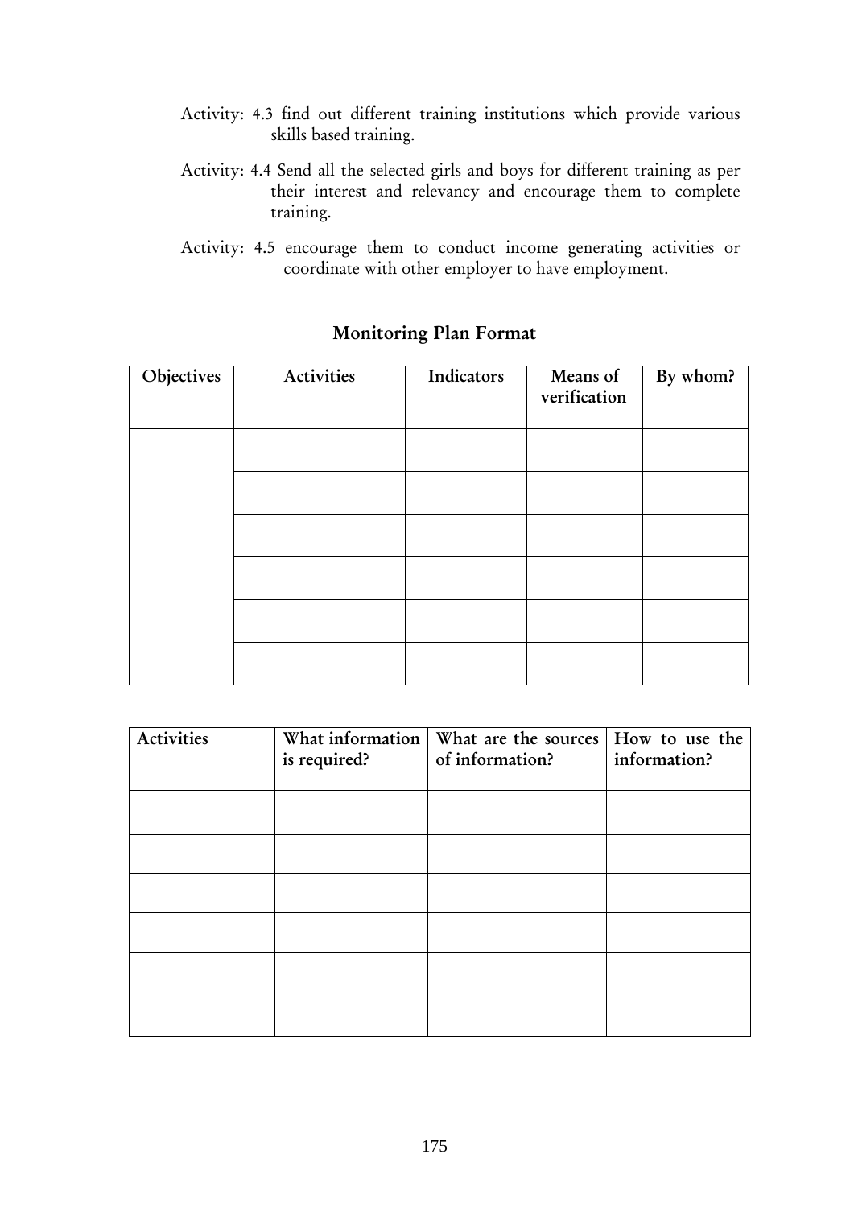Activity: 4.3 find out different training institutions which provide various skills based training.

Activity: 4.4 Send all the selected girls and boys for different training as per their interest and relevancy and encourage them to complete training.

Activity: 4.5 encourage them to conduct income generating activities or coordinate with other employer to have employment.

## Monitoring Plan Format

| Objectives | Activities | Indicators | Means of verification | By whom? |
|---|---|---|---|---|
| | | | | |
| | | | | |
| | | | | |
| | | | | |
| | | | | |
| | | | | |

| Activities | What information is required? | What are the sources of information? | How to use the information? |
|---|---|---|---|
| | | | |
| | | | |
| | | | |
| | | | |
| | | | |
| | | | |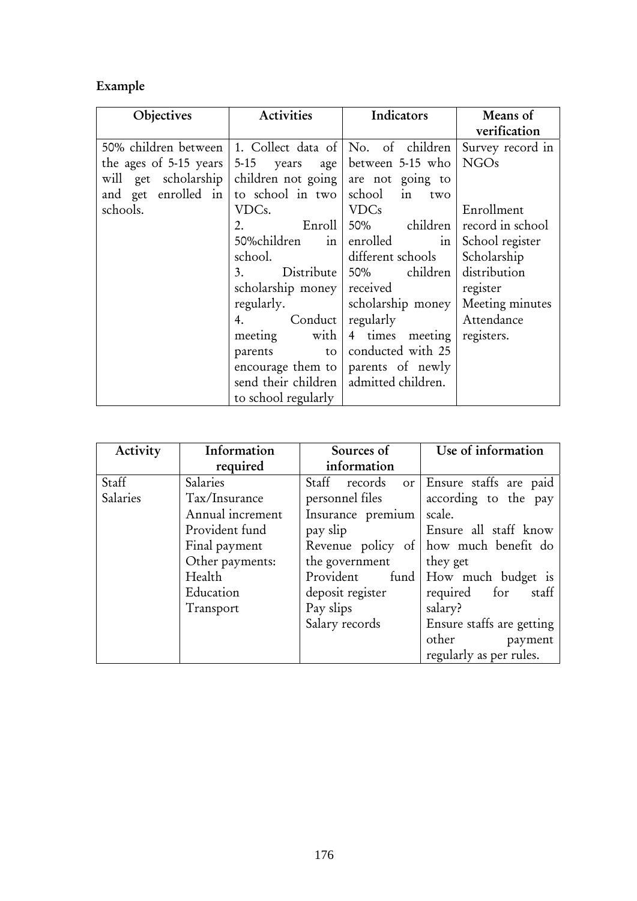**Example**

| Objectives | Activities | Indicators | Means of verification |
|---|---|---|---|
| 50% children between the ages of 5-15 years will get scholarship and get enrolled in schools. | 1. Collect data of 5-15 years age children not going to school in two VDCs.<br>2. Enroll 50%children in school.<br>3. Distribute scholarship money regularly.<br>4. Conduct meeting with parents to encourage them to send their children to school regularly | No. of children between 5-15 who are not going to school in two VDCs<br>50% children enrolled in different schools<br>50% children received scholarship money regularly<br>4 times meeting conducted with 25 parents of newly admitted children. | Survey record in NGOs<br><br>Enrollment record in school<br>School register<br>Scholarship distribution register<br>Meeting minutes<br>Attendance registers. |

| Activity | Information required | Sources of information | Use of information |
|---|---|---|---|
| Staff Salaries | Salaries<br>Tax/Insurance<br>Annual increment<br>Provident fund<br>Final payment<br>Other payments:<br>Health<br>Education<br>Transport | Staff records or personnel files<br>Insurance premium pay slip<br>Revenue policy of the government<br>Provident fund deposit register<br>Pay slips<br>Salary records | Ensure staffs are paid according to the pay scale.<br>Ensure all staff know how much benefit do they get<br>How much budget is required for staff salary?<br>Ensure staffs are getting other payment regularly as per rules. |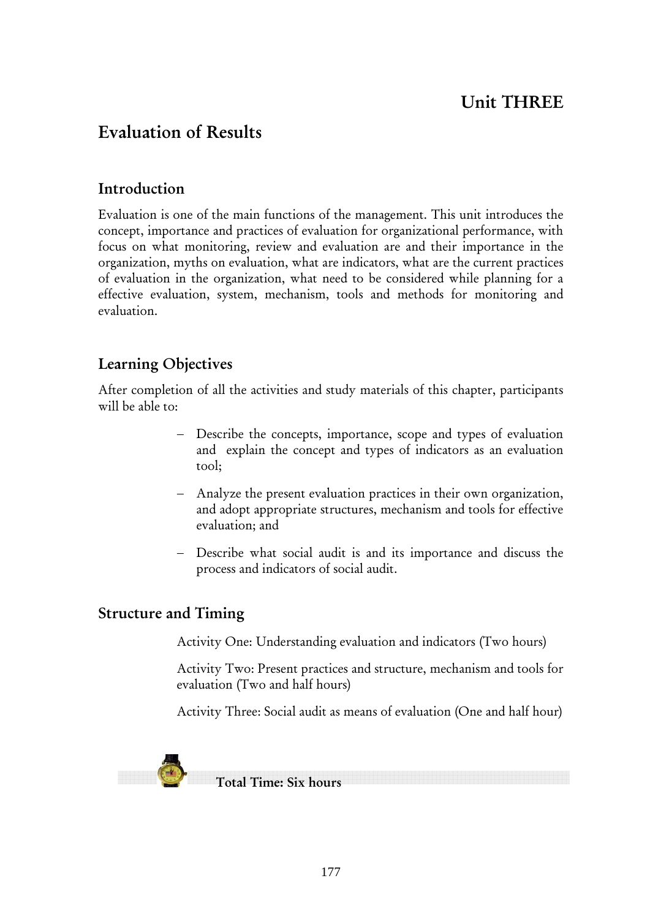# Unit THREE

## Evaluation of Results

### Introduction

Evaluation is one of the main functions of the management. This unit introduces the concept, importance and practices of evaluation for organizational performance, with focus on what monitoring, review and evaluation are and their importance in the organization, myths on evaluation, what are indicators, what are the current practices of evaluation in the organization, what need to be considered while planning for a effective evaluation, system, mechanism, tools and methods for monitoring and evaluation.

### Learning Objectives

After completion of all the activities and study materials of this chapter, participants will be able to:

- Describe the concepts, importance, scope and types of evaluation and explain the concept and types of indicators as an evaluation tool;
- Analyze the present evaluation practices in their own organization, and adopt appropriate structures, mechanism and tools for effective evaluation; and
- Describe what social audit is and its importance and discuss the process and indicators of social audit.

### Structure and Timing

Activity One: Understanding evaluation and indicators (Two hours)

Activity Two: Present practices and structure, mechanism and tools for evaluation (Two and half hours)

Activity Three: Social audit as means of evaluation (One and half hour)

**Total Time: Six hours**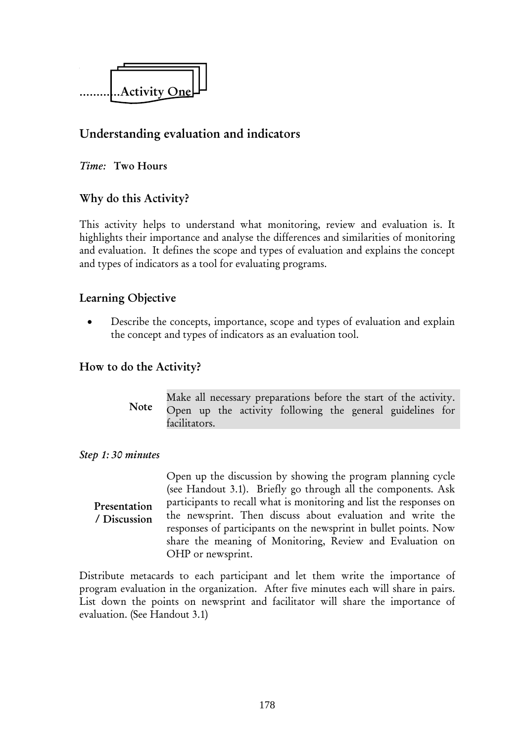...........Activity One

## Understanding evaluation and indicators

*Time:* **Two Hours**

### Why do this Activity?

This activity helps to understand what monitoring, review and evaluation is. It highlights their importance and analyse the differences and similarities of monitoring and evaluation. It defines the scope and types of evaluation and explains the concept and types of indicators as a tool for evaluating programs.

### Learning Objective

- Describe the concepts, importance, scope and types of evaluation and explain the concept and types of indicators as an evaluation tool.

### How to do the Activity?

**Note** Make all necessary preparations before the start of the activity. Open up the activity following the general guidelines for facilitators.

*Step 1: 30 minutes*

**Presentation / Discussion** Open up the discussion by showing the program planning cycle (see Handout 3.1). Briefly go through all the components. Ask participants to recall what is monitoring and list the responses on the newsprint. Then discuss about evaluation and write the responses of participants on the newsprint in bullet points. Now share the meaning of Monitoring, Review and Evaluation on OHP or newsprint.

Distribute metacards to each participant and let them write the importance of program evaluation in the organization. After five minutes each will share in pairs. List down the points on newsprint and facilitator will share the importance of evaluation. (See Handout 3.1)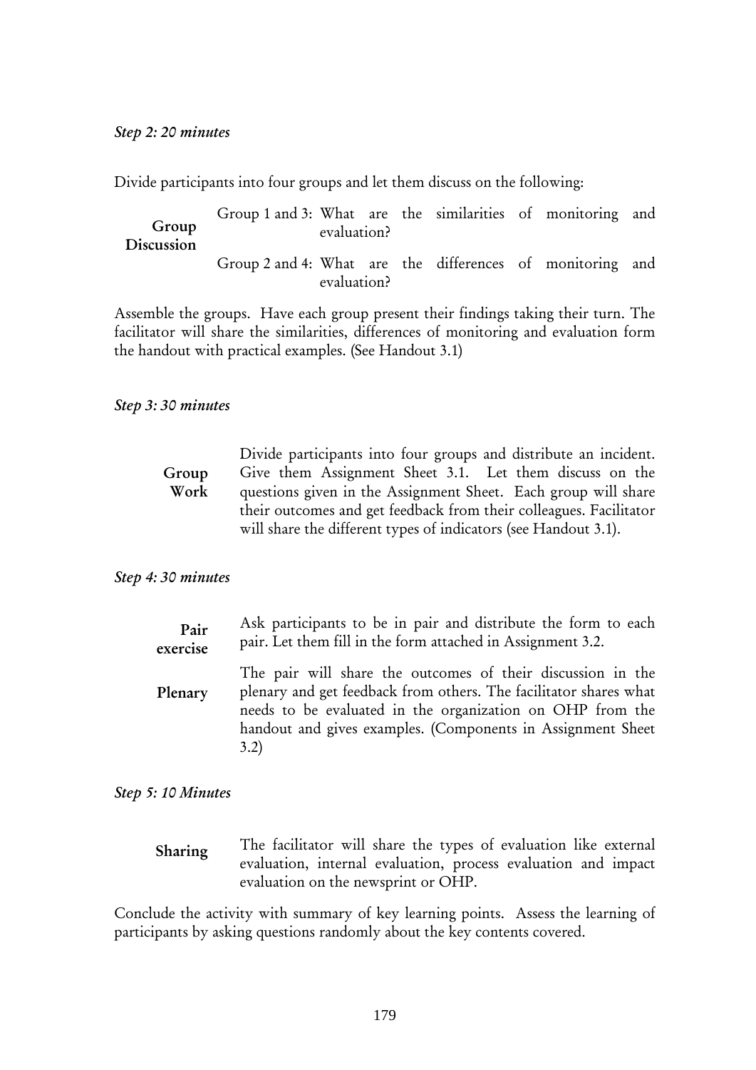*Step 2: 20 minutes*

Divide participants into four groups and let them discuss on the following:

**Group Discussion**

Group 1 and 3: What are the similarities of monitoring and evaluation?

Group 2 and 4: What are the differences of monitoring and evaluation?

Assemble the groups. Have each group present their findings taking their turn. The facilitator will share the similarities, differences of monitoring and evaluation form the handout with practical examples. (See Handout 3.1)

*Step 3: 30 minutes*

**Group Work**

Divide participants into four groups and distribute an incident. Give them Assignment Sheet 3.1. Let them discuss on the questions given in the Assignment Sheet. Each group will share their outcomes and get feedback from their colleagues. Facilitator will share the different types of indicators (see Handout 3.1).

*Step 4: 30 minutes*

**Pair exercise**

Ask participants to be in pair and distribute the form to each pair. Let them fill in the form attached in Assignment 3.2.

**Plenary**

The pair will share the outcomes of their discussion in the plenary and get feedback from others. The facilitator shares what needs to be evaluated in the organization on OHP from the handout and gives examples. (Components in Assignment Sheet 3.2)

*Step 5: 10 Minutes*

**Sharing**

The facilitator will share the types of evaluation like external evaluation, internal evaluation, process evaluation and impact evaluation on the newsprint or OHP.

Conclude the activity with summary of key learning points. Assess the learning of participants by asking questions randomly about the key contents covered.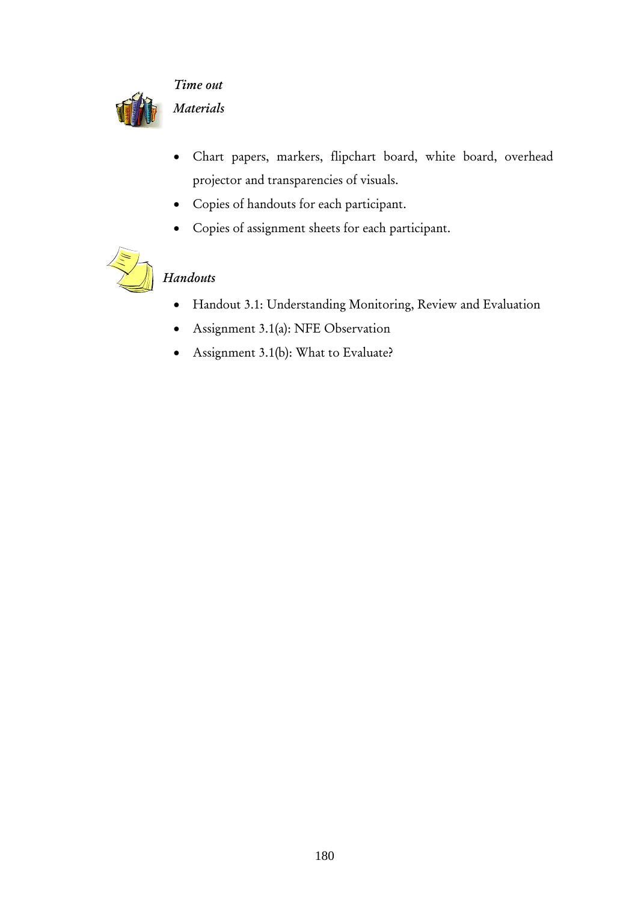*Time out*

*Materials*

- Chart papers, markers, flipchart board, white board, overhead projector and transparencies of visuals.
- Copies of handouts for each participant.
- Copies of assignment sheets for each participant.

*Handouts*

- Handout 3.1: Understanding Monitoring, Review and Evaluation
- Assignment 3.1(a): NFE Observation
- Assignment 3.1(b): What to Evaluate?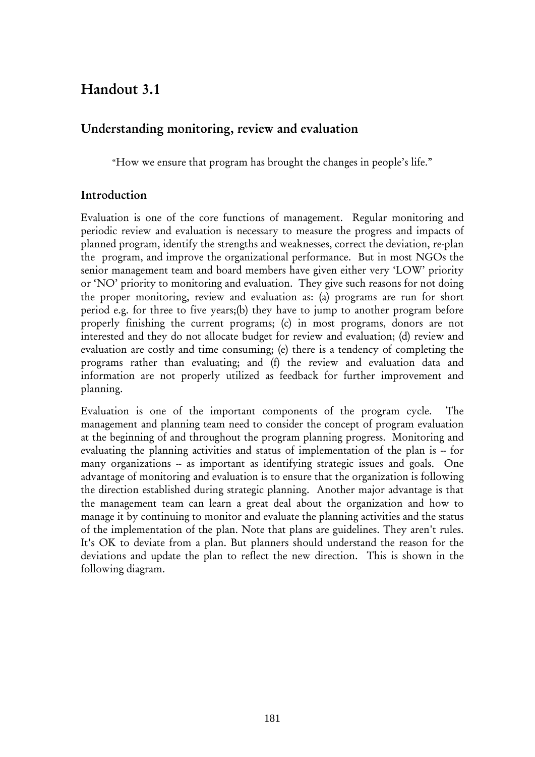# Handout 3.1

## Understanding monitoring, review and evaluation

"How we ensure that program has brought the changes in people's life."

### Introduction

Evaluation is one of the core functions of management. Regular monitoring and periodic review and evaluation is necessary to measure the progress and impacts of planned program, identify the strengths and weaknesses, correct the deviation, re-plan the program, and improve the organizational performance. But in most NGOs the senior management team and board members have given either very 'LOW' priority or 'NO' priority to monitoring and evaluation. They give such reasons for not doing the proper monitoring, review and evaluation as: (a) programs are run for short period e.g. for three to five years;(b) they have to jump to another program before properly finishing the current programs; (c) in most programs, donors are not interested and they do not allocate budget for review and evaluation; (d) review and evaluation are costly and time consuming; (e) there is a tendency of completing the programs rather than evaluating; and (f) the review and evaluation data and information are not properly utilized as feedback for further improvement and planning.

Evaluation is one of the important components of the program cycle. The management and planning team need to consider the concept of program evaluation at the beginning of and throughout the program planning progress. Monitoring and evaluating the planning activities and status of implementation of the plan is -- for many organizations -- as important as identifying strategic issues and goals. One advantage of monitoring and evaluation is to ensure that the organization is following the direction established during strategic planning. Another major advantage is that the management team can learn a great deal about the organization and how to manage it by continuing to monitor and evaluate the planning activities and the status of the implementation of the plan. Note that plans are guidelines. They aren't rules. It's OK to deviate from a plan. But planners should understand the reason for the deviations and update the plan to reflect the new direction. This is shown in the following diagram.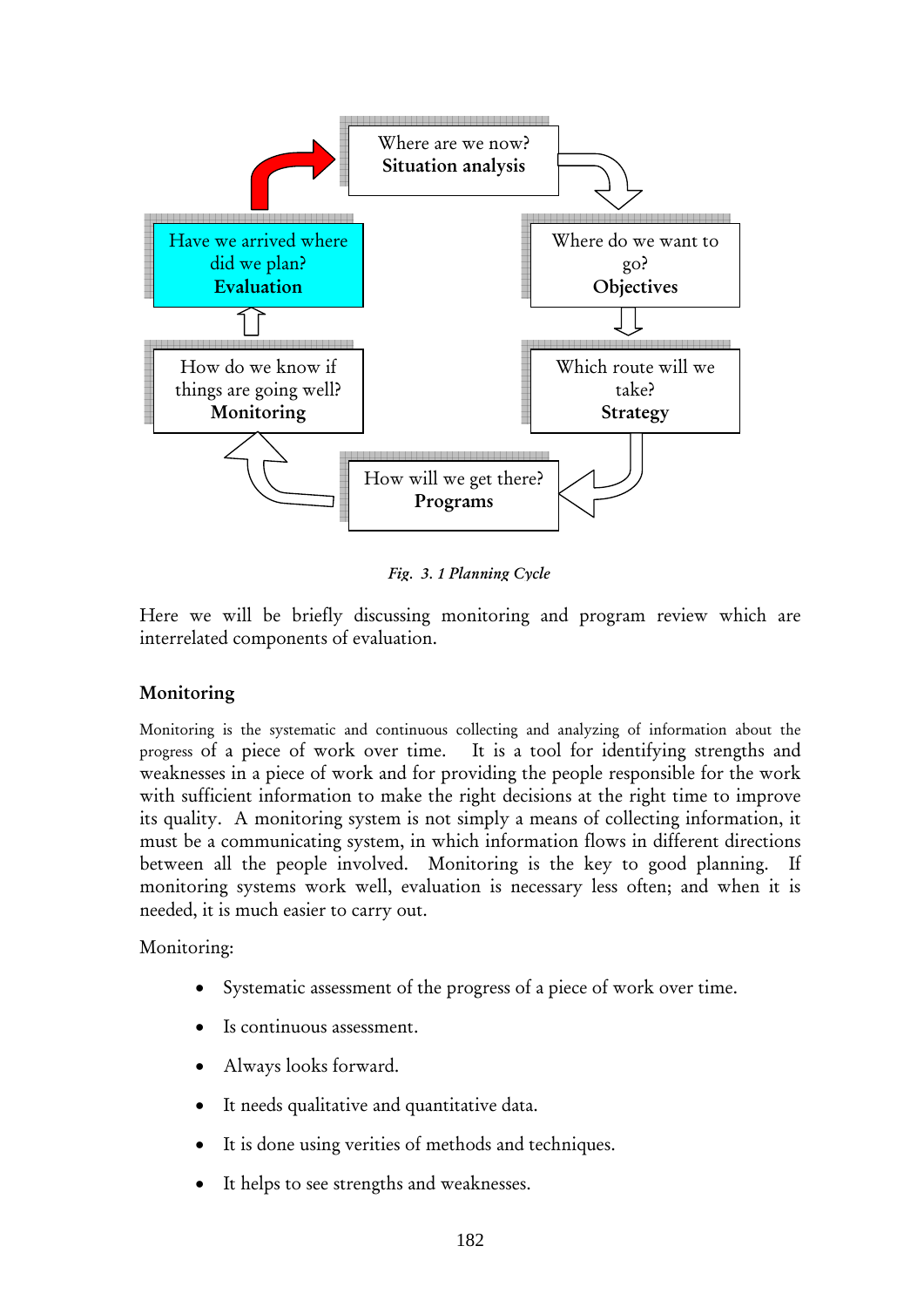Where are we now?
**Situation analysis**

Where do we want to go?
**Objectives**

Which route will we take?
**Strategy**

How will we get there?
**Programs**

How do we know if things are going well?
**Monitoring**

Have we arrived where did we plan?
**Evaluation**

*Fig. 3. 1 Planning Cycle*

Here we will be briefly discussing monitoring and program review which are interrelated components of evaluation.

## Monitoring

Monitoring is the systematic and continuous collecting and analyzing of information about the progress of a piece of work over time. It is a tool for identifying strengths and weaknesses in a piece of work and for providing the people responsible for the work with sufficient information to make the right decisions at the right time to improve its quality. A monitoring system is not simply a means of collecting information, it must be a communicating system, in which information flows in different directions between all the people involved. Monitoring is the key to good planning. If monitoring systems work well, evaluation is necessary less often; and when it is needed, it is much easier to carry out.

Monitoring:

- Systematic assessment of the progress of a piece of work over time.
- Is continuous assessment.
- Always looks forward.
- It needs qualitative and quantitative data.
- It is done using verities of methods and techniques.
- It helps to see strengths and weaknesses.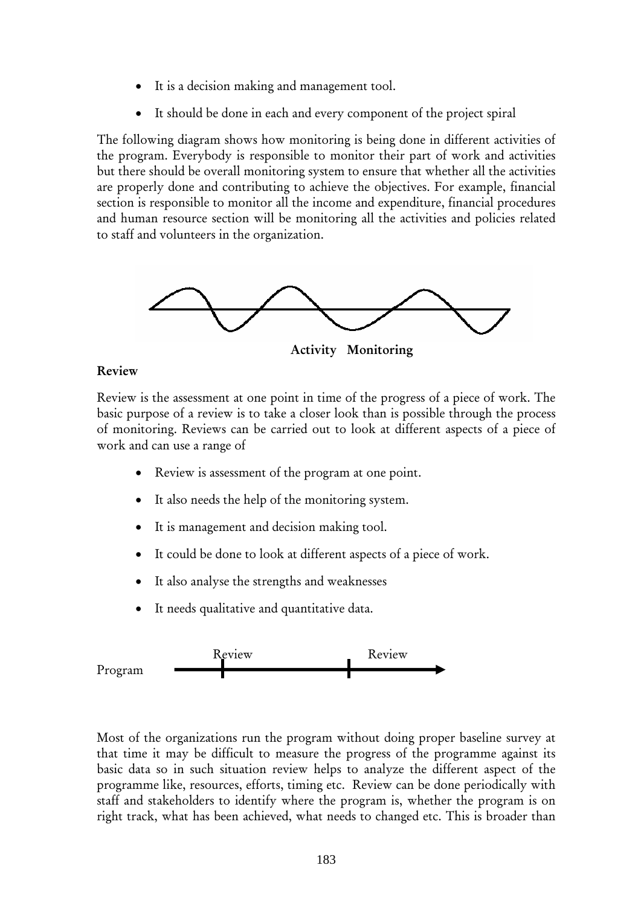- It is a decision making and management tool.
- It should be done in each and every component of the project spiral

The following diagram shows how monitoring is being done in different activities of the program. Everybody is responsible to monitor their part of work and activities but there should be overall monitoring system to ensure that whether all the activities are properly done and contributing to achieve the objectives. For example, financial section is responsible to monitor all the income and expenditure, financial procedures and human resource section will be monitoring all the activities and policies related to staff and volunteers in the organization.

**Activity Monitoring**

**Review**

Review is the assessment at one point in time of the progress of a piece of work. The basic purpose of a review is to take a closer look than is possible through the process of monitoring. Reviews can be carried out to look at different aspects of a piece of work and can use a range of

- Review is assessment of the program at one point.
- It also needs the help of the monitoring system.
- It is management and decision making tool.
- It could be done to look at different aspects of a piece of work.
- It also analyse the strengths and weaknesses
- It needs qualitative and quantitative data.

Program — Review — Review

Most of the organizations run the program without doing proper baseline survey at that time it may be difficult to measure the progress of the programme against its basic data so in such situation review helps to analyze the different aspect of the programme like, resources, efforts, timing etc. Review can be done periodically with staff and stakeholders to identify where the program is, whether the program is on right track, what has been achieved, what needs to changed etc. This is broader than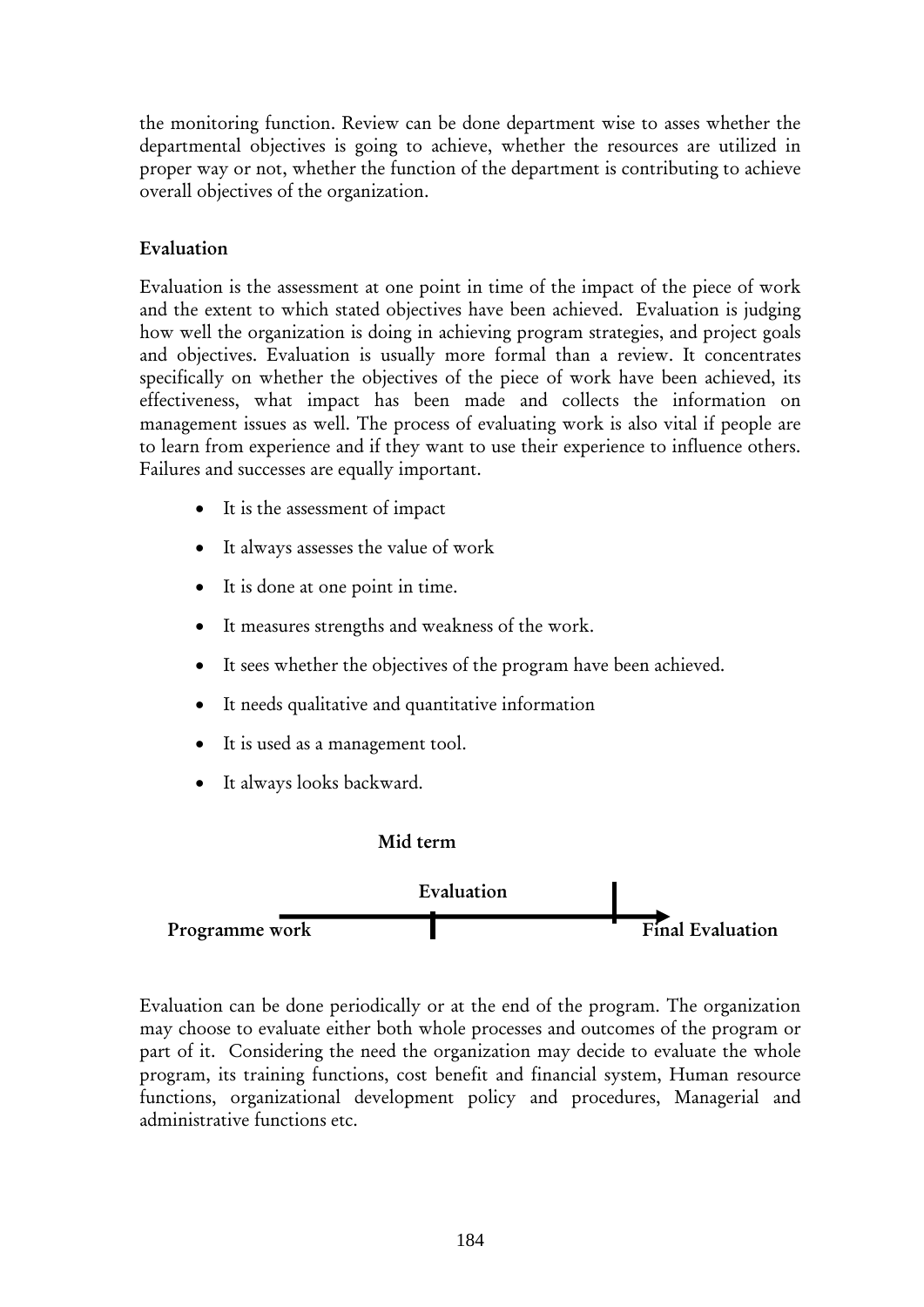the monitoring function. Review can be done department wise to asses whether the departmental objectives is going to achieve, whether the resources are utilized in proper way or not, whether the function of the department is contributing to achieve overall objectives of the organization.

**Evaluation**

Evaluation is the assessment at one point in time of the impact of the piece of work and the extent to which stated objectives have been achieved. Evaluation is judging how well the organization is doing in achieving program strategies, and project goals and objectives. Evaluation is usually more formal than a review. It concentrates specifically on whether the objectives of the piece of work have been achieved, its effectiveness, what impact has been made and collects the information on management issues as well. The process of evaluating work is also vital if people are to learn from experience and if they want to use their experience to influence others. Failures and successes are equally important.

- It is the assessment of impact
- It always assesses the value of work
- It is done at one point in time.
- It measures strengths and weakness of the work.
- It sees whether the objectives of the program have been achieved.
- It needs qualitative and quantitative information
- It is used as a management tool.
- It always looks backward.

**Mid term**

**Evaluation**

**Programme work** **Final Evaluation**

Evaluation can be done periodically or at the end of the program. The organization may choose to evaluate either both whole processes and outcomes of the program or part of it. Considering the need the organization may decide to evaluate the whole program, its training functions, cost benefit and financial system, Human resource functions, organizational development policy and procedures, Managerial and administrative functions etc.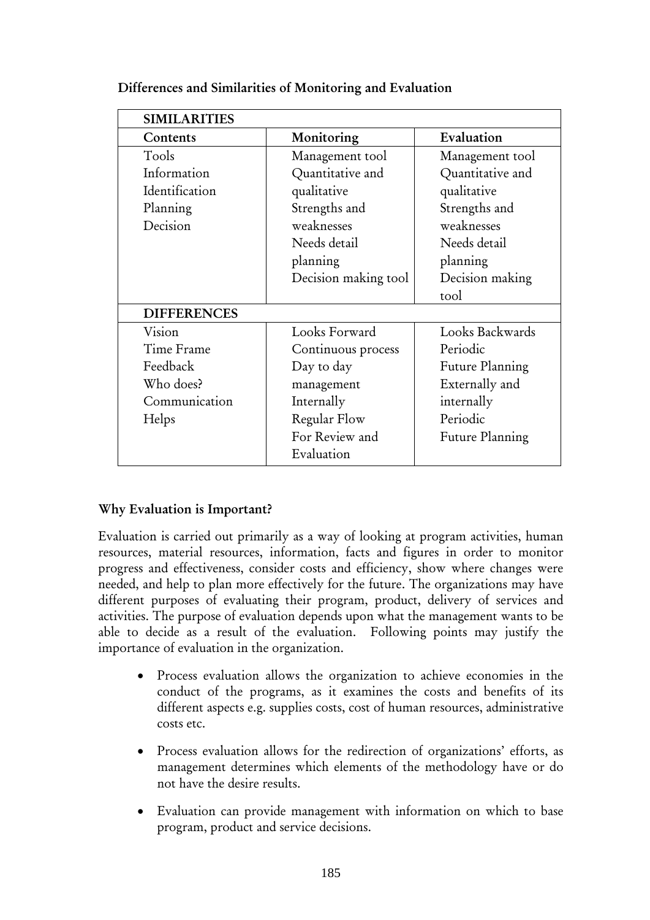**Differences and Similarities of Monitoring and Evaluation**

| SIMILARITIES | | |
|---|---|---|
| **Contents** | **Monitoring** | **Evaluation** |
| Tools<br>Information<br>Identification<br>Planning<br>Decision | Management tool<br>Quantitative and qualitative<br>Strengths and weaknesses<br>Needs detail planning<br>Decision making tool | Management tool<br>Quantitative and qualitative<br>Strengths and weaknesses<br>Needs detail planning<br>Decision making tool |
| **DIFFERENCES** | | |
| Vision<br>Time Frame<br>Feedback<br>Who does?<br>Communication<br>Helps | Looks Forward<br>Continuous process<br>Day to day management<br>Internally<br>Regular Flow<br>For Review and Evaluation | Looks Backwards<br>Periodic<br>Future Planning<br>Externally and internally<br>Periodic<br>Future Planning |

**Why Evaluation is Important?**

Evaluation is carried out primarily as a way of looking at program activities, human resources, material resources, information, facts and figures in order to monitor progress and effectiveness, consider costs and efficiency, show where changes were needed, and help to plan more effectively for the future. The organizations may have different purposes of evaluating their program, product, delivery of services and activities. The purpose of evaluation depends upon what the management wants to be able to decide as a result of the evaluation. Following points may justify the importance of evaluation in the organization.

- Process evaluation allows the organization to achieve economies in the conduct of the programs, as it examines the costs and benefits of its different aspects e.g. supplies costs, cost of human resources, administrative costs etc.

- Process evaluation allows for the redirection of organizations' efforts, as management determines which elements of the methodology have or do not have the desire results.

- Evaluation can provide management with information on which to base program, product and service decisions.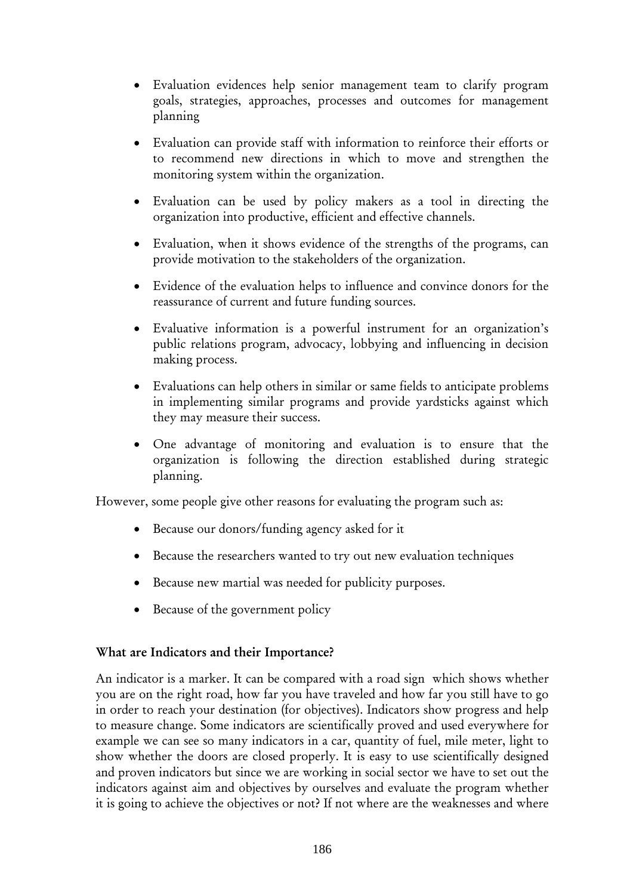- Evaluation evidences help senior management team to clarify program goals, strategies, approaches, processes and outcomes for management planning

- Evaluation can provide staff with information to reinforce their efforts or to recommend new directions in which to move and strengthen the monitoring system within the organization.

- Evaluation can be used by policy makers as a tool in directing the organization into productive, efficient and effective channels.

- Evaluation, when it shows evidence of the strengths of the programs, can provide motivation to the stakeholders of the organization.

- Evidence of the evaluation helps to influence and convince donors for the reassurance of current and future funding sources.

- Evaluative information is a powerful instrument for an organization's public relations program, advocacy, lobbying and influencing in decision making process.

- Evaluations can help others in similar or same fields to anticipate problems in implementing similar programs and provide yardsticks against which they may measure their success.

- One advantage of monitoring and evaluation is to ensure that the organization is following the direction established during strategic planning.

However, some people give other reasons for evaluating the program such as:

- Because our donors/funding agency asked for it

- Because the researchers wanted to try out new evaluation techniques

- Because new martial was needed for publicity purposes.

- Because of the government policy

**What are Indicators and their Importance?**

An indicator is a marker. It can be compared with a road sign which shows whether you are on the right road, how far you have traveled and how far you still have to go in order to reach your destination (for objectives). Indicators show progress and help to measure change. Some indicators are scientifically proved and used everywhere for example we can see so many indicators in a car, quantity of fuel, mile meter, light to show whether the doors are closed properly. It is easy to use scientifically designed and proven indicators but since we are working in social sector we have to set out the indicators against aim and objectives by ourselves and evaluate the program whether it is going to achieve the objectives or not? If not where are the weaknesses and where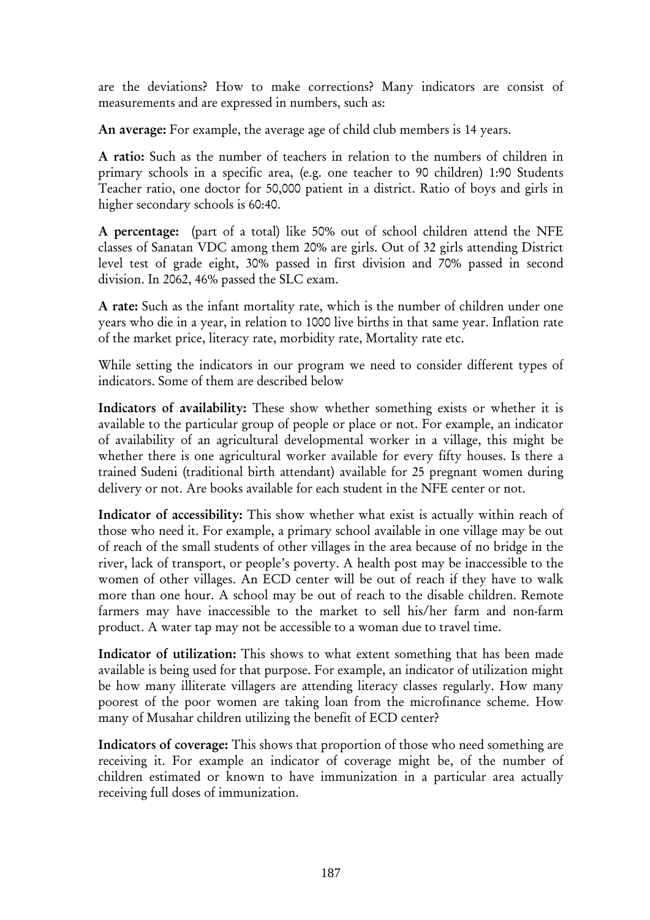are the deviations? How to make corrections? Many indicators are consist of measurements and are expressed in numbers, such as:

**An average:** For example, the average age of child club members is 14 years.

**A ratio:** Such as the number of teachers in relation to the numbers of children in primary schools in a specific area, (e.g. one teacher to 90 children) 1:90 Students Teacher ratio, one doctor for 50,000 patient in a district. Ratio of boys and girls in higher secondary schools is 60:40.

**A percentage:** (part of a total) like 50% out of school children attend the NFE classes of Sanatan VDC among them 20% are girls. Out of 32 girls attending District level test of grade eight, 30% passed in first division and 70% passed in second division. In 2062, 46% passed the SLC exam.

**A rate:** Such as the infant mortality rate, which is the number of children under one years who die in a year, in relation to 1000 live births in that same year. Inflation rate of the market price, literacy rate, morbidity rate, Mortality rate etc.

While setting the indicators in our program we need to consider different types of indicators. Some of them are described below

**Indicators of availability:** These show whether something exists or whether it is available to the particular group of people or place or not. For example, an indicator of availability of an agricultural developmental worker in a village, this might be whether there is one agricultural worker available for every fifty houses. Is there a trained Sudeni (traditional birth attendant) available for 25 pregnant women during delivery or not. Are books available for each student in the NFE center or not.

**Indicator of accessibility:** This show whether what exist is actually within reach of those who need it. For example, a primary school available in one village may be out of reach of the small students of other villages in the area because of no bridge in the river, lack of transport, or people's poverty. A health post may be inaccessible to the women of other villages. An ECD center will be out of reach if they have to walk more than one hour. A school may be out of reach to the disable children. Remote farmers may have inaccessible to the market to sell his/her farm and non-farm product. A water tap may not be accessible to a woman due to travel time.

**Indicator of utilization:** This shows to what extent something that has been made available is being used for that purpose. For example, an indicator of utilization might be how many illiterate villagers are attending literacy classes regularly. How many poorest of the poor women are taking loan from the microfinance scheme. How many of Musahar children utilizing the benefit of ECD center?

**Indicators of coverage:** This shows that proportion of those who need something are receiving it. For example an indicator of coverage might be, of the number of children estimated or known to have immunization in a particular area actually receiving full doses of immunization.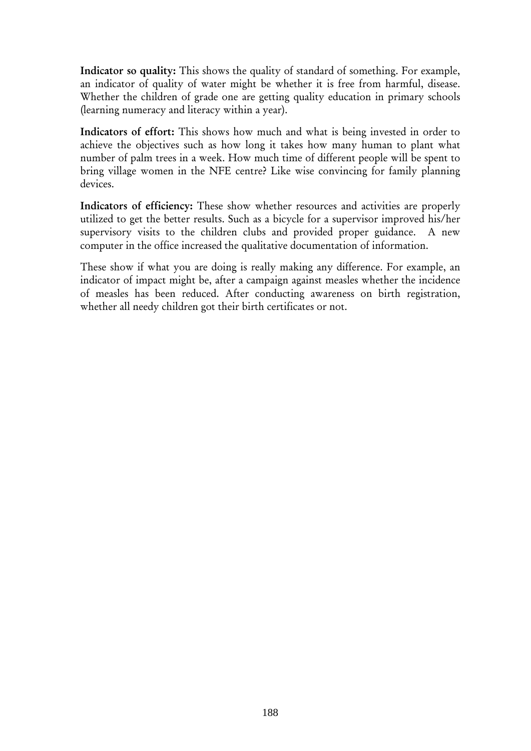**Indicator so quality:** This shows the quality of standard of something. For example, an indicator of quality of water might be whether it is free from harmful, disease. Whether the children of grade one are getting quality education in primary schools (learning numeracy and literacy within a year).

**Indicators of effort:** This shows how much and what is being invested in order to achieve the objectives such as how long it takes how many human to plant what number of palm trees in a week. How much time of different people will be spent to bring village women in the NFE centre? Like wise convincing for family planning devices.

**Indicators of efficiency:** These show whether resources and activities are properly utilized to get the better results. Such as a bicycle for a supervisor improved his/her supervisory visits to the children clubs and provided proper guidance. A new computer in the office increased the qualitative documentation of information.

These show if what you are doing is really making any difference. For example, an indicator of impact might be, after a campaign against measles whether the incidence of measles has been reduced. After conducting awareness on birth registration, whether all needy children got their birth certificates or not.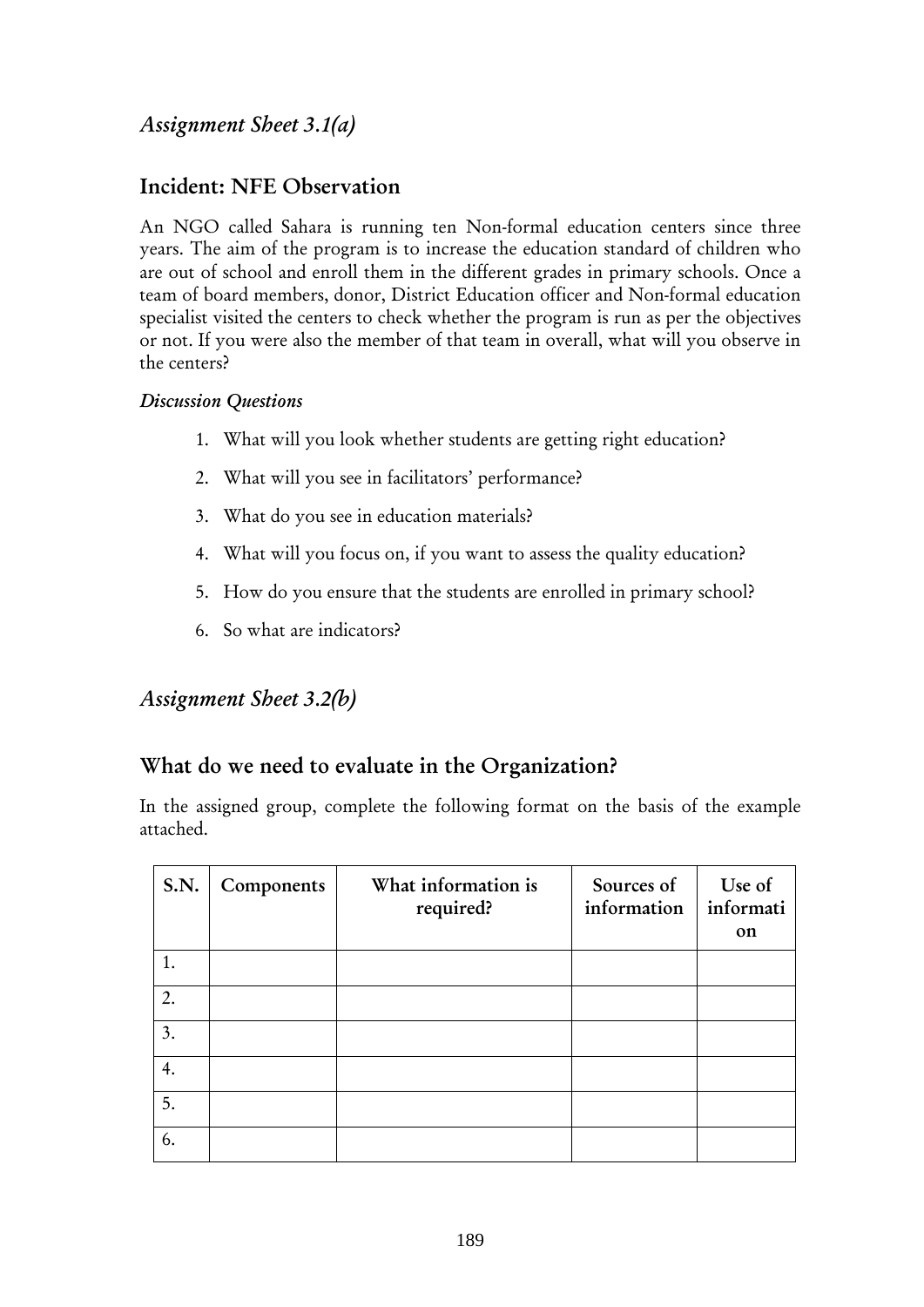## *Assignment Sheet 3.1(a)*

## Incident: NFE Observation

An NGO called Sahara is running ten Non-formal education centers since three years. The aim of the program is to increase the education standard of children who are out of school and enroll them in the different grades in primary schools. Once a team of board members, donor, District Education officer and Non-formal education specialist visited the centers to check whether the program is run as per the objectives or not. If you were also the member of that team in overall, what will you observe in the centers?

***Discussion Questions***

1. What will you look whether students are getting right education?
2. What will you see in facilitators' performance?
3. What do you see in education materials?
4. What will you focus on, if you want to assess the quality education?
5. How do you ensure that the students are enrolled in primary school?
6. So what are indicators?

## *Assignment Sheet 3.2(b)*

## What do we need to evaluate in the Organization?

In the assigned group, complete the following format on the basis of the example attached.

| S.N. | Components | What information is required? | Sources of information | Use of information |
|---|---|---|---|---|
| 1. | | | | |
| 2. | | | | |
| 3. | | | | |
| 4. | | | | |
| 5. | | | | |
| 6. | | | | |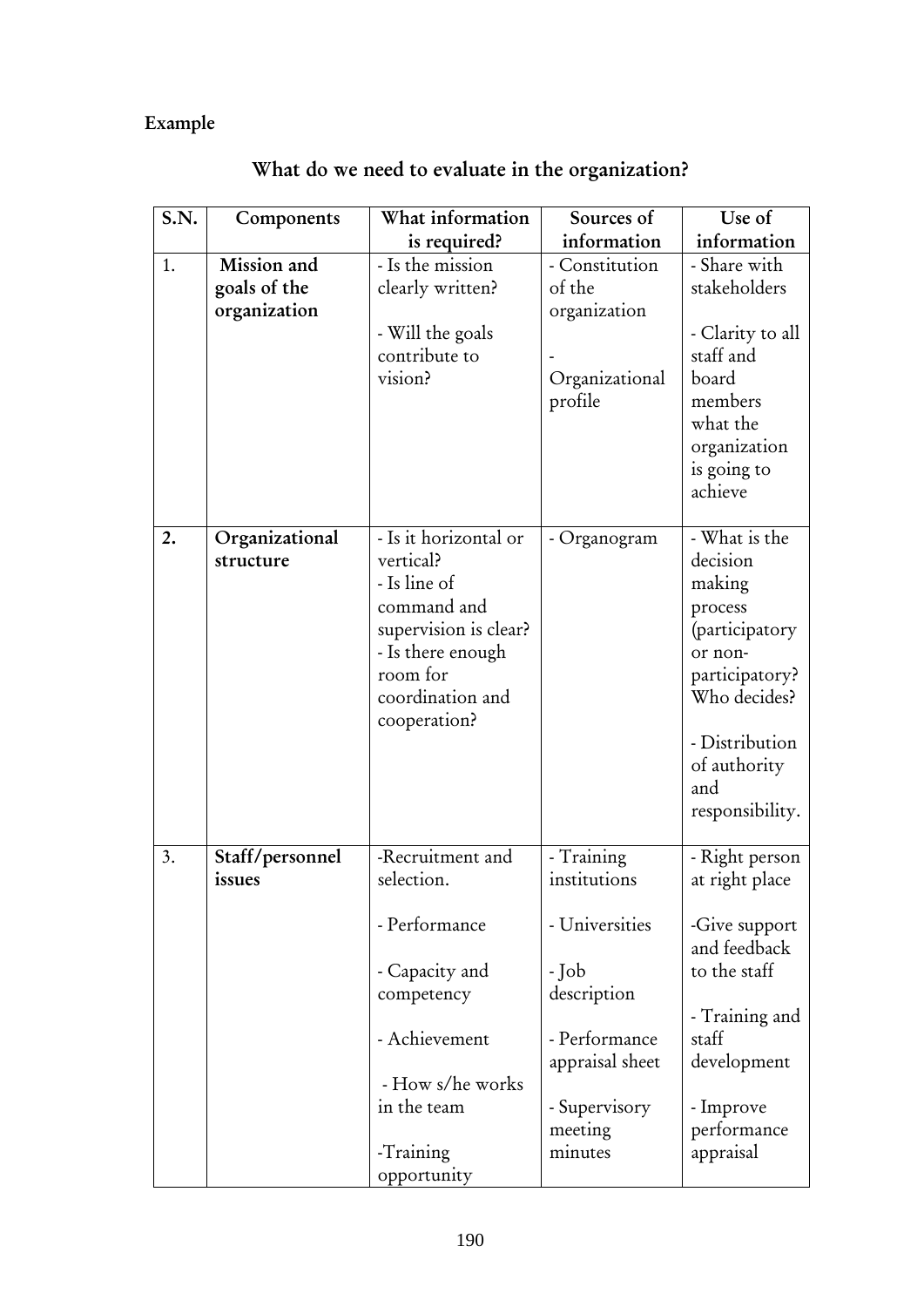**Example**

## What do we need to evaluate in the organization?

| S.N. | Components | What information is required? | Sources of information | Use of information |
|---|---|---|---|---|
| 1. | **Mission and goals of the organization** | - Is the mission clearly written?<br><br>- Will the goals contribute to vision? | - Constitution of the organization<br><br>- Organizational profile | - Share with stakeholders<br><br>- Clarity to all staff and board members what the organization is going to achieve |
| **2.** | **Organizational structure** | - Is it horizontal or vertical?<br>- Is line of command and supervision is clear?<br>- Is there enough room for coordination and cooperation? | - Organogram | - What is the decision making process (participatory or non-participatory? Who decides?<br><br>- Distribution of authority and responsibility. |
| 3. | **Staff/personnel issues** | -Recruitment and selection.<br><br>- Performance<br><br>- Capacity and competency<br><br>- Achievement<br><br>- How s/he works in the team<br><br>-Training opportunity | - Training institutions<br><br>- Universities<br><br>- Job description<br><br>- Performance appraisal sheet<br><br>- Supervisory meeting minutes | - Right person at right place<br><br>-Give support and feedback to the staff<br><br>- Training and staff development<br><br>- Improve performance appraisal |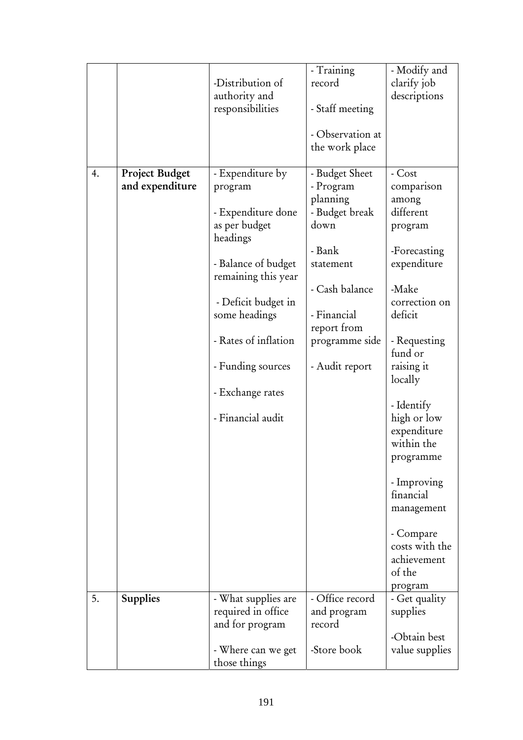| | | | | |
|---|---|---|---|---|
| | | -Distribution of authority and responsibilities | - Training record<br><br>- Staff meeting<br><br>- Observation at the work place | - Modify and clarify job descriptions |
| 4. | **Project Budget and expenditure** | - Expenditure by program<br><br>- Expenditure done as per budget headings<br><br>- Balance of budget remaining this year<br><br>- Deficit budget in some headings<br><br>- Rates of inflation<br><br>- Funding sources<br><br>- Exchange rates<br><br>- Financial audit | - Budget Sheet<br>- Program planning<br>- Budget break down<br><br>- Bank statement<br><br>- Cash balance<br><br>- Financial report from programme side<br><br>- Audit report | - Cost comparison among different program<br><br>-Forecasting expenditure<br><br>-Make correction on deficit<br><br>- Requesting fund or raising it locally<br><br>- Identify high or low expenditure within the programme<br><br>- Improving financial management<br><br>- Compare costs with the achievement of the program |
| 5. | **Supplies** | - What supplies are required in office and for program<br><br>- Where can we get those things | - Office record and program record<br><br>-Store book | - Get quality supplies<br><br>-Obtain best value supplies |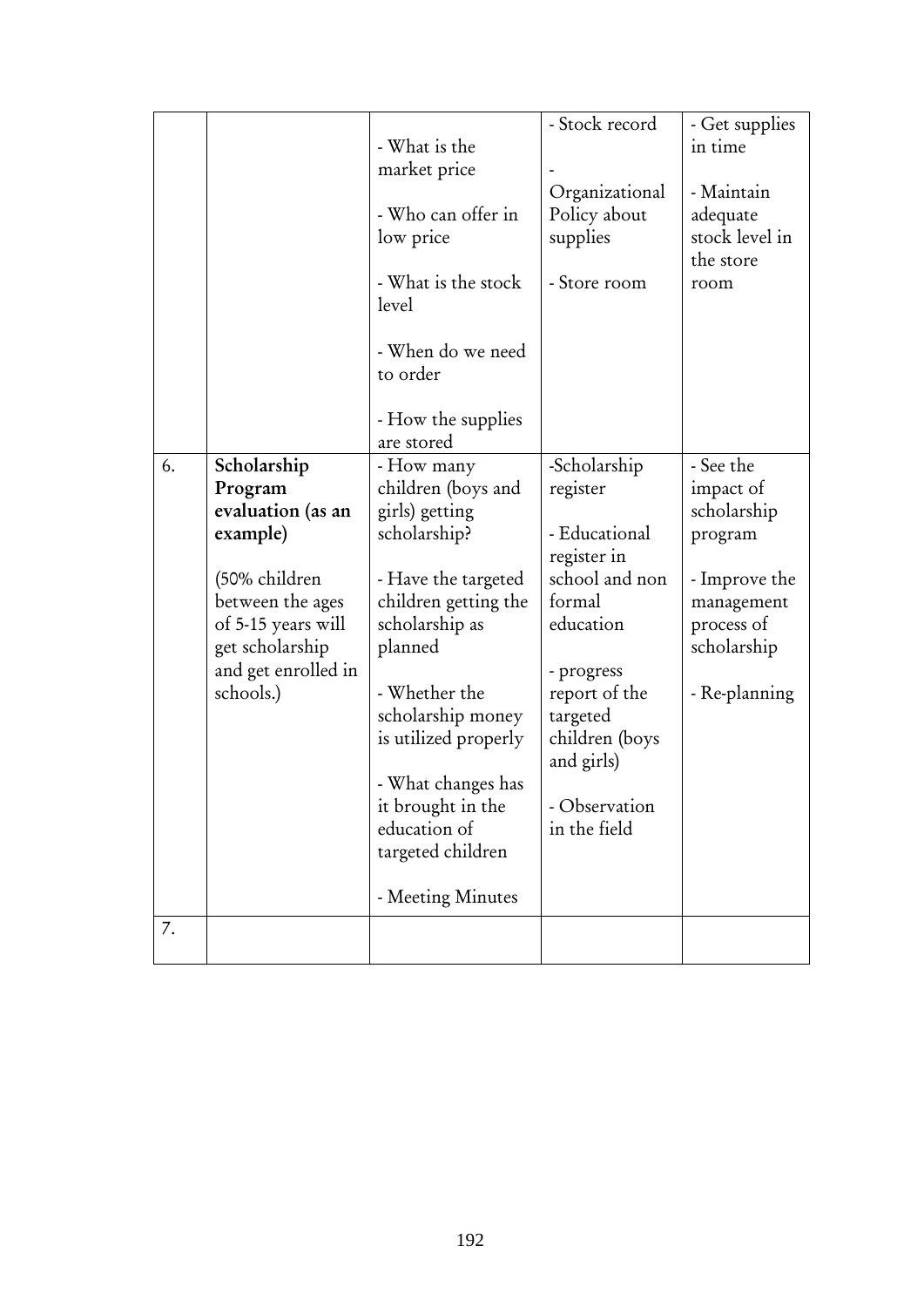| | | | | |
|---|---|---|---|---|
| | | - What is the market price<br><br>- Who can offer in low price<br><br>- What is the stock level<br><br>- When do we need to order<br><br>- How the supplies are stored | - Stock record<br><br>- Organizational Policy about supplies<br><br>- Store room | - Get supplies in time<br><br>- Maintain adequate stock level in the store room |
| 6. | **Scholarship Program evaluation (as an example)**<br><br>(50% children between the ages of 5-15 years will get scholarship and get enrolled in schools.) | - How many children (boys and girls) getting scholarship?<br><br>- Have the targeted children getting the scholarship as planned<br><br>- Whether the scholarship money is utilized properly<br><br>- What changes has it brought in the education of targeted children<br><br>- Meeting Minutes | -Scholarship register<br><br>- Educational register in school and non formal education<br><br>- progress report of the targeted children (boys and girls)<br><br>- Observation in the field | - See the impact of scholarship program<br><br>- Improve the management process of scholarship<br><br>- Re-planning |
| 7. | | | | |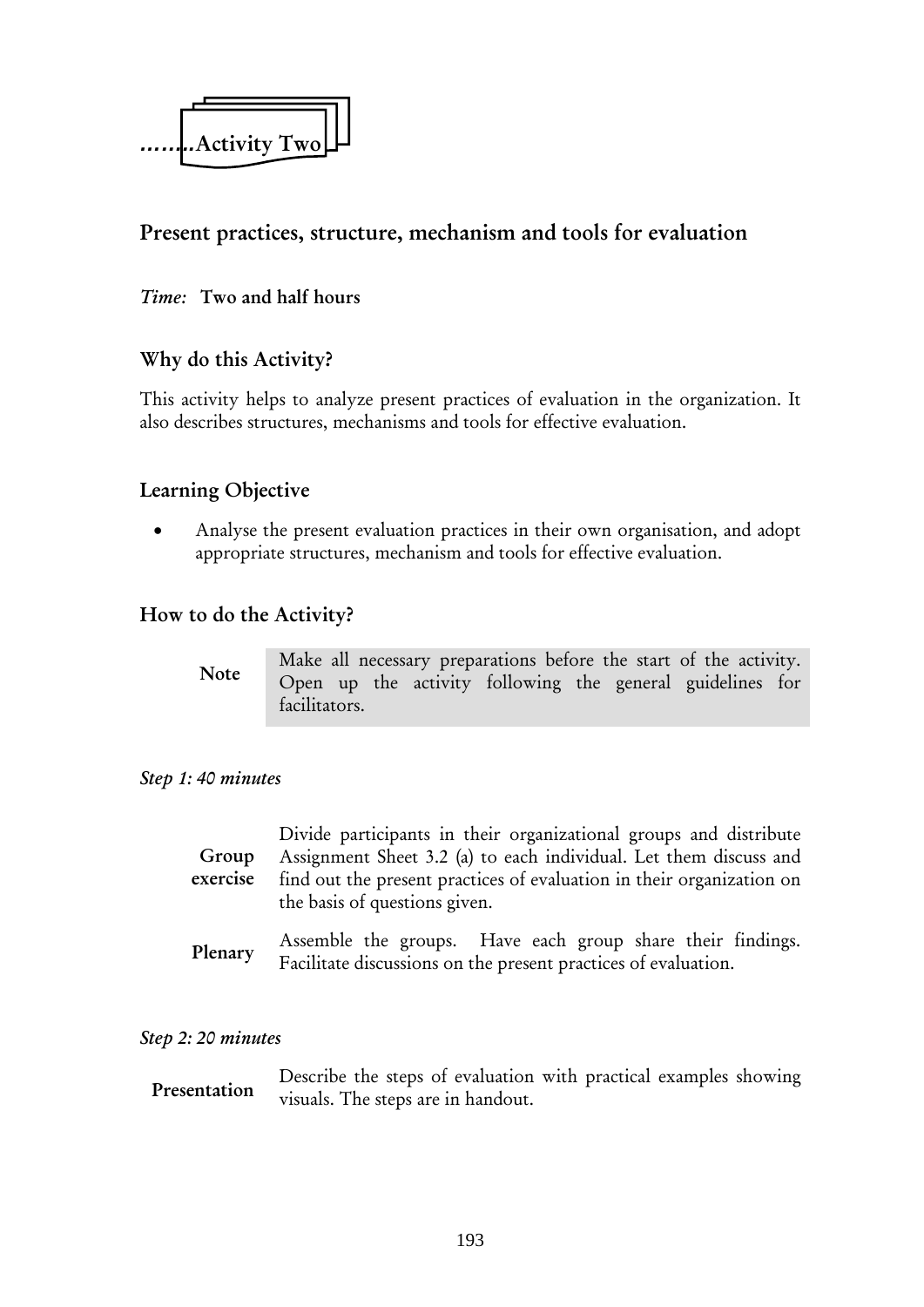**........Activity Two**

## Present practices, structure, mechanism and tools for evaluation

*Time:* **Two and half hours**

### Why do this Activity?

This activity helps to analyze present practices of evaluation in the organization. It also describes structures, mechanisms and tools for effective evaluation.

### Learning Objective

- Analyse the present evaluation practices in their own organisation, and adopt appropriate structures, mechanism and tools for effective evaluation.

### How to do the Activity?

| **Note** | Make all necessary preparations before the start of the activity. Open up the activity following the general guidelines for facilitators. |
|---|---|

*Step 1: 40 minutes*

| | |
|---|---|
| **Group exercise** | Divide participants in their organizational groups and distribute Assignment Sheet 3.2 (a) to each individual. Let them discuss and find out the present practices of evaluation in their organization on the basis of questions given. |
| **Plenary** | Assemble the groups. Have each group share their findings. Facilitate discussions on the present practices of evaluation. |

*Step 2: 20 minutes*

| | |
|---|---|
| **Presentation** | Describe the steps of evaluation with practical examples showing visuals. The steps are in handout. |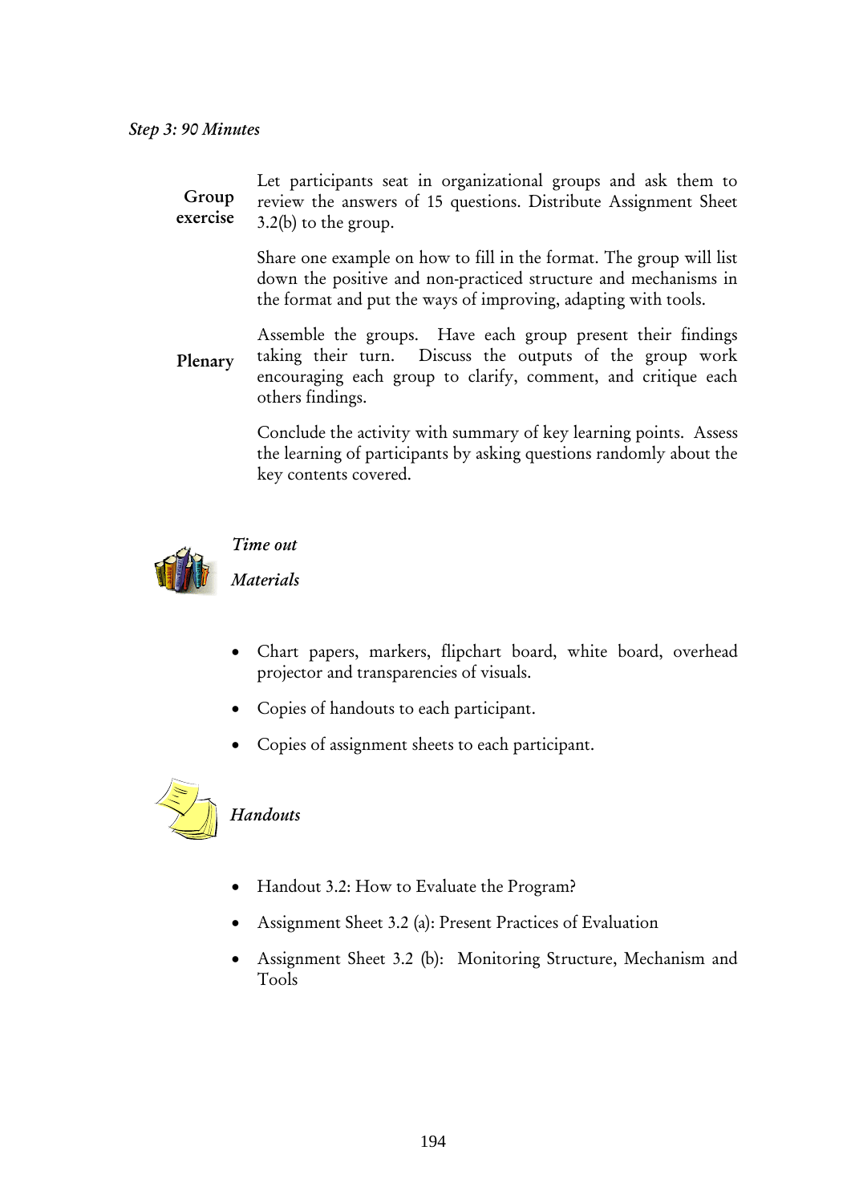*Step 3: 90 Minutes*

**Group exercise**

Let participants seat in organizational groups and ask them to review the answers of 15 questions. Distribute Assignment Sheet 3.2(b) to the group.

Share one example on how to fill in the format. The group will list down the positive and non-practiced structure and mechanisms in the format and put the ways of improving, adapting with tools.

**Plenary**

Assemble the groups. Have each group present their findings taking their turn. Discuss the outputs of the group work encouraging each group to clarify, comment, and critique each others findings.

Conclude the activity with summary of key learning points. Assess the learning of participants by asking questions randomly about the key contents covered.

*Time out*

*Materials*

- Chart papers, markers, flipchart board, white board, overhead projector and transparencies of visuals.
- Copies of handouts to each participant.
- Copies of assignment sheets to each participant.

*Handouts*

- Handout 3.2: How to Evaluate the Program?
- Assignment Sheet 3.2 (a): Present Practices of Evaluation
- Assignment Sheet 3.2 (b): Monitoring Structure, Mechanism and Tools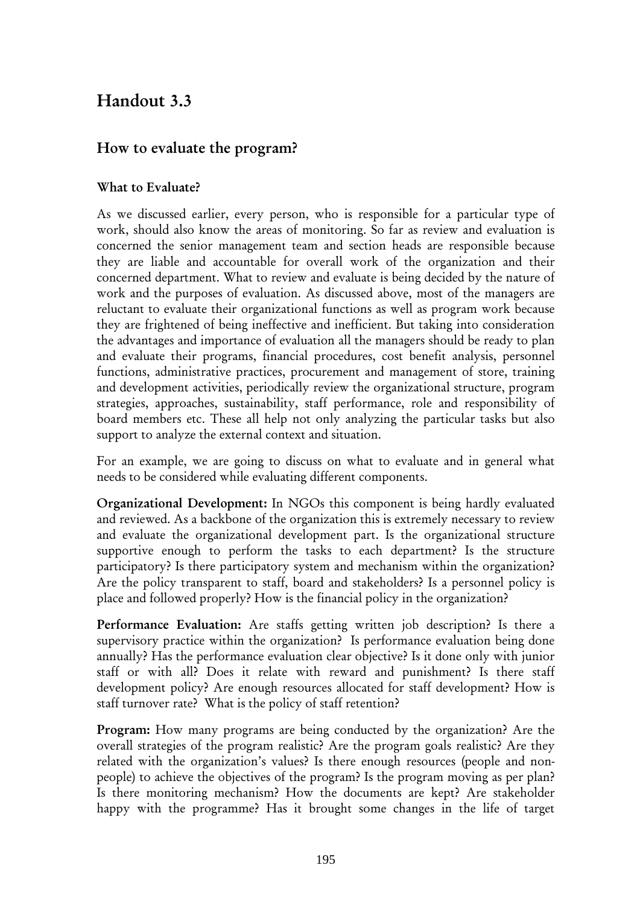# Handout 3.3

## How to evaluate the program?

### What to Evaluate?

As we discussed earlier, every person, who is responsible for a particular type of work, should also know the areas of monitoring. So far as review and evaluation is concerned the senior management team and section heads are responsible because they are liable and accountable for overall work of the organization and their concerned department. What to review and evaluate is being decided by the nature of work and the purposes of evaluation. As discussed above, most of the managers are reluctant to evaluate their organizational functions as well as program work because they are frightened of being ineffective and inefficient. But taking into consideration the advantages and importance of evaluation all the managers should be ready to plan and evaluate their programs, financial procedures, cost benefit analysis, personnel functions, administrative practices, procurement and management of store, training and development activities, periodically review the organizational structure, program strategies, approaches, sustainability, staff performance, role and responsibility of board members etc. These all help not only analyzing the particular tasks but also support to analyze the external context and situation.

For an example, we are going to discuss on what to evaluate and in general what needs to be considered while evaluating different components.

**Organizational Development:** In NGOs this component is being hardly evaluated and reviewed. As a backbone of the organization this is extremely necessary to review and evaluate the organizational development part. Is the organizational structure supportive enough to perform the tasks to each department? Is the structure participatory? Is there participatory system and mechanism within the organization? Are the policy transparent to staff, board and stakeholders? Is a personnel policy is place and followed properly? How is the financial policy in the organization?

**Performance Evaluation:** Are staffs getting written job description? Is there a supervisory practice within the organization? Is performance evaluation being done annually? Has the performance evaluation clear objective? Is it done only with junior staff or with all? Does it relate with reward and punishment? Is there staff development policy? Are enough resources allocated for staff development? How is staff turnover rate? What is the policy of staff retention?

**Program:** How many programs are being conducted by the organization? Are the overall strategies of the program realistic? Are the program goals realistic? Are they related with the organization's values? Is there enough resources (people and non-people) to achieve the objectives of the program? Is the program moving as per plan? Is there monitoring mechanism? How the documents are kept? Are stakeholder happy with the programme? Has it brought some changes in the life of target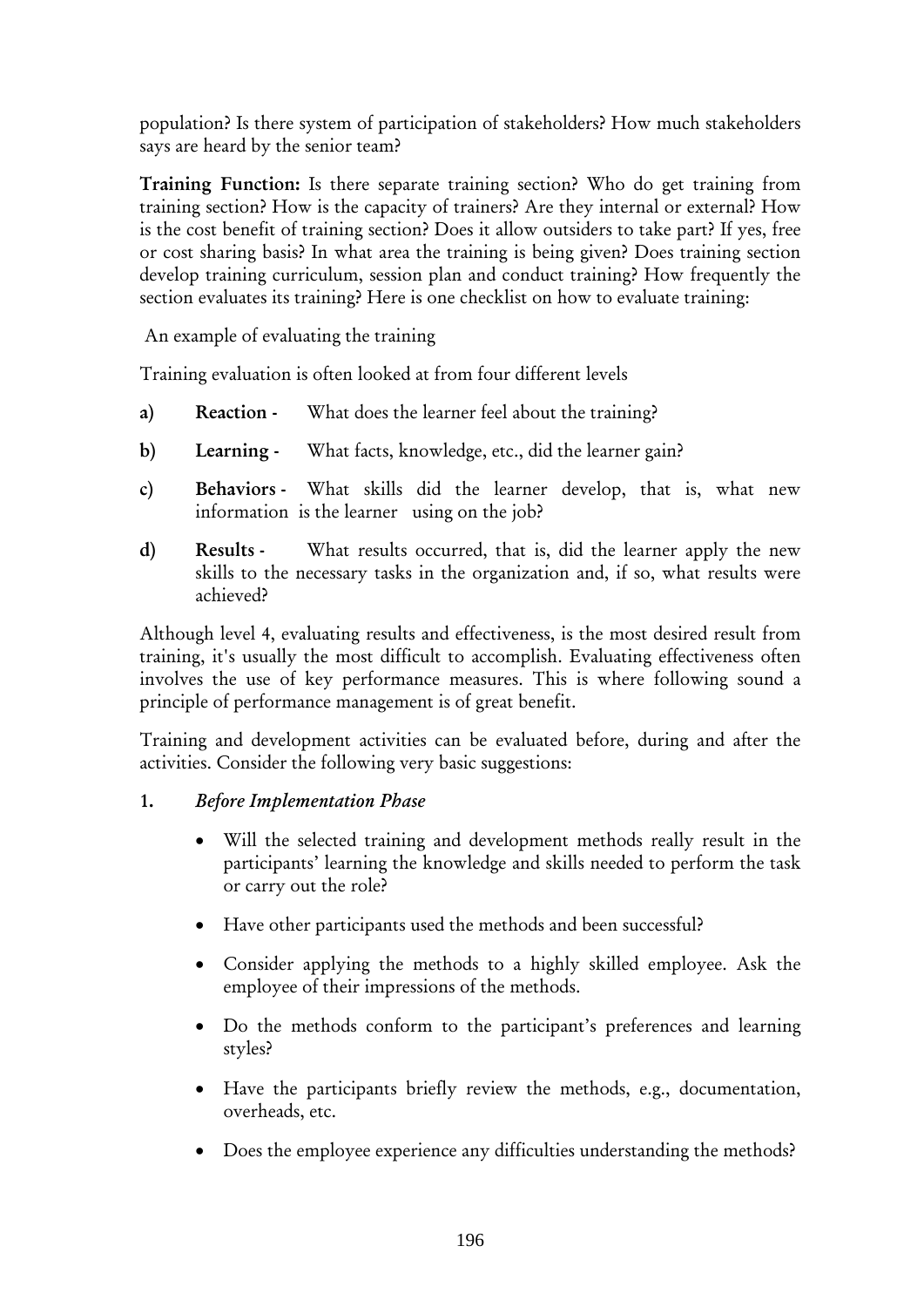population? Is there system of participation of stakeholders? How much stakeholders says are heard by the senior team?

**Training Function:** Is there separate training section? Who do get training from training section? How is the capacity of trainers? Are they internal or external? How is the cost benefit of training section? Does it allow outsiders to take part? If yes, free or cost sharing basis? In what area the training is being given? Does training section develop training curriculum, session plan and conduct training? How frequently the section evaluates its training? Here is one checklist on how to evaluate training:

An example of evaluating the training

Training evaluation is often looked at from four different levels

a) **Reaction -** What does the learner feel about the training?

b) **Learning -** What facts, knowledge, etc., did the learner gain?

c) **Behaviors -** What skills did the learner develop, that is, what new information is the learner using on the job?

d) **Results -** What results occurred, that is, did the learner apply the new skills to the necessary tasks in the organization and, if so, what results were achieved?

Although level 4, evaluating results and effectiveness, is the most desired result from training, it's usually the most difficult to accomplish. Evaluating effectiveness often involves the use of key performance measures. This is where following sound a principle of performance management is of great benefit.

Training and development activities can be evaluated before, during and after the activities. Consider the following very basic suggestions:

1. *Before Implementation Phase*

   - Will the selected training and development methods really result in the participants' learning the knowledge and skills needed to perform the task or carry out the role?
   - Have other participants used the methods and been successful?
   - Consider applying the methods to a highly skilled employee. Ask the employee of their impressions of the methods.
   - Do the methods conform to the participant's preferences and learning styles?
   - Have the participants briefly review the methods, e.g., documentation, overheads, etc.
   - Does the employee experience any difficulties understanding the methods?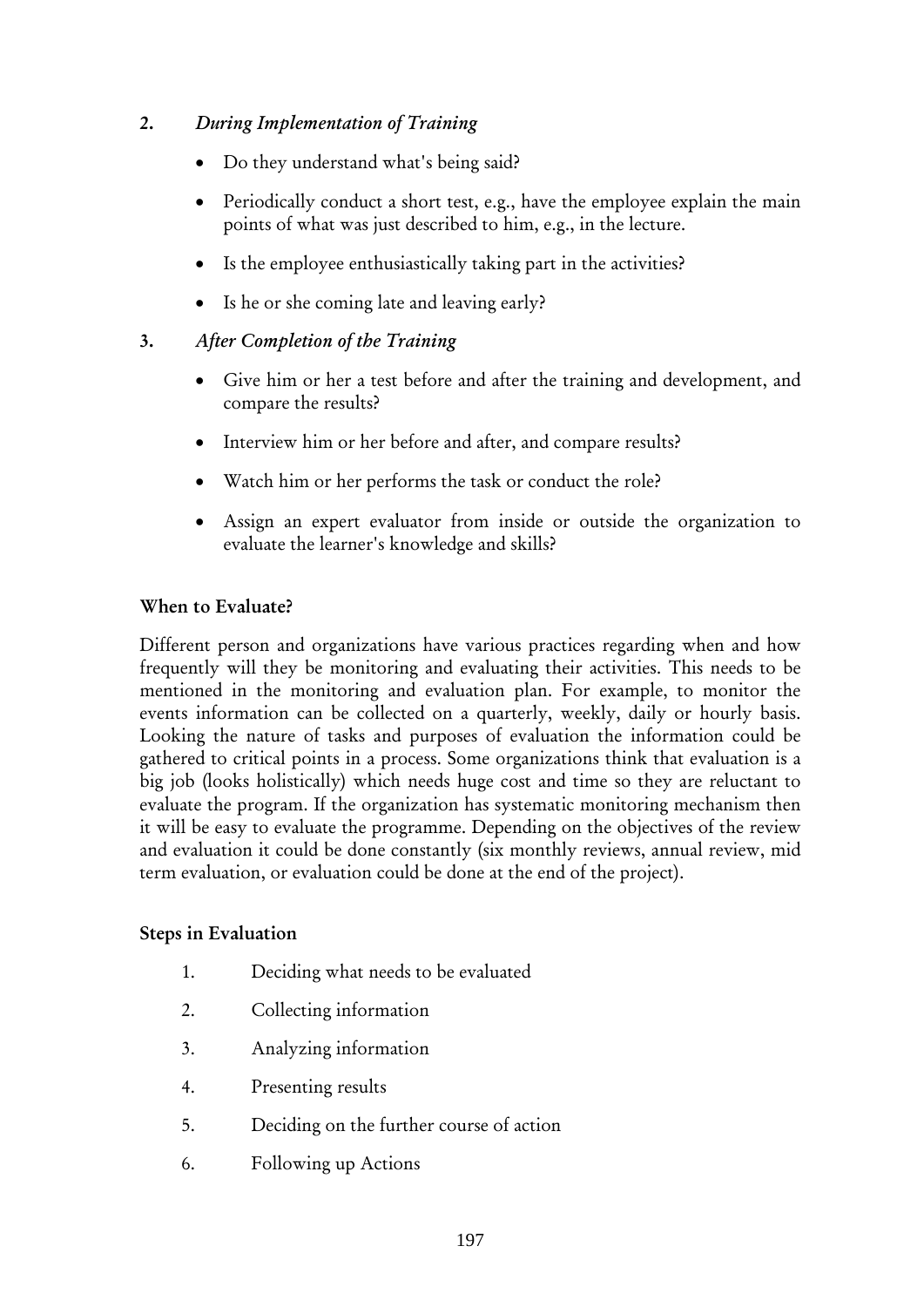2. *During Implementation of Training*

   - Do they understand what's being said?
   - Periodically conduct a short test, e.g., have the employee explain the main points of what was just described to him, e.g., in the lecture.
   - Is the employee enthusiastically taking part in the activities?
   - Is he or she coming late and leaving early?

3. *After Completion of the Training*

   - Give him or her a test before and after the training and development, and compare the results?
   - Interview him or her before and after, and compare results?
   - Watch him or her performs the task or conduct the role?
   - Assign an expert evaluator from inside or outside the organization to evaluate the learner's knowledge and skills?

**When to Evaluate?**

Different person and organizations have various practices regarding when and how frequently will they be monitoring and evaluating their activities. This needs to be mentioned in the monitoring and evaluation plan. For example, to monitor the events information can be collected on a quarterly, weekly, daily or hourly basis. Looking the nature of tasks and purposes of evaluation the information could be gathered to critical points in a process. Some organizations think that evaluation is a big job (looks holistically) which needs huge cost and time so they are reluctant to evaluate the program. If the organization has systematic monitoring mechanism then it will be easy to evaluate the programme. Depending on the objectives of the review and evaluation it could be done constantly (six monthly reviews, annual review, mid term evaluation, or evaluation could be done at the end of the project).

**Steps in Evaluation**

1. Deciding what needs to be evaluated
2. Collecting information
3. Analyzing information
4. Presenting results
5. Deciding on the further course of action
6. Following up Actions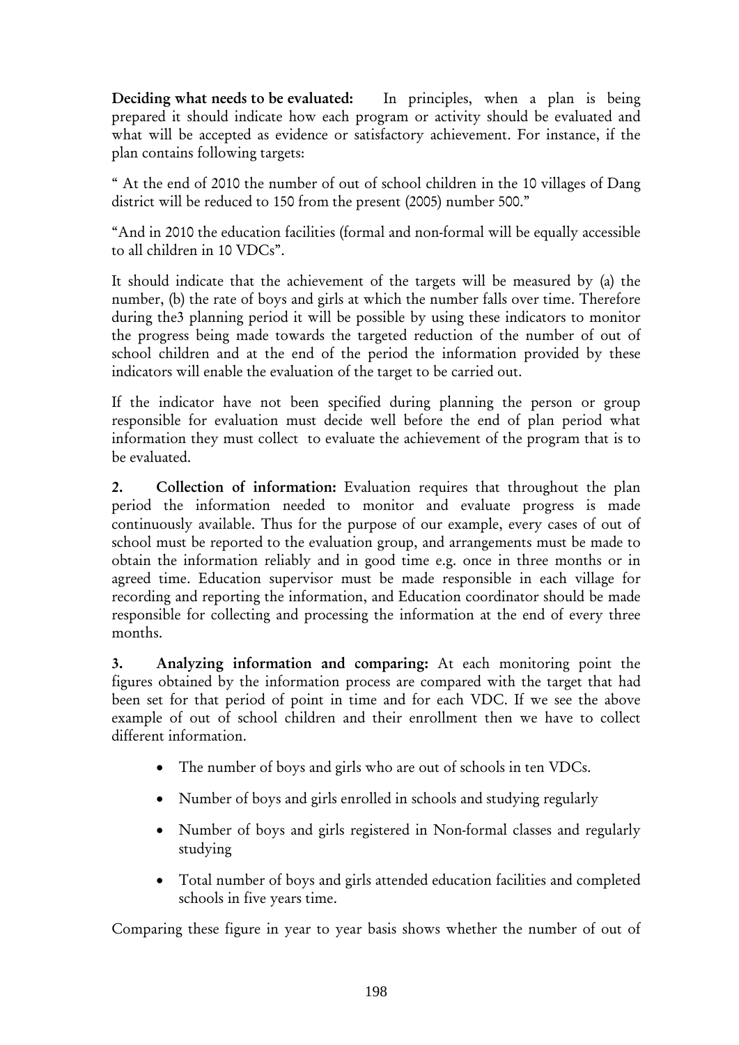**Deciding what needs to be evaluated:** In principles, when a plan is being prepared it should indicate how each program or activity should be evaluated and what will be accepted as evidence or satisfactory achievement. For instance, if the plan contains following targets:

" At the end of 2010 the number of out of school children in the 10 villages of Dang district will be reduced to 150 from the present (2005) number 500."

"And in 2010 the education facilities (formal and non-formal will be equally accessible to all children in 10 VDCs".

It should indicate that the achievement of the targets will be measured by (a) the number, (b) the rate of boys and girls at which the number falls over time. Therefore during the3 planning period it will be possible by using these indicators to monitor the progress being made towards the targeted reduction of the number of out of school children and at the end of the period the information provided by these indicators will enable the evaluation of the target to be carried out.

If the indicator have not been specified during planning the person or group responsible for evaluation must decide well before the end of plan period what information they must collect to evaluate the achievement of the program that is to be evaluated.

**2. Collection of information:** Evaluation requires that throughout the plan period the information needed to monitor and evaluate progress is made continuously available. Thus for the purpose of our example, every cases of out of school must be reported to the evaluation group, and arrangements must be made to obtain the information reliably and in good time e.g. once in three months or in agreed time. Education supervisor must be made responsible in each village for recording and reporting the information, and Education coordinator should be made responsible for collecting and processing the information at the end of every three months.

**3. Analyzing information and comparing:** At each monitoring point the figures obtained by the information process are compared with the target that had been set for that period of point in time and for each VDC. If we see the above example of out of school children and their enrollment then we have to collect different information.

- The number of boys and girls who are out of schools in ten VDCs.
- Number of boys and girls enrolled in schools and studying regularly
- Number of boys and girls registered in Non-formal classes and regularly studying
- Total number of boys and girls attended education facilities and completed schools in five years time.

Comparing these figure in year to year basis shows whether the number of out of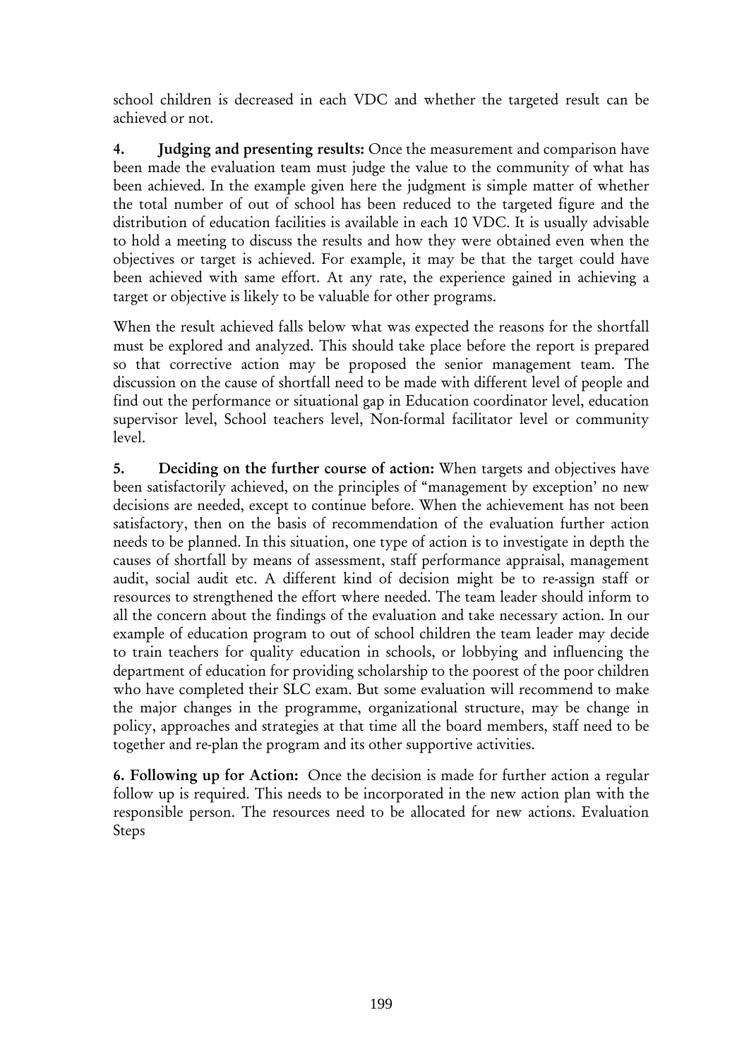school children is decreased in each VDC and whether the targeted result can be achieved or not.

**4. Judging and presenting results:** Once the measurement and comparison have been made the evaluation team must judge the value to the community of what has been achieved. In the example given here the judgment is simple matter of whether the total number of out of school has been reduced to the targeted figure and the distribution of education facilities is available in each 10 VDC. It is usually advisable to hold a meeting to discuss the results and how they were obtained even when the objectives or target is achieved. For example, it may be that the target could have been achieved with same effort. At any rate, the experience gained in achieving a target or objective is likely to be valuable for other programs.

When the result achieved falls below what was expected the reasons for the shortfall must be explored and analyzed. This should take place before the report is prepared so that corrective action may be proposed the senior management team. The discussion on the cause of shortfall need to be made with different level of people and find out the performance or situational gap in Education coordinator level, education supervisor level, School teachers level, Non-formal facilitator level or community level.

**5. Deciding on the further course of action:** When targets and objectives have been satisfactorily achieved, on the principles of "management by exception' no new decisions are needed, except to continue before. When the achievement has not been satisfactory, then on the basis of recommendation of the evaluation further action needs to be planned. In this situation, one type of action is to investigate in depth the causes of shortfall by means of assessment, staff performance appraisal, management audit, social audit etc. A different kind of decision might be to re-assign staff or resources to strengthened the effort where needed. The team leader should inform to all the concern about the findings of the evaluation and take necessary action. In our example of education program to out of school children the team leader may decide to train teachers for quality education in schools, or lobbying and influencing the department of education for providing scholarship to the poorest of the poor children who have completed their SLC exam. But some evaluation will recommend to make the major changes in the programme, organizational structure, may be change in policy, approaches and strategies at that time all the board members, staff need to be together and re-plan the program and its other supportive activities.

**6. Following up for Action:** Once the decision is made for further action a regular follow up is required. This needs to be incorporated in the new action plan with the responsible person. The resources need to be allocated for new actions. Evaluation Steps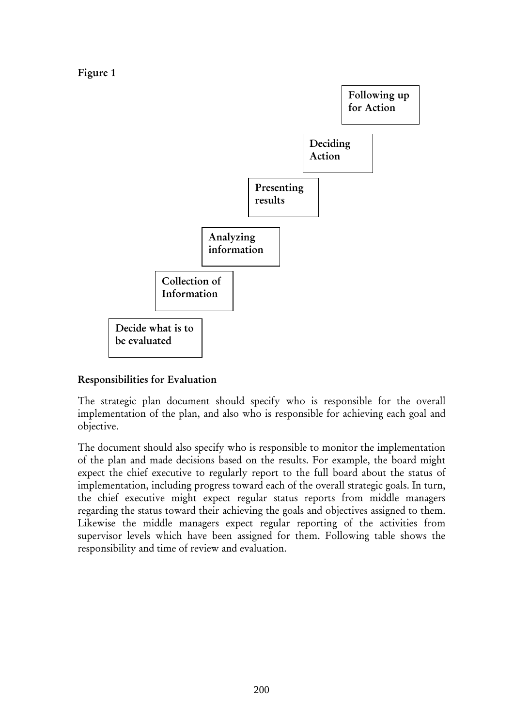**Figure 1**

Decide what is to be evaluated

Collection of Information

Analyzing information

Presenting results

Deciding Action

Following up for Action

**Responsibilities for Evaluation**

The strategic plan document should specify who is responsible for the overall implementation of the plan, and also who is responsible for achieving each goal and objective.

The document should also specify who is responsible to monitor the implementation of the plan and made decisions based on the results. For example, the board might expect the chief executive to regularly report to the full board about the status of implementation, including progress toward each of the overall strategic goals. In turn, the chief executive might expect regular status reports from middle managers regarding the status toward their achieving the goals and objectives assigned to them. Likewise the middle managers expect regular reporting of the activities from supervisor levels which have been assigned for them. Following table shows the responsibility and time of review and evaluation.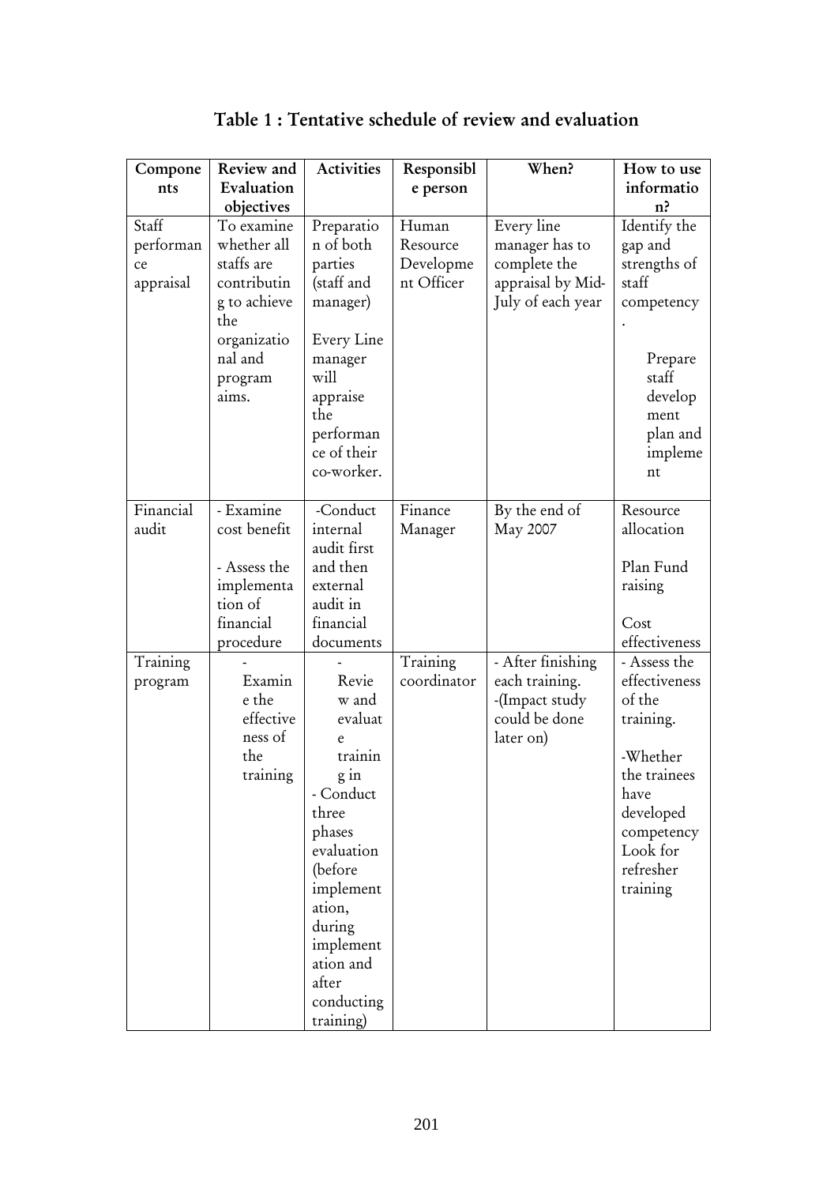**Table 1 : Tentative schedule of review and evaluation**

| Components | Review and Evaluation objectives | Activities | Responsible person | When? | How to use information? |
|---|---|---|---|---|---|
| Staff performance appraisal | To examine whether all staffs are contributing to achieve the organizational and program aims. | Preparation of both parties (staff and manager)<br><br>Every Line manager will appraise the performance of their co-worker. | Human Resource Development Officer | Every line manager has to complete the appraisal by Mid-July of each year | Identify the gap and strengths of staff competency.<br><br>Prepare staff development plan and implement |
| Financial audit | - Examine cost benefit<br><br>- Assess the implementation of financial procedure | -Conduct internal audit first and then external audit in financial documents | Finance Manager | By the end of May 2007 | Resource allocation<br><br>Plan Fund raising<br><br>Cost effectiveness |
| Training program | - Examine the effectiveness of the training | - Review and evaluate training in<br>- Conduct three phases evaluation (before implementation, during implementation and after conducting training) | Training coordinator | - After finishing each training.<br>-(Impact study could be done later on) | - Assess the effectiveness of the training.<br><br>-Whether the trainees have developed competency Look for refresher training |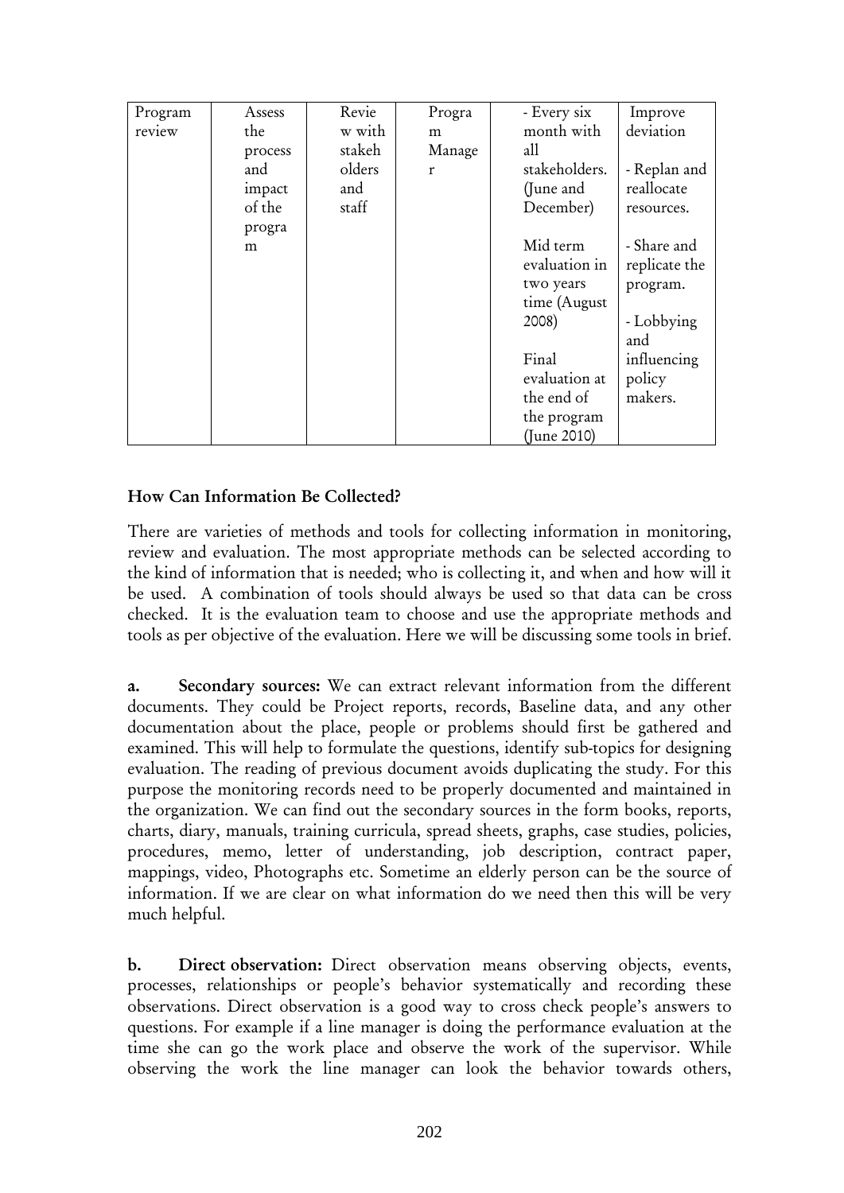| Program review | Assess the process and impact of the program | Review with stakeholders and staff | Program Manager | - Every six month with all stakeholders. (June and December)<br><br>Mid term evaluation in two years time (August 2008)<br><br>Final evaluation at the end of the program (June 2010) | Improve deviation<br><br>- Replan and reallocate resources.<br><br>- Share and replicate the program.<br><br>- Lobbying and influencing policy makers. |
|---|---|---|---|---|---|

**How Can Information Be Collected?**

There are varieties of methods and tools for collecting information in monitoring, review and evaluation. The most appropriate methods can be selected according to the kind of information that is needed; who is collecting it, and when and how will it be used. A combination of tools should always be used so that data can be cross checked. It is the evaluation team to choose and use the appropriate methods and tools as per objective of the evaluation. Here we will be discussing some tools in brief.

**a. Secondary sources:** We can extract relevant information from the different documents. They could be Project reports, records, Baseline data, and any other documentation about the place, people or problems should first be gathered and examined. This will help to formulate the questions, identify sub-topics for designing evaluation. The reading of previous document avoids duplicating the study. For this purpose the monitoring records need to be properly documented and maintained in the organization. We can find out the secondary sources in the form books, reports, charts, diary, manuals, training curricula, spread sheets, graphs, case studies, policies, procedures, memo, letter of understanding, job description, contract paper, mappings, video, Photographs etc. Sometime an elderly person can be the source of information. If we are clear on what information do we need then this will be very much helpful.

**b. Direct observation:** Direct observation means observing objects, events, processes, relationships or people's behavior systematically and recording these observations. Direct observation is a good way to cross check people's answers to questions. For example if a line manager is doing the performance evaluation at the time she can go the work place and observe the work of the supervisor. While observing the work the line manager can look the behavior towards others,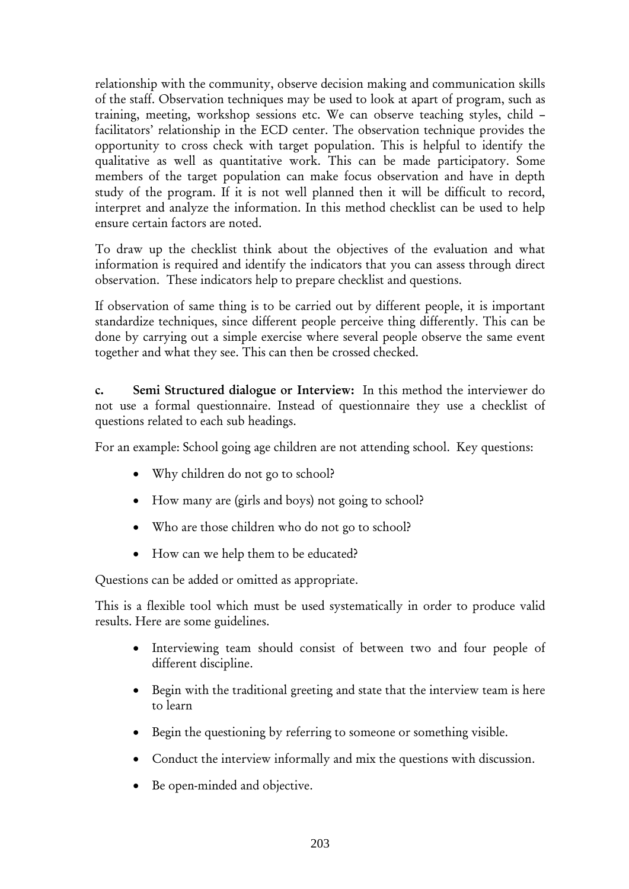relationship with the community, observe decision making and communication skills of the staff. Observation techniques may be used to look at apart of program, such as training, meeting, workshop sessions etc. We can observe teaching styles, child – facilitators' relationship in the ECD center. The observation technique provides the opportunity to cross check with target population. This is helpful to identify the qualitative as well as quantitative work. This can be made participatory. Some members of the target population can make focus observation and have in depth study of the program. If it is not well planned then it will be difficult to record, interpret and analyze the information. In this method checklist can be used to help ensure certain factors are noted.

To draw up the checklist think about the objectives of the evaluation and what information is required and identify the indicators that you can assess through direct observation. These indicators help to prepare checklist and questions.

If observation of same thing is to be carried out by different people, it is important standardize techniques, since different people perceive thing differently. This can be done by carrying out a simple exercise where several people observe the same event together and what they see. This can then be crossed checked.

**c. Semi Structured dialogue or Interview:** In this method the interviewer do not use a formal questionnaire. Instead of questionnaire they use a checklist of questions related to each sub headings.

For an example: School going age children are not attending school. Key questions:

- Why children do not go to school?
- How many are (girls and boys) not going to school?
- Who are those children who do not go to school?
- How can we help them to be educated?

Questions can be added or omitted as appropriate.

This is a flexible tool which must be used systematically in order to produce valid results. Here are some guidelines.

- Interviewing team should consist of between two and four people of different discipline.
- Begin with the traditional greeting and state that the interview team is here to learn
- Begin the questioning by referring to someone or something visible.
- Conduct the interview informally and mix the questions with discussion.
- Be open-minded and objective.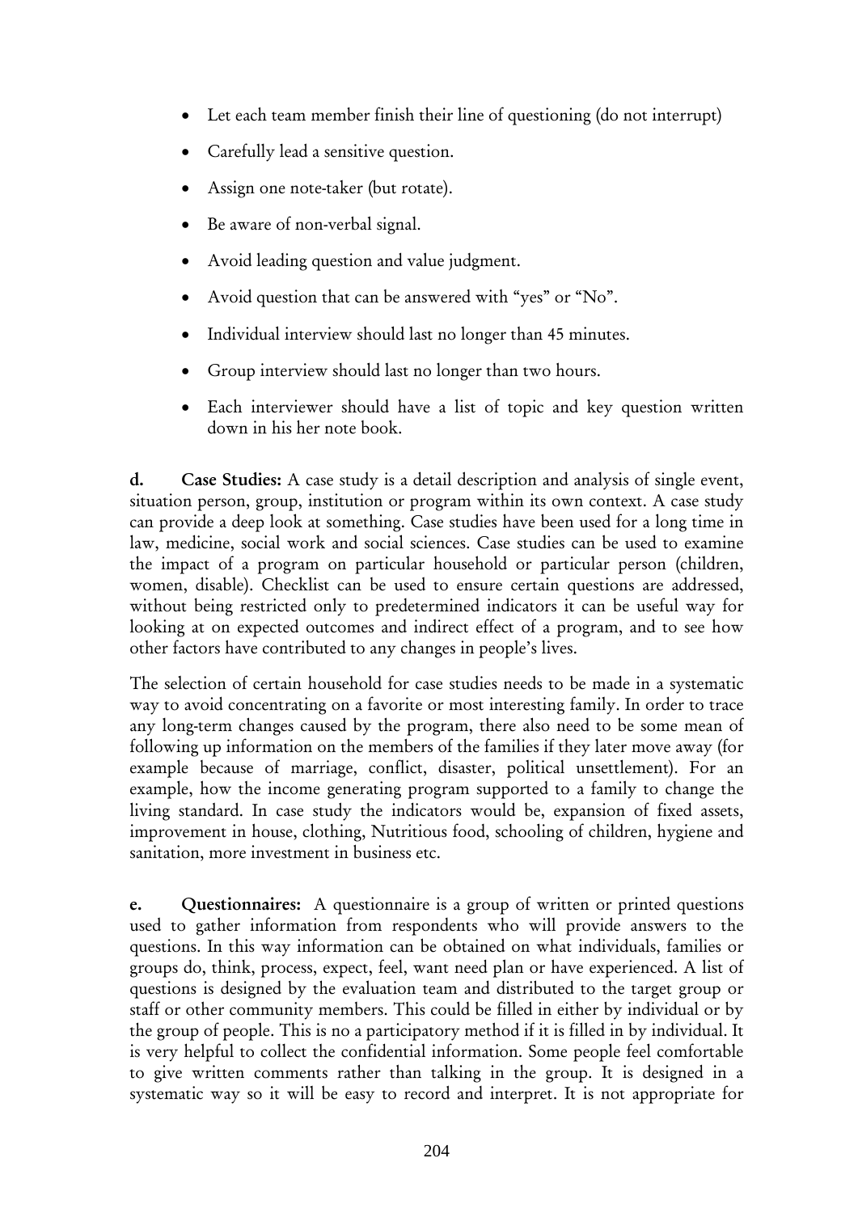- Let each team member finish their line of questioning (do not interrupt)
- Carefully lead a sensitive question.
- Assign one note-taker (but rotate).
- Be aware of non-verbal signal.
- Avoid leading question and value judgment.
- Avoid question that can be answered with "yes" or "No".
- Individual interview should last no longer than 45 minutes.
- Group interview should last no longer than two hours.
- Each interviewer should have a list of topic and key question written down in his her note book.

**d. Case Studies:** A case study is a detail description and analysis of single event, situation person, group, institution or program within its own context. A case study can provide a deep look at something. Case studies have been used for a long time in law, medicine, social work and social sciences. Case studies can be used to examine the impact of a program on particular household or particular person (children, women, disable). Checklist can be used to ensure certain questions are addressed, without being restricted only to predetermined indicators it can be useful way for looking at on expected outcomes and indirect effect of a program, and to see how other factors have contributed to any changes in people's lives.

The selection of certain household for case studies needs to be made in a systematic way to avoid concentrating on a favorite or most interesting family. In order to trace any long-term changes caused by the program, there also need to be some mean of following up information on the members of the families if they later move away (for example because of marriage, conflict, disaster, political unsettlement). For an example, how the income generating program supported to a family to change the living standard. In case study the indicators would be, expansion of fixed assets, improvement in house, clothing, Nutritious food, schooling of children, hygiene and sanitation, more investment in business etc.

**e. Questionnaires:** A questionnaire is a group of written or printed questions used to gather information from respondents who will provide answers to the questions. In this way information can be obtained on what individuals, families or groups do, think, process, expect, feel, want need plan or have experienced. A list of questions is designed by the evaluation team and distributed to the target group or staff or other community members. This could be filled in either by individual or by the group of people. This is no a participatory method if it is filled in by individual. It is very helpful to collect the confidential information. Some people feel comfortable to give written comments rather than talking in the group. It is designed in a systematic way so it will be easy to record and interpret. It is not appropriate for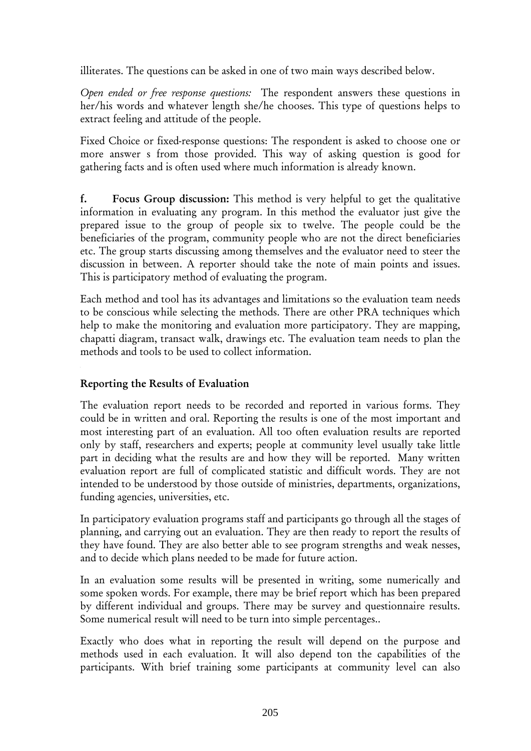illiterates. The questions can be asked in one of two main ways described below.

*Open ended or free response questions:* The respondent answers these questions in her/his words and whatever length she/he chooses. This type of questions helps to extract feeling and attitude of the people.

Fixed Choice or fixed-response questions: The respondent is asked to choose one or more answer s from those provided. This way of asking question is good for gathering facts and is often used where much information is already known.

**f. Focus Group discussion:** This method is very helpful to get the qualitative information in evaluating any program. In this method the evaluator just give the prepared issue to the group of people six to twelve. The people could be the beneficiaries of the program, community people who are not the direct beneficiaries etc. The group starts discussing among themselves and the evaluator need to steer the discussion in between. A reporter should take the note of main points and issues. This is participatory method of evaluating the program.

Each method and tool has its advantages and limitations so the evaluation team needs to be conscious while selecting the methods. There are other PRA techniques which help to make the monitoring and evaluation more participatory. They are mapping, chapatti diagram, transact walk, drawings etc. The evaluation team needs to plan the methods and tools to be used to collect information.

## Reporting the Results of Evaluation

The evaluation report needs to be recorded and reported in various forms. They could be in written and oral. Reporting the results is one of the most important and most interesting part of an evaluation. All too often evaluation results are reported only by staff, researchers and experts; people at community level usually take little part in deciding what the results are and how they will be reported. Many written evaluation report are full of complicated statistic and difficult words. They are not intended to be understood by those outside of ministries, departments, organizations, funding agencies, universities, etc.

In participatory evaluation programs staff and participants go through all the stages of planning, and carrying out an evaluation. They are then ready to report the results of they have found. They are also better able to see program strengths and weak nesses, and to decide which plans needed to be made for future action.

In an evaluation some results will be presented in writing, some numerically and some spoken words. For example, there may be brief report which has been prepared by different individual and groups. There may be survey and questionnaire results. Some numerical result will need to be turn into simple percentages..

Exactly who does what in reporting the result will depend on the purpose and methods used in each evaluation. It will also depend ton the capabilities of the participants. With brief training some participants at community level can also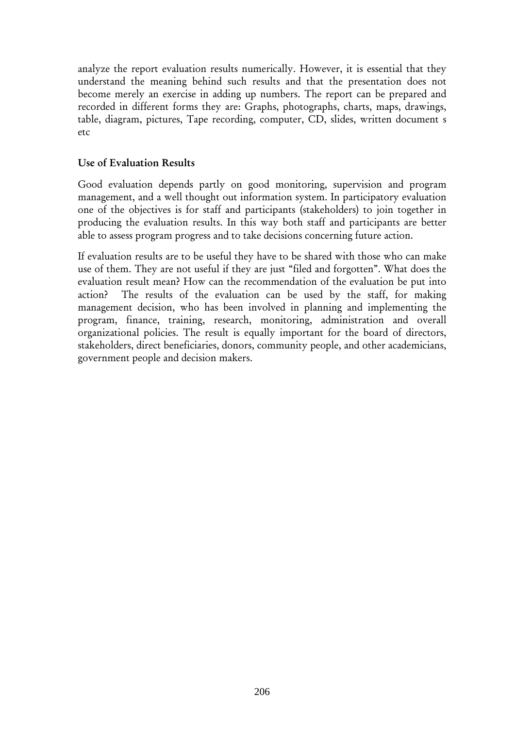analyze the report evaluation results numerically. However, it is essential that they understand the meaning behind such results and that the presentation does not become merely an exercise in adding up numbers. The report can be prepared and recorded in different forms they are: Graphs, photographs, charts, maps, drawings, table, diagram, pictures, Tape recording, computer, CD, slides, written document s etc

### Use of Evaluation Results

Good evaluation depends partly on good monitoring, supervision and program management, and a well thought out information system. In participatory evaluation one of the objectives is for staff and participants (stakeholders) to join together in producing the evaluation results. In this way both staff and participants are better able to assess program progress and to take decisions concerning future action.

If evaluation results are to be useful they have to be shared with those who can make use of them. They are not useful if they are just "filed and forgotten". What does the evaluation result mean? How can the recommendation of the evaluation be put into action? The results of the evaluation can be used by the staff, for making management decision, who has been involved in planning and implementing the program, finance, training, research, monitoring, administration and overall organizational policies. The result is equally important for the board of directors, stakeholders, direct beneficiaries, donors, community people, and other academicians, government people and decision makers.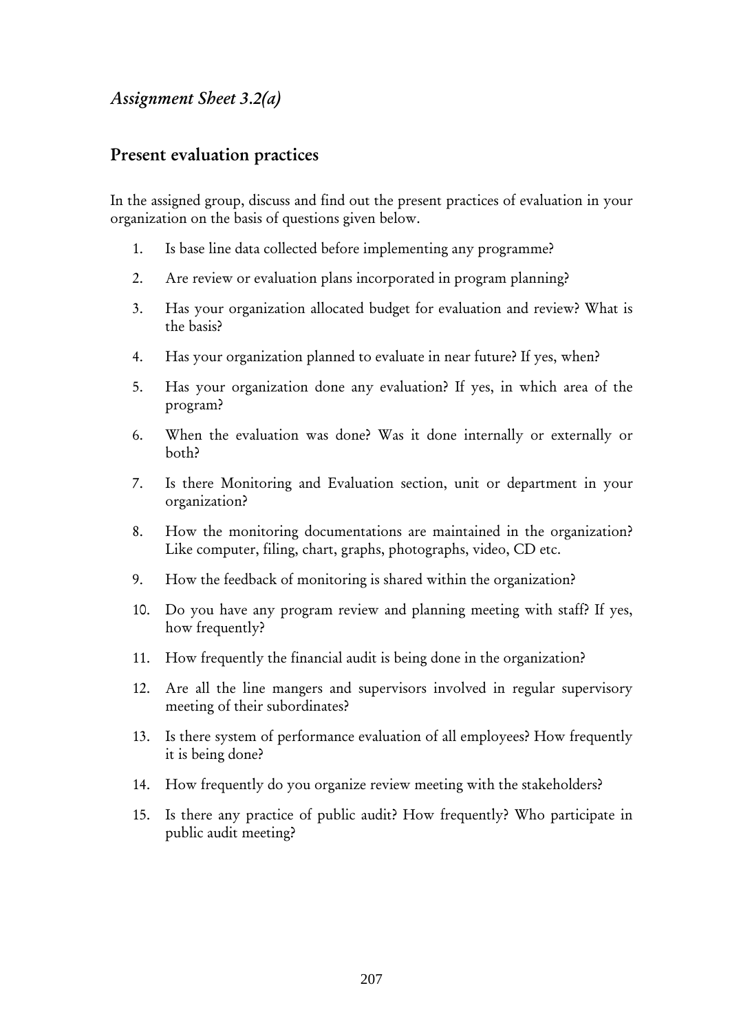*Assignment Sheet 3.2(a)*

## Present evaluation practices

In the assigned group, discuss and find out the present practices of evaluation in your organization on the basis of questions given below.

1. Is base line data collected before implementing any programme?
2. Are review or evaluation plans incorporated in program planning?
3. Has your organization allocated budget for evaluation and review? What is the basis?
4. Has your organization planned to evaluate in near future? If yes, when?
5. Has your organization done any evaluation? If yes, in which area of the program?
6. When the evaluation was done? Was it done internally or externally or both?
7. Is there Monitoring and Evaluation section, unit or department in your organization?
8. How the monitoring documentations are maintained in the organization? Like computer, filing, chart, graphs, photographs, video, CD etc.
9. How the feedback of monitoring is shared within the organization?
10. Do you have any program review and planning meeting with staff? If yes, how frequently?
11. How frequently the financial audit is being done in the organization?
12. Are all the line mangers and supervisors involved in regular supervisory meeting of their subordinates?
13. Is there system of performance evaluation of all employees? How frequently it is being done?
14. How frequently do you organize review meeting with the stakeholders?
15. Is there any practice of public audit? How frequently? Who participate in public audit meeting?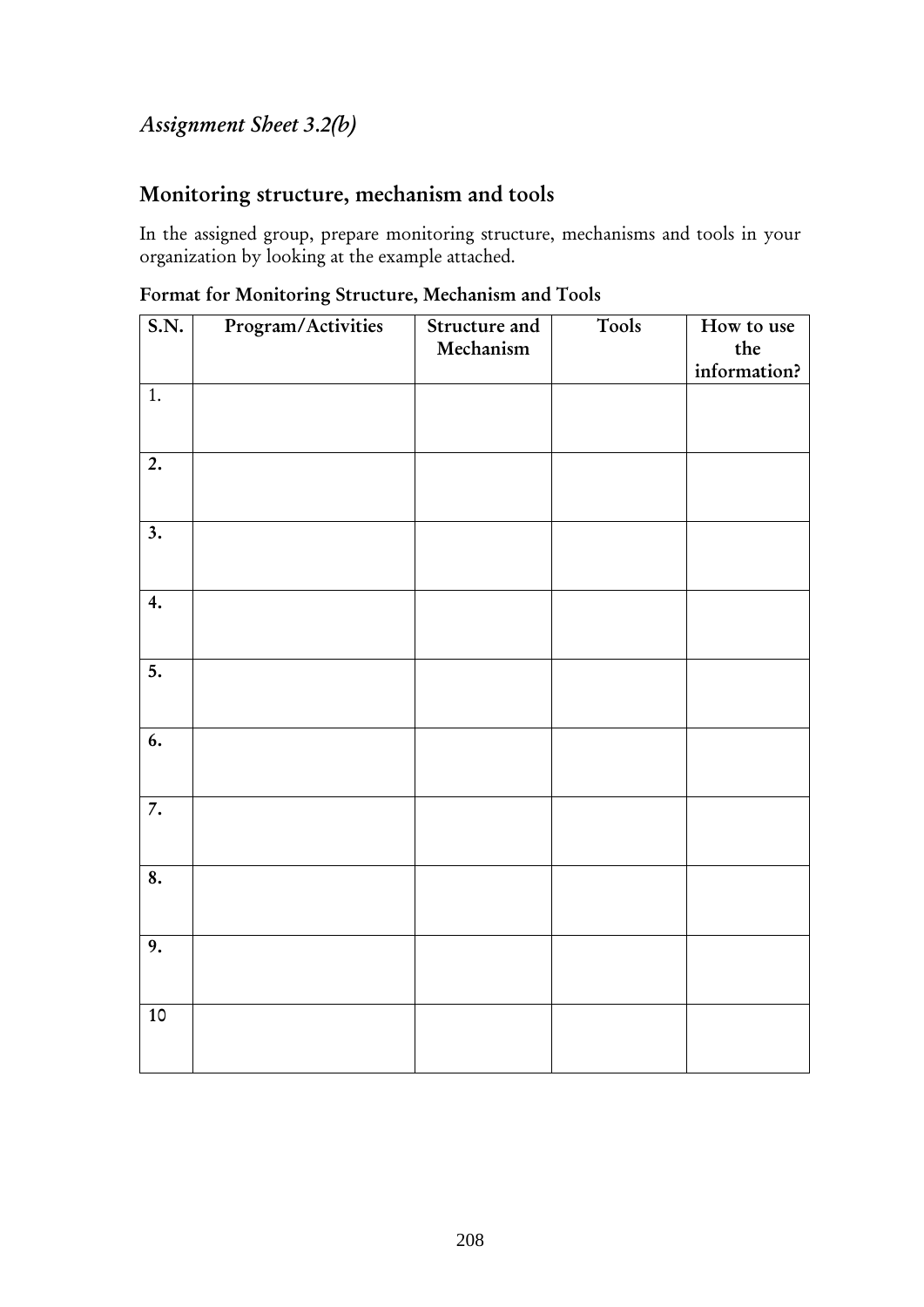*Assignment Sheet 3.2(b)*

## Monitoring structure, mechanism and tools

In the assigned group, prepare monitoring structure, mechanisms and tools in your organization by looking at the example attached.

### Format for Monitoring Structure, Mechanism and Tools

| S.N. | Program/Activities | Structure and Mechanism | Tools | How to use the information? |
|---|---|---|---|---|
| 1. | | | | |
| 2. | | | | |
| 3. | | | | |
| 4. | | | | |
| 5. | | | | |
| 6. | | | | |
| 7. | | | | |
| 8. | | | | |
| 9. | | | | |
| 10 | | | | |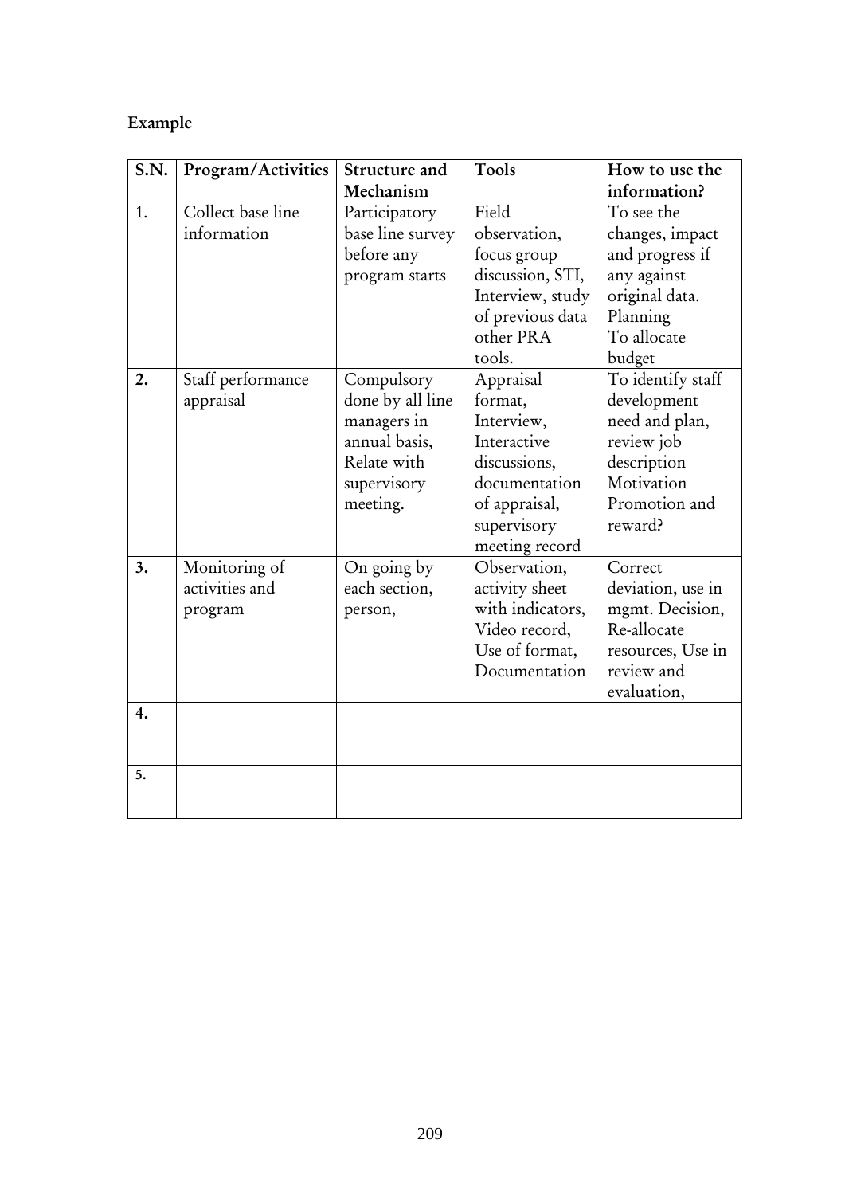**Example**

| S.N. | Program/Activities | Structure and Mechanism | Tools | How to use the information? |
|---|---|---|---|---|
| 1. | Collect base line information | Participatory base line survey before any program starts | Field observation, focus group discussion, STI, Interview, study of previous data other PRA tools. | To see the changes, impact and progress if any against original data. Planning To allocate budget |
| 2. | Staff performance appraisal | Compulsory done by all line managers in annual basis, Relate with supervisory meeting. | Appraisal format, Interview, Interactive discussions, documentation of appraisal, supervisory meeting record | To identify staff development need and plan, review job description Motivation Promotion and reward? |
| 3. | Monitoring of activities and program | On going by each section, person, | Observation, activity sheet with indicators, Video record, Use of format, Documentation | Correct deviation, use in mgmt. Decision, Re-allocate resources, Use in review and evaluation, |
| 4. | | | | |
| 5. | | | | |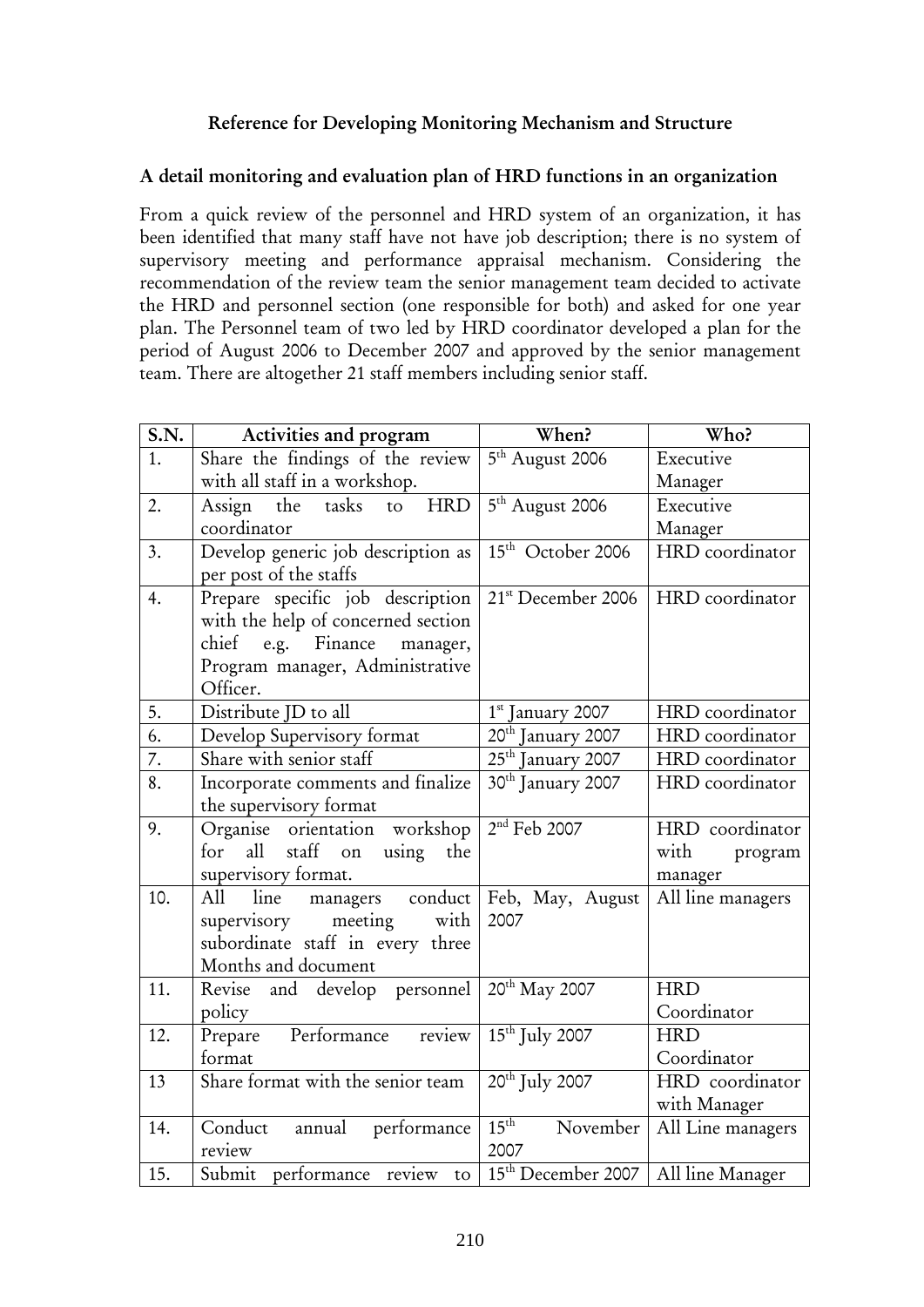## Reference for Developing Monitoring Mechanism and Structure

### A detail monitoring and evaluation plan of HRD functions in an organization

From a quick review of the personnel and HRD system of an organization, it has been identified that many staff have not have job description; there is no system of supervisory meeting and performance appraisal mechanism. Considering the recommendation of the review team the senior management team decided to activate the HRD and personnel section (one responsible for both) and asked for one year plan. The Personnel team of two led by HRD coordinator developed a plan for the period of August 2006 to December 2007 and approved by the senior management team. There are altogether 21 staff members including senior staff.

| S.N. | Activities and program | When? | Who? |
|---|---|---|---|
| 1. | Share the findings of the review with all staff in a workshop. | 5th August 2006 | Executive Manager |
| 2. | Assign the tasks to HRD coordinator | 5th August 2006 | Executive Manager |
| 3. | Develop generic job description as per post of the staffs | 15th October 2006 | HRD coordinator |
| 4. | Prepare specific job description with the help of concerned section chief e.g. Finance manager, Program manager, Administrative Officer. | 21st December 2006 | HRD coordinator |
| 5. | Distribute JD to all | 1st January 2007 | HRD coordinator |
| 6. | Develop Supervisory format | 20th January 2007 | HRD coordinator |
| 7. | Share with senior staff | 25th January 2007 | HRD coordinator |
| 8. | Incorporate comments and finalize the supervisory format | 30th January 2007 | HRD coordinator |
| 9. | Organise orientation workshop for all staff on using the supervisory format. | 2nd Feb 2007 | HRD coordinator with program manager |
| 10. | All line managers conduct supervisory meeting with subordinate staff in every three Months and document | Feb, May, August 2007 | All line managers |
| 11. | Revise and develop personnel policy | 20th May 2007 | HRD Coordinator |
| 12. | Prepare Performance review format | 15th July 2007 | HRD Coordinator |
| 13 | Share format with the senior team | 20th July 2007 | HRD coordinator with Manager |
| 14. | Conduct annual performance review | 15th November 2007 | All Line managers |
| 15. | Submit performance review to | 15th December 2007 | All line Manager |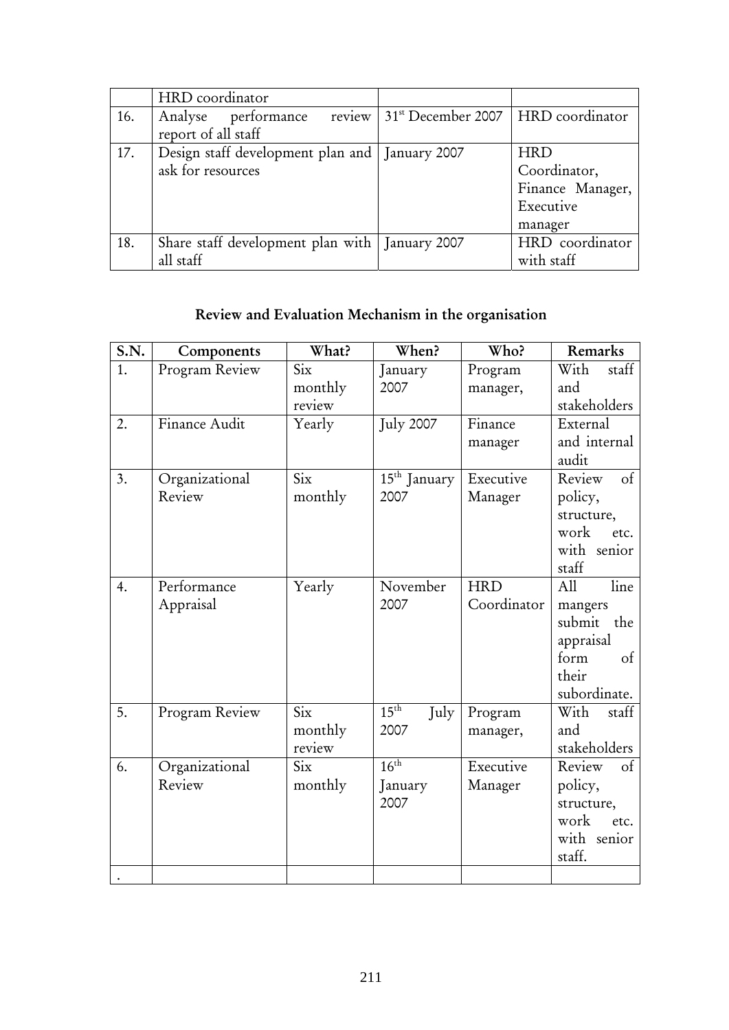| | HRD coordinator | | |
|---|---|---|---|
| 16. | Analyse performance review report of all staff | 31st December 2007 | HRD coordinator |
| 17. | Design staff development plan and ask for resources | January 2007 | HRD Coordinator, Finance Manager, Executive manager |
| 18. | Share staff development plan with all staff | January 2007 | HRD coordinator with staff |

## Review and Evaluation Mechanism in the organisation

| S.N. | Components | What? | When? | Who? | Remarks |
|---|---|---|---|---|---|
| 1. | Program Review | Six monthly review | January 2007 | Program manager, | With staff and stakeholders |
| 2. | Finance Audit | Yearly | July 2007 | Finance manager | External and internal audit |
| 3. | Organizational Review | Six monthly | 15th January 2007 | Executive Manager | Review of policy, structure, work etc. with senior staff |
| 4. | Performance Appraisal | Yearly | November 2007 | HRD Coordinator | All line mangers submit the appraisal form of their subordinate. |
| 5. | Program Review | Six monthly review | 15th July 2007 | Program manager, | With staff and stakeholders |
| 6. | Organizational Review | Six monthly | 16th January 2007 | Executive Manager | Review of policy, structure, work etc. with senior staff. |
| . | | | | | |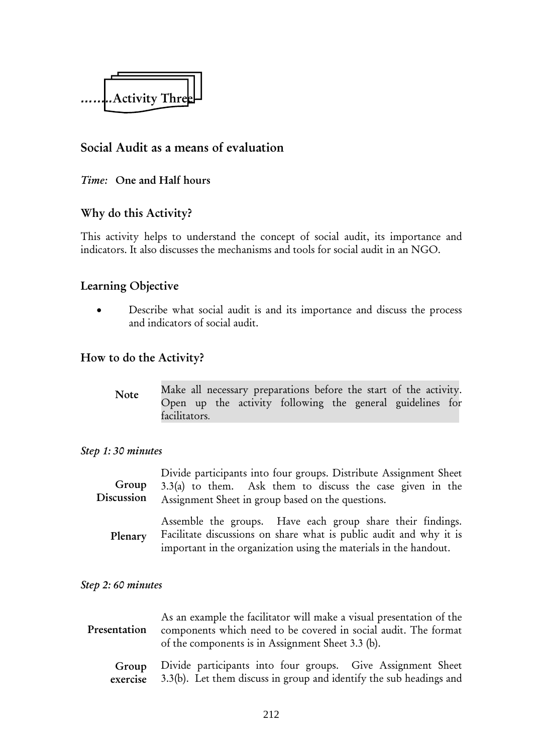# ........Activity Three

## Social Audit as a means of evaluation

*Time:* **One and Half hours**

### Why do this Activity?

This activity helps to understand the concept of social audit, its importance and indicators. It also discusses the mechanisms and tools for social audit in an NGO.

### Learning Objective

- Describe what social audit is and its importance and discuss the process and indicators of social audit.

### How to do the Activity?

| | |
|---|---|
| **Note** | Make all necessary preparations before the start of the activity. Open up the activity following the general guidelines for facilitators. |

*Step 1: 30 minutes*

| | |
|---|---|
| **Group Discussion** | Divide participants into four groups. Distribute Assignment Sheet 3.3(a) to them. Ask them to discuss the case given in the Assignment Sheet in group based on the questions. |
| **Plenary** | Assemble the groups. Have each group share their findings. Facilitate discussions on share what is public audit and why it is important in the organization using the materials in the handout. |

*Step 2: 60 minutes*

| | |
|---|---|
| **Presentation** | As an example the facilitator will make a visual presentation of the components which need to be covered in social audit. The format of the components is in Assignment Sheet 3.3 (b). |
| **Group exercise** | Divide participants into four groups. Give Assignment Sheet 3.3(b). Let them discuss in group and identify the sub headings and |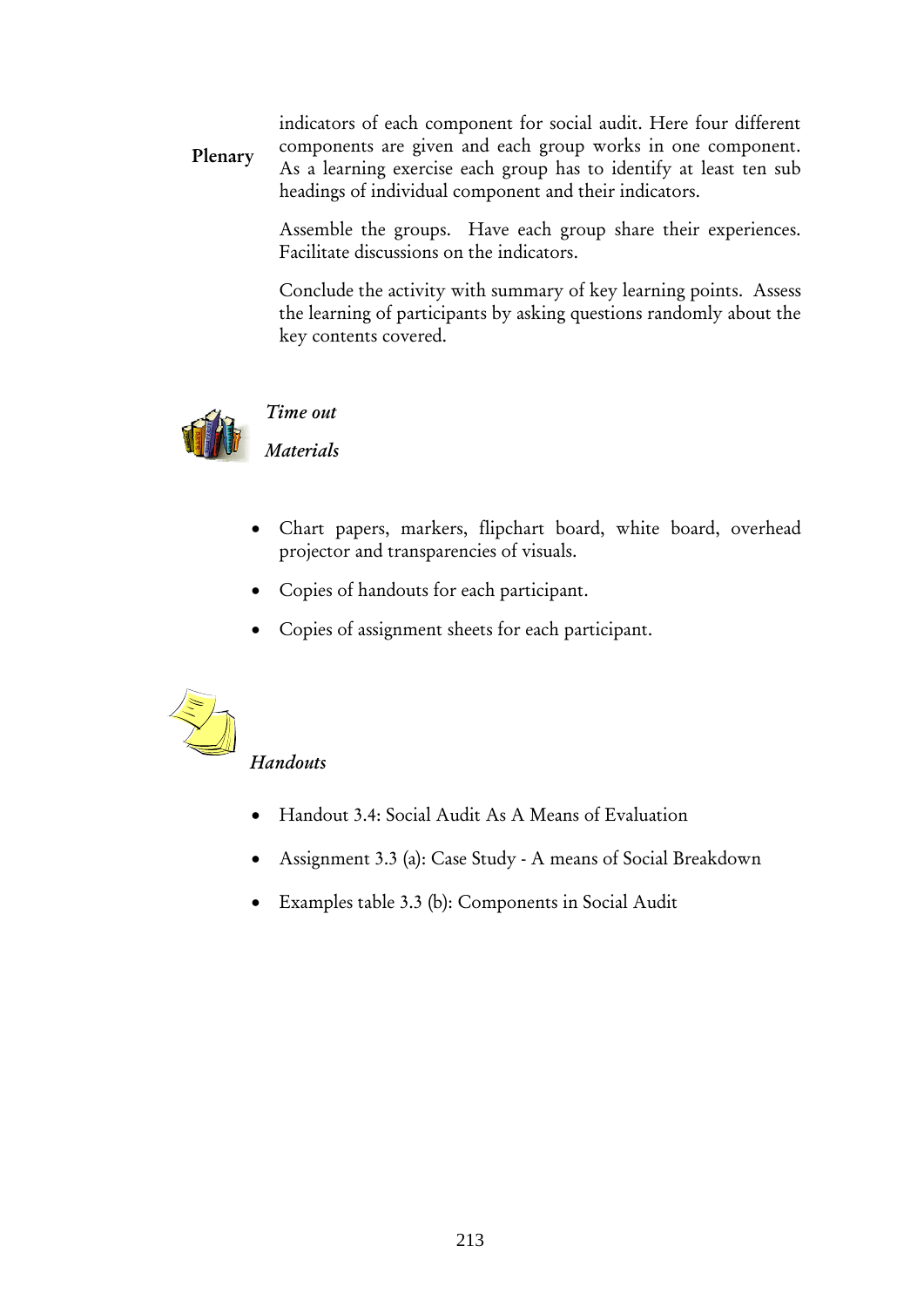**Plenary**

indicators of each component for social audit. Here four different components are given and each group works in one component. As a learning exercise each group has to identify at least ten sub headings of individual component and their indicators.

Assemble the groups. Have each group share their experiences. Facilitate discussions on the indicators.

Conclude the activity with summary of key learning points. Assess the learning of participants by asking questions randomly about the key contents covered.

*Time out*

*Materials*

- Chart papers, markers, flipchart board, white board, overhead projector and transparencies of visuals.
- Copies of handouts for each participant.
- Copies of assignment sheets for each participant.

*Handouts*

- Handout 3.4: Social Audit As A Means of Evaluation
- Assignment 3.3 (a): Case Study - A means of Social Breakdown
- Examples table 3.3 (b): Components in Social Audit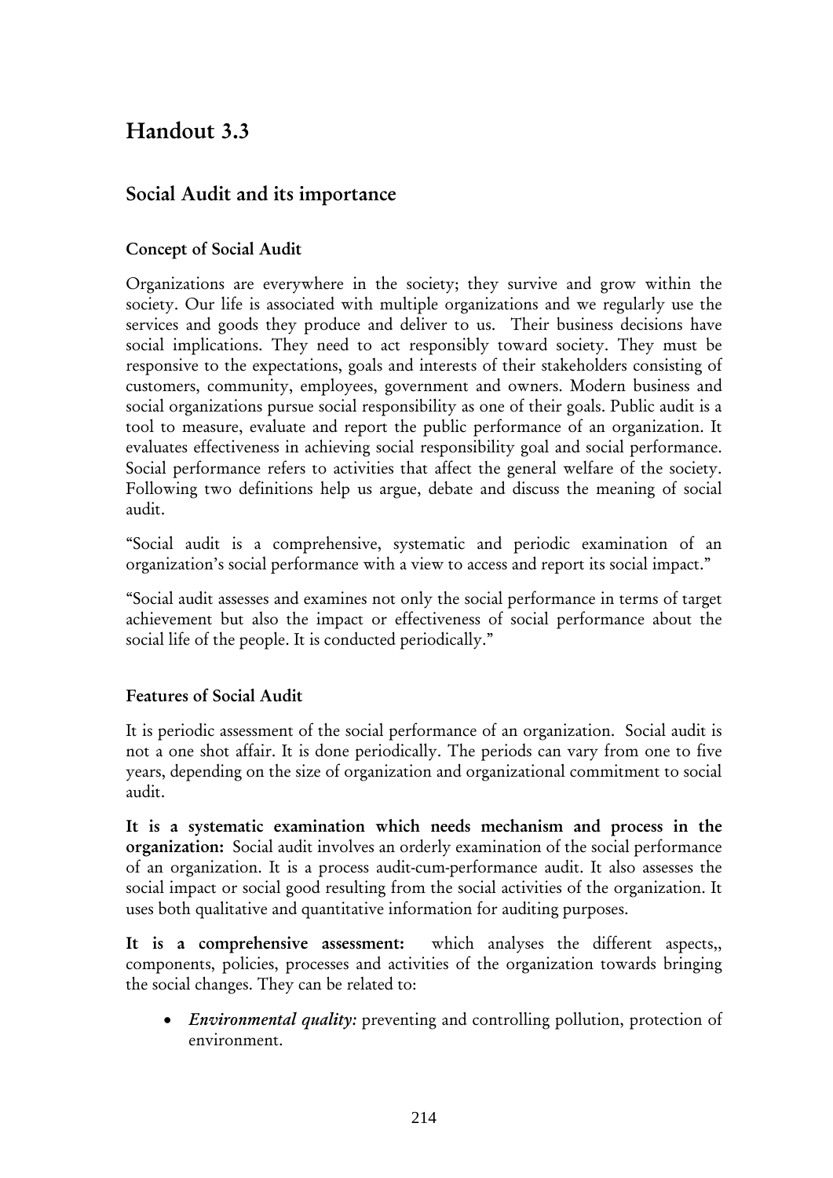# Handout 3.3

## Social Audit and its importance

### Concept of Social Audit

Organizations are everywhere in the society; they survive and grow within the society. Our life is associated with multiple organizations and we regularly use the services and goods they produce and deliver to us. Their business decisions have social implications. They need to act responsibly toward society. They must be responsive to the expectations, goals and interests of their stakeholders consisting of customers, community, employees, government and owners. Modern business and social organizations pursue social responsibility as one of their goals. Public audit is a tool to measure, evaluate and report the public performance of an organization. It evaluates effectiveness in achieving social responsibility goal and social performance. Social performance refers to activities that affect the general welfare of the society. Following two definitions help us argue, debate and discuss the meaning of social audit.

"Social audit is a comprehensive, systematic and periodic examination of an organization's social performance with a view to access and report its social impact."

"Social audit assesses and examines not only the social performance in terms of target achievement but also the impact or effectiveness of social performance about the social life of the people. It is conducted periodically."

### Features of Social Audit

It is periodic assessment of the social performance of an organization. Social audit is not a one shot affair. It is done periodically. The periods can vary from one to five years, depending on the size of organization and organizational commitment to social audit.

**It is a systematic examination which needs mechanism and process in the organization:** Social audit involves an orderly examination of the social performance of an organization. It is a process audit-cum-performance audit. It also assesses the social impact or social good resulting from the social activities of the organization. It uses both qualitative and quantitative information for auditing purposes.

**It is a comprehensive assessment:** which analyses the different aspects,, components, policies, processes and activities of the organization towards bringing the social changes. They can be related to:

- *Environmental quality:* preventing and controlling pollution, protection of environment.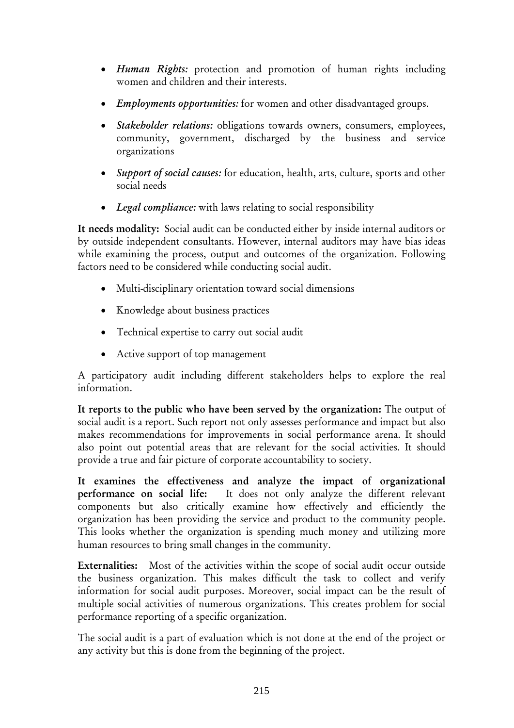- ***Human Rights:*** protection and promotion of human rights including women and children and their interests.
- ***Employments opportunities:*** for women and other disadvantaged groups.
- ***Stakeholder relations:*** obligations towards owners, consumers, employees, community, government, discharged by the business and service organizations
- ***Support of social causes:*** for education, health, arts, culture, sports and other social needs
- ***Legal compliance:*** with laws relating to social responsibility

**It needs modality:** Social audit can be conducted either by inside internal auditors or by outside independent consultants. However, internal auditors may have bias ideas while examining the process, output and outcomes of the organization. Following factors need to be considered while conducting social audit.

- Multi-disciplinary orientation toward social dimensions
- Knowledge about business practices
- Technical expertise to carry out social audit
- Active support of top management

A participatory audit including different stakeholders helps to explore the real information.

**It reports to the public who have been served by the organization:** The output of social audit is a report. Such report not only assesses performance and impact but also makes recommendations for improvements in social performance arena. It should also point out potential areas that are relevant for the social activities. It should provide a true and fair picture of corporate accountability to society.

**It examines the effectiveness and analyze the impact of organizational performance on social life:** It does not only analyze the different relevant components but also critically examine how effectively and efficiently the organization has been providing the service and product to the community people. This looks whether the organization is spending much money and utilizing more human resources to bring small changes in the community.

**Externalities:** Most of the activities within the scope of social audit occur outside the business organization. This makes difficult the task to collect and verify information for social audit purposes. Moreover, social impact can be the result of multiple social activities of numerous organizations. This creates problem for social performance reporting of a specific organization.

The social audit is a part of evaluation which is not done at the end of the project or any activity but this is done from the beginning of the project.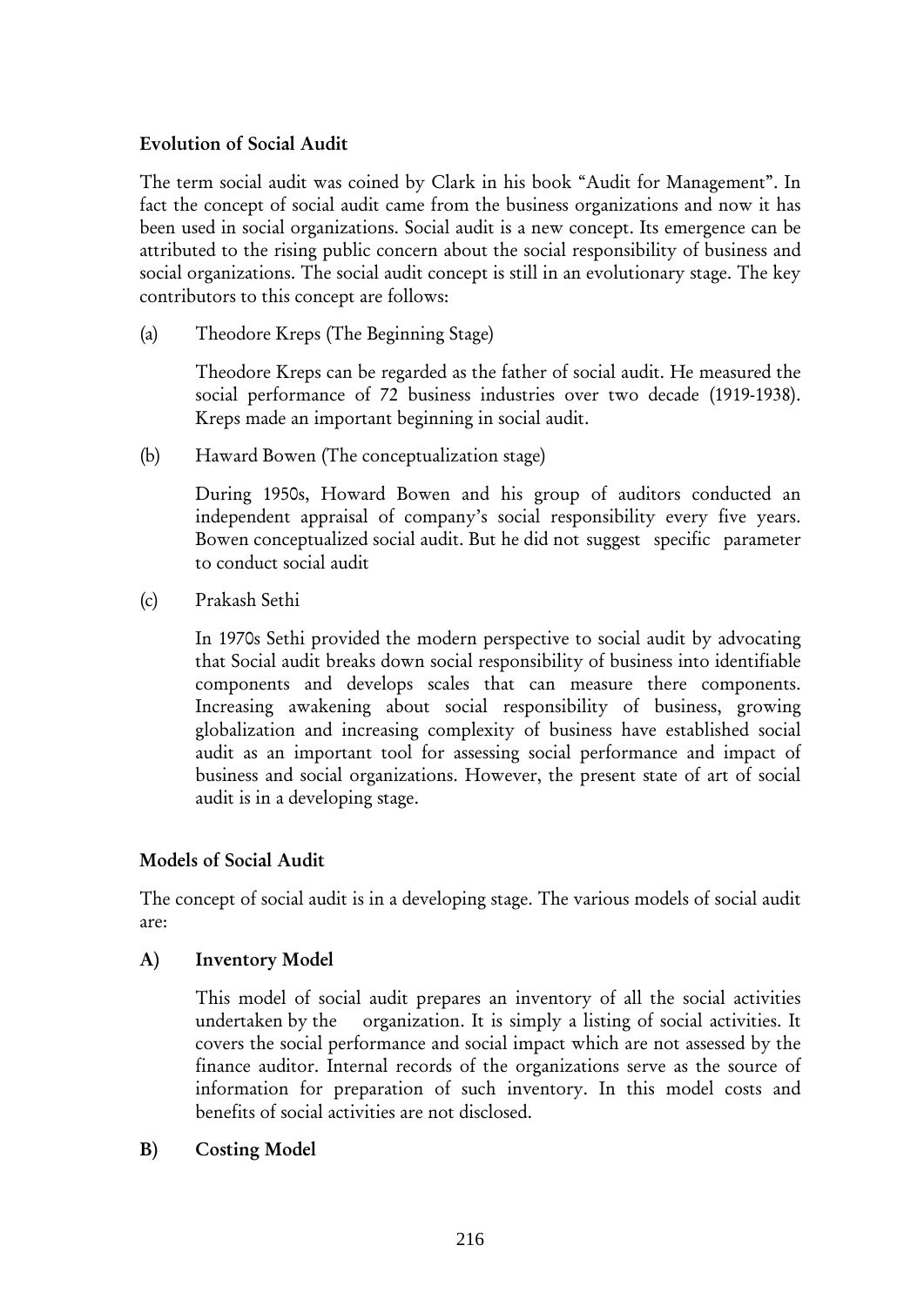### Evolution of Social Audit

The term social audit was coined by Clark in his book "Audit for Management". In fact the concept of social audit came from the business organizations and now it has been used in social organizations. Social audit is a new concept. Its emergence can be attributed to the rising public concern about the social responsibility of business and social organizations. The social audit concept is still in an evolutionary stage. The key contributors to this concept are follows:

(a) Theodore Kreps (The Beginning Stage)

Theodore Kreps can be regarded as the father of social audit. He measured the social performance of 72 business industries over two decade (1919-1938). Kreps made an important beginning in social audit.

(b) Haward Bowen (The conceptualization stage)

During 1950s, Howard Bowen and his group of auditors conducted an independent appraisal of company's social responsibility every five years. Bowen conceptualized social audit. But he did not suggest specific parameter to conduct social audit

(c) Prakash Sethi

In 1970s Sethi provided the modern perspective to social audit by advocating that Social audit breaks down social responsibility of business into identifiable components and develops scales that can measure there components. Increasing awakening about social responsibility of business, growing globalization and increasing complexity of business have established social audit as an important tool for assessing social performance and impact of business and social organizations. However, the present state of art of social audit is in a developing stage.

### Models of Social Audit

The concept of social audit is in a developing stage. The various models of social audit are:

**A) Inventory Model**

This model of social audit prepares an inventory of all the social activities undertaken by the organization. It is simply a listing of social activities. It covers the social performance and social impact which are not assessed by the finance auditor. Internal records of the organizations serve as the source of information for preparation of such inventory. In this model costs and benefits of social activities are not disclosed.

**B) Costing Model**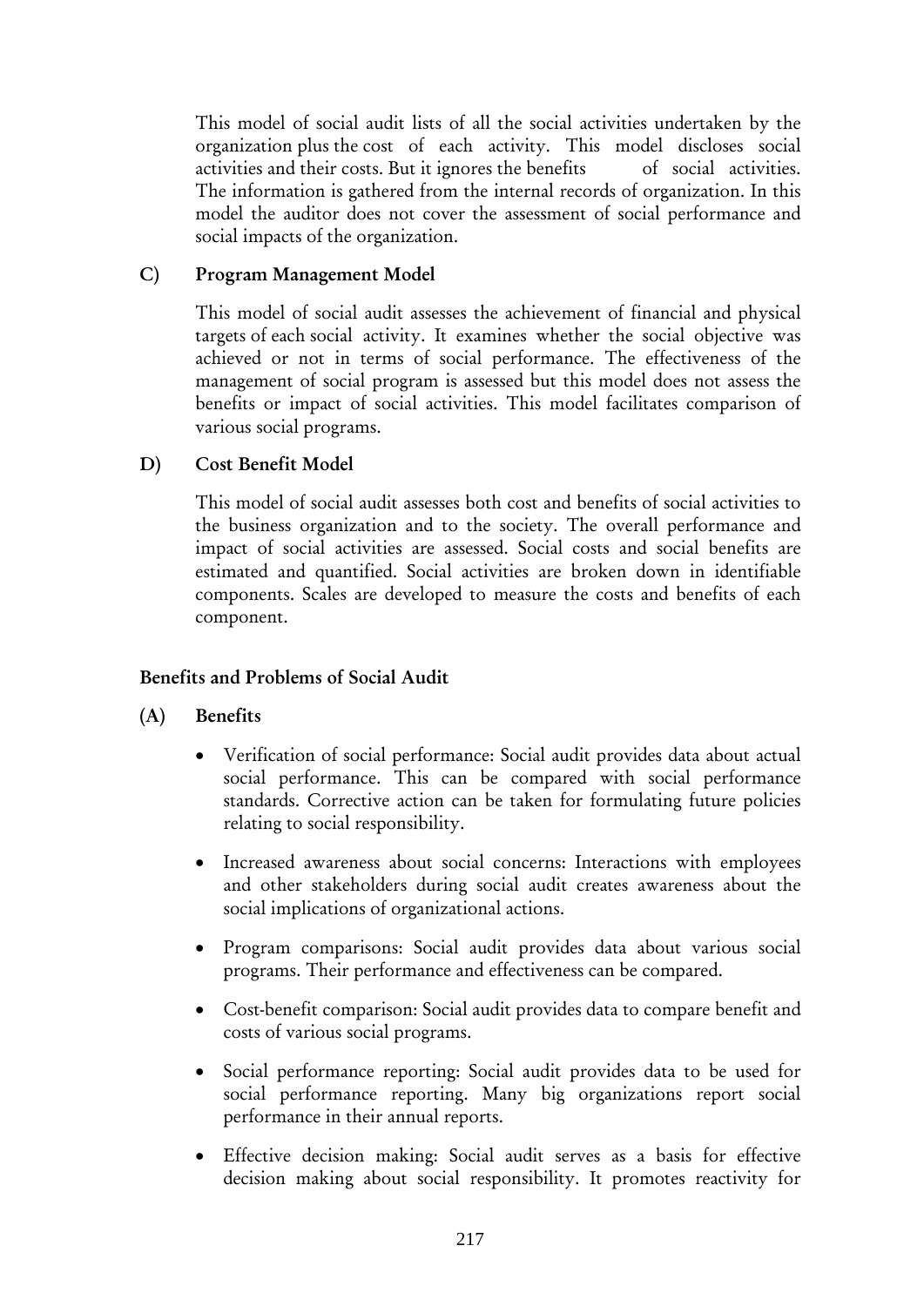This model of social audit lists of all the social activities undertaken by the organization plus the cost of each activity. This model discloses social activities and their costs. But it ignores the benefits of social activities. The information is gathered from the internal records of organization. In this model the auditor does not cover the assessment of social performance and social impacts of the organization.

### C) Program Management Model

This model of social audit assesses the achievement of financial and physical targets of each social activity. It examines whether the social objective was achieved or not in terms of social performance. The effectiveness of the management of social program is assessed but this model does not assess the benefits or impact of social activities. This model facilitates comparison of various social programs.

### D) Cost Benefit Model

This model of social audit assesses both cost and benefits of social activities to the business organization and to the society. The overall performance and impact of social activities are assessed. Social costs and social benefits are estimated and quantified. Social activities are broken down in identifiable components. Scales are developed to measure the costs and benefits of each component.

## Benefits and Problems of Social Audit

### (A) Benefits

- Verification of social performance: Social audit provides data about actual social performance. This can be compared with social performance standards. Corrective action can be taken for formulating future policies relating to social responsibility.
- Increased awareness about social concerns: Interactions with employees and other stakeholders during social audit creates awareness about the social implications of organizational actions.
- Program comparisons: Social audit provides data about various social programs. Their performance and effectiveness can be compared.
- Cost-benefit comparison: Social audit provides data to compare benefit and costs of various social programs.
- Social performance reporting: Social audit provides data to be used for social performance reporting. Many big organizations report social performance in their annual reports.
- Effective decision making: Social audit serves as a basis for effective decision making about social responsibility. It promotes reactivity for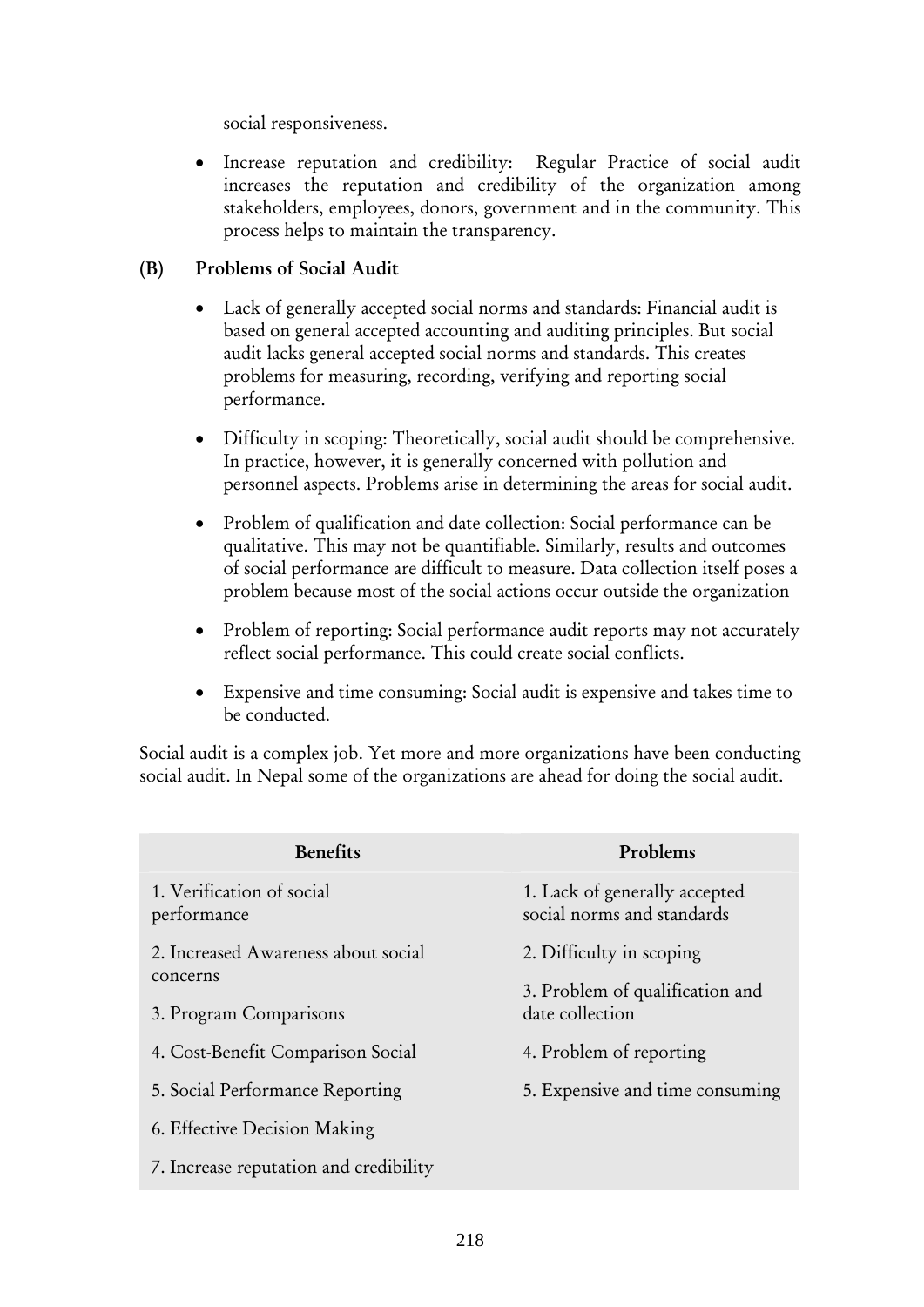social responsiveness.

- Increase reputation and credibility: Regular Practice of social audit increases the reputation and credibility of the organization among stakeholders, employees, donors, government and in the community. This process helps to maintain the transparency.

### (B) Problems of Social Audit

- Lack of generally accepted social norms and standards: Financial audit is based on general accepted accounting and auditing principles. But social audit lacks general accepted social norms and standards. This creates problems for measuring, recording, verifying and reporting social performance.
- Difficulty in scoping: Theoretically, social audit should be comprehensive. In practice, however, it is generally concerned with pollution and personnel aspects. Problems arise in determining the areas for social audit.
- Problem of qualification and date collection: Social performance can be qualitative. This may not be quantifiable. Similarly, results and outcomes of social performance are difficult to measure. Data collection itself poses a problem because most of the social actions occur outside the organization
- Problem of reporting: Social performance audit reports may not accurately reflect social performance. This could create social conflicts.
- Expensive and time consuming: Social audit is expensive and takes time to be conducted.

Social audit is a complex job. Yet more and more organizations have been conducting social audit. In Nepal some of the organizations are ahead for doing the social audit.

| Benefits | Problems |
|---|---|
| 1. Verification of social performance | 1. Lack of generally accepted social norms and standards |
| 2. Increased Awareness about social concerns | 2. Difficulty in scoping |
| 3. Program Comparisons | 3. Problem of qualification and date collection |
| 4. Cost-Benefit Comparison Social | 4. Problem of reporting |
| 5. Social Performance Reporting | 5. Expensive and time consuming |
| 6. Effective Decision Making | |
| 7. Increase reputation and credibility | |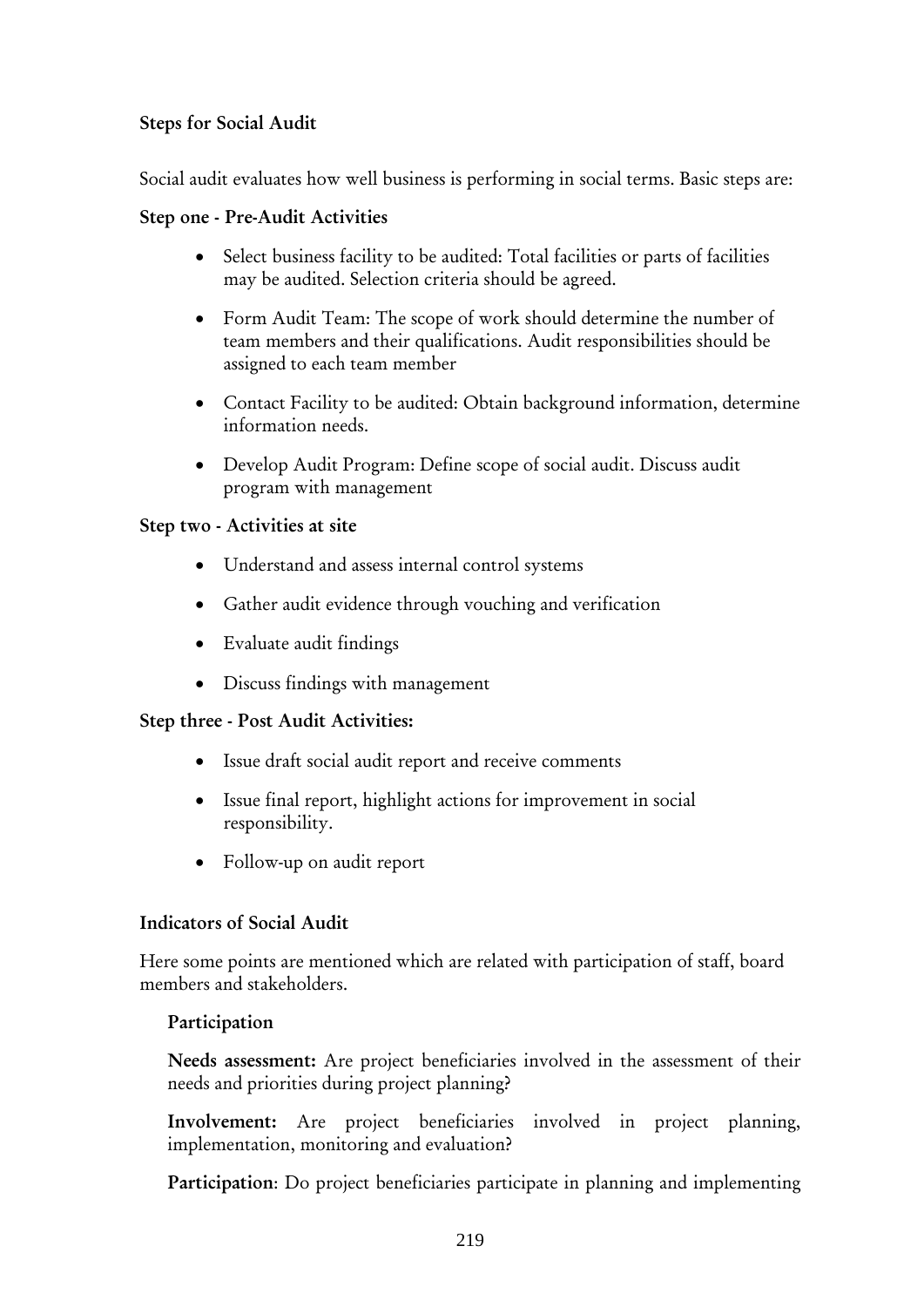### Steps for Social Audit

Social audit evaluates how well business is performing in social terms. Basic steps are:

#### Step one - Pre-Audit Activities

- Select business facility to be audited: Total facilities or parts of facilities may be audited. Selection criteria should be agreed.
- Form Audit Team: The scope of work should determine the number of team members and their qualifications. Audit responsibilities should be assigned to each team member
- Contact Facility to be audited: Obtain background information, determine information needs.
- Develop Audit Program: Define scope of social audit. Discuss audit program with management

#### Step two - Activities at site

- Understand and assess internal control systems
- Gather audit evidence through vouching and verification
- Evaluate audit findings
- Discuss findings with management

#### Step three - Post Audit Activities:

- Issue draft social audit report and receive comments
- Issue final report, highlight actions for improvement in social responsibility.
- Follow-up on audit report

### Indicators of Social Audit

Here some points are mentioned which are related with participation of staff, board members and stakeholders.

#### Participation

**Needs assessment:** Are project beneficiaries involved in the assessment of their needs and priorities during project planning?

**Involvement:** Are project beneficiaries involved in project planning, implementation, monitoring and evaluation?

**Participation**: Do project beneficiaries participate in planning and implementing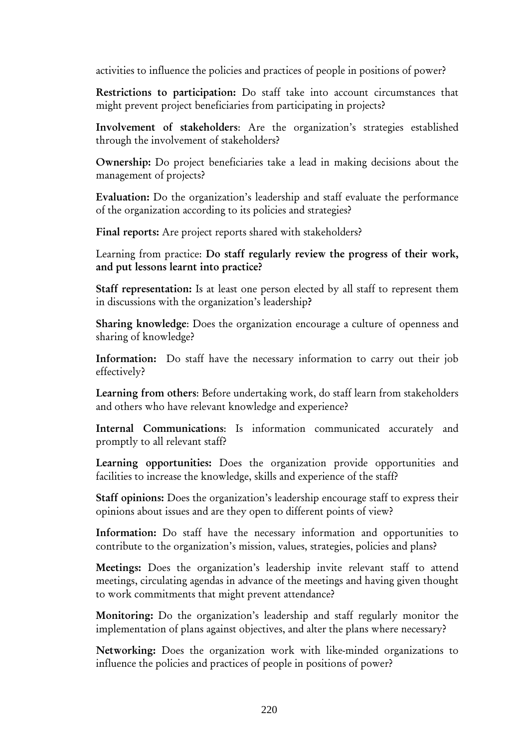activities to influence the policies and practices of people in positions of power?

**Restrictions to participation:** Do staff take into account circumstances that might prevent project beneficiaries from participating in projects?

**Involvement of stakeholders**: Are the organization's strategies established through the involvement of stakeholders?

**Ownership:** Do project beneficiaries take a lead in making decisions about the management of projects?

**Evaluation:** Do the organization's leadership and staff evaluate the performance of the organization according to its policies and strategies?

**Final reports:** Are project reports shared with stakeholders?

Learning from practice: **Do staff regularly review the progress of their work, and put lessons learnt into practice?**

**Staff representation:** Is at least one person elected by all staff to represent them in discussions with the organization's leadership**?**

**Sharing knowledge**: Does the organization encourage a culture of openness and sharing of knowledge?

**Information:** Do staff have the necessary information to carry out their job effectively?

**Learning from others**: Before undertaking work, do staff learn from stakeholders and others who have relevant knowledge and experience?

**Internal Communications**: Is information communicated accurately and promptly to all relevant staff?

**Learning opportunities:** Does the organization provide opportunities and facilities to increase the knowledge, skills and experience of the staff?

**Staff opinions:** Does the organization's leadership encourage staff to express their opinions about issues and are they open to different points of view?

**Information:** Do staff have the necessary information and opportunities to contribute to the organization's mission, values, strategies, policies and plans?

**Meetings:** Does the organization's leadership invite relevant staff to attend meetings, circulating agendas in advance of the meetings and having given thought to work commitments that might prevent attendance?

**Monitoring:** Do the organization's leadership and staff regularly monitor the implementation of plans against objectives, and alter the plans where necessary?

**Networking:** Does the organization work with like-minded organizations to influence the policies and practices of people in positions of power?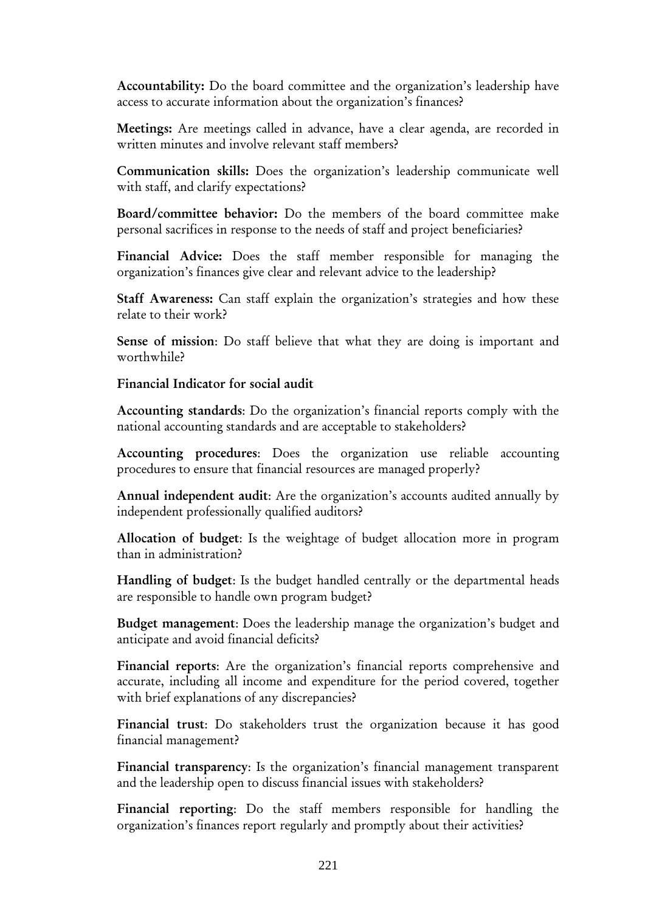**Accountability:** Do the board committee and the organization's leadership have access to accurate information about the organization's finances?

**Meetings:** Are meetings called in advance, have a clear agenda, are recorded in written minutes and involve relevant staff members?

**Communication skills:** Does the organization's leadership communicate well with staff, and clarify expectations?

**Board/committee behavior:** Do the members of the board committee make personal sacrifices in response to the needs of staff and project beneficiaries?

**Financial Advice:** Does the staff member responsible for managing the organization's finances give clear and relevant advice to the leadership?

**Staff Awareness:** Can staff explain the organization's strategies and how these relate to their work?

**Sense of mission**: Do staff believe that what they are doing is important and worthwhile?

**Financial Indicator for social audit**

**Accounting standards**: Do the organization's financial reports comply with the national accounting standards and are acceptable to stakeholders?

**Accounting procedures**: Does the organization use reliable accounting procedures to ensure that financial resources are managed properly?

**Annual independent audit**: Are the organization's accounts audited annually by independent professionally qualified auditors?

**Allocation of budget**: Is the weightage of budget allocation more in program than in administration?

**Handling of budget**: Is the budget handled centrally or the departmental heads are responsible to handle own program budget?

**Budget management**: Does the leadership manage the organization's budget and anticipate and avoid financial deficits?

**Financial reports**: Are the organization's financial reports comprehensive and accurate, including all income and expenditure for the period covered, together with brief explanations of any discrepancies?

**Financial trust**: Do stakeholders trust the organization because it has good financial management?

**Financial transparency**: Is the organization's financial management transparent and the leadership open to discuss financial issues with stakeholders?

**Financial reporting**: Do the staff members responsible for handling the organization's finances report regularly and promptly about their activities?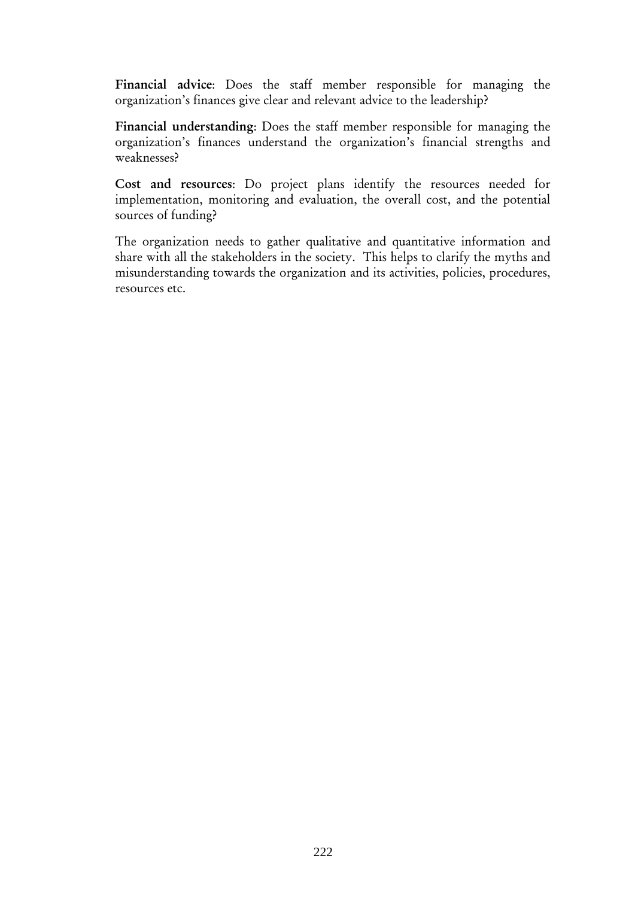**Financial advice**: Does the staff member responsible for managing the organization's finances give clear and relevant advice to the leadership?

**Financial understanding**: Does the staff member responsible for managing the organization's finances understand the organization's financial strengths and weaknesses?

**Cost and resources**: Do project plans identify the resources needed for implementation, monitoring and evaluation, the overall cost, and the potential sources of funding?

The organization needs to gather qualitative and quantitative information and share with all the stakeholders in the society. This helps to clarify the myths and misunderstanding towards the organization and its activities, policies, procedures, resources etc.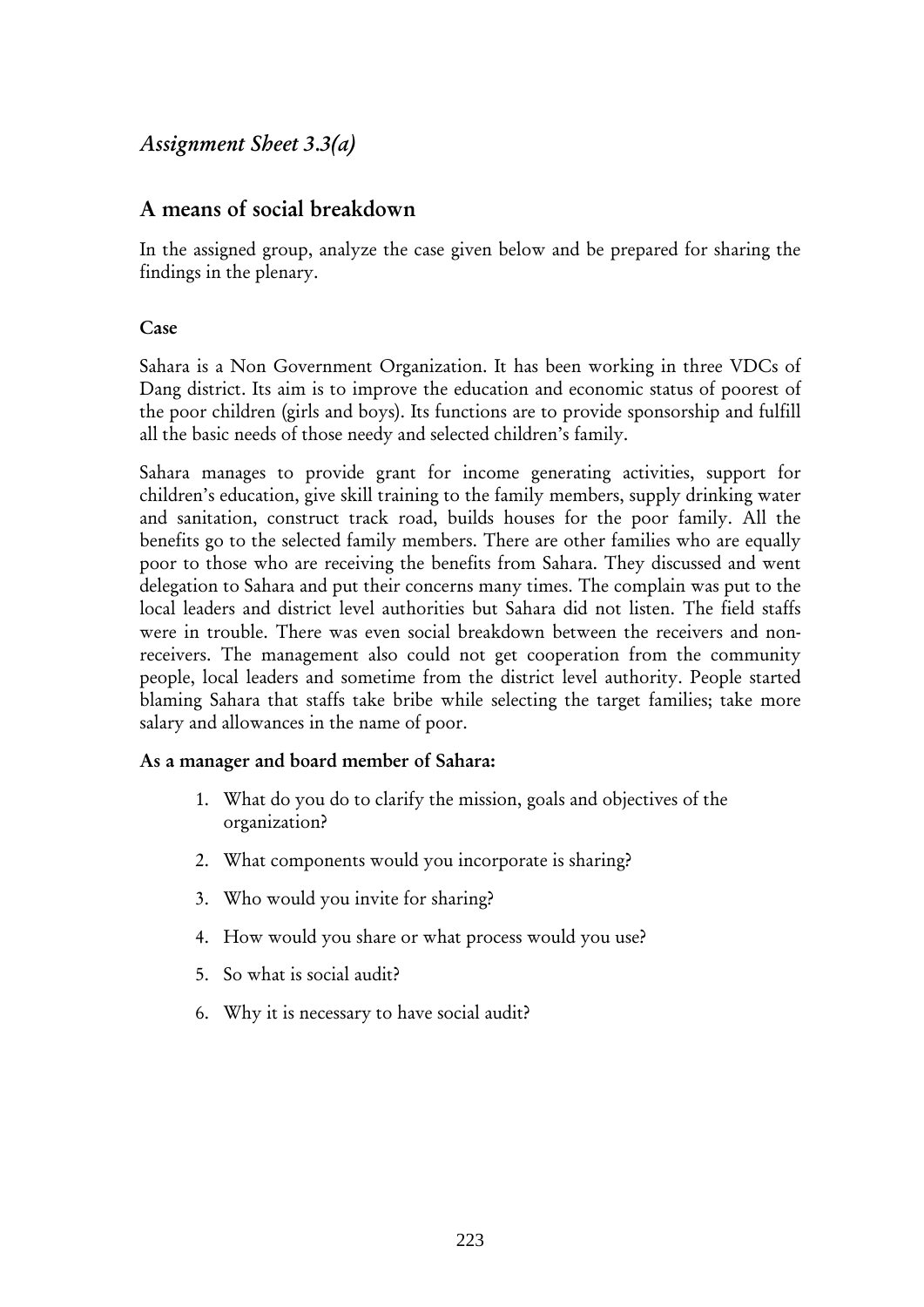## *Assignment Sheet 3.3(a)*

## A means of social breakdown

In the assigned group, analyze the case given below and be prepared for sharing the findings in the plenary.

### Case

Sahara is a Non Government Organization. It has been working in three VDCs of Dang district. Its aim is to improve the education and economic status of poorest of the poor children (girls and boys). Its functions are to provide sponsorship and fulfill all the basic needs of those needy and selected children's family.

Sahara manages to provide grant for income generating activities, support for children's education, give skill training to the family members, supply drinking water and sanitation, construct track road, builds houses for the poor family. All the benefits go to the selected family members. There are other families who are equally poor to those who are receiving the benefits from Sahara. They discussed and went delegation to Sahara and put their concerns many times. The complain was put to the local leaders and district level authorities but Sahara did not listen. The field staffs were in trouble. There was even social breakdown between the receivers and non-receivers. The management also could not get cooperation from the community people, local leaders and sometime from the district level authority. People started blaming Sahara that staffs take bribe while selecting the target families; take more salary and allowances in the name of poor.

**As a manager and board member of Sahara:**

1. What do you do to clarify the mission, goals and objectives of the organization?
2. What components would you incorporate is sharing?
3. Who would you invite for sharing?
4. How would you share or what process would you use?
5. So what is social audit?
6. Why it is necessary to have social audit?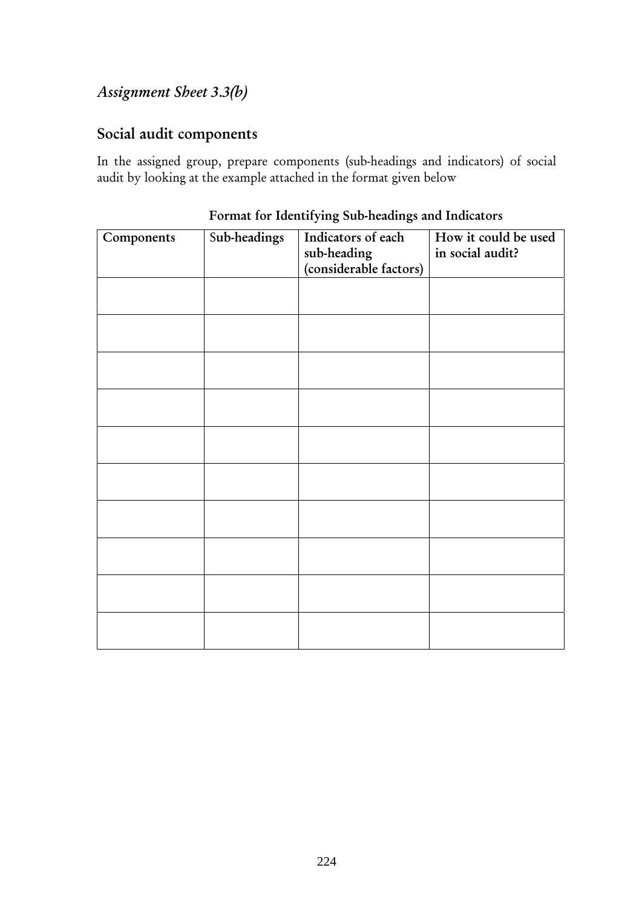*Assignment Sheet 3.3(b)*

## Social audit components

In the assigned group, prepare components (sub-headings and indicators) of social audit by looking at the example attached in the format given below

**Format for Identifying Sub-headings and Indicators**

| Components | Sub-headings | Indicators of each sub-heading (considerable factors) | How it could be used in social audit? |
|---|---|---|---|
| | | | |
| | | | |
| | | | |
| | | | |
| | | | |
| | | | |
| | | | |
| | | | |
| | | | |
| | | | |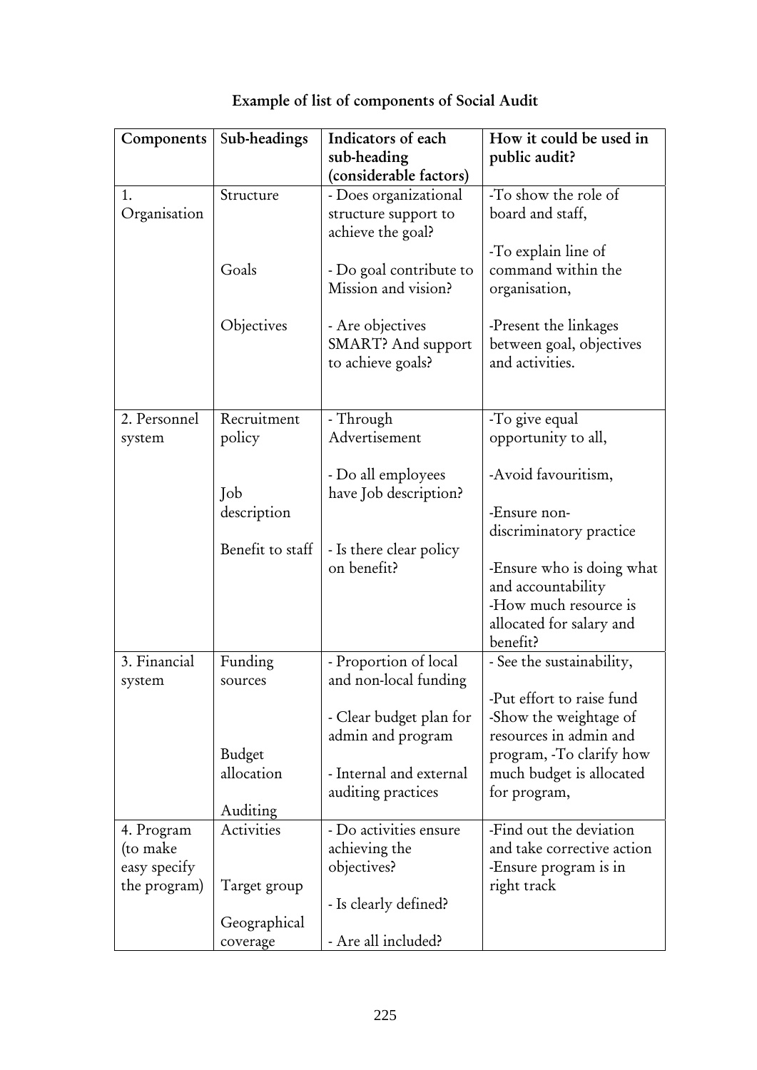## Example of list of components of Social Audit

| Components | Sub-headings | Indicators of each sub-heading (considerable factors) | How it could be used in public audit? |
|---|---|---|---|
| 1. Organisation | Structure<br><br>Goals<br><br>Objectives | - Does organizational structure support to achieve the goal?<br><br>- Do goal contribute to Mission and vision?<br><br>- Are objectives SMART? And support to achieve goals? | -To show the role of board and staff,<br><br>-To explain line of command within the organisation,<br><br>-Present the linkages between goal, objectives and activities. |
| 2. Personnel system | Recruitment policy<br><br>Job description<br><br>Benefit to staff | - Through Advertisement<br><br>- Do all employees have Job description?<br><br>- Is there clear policy on benefit? | -To give equal opportunity to all,<br><br>-Avoid favouritism,<br><br>-Ensure non-discriminatory practice<br><br>-Ensure who is doing what and accountability<br>-How much resource is allocated for salary and benefit? |
| 3. Financial system | Funding sources<br><br>Budget allocation<br><br>Auditing | - Proportion of local and non-local funding<br><br>- Clear budget plan for admin and program<br><br>- Internal and external auditing practices | - See the sustainability,<br><br>-Put effort to raise fund<br>-Show the weightage of resources in admin and program, -To clarify how much budget is allocated for program, |
| 4. Program (to make easy specify the program) | Activities<br><br>Target group<br><br>Geographical coverage | - Do activities ensure achieving the objectives?<br><br>- Is clearly defined?<br><br>- Are all included? | -Find out the deviation and take corrective action<br>-Ensure program is in right track |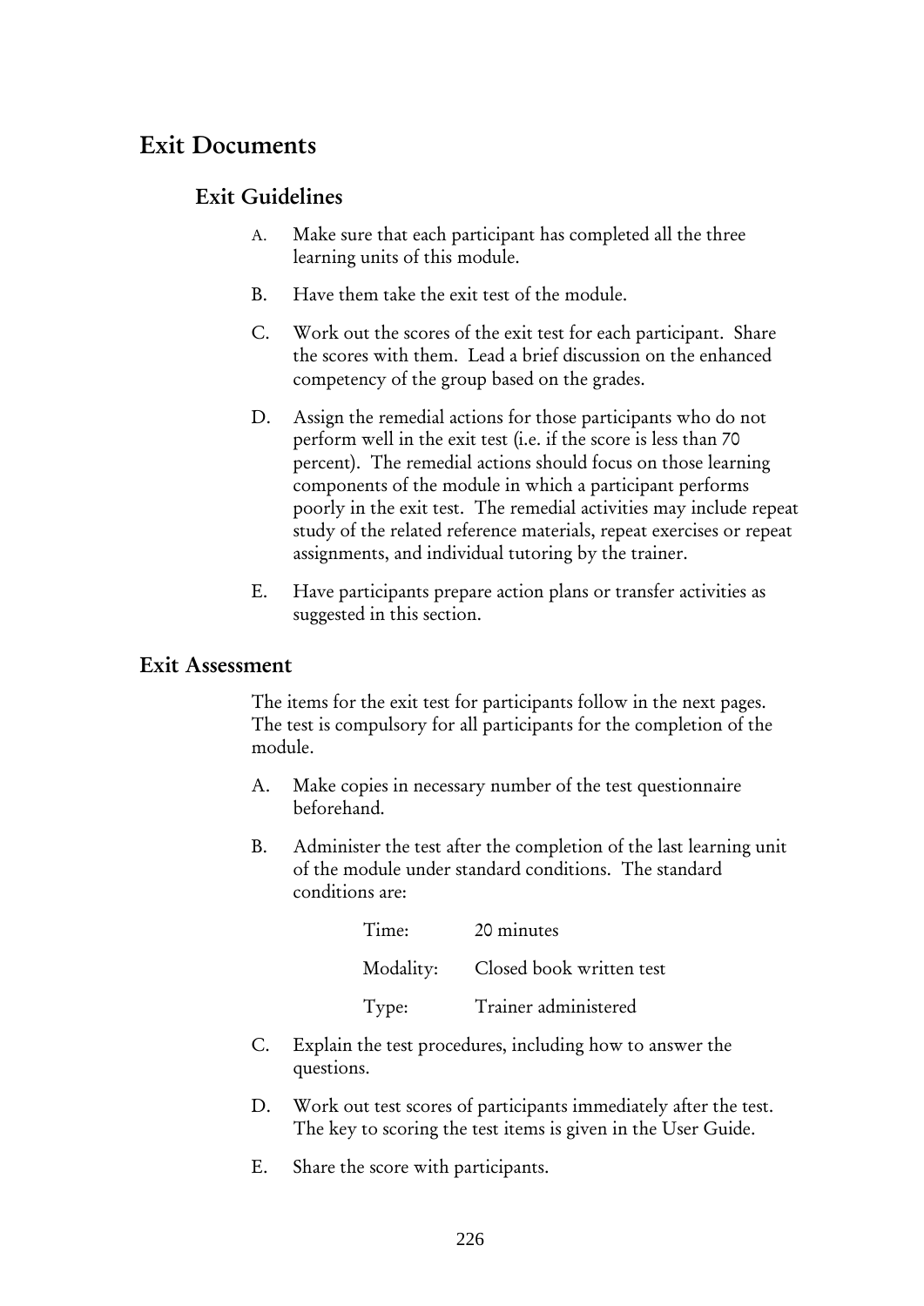# Exit Documents

## Exit Guidelines

A. Make sure that each participant has completed all the three learning units of this module.

B. Have them take the exit test of the module.

C. Work out the scores of the exit test for each participant. Share the scores with them. Lead a brief discussion on the enhanced competency of the group based on the grades.

D. Assign the remedial actions for those participants who do not perform well in the exit test (i.e. if the score is less than 70 percent). The remedial actions should focus on those learning components of the module in which a participant performs poorly in the exit test. The remedial activities may include repeat study of the related reference materials, repeat exercises or repeat assignments, and individual tutoring by the trainer.

E. Have participants prepare action plans or transfer activities as suggested in this section.

## Exit Assessment

The items for the exit test for participants follow in the next pages. The test is compulsory for all participants for the completion of the module.

A. Make copies in necessary number of the test questionnaire beforehand.

B. Administer the test after the completion of the last learning unit of the module under standard conditions. The standard conditions are:

| | |
|---|---|
| Time: | 20 minutes |
| Modality: | Closed book written test |
| Type: | Trainer administered |

C. Explain the test procedures, including how to answer the questions.

D. Work out test scores of participants immediately after the test. The key to scoring the test items is given in the User Guide.

E. Share the score with participants.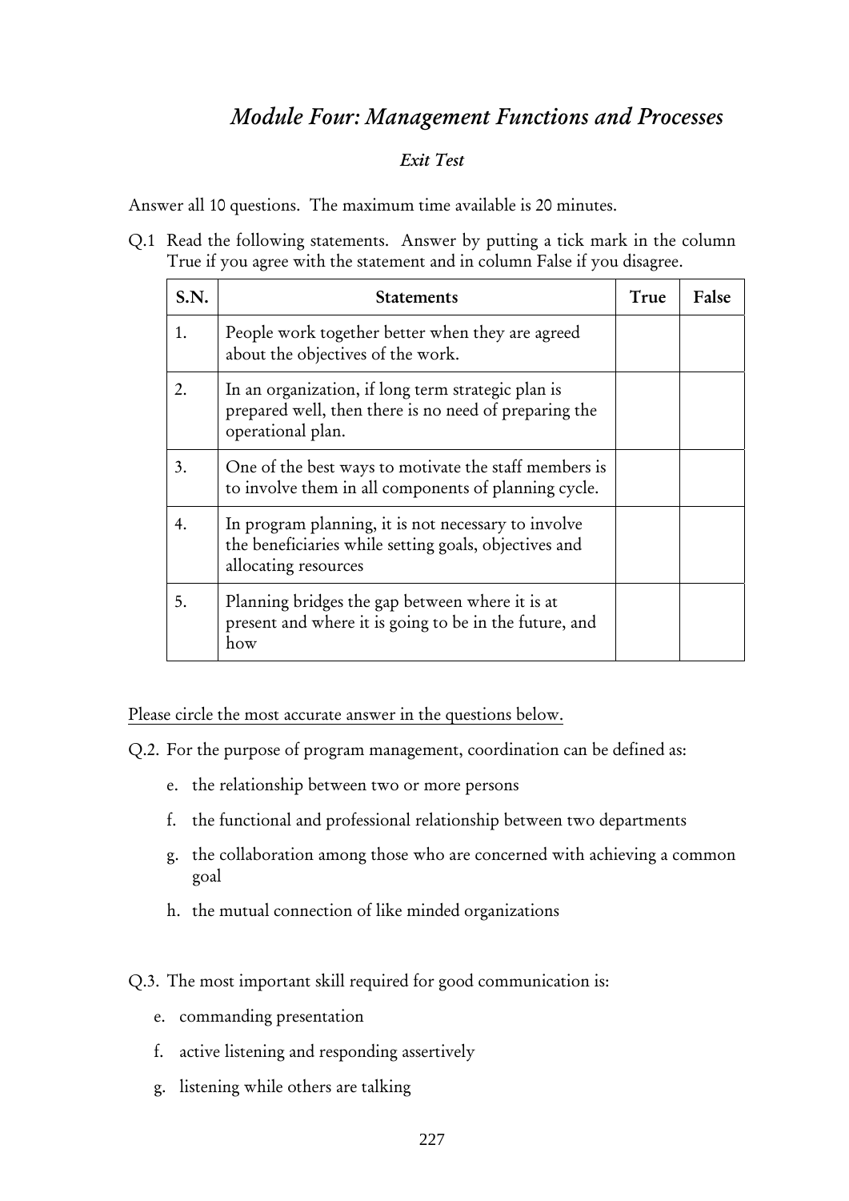# *Module Four: Management Functions and Processes*

*Exit Test*

Answer all 10 questions. The maximum time available is 20 minutes.

Q.1 Read the following statements. Answer by putting a tick mark in the column True if you agree with the statement and in column False if you disagree.

| S.N. | Statements | True | False |
|---|---|---|---|
| 1. | People work together better when they are agreed about the objectives of the work. | | |
| 2. | In an organization, if long term strategic plan is prepared well, then there is no need of preparing the operational plan. | | |
| 3. | One of the best ways to motivate the staff members is to involve them in all components of planning cycle. | | |
| 4. | In program planning, it is not necessary to involve the beneficiaries while setting goals, objectives and allocating resources | | |
| 5. | Planning bridges the gap between where it is at present and where it is going to be in the future, and how | | |

Please circle the most accurate answer in the questions below.

Q.2. For the purpose of program management, coordination can be defined as:

e. the relationship between two or more persons
f. the functional and professional relationship between two departments
g. the collaboration among those who are concerned with achieving a common goal
h. the mutual connection of like minded organizations

Q.3. The most important skill required for good communication is:

e. commanding presentation
f. active listening and responding assertively
g. listening while others are talking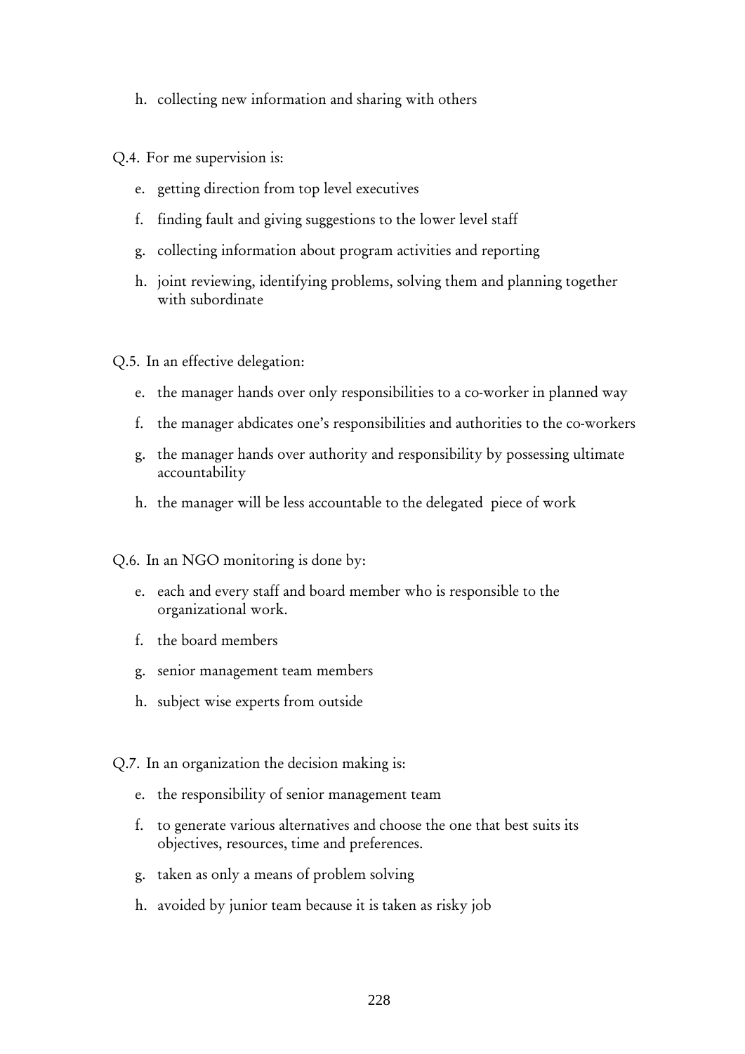h. collecting new information and sharing with others

Q.4. For me supervision is:

e. getting direction from top level executives

f. finding fault and giving suggestions to the lower level staff

g. collecting information about program activities and reporting

h. joint reviewing, identifying problems, solving them and planning together with subordinate

Q.5. In an effective delegation:

e. the manager hands over only responsibilities to a co-worker in planned way

f. the manager abdicates one's responsibilities and authorities to the co-workers

g. the manager hands over authority and responsibility by possessing ultimate accountability

h. the manager will be less accountable to the delegated piece of work

Q.6. In an NGO monitoring is done by:

e. each and every staff and board member who is responsible to the organizational work.

f. the board members

g. senior management team members

h. subject wise experts from outside

Q.7. In an organization the decision making is:

e. the responsibility of senior management team

f. to generate various alternatives and choose the one that best suits its objectives, resources, time and preferences.

g. taken as only a means of problem solving

h. avoided by junior team because it is taken as risky job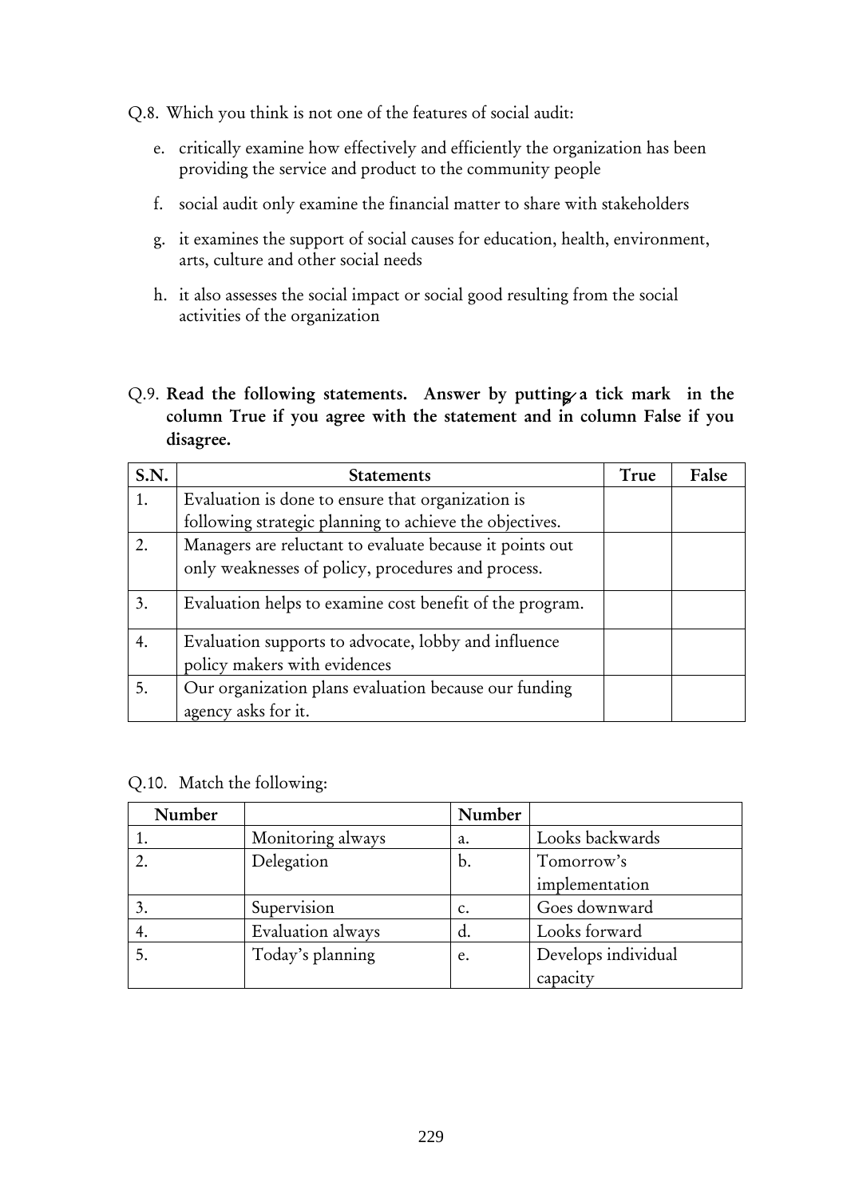Q.8. Which you think is not one of the features of social audit:

e. critically examine how effectively and efficiently the organization has been providing the service and product to the community people

f. social audit only examine the financial matter to share with stakeholders

g. it examines the support of social causes for education, health, environment, arts, culture and other social needs

h. it also assesses the social impact or social good resulting from the social activities of the organization

Q.9. **Read the following statements. Answer by putting a tick mark in the column True if you agree with the statement and in column False if you disagree.**

| S.N. | Statements | True | False |
|---|---|---|---|
| 1. | Evaluation is done to ensure that organization is following strategic planning to achieve the objectives. | | |
| 2. | Managers are reluctant to evaluate because it points out only weaknesses of policy, procedures and process. | | |
| 3. | Evaluation helps to examine cost benefit of the program. | | |
| 4. | Evaluation supports to advocate, lobby and influence policy makers with evidences | | |
| 5. | Our organization plans evaluation because our funding agency asks for it. | | |

Q.10. Match the following:

| Number | | Number | |
|---|---|---|---|
| 1. | Monitoring always | a. | Looks backwards |
| 2. | Delegation | b. | Tomorrow's implementation |
| 3. | Supervision | c. | Goes downward |
| 4. | Evaluation always | d. | Looks forward |
| 5. | Today's planning | e. | Develops individual capacity |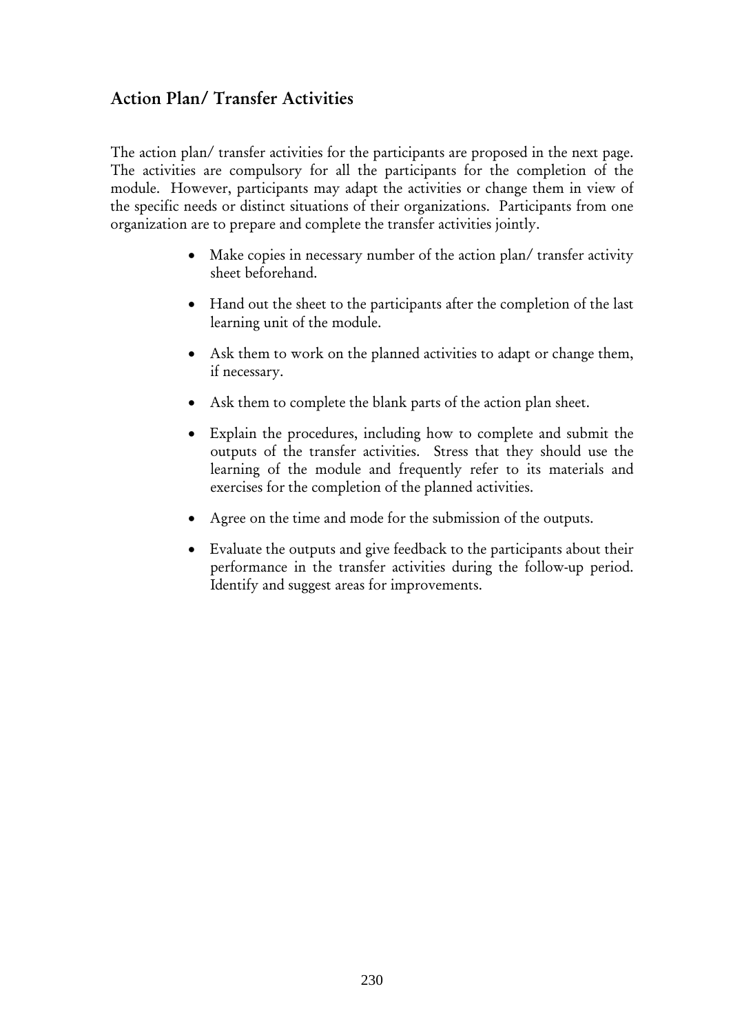## Action Plan/ Transfer Activities

The action plan/ transfer activities for the participants are proposed in the next page. The activities are compulsory for all the participants for the completion of the module. However, participants may adapt the activities or change them in view of the specific needs or distinct situations of their organizations. Participants from one organization are to prepare and complete the transfer activities jointly.

- Make copies in necessary number of the action plan/ transfer activity sheet beforehand.
- Hand out the sheet to the participants after the completion of the last learning unit of the module.
- Ask them to work on the planned activities to adapt or change them, if necessary.
- Ask them to complete the blank parts of the action plan sheet.
- Explain the procedures, including how to complete and submit the outputs of the transfer activities. Stress that they should use the learning of the module and frequently refer to its materials and exercises for the completion of the planned activities.
- Agree on the time and mode for the submission of the outputs.
- Evaluate the outputs and give feedback to the participants about their performance in the transfer activities during the follow-up period. Identify and suggest areas for improvements.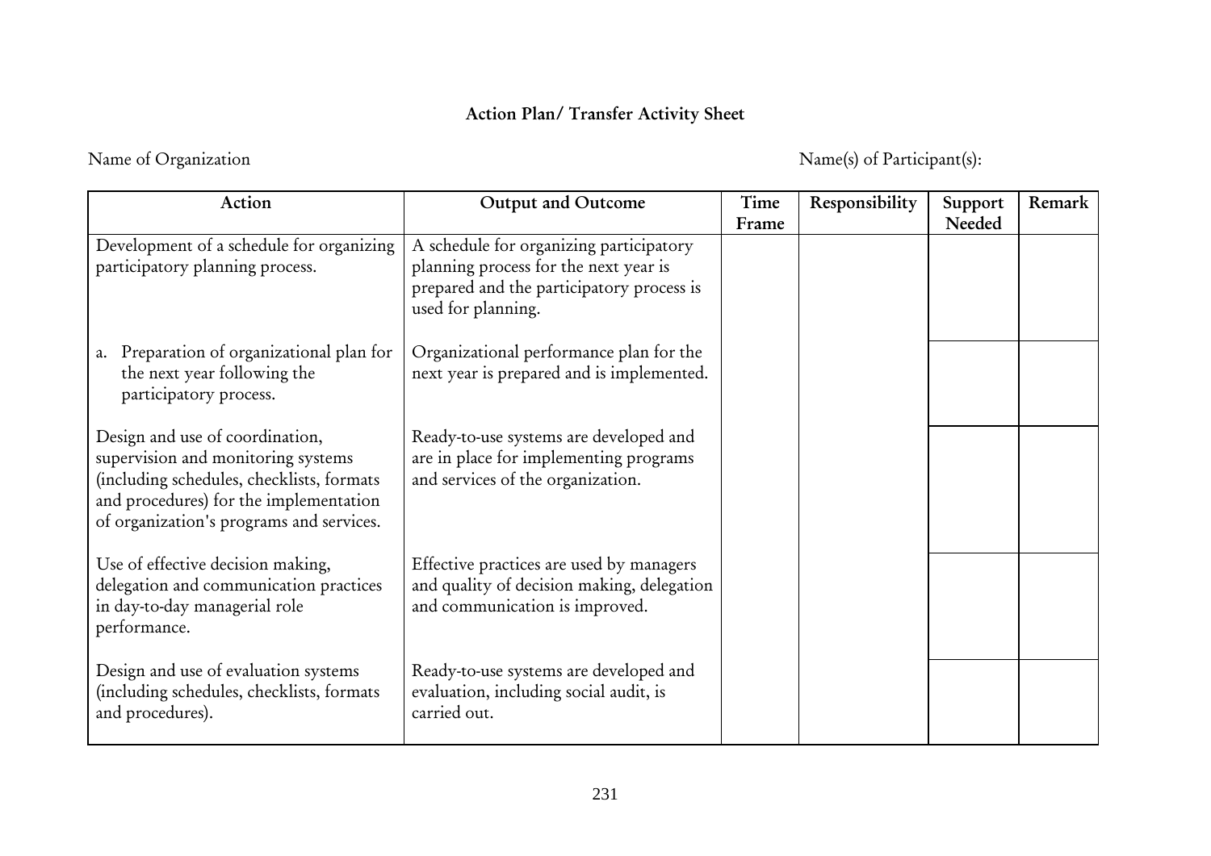**Action Plan/ Transfer Activity Sheet**

Name of Organization

Name(s) of Participant(s):

| Action | Output and Outcome | Time Frame | Responsibility | Support Needed | Remark |
|---|---|---|---|---|---|
| Development of a schedule for organizing participatory planning process. | A schedule for organizing participatory planning process for the next year is prepared and the participatory process is used for planning. | | | | |
| a. Preparation of organizational plan for the next year following the participatory process. | Organizational performance plan for the next year is prepared and is implemented. | | | | |
| Design and use of coordination, supervision and monitoring systems (including schedules, checklists, formats and procedures) for the implementation of organization's programs and services. | Ready-to-use systems are developed and are in place for implementing programs and services of the organization. | | | | |
| Use of effective decision making, delegation and communication practices in day-to-day managerial role performance. | Effective practices are used by managers and quality of decision making, delegation and communication is improved. | | | | |
| Design and use of evaluation systems (including schedules, checklists, formats and procedures). | Ready-to-use systems are developed and evaluation, including social audit, is carried out. | | | | |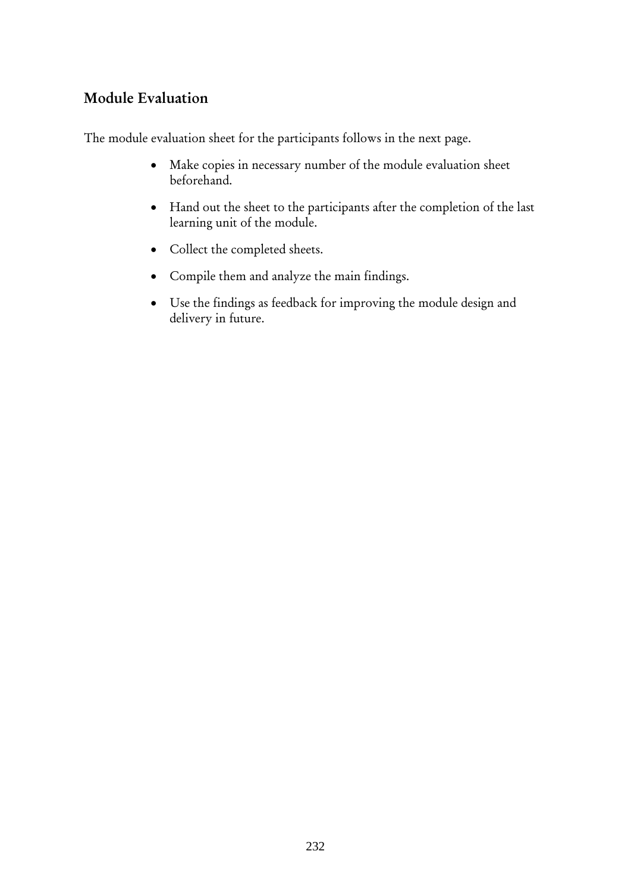## Module Evaluation

The module evaluation sheet for the participants follows in the next page.

- Make copies in necessary number of the module evaluation sheet beforehand.
- Hand out the sheet to the participants after the completion of the last learning unit of the module.
- Collect the completed sheets.
- Compile them and analyze the main findings.
- Use the findings as feedback for improving the module design and delivery in future.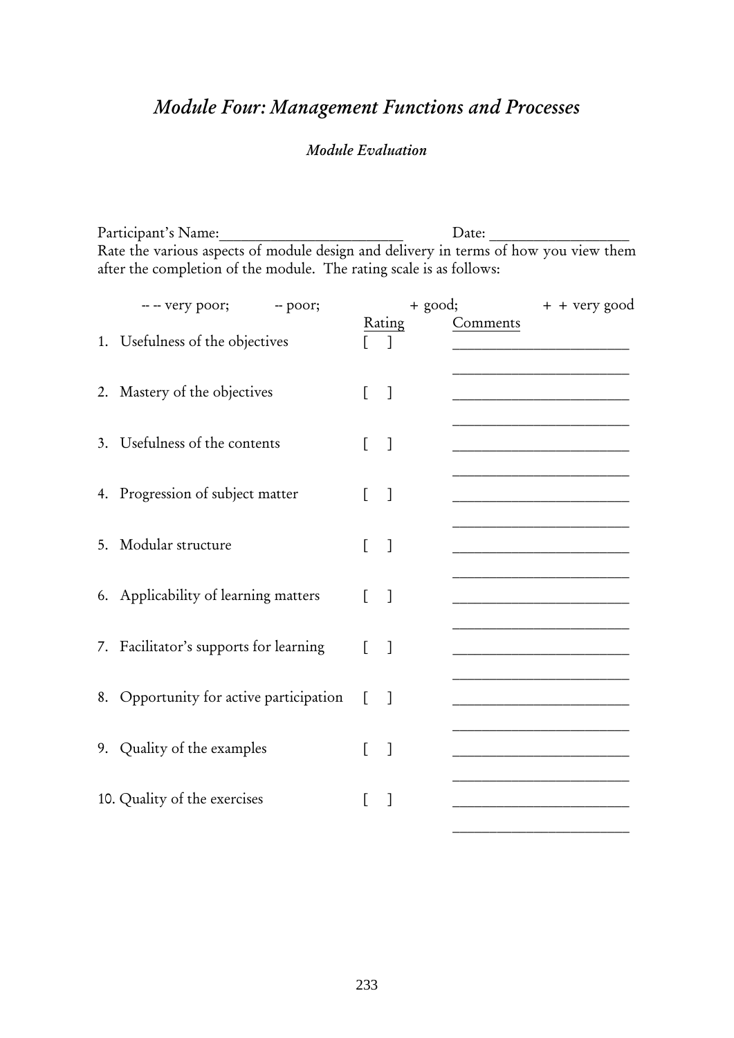# *Module Four: Management Functions and Processes*

### *Module Evaluation*

Participant's Name:________________________ Date: __________________

Rate the various aspects of module design and delivery in terms of how you view them after the completion of the module. The rating scale is as follows:

-- -- very poor; -- poor; + good; + + very good

| | Rating | Comments |
|---|---|---|
| 1. Usefulness of the objectives | [ ] | ________________________ |
| 2. Mastery of the objectives | [ ] | ________________________ |
| 3. Usefulness of the contents | [ ] | ________________________ |
| 4. Progression of subject matter | [ ] | ________________________ |
| 5. Modular structure | [ ] | ________________________ |
| 6. Applicability of learning matters | [ ] | ________________________ |
| 7. Facilitator's supports for learning | [ ] | ________________________ |
| 8. Opportunity for active participation | [ ] | ________________________ |
| 9. Quality of the examples | [ ] | ________________________ |
| 10. Quality of the exercises | [ ] | ________________________ |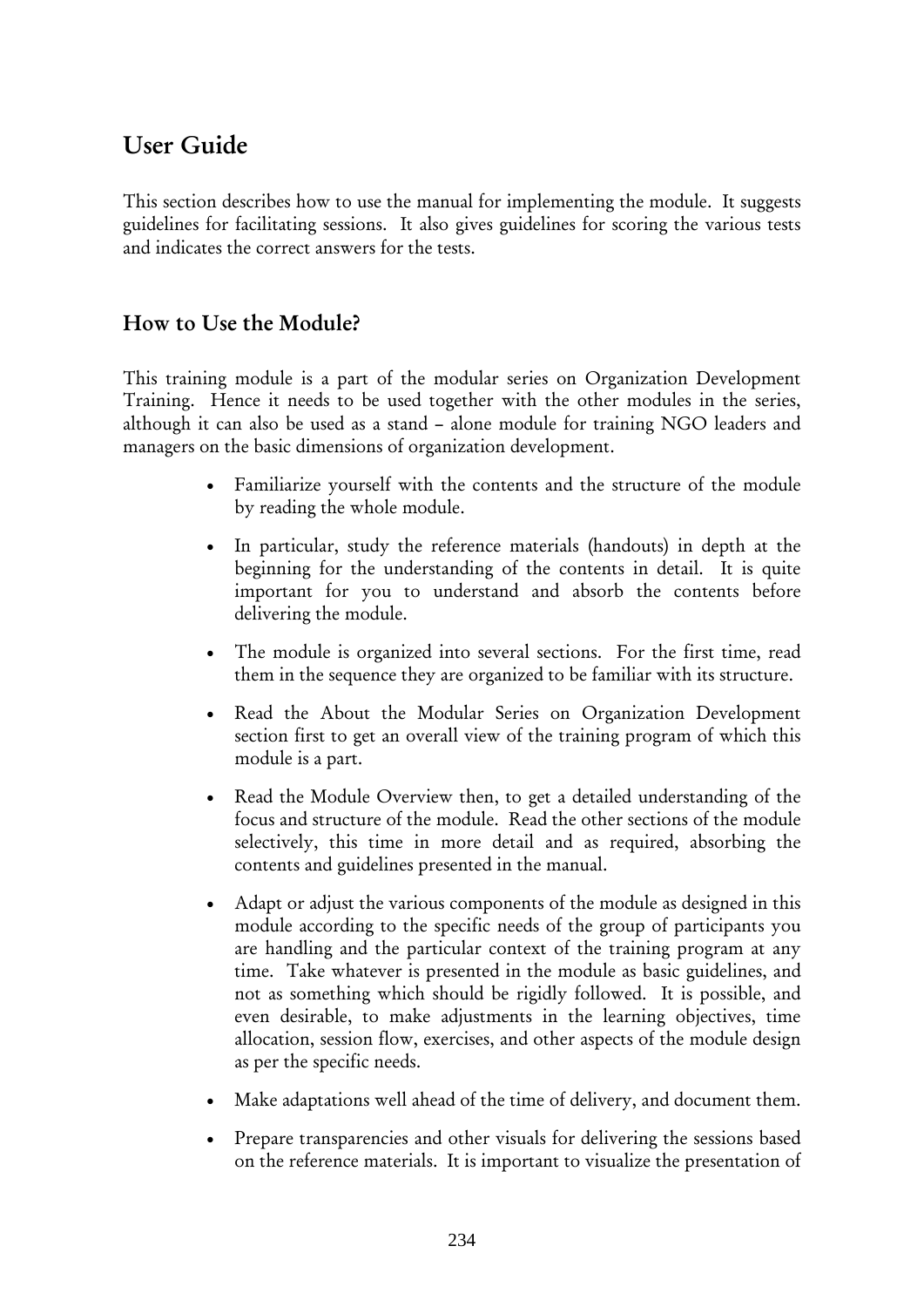## User Guide

This section describes how to use the manual for implementing the module. It suggests guidelines for facilitating sessions. It also gives guidelines for scoring the various tests and indicates the correct answers for the tests.

### How to Use the Module?

This training module is a part of the modular series on Organization Development Training. Hence it needs to be used together with the other modules in the series, although it can also be used as a stand – alone module for training NGO leaders and managers on the basic dimensions of organization development.

- Familiarize yourself with the contents and the structure of the module by reading the whole module.
- In particular, study the reference materials (handouts) in depth at the beginning for the understanding of the contents in detail. It is quite important for you to understand and absorb the contents before delivering the module.
- The module is organized into several sections. For the first time, read them in the sequence they are organized to be familiar with its structure.
- Read the About the Modular Series on Organization Development section first to get an overall view of the training program of which this module is a part.
- Read the Module Overview then, to get a detailed understanding of the focus and structure of the module. Read the other sections of the module selectively, this time in more detail and as required, absorbing the contents and guidelines presented in the manual.
- Adapt or adjust the various components of the module as designed in this module according to the specific needs of the group of participants you are handling and the particular context of the training program at any time. Take whatever is presented in the module as basic guidelines, and not as something which should be rigidly followed. It is possible, and even desirable, to make adjustments in the learning objectives, time allocation, session flow, exercises, and other aspects of the module design as per the specific needs.
- Make adaptations well ahead of the time of delivery, and document them.
- Prepare transparencies and other visuals for delivering the sessions based on the reference materials. It is important to visualize the presentation of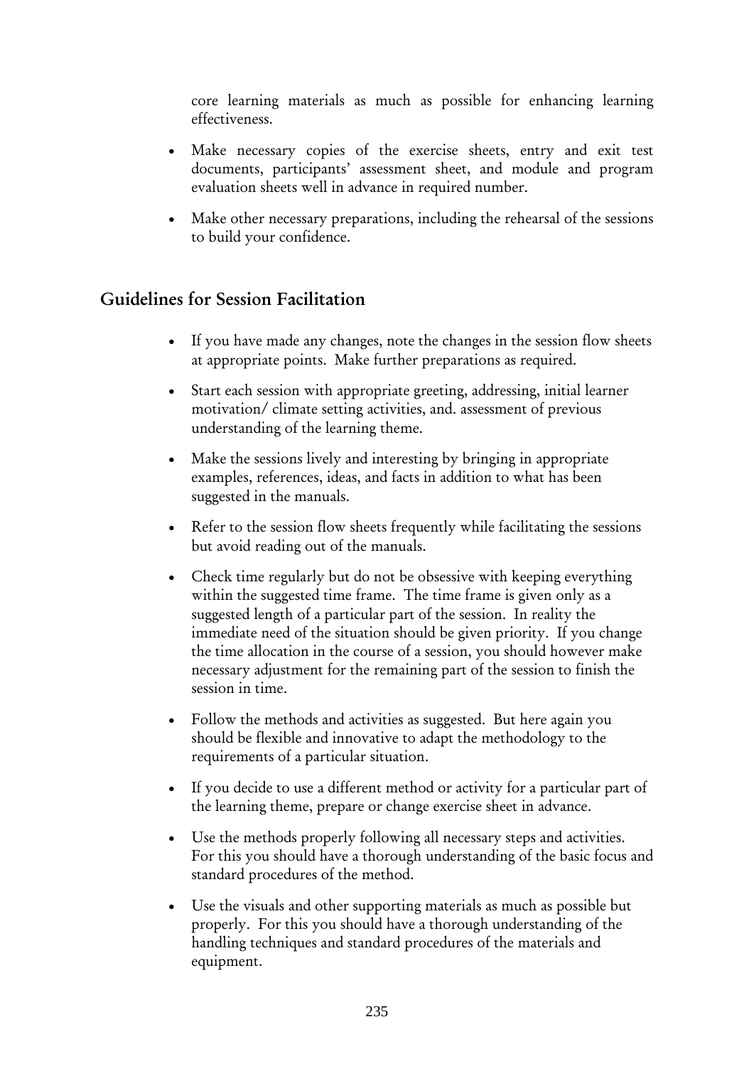core learning materials as much as possible for enhancing learning effectiveness.

- Make necessary copies of the exercise sheets, entry and exit test documents, participants' assessment sheet, and module and program evaluation sheets well in advance in required number.
- Make other necessary preparations, including the rehearsal of the sessions to build your confidence.

## Guidelines for Session Facilitation

- If you have made any changes, note the changes in the session flow sheets at appropriate points. Make further preparations as required.
- Start each session with appropriate greeting, addressing, initial learner motivation/ climate setting activities, and. assessment of previous understanding of the learning theme.
- Make the sessions lively and interesting by bringing in appropriate examples, references, ideas, and facts in addition to what has been suggested in the manuals.
- Refer to the session flow sheets frequently while facilitating the sessions but avoid reading out of the manuals.
- Check time regularly but do not be obsessive with keeping everything within the suggested time frame. The time frame is given only as a suggested length of a particular part of the session. In reality the immediate need of the situation should be given priority. If you change the time allocation in the course of a session, you should however make necessary adjustment for the remaining part of the session to finish the session in time.
- Follow the methods and activities as suggested. But here again you should be flexible and innovative to adapt the methodology to the requirements of a particular situation.
- If you decide to use a different method or activity for a particular part of the learning theme, prepare or change exercise sheet in advance.
- Use the methods properly following all necessary steps and activities. For this you should have a thorough understanding of the basic focus and standard procedures of the method.
- Use the visuals and other supporting materials as much as possible but properly. For this you should have a thorough understanding of the handling techniques and standard procedures of the materials and equipment.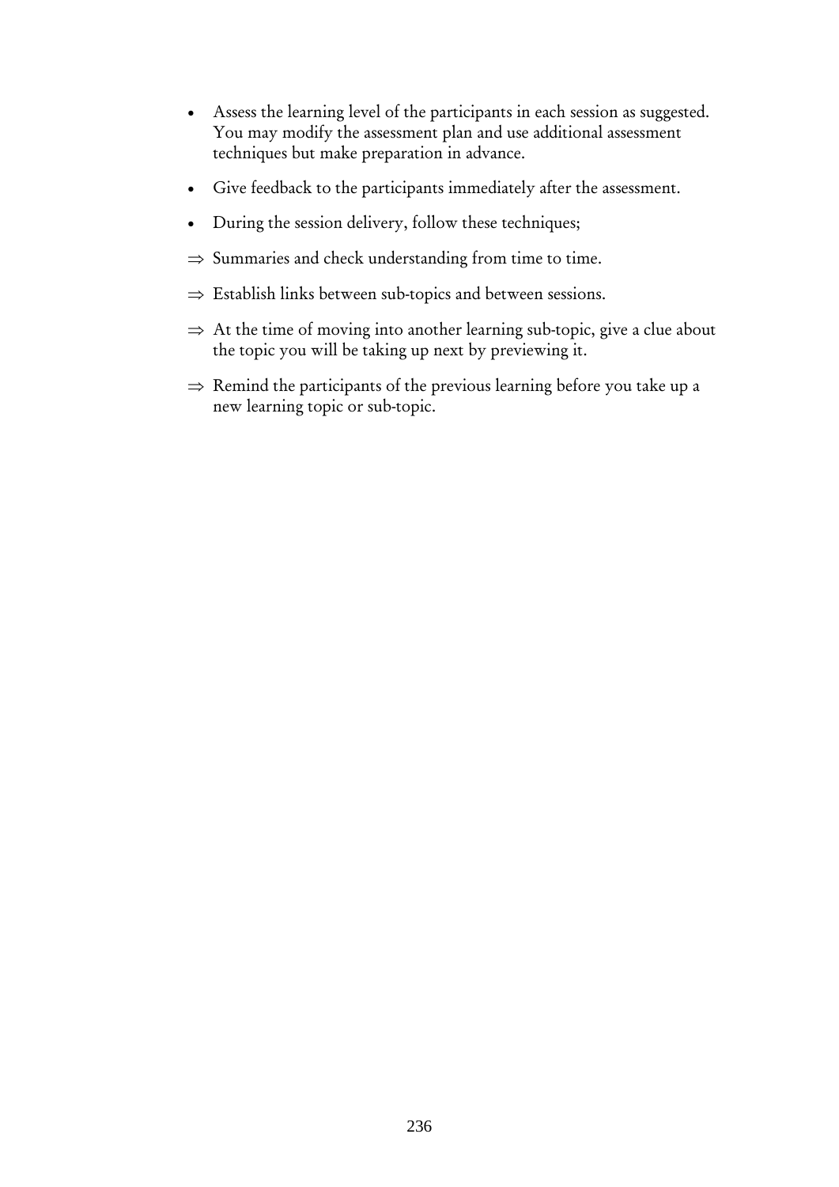- Assess the learning level of the participants in each session as suggested. You may modify the assessment plan and use additional assessment techniques but make preparation in advance.

- Give feedback to the participants immediately after the assessment.

- During the session delivery, follow these techniques;

⇒ Summaries and check understanding from time to time.

⇒ Establish links between sub-topics and between sessions.

⇒ At the time of moving into another learning sub-topic, give a clue about the topic you will be taking up next by previewing it.

⇒ Remind the participants of the previous learning before you take up a new learning topic or sub-topic.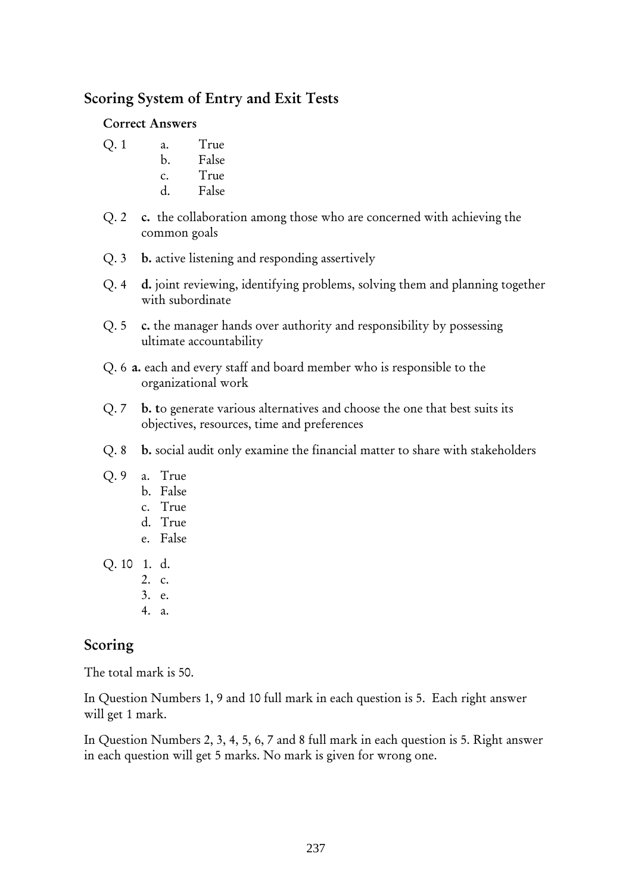## Scoring System of Entry and Exit Tests

### Correct Answers

Q. 1
- a. True
- b. False
- c. True
- d. False

Q. 2 **c.** the collaboration among those who are concerned with achieving the common goals

Q. 3 **b.** active listening and responding assertively

Q. 4 **d.** joint reviewing, identifying problems, solving them and planning together with subordinate

Q. 5 **c.** the manager hands over authority and responsibility by possessing ultimate accountability

Q. 6 **a.** each and every staff and board member who is responsible to the organizational work

Q. 7 **b. t**o generate various alternatives and choose the one that best suits its objectives, resources, time and preferences

Q. 8 **b.** social audit only examine the financial matter to share with stakeholders

Q. 9
- a. True
- b. False
- c. True
- d. True
- e. False

Q. 10
1. d.
2. c.
3. e.
4. a.

## Scoring

The total mark is 50.

In Question Numbers 1, 9 and 10 full mark in each question is 5. Each right answer will get 1 mark.

In Question Numbers 2, 3, 4, 5, 6, 7 and 8 full mark in each question is 5. Right answer in each question will get 5 marks. No mark is given for wrong one.